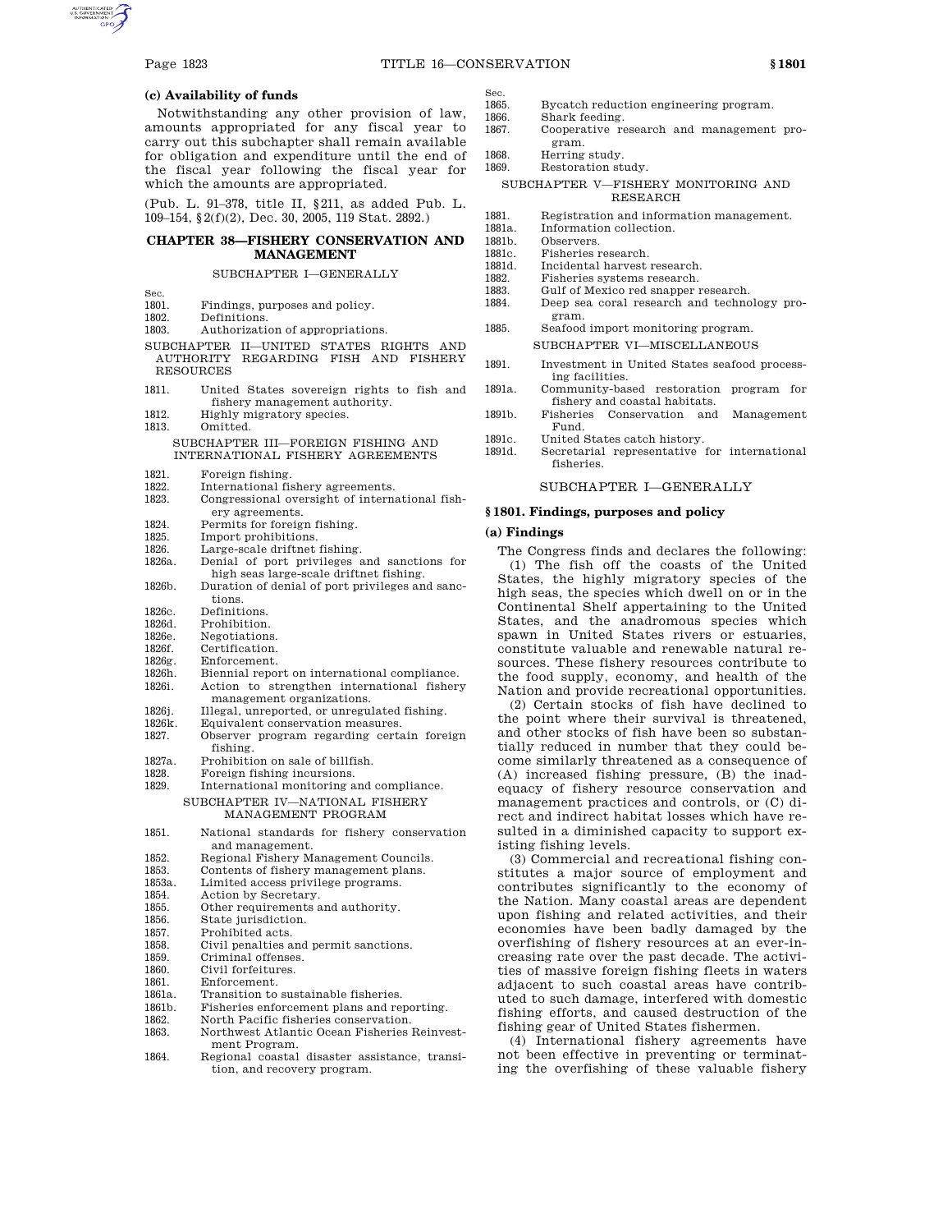### (c) Availability of funds

Notwithstanding any other provision of law, amounts appropriated for any fiscal year to carry out this subchapter shall remain available for obligation and expenditure until the end of the fiscal year following the fiscal year for which the amounts are appropriated.

(Pub. L. 91–378, title II, §211, as added Pub. L. 109–154, §2(f)(2), Dec. 30, 2005, 119 Stat. 2892.)

## CHAPTER 38—FISHERY CONSERVATION AND MANAGEMENT

SUBCHAPTER I—GENERALLY

| Sec. | |
|---|---|
| 1801. | Findings, purposes and policy. |
| 1802. | Definitions. |
| 1803. | Authorization of appropriations. |

SUBCHAPTER II—UNITED STATES RIGHTS AND AUTHORITY REGARDING FISH AND FISHERY RESOURCES

| | |
|---|---|
| 1811. | United States sovereign rights to fish and fishery management authority. |
| 1812. | Highly migratory species. |
| 1813. | Omitted. |

SUBCHAPTER III—FOREIGN FISHING AND INTERNATIONAL FISHERY AGREEMENTS

| | |
|---|---|
| 1821. | Foreign fishing. |
| 1822. | International fishery agreements. |
| 1823. | Congressional oversight of international fishery agreements. |
| 1824. | Permits for foreign fishing. |
| 1825. | Import prohibitions. |
| 1826. | Large-scale driftnet fishing. |
| 1826a. | Denial of port privileges and sanctions for high seas large-scale driftnet fishing. |
| 1826b. | Duration of denial of port privileges and sanctions. |
| 1826c. | Definitions. |
| 1826d. | Prohibition. |
| 1826e. | Negotiations. |
| 1826f. | Certification. |
| 1826g. | Enforcement. |
| 1826h. | Biennial report on international compliance. |
| 1826i. | Action to strengthen international fishery management organizations. |
| 1826j. | Illegal, unreported, or unregulated fishing. |
| 1826k. | Equivalent conservation measures. |
| 1827. | Observer program regarding certain foreign fishing. |
| 1827a. | Prohibition on sale of billfish. |
| 1828. | Foreign fishing incursions. |
| 1829. | International monitoring and compliance. |

SUBCHAPTER IV—NATIONAL FISHERY MANAGEMENT PROGRAM

| | |
|---|---|
| 1851. | National standards for fishery conservation and management. |
| 1852. | Regional Fishery Management Councils. |
| 1853. | Contents of fishery management plans. |
| 1853a. | Limited access privilege programs. |
| 1854. | Action by Secretary. |
| 1855. | Other requirements and authority. |
| 1856. | State jurisdiction. |
| 1857. | Prohibited acts. |
| 1858. | Civil penalties and permit sanctions. |
| 1859. | Criminal offenses. |
| 1860. | Civil forfeitures. |
| 1861. | Enforcement. |
| 1861a. | Transition to sustainable fisheries. |
| 1861b. | Fisheries enforcement plans and reporting. |
| 1862. | North Pacific fisheries conservation. |
| 1863. | Northwest Atlantic Ocean Fisheries Reinvestment Program. |
| 1864. | Regional coastal disaster assistance, transition, and recovery program. |
| 1865. | Bycatch reduction engineering program. |
| 1866. | Shark feeding. |
| 1867. | Cooperative research and management program. |
| 1868. | Herring study. |
| 1869. | Restoration study. |

SUBCHAPTER V—FISHERY MONITORING AND RESEARCH

| | |
|---|---|
| 1881. | Registration and information management. |
| 1881a. | Information collection. |
| 1881b. | Observers. |
| 1881c. | Fisheries research. |
| 1881d. | Incidental harvest research. |
| 1882. | Fisheries systems research. |
| 1883. | Gulf of Mexico red snapper research. |
| 1884. | Deep sea coral research and technology program. |
| 1885. | Seafood import monitoring program. |

SUBCHAPTER VI—MISCELLANEOUS

| | |
|---|---|
| 1891. | Investment in United States seafood processing facilities. |
| 1891a. | Community-based restoration program for fishery and coastal habitats. |
| 1891b. | Fisheries Conservation and Management Fund. |
| 1891c. | United States catch history. |
| 1891d. | Secretarial representative for international fisheries. |

## SUBCHAPTER I—GENERALLY

### §1801. Findings, purposes and policy

### (a) Findings

The Congress finds and declares the following:

(1) The fish off the coasts of the United States, the highly migratory species of the high seas, the species which dwell on or in the Continental Shelf appertaining to the United States, and the anadromous species which spawn in United States rivers or estuaries, constitute valuable and renewable natural resources. These fishery resources contribute to the food supply, economy, and health of the Nation and provide recreational opportunities.

(2) Certain stocks of fish have declined to the point where their survival is threatened, and other stocks of fish have been so substantially reduced in number that they could become similarly threatened as a consequence of (A) increased fishing pressure, (B) the inadequacy of fishery resource conservation and management practices and controls, or (C) direct and indirect habitat losses which have resulted in a diminished capacity to support existing fishing levels.

(3) Commercial and recreational fishing constitutes a major source of employment and contributes significantly to the economy of the Nation. Many coastal areas are dependent upon fishing and related activities, and their economies have been badly damaged by the overfishing of fishery resources at an ever-increasing rate over the past decade. The activities of massive foreign fishing fleets in waters adjacent to such coastal areas have contributed to such damage, interfered with domestic fishing efforts, and caused destruction of the fishing gear of United States fishermen.

(4) International fishery agreements have not been effective in preventing or terminating the overfishing of these valuable fishery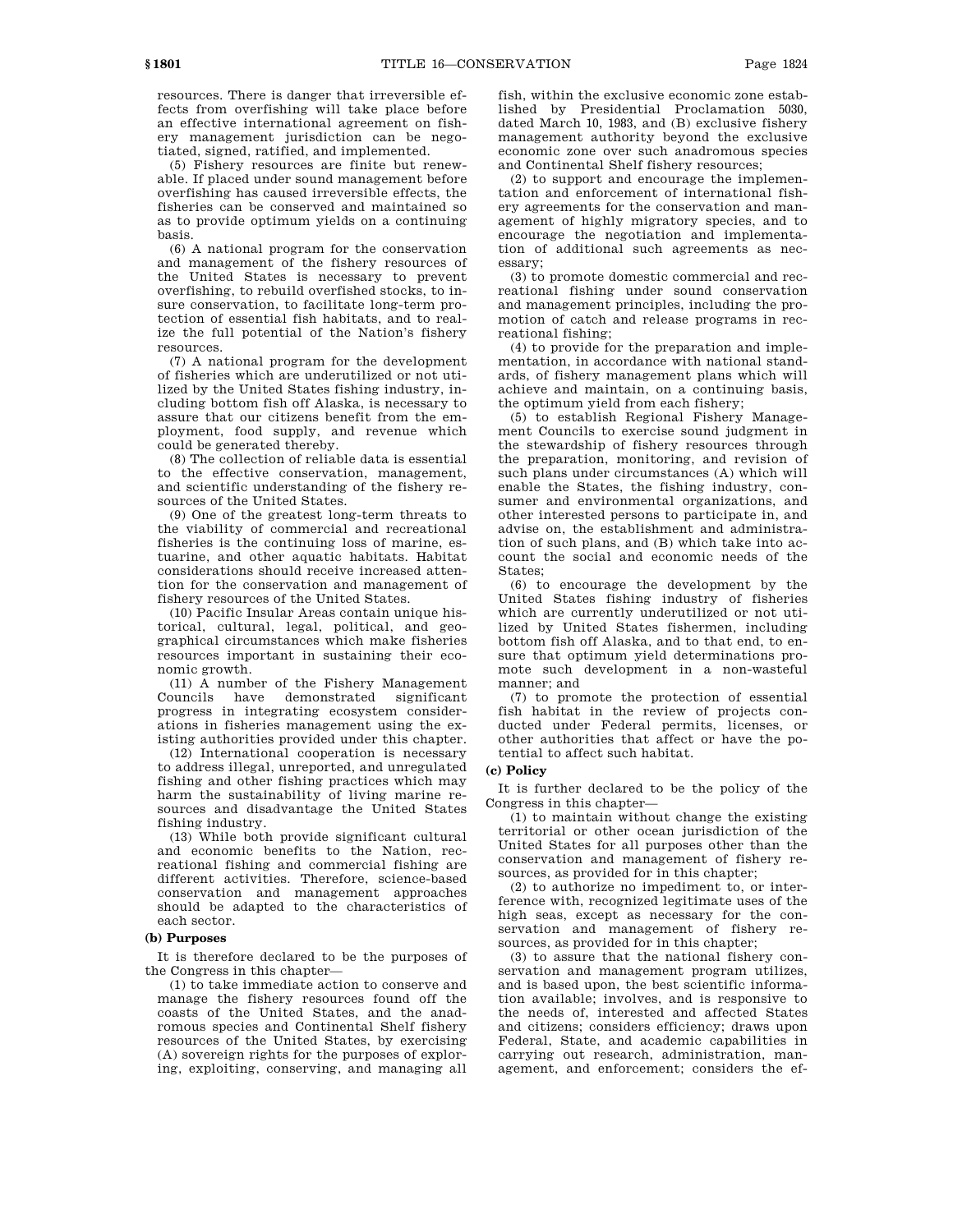resources. There is danger that irreversible effects from overfishing will take place before an effective international agreement on fishery management jurisdiction can be negotiated, signed, ratified, and implemented.

(5) Fishery resources are finite but renewable. If placed under sound management before overfishing has caused irreversible effects, the fisheries can be conserved and maintained so as to provide optimum yields on a continuing basis.

(6) A national program for the conservation and management of the fishery resources of the United States is necessary to prevent overfishing, to rebuild overfished stocks, to insure conservation, to facilitate long-term protection of essential fish habitats, and to realize the full potential of the Nation's fishery resources.

(7) A national program for the development of fisheries which are underutilized or not utilized by the United States fishing industry, including bottom fish off Alaska, is necessary to assure that our citizens benefit from the employment, food supply, and revenue which could be generated thereby.

(8) The collection of reliable data is essential to the effective conservation, management, and scientific understanding of the fishery resources of the United States.

(9) One of the greatest long-term threats to the viability of commercial and recreational fisheries is the continuing loss of marine, estuarine, and other aquatic habitats. Habitat considerations should receive increased attention for the conservation and management of fishery resources of the United States.

(10) Pacific Insular Areas contain unique historical, cultural, legal, political, and geographical circumstances which make fisheries resources important in sustaining their economic growth.

(11) A number of the Fishery Management Councils have demonstrated significant progress in integrating ecosystem considerations in fisheries management using the existing authorities provided under this chapter.

(12) International cooperation is necessary to address illegal, unreported, and unregulated fishing and other fishing practices which may harm the sustainability of living marine resources and disadvantage the United States fishing industry.

(13) While both provide significant cultural and economic benefits to the Nation, recreational fishing and commercial fishing are different activities. Therefore, science-based conservation and management approaches should be adapted to the characteristics of each sector.

**(b) Purposes**

It is therefore declared to be the purposes of the Congress in this chapter—

(1) to take immediate action to conserve and manage the fishery resources found off the coasts of the United States, and the anadromous species and Continental Shelf fishery resources of the United States, by exercising (A) sovereign rights for the purposes of exploring, exploiting, conserving, and managing all fish, within the exclusive economic zone established by Presidential Proclamation 5030, dated March 10, 1983, and (B) exclusive fishery management authority beyond the exclusive economic zone over such anadromous species and Continental Shelf fishery resources;

(2) to support and encourage the implementation and enforcement of international fishery agreements for the conservation and management of highly migratory species, and to encourage the negotiation and implementation of additional such agreements as necessary;

(3) to promote domestic commercial and recreational fishing under sound conservation and management principles, including the promotion of catch and release programs in recreational fishing;

(4) to provide for the preparation and implementation, in accordance with national standards, of fishery management plans which will achieve and maintain, on a continuing basis, the optimum yield from each fishery;

(5) to establish Regional Fishery Management Councils to exercise sound judgment in the stewardship of fishery resources through the preparation, monitoring, and revision of such plans under circumstances (A) which will enable the States, the fishing industry, consumer and environmental organizations, and other interested persons to participate in, and advise on, the establishment and administration of such plans, and (B) which take into account the social and economic needs of the States;

(6) to encourage the development by the United States fishing industry of fisheries which are currently underutilized or not utilized by United States fishermen, including bottom fish off Alaska, and to that end, to ensure that optimum yield determinations promote such development in a non-wasteful manner; and

(7) to promote the protection of essential fish habitat in the review of projects conducted under Federal permits, licenses, or other authorities that affect or have the potential to affect such habitat.

**(c) Policy**

It is further declared to be the policy of the Congress in this chapter—

(1) to maintain without change the existing territorial or other ocean jurisdiction of the United States for all purposes other than the conservation and management of fishery resources, as provided for in this chapter;

(2) to authorize no impediment to, or interference with, recognized legitimate uses of the high seas, except as necessary for the conservation and management of fishery resources, as provided for in this chapter;

(3) to assure that the national fishery conservation and management program utilizes, and is based upon, the best scientific information available; involves, and is responsive to the needs of, interested and affected States and citizens; considers efficiency; draws upon Federal, State, and academic capabilities in carrying out research, administration, management, and enforcement; considers the ef-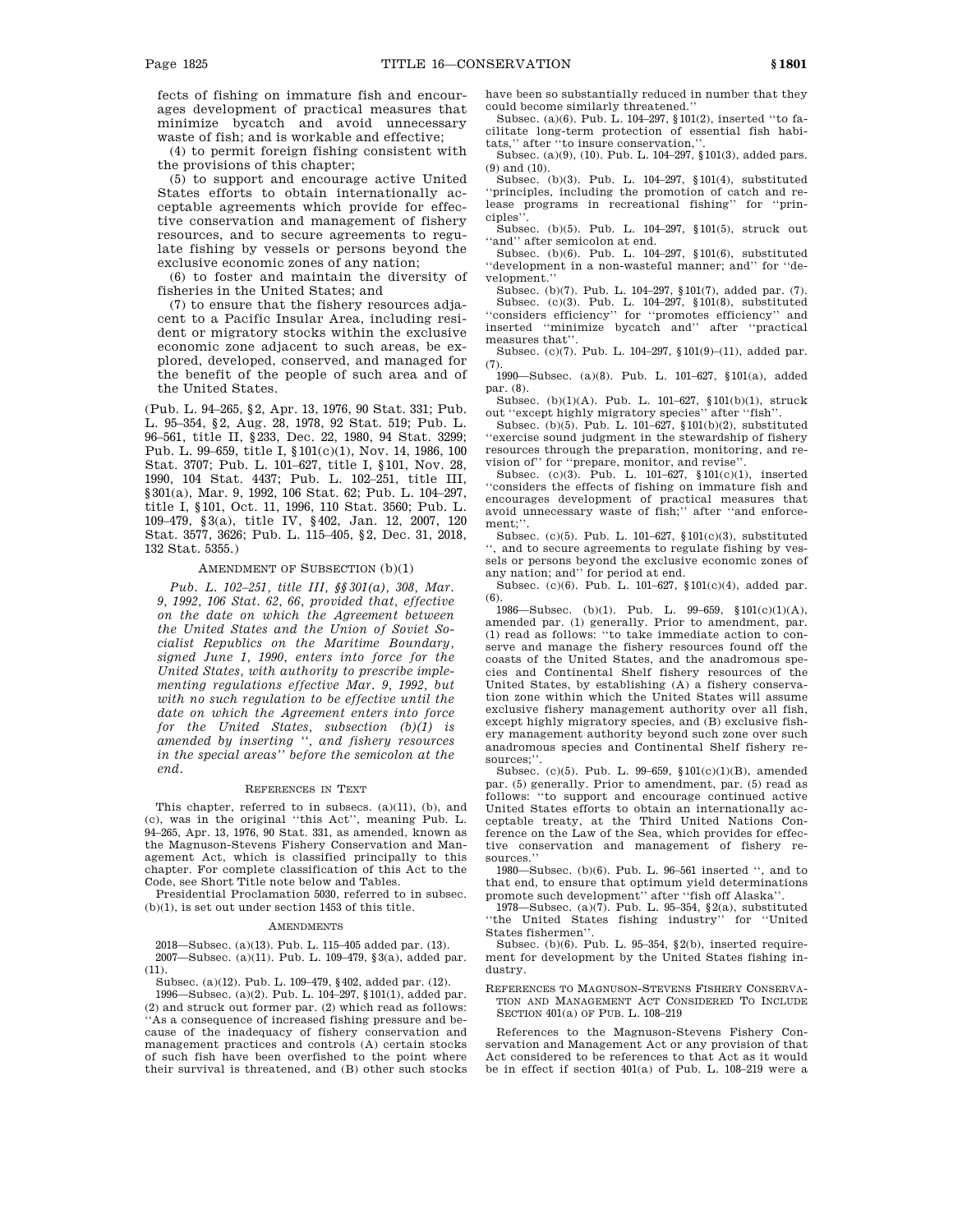fects of fishing on immature fish and encourages development of practical measures that minimize bycatch and avoid unnecessary waste of fish; and is workable and effective;

(4) to permit foreign fishing consistent with the provisions of this chapter;

(5) to support and encourage active United States efforts to obtain internationally acceptable agreements which provide for effective conservation and management of fishery resources, and to secure agreements to regulate fishing by vessels or persons beyond the exclusive economic zones of any nation;

(6) to foster and maintain the diversity of fisheries in the United States; and

(7) to ensure that the fishery resources adjacent to a Pacific Insular Area, including resident or migratory stocks within the exclusive economic zone adjacent to such areas, be explored, developed, conserved, and managed for the benefit of the people of such area and of the United States.

(Pub. L. 94–265, §2, Apr. 13, 1976, 90 Stat. 331; Pub. L. 95–354, §2, Aug. 28, 1978, 92 Stat. 519; Pub. L. 96–561, title II, §233, Dec. 22, 1980, 94 Stat. 3299; Pub. L. 99–659, title I, §101(c)(1), Nov. 14, 1986, 100 Stat. 3707; Pub. L. 101–627, title I, §101, Nov. 28, 1990, 104 Stat. 4437; Pub. L. 102–251, title III, §301(a), Mar. 9, 1992, 106 Stat. 62; Pub. L. 104–297, title I, §101, Oct. 11, 1996, 110 Stat. 3560; Pub. L. 109–479, §3(a), title IV, §402, Jan. 12, 2007, 120 Stat. 3577, 3626; Pub. L. 115–405, §2, Dec. 31, 2018, 132 Stat. 5355.)

### Amendment of Subsection (b)(1)

*Pub. L. 102–251, title III, §§301(a), 308, Mar. 9, 1992, 106 Stat. 62, 66, provided that, effective on the date on which the Agreement between the United States and the Union of Soviet Socialist Republics on the Maritime Boundary, signed June 1, 1990, enters into force for the United States, with authority to prescribe implementing regulations effective Mar. 9, 1992, but with no such regulation to be effective until the date on which the Agreement enters into force for the United States, subsection (b)(1) is amended by inserting '', and fishery resources in the special areas'' before the semicolon at the end.*

### References in Text

This chapter, referred to in subsecs. (a)(11), (b), and (c), was in the original ''this Act'', meaning Pub. L. 94–265, Apr. 13, 1976, 90 Stat. 331, as amended, known as the Magnuson-Stevens Fishery Conservation and Management Act, which is classified principally to this chapter. For complete classification of this Act to the Code, see Short Title note below and Tables.

Presidential Proclamation 5030, referred to in subsec. (b)(1), is set out under section 1453 of this title.

### Amendments

2018—Subsec. (a)(13). Pub. L. 115–405 added par. (13).

2007—Subsec. (a)(11). Pub. L. 109–479, §3(a), added par. (11).

Subsec. (a)(12). Pub. L. 109–479, §402, added par. (12).

1996—Subsec. (a)(2). Pub. L. 104–297, §101(1), added par. (2) and struck out former par. (2) which read as follows: ''As a consequence of increased fishing pressure and because of the inadequacy of fishery conservation and management practices and controls (A) certain stocks of such fish have been overfished to the point where their survival is threatened, and (B) other such stocks have been so substantially reduced in number that they could become similarly threatened.''

Subsec. (a)(6). Pub. L. 104–297, §101(2), inserted ''to facilitate long-term protection of essential fish habitats,'' after ''to insure conservation,''.

Subsec. (a)(9), (10). Pub. L. 104–297, §101(3), added pars. (9) and (10).

Subsec. (b)(3). Pub. L. 104–297, §101(4), substituted ''principles, including the promotion of catch and release programs in recreational fishing'' for ''principles''.

Subsec. (b)(5). Pub. L. 104–297, §101(5), struck out ''and'' after semicolon at end.

Subsec. (b)(6). Pub. L. 104–297, §101(6), substituted ''development in a non-wasteful manner; and'' for ''development.''

Subsec. (b)(7). Pub. L. 104–297, §101(7), added par. (7).

Subsec. (c)(3). Pub. L. 104–297, §101(8), substituted ''considers efficiency'' for ''promotes efficiency'' and inserted ''minimize bycatch and'' after ''practical measures that''.

Subsec. (c)(7). Pub. L. 104–297, §101(9)–(11), added par. (7).

1990—Subsec. (a)(8). Pub. L. 101–627, §101(a), added par. (8).

Subsec. (b)(1)(A). Pub. L. 101–627, §101(b)(1), struck out ''except highly migratory species'' after ''fish''.

Subsec. (b)(5). Pub. L. 101–627, §101(b)(2), substituted ''exercise sound judgment in the stewardship of fishery resources through the preparation, monitoring, and revision of'' for ''prepare, monitor, and revise''.

Subsec. (c)(3). Pub. L. 101–627, §101(c)(1), inserted ''considers the effects of fishing on immature fish and encourages development of practical measures that avoid unnecessary waste of fish;'' after ''and enforcement;''.

Subsec. (c)(5). Pub. L. 101–627, §101(c)(3), substituted '', and to secure agreements to regulate fishing by vessels or persons beyond the exclusive economic zones of any nation; and'' for period at end.

Subsec. (c)(6). Pub. L. 101–627, §101(c)(4), added par. (6).

1986—Subsec. (b)(1). Pub. L. 99–659, §101(c)(1)(A), amended par. (1) generally. Prior to amendment, par. (1) read as follows: ''to take immediate action to conserve and manage the fishery resources found off the coasts of the United States, and the anadromous species and Continental Shelf fishery resources of the United States, by establishing (A) a fishery conservation zone within which the United States will assume exclusive fishery management authority over all fish, except highly migratory species, and (B) exclusive fishery management authority beyond such zone over such anadromous species and Continental Shelf fishery resources;''.

Subsec. (c)(5). Pub. L. 99–659, §101(c)(1)(B), amended par. (5) generally. Prior to amendment, par. (5) read as follows: ''to support and encourage continued active United States efforts to obtain an internationally acceptable treaty, at the Third United Nations Conference on the Law of the Sea, which provides for effective conservation and management of fishery resources.''

1980—Subsec. (b)(6). Pub. L. 96–561 inserted '', and to that end, to ensure that optimum yield determinations promote such development'' after ''fish off Alaska''.

1978—Subsec. (a)(7). Pub. L. 95–354, §2(a), substituted ''the United States fishing industry'' for ''United States fishermen''.

Subsec. (b)(6). Pub. L. 95–354, §2(b), inserted requirement for development by the United States fishing industry.

### References to Magnuson-Stevens Fishery Conservation and Management Act Considered To Include Section 401(a) of Pub. L. 108–219

References to the Magnuson-Stevens Fishery Conservation and Management Act or any provision of that Act considered to be references to that Act as it would be in effect if section 401(a) of Pub. L. 108–219 were a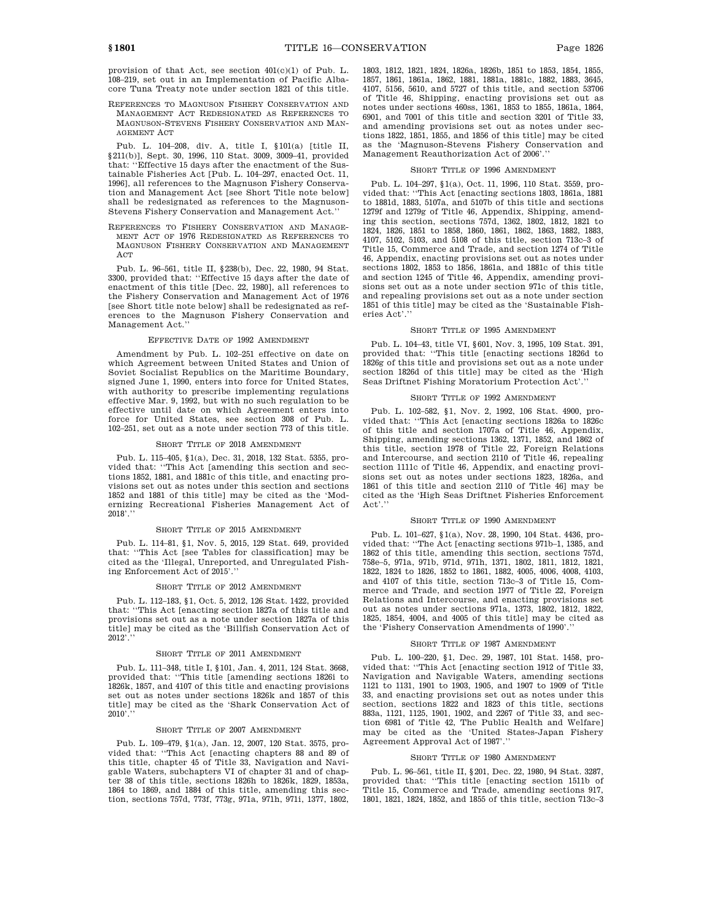provision of that Act, see section 401(c)(1) of Pub. L. 108–219, set out in an Implementation of Pacific Albacore Tuna Treaty note under section 1821 of this title.

REFERENCES TO MAGNUSON FISHERY CONSERVATION AND MANAGEMENT ACT REDESIGNATED AS REFERENCES TO MAGNUSON-STEVENS FISHERY CONSERVATION AND MANAGEMENT ACT

Pub. L. 104–208, div. A, title I, §101(a) [title II, §211(b)], Sept. 30, 1996, 110 Stat. 3009, 3009–41, provided that: ''Effective 15 days after the enactment of the Sustainable Fisheries Act [Pub. L. 104–297, enacted Oct. 11, 1996], all references to the Magnuson Fishery Conservation and Management Act [see Short Title note below] shall be redesignated as references to the Magnuson-Stevens Fishery Conservation and Management Act.''

REFERENCES TO FISHERY CONSERVATION AND MANAGEMENT ACT OF 1976 REDESIGNATED AS REFERENCES TO MAGNUSON FISHERY CONSERVATION AND MANAGEMENT ACT

Pub. L. 96–561, title II, §238(b), Dec. 22, 1980, 94 Stat. 3300, provided that: ''Effective 15 days after the date of enactment of this title [Dec. 22, 1980], all references to the Fishery Conservation and Management Act of 1976 [see Short title note below] shall be redesignated as references to the Magnuson Fishery Conservation and Management Act.''

EFFECTIVE DATE OF 1992 AMENDMENT

Amendment by Pub. L. 102–251 effective on date on which Agreement between United States and Union of Soviet Socialist Republics on the Maritime Boundary, signed June 1, 1990, enters into force for United States, with authority to prescribe implementing regulations effective Mar. 9, 1992, but with no such regulation to be effective until date on which Agreement enters into force for United States, see section 308 of Pub. L. 102–251, set out as a note under section 773 of this title.

SHORT TITLE OF 2018 AMENDMENT

Pub. L. 115–405, §1(a), Dec. 31, 2018, 132 Stat. 5355, provided that: ''This Act [amending this section and sections 1852, 1881, and 1881c of this title, and enacting provisions set out as notes under this section and sections 1852 and 1881 of this title] may be cited as the 'Modernizing Recreational Fisheries Management Act of 2018'.''

SHORT TITLE OF 2015 AMENDMENT

Pub. L. 114–81, §1, Nov. 5, 2015, 129 Stat. 649, provided that: ''This Act [see Tables for classification] may be cited as the 'Illegal, Unreported, and Unregulated Fishing Enforcement Act of 2015'.''

SHORT TITLE OF 2012 AMENDMENT

Pub. L. 112–183, §1, Oct. 5, 2012, 126 Stat. 1422, provided that: ''This Act [enacting section 1827a of this title and provisions set out as a note under section 1827a of this title] may be cited as the 'Billfish Conservation Act of 2012'.''

SHORT TITLE OF 2011 AMENDMENT

Pub. L. 111–348, title I, §101, Jan. 4, 2011, 124 Stat. 3668, provided that: ''This title [amending sections 1826i to 1826k, 1857, and 4107 of this title and enacting provisions set out as notes under sections 1826k and 1857 of this title] may be cited as the 'Shark Conservation Act of 2010'.''

SHORT TITLE OF 2007 AMENDMENT

Pub. L. 109–479, §1(a), Jan. 12, 2007, 120 Stat. 3575, provided that: ''This Act [enacting chapters 88 and 89 of this title, chapter 45 of Title 33, Navigation and Navigable Waters, subchapters VI of chapter 31 and of chapter 38 of this title, sections 1826h to 1826k, 1829, 1853a, 1864 to 1869, and 1884 of this title, amending this section, sections 757d, 773f, 773g, 971a, 971h, 971i, 1377, 1802, 1803, 1812, 1821, 1824, 1826a, 1826b, 1851 to 1853, 1854, 1855, 1857, 1861, 1861a, 1862, 1881, 1881a, 1881c, 1882, 1883, 3645, 4107, 5156, 5610, and 5727 of this title, and section 53706 of Title 46, Shipping, enacting provisions set out as notes under sections 460ss, 1361, 1853 to 1855, 1861a, 1864, 6901, and 7001 of this title and section 3201 of Title 33, and amending provisions set out as notes under sections 1822, 1851, 1855, and 1856 of this title] may be cited as the 'Magnuson-Stevens Fishery Conservation and Management Reauthorization Act of 2006'.''

SHORT TITLE OF 1996 AMENDMENT

Pub. L. 104–297, §1(a), Oct. 11, 1996, 110 Stat. 3559, provided that: ''This Act [enacting sections 1803, 1861a, 1881 to 1881d, 1883, 5107a, and 5107b of this title and sections 1279f and 1279g of Title 46, Appendix, Shipping, amending this section, sections 757d, 1362, 1802, 1812, 1821 to 1824, 1826, 1851 to 1858, 1860, 1861, 1862, 1863, 1882, 1883, 4107, 5102, 5103, and 5108 of this title, section 713c–3 of Title 15, Commerce and Trade, and section 1274 of Title 46, Appendix, enacting provisions set out as notes under sections 1802, 1853 to 1856, 1861a, and 1881c of this title and section 1245 of Title 46, Appendix, amending provisions set out as a note under section 971c of this title, and repealing provisions set out as a note under section 1851 of this title] may be cited as the 'Sustainable Fisheries Act'.''

SHORT TITLE OF 1995 AMENDMENT

Pub. L. 104–43, title VI, §601, Nov. 3, 1995, 109 Stat. 391, provided that: ''This title [enacting sections 1826d to 1826g of this title and provisions set out as a note under section 1826d of this title] may be cited as the 'High Seas Driftnet Fishing Moratorium Protection Act'.''

SHORT TITLE OF 1992 AMENDMENT

Pub. L. 102–582, §1, Nov. 2, 1992, 106 Stat. 4900, provided that: ''This Act [enacting sections 1826a to 1826c of this title and section 1707a of Title 46, Appendix, Shipping, amending sections 1362, 1371, 1852, and 1862 of this title, section 1978 of Title 22, Foreign Relations and Intercourse, and section 2110 of Title 46, repealing section 1111c of Title 46, Appendix, and enacting provisions set out as notes under sections 1823, 1826a, and 1861 of this title and section 2110 of Title 46] may be cited as the 'High Seas Driftnet Fisheries Enforcement Act'.''

SHORT TITLE OF 1990 AMENDMENT

Pub. L. 101–627, §1(a), Nov. 28, 1990, 104 Stat. 4436, provided that: ''The Act [enacting sections 971b–1, 1385, and 1862 of this title, amending this section, sections 757d, 758e–5, 971a, 971b, 971d, 971h, 1371, 1802, 1811, 1812, 1821, 1822, 1824 to 1826, 1852 to 1861, 1882, 4005, 4006, 4008, 4103, and 4107 of this title, section 713c–3 of Title 15, Commerce and Trade, and section 1977 of Title 22, Foreign Relations and Intercourse, and enacting provisions set out as notes under sections 971a, 1373, 1802, 1812, 1822, 1825, 1854, 4004, and 4005 of this title] may be cited as the 'Fishery Conservation Amendments of 1990'.''

SHORT TITLE OF 1987 AMENDMENT

Pub. L. 100–220, §1, Dec. 29, 1987, 101 Stat. 1458, provided that: ''This Act [enacting section 1912 of Title 33, Navigation and Navigable Waters, amending sections 1121 to 1131, 1901 to 1903, 1905, and 1907 to 1909 of Title 33, and enacting provisions set out as notes under this section, sections 1822 and 1823 of this title, sections 883a, 1121, 1125, 1901, 1902, and 2267 of Title 33, and section 6981 of Title 42, The Public Health and Welfare] may be cited as the 'United States-Japan Fishery Agreement Approval Act of 1987'.''

SHORT TITLE OF 1980 AMENDMENT

Pub. L. 96–561, title II, §201, Dec. 22, 1980, 94 Stat. 3287, provided that: ''This title [enacting section 1511b of Title 15, Commerce and Trade, amending sections 917, 1801, 1821, 1824, 1852, and 1855 of this title, section 713c–3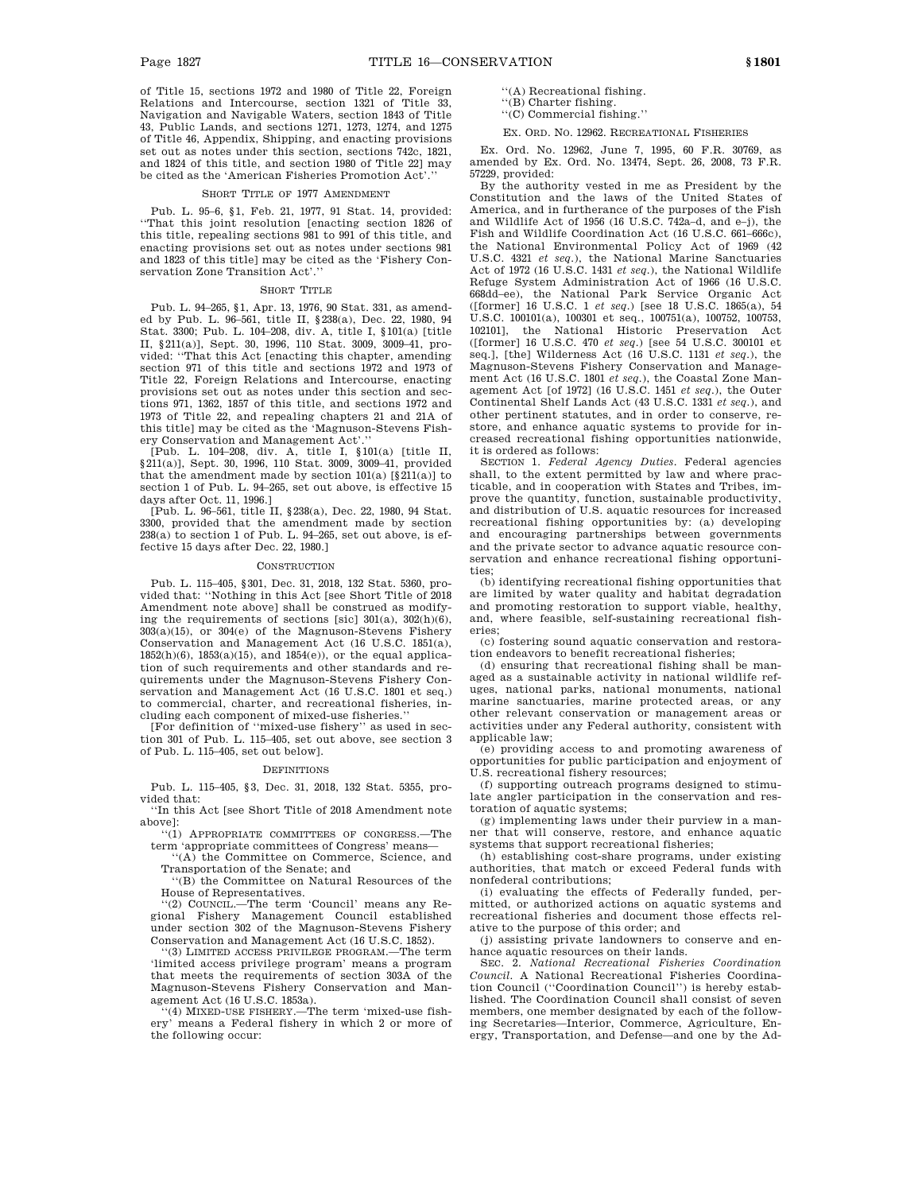of Title 15, sections 1972 and 1980 of Title 22, Foreign Relations and Intercourse, section 1321 of Title 33, Navigation and Navigable Waters, section 1843 of Title 43, Public Lands, and sections 1271, 1273, 1274, and 1275 of Title 46, Appendix, Shipping, and enacting provisions set out as notes under this section, sections 742c, 1821, and 1824 of this title, and section 1980 of Title 22] may be cited as the 'American Fisheries Promotion Act'.''

### SHORT TITLE OF 1977 AMENDMENT

Pub. L. 95–6, §1, Feb. 21, 1977, 91 Stat. 14, provided: ''That this joint resolution [enacting section 1826 of this title, repealing sections 981 to 991 of this title, and enacting provisions set out as notes under sections 981 and 1823 of this title] may be cited as the 'Fishery Conservation Zone Transition Act'.''

### SHORT TITLE

Pub. L. 94–265, §1, Apr. 13, 1976, 90 Stat. 331, as amended by Pub. L. 96–561, title II, §238(a), Dec. 22, 1980, 94 Stat. 3300; Pub. L. 104–208, div. A, title I, §101(a) [title II, §211(a)], Sept. 30, 1996, 110 Stat. 3009, 3009–41, provided: ''That this Act [enacting this chapter, amending section 971 of this title and sections 1972 and 1973 of Title 22, Foreign Relations and Intercourse, enacting provisions set out as notes under this section and sections 971, 1362, 1857 of this title, and sections 1972 and 1973 of Title 22, and repealing chapters 21 and 21A of this title] may be cited as the 'Magnuson-Stevens Fishery Conservation and Management Act'.''

[Pub. L. 104–208, div. A, title I, §101(a) [title II, §211(a)], Sept. 30, 1996, 110 Stat. 3009, 3009–41, provided that the amendment made by section 101(a) [§211(a)] to section 1 of Pub. L. 94–265, set out above, is effective 15 days after Oct. 11, 1996.]

[Pub. L. 96–561, title II, §238(a), Dec. 22, 1980, 94 Stat. 3300, provided that the amendment made by section 238(a) to section 1 of Pub. L. 94–265, set out above, is effective 15 days after Dec. 22, 1980.]

### CONSTRUCTION

Pub. L. 115–405, §301, Dec. 31, 2018, 132 Stat. 5360, provided that: ''Nothing in this Act [see Short Title of 2018 Amendment note above] shall be construed as modifying the requirements of sections [sic] 301(a), 302(h)(6), 303(a)(15), or 304(e) of the Magnuson-Stevens Fishery Conservation and Management Act (16 U.S.C. 1851(a), 1852(h)(6), 1853(a)(15), and 1854(e)), or the equal application of such requirements and other standards and requirements under the Magnuson-Stevens Fishery Conservation and Management Act (16 U.S.C. 1801 et seq.) to commercial, charter, and recreational fisheries, including each component of mixed-use fisheries.''

[For definition of ''mixed-use fishery'' as used in section 301 of Pub. L. 115–405, set out above, see section 3 of Pub. L. 115–405, set out below].

### DEFINITIONS

Pub. L. 115–405, §3, Dec. 31, 2018, 132 Stat. 5355, provided that:

''In this Act [see Short Title of 2018 Amendment note above]:

''(1) APPROPRIATE COMMITTEES OF CONGRESS.—The term 'appropriate committees of Congress' means—

''(A) the Committee on Commerce, Science, and Transportation of the Senate; and

''(B) the Committee on Natural Resources of the House of Representatives.

''(2) COUNCIL.—The term 'Council' means any Regional Fishery Management Council established under section 302 of the Magnuson-Stevens Fishery Conservation and Management Act (16 U.S.C. 1852).

''(3) LIMITED ACCESS PRIVILEGE PROGRAM.—The term 'limited access privilege program' means a program that meets the requirements of section 303A of the Magnuson-Stevens Fishery Conservation and Management Act (16 U.S.C. 1853a).

''(4) MIXED-USE FISHERY.—The term 'mixed-use fishery' means a Federal fishery in which 2 or more of the following occur:

''(A) Recreational fishing.

''(B) Charter fishing.

''(C) Commercial fishing.''

### EX. ORD. NO. 12962. RECREATIONAL FISHERIES

Ex. Ord. No. 12962, June 7, 1995, 60 F.R. 30769, as amended by Ex. Ord. No. 13474, Sept. 26, 2008, 73 F.R. 57229, provided:

By the authority vested in me as President by the Constitution and the laws of the United States of America, and in furtherance of the purposes of the Fish and Wildlife Act of 1956 (16 U.S.C. 742a–d, and e–j), the Fish and Wildlife Coordination Act (16 U.S.C. 661–666c), the National Environmental Policy Act of 1969 (42 U.S.C. 4321 *et seq.*), the National Marine Sanctuaries Act of 1972 (16 U.S.C. 1431 *et seq.*), the National Wildlife Refuge System Administration Act of 1966 (16 U.S.C. 668dd–ee), the National Park Service Organic Act ([former] 16 U.S.C. 1 *et seq.*) [see 18 U.S.C. 1865(a), 54 U.S.C. 100101(a), 100301 et seq., 100751(a), 100752, 100753, 102101], the National Historic Preservation Act ([former] 16 U.S.C. 470 *et seq.*) [see 54 U.S.C. 300101 et seq.], [the] Wilderness Act (16 U.S.C. 1131 *et seq.*), the Magnuson-Stevens Fishery Conservation and Management Act (16 U.S.C. 1801 *et seq.*), the Coastal Zone Management Act [of 1972] (16 U.S.C. 1451 *et seq.*), the Outer Continental Shelf Lands Act (43 U.S.C. 1331 *et seq.*), and other pertinent statutes, and in order to conserve, restore, and enhance aquatic systems to provide for increased recreational fishing opportunities nationwide, it is ordered as follows:

SECTION 1. *Federal Agency Duties*. Federal agencies shall, to the extent permitted by law and where practicable, and in cooperation with States and Tribes, improve the quantity, function, sustainable productivity, and distribution of U.S. aquatic resources for increased recreational fishing opportunities by: (a) developing and encouraging partnerships between governments and the private sector to advance aquatic resource conservation and enhance recreational fishing opportunities;

(b) identifying recreational fishing opportunities that are limited by water quality and habitat degradation and promoting restoration to support viable, healthy, and, where feasible, self-sustaining recreational fisheries;

(c) fostering sound aquatic conservation and restoration endeavors to benefit recreational fisheries;

(d) ensuring that recreational fishing shall be managed as a sustainable activity in national wildlife refuges, national parks, national monuments, national marine sanctuaries, marine protected areas, or any other relevant conservation or management areas or activities under any Federal authority, consistent with applicable law;

(e) providing access to and promoting awareness of opportunities for public participation and enjoyment of U.S. recreational fishery resources;

(f) supporting outreach programs designed to stimulate angler participation in the conservation and restoration of aquatic systems;

(g) implementing laws under their purview in a manner that will conserve, restore, and enhance aquatic systems that support recreational fisheries;

(h) establishing cost-share programs, under existing authorities, that match or exceed Federal funds with nonfederal contributions;

(i) evaluating the effects of Federally funded, permitted, or authorized actions on aquatic systems and recreational fisheries and document those effects relative to the purpose of this order; and

(j) assisting private landowners to conserve and enhance aquatic resources on their lands.

SEC. 2. *National Recreational Fisheries Coordination Council*. A National Recreational Fisheries Coordination Council (''Coordination Council'') is hereby established. The Coordination Council shall consist of seven members, one member designated by each of the following Secretaries—Interior, Commerce, Agriculture, Energy, Transportation, and Defense—and one by the Ad-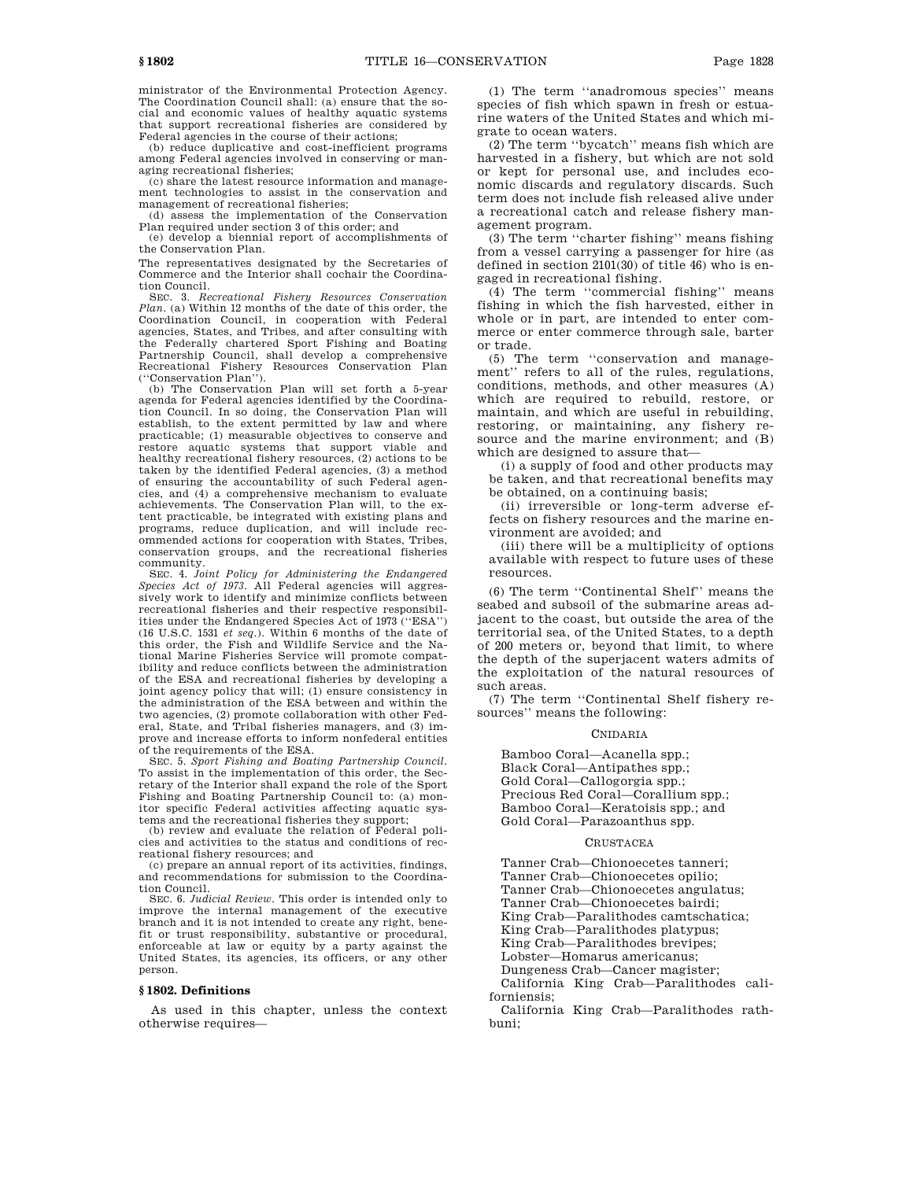ministrator of the Environmental Protection Agency. The Coordination Council shall: (a) ensure that the social and economic values of healthy aquatic systems that support recreational fisheries are considered by Federal agencies in the course of their actions;

(b) reduce duplicative and cost-inefficient programs among Federal agencies involved in conserving or managing recreational fisheries;

(c) share the latest resource information and management technologies to assist in the conservation and management of recreational fisheries;

(d) assess the implementation of the Conservation Plan required under section 3 of this order; and

(e) develop a biennial report of accomplishments of the Conservation Plan.

The representatives designated by the Secretaries of Commerce and the Interior shall cochair the Coordination Council.

SEC. 3. *Recreational Fishery Resources Conservation Plan*. (a) Within 12 months of the date of this order, the Coordination Council, in cooperation with Federal agencies, States, and Tribes, and after consulting with the Federally chartered Sport Fishing and Boating Partnership Council, shall develop a comprehensive Recreational Fishery Resources Conservation Plan (''Conservation Plan'').

(b) The Conservation Plan will set forth a 5-year agenda for Federal agencies identified by the Coordination Council. In so doing, the Conservation Plan will establish, to the extent permitted by law and where practicable; (1) measurable objectives to conserve and restore aquatic systems that support viable and healthy recreational fishery resources, (2) actions to be taken by the identified Federal agencies, (3) a method of ensuring the accountability of such Federal agencies, and (4) a comprehensive mechanism to evaluate achievements. The Conservation Plan will, to the extent practicable, be integrated with existing plans and programs, reduce duplication, and will include recommended actions for cooperation with States, Tribes, conservation groups, and the recreational fisheries community.

SEC. 4. *Joint Policy for Administering the Endangered Species Act of 1973*. All Federal agencies will aggressively work to identify and minimize conflicts between recreational fisheries and their respective responsibilities under the Endangered Species Act of 1973 (''ESA'') (16 U.S.C. 1531 *et seq.*). Within 6 months of the date of this order, the Fish and Wildlife Service and the National Marine Fisheries Service will promote compatibility and reduce conflicts between the administration of the ESA and recreational fisheries by developing a joint agency policy that will; (1) ensure consistency in the administration of the ESA between and within the two agencies, (2) promote collaboration with other Federal, State, and Tribal fisheries managers, and (3) improve and increase efforts to inform nonfederal entities of the requirements of the ESA.

SEC. 5. *Sport Fishing and Boating Partnership Council*. To assist in the implementation of this order, the Secretary of the Interior shall expand the role of the Sport Fishing and Boating Partnership Council to: (a) monitor specific Federal activities affecting aquatic systems and the recreational fisheries they support;

(b) review and evaluate the relation of Federal policies and activities to the status and conditions of recreational fishery resources; and

(c) prepare an annual report of its activities, findings, and recommendations for submission to the Coordination Council.

SEC. 6. *Judicial Review*. This order is intended only to improve the internal management of the executive branch and it is not intended to create any right, benefit or trust responsibility, substantive or procedural, enforceable at law or equity by a party against the United States, its agencies, its officers, or any other person.

### § 1802. Definitions

As used in this chapter, unless the context otherwise requires—

(1) The term ''anadromous species'' means species of fish which spawn in fresh or estuarine waters of the United States and which migrate to ocean waters.

(2) The term ''bycatch'' means fish which are harvested in a fishery, but which are not sold or kept for personal use, and includes economic discards and regulatory discards. Such term does not include fish released alive under a recreational catch and release fishery management program.

(3) The term ''charter fishing'' means fishing from a vessel carrying a passenger for hire (as defined in section 2101(30) of title 46) who is engaged in recreational fishing.

(4) The term ''commercial fishing'' means fishing in which the fish harvested, either in whole or in part, are intended to enter commerce or enter commerce through sale, barter or trade.

(5) The term ''conservation and management'' refers to all of the rules, regulations, conditions, methods, and other measures (A) which are required to rebuild, restore, or maintain, and which are useful in rebuilding, restoring, or maintaining, any fishery resource and the marine environment; and (B) which are designed to assure that—

(i) a supply of food and other products may be taken, and that recreational benefits may be obtained, on a continuing basis;

(ii) irreversible or long-term adverse effects on fishery resources and the marine environment are avoided; and

(iii) there will be a multiplicity of options available with respect to future uses of these resources.

(6) The term ''Continental Shelf'' means the seabed and subsoil of the submarine areas adjacent to the coast, but outside the area of the territorial sea, of the United States, to a depth of 200 meters or, beyond that limit, to where the depth of the superjacent waters admits of the exploitation of the natural resources of such areas.

(7) The term ''Continental Shelf fishery resources'' means the following:

CNIDARIA

Bamboo Coral—Acanella spp.;
Black Coral—Antipathes spp.;
Gold Coral—Callogorgia spp.;
Precious Red Coral—Corallium spp.;
Bamboo Coral—Keratoisis spp.; and
Gold Coral—Parazoanthus spp.

CRUSTACEA

Tanner Crab—Chionoecetes tanneri;
Tanner Crab—Chionoecetes opilio;
Tanner Crab—Chionoecetes angulatus;
Tanner Crab—Chionoecetes bairdi;
King Crab—Paralithodes camtschatica;
King Crab—Paralithodes platypus;
King Crab—Paralithodes brevipes;
Lobster—Homarus americanus;
Dungeness Crab—Cancer magister;
California King Crab—Paralithodes californiensis;
California King Crab—Paralithodes rathbuni;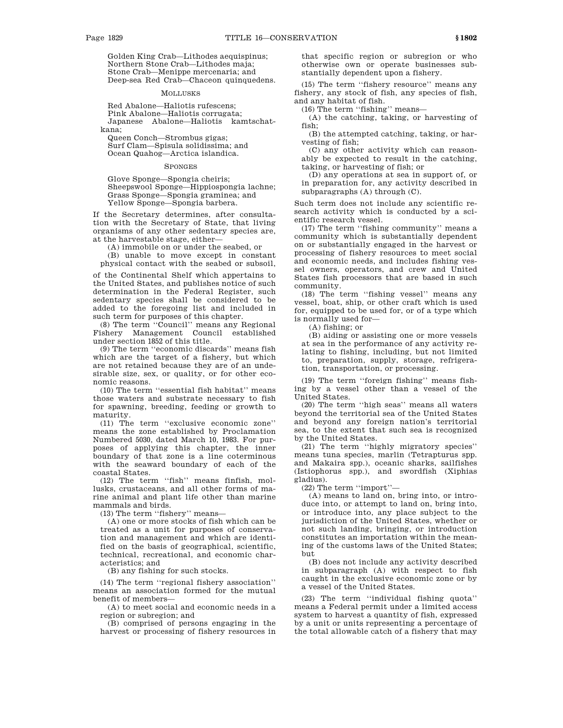Golden King Crab—Lithodes aequispinus;
Northern Stone Crab—Lithodes maja;
Stone Crab—Menippe mercenaria; and
Deep-sea Red Crab—Chaceon quinquedens.

MOLLUSKS

Red Abalone—Haliotis rufescens;
Pink Abalone—Haliotis corrugata;
Japanese Abalone—Haliotis kamtschatkana;
Queen Conch—Strombus gigas;
Surf Clam—Spisula solidissima; and
Ocean Quahog—Arctica islandica.

SPONGES

Glove Sponge—Spongia cheiris;
Sheepswool Sponge—Hippiospongia lachne;
Grass Sponge—Spongia graminea; and
Yellow Sponge—Spongia barbera.

If the Secretary determines, after consultation with the Secretary of State, that living organisms of any other sedentary species are, at the harvestable stage, either—

(A) immobile on or under the seabed, or

(B) unable to move except in constant physical contact with the seabed or subsoil,

of the Continental Shelf which appertains to the United States, and publishes notice of such determination in the Federal Register, such sedentary species shall be considered to be added to the foregoing list and included in such term for purposes of this chapter.

(8) The term ''Council'' means any Regional Fishery Management Council established under section 1852 of this title.

(9) The term ''economic discards'' means fish which are the target of a fishery, but which are not retained because they are of an undesirable size, sex, or quality, or for other economic reasons.

(10) The term ''essential fish habitat'' means those waters and substrate necessary to fish for spawning, breeding, feeding or growth to maturity.

(11) The term ''exclusive economic zone'' means the zone established by Proclamation Numbered 5030, dated March 10, 1983. For purposes of applying this chapter, the inner boundary of that zone is a line coterminous with the seaward boundary of each of the coastal States.

(12) The term ''fish'' means finfish, mollusks, crustaceans, and all other forms of marine animal and plant life other than marine mammals and birds.

(13) The term ''fishery'' means—

(A) one or more stocks of fish which can be treated as a unit for purposes of conservation and management and which are identified on the basis of geographical, scientific, technical, recreational, and economic characteristics; and

(B) any fishing for such stocks.

(14) The term ''regional fishery association'' means an association formed for the mutual benefit of members—

(A) to meet social and economic needs in a region or subregion; and

(B) comprised of persons engaging in the harvest or processing of fishery resources in that specific region or subregion or who otherwise own or operate businesses substantially dependent upon a fishery.

(15) The term ''fishery resource'' means any fishery, any stock of fish, any species of fish, and any habitat of fish.

(16) The term ''fishing'' means—

(A) the catching, taking, or harvesting of fish;

(B) the attempted catching, taking, or harvesting of fish;

(C) any other activity which can reasonably be expected to result in the catching, taking, or harvesting of fish; or

(D) any operations at sea in support of, or in preparation for, any activity described in subparagraphs (A) through (C).

Such term does not include any scientific research activity which is conducted by a scientific research vessel.

(17) The term ''fishing community'' means a community which is substantially dependent on or substantially engaged in the harvest or processing of fishery resources to meet social and economic needs, and includes fishing vessel owners, operators, and crew and United States fish processors that are based in such community.

(18) The term ''fishing vessel'' means any vessel, boat, ship, or other craft which is used for, equipped to be used for, or of a type which is normally used for—

(A) fishing; or

(B) aiding or assisting one or more vessels at sea in the performance of any activity relating to fishing, including, but not limited to, preparation, supply, storage, refrigeration, transportation, or processing.

(19) The term ''foreign fishing'' means fishing by a vessel other than a vessel of the United States.

(20) The term ''high seas'' means all waters beyond the territorial sea of the United States and beyond any foreign nation's territorial sea, to the extent that such sea is recognized by the United States.

(21) The term ''highly migratory species'' means tuna species, marlin (Tetrapturus spp. and Makaira spp.), oceanic sharks, sailfishes (Istiophorus spp.), and swordfish (Xiphias gladius).

(22) The term ''import''—

(A) means to land on, bring into, or introduce into, or attempt to land on, bring into, or introduce into, any place subject to the jurisdiction of the United States, whether or not such landing, bringing, or introduction constitutes an importation within the meaning of the customs laws of the United States; but

(B) does not include any activity described in subparagraph (A) with respect to fish caught in the exclusive economic zone or by a vessel of the United States.

(23) The term ''individual fishing quota'' means a Federal permit under a limited access system to harvest a quantity of fish, expressed by a unit or units representing a percentage of the total allowable catch of a fishery that may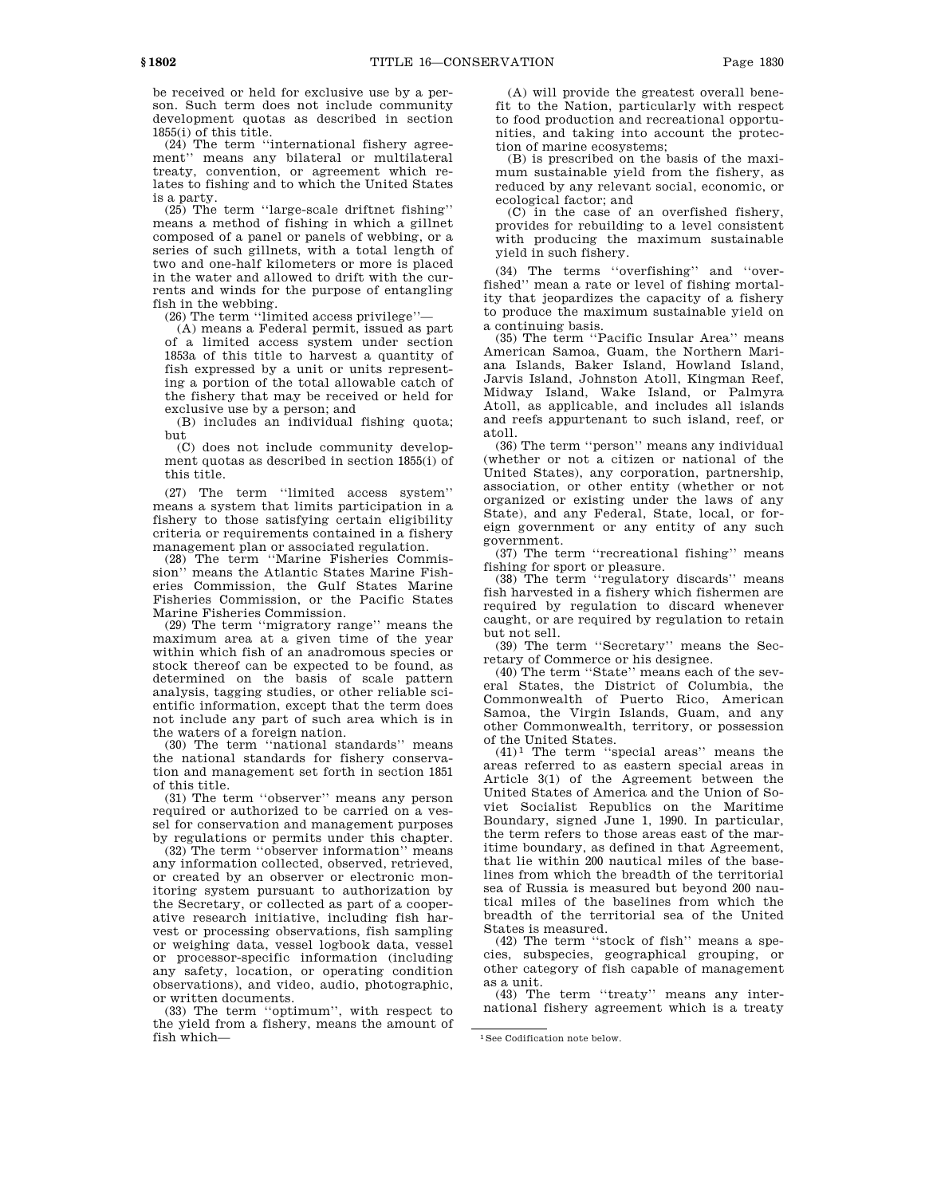be received or held for exclusive use by a person. Such term does not include community development quotas as described in section 1855(i) of this title.

(24) The term ''international fishery agreement'' means any bilateral or multilateral treaty, convention, or agreement which relates to fishing and to which the United States is a party.

(25) The term ''large-scale driftnet fishing'' means a method of fishing in which a gillnet composed of a panel or panels of webbing, or a series of such gillnets, with a total length of two and one-half kilometers or more is placed in the water and allowed to drift with the currents and winds for the purpose of entangling fish in the webbing.

(26) The term ''limited access privilege''—

(A) means a Federal permit, issued as part of a limited access system under section 1853a of this title to harvest a quantity of fish expressed by a unit or units representing a portion of the total allowable catch of the fishery that may be received or held for exclusive use by a person; and

(B) includes an individual fishing quota; but

(C) does not include community development quotas as described in section 1855(i) of this title.

(27) The term ''limited access system'' means a system that limits participation in a fishery to those satisfying certain eligibility criteria or requirements contained in a fishery management plan or associated regulation.

(28) The term ''Marine Fisheries Commission'' means the Atlantic States Marine Fisheries Commission, the Gulf States Marine Fisheries Commission, or the Pacific States Marine Fisheries Commission.

(29) The term ''migratory range'' means the maximum area at a given time of the year within which fish of an anadromous species or stock thereof can be expected to be found, as determined on the basis of scale pattern analysis, tagging studies, or other reliable scientific information, except that the term does not include any part of such area which is in the waters of a foreign nation.

(30) The term ''national standards'' means the national standards for fishery conservation and management set forth in section 1851 of this title.

(31) The term ''observer'' means any person required or authorized to be carried on a vessel for conservation and management purposes by regulations or permits under this chapter.

(32) The term ''observer information'' means any information collected, observed, retrieved, or created by an observer or electronic monitoring system pursuant to authorization by the Secretary, or collected as part of a cooperative research initiative, including fish harvest or processing observations, fish sampling or weighing data, vessel logbook data, vessel or processor-specific information (including any safety, location, or operating condition observations), and video, audio, photographic, or written documents.

(33) The term ''optimum'', with respect to the yield from a fishery, means the amount of fish which—

(A) will provide the greatest overall benefit to the Nation, particularly with respect to food production and recreational opportunities, and taking into account the protection of marine ecosystems;

(B) is prescribed on the basis of the maximum sustainable yield from the fishery, as reduced by any relevant social, economic, or ecological factor; and

(C) in the case of an overfished fishery, provides for rebuilding to a level consistent with producing the maximum sustainable yield in such fishery.

(34) The terms ''overfishing'' and ''overfished'' mean a rate or level of fishing mortality that jeopardizes the capacity of a fishery to produce the maximum sustainable yield on a continuing basis.

(35) The term ''Pacific Insular Area'' means American Samoa, Guam, the Northern Mariana Islands, Baker Island, Howland Island, Jarvis Island, Johnston Atoll, Kingman Reef, Midway Island, Wake Island, or Palmyra Atoll, as applicable, and includes all islands and reefs appurtenant to such island, reef, or atoll.

(36) The term ''person'' means any individual (whether or not a citizen or national of the United States), any corporation, partnership, association, or other entity (whether or not organized or existing under the laws of any State), and any Federal, State, local, or foreign government or any entity of any such government.

(37) The term ''recreational fishing'' means fishing for sport or pleasure.

(38) The term ''regulatory discards'' means fish harvested in a fishery which fishermen are required by regulation to discard whenever caught, or are required by regulation to retain but not sell.

(39) The term ''Secretary'' means the Secretary of Commerce or his designee.

(40) The term ''State'' means each of the several States, the District of Columbia, the Commonwealth of Puerto Rico, American Samoa, the Virgin Islands, Guam, and any other Commonwealth, territory, or possession of the United States.

(41)[1] The term ''special areas'' means the areas referred to as eastern special areas in Article 3(1) of the Agreement between the United States of America and the Union of Soviet Socialist Republics on the Maritime Boundary, signed June 1, 1990. In particular, the term refers to those areas east of the maritime boundary, as defined in that Agreement, that lie within 200 nautical miles of the baselines from which the breadth of the territorial sea of Russia is measured but beyond 200 nautical miles of the baselines from which the breadth of the territorial sea of the United States is measured.

(42) The term ''stock of fish'' means a species, subspecies, geographical grouping, or other category of fish capable of management as a unit.

(43) The term ''treaty'' means any international fishery agreement which is a treaty

[1] See Codification note below.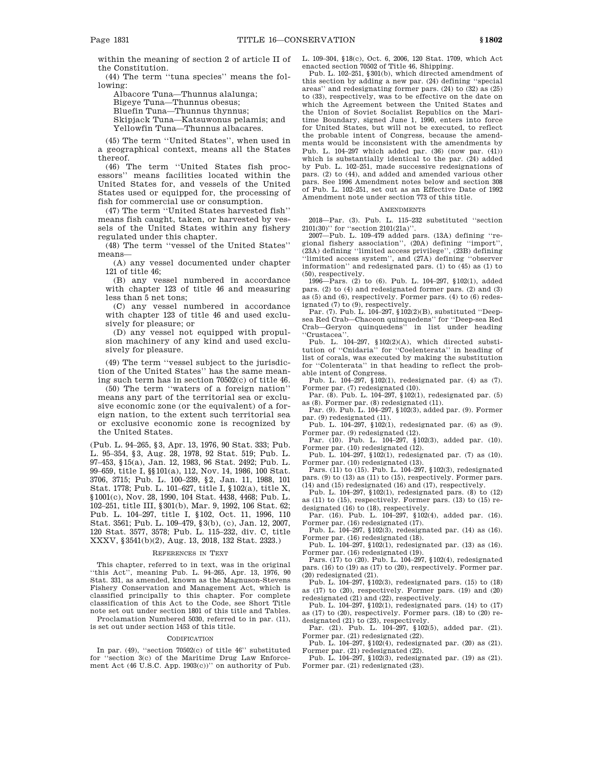within the meaning of section 2 of article II of the Constitution.

(44) The term ''tuna species'' means the following:

Albacore Tuna—Thunnus alalunga;
Bigeye Tuna—Thunnus obesus;
Bluefin Tuna—Thunnus thynnus;
Skipjack Tuna—Katsuwonus pelamis; and
Yellowfin Tuna—Thunnus albacares.

(45) The term ''United States'', when used in a geographical context, means all the States thereof.

(46) The term ''United States fish processors'' means facilities located within the United States for, and vessels of the United States used or equipped for, the processing of fish for commercial use or consumption.

(47) The term ''United States harvested fish'' means fish caught, taken, or harvested by vessels of the United States within any fishery regulated under this chapter.

(48) The term ''vessel of the United States'' means—

(A) any vessel documented under chapter 121 of title 46;

(B) any vessel numbered in accordance with chapter 123 of title 46 and measuring less than 5 net tons;

(C) any vessel numbered in accordance with chapter 123 of title 46 and used exclusively for pleasure; or

(D) any vessel not equipped with propulsion machinery of any kind and used exclusively for pleasure.

(49) The term ''vessel subject to the jurisdiction of the United States'' has the same meaning such term has in section 70502(c) of title 46.

(50) The term ''waters of a foreign nation'' means any part of the territorial sea or exclusive economic zone (or the equivalent) of a foreign nation, to the extent such territorial sea or exclusive economic zone is recognized by the United States.

(Pub. L. 94–265, §3, Apr. 13, 1976, 90 Stat. 333; Pub. L. 95–354, §3, Aug. 28, 1978, 92 Stat. 519; Pub. L. 97–453, §15(a), Jan. 12, 1983, 96 Stat. 2492; Pub. L. 99–659, title I, §§101(a), 112, Nov. 14, 1986, 100 Stat. 3706, 3715; Pub. L. 100–239, §2, Jan. 11, 1988, 101 Stat. 1778; Pub. L. 101–627, title I, §102(a), title X, §1001(c), Nov. 28, 1990, 104 Stat. 4438, 4468; Pub. L. 102–251, title III, §301(b), Mar. 9, 1992, 106 Stat. 62; Pub. L. 104–297, title I, §102, Oct. 11, 1996, 110 Stat. 3561; Pub. L. 109–479, §3(b), (c), Jan. 12, 2007, 120 Stat. 3577, 3578; Pub. L. 115–232, div. C, title XXXV, §3541(b)(2), Aug. 13, 2018, 132 Stat. 2323.)

### References in Text

This chapter, referred to in text, was in the original ''this Act'', meaning Pub. L. 94–265, Apr. 13, 1976, 90 Stat. 331, as amended, known as the Magnuson-Stevens Fishery Conservation and Management Act, which is classified principally to this chapter. For complete classification of this Act to the Code, see Short Title note set out under section 1801 of this title and Tables.

Proclamation Numbered 5030, referred to in par. (11), is set out under section 1453 of this title.

### Codification

In par. (49), ''section 70502(c) of title 46'' substituted for ''section 3(c) of the Maritime Drug Law Enforcement Act (46 U.S.C. App. 1903(c))'' on authority of Pub. L. 109–304, §18(c), Oct. 6, 2006, 120 Stat. 1709, which Act enacted section 70502 of Title 46, Shipping.

Pub. L. 102–251, §301(b), which directed amendment of this section by adding a new par. (24) defining ''special areas'' and redesignating former pars. (24) to (32) as (25) to (33), respectively, was to be effective on the date on which the Agreement between the United States and the Union of Soviet Socialist Republics on the Maritime Boundary, signed June 1, 1990, enters into force for United States, but will not be executed, to reflect the probable intent of Congress, because the amendments would be inconsistent with the amendments by Pub. L. 104–297 which added par. (36) (now par. (41)) which is substantially identical to the par. (24) added by Pub. L. 102–251, made successive redesignations of pars. (2) to (44), and added and amended various other pars. See 1996 Amendment notes below and section 308 of Pub. L. 102–251, set out as an Effective Date of 1992 Amendment note under section 773 of this title.

### Amendments

2018—Par. (3). Pub. L. 115–232 substituted ''section 2101(30)'' for ''section 2101(21a)''.

2007—Pub. L. 109–479 added pars. (13A) defining ''regional fishery association'', (20A) defining ''import'', (23A) defining ''limited access privilege'', (23B) defining ''limited access system'', and (27A) defining ''observer information'' and redesignated pars. (1) to (45) as (1) to (50), respectively.

1996—Pars. (2) to (6). Pub. L. 104–297, §102(1), added pars. (2) to (4) and redesignated former pars. (2) and (3) as (5) and (6), respectively. Former pars. (4) to (6) redesignated (7) to (9), respectively.

Par. (7). Pub. L. 104–297, §102(2)(B), substituted ''Deep-sea Red Crab—Chaceon quinquedens'' for ''Deep-sea Red Crab—Geryon quinquedens'' in list under heading ''Crustacea''.

Pub. L. 104–297, §102(2)(A), which directed substitution of ''Cnidaria'' for ''Coelenterata'' in heading of list of corals, was executed by making the substitution for ''Colenterata'' in that heading to reflect the probable intent of Congress.

Pub. L. 104–297, §102(1), redesignated par. (4) as (7). Former par. (7) redesignated (10).

Par. (8). Pub. L. 104–297, §102(1), redesignated par. (5) as (8). Former par. (8) redesignated (11).

Par. (9). Pub. L. 104–297, §102(3), added par. (9). Former par. (9) redesignated (11).

Pub. L. 104–297, §102(1), redesignated par. (6) as (9). Former par. (9) redesignated (12).

Par. (10). Pub. L. 104–297, §102(3), added par. (10). Former par. (10) redesignated (12).

Pub. L. 104–297, §102(1), redesignated par. (7) as (10). Former par. (10) redesignated (13).

Pars. (11) to (15). Pub. L. 104–297, §102(3), redesignated pars. (9) to (13) as (11) to (15), respectively. Former pars. (14) and (15) redesignated (16) and (17), respectively.

Pub. L. 104–297, §102(1), redesignated pars. (8) to (12) as (11) to (15), respectively. Former pars. (13) to (15) redesignated (16) to (18), respectively.

Par. (16). Pub. L. 104–297, §102(4), added par. (16). Former par. (16) redesignated (17).

Pub. L. 104–297, §102(3), redesignated par. (14) as (16). Former par. (16) redesignated (18).

Pub. L. 104–297, §102(1), redesignated par. (13) as (16). Former par. (16) redesignated (19).

Pars. (17) to (20). Pub. L. 104–297, §102(4), redesignated pars. (16) to (19) as (17) to (20), respectively. Former par. (20) redesignated (21).

Pub. L. 104–297, §102(3), redesignated pars. (15) to (18) as (17) to (20), respectively. Former pars. (19) and (20) redesignated (21) and (22), respectively.

Pub. L. 104–297, §102(1), redesignated pars. (14) to (17) as (17) to (20), respectively. Former pars. (18) to (20) redesignated (21) to (23), respectively.

Par. (21). Pub. L. 104–297, §102(5), added par. (21). Former par. (21) redesignated (22).

Pub. L. 104–297, §102(4), redesignated par. (20) as (21). Former par. (21) redesignated (22).

Pub. L. 104–297, §102(3), redesignated par. (19) as (21). Former par. (21) redesignated (23).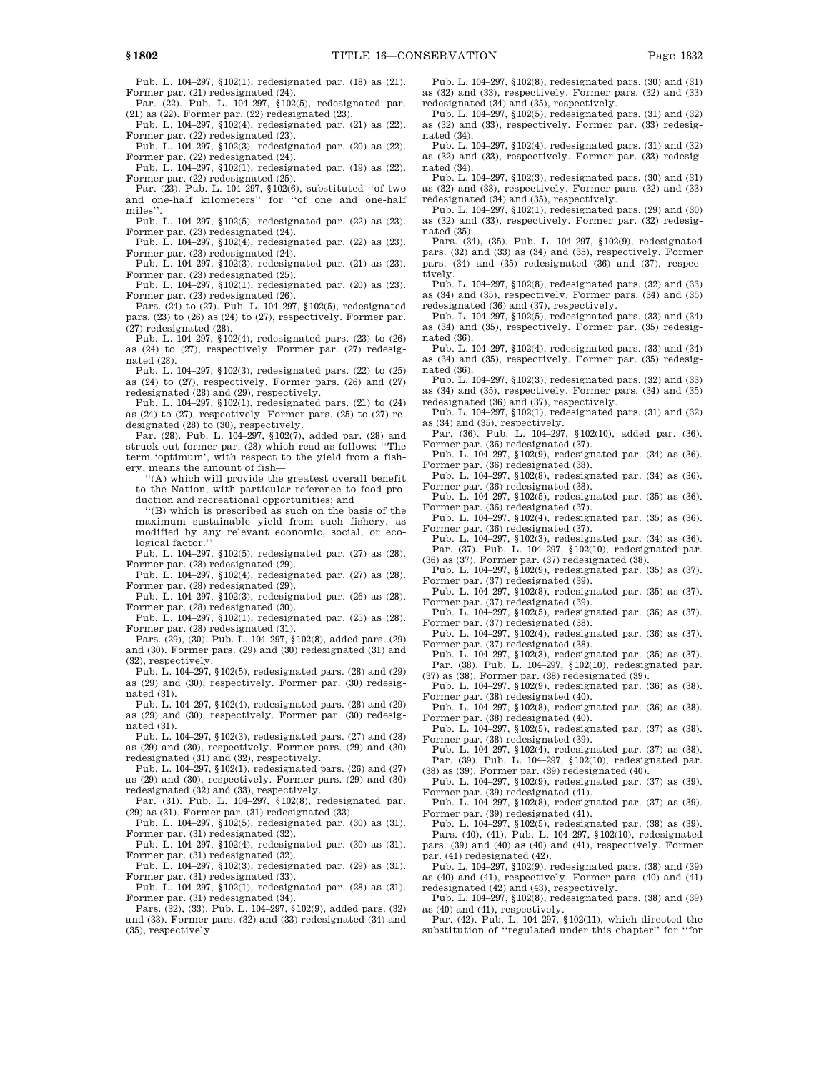Pub. L. 104–297, §102(1), redesignated par. (18) as (21). Former par. (21) redesignated (24).

Par. (22). Pub. L. 104–297, §102(5), redesignated par. (21) as (22). Former par. (22) redesignated (23).

Pub. L. 104–297, §102(4), redesignated par. (21) as (22). Former par. (22) redesignated (23).

Pub. L. 104–297, §102(3), redesignated par. (20) as (22). Former par. (22) redesignated (24).

Pub. L. 104–297, §102(1), redesignated par. (19) as (22). Former par. (22) redesignated (25).

Par. (23). Pub. L. 104–297, §102(6), substituted ''of two and one-half kilometers'' for ''of one and one-half miles''.

Pub. L. 104–297, §102(5), redesignated par. (22) as (23). Former par. (23) redesignated (24).

Pub. L. 104–297, §102(4), redesignated par. (22) as (23). Former par. (23) redesignated (24).

Pub. L. 104–297, §102(3), redesignated par. (21) as (23). Former par. (23) redesignated (25).

Pub. L. 104–297, §102(1), redesignated par. (20) as (23). Former par. (23) redesignated (26).

Pars. (24) to (27). Pub. L. 104–297, §102(5), redesignated pars. (23) to (26) as (24) to (27), respectively. Former par. (27) redesignated (28).

Pub. L. 104–297, §102(4), redesignated pars. (23) to (26) as (24) to (27), respectively. Former par. (27) redesignated (28).

Pub. L. 104–297, §102(3), redesignated pars. (22) to (25) as (24) to (27), respectively. Former pars. (26) and (27) redesignated (28) and (29), respectively.

Pub. L. 104–297, §102(1), redesignated pars. (21) to (24) as (24) to (27), respectively. Former pars. (25) to (27) redesignated (28) to (30), respectively.

Par. (28). Pub. L. 104–297, §102(7), added par. (28) and struck out former par. (28) which read as follows: ''The term 'optimum', with respect to the yield from a fishery, means the amount of fish—

''(A) which will provide the greatest overall benefit to the Nation, with particular reference to food production and recreational opportunities; and

''(B) which is prescribed as such on the basis of the maximum sustainable yield from such fishery, as modified by any relevant economic, social, or ecological factor.''

Pub. L. 104–297, §102(5), redesignated par. (27) as (28). Former par. (28) redesignated (29).

Pub. L. 104–297, §102(4), redesignated par. (27) as (28). Former par. (28) redesignated (29).

Pub. L. 104–297, §102(3), redesignated par. (26) as (28). Former par. (28) redesignated (30).

Pub. L. 104–297, §102(1), redesignated par. (25) as (28). Former par. (28) redesignated (31).

Pars. (29), (30). Pub. L. 104–297, §102(8), added pars. (29) and (30). Former pars. (29) and (30) redesignated (31) and (32), respectively.

Pub. L. 104–297, §102(5), redesignated pars. (28) and (29) as (29) and (30), respectively. Former par. (30) redesignated (31).

Pub. L. 104–297, §102(4), redesignated pars. (28) and (29) as (29) and (30), respectively. Former par. (30) redesignated (31).

Pub. L. 104–297, §102(3), redesignated pars. (27) and (28) as (29) and (30), respectively. Former pars. (29) and (30) redesignated (31) and (32), respectively.

Pub. L. 104–297, §102(1), redesignated pars. (26) and (27) as (29) and (30), respectively. Former pars. (29) and (30) redesignated (32) and (33), respectively.

Par. (31). Pub. L. 104–297, §102(8), redesignated par. (29) as (31). Former par. (31) redesignated (33).

Pub. L. 104–297, §102(5), redesignated par. (30) as (31). Former par. (31) redesignated (32).

Pub. L. 104–297, §102(4), redesignated par. (30) as (31). Former par. (31) redesignated (32).

Pub. L. 104–297, §102(3), redesignated par. (29) as (31). Former par. (31) redesignated (33).

Pub. L. 104–297, §102(1), redesignated par. (28) as (31). Former par. (31) redesignated (34).

Pars. (32), (33). Pub. L. 104–297, §102(9), added pars. (32) and (33). Former pars. (32) and (33) redesignated (34) and (35), respectively.

Pub. L. 104–297, §102(8), redesignated pars. (30) and (31) as (32) and (33), respectively. Former pars. (32) and (33) redesignated (34) and (35), respectively.

Pub. L. 104–297, §102(5), redesignated pars. (31) and (32) as (32) and (33), respectively. Former par. (33) redesignated (34).

Pub. L. 104–297, §102(4), redesignated pars. (31) and (32) as (32) and (33), respectively. Former par. (33) redesignated (34).

Pub. L. 104–297, §102(3), redesignated pars. (30) and (31) as (32) and (33), respectively. Former pars. (32) and (33) redesignated (34) and (35), respectively.

Pub. L. 104–297, §102(1), redesignated pars. (29) and (30) as (32) and (33), respectively. Former par. (32) redesignated (35).

Pars. (34), (35). Pub. L. 104–297, §102(9), redesignated pars. (32) and (33) as (34) and (35), respectively. Former pars. (34) and (35) redesignated (36) and (37), respectively.

Pub. L. 104–297, §102(8), redesignated pars. (32) and (33) as (34) and (35), respectively. Former pars. (34) and (35) redesignated (36) and (37), respectively.

Pub. L. 104–297, §102(5), redesignated pars. (33) and (34) as (34) and (35), respectively. Former par. (35) redesignated (36).

Pub. L. 104–297, §102(4), redesignated pars. (33) and (34) as (34) and (35), respectively. Former par. (35) redesignated (36).

Pub. L. 104–297, §102(3), redesignated pars. (32) and (33) as (34) and (35), respectively. Former pars. (34) and (35) redesignated (36) and (37), respectively.

Pub. L. 104–297, §102(1), redesignated pars. (31) and (32) as (34) and (35), respectively.

Par. (36). Pub. L. 104–297, §102(10), added par. (36). Former par. (36) redesignated (37).

Pub. L. 104–297, §102(9), redesignated par. (34) as (36). Former par. (36) redesignated (38).

Pub. L. 104–297, §102(8), redesignated par. (34) as (36). Former par. (36) redesignated (38).

Pub. L. 104–297, §102(5), redesignated par. (35) as (36). Former par. (36) redesignated (37).

Pub. L. 104–297, §102(4), redesignated par. (35) as (36). Former par. (36) redesignated (37).

Pub. L. 104–297, §102(3), redesignated par. (34) as (36).

Par. (37). Pub. L. 104–297, §102(10), redesignated par. (36) as (37). Former par. (37) redesignated (38).

Pub. L. 104–297, §102(9), redesignated par. (35) as (37). Former par. (37) redesignated (39).

Pub. L. 104–297, §102(8), redesignated par. (35) as (37). Former par. (37) redesignated (39).

Pub. L. 104–297, §102(5), redesignated par. (36) as (37). Former par. (37) redesignated (38).

Pub. L. 104–297, §102(4), redesignated par. (36) as (37). Former par. (37) redesignated (38).

Pub. L. 104–297, §102(3), redesignated par. (35) as (37).

Par. (38). Pub. L. 104–297, §102(10), redesignated par. (37) as (38). Former par. (38) redesignated (39).

Pub. L. 104–297, §102(9), redesignated par. (36) as (38). Former par. (38) redesignated (40).

Pub. L. 104–297, §102(8), redesignated par. (36) as (38). Former par. (38) redesignated (40).

Pub. L. 104–297, §102(5), redesignated par. (37) as (38). Former par. (38) redesignated (39).

Pub. L. 104–297, §102(4), redesignated par. (37) as (38).

Par. (39). Pub. L. 104–297, §102(10), redesignated par. (38) as (39). Former par. (39) redesignated (40).

Pub. L. 104–297, §102(9), redesignated par. (37) as (39). Former par. (39) redesignated (41).

Pub. L. 104–297, §102(8), redesignated par. (37) as (39). Former par. (39) redesignated (41).

Pub. L. 104–297, §102(5), redesignated par. (38) as (39).

Pars. (40), (41). Pub. L. 104–297, §102(10), redesignated pars. (39) and (40) as (40) and (41), respectively. Former par. (41) redesignated (42).

Pub. L. 104–297, §102(9), redesignated pars. (38) and (39) as (40) and (41), respectively. Former pars. (40) and (41) redesignated (42) and (43), respectively.

Pub. L. 104–297, §102(8), redesignated pars. (38) and (39) as (40) and (41), respectively.

Par. (42). Pub. L. 104–297, §102(11), which directed the substitution of ''regulated under this chapter'' for ''for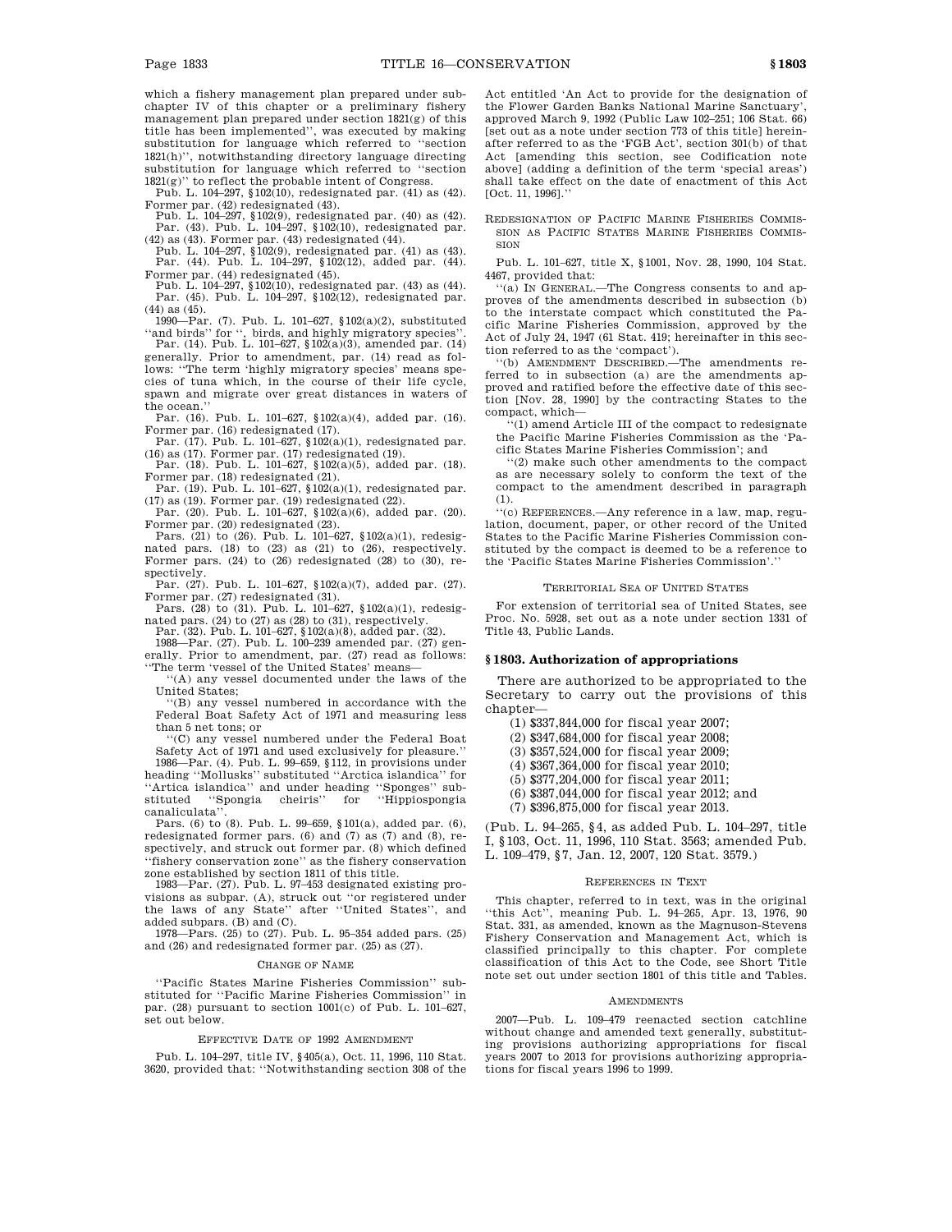which a fishery management plan prepared under subchapter IV of this chapter or a preliminary fishery management plan prepared under section 1821(g) of this title has been implemented'', was executed by making substitution for language which referred to ''section 1821(h)'', notwithstanding directory language directing substitution for language which referred to ''section 1821(g)'' to reflect the probable intent of Congress.

Pub. L. 104–297, §102(10), redesignated par. (41) as (42). Former par. (42) redesignated (43).

Pub. L. 104–297, §102(9), redesignated par. (40) as (42).

Par. (43). Pub. L. 104–297, §102(10), redesignated par. (42) as (43). Former par. (43) redesignated (44).

Pub. L. 104–297, §102(9), redesignated par. (41) as (43).

Par. (44). Pub. L. 104–297, §102(12), added par. (44). Former par. (44) redesignated (45).

Pub. L. 104–297, §102(10), redesignated par. (43) as (44).

Par. (45). Pub. L. 104–297, §102(12), redesignated par. (44) as (45).

1990—Par. (7). Pub. L. 101–627, §102(a)(2), substituted ''and birds'' for '', birds, and highly migratory species''.

Par. (14). Pub. L. 101–627, §102(a)(3), amended par. (14) generally. Prior to amendment, par. (14) read as follows: ''The term 'highly migratory species' means species of tuna which, in the course of their life cycle, spawn and migrate over great distances in waters of the ocean.''

Par. (16). Pub. L. 101–627, §102(a)(4), added par. (16). Former par. (16) redesignated (17).

Par. (17). Pub. L. 101–627, §102(a)(1), redesignated par. (16) as (17). Former par. (17) redesignated (19).

Par. (18). Pub. L. 101–627, §102(a)(5), added par. (18). Former par. (18) redesignated (21).

Par. (19). Pub. L. 101–627, §102(a)(1), redesignated par. (17) as (19). Former par. (19) redesignated (22).

Par. (20). Pub. L. 101–627, §102(a)(6), added par. (20). Former par. (20) redesignated (23).

Pars. (21) to (26). Pub. L. 101–627, §102(a)(1), redesignated pars. (18) to (23) as (21) to (26), respectively. Former pars. (24) to (26) redesignated (28) to (30), respectively.

Par. (27). Pub. L. 101–627, §102(a)(7), added par. (27). Former par. (27) redesignated (31).

Pars. (28) to (31). Pub. L. 101–627, §102(a)(1), redesignated pars. (24) to (27) as (28) to (31), respectively.

Par. (32). Pub. L. 101–627, §102(a)(8), added par. (32).

1988—Par. (27). Pub. L. 100–239 amended par. (27) generally. Prior to amendment, par. (27) read as follows: ''The term 'vessel of the United States' means—

''(A) any vessel documented under the laws of the United States;

''(B) any vessel numbered in accordance with the Federal Boat Safety Act of 1971 and measuring less than 5 net tons; or

''(C) any vessel numbered under the Federal Boat Safety Act of 1971 and used exclusively for pleasure.''

1986—Par. (4). Pub. L. 99–659, §112, in provisions under heading ''Mollusks'' substituted ''Arctica islandica'' for ''Artica islandica'' and under heading ''Sponges'' substituted ''Spongia cheiris'' for ''Hippiospongia canaliculata''.

Pars. (6) to (8). Pub. L. 99–659, §101(a), added par. (6), redesignated former pars. (6) and (7) as (7) and (8), respectively, and struck out former par. (8) which defined ''fishery conservation zone'' as the fishery conservation zone established by section 1811 of this title.

1983—Par. (27). Pub. L. 97–453 designated existing provisions as subpar. (A), struck out ''or registered under the laws of any State'' after ''United States'', and added subpars. (B) and (C).

1978—Pars. (25) to (27). Pub. L. 95–354 added pars. (25) and (26) and redesignated former par. (25) as (27).

CHANGE OF NAME

''Pacific States Marine Fisheries Commission'' substituted for ''Pacific Marine Fisheries Commission'' in par. (28) pursuant to section 1001(c) of Pub. L. 101–627, set out below.

EFFECTIVE DATE OF 1992 AMENDMENT

Pub. L. 104–297, title IV, §405(a), Oct. 11, 1996, 110 Stat. 3620, provided that: ''Notwithstanding section 308 of the Act entitled 'An Act to provide for the designation of the Flower Garden Banks National Marine Sanctuary', approved March 9, 1992 (Public Law 102–251; 106 Stat. 66) [set out as a note under section 773 of this title] hereinafter referred to as the 'FGB Act', section 301(b) of that Act [amending this section, see Codification note above] (adding a definition of the term 'special areas') shall take effect on the date of enactment of this Act [Oct. 11, 1996].''

REDESIGNATION OF PACIFIC MARINE FISHERIES COMMISSION AS PACIFIC STATES MARINE FISHERIES COMMISSION

Pub. L. 101–627, title X, §1001, Nov. 28, 1990, 104 Stat. 4467, provided that:

''(a) IN GENERAL.—The Congress consents to and approves of the amendments described in subsection (b) to the interstate compact which constituted the Pacific Marine Fisheries Commission, as approved by the Act of July 24, 1947 (61 Stat. 419; hereinafter in this section referred to as the 'compact').

''(b) AMENDMENT DESCRIBED.—The amendments referred to in subsection (a) are the amendments approved and ratified before the effective date of this section [Nov. 28, 1990] by the contracting States to the compact, which—

''(1) amend Article III of the compact to redesignate the Pacific Marine Fisheries Commission as the 'Pacific States Marine Fisheries Commission'; and

''(2) make such other amendments to the compact as are necessary solely to conform the text of the compact to the amendment described in paragraph (1).

''(c) REFERENCES.—Any reference in a law, map, regulation, document, paper, or other record of the United States to the Pacific Marine Fisheries Commission constituted by the compact is deemed to be a reference to the 'Pacific States Marine Fisheries Commission'.''

TERRITORIAL SEA OF UNITED STATES

For extension of territorial sea of United States, see Proc. No. 5928, set out as a note under section 1331 of Title 43, Public Lands.

## § 1803. Authorization of appropriations

There are authorized to be appropriated to the Secretary to carry out the provisions of this chapter—

(1) $337,844,000 for fiscal year 2007;

(2) $347,684,000 for fiscal year 2008;

(3) $357,524,000 for fiscal year 2009;

(4) $367,364,000 for fiscal year 2010;

(5) $377,204,000 for fiscal year 2011;

(6) $387,044,000 for fiscal year 2012; and

(7) $396,875,000 for fiscal year 2013.

(Pub. L. 94–265, §4, as added Pub. L. 104–297, title I, §103, Oct. 11, 1996, 110 Stat. 3563; amended Pub. L. 109–479, §7, Jan. 12, 2007, 120 Stat. 3579.)

REFERENCES IN TEXT

This chapter, referred to in text, was in the original ''this Act'', meaning Pub. L. 94–265, Apr. 13, 1976, 90 Stat. 331, as amended, known as the Magnuson-Stevens Fishery Conservation and Management Act, which is classified principally to this chapter. For complete classification of this Act to the Code, see Short Title note set out under section 1801 of this title and Tables.

AMENDMENTS

2007—Pub. L. 109–479 reenacted section catchline without change and amended text generally, substituting provisions authorizing appropriations for fiscal years 2007 to 2013 for provisions authorizing appropriations for fiscal years 1996 to 1999.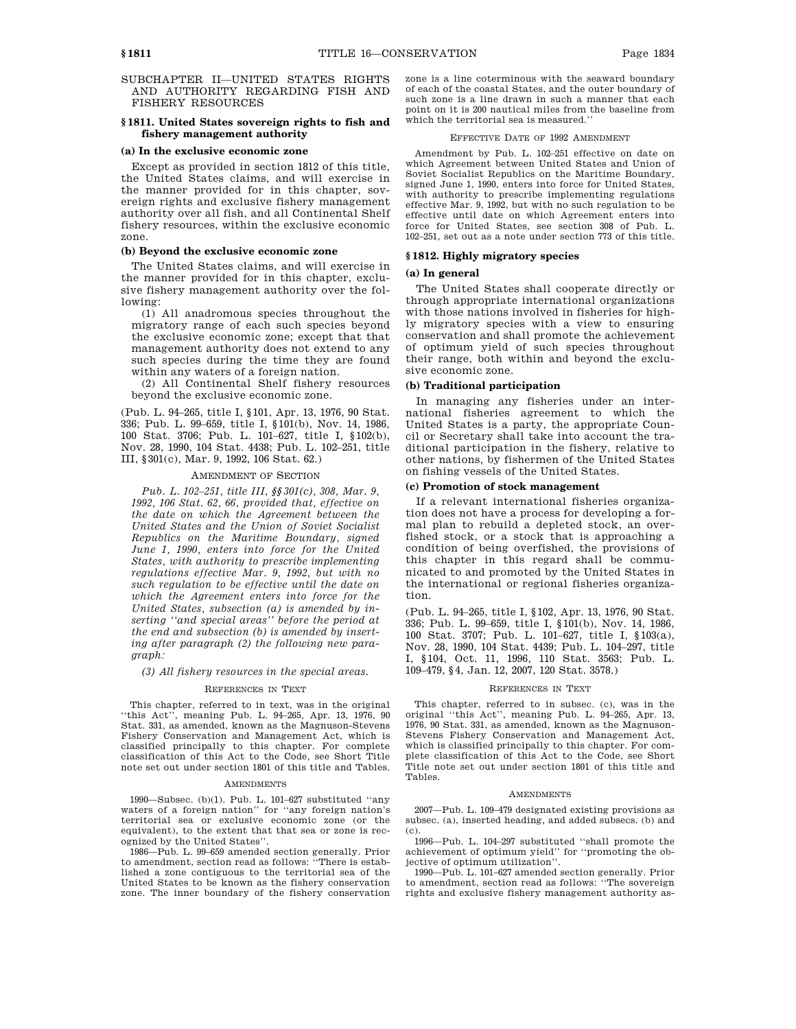## SUBCHAPTER II—UNITED STATES RIGHTS AND AUTHORITY REGARDING FISH AND FISHERY RESOURCES

### § 1811. United States sovereign rights to fish and fishery management authority

#### (a) In the exclusive economic zone

Except as provided in section 1812 of this title, the United States claims, and will exercise in the manner provided for in this chapter, sovereign rights and exclusive fishery management authority over all fish, and all Continental Shelf fishery resources, within the exclusive economic zone.

#### (b) Beyond the exclusive economic zone

The United States claims, and will exercise in the manner provided for in this chapter, exclusive fishery management authority over the following:

(1) All anadromous species throughout the migratory range of each such species beyond the exclusive economic zone; except that that management authority does not extend to any such species during the time they are found within any waters of a foreign nation.

(2) All Continental Shelf fishery resources beyond the exclusive economic zone.

(Pub. L. 94–265, title I, §101, Apr. 13, 1976, 90 Stat. 336; Pub. L. 99–659, title I, §101(b), Nov. 14, 1986, 100 Stat. 3706; Pub. L. 101–627, title I, §102(b), Nov. 28, 1990, 104 Stat. 4438; Pub. L. 102–251, title III, §301(c), Mar. 9, 1992, 106 Stat. 62.)

AMENDMENT OF SECTION

*Pub. L. 102–251, title III, §§301(c), 308, Mar. 9, 1992, 106 Stat. 62, 66, provided that, effective on the date on which the Agreement between the United States and the Union of Soviet Socialist Republics on the Maritime Boundary, signed June 1, 1990, enters into force for the United States, with authority to prescribe implementing regulations effective Mar. 9, 1992, but with no such regulation to be effective until the date on which the Agreement enters into force for the United States, subsection (a) is amended by inserting ''and special areas'' before the period at the end and subsection (b) is amended by inserting after paragraph (2) the following new paragraph:*

*(3) All fishery resources in the special areas.*

REFERENCES IN TEXT

This chapter, referred to in text, was in the original ''this Act'', meaning Pub. L. 94–265, Apr. 13, 1976, 90 Stat. 331, as amended, known as the Magnuson-Stevens Fishery Conservation and Management Act, which is classified principally to this chapter. For complete classification of this Act to the Code, see Short Title note set out under section 1801 of this title and Tables.

AMENDMENTS

1990—Subsec. (b)(1). Pub. L. 101–627 substituted ''any waters of a foreign nation'' for ''any foreign nation's territorial sea or exclusive economic zone (or the equivalent), to the extent that that sea or zone is recognized by the United States''.

1986—Pub. L. 99–659 amended section generally. Prior to amendment, section read as follows: ''There is established a zone contiguous to the territorial sea of the United States to be known as the fishery conservation zone. The inner boundary of the fishery conservation zone is a line coterminous with the seaward boundary of each of the coastal States, and the outer boundary of such zone is a line drawn in such a manner that each point on it is 200 nautical miles from the baseline from which the territorial sea is measured.''

EFFECTIVE DATE OF 1992 AMENDMENT

Amendment by Pub. L. 102–251 effective on date on which Agreement between United States and Union of Soviet Socialist Republics on the Maritime Boundary, signed June 1, 1990, enters into force for United States, with authority to prescribe implementing regulations effective Mar. 9, 1992, but with no such regulation to be effective until date on which Agreement enters into force for United States, see section 308 of Pub. L. 102–251, set out as a note under section 773 of this title.

### § 1812. Highly migratory species

#### (a) In general

The United States shall cooperate directly or through appropriate international organizations with those nations involved in fisheries for highly migratory species with a view to ensuring conservation and shall promote the achievement of optimum yield of such species throughout their range, both within and beyond the exclusive economic zone.

#### (b) Traditional participation

In managing any fisheries under an international fisheries agreement to which the United States is a party, the appropriate Council or Secretary shall take into account the traditional participation in the fishery, relative to other nations, by fishermen of the United States on fishing vessels of the United States.

#### (c) Promotion of stock management

If a relevant international fisheries organization does not have a process for developing a formal plan to rebuild a depleted stock, an overfished stock, or a stock that is approaching a condition of being overfished, the provisions of this chapter in this regard shall be communicated to and promoted by the United States in the international or regional fisheries organization.

(Pub. L. 94–265, title I, §102, Apr. 13, 1976, 90 Stat. 336; Pub. L. 99–659, title I, §101(b), Nov. 14, 1986, 100 Stat. 3707; Pub. L. 101–627, title I, §103(a), Nov. 28, 1990, 104 Stat. 4439; Pub. L. 104–297, title I, §104, Oct. 11, 1996, 110 Stat. 3563; Pub. L. 109–479, §4, Jan. 12, 2007, 120 Stat. 3578.)

REFERENCES IN TEXT

This chapter, referred to in subsec. (c), was in the original ''this Act'', meaning Pub. L. 94–265, Apr. 13, 1976, 90 Stat. 331, as amended, known as the Magnuson-Stevens Fishery Conservation and Management Act, which is classified principally to this chapter. For complete classification of this Act to the Code, see Short Title note set out under section 1801 of this title and Tables.

AMENDMENTS

2007—Pub. L. 109–479 designated existing provisions as subsec. (a), inserted heading, and added subsecs. (b) and (c).

1996—Pub. L. 104–297 substituted ''shall promote the achievement of optimum yield'' for ''promoting the objective of optimum utilization''.

1990—Pub. L. 101–627 amended section generally. Prior to amendment, section read as follows: ''The sovereign rights and exclusive fishery management authority as-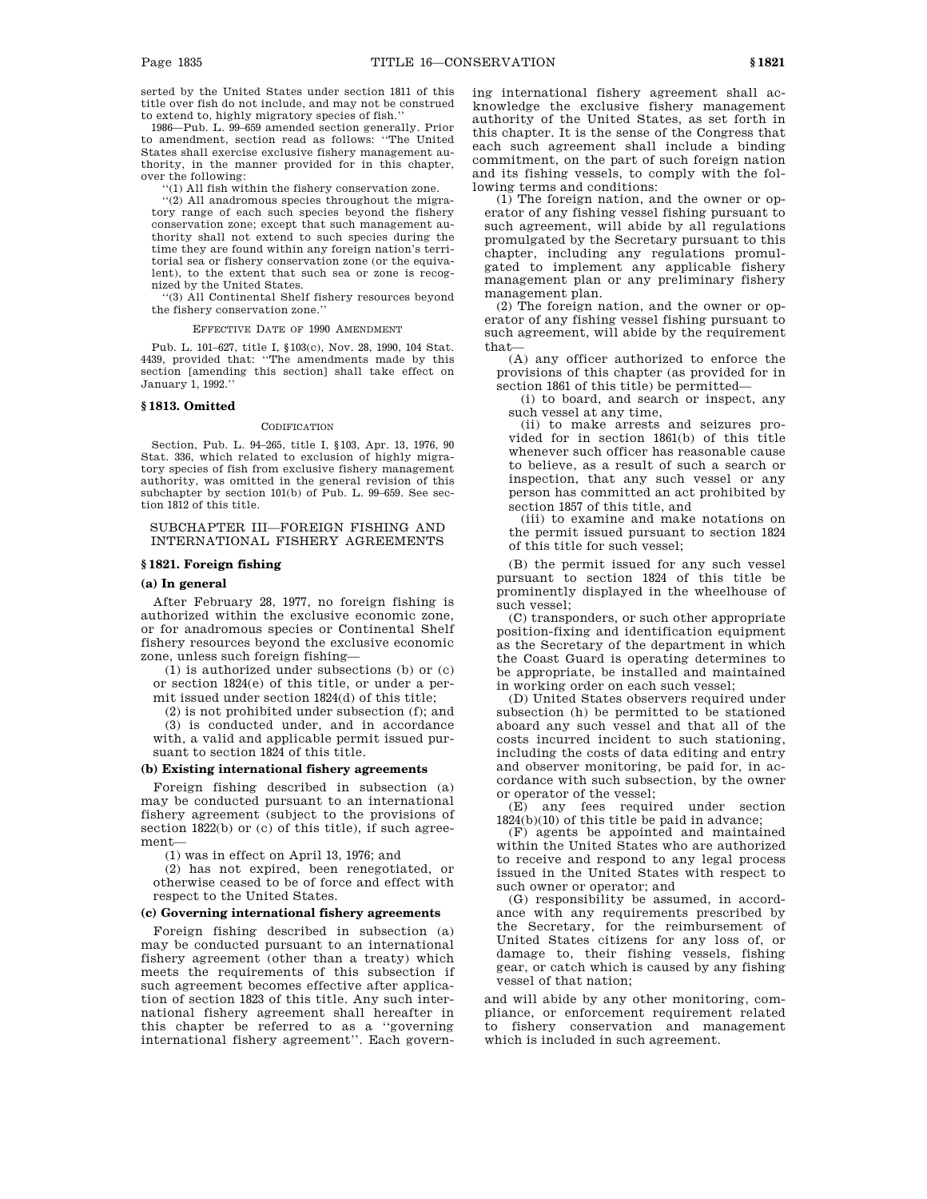serted by the United States under section 1811 of this title over fish do not include, and may not be construed to extend to, highly migratory species of fish.''

1986—Pub. L. 99–659 amended section generally. Prior to amendment, section read as follows: ''The United States shall exercise exclusive fishery management authority, in the manner provided for in this chapter, over the following:

''(1) All fish within the fishery conservation zone.

''(2) All anadromous species throughout the migratory range of each such species beyond the fishery conservation zone; except that such management authority shall not extend to such species during the time they are found within any foreign nation's territorial sea or fishery conservation zone (or the equivalent), to the extent that such sea or zone is recognized by the United States.

''(3) All Continental Shelf fishery resources beyond the fishery conservation zone.''

EFFECTIVE DATE OF 1990 AMENDMENT

Pub. L. 101–627, title I, §103(c), Nov. 28, 1990, 104 Stat. 4439, provided that: ''The amendments made by this section [amending this section] shall take effect on January 1, 1992.''

### § 1813. Omitted

CODIFICATION

Section, Pub. L. 94–265, title I, §103, Apr. 13, 1976, 90 Stat. 336, which related to exclusion of highly migratory species of fish from exclusive fishery management authority, was omitted in the general revision of this subchapter by section 101(b) of Pub. L. 99–659. See section 1812 of this title.

## SUBCHAPTER III—FOREIGN FISHING AND INTERNATIONAL FISHERY AGREEMENTS

### § 1821. Foreign fishing

#### (a) In general

After February 28, 1977, no foreign fishing is authorized within the exclusive economic zone, or for anadromous species or Continental Shelf fishery resources beyond the exclusive economic zone, unless such foreign fishing—

(1) is authorized under subsections (b) or (c) or section 1824(e) of this title, or under a permit issued under section 1824(d) of this title;

(2) is not prohibited under subsection (f); and

(3) is conducted under, and in accordance with, a valid and applicable permit issued pursuant to section 1824 of this title.

#### (b) Existing international fishery agreements

Foreign fishing described in subsection (a) may be conducted pursuant to an international fishery agreement (subject to the provisions of section 1822(b) or (c) of this title), if such agreement—

(1) was in effect on April 13, 1976; and

(2) has not expired, been renegotiated, or otherwise ceased to be of force and effect with respect to the United States.

#### (c) Governing international fishery agreements

Foreign fishing described in subsection (a) may be conducted pursuant to an international fishery agreement (other than a treaty) which meets the requirements of this subsection if such agreement becomes effective after application of section 1823 of this title. Any such international fishery agreement shall hereafter in this chapter be referred to as a ''governing international fishery agreement''. Each governing international fishery agreement shall acknowledge the exclusive fishery management authority of the United States, as set forth in this chapter. It is the sense of the Congress that each such agreement shall include a binding commitment, on the part of such foreign nation and its fishing vessels, to comply with the following terms and conditions:

(1) The foreign nation, and the owner or operator of any fishing vessel fishing pursuant to such agreement, will abide by all regulations promulgated by the Secretary pursuant to this chapter, including any regulations promulgated to implement any applicable fishery management plan or any preliminary fishery management plan.

(2) The foreign nation, and the owner or operator of any fishing vessel fishing pursuant to such agreement, will abide by the requirement that—

(A) any officer authorized to enforce the provisions of this chapter (as provided for in section 1861 of this title) be permitted—

(i) to board, and search or inspect, any such vessel at any time,

(ii) to make arrests and seizures provided for in section 1861(b) of this title whenever such officer has reasonable cause to believe, as a result of such a search or inspection, that any such vessel or any person has committed an act prohibited by section 1857 of this title, and

(iii) to examine and make notations on the permit issued pursuant to section 1824 of this title for such vessel;

(B) the permit issued for any such vessel pursuant to section 1824 of this title be prominently displayed in the wheelhouse of such vessel;

(C) transponders, or such other appropriate position-fixing and identification equipment as the Secretary of the department in which the Coast Guard is operating determines to be appropriate, be installed and maintained in working order on each such vessel;

(D) United States observers required under subsection (h) be permitted to be stationed aboard any such vessel and that all of the costs incurred incident to such stationing, including the costs of data editing and entry and observer monitoring, be paid for, in accordance with such subsection, by the owner or operator of the vessel;

(E) any fees required under section 1824(b)(10) of this title be paid in advance;

(F) agents be appointed and maintained within the United States who are authorized to receive and respond to any legal process issued in the United States with respect to such owner or operator; and

(G) responsibility be assumed, in accordance with any requirements prescribed by the Secretary, for the reimbursement of United States citizens for any loss of, or damage to, their fishing vessels, fishing gear, or catch which is caused by any fishing vessel of that nation;

and will abide by any other monitoring, compliance, or enforcement requirement related to fishery conservation and management which is included in such agreement.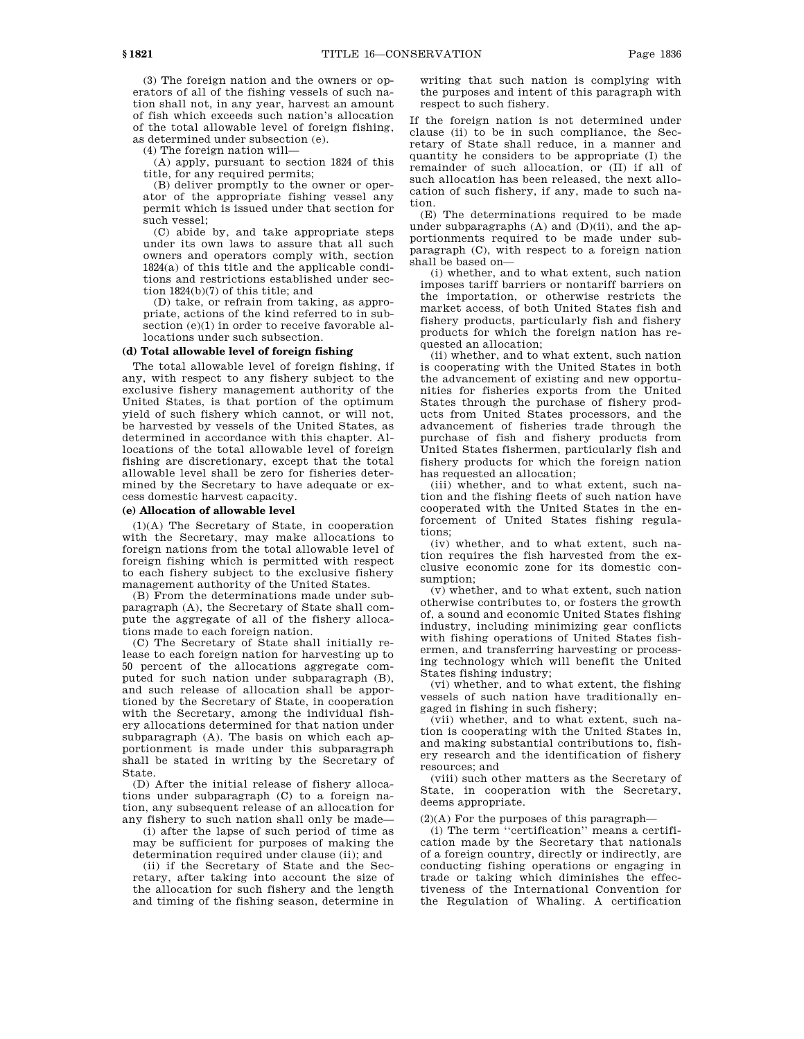(3) The foreign nation and the owners or operators of all of the fishing vessels of such nation shall not, in any year, harvest an amount of fish which exceeds such nation's allocation of the total allowable level of foreign fishing, as determined under subsection (e).

(4) The foreign nation will—

(A) apply, pursuant to section 1824 of this title, for any required permits;

(B) deliver promptly to the owner or operator of the appropriate fishing vessel any permit which is issued under that section for such vessel;

(C) abide by, and take appropriate steps under its own laws to assure that all such owners and operators comply with, section 1824(a) of this title and the applicable conditions and restrictions established under section 1824(b)(7) of this title; and

(D) take, or refrain from taking, as appropriate, actions of the kind referred to in subsection (e)(1) in order to receive favorable allocations under such subsection.

#### (d) Total allowable level of foreign fishing

The total allowable level of foreign fishing, if any, with respect to any fishery subject to the exclusive fishery management authority of the United States, is that portion of the optimum yield of such fishery which cannot, or will not, be harvested by vessels of the United States, as determined in accordance with this chapter. Allocations of the total allowable level of foreign fishing are discretionary, except that the total allowable level shall be zero for fisheries determined by the Secretary to have adequate or excess domestic harvest capacity.

#### (e) Allocation of allowable level

(1)(A) The Secretary of State, in cooperation with the Secretary, may make allocations to foreign nations from the total allowable level of foreign fishing which is permitted with respect to each fishery subject to the exclusive fishery management authority of the United States.

(B) From the determinations made under subparagraph (A), the Secretary of State shall compute the aggregate of all of the fishery allocations made to each foreign nation.

(C) The Secretary of State shall initially release to each foreign nation for harvesting up to 50 percent of the allocations aggregate computed for such nation under subparagraph (B), and such release of allocation shall be apportioned by the Secretary of State, in cooperation with the Secretary, among the individual fishery allocations determined for that nation under subparagraph (A). The basis on which each apportionment is made under this subparagraph shall be stated in writing by the Secretary of State.

(D) After the initial release of fishery allocations under subparagraph (C) to a foreign nation, any subsequent release of an allocation for any fishery to such nation shall only be made—

(i) after the lapse of such period of time as may be sufficient for purposes of making the determination required under clause (ii); and

(ii) if the Secretary of State and the Secretary, after taking into account the size of the allocation for such fishery and the length and timing of the fishing season, determine in writing that such nation is complying with the purposes and intent of this paragraph with respect to such fishery.

If the foreign nation is not determined under clause (ii) to be in such compliance, the Secretary of State shall reduce, in a manner and quantity he considers to be appropriate (I) the remainder of such allocation, or (II) if all of such allocation has been released, the next allocation of such fishery, if any, made to such nation.

(E) The determinations required to be made under subparagraphs (A) and (D)(ii), and the apportionments required to be made under subparagraph (C), with respect to a foreign nation shall be based on—

(i) whether, and to what extent, such nation imposes tariff barriers or nontariff barriers on the importation, or otherwise restricts the market access, of both United States fish and fishery products, particularly fish and fishery products for which the foreign nation has requested an allocation;

(ii) whether, and to what extent, such nation is cooperating with the United States in both the advancement of existing and new opportunities for fisheries exports from the United States through the purchase of fishery products from United States processors, and the advancement of fisheries trade through the purchase of fish and fishery products from United States fishermen, particularly fish and fishery products for which the foreign nation has requested an allocation;

(iii) whether, and to what extent, such nation and the fishing fleets of such nation have cooperated with the United States in the enforcement of United States fishing regulations;

(iv) whether, and to what extent, such nation requires the fish harvested from the exclusive economic zone for its domestic consumption;

(v) whether, and to what extent, such nation otherwise contributes to, or fosters the growth of, a sound and economic United States fishing industry, including minimizing gear conflicts with fishing operations of United States fishermen, and transferring harvesting or processing technology which will benefit the United States fishing industry;

(vi) whether, and to what extent, the fishing vessels of such nation have traditionally engaged in fishing in such fishery;

(vii) whether, and to what extent, such nation is cooperating with the United States in, and making substantial contributions to, fishery research and the identification of fishery resources; and

(viii) such other matters as the Secretary of State, in cooperation with the Secretary, deems appropriate.

(2)(A) For the purposes of this paragraph—

(i) The term ''certification'' means a certification made by the Secretary that nationals of a foreign country, directly or indirectly, are conducting fishing operations or engaging in trade or taking which diminishes the effectiveness of the International Convention for the Regulation of Whaling. A certification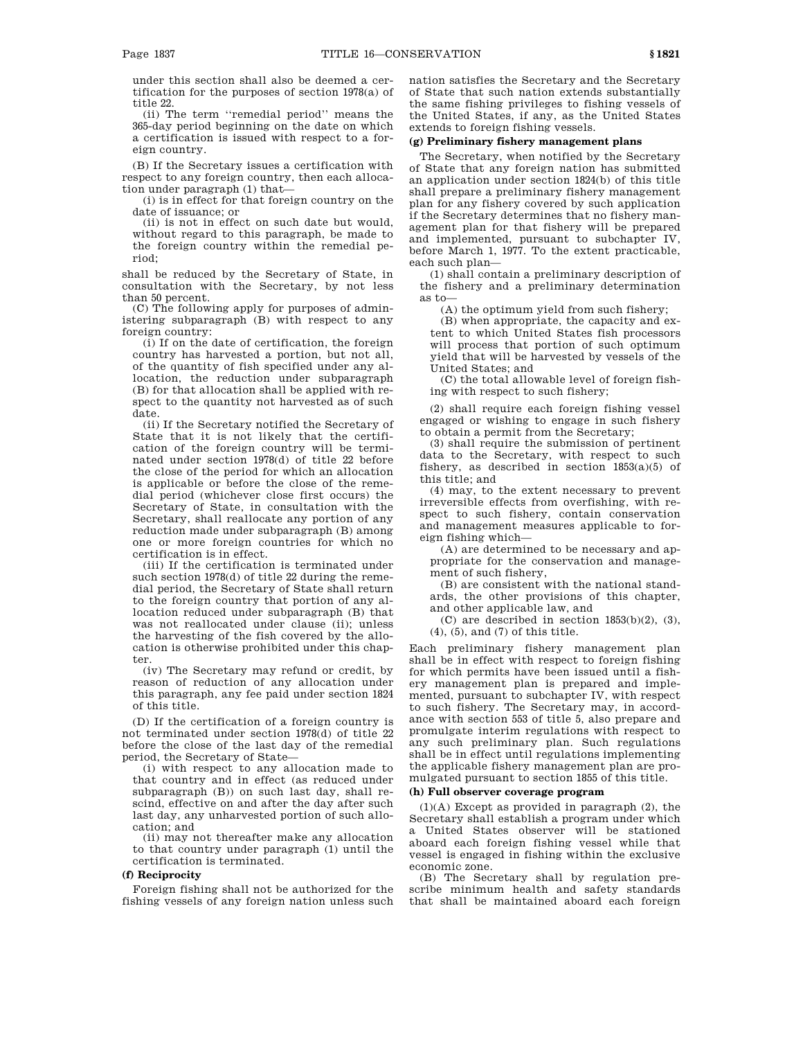under this section shall also be deemed a certification for the purposes of section 1978(a) of title 22.

(ii) The term ''remedial period'' means the 365-day period beginning on the date on which a certification is issued with respect to a foreign country.

(B) If the Secretary issues a certification with respect to any foreign country, then each allocation under paragraph (1) that—

(i) is in effect for that foreign country on the date of issuance; or

(ii) is not in effect on such date but would, without regard to this paragraph, be made to the foreign country within the remedial period;

shall be reduced by the Secretary of State, in consultation with the Secretary, by not less than 50 percent.

(C) The following apply for purposes of administering subparagraph (B) with respect to any foreign country:

(i) If on the date of certification, the foreign country has harvested a portion, but not all, of the quantity of fish specified under any allocation, the reduction under subparagraph (B) for that allocation shall be applied with respect to the quantity not harvested as of such date.

(ii) If the Secretary notified the Secretary of State that it is not likely that the certification of the foreign country will be terminated under section 1978(d) of title 22 before the close of the period for which an allocation is applicable or before the close of the remedial period (whichever close first occurs) the Secretary of State, in consultation with the Secretary, shall reallocate any portion of any reduction made under subparagraph (B) among one or more foreign countries for which no certification is in effect.

(iii) If the certification is terminated under such section 1978(d) of title 22 during the remedial period, the Secretary of State shall return to the foreign country that portion of any allocation reduced under subparagraph (B) that was not reallocated under clause (ii); unless the harvesting of the fish covered by the allocation is otherwise prohibited under this chapter.

(iv) The Secretary may refund or credit, by reason of reduction of any allocation under this paragraph, any fee paid under section 1824 of this title.

(D) If the certification of a foreign country is not terminated under section 1978(d) of title 22 before the close of the last day of the remedial period, the Secretary of State—

(i) with respect to any allocation made to that country and in effect (as reduced under subparagraph (B)) on such last day, shall rescind, effective on and after the day after such last day, any unharvested portion of such allocation; and

(ii) may not thereafter make any allocation to that country under paragraph (1) until the certification is terminated.

**(f) Reciprocity**

Foreign fishing shall not be authorized for the fishing vessels of any foreign nation unless such nation satisfies the Secretary and the Secretary of State that such nation extends substantially the same fishing privileges to fishing vessels of the United States, if any, as the United States extends to foreign fishing vessels.

**(g) Preliminary fishery management plans**

The Secretary, when notified by the Secretary of State that any foreign nation has submitted an application under section 1824(b) of this title shall prepare a preliminary fishery management plan for any fishery covered by such application if the Secretary determines that no fishery management plan for that fishery will be prepared and implemented, pursuant to subchapter IV, before March 1, 1977. To the extent practicable, each such plan—

(1) shall contain a preliminary description of the fishery and a preliminary determination as to—

(A) the optimum yield from such fishery;

(B) when appropriate, the capacity and extent to which United States fish processors will process that portion of such optimum yield that will be harvested by vessels of the United States; and

(C) the total allowable level of foreign fishing with respect to such fishery;

(2) shall require each foreign fishing vessel engaged or wishing to engage in such fishery to obtain a permit from the Secretary;

(3) shall require the submission of pertinent data to the Secretary, with respect to such fishery, as described in section 1853(a)(5) of this title; and

(4) may, to the extent necessary to prevent irreversible effects from overfishing, with respect to such fishery, contain conservation and management measures applicable to foreign fishing which—

(A) are determined to be necessary and appropriate for the conservation and management of such fishery,

(B) are consistent with the national standards, the other provisions of this chapter, and other applicable law, and

(C) are described in section 1853(b)(2), (3), (4), (5), and (7) of this title.

Each preliminary fishery management plan shall be in effect with respect to foreign fishing for which permits have been issued until a fishery management plan is prepared and implemented, pursuant to subchapter IV, with respect to such fishery. The Secretary may, in accordance with section 553 of title 5, also prepare and promulgate interim regulations with respect to any such preliminary plan. Such regulations shall be in effect until regulations implementing the applicable fishery management plan are promulgated pursuant to section 1855 of this title.

**(h) Full observer coverage program**

(1)(A) Except as provided in paragraph (2), the Secretary shall establish a program under which a United States observer will be stationed aboard each foreign fishing vessel while that vessel is engaged in fishing within the exclusive economic zone.

(B) The Secretary shall by regulation prescribe minimum health and safety standards that shall be maintained aboard each foreign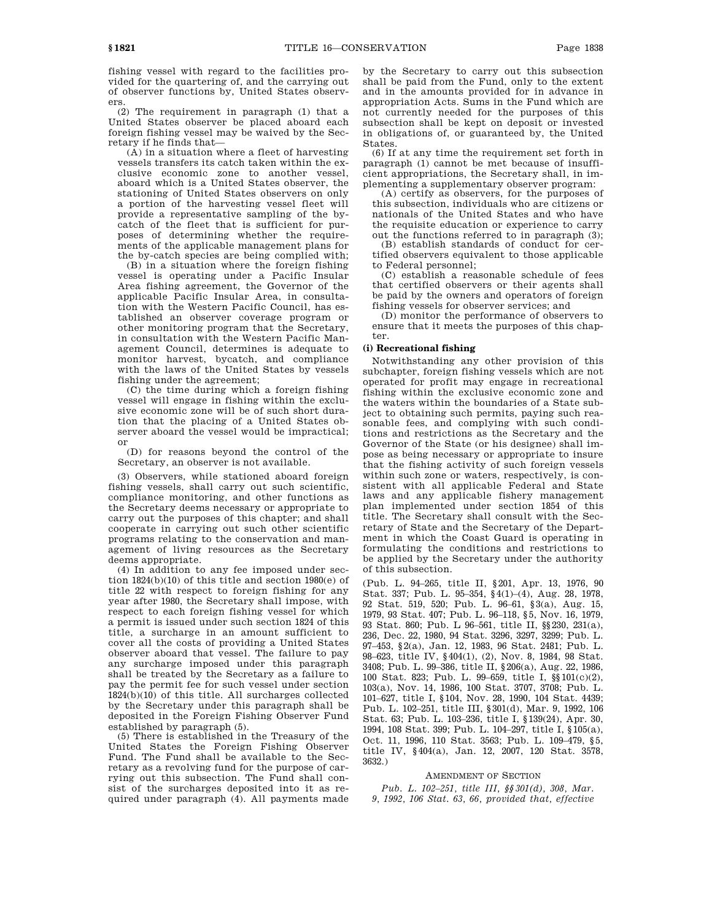fishing vessel with regard to the facilities provided for the quartering of, and the carrying out of observer functions by, United States observers.

(2) The requirement in paragraph (1) that a United States observer be placed aboard each foreign fishing vessel may be waived by the Secretary if he finds that—

(A) in a situation where a fleet of harvesting vessels transfers its catch taken within the exclusive economic zone to another vessel, aboard which is a United States observer, the stationing of United States observers on only a portion of the harvesting vessel fleet will provide a representative sampling of the by-catch of the fleet that is sufficient for purposes of determining whether the requirements of the applicable management plans for the by-catch species are being complied with;

(B) in a situation where the foreign fishing vessel is operating under a Pacific Insular Area fishing agreement, the Governor of the applicable Pacific Insular Area, in consultation with the Western Pacific Council, has established an observer coverage program or other monitoring program that the Secretary, in consultation with the Western Pacific Management Council, determines is adequate to monitor harvest, bycatch, and compliance with the laws of the United States by vessels fishing under the agreement;

(C) the time during which a foreign fishing vessel will engage in fishing within the exclusive economic zone will be of such short duration that the placing of a United States observer aboard the vessel would be impractical; or

(D) for reasons beyond the control of the Secretary, an observer is not available.

(3) Observers, while stationed aboard foreign fishing vessels, shall carry out such scientific, compliance monitoring, and other functions as the Secretary deems necessary or appropriate to carry out the purposes of this chapter; and shall cooperate in carrying out such other scientific programs relating to the conservation and management of living resources as the Secretary deems appropriate.

(4) In addition to any fee imposed under section 1824(b)(10) of this title and section 1980(e) of title 22 with respect to foreign fishing for any year after 1980, the Secretary shall impose, with respect to each foreign fishing vessel for which a permit is issued under such section 1824 of this title, a surcharge in an amount sufficient to cover all the costs of providing a United States observer aboard that vessel. The failure to pay any surcharge imposed under this paragraph shall be treated by the Secretary as a failure to pay the permit fee for such vessel under section 1824(b)(10) of this title. All surcharges collected by the Secretary under this paragraph shall be deposited in the Foreign Fishing Observer Fund established by paragraph (5).

(5) There is established in the Treasury of the United States the Foreign Fishing Observer Fund. The Fund shall be available to the Secretary as a revolving fund for the purpose of carrying out this subsection. The Fund shall consist of the surcharges deposited into it as required under paragraph (4). All payments made by the Secretary to carry out this subsection shall be paid from the Fund, only to the extent and in the amounts provided for in advance in appropriation Acts. Sums in the Fund which are not currently needed for the purposes of this subsection shall be kept on deposit or invested in obligations of, or guaranteed by, the United States.

(6) If at any time the requirement set forth in paragraph (1) cannot be met because of insufficient appropriations, the Secretary shall, in implementing a supplementary observer program:

(A) certify as observers, for the purposes of this subsection, individuals who are citizens or nationals of the United States and who have the requisite education or experience to carry out the functions referred to in paragraph (3);

(B) establish standards of conduct for certified observers equivalent to those applicable to Federal personnel;

(C) establish a reasonable schedule of fees that certified observers or their agents shall be paid by the owners and operators of foreign fishing vessels for observer services; and

(D) monitor the performance of observers to ensure that it meets the purposes of this chapter.

**(i) Recreational fishing**

Notwithstanding any other provision of this subchapter, foreign fishing vessels which are not operated for profit may engage in recreational fishing within the exclusive economic zone and the waters within the boundaries of a State subject to obtaining such permits, paying such reasonable fees, and complying with such conditions and restrictions as the Secretary and the Governor of the State (or his designee) shall impose as being necessary or appropriate to insure that the fishing activity of such foreign vessels within such zone or waters, respectively, is consistent with all applicable Federal and State laws and any applicable fishery management plan implemented under section 1854 of this title. The Secretary shall consult with the Secretary of State and the Secretary of the Department in which the Coast Guard is operating in formulating the conditions and restrictions to be applied by the Secretary under the authority of this subsection.

(Pub. L. 94–265, title II, §201, Apr. 13, 1976, 90 Stat. 337; Pub. L. 95–354, §4(1)–(4), Aug. 28, 1978, 92 Stat. 519, 520; Pub. L. 96–61, §3(a), Aug. 15, 1979, 93 Stat. 407; Pub. L. 96–118, §5, Nov. 16, 1979, 93 Stat. 860; Pub. L 96–561, title II, §§230, 231(a), 236, Dec. 22, 1980, 94 Stat. 3296, 3297, 3299; Pub. L. 97–453, §2(a), Jan. 12, 1983, 96 Stat. 2481; Pub. L. 98–623, title IV, §404(1), (2), Nov. 8, 1984, 98 Stat. 3408; Pub. L. 99–386, title II, §206(a), Aug. 22, 1986, 100 Stat. 823; Pub. L. 99–659, title I, §§101(c)(2), 103(a), Nov. 14, 1986, 100 Stat. 3707, 3708; Pub. L. 101–627, title I, §104, Nov. 28, 1990, 104 Stat. 4439; Pub. L. 102–251, title III, §301(d), Mar. 9, 1992, 106 Stat. 63; Pub. L. 103–236, title I, §139(24), Apr. 30, 1994, 108 Stat. 399; Pub. L. 104–297, title I, §105(a), Oct. 11, 1996, 110 Stat. 3563; Pub. L. 109–479, §5, title IV, §404(a), Jan. 12, 2007, 120 Stat. 3578, 3632.)

AMENDMENT OF SECTION

*Pub. L. 102–251, title III, §§301(d), 308, Mar. 9, 1992, 106 Stat. 63, 66, provided that, effective*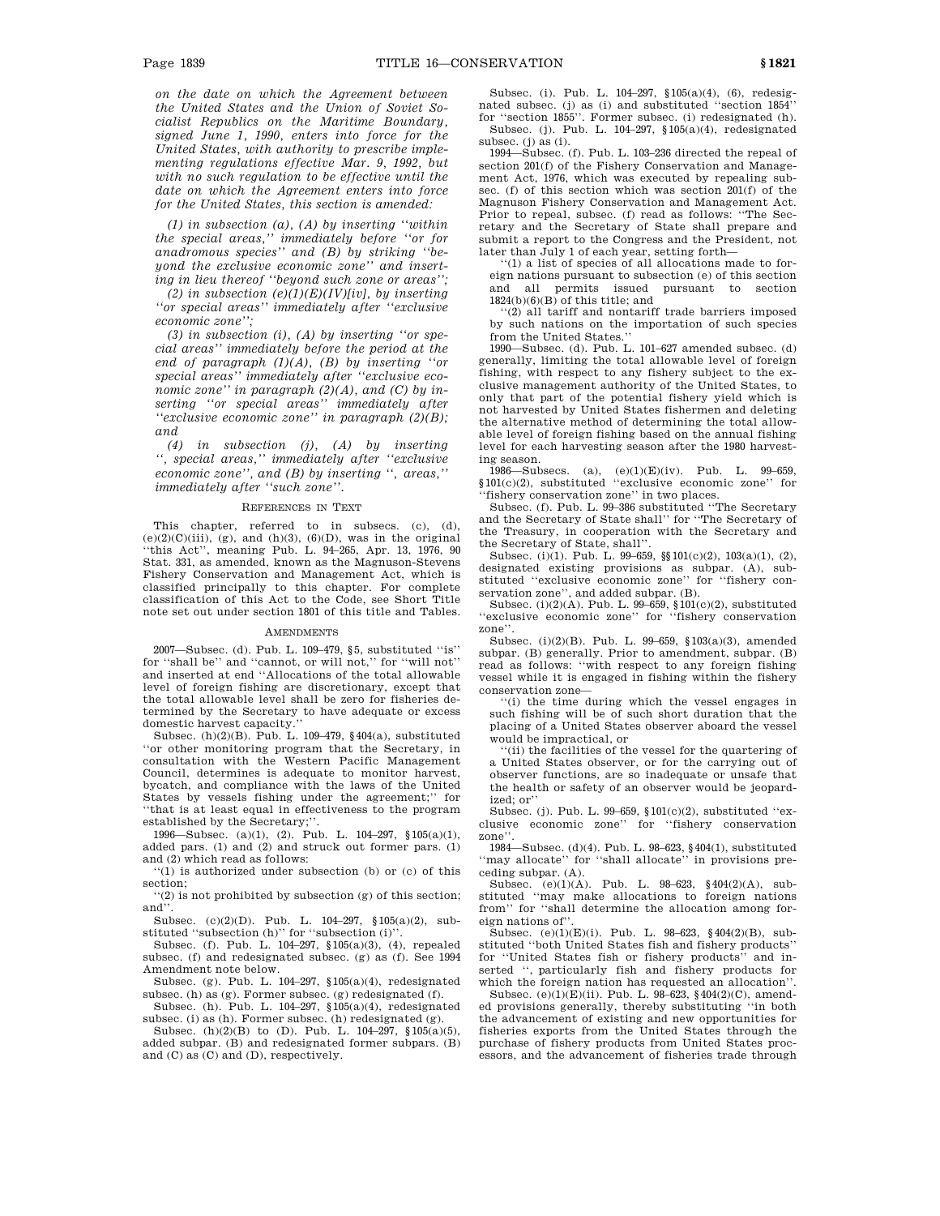*on the date on which the Agreement between the United States and the Union of Soviet Socialist Republics on the Maritime Boundary, signed June 1, 1990, enters into force for the United States, with authority to prescribe implementing regulations effective Mar. 9, 1992, but with no such regulation to be effective until the date on which the Agreement enters into force for the United States, this section is amended:*

*(1) in subsection (a), (A) by inserting ''within the special areas,'' immediately before ''or for anadromous species'' and (B) by striking ''beyond the exclusive economic zone'' and inserting in lieu thereof ''beyond such zone or areas'';*

*(2) in subsection (e)(1)(E)(IV)[iv], by inserting ''or special areas'' immediately after ''exclusive economic zone'';*

*(3) in subsection (i), (A) by inserting ''or special areas'' immediately before the period at the end of paragraph (1)(A), (B) by inserting ''or special areas'' immediately after ''exclusive economic zone'' in paragraph (2)(A), and (C) by inserting ''or special areas'' immediately after ''exclusive economic zone'' in paragraph (2)(B); and*

*(4) in subsection (j), (A) by inserting '', special areas,'' immediately after ''exclusive economic zone'', and (B) by inserting '', areas,'' immediately after ''such zone''.*

REFERENCES IN TEXT

This chapter, referred to in subsecs. (c), (d), (e)(2)(C)(iii), (g), and (h)(3), (6)(D), was in the original ''this Act'', meaning Pub. L. 94–265, Apr. 13, 1976, 90 Stat. 331, as amended, known as the Magnuson-Stevens Fishery Conservation and Management Act, which is classified principally to this chapter. For complete classification of this Act to the Code, see Short Title note set out under section 1801 of this title and Tables.

AMENDMENTS

2007—Subsec. (d). Pub. L. 109–479, §5, substituted ''is'' for ''shall be'' and ''cannot, or will not,'' for ''will not'' and inserted at end ''Allocations of the total allowable level of foreign fishing are discretionary, except that the total allowable level shall be zero for fisheries determined by the Secretary to have adequate or excess domestic harvest capacity.''

Subsec. (h)(2)(B). Pub. L. 109–479, §404(a), substituted ''or other monitoring program that the Secretary, in consultation with the Western Pacific Management Council, determines is adequate to monitor harvest, bycatch, and compliance with the laws of the United States by vessels fishing under the agreement;'' for ''that is at least equal in effectiveness to the program established by the Secretary;''.

1996—Subsec. (a)(1), (2). Pub. L. 104–297, §105(a)(1), added pars. (1) and (2) and struck out former pars. (1) and (2) which read as follows:

''(1) is authorized under subsection (b) or (c) of this section;

''(2) is not prohibited by subsection (g) of this section; and''.

Subsec. (c)(2)(D). Pub. L. 104–297, §105(a)(2), substituted ''subsection (h)'' for ''subsection (i)''.

Subsec. (f). Pub. L. 104–297, §105(a)(3), (4), repealed subsec. (f) and redesignated subsec. (g) as (f). See 1994 Amendment note below.

Subsec. (g). Pub. L. 104–297, §105(a)(4), redesignated subsec. (h) as (g). Former subsec. (g) redesignated (f).

Subsec. (h). Pub. L. 104–297, §105(a)(4), redesignated subsec. (i) as (h). Former subsec. (h) redesignated (g).

Subsec. (h)(2)(B) to (D). Pub. L. 104–297, §105(a)(5), added subpar. (B) and redesignated former subpars. (B) and (C) as (C) and (D), respectively.

Subsec. (i). Pub. L. 104–297, §105(a)(4), (6), redesignated subsec. (j) as (i) and substituted ''section 1854'' for ''section 1855''. Former subsec. (i) redesignated (h).

Subsec. (j). Pub. L. 104–297, §105(a)(4), redesignated subsec. (j) as (i).

1994—Subsec. (f). Pub. L. 103–236 directed the repeal of section 201(f) of the Fishery Conservation and Management Act, 1976, which was executed by repealing subsec. (f) of this section which was section 201(f) of the Magnuson Fishery Conservation and Management Act. Prior to repeal, subsec. (f) read as follows: ''The Secretary and the Secretary of State shall prepare and submit a report to the Congress and the President, not later than July 1 of each year, setting forth—

''(1) a list of species of all allocations made to foreign nations pursuant to subsection (e) of this section and all permits issued pursuant to section 1824(b)(6)(B) of this title; and

''(2) all tariff and nontariff trade barriers imposed by such nations on the importation of such species from the United States.''

1990—Subsec. (d). Pub. L. 101–627 amended subsec. (d) generally, limiting the total allowable level of foreign fishing, with respect to any fishery subject to the exclusive management authority of the United States, to only that part of the potential fishery yield which is not harvested by United States fishermen and deleting the alternative method of determining the total allowable level of foreign fishing based on the annual fishing level for each harvesting season after the 1980 harvesting season.

1986—Subsecs. (a), (e)(1)(E)(iv). Pub. L. 99–659, §101(c)(2), substituted ''exclusive economic zone'' for ''fishery conservation zone'' in two places.

Subsec. (f). Pub. L. 99–386 substituted ''The Secretary and the Secretary of State shall'' for ''The Secretary of the Treasury, in cooperation with the Secretary and the Secretary of State, shall''.

Subsec. (i)(1). Pub. L. 99–659, §§101(c)(2), 103(a)(1), (2), designated existing provisions as subpar. (A), substituted ''exclusive economic zone'' for ''fishery conservation zone'', and added subpar. (B).

Subsec. (i)(2)(A). Pub. L. 99–659, §101(c)(2), substituted ''exclusive economic zone'' for ''fishery conservation zone''.

Subsec. (i)(2)(B). Pub. L. 99–659, §103(a)(3), amended subpar. (B) generally. Prior to amendment, subpar. (B) read as follows: ''with respect to any foreign fishing vessel while it is engaged in fishing within the fishery conservation zone—

''(i) the time during which the vessel engages in such fishing will be of such short duration that the placing of a United States observer aboard the vessel would be impractical, or

''(ii) the facilities of the vessel for the quartering of a United States observer, or for the carrying out of observer functions, are so inadequate or unsafe that the health or safety of an observer would be jeopardized; or''

Subsec. (j). Pub. L. 99–659, §101(c)(2), substituted ''exclusive economic zone'' for ''fishery conservation zone''.

1984—Subsec. (d)(4). Pub. L. 98–623, §404(1), substituted ''may allocate'' for ''shall allocate'' in provisions preceding subpar. (A).

Subsec. (e)(1)(A). Pub. L. 98–623, §404(2)(A), substituted ''may make allocations to foreign nations from'' for ''shall determine the allocation among foreign nations of''.

Subsec. (e)(1)(E)(i). Pub. L. 98–623, §404(2)(B), substituted ''both United States fish and fishery products'' for ''United States fish or fishery products'' and inserted '', particularly fish and fishery products for which the foreign nation has requested an allocation''.

Subsec. (e)(1)(E)(ii). Pub. L. 98–623, §404(2)(C), amended provisions generally, thereby substituting ''in both the advancement of existing and new opportunities for fisheries exports from the United States through the purchase of fishery products from United States processors, and the advancement of fisheries trade through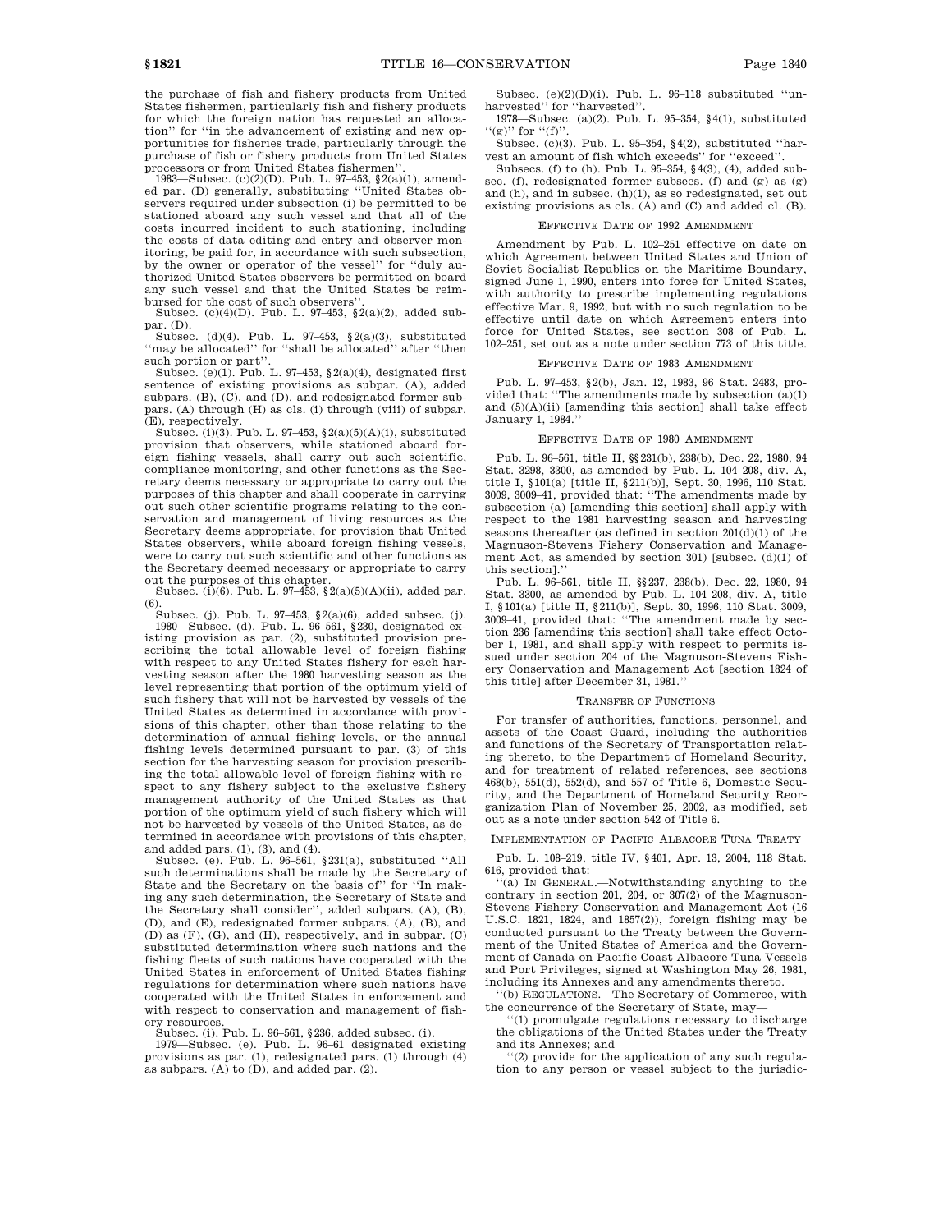the purchase of fish and fishery products from United States fishermen, particularly fish and fishery products for which the foreign nation has requested an allocation'' for ''in the advancement of existing and new opportunities for fisheries trade, particularly through the purchase of fish or fishery products from United States processors or from United States fishermen''.

1983—Subsec. (c)(2)(D). Pub. L. 97–453, §2(a)(1), amended par. (D) generally, substituting ''United States observers required under subsection (i) be permitted to be stationed aboard any such vessel and that all of the costs incurred incident to such stationing, including the costs of data editing and entry and observer monitoring, be paid for, in accordance with such subsection, by the owner or operator of the vessel'' for ''duly authorized United States observers be permitted on board any such vessel and that the United States be reimbursed for the cost of such observers''.

Subsec. (c)(4)(D). Pub. L. 97–453, §2(a)(2), added subpar. (D).

Subsec. (d)(4). Pub. L. 97–453, §2(a)(3), substituted ''may be allocated'' for ''shall be allocated'' after ''then such portion or part''.

Subsec. (e)(1). Pub. L. 97–453, §2(a)(4), designated first sentence of existing provisions as subpar. (A), added subpars. (B), (C), and (D), and redesignated former subpars. (A) through (H) as cls. (i) through (viii) of subpar. (E), respectively.

Subsec. (i)(3). Pub. L. 97–453, §2(a)(5)(A)(i), substituted provision that observers, while stationed aboard foreign fishing vessels, shall carry out such scientific, compliance monitoring, and other functions as the Secretary deems necessary or appropriate to carry out the purposes of this chapter and shall cooperate in carrying out such other scientific programs relating to the conservation and management of living resources as the Secretary deems appropriate, for provision that United States observers, while aboard foreign fishing vessels, were to carry out such scientific and other functions as the Secretary deemed necessary or appropriate to carry out the purposes of this chapter.

Subsec. (i)(6). Pub. L. 97–453, §2(a)(5)(A)(ii), added par. (6).

Subsec. (j). Pub. L. 97–453, §2(a)(6), added subsec. (j).

1980—Subsec. (d). Pub. L. 96–561, §230, designated existing provision as par. (2), substituted provision prescribing the total allowable level of foreign fishing with respect to any United States fishery for each harvesting season after the 1980 harvesting season as the level representing that portion of the optimum yield of such fishery that will not be harvested by vessels of the United States as determined in accordance with provisions of this chapter, other than those relating to the determination of annual fishing levels, or the annual fishing levels determined pursuant to par. (3) of this section for the harvesting season for provision prescribing the total allowable level of foreign fishing with respect to any fishery subject to the exclusive fishery management authority of the United States as that portion of the optimum yield of such fishery which will not be harvested by vessels of the United States, as determined in accordance with provisions of this chapter, and added pars. (1), (3), and (4).

Subsec. (e). Pub. L. 96–561, §231(a), substituted ''All such determinations shall be made by the Secretary of State and the Secretary on the basis of'' for ''In making any such determination, the Secretary of State and the Secretary shall consider'', added subpars. (A), (B), (D), and (E), redesignated former subpars. (A), (B), and (D) as (F), (G), and (H), respectively, and in subpar. (C) substituted determination where such nations and the fishing fleets of such nations have cooperated with the United States in enforcement of United States fishing regulations for determination where such nations have cooperated with the United States in enforcement and with respect to conservation and management of fishery resources.

Subsec. (i). Pub. L. 96–561, §236, added subsec. (i).

1979—Subsec. (e). Pub. L. 96–61 designated existing provisions as par. (1), redesignated pars. (1) through (4) as subpars. (A) to (D), and added par. (2).

Subsec. (e)(2)(D)(i). Pub. L. 96–118 substituted ''unharvested'' for ''harvested''.

1978—Subsec. (a)(2). Pub. L. 95–354, §4(1), substituted ''(g)'' for ''(f)''.

Subsec. (c)(3). Pub. L. 95–354, §4(2), substituted ''harvest an amount of fish which exceeds'' for ''exceed''.

Subsecs. (f) to (h). Pub. L. 95–354, §4(3), (4), added subsec. (f), redesignated former subsecs. (f) and (g) as (g) and (h), and in subsec. (h)(1), as so redesignated, set out existing provisions as cls. (A) and (C) and added cl. (B).

EFFECTIVE DATE OF 1992 AMENDMENT

Amendment by Pub. L. 102–251 effective on date on which Agreement between United States and Union of Soviet Socialist Republics on the Maritime Boundary, signed June 1, 1990, enters into force for United States, with authority to prescribe implementing regulations effective Mar. 9, 1992, but with no such regulation to be effective until date on which Agreement enters into force for United States, see section 308 of Pub. L. 102–251, set out as a note under section 773 of this title.

EFFECTIVE DATE OF 1983 AMENDMENT

Pub. L. 97–453, §2(b), Jan. 12, 1983, 96 Stat. 2483, provided that: ''The amendments made by subsection (a)(1) and (5)(A)(ii) [amending this section] shall take effect January 1, 1984.''

EFFECTIVE DATE OF 1980 AMENDMENT

Pub. L. 96–561, title II, §§231(b), 238(b), Dec. 22, 1980, 94 Stat. 3298, 3300, as amended by Pub. L. 104–208, div. A, title I, §101(a) [title II, §211(b)], Sept. 30, 1996, 110 Stat. 3009, 3009–41, provided that: ''The amendments made by subsection (a) [amending this section] shall apply with respect to the 1981 harvesting season and harvesting seasons thereafter (as defined in section 201(d)(1) of the Magnuson-Stevens Fishery Conservation and Management Act, as amended by section 301) [subsec. (d)(1) of this section].''

Pub. L. 96–561, title II, §§237, 238(b), Dec. 22, 1980, 94 Stat. 3300, as amended by Pub. L. 104–208, div. A, title I, §101(a) [title II, §211(b)], Sept. 30, 1996, 110 Stat. 3009, 3009–41, provided that: ''The amendment made by section 236 [amending this section] shall take effect October 1, 1981, and shall apply with respect to permits issued under section 204 of the Magnuson-Stevens Fishery Conservation and Management Act [section 1824 of this title] after December 31, 1981.''

TRANSFER OF FUNCTIONS

For transfer of authorities, functions, personnel, and assets of the Coast Guard, including the authorities and functions of the Secretary of Transportation relating thereto, to the Department of Homeland Security, and for treatment of related references, see sections 468(b), 551(d), 552(d), and 557 of Title 6, Domestic Security, and the Department of Homeland Security Reorganization Plan of November 25, 2002, as modified, set out as a note under section 542 of Title 6.

IMPLEMENTATION OF PACIFIC ALBACORE TUNA TREATY

Pub. L. 108–219, title IV, §401, Apr. 13, 2004, 118 Stat. 616, provided that:

''(a) IN GENERAL.—Notwithstanding anything to the contrary in section 201, 204, or 307(2) of the Magnuson-Stevens Fishery Conservation and Management Act (16 U.S.C. 1821, 1824, and 1857(2)), foreign fishing may be conducted pursuant to the Treaty between the Government of the United States of America and the Government of Canada on Pacific Coast Albacore Tuna Vessels and Port Privileges, signed at Washington May 26, 1981, including its Annexes and any amendments thereto.

''(b) REGULATIONS.—The Secretary of Commerce, with the concurrence of the Secretary of State, may—

''(1) promulgate regulations necessary to discharge the obligations of the United States under the Treaty and its Annexes; and

''(2) provide for the application of any such regulation to any person or vessel subject to the jurisdic-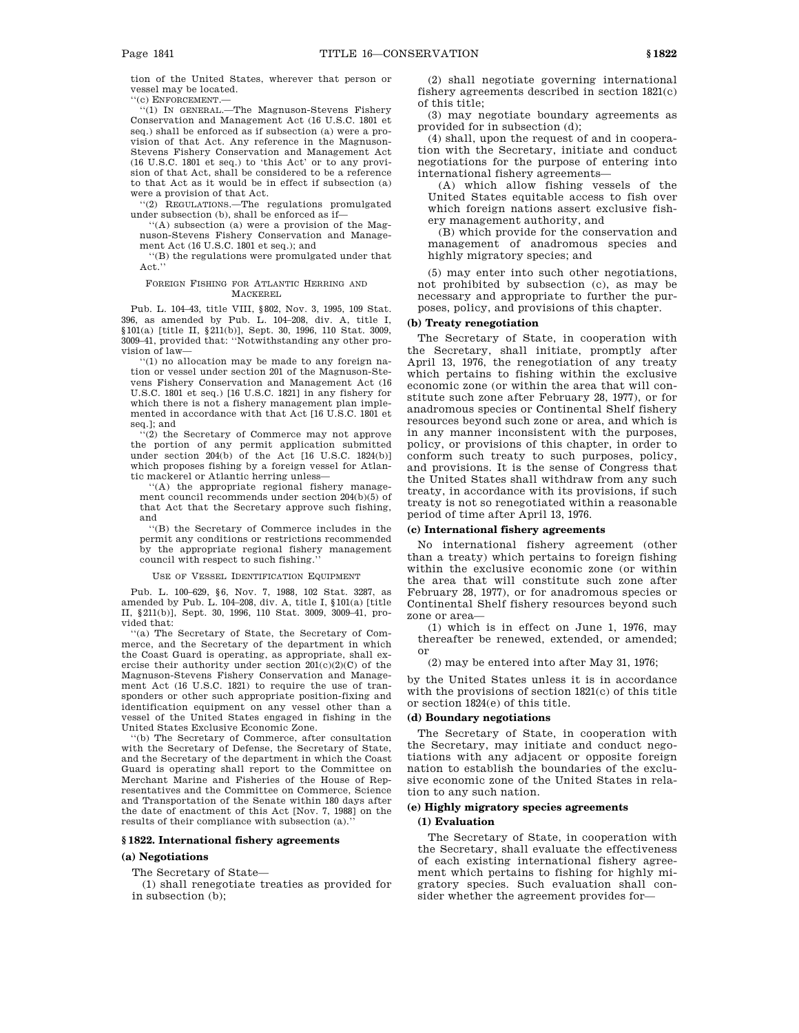tion of the United States, wherever that person or vessel may be located.

''(c) ENFORCEMENT.—

''(1) IN GENERAL.—The Magnuson-Stevens Fishery Conservation and Management Act (16 U.S.C. 1801 et seq.) shall be enforced as if subsection (a) were a provision of that Act. Any reference in the Magnuson-Stevens Fishery Conservation and Management Act (16 U.S.C. 1801 et seq.) to 'this Act' or to any provision of that Act, shall be considered to be a reference to that Act as it would be in effect if subsection (a) were a provision of that Act.

''(2) REGULATIONS.—The regulations promulgated under subsection (b), shall be enforced as if—

''(A) subsection (a) were a provision of the Magnuson-Stevens Fishery Conservation and Management Act (16 U.S.C. 1801 et seq.); and

''(B) the regulations were promulgated under that Act.''

FOREIGN FISHING FOR ATLANTIC HERRING AND MACKEREL

Pub. L. 104–43, title VIII, §802, Nov. 3, 1995, 109 Stat. 396, as amended by Pub. L. 104–208, div. A, title I, §101(a) [title II, §211(b)], Sept. 30, 1996, 110 Stat. 3009, 3009–41, provided that: ''Notwithstanding any other provision of law—

''(1) no allocation may be made to any foreign nation or vessel under section 201 of the Magnuson-Stevens Fishery Conservation and Management Act (16 U.S.C. 1801 et seq.) [16 U.S.C. 1821] in any fishery for which there is not a fishery management plan implemented in accordance with that Act [16 U.S.C. 1801 et seq.]; and

''(2) the Secretary of Commerce may not approve the portion of any permit application submitted under section 204(b) of the Act [16 U.S.C. 1824(b)] which proposes fishing by a foreign vessel for Atlantic mackerel or Atlantic herring unless—

''(A) the appropriate regional fishery management council recommends under section 204(b)(5) of that Act that the Secretary approve such fishing, and

''(B) the Secretary of Commerce includes in the permit any conditions or restrictions recommended by the appropriate regional fishery management council with respect to such fishing.''

USE OF VESSEL IDENTIFICATION EQUIPMENT

Pub. L. 100–629, §6, Nov. 7, 1988, 102 Stat. 3287, as amended by Pub. L. 104–208, div. A, title I, §101(a) [title II, §211(b)], Sept. 30, 1996, 110 Stat. 3009, 3009–41, provided that:

''(a) The Secretary of State, the Secretary of Commerce, and the Secretary of the department in which the Coast Guard is operating, as appropriate, shall exercise their authority under section 201(c)(2)(C) of the Magnuson-Stevens Fishery Conservation and Management Act (16 U.S.C. 1821) to require the use of transponders or other such appropriate position-fixing and identification equipment on any vessel other than a vessel of the United States engaged in fishing in the United States Exclusive Economic Zone.

''(b) The Secretary of Commerce, after consultation with the Secretary of Defense, the Secretary of State, and the Secretary of the department in which the Coast Guard is operating shall report to the Committee on Merchant Marine and Fisheries of the House of Representatives and the Committee on Commerce, Science and Transportation of the Senate within 180 days after the date of enactment of this Act [Nov. 7, 1988] on the results of their compliance with subsection (a).''

### § 1822. International fishery agreements

#### (a) Negotiations

The Secretary of State—

(1) shall renegotiate treaties as provided for in subsection (b);

(2) shall negotiate governing international fishery agreements described in section 1821(c) of this title;

(3) may negotiate boundary agreements as provided for in subsection (d);

(4) shall, upon the request of and in cooperation with the Secretary, initiate and conduct negotiations for the purpose of entering into international fishery agreements—

(A) which allow fishing vessels of the United States equitable access to fish over which foreign nations assert exclusive fishery management authority, and

(B) which provide for the conservation and management of anadromous species and highly migratory species; and

(5) may enter into such other negotiations, not prohibited by subsection (c), as may be necessary and appropriate to further the purposes, policy, and provisions of this chapter.

#### (b) Treaty renegotiation

The Secretary of State, in cooperation with the Secretary, shall initiate, promptly after April 13, 1976, the renegotiation of any treaty which pertains to fishing within the exclusive economic zone (or within the area that will constitute such zone after February 28, 1977), or for anadromous species or Continental Shelf fishery resources beyond such zone or area, and which is in any manner inconsistent with the purposes, policy, or provisions of this chapter, in order to conform such treaty to such purposes, policy, and provisions. It is the sense of Congress that the United States shall withdraw from any such treaty, in accordance with its provisions, if such treaty is not so renegotiated within a reasonable period of time after April 13, 1976.

#### (c) International fishery agreements

No international fishery agreement (other than a treaty) which pertains to foreign fishing within the exclusive economic zone (or within the area that will constitute such zone after February 28, 1977), or for anadromous species or Continental Shelf fishery resources beyond such zone or area—

(1) which is in effect on June 1, 1976, may thereafter be renewed, extended, or amended; or

(2) may be entered into after May 31, 1976;

by the United States unless it is in accordance with the provisions of section 1821(c) of this title or section 1824(e) of this title.

#### (d) Boundary negotiations

The Secretary of State, in cooperation with the Secretary, may initiate and conduct negotiations with any adjacent or opposite foreign nation to establish the boundaries of the exclusive economic zone of the United States in relation to any such nation.

#### (e) Highly migratory species agreements

##### (1) Evaluation

The Secretary of State, in cooperation with the Secretary, shall evaluate the effectiveness of each existing international fishery agreement which pertains to fishing for highly migratory species. Such evaluation shall consider whether the agreement provides for—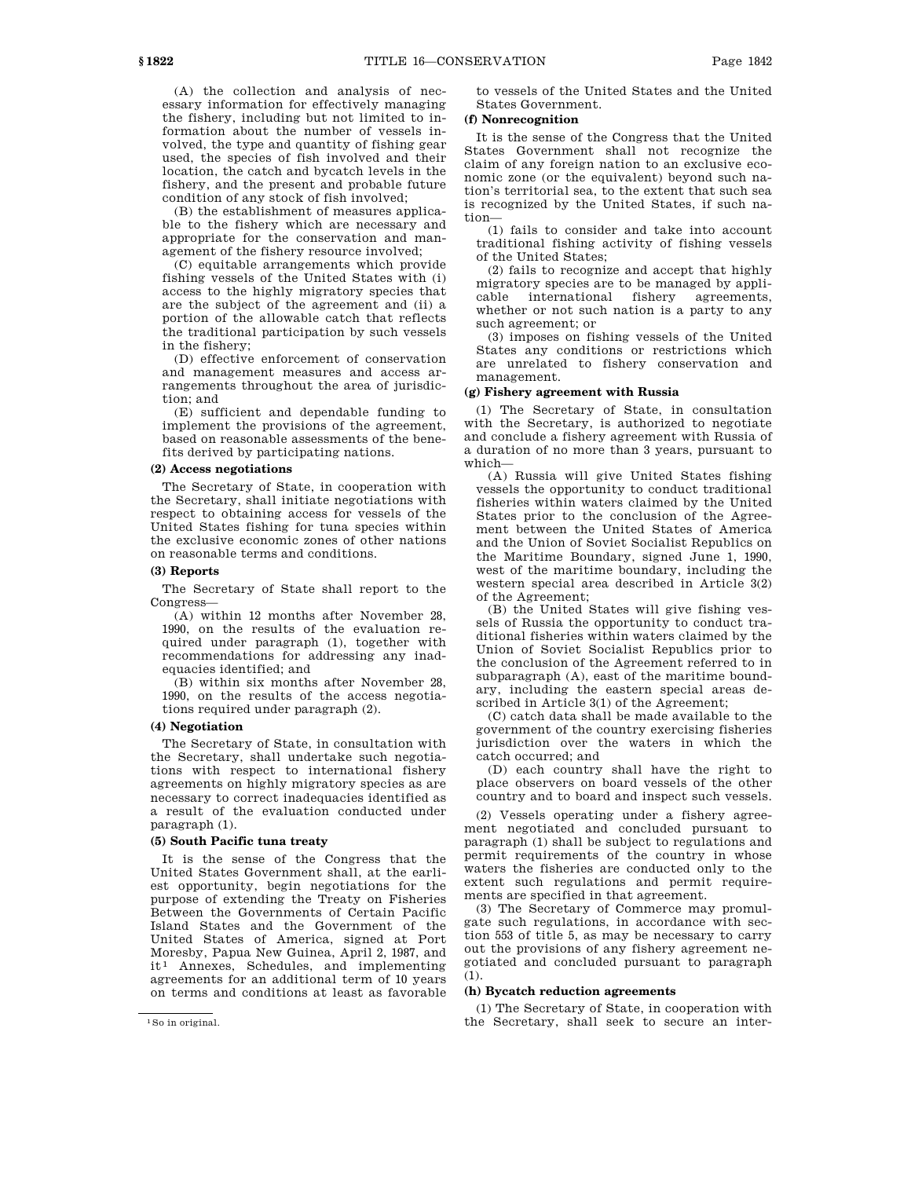(A) the collection and analysis of necessary information for effectively managing the fishery, including but not limited to information about the number of vessels involved, the type and quantity of fishing gear used, the species of fish involved and their location, the catch and bycatch levels in the fishery, and the present and probable future condition of any stock of fish involved;

(B) the establishment of measures applicable to the fishery which are necessary and appropriate for the conservation and management of the fishery resource involved;

(C) equitable arrangements which provide fishing vessels of the United States with (i) access to the highly migratory species that are the subject of the agreement and (ii) a portion of the allowable catch that reflects the traditional participation by such vessels in the fishery;

(D) effective enforcement of conservation and management measures and access arrangements throughout the area of jurisdiction; and

(E) sufficient and dependable funding to implement the provisions of the agreement, based on reasonable assessments of the benefits derived by participating nations.

**(2) Access negotiations**

The Secretary of State, in cooperation with the Secretary, shall initiate negotiations with respect to obtaining access for vessels of the United States fishing for tuna species within the exclusive economic zones of other nations on reasonable terms and conditions.

**(3) Reports**

The Secretary of State shall report to the Congress—

(A) within 12 months after November 28, 1990, on the results of the evaluation required under paragraph (1), together with recommendations for addressing any inadequacies identified; and

(B) within six months after November 28, 1990, on the results of the access negotiations required under paragraph (2).

**(4) Negotiation**

The Secretary of State, in consultation with the Secretary, shall undertake such negotiations with respect to international fishery agreements on highly migratory species as are necessary to correct inadequacies identified as a result of the evaluation conducted under paragraph (1).

**(5) South Pacific tuna treaty**

It is the sense of the Congress that the United States Government shall, at the earliest opportunity, begin negotiations for the purpose of extending the Treaty on Fisheries Between the Governments of Certain Pacific Island States and the Government of the United States of America, signed at Port Moresby, Papua New Guinea, April 2, 1987, and it[1] Annexes, Schedules, and implementing agreements for an additional term of 10 years on terms and conditions at least as favorable to vessels of the United States and the United States Government.

**(f) Nonrecognition**

It is the sense of the Congress that the United States Government shall not recognize the claim of any foreign nation to an exclusive economic zone (or the equivalent) beyond such nation's territorial sea, to the extent that such sea is recognized by the United States, if such nation—

(1) fails to consider and take into account traditional fishing activity of fishing vessels of the United States;

(2) fails to recognize and accept that highly migratory species are to be managed by applicable international fishery agreements, whether or not such nation is a party to any such agreement; or

(3) imposes on fishing vessels of the United States any conditions or restrictions which are unrelated to fishery conservation and management.

**(g) Fishery agreement with Russia**

(1) The Secretary of State, in consultation with the Secretary, is authorized to negotiate and conclude a fishery agreement with Russia of a duration of no more than 3 years, pursuant to which—

(A) Russia will give United States fishing vessels the opportunity to conduct traditional fisheries within waters claimed by the United States prior to the conclusion of the Agreement between the United States of America and the Union of Soviet Socialist Republics on the Maritime Boundary, signed June 1, 1990, west of the maritime boundary, including the western special area described in Article 3(2) of the Agreement;

(B) the United States will give fishing vessels of Russia the opportunity to conduct traditional fisheries within waters claimed by the Union of Soviet Socialist Republics prior to the conclusion of the Agreement referred to in subparagraph (A), east of the maritime boundary, including the eastern special areas described in Article 3(1) of the Agreement;

(C) catch data shall be made available to the government of the country exercising fisheries jurisdiction over the waters in which the catch occurred; and

(D) each country shall have the right to place observers on board vessels of the other country and to board and inspect such vessels.

(2) Vessels operating under a fishery agreement negotiated and concluded pursuant to paragraph (1) shall be subject to regulations and permit requirements of the country in whose waters the fisheries are conducted only to the extent such regulations and permit requirements are specified in that agreement.

(3) The Secretary of Commerce may promulgate such regulations, in accordance with section 553 of title 5, as may be necessary to carry out the provisions of any fishery agreement negotiated and concluded pursuant to paragraph (1).

**(h) Bycatch reduction agreements**

(1) The Secretary of State, in cooperation with the Secretary, shall seek to secure an inter-

[1] So in original.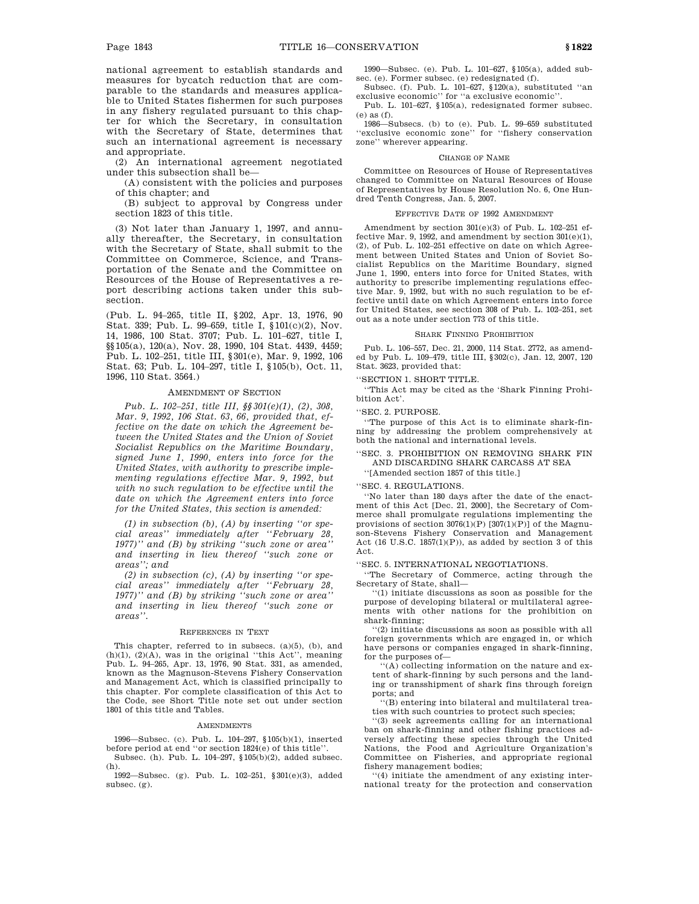national agreement to establish standards and measures for bycatch reduction that are comparable to the standards and measures applicable to United States fishermen for such purposes in any fishery regulated pursuant to this chapter for which the Secretary, in consultation with the Secretary of State, determines that such an international agreement is necessary and appropriate.

(2) An international agreement negotiated under this subsection shall be—

(A) consistent with the policies and purposes of this chapter; and

(B) subject to approval by Congress under section 1823 of this title.

(3) Not later than January 1, 1997, and annually thereafter, the Secretary, in consultation with the Secretary of State, shall submit to the Committee on Commerce, Science, and Transportation of the Senate and the Committee on Resources of the House of Representatives a report describing actions taken under this subsection.

(Pub. L. 94–265, title II, §202, Apr. 13, 1976, 90 Stat. 339; Pub. L. 99–659, title I, §101(c)(2), Nov. 14, 1986, 100 Stat. 3707; Pub. L. 101–627, title I, §§105(a), 120(a), Nov. 28, 1990, 104 Stat. 4439, 4459; Pub. L. 102–251, title III, §301(e), Mar. 9, 1992, 106 Stat. 63; Pub. L. 104–297, title I, §105(b), Oct. 11, 1996, 110 Stat. 3564.)

AMENDMENT OF SECTION

*Pub. L. 102–251, title III, §§301(e)(1), (2), 308, Mar. 9, 1992, 106 Stat. 63, 66, provided that, effective on the date on which the Agreement between the United States and the Union of Soviet Socialist Republics on the Maritime Boundary, signed June 1, 1990, enters into force for the United States, with authority to prescribe implementing regulations effective Mar. 9, 1992, but with no such regulation to be effective until the date on which the Agreement enters into force for the United States, this section is amended:*

*(1) in subsection (b), (A) by inserting ''or special areas'' immediately after ''February 28, 1977)'' and (B) by striking ''such zone or area'' and inserting in lieu thereof ''such zone or areas''; and*

*(2) in subsection (c), (A) by inserting ''or special areas'' immediately after ''February 28, 1977)'' and (B) by striking ''such zone or area'' and inserting in lieu thereof ''such zone or areas''.*

REFERENCES IN TEXT

This chapter, referred to in subsecs. (a)(5), (b), and (h)(1), (2)(A), was in the original ''this Act'', meaning Pub. L. 94–265, Apr. 13, 1976, 90 Stat. 331, as amended, known as the Magnuson-Stevens Fishery Conservation and Management Act, which is classified principally to this chapter. For complete classification of this Act to the Code, see Short Title note set out under section 1801 of this title and Tables.

AMENDMENTS

1996—Subsec. (c). Pub. L. 104–297, §105(b)(1), inserted before period at end ''or section 1824(e) of this title''.

Subsec. (h). Pub. L. 104–297, §105(b)(2), added subsec. (h).

1992—Subsec. (g). Pub. L. 102–251, §301(e)(3), added subsec. (g).

1990—Subsec. (e). Pub. L. 101–627, §105(a), added subsec. (e). Former subsec. (e) redesignated (f).

Subsec. (f). Pub. L. 101–627, §120(a), substituted ''an exclusive economic'' for ''a exclusive economic''.

Pub. L. 101–627, §105(a), redesignated former subsec. (e) as (f).

1986—Subsecs. (b) to (e). Pub. L. 99–659 substituted ''exclusive economic zone'' for ''fishery conservation zone'' wherever appearing.

CHANGE OF NAME

Committee on Resources of House of Representatives changed to Committee on Natural Resources of House of Representatives by House Resolution No. 6, One Hundred Tenth Congress, Jan. 5, 2007.

EFFECTIVE DATE OF 1992 AMENDMENT

Amendment by section 301(e)(3) of Pub. L. 102–251 effective Mar. 9, 1992, and amendment by section 301(e)(1), (2), of Pub. L. 102–251 effective on date on which Agreement between United States and Union of Soviet Socialist Republics on the Maritime Boundary, signed June 1, 1990, enters into force for United States, with authority to prescribe implementing regulations effective Mar. 9, 1992, but with no such regulation to be effective until date on which Agreement enters into force for United States, see section 308 of Pub. L. 102–251, set out as a note under section 773 of this title.

SHARK FINNING PROHIBITION

Pub. L. 106–557, Dec. 21, 2000, 114 Stat. 2772, as amended by Pub. L. 109–479, title III, §302(c), Jan. 12, 2007, 120 Stat. 3623, provided that:

''SECTION 1. SHORT TITLE.

''This Act may be cited as the 'Shark Finning Prohibition Act'.

''SEC. 2. PURPOSE.

''The purpose of this Act is to eliminate shark-finning by addressing the problem comprehensively at both the national and international levels.

''SEC. 3. PROHIBITION ON REMOVING SHARK FIN AND DISCARDING SHARK CARCASS AT SEA

''[Amended section 1857 of this title.]

''SEC. 4. REGULATIONS.

''No later than 180 days after the date of the enactment of this Act [Dec. 21, 2000], the Secretary of Commerce shall promulgate regulations implementing the provisions of section 3076(1)(P) [307(1)(P)] of the Magnuson-Stevens Fishery Conservation and Management Act (16 U.S.C. 1857(1)(P)), as added by section 3 of this Act.

''SEC. 5. INTERNATIONAL NEGOTIATIONS.

''The Secretary of Commerce, acting through the Secretary of State, shall—

''(1) initiate discussions as soon as possible for the purpose of developing bilateral or multilateral agreements with other nations for the prohibition on shark-finning;

''(2) initiate discussions as soon as possible with all foreign governments which are engaged in, or which have persons or companies engaged in shark-finning, for the purposes of—

''(A) collecting information on the nature and extent of shark-finning by such persons and the landing or transshipment of shark fins through foreign ports; and

''(B) entering into bilateral and multilateral treaties with such countries to protect such species;

''(3) seek agreements calling for an international ban on shark-finning and other fishing practices adversely affecting these species through the United Nations, the Food and Agriculture Organization's Committee on Fisheries, and appropriate regional fishery management bodies;

''(4) initiate the amendment of any existing international treaty for the protection and conservation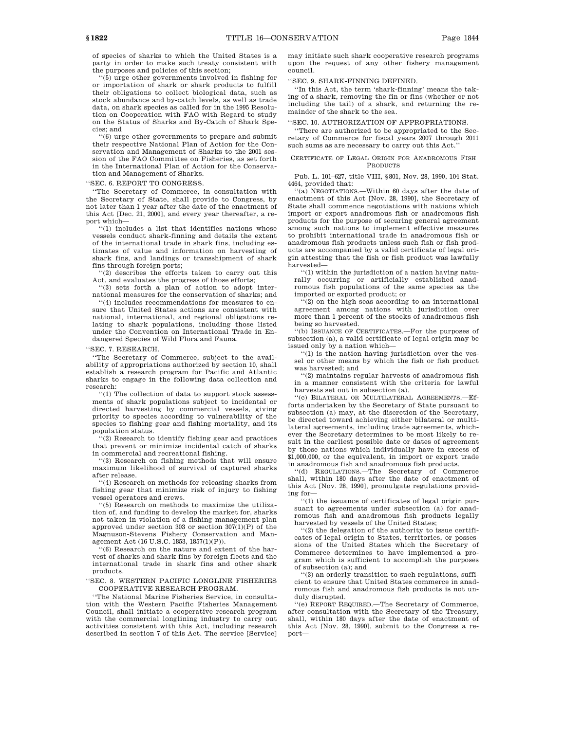of species of sharks to which the United States is a party in order to make such treaty consistent with the purposes and policies of this section;

''(5) urge other governments involved in fishing for or importation of shark or shark products to fulfill their obligations to collect biological data, such as stock abundance and by-catch levels, as well as trade data, on shark species as called for in the 1995 Resolution on Cooperation with FAO with Regard to study on the Status of Sharks and By-Catch of Shark Species; and

''(6) urge other governments to prepare and submit their respective National Plan of Action for the Conservation and Management of Sharks to the 2001 session of the FAO Committee on Fisheries, as set forth in the International Plan of Action for the Conservation and Management of Sharks.

''SEC. 6. REPORT TO CONGRESS.

''The Secretary of Commerce, in consultation with the Secretary of State, shall provide to Congress, by not later than 1 year after the date of the enactment of this Act [Dec. 21, 2000], and every year thereafter, a report which—

''(1) includes a list that identifies nations whose vessels conduct shark-finning and details the extent of the international trade in shark fins, including estimates of value and information on harvesting of shark fins, and landings or transshipment of shark fins through foreign ports;

''(2) describes the efforts taken to carry out this Act, and evaluates the progress of those efforts;

''(3) sets forth a plan of action to adopt international measures for the conservation of sharks; and

''(4) includes recommendations for measures to ensure that United States actions are consistent with national, international, and regional obligations relating to shark populations, including those listed under the Convention on International Trade in Endangered Species of Wild Flora and Fauna.

''SEC. 7. RESEARCH.

''The Secretary of Commerce, subject to the availability of appropriations authorized by section 10, shall establish a research program for Pacific and Atlantic sharks to engage in the following data collection and research:

''(1) The collection of data to support stock assessments of shark populations subject to incidental or directed harvesting by commercial vessels, giving priority to species according to vulnerability of the species to fishing gear and fishing mortality, and its population status.

''(2) Research to identify fishing gear and practices that prevent or minimize incidental catch of sharks in commercial and recreational fishing.

''(3) Research on fishing methods that will ensure maximum likelihood of survival of captured sharks after release.

''(4) Research on methods for releasing sharks from fishing gear that minimize risk of injury to fishing vessel operators and crews.

''(5) Research on methods to maximize the utilization of, and funding to develop the market for, sharks not taken in violation of a fishing management plan approved under section 303 or section 307(1)(P) of the Magnuson-Stevens Fishery Conservation and Management Act (16 U.S.C. 1853, 1857(1)(P)).

''(6) Research on the nature and extent of the harvest of sharks and shark fins by foreign fleets and the international trade in shark fins and other shark products.

''SEC. 8. WESTERN PACIFIC LONGLINE FISHERIES COOPERATIVE RESEARCH PROGRAM.

''The National Marine Fisheries Service, in consultation with the Western Pacific Fisheries Management Council, shall initiate a cooperative research program with the commercial longlining industry to carry out activities consistent with this Act, including research described in section 7 of this Act. The service [Service] may initiate such shark cooperative research programs upon the request of any other fishery management council.

''SEC. 9. SHARK-FINNING DEFINED.

''In this Act, the term 'shark-finning' means the taking of a shark, removing the fin or fins (whether or not including the tail) of a shark, and returning the remainder of the shark to the sea.

''SEC. 10. AUTHORIZATION OF APPROPRIATIONS.

''There are authorized to be appropriated to the Secretary of Commerce for fiscal years 2007 through 2011 such sums as are necessary to carry out this Act.''

CERTIFICATE OF LEGAL ORIGIN FOR ANADROMOUS FISH PRODUCTS

Pub. L. 101–627, title VIII, §801, Nov. 28, 1990, 104 Stat. 4464, provided that:

''(a) NEGOTIATIONS.—Within 60 days after the date of enactment of this Act [Nov. 28, 1990], the Secretary of State shall commence negotiations with nations which import or export anadromous fish or anadromous fish products for the purpose of securing general agreement among such nations to implement effective measures to prohibit international trade in anadromous fish or anadromous fish products unless such fish or fish products are accompanied by a valid certificate of legal origin attesting that the fish or fish product was lawfully harvested—

''(1) within the jurisdiction of a nation having naturally occurring or artificially established anadromous fish populations of the same species as the imported or exported product; or

''(2) on the high seas according to an international agreement among nations with jurisdiction over more than 1 percent of the stocks of anadromous fish being so harvested.

''(b) ISSUANCE OF CERTIFICATES.—For the purposes of subsection (a), a valid certificate of legal origin may be issued only by a nation which—

''(1) is the nation having jurisdiction over the vessel or other means by which the fish or fish product was harvested; and

''(2) maintains regular harvests of anadromous fish in a manner consistent with the criteria for lawful harvests set out in subsection (a).

''(c) BILATERAL OR MULTILATERAL AGREEMENTS.—Efforts undertaken by the Secretary of State pursuant to subsection (a) may, at the discretion of the Secretary, be directed toward achieving either bilateral or multilateral agreements, including trade agreements, whichever the Secretary determines to be most likely to result in the earliest possible date or dates of agreement by those nations which individually have in excess of $1,000,000, or the equivalent, in import or export trade in anadromous fish and anadromous fish products.

''(d) REGULATIONS.—The Secretary of Commerce shall, within 180 days after the date of enactment of this Act [Nov. 28, 1990], promulgate regulations providing for—

''(1) the issuance of certificates of legal origin pursuant to agreements under subsection (a) for anadromous fish and anadromous fish products legally harvested by vessels of the United States;

''(2) the delegation of the authority to issue certificates of legal origin to States, territories, or possessions of the United States which the Secretary of Commerce determines to have implemented a program which is sufficient to accomplish the purposes of subsection (a); and

''(3) an orderly transition to such regulations, sufficient to ensure that United States commerce in anadromous fish and anadromous fish products is not unduly disrupted.

''(e) REPORT REQUIRED.—The Secretary of Commerce, after consultation with the Secretary of the Treasury, shall, within 180 days after the date of enactment of this Act [Nov. 28, 1990], submit to the Congress a report—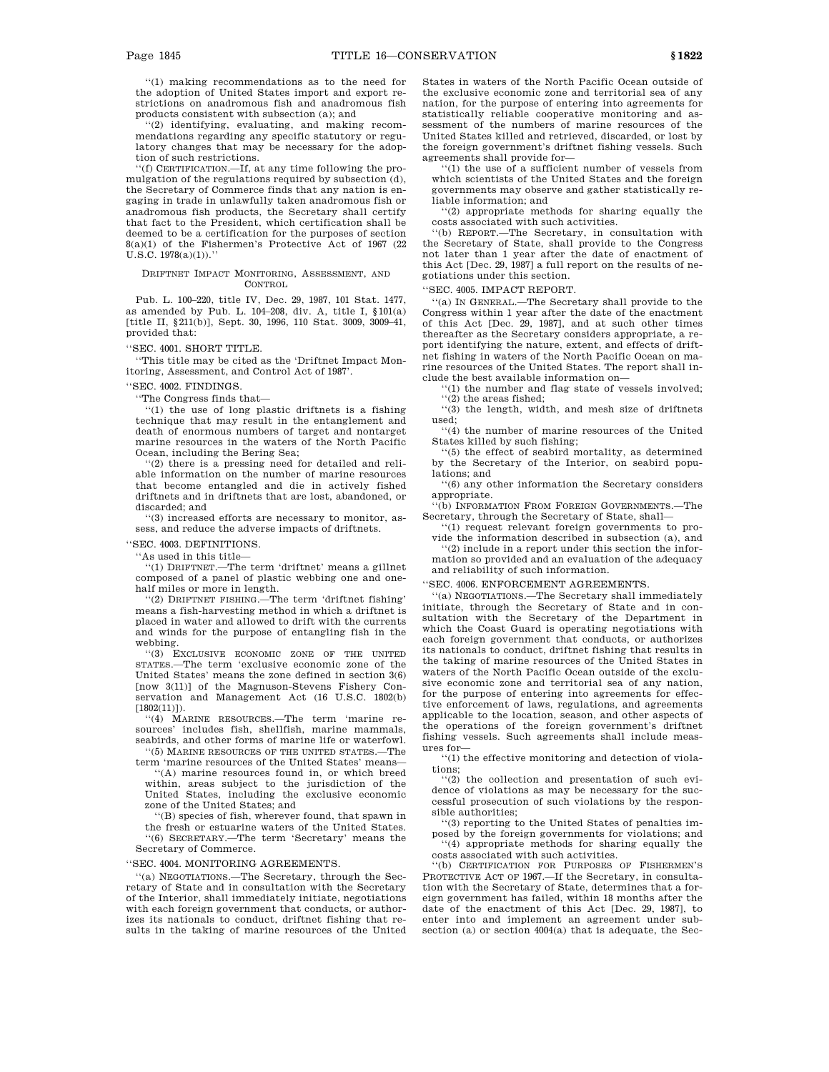"(1) making recommendations as to the need for the adoption of United States import and export restrictions on anadromous fish and anadromous fish products consistent with subsection (a); and

"(2) identifying, evaluating, and making recommendations regarding any specific statutory or regulatory changes that may be necessary for the adoption of such restrictions.

"(f) CERTIFICATION.—If, at any time following the promulgation of the regulations required by subsection (d), the Secretary of Commerce finds that any nation is engaging in trade in unlawfully taken anadromous fish or anadromous fish products, the Secretary shall certify that fact to the President, which certification shall be deemed to be a certification for the purposes of section 8(a)(1) of the Fishermen's Protective Act of 1967 (22 U.S.C. 1978(a)(1))."

#### DRIFTNET IMPACT MONITORING, ASSESSMENT, AND CONTROL

Pub. L. 100–220, title IV, Dec. 29, 1987, 101 Stat. 1477, as amended by Pub. L. 104–208, div. A, title I, §101(a) [title II, §211(b)], Sept. 30, 1996, 110 Stat. 3009, 3009–41, provided that:

"SEC. 4001. SHORT TITLE.

"This title may be cited as the 'Driftnet Impact Monitoring, Assessment, and Control Act of 1987'.

"SEC. 4002. FINDINGS.

"The Congress finds that—

"(1) the use of long plastic driftnets is a fishing technique that may result in the entanglement and death of enormous numbers of target and nontarget marine resources in the waters of the North Pacific Ocean, including the Bering Sea;

"(2) there is a pressing need for detailed and reliable information on the number of marine resources that become entangled and die in actively fished driftnets and in driftnets that are lost, abandoned, or discarded; and

"(3) increased efforts are necessary to monitor, assess, and reduce the adverse impacts of driftnets.

"SEC. 4003. DEFINITIONS.

"As used in this title—

"(1) DRIFTNET.—The term 'driftnet' means a gillnet composed of a panel of plastic webbing one and one-half miles or more in length.

"(2) DRIFTNET FISHING.—The term 'driftnet fishing' means a fish-harvesting method in which a driftnet is placed in water and allowed to drift with the currents and winds for the purpose of entangling fish in the webbing.

"(3) EXCLUSIVE ECONOMIC ZONE OF THE UNITED STATES.—The term 'exclusive economic zone of the United States' means the zone defined in section 3(6) [now 3(11)] of the Magnuson-Stevens Fishery Conservation and Management Act (16 U.S.C. 1802(b) [1802(11)]).

"(4) MARINE RESOURCES.—The term 'marine resources' includes fish, shellfish, marine mammals, seabirds, and other forms of marine life or waterfowl.

"(5) MARINE RESOURCES OF THE UNITED STATES.—The term 'marine resources of the United States' means—

"(A) marine resources found in, or which breed within, areas subject to the jurisdiction of the United States, including the exclusive economic zone of the United States; and

"(B) species of fish, wherever found, that spawn in the fresh or estuarine waters of the United States.

"(6) SECRETARY.—The term 'Secretary' means the Secretary of Commerce.

"SEC. 4004. MONITORING AGREEMENTS.

"(a) NEGOTIATIONS.—The Secretary, through the Secretary of State and in consultation with the Secretary of the Interior, shall immediately initiate, negotiations with each foreign government that conducts, or authorizes its nationals to conduct, driftnet fishing that results in the taking of marine resources of the United States in waters of the North Pacific Ocean outside of the exclusive economic zone and territorial sea of any nation, for the purpose of entering into agreements for statistically reliable cooperative monitoring and assessment of the numbers of marine resources of the United States killed and retrieved, discarded, or lost by the foreign government's driftnet fishing vessels. Such agreements shall provide for—

"(1) the use of a sufficient number of vessels from which scientists of the United States and the foreign governments may observe and gather statistically reliable information; and

"(2) appropriate methods for sharing equally the costs associated with such activities.

"(b) REPORT.—The Secretary, in consultation with the Secretary of State, shall provide to the Congress not later than 1 year after the date of enactment of this Act [Dec. 29, 1987] a full report on the results of negotiations under this section.

"SEC. 4005. IMPACT REPORT.

"(a) IN GENERAL.—The Secretary shall provide to the Congress within 1 year after the date of the enactment of this Act [Dec. 29, 1987], and at such other times thereafter as the Secretary considers appropriate, a report identifying the nature, extent, and effects of driftnet fishing in waters of the North Pacific Ocean on marine resources of the United States. The report shall include the best available information on—

"(1) the number and flag state of vessels involved;

"(2) the areas fished;

"(3) the length, width, and mesh size of driftnets used;

"(4) the number of marine resources of the United States killed by such fishing;

"(5) the effect of seabird mortality, as determined by the Secretary of the Interior, on seabird populations; and

"(6) any other information the Secretary considers appropriate.

"(b) INFORMATION FROM FOREIGN GOVERNMENTS.—The Secretary, through the Secretary of State, shall—

"(1) request relevant foreign governments to provide the information described in subsection (a), and

"(2) include in a report under this section the information so provided and an evaluation of the adequacy and reliability of such information.

"SEC. 4006. ENFORCEMENT AGREEMENTS.

"(a) NEGOTIATIONS.—The Secretary shall immediately initiate, through the Secretary of State and in consultation with the Secretary of the Department in which the Coast Guard is operating negotiations with each foreign government that conducts, or authorizes its nationals to conduct, driftnet fishing that results in the taking of marine resources of the United States in waters of the North Pacific Ocean outside of the exclusive economic zone and territorial sea of any nation, for the purpose of entering into agreements for effective enforcement of laws, regulations, and agreements applicable to the location, season, and other aspects of the operations of the foreign government's driftnet fishing vessels. Such agreements shall include measures for—

"(1) the effective monitoring and detection of violations;

"(2) the collection and presentation of such evidence of violations as may be necessary for the successful prosecution of such violations by the responsible authorities;

"(3) reporting to the United States of penalties imposed by the foreign governments for violations; and

"(4) appropriate methods for sharing equally the costs associated with such activities.

"(b) CERTIFICATION FOR PURPOSES OF FISHERMEN'S PROTECTIVE ACT OF 1967.—If the Secretary, in consultation with the Secretary of State, determines that a foreign government has failed, within 18 months after the date of the enactment of this Act [Dec. 29, 1987], to enter into and implement an agreement under subsection (a) or section 4004(a) that is adequate, the Sec-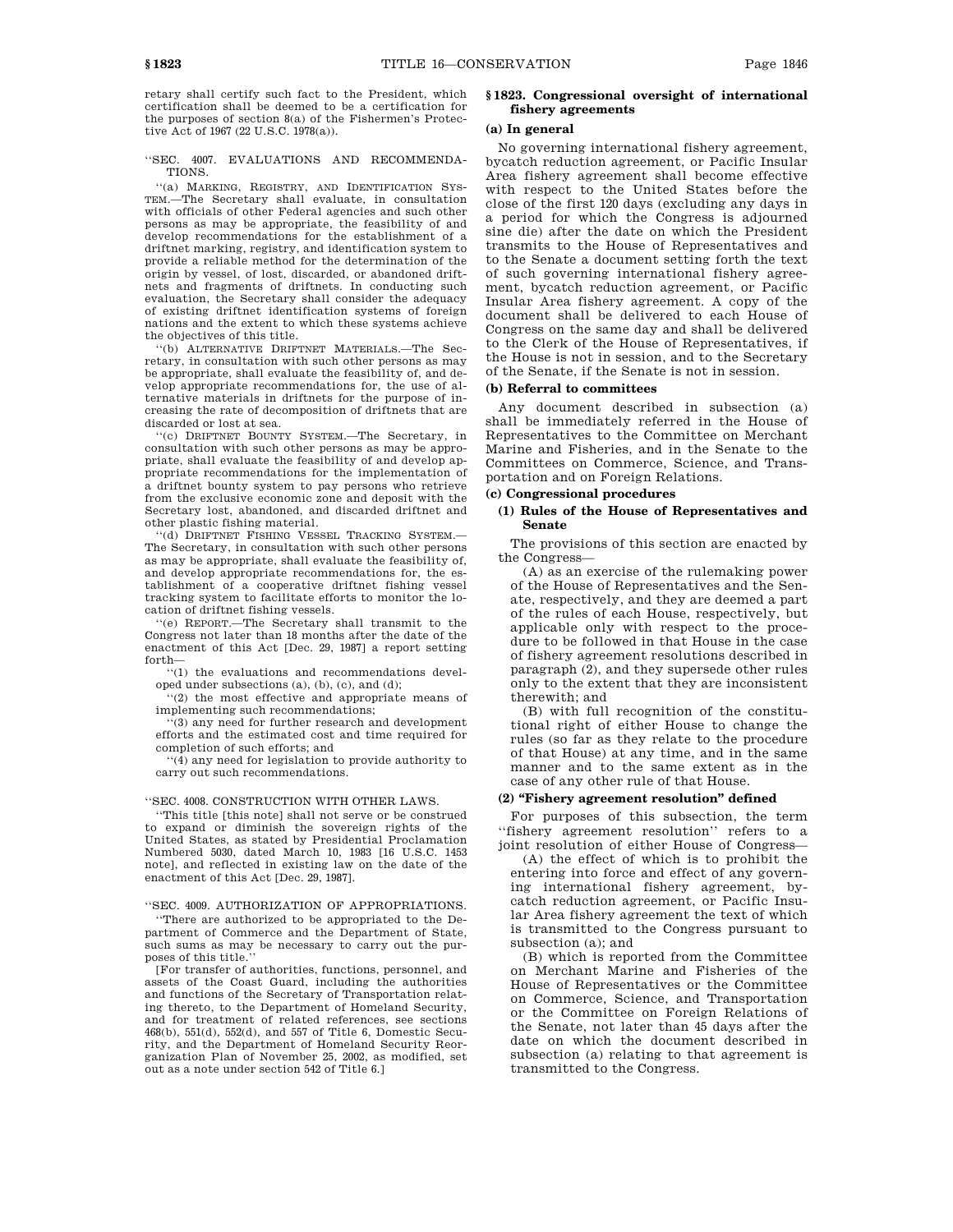retary shall certify such fact to the President, which certification shall be deemed to be a certification for the purposes of section 8(a) of the Fishermen's Protective Act of 1967 (22 U.S.C. 1978(a)).

''SEC. 4007. EVALUATIONS AND RECOMMENDATIONS.

''(a) MARKING, REGISTRY, AND IDENTIFICATION SYSTEM.—The Secretary shall evaluate, in consultation with officials of other Federal agencies and such other persons as may be appropriate, the feasibility of and develop recommendations for the establishment of a driftnet marking, registry, and identification system to provide a reliable method for the determination of the origin by vessel, of lost, discarded, or abandoned driftnets and fragments of driftnets. In conducting such evaluation, the Secretary shall consider the adequacy of existing driftnet identification systems of foreign nations and the extent to which these systems achieve the objectives of this title.

''(b) ALTERNATIVE DRIFTNET MATERIALS.—The Secretary, in consultation with such other persons as may be appropriate, shall evaluate the feasibility of, and develop appropriate recommendations for, the use of alternative materials in driftnets for the purpose of increasing the rate of decomposition of driftnets that are discarded or lost at sea.

''(c) DRIFTNET BOUNTY SYSTEM.—The Secretary, in consultation with such other persons as may be appropriate, shall evaluate the feasibility of and develop appropriate recommendations for the implementation of a driftnet bounty system to pay persons who retrieve from the exclusive economic zone and deposit with the Secretary lost, abandoned, and discarded driftnet and other plastic fishing material.

''(d) DRIFTNET FISHING VESSEL TRACKING SYSTEM.—The Secretary, in consultation with such other persons as may be appropriate, shall evaluate the feasibility of, and develop appropriate recommendations for, the establishment of a cooperative driftnet fishing vessel tracking system to facilitate efforts to monitor the location of driftnet fishing vessels.

''(e) REPORT.—The Secretary shall transmit to the Congress not later than 18 months after the date of the enactment of this Act [Dec. 29, 1987] a report setting forth—

''(1) the evaluations and recommendations developed under subsections (a), (b), (c), and (d);

''(2) the most effective and appropriate means of implementing such recommendations;

''(3) any need for further research and development efforts and the estimated cost and time required for completion of such efforts; and

''(4) any need for legislation to provide authority to carry out such recommendations.

''SEC. 4008. CONSTRUCTION WITH OTHER LAWS.

''This title [this note] shall not serve or be construed to expand or diminish the sovereign rights of the United States, as stated by Presidential Proclamation Numbered 5030, dated March 10, 1983 [16 U.S.C. 1453 note], and reflected in existing law on the date of the enactment of this Act [Dec. 29, 1987].

''SEC. 4009. AUTHORIZATION OF APPROPRIATIONS.

''There are authorized to be appropriated to the Department of Commerce and the Department of State, such sums as may be necessary to carry out the purposes of this title.''

[For transfer of authorities, functions, personnel, and assets of the Coast Guard, including the authorities and functions of the Secretary of Transportation relating thereto, to the Department of Homeland Security, and for treatment of related references, see sections 468(b), 551(d), 552(d), and 557 of Title 6, Domestic Security, and the Department of Homeland Security Reorganization Plan of November 25, 2002, as modified, set out as a note under section 542 of Title 6.]

## § 1823. Congressional oversight of international fishery agreements

### (a) In general

No governing international fishery agreement, bycatch reduction agreement, or Pacific Insular Area fishery agreement shall become effective with respect to the United States before the close of the first 120 days (excluding any days in a period for which the Congress is adjourned sine die) after the date on which the President transmits to the House of Representatives and to the Senate a document setting forth the text of such governing international fishery agreement, bycatch reduction agreement, or Pacific Insular Area fishery agreement. A copy of the document shall be delivered to each House of Congress on the same day and shall be delivered to the Clerk of the House of Representatives, if the House is not in session, and to the Secretary of the Senate, if the Senate is not in session.

### (b) Referral to committees

Any document described in subsection (a) shall be immediately referred in the House of Representatives to the Committee on Merchant Marine and Fisheries, and in the Senate to the Committees on Commerce, Science, and Transportation and on Foreign Relations.

### (c) Congressional procedures

#### (1) Rules of the House of Representatives and Senate

The provisions of this section are enacted by the Congress—

(A) as an exercise of the rulemaking power of the House of Representatives and the Senate, respectively, and they are deemed a part of the rules of each House, respectively, but applicable only with respect to the procedure to be followed in that House in the case of fishery agreement resolutions described in paragraph (2), and they supersede other rules only to the extent that they are inconsistent therewith; and

(B) with full recognition of the constitutional right of either House to change the rules (so far as they relate to the procedure of that House) at any time, and in the same manner and to the same extent as in the case of any other rule of that House.

#### (2) "Fishery agreement resolution" defined

For purposes of this subsection, the term ''fishery agreement resolution'' refers to a joint resolution of either House of Congress—

(A) the effect of which is to prohibit the entering into force and effect of any governing international fishery agreement, bycatch reduction agreement, or Pacific Insular Area fishery agreement the text of which is transmitted to the Congress pursuant to subsection (a); and

(B) which is reported from the Committee on Merchant Marine and Fisheries of the House of Representatives or the Committee on Commerce, Science, and Transportation or the Committee on Foreign Relations of the Senate, not later than 45 days after the date on which the document described in subsection (a) relating to that agreement is transmitted to the Congress.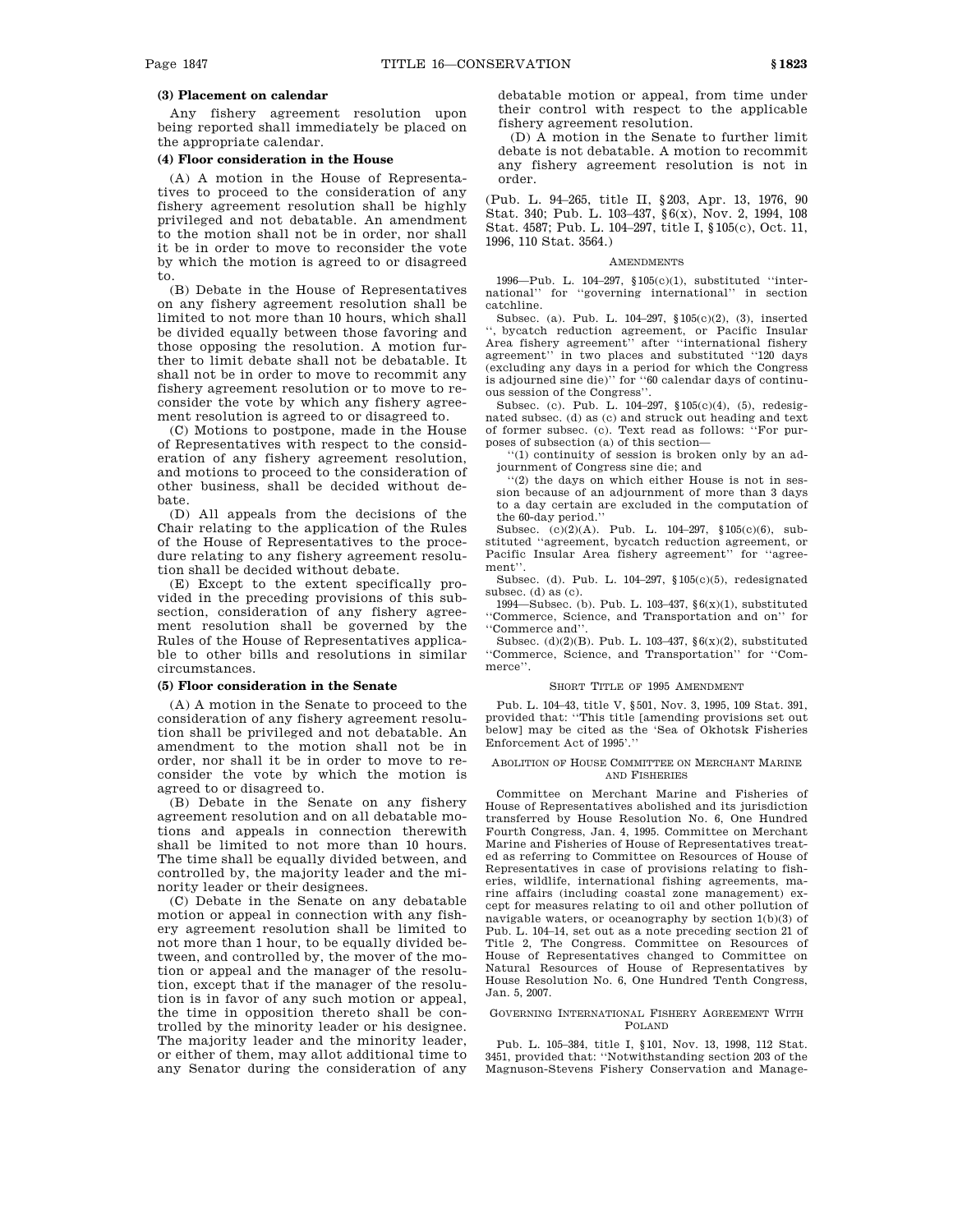**(3) Placement on calendar**

Any fishery agreement resolution upon being reported shall immediately be placed on the appropriate calendar.

**(4) Floor consideration in the House**

(A) A motion in the House of Representatives to proceed to the consideration of any fishery agreement resolution shall be highly privileged and not debatable. An amendment to the motion shall not be in order, nor shall it be in order to move to reconsider the vote by which the motion is agreed to or disagreed to.

(B) Debate in the House of Representatives on any fishery agreement resolution shall be limited to not more than 10 hours, which shall be divided equally between those favoring and those opposing the resolution. A motion further to limit debate shall not be debatable. It shall not be in order to move to recommit any fishery agreement resolution or to move to reconsider the vote by which any fishery agreement resolution is agreed to or disagreed to.

(C) Motions to postpone, made in the House of Representatives with respect to the consideration of any fishery agreement resolution, and motions to proceed to the consideration of other business, shall be decided without debate.

(D) All appeals from the decisions of the Chair relating to the application of the Rules of the House of Representatives to the procedure relating to any fishery agreement resolution shall be decided without debate.

(E) Except to the extent specifically provided in the preceding provisions of this subsection, consideration of any fishery agreement resolution shall be governed by the Rules of the House of Representatives applicable to other bills and resolutions in similar circumstances.

**(5) Floor consideration in the Senate**

(A) A motion in the Senate to proceed to the consideration of any fishery agreement resolution shall be privileged and not debatable. An amendment to the motion shall not be in order, nor shall it be in order to move to reconsider the vote by which the motion is agreed to or disagreed to.

(B) Debate in the Senate on any fishery agreement resolution and on all debatable motions and appeals in connection therewith shall be limited to not more than 10 hours. The time shall be equally divided between, and controlled by, the majority leader and the minority leader or their designees.

(C) Debate in the Senate on any debatable motion or appeal in connection with any fishery agreement resolution shall be limited to not more than 1 hour, to be equally divided between, and controlled by, the mover of the motion or appeal and the manager of the resolution, except that if the manager of the resolution is in favor of any such motion or appeal, the time in opposition thereto shall be controlled by the minority leader or his designee. The majority leader and the minority leader, or either of them, may allot additional time to any Senator during the consideration of any debatable motion or appeal, from time under their control with respect to the applicable fishery agreement resolution.

(D) A motion in the Senate to further limit debate is not debatable. A motion to recommit any fishery agreement resolution is not in order.

(Pub. L. 94–265, title II, §203, Apr. 13, 1976, 90 Stat. 340; Pub. L. 103–437, §6(x), Nov. 2, 1994, 108 Stat. 4587; Pub. L. 104–297, title I, §105(c), Oct. 11, 1996, 110 Stat. 3564.)

AMENDMENTS

1996—Pub. L. 104–297, §105(c)(1), substituted "international" for "governing international" in section catchline.

Subsec. (a). Pub. L. 104–297, §105(c)(2), (3), inserted ", bycatch reduction agreement, or Pacific Insular Area fishery agreement" after "international fishery agreement" in two places and substituted "120 days (excluding any days in a period for which the Congress is adjourned sine die)" for "60 calendar days of continuous session of the Congress".

Subsec. (c). Pub. L. 104–297, §105(c)(4), (5), redesignated subsec. (d) as (c) and struck out heading and text of former subsec. (c). Text read as follows: "For purposes of subsection (a) of this section—

"(1) continuity of session is broken only by an adjournment of Congress sine die; and

"(2) the days on which either House is not in session because of an adjournment of more than 3 days to a day certain are excluded in the computation of the 60-day period."

Subsec. (c)(2)(A). Pub. L. 104–297, §105(c)(6), substituted "agreement, bycatch reduction agreement, or Pacific Insular Area fishery agreement" for "agreement".

Subsec. (d). Pub. L. 104–297, §105(c)(5), redesignated subsec. (d) as (c).

1994—Subsec. (b). Pub. L. 103–437, §6(x)(1), substituted "Commerce, Science, and Transportation and on" for "Commerce and".

Subsec. (d)(2)(B). Pub. L. 103–437, §6(x)(2), substituted "Commerce, Science, and Transportation" for "Commerce".

SHORT TITLE OF 1995 AMENDMENT

Pub. L. 104–43, title V, §501, Nov. 3, 1995, 109 Stat. 391, provided that: "This title [amending provisions set out below] may be cited as the 'Sea of Okhotsk Fisheries Enforcement Act of 1995'."

ABOLITION OF HOUSE COMMITTEE ON MERCHANT MARINE AND FISHERIES

Committee on Merchant Marine and Fisheries of House of Representatives abolished and its jurisdiction transferred by House Resolution No. 6, One Hundred Fourth Congress, Jan. 4, 1995. Committee on Merchant Marine and Fisheries of House of Representatives treated as referring to Committee on Resources of House of Representatives in case of provisions relating to fisheries, wildlife, international fishing agreements, marine affairs (including coastal zone management) except for measures relating to oil and other pollution of navigable waters, or oceanography by section 1(b)(3) of Pub. L. 104–14, set out as a note preceding section 21 of Title 2, The Congress. Committee on Resources of House of Representatives changed to Committee on Natural Resources of House of Representatives by House Resolution No. 6, One Hundred Tenth Congress, Jan. 5, 2007.

GOVERNING INTERNATIONAL FISHERY AGREEMENT WITH POLAND

Pub. L. 105–384, title I, §101, Nov. 13, 1998, 112 Stat. 3451, provided that: "Notwithstanding section 203 of the Magnuson-Stevens Fishery Conservation and Manage-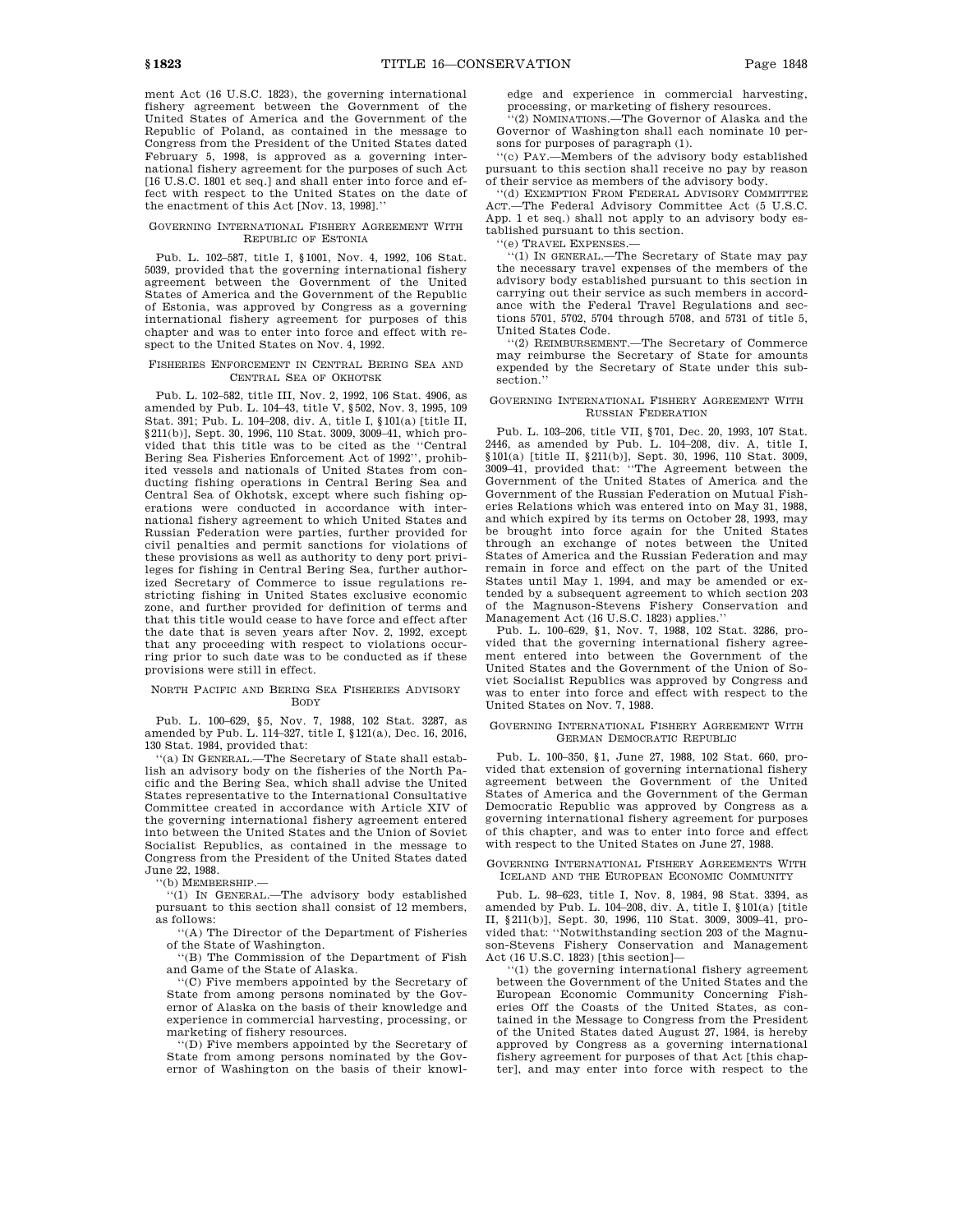ment Act (16 U.S.C. 1823), the governing international fishery agreement between the Government of the United States of America and the Government of the Republic of Poland, as contained in the message to Congress from the President of the United States dated February 5, 1998, is approved as a governing international fishery agreement for the purposes of such Act [16 U.S.C. 1801 et seq.] and shall enter into force and effect with respect to the United States on the date of the enactment of this Act [Nov. 13, 1998].''

GOVERNING INTERNATIONAL FISHERY AGREEMENT WITH REPUBLIC OF ESTONIA

Pub. L. 102–587, title I, §1001, Nov. 4, 1992, 106 Stat. 5039, provided that the governing international fishery agreement between the Government of the United States of America and the Government of the Republic of Estonia, was approved by Congress as a governing international fishery agreement for purposes of this chapter and was to enter into force and effect with respect to the United States on Nov. 4, 1992.

FISHERIES ENFORCEMENT IN CENTRAL BERING SEA AND CENTRAL SEA OF OKHOTSK

Pub. L. 102–582, title III, Nov. 2, 1992, 106 Stat. 4906, as amended by Pub. L. 104–43, title V, §502, Nov. 3, 1995, 109 Stat. 391; Pub. L. 104–208, div. A, title I, §101(a) [title II, §211(b)], Sept. 30, 1996, 110 Stat. 3009, 3009–41, which provided that this title was to be cited as the ''Central Bering Sea Fisheries Enforcement Act of 1992'', prohibited vessels and nationals of United States from conducting fishing operations in Central Bering Sea and Central Sea of Okhotsk, except where such fishing operations were conducted in accordance with international fishery agreement to which United States and Russian Federation were parties, further provided for civil penalties and permit sanctions for violations of these provisions as well as authority to deny port privileges for fishing in Central Bering Sea, further authorized Secretary of Commerce to issue regulations restricting fishing in United States exclusive economic zone, and further provided for definition of terms and that this title would cease to have force and effect after the date that is seven years after Nov. 2, 1992, except that any proceeding with respect to violations occurring prior to such date was to be conducted as if these provisions were still in effect.

NORTH PACIFIC AND BERING SEA FISHERIES ADVISORY BODY

Pub. L. 100–629, §5, Nov. 7, 1988, 102 Stat. 3287, as amended by Pub. L. 114–327, title I, §121(a), Dec. 16, 2016, 130 Stat. 1984, provided that:

''(a) IN GENERAL.—The Secretary of State shall establish an advisory body on the fisheries of the North Pacific and the Bering Sea, which shall advise the United States representative to the International Consultative Committee created in accordance with Article XIV of the governing international fishery agreement entered into between the United States and the Union of Soviet Socialist Republics, as contained in the message to Congress from the President of the United States dated June 22, 1988.

''(b) MEMBERSHIP.—

''(1) IN GENERAL.—The advisory body established pursuant to this section shall consist of 12 members, as follows:

''(A) The Director of the Department of Fisheries of the State of Washington.

''(B) The Commission of the Department of Fish and Game of the State of Alaska.

''(C) Five members appointed by the Secretary of State from among persons nominated by the Governor of Alaska on the basis of their knowledge and experience in commercial harvesting, processing, or marketing of fishery resources.

''(D) Five members appointed by the Secretary of State from among persons nominated by the Governor of Washington on the basis of their knowledge and experience in commercial harvesting, processing, or marketing of fishery resources.

''(2) NOMINATIONS.—The Governor of Alaska and the Governor of Washington shall each nominate 10 persons for purposes of paragraph (1).

''(c) PAY.—Members of the advisory body established pursuant to this section shall receive no pay by reason of their service as members of the advisory body.

''(d) EXEMPTION FROM FEDERAL ADVISORY COMMITTEE ACT.—The Federal Advisory Committee Act (5 U.S.C. App. 1 et seq.) shall not apply to an advisory body established pursuant to this section.

''(e) TRAVEL EXPENSES.—

''(1) IN GENERAL.—The Secretary of State may pay the necessary travel expenses of the members of the advisory body established pursuant to this section in carrying out their service as such members in accordance with the Federal Travel Regulations and sections 5701, 5702, 5704 through 5708, and 5731 of title 5, United States Code.

''(2) REIMBURSEMENT.—The Secretary of Commerce may reimburse the Secretary of State for amounts expended by the Secretary of State under this subsection.''

GOVERNING INTERNATIONAL FISHERY AGREEMENT WITH RUSSIAN FEDERATION

Pub. L. 103–206, title VII, §701, Dec. 20, 1993, 107 Stat. 2446, as amended by Pub. L. 104–208, div. A, title I, §101(a) [title II, §211(b)], Sept. 30, 1996, 110 Stat. 3009, 3009–41, provided that: ''The Agreement between the Government of the United States of America and the Government of the Russian Federation on Mutual Fisheries Relations which was entered into on May 31, 1988, and which expired by its terms on October 28, 1993, may be brought into force again for the United States through an exchange of notes between the United States of America and the Russian Federation and may remain in force and effect on the part of the United States until May 1, 1994, and may be amended or extended by a subsequent agreement to which section 203 of the Magnuson-Stevens Fishery Conservation and Management Act (16 U.S.C. 1823) applies.''

Pub. L. 100–629, §1, Nov. 7, 1988, 102 Stat. 3286, provided that the governing international fishery agreement entered into between the Government of the United States and the Government of the Union of Soviet Socialist Republics was approved by Congress and was to enter into force and effect with respect to the United States on Nov. 7, 1988.

GOVERNING INTERNATIONAL FISHERY AGREEMENT WITH GERMAN DEMOCRATIC REPUBLIC

Pub. L. 100–350, §1, June 27, 1988, 102 Stat. 660, provided that extension of governing international fishery agreement between the Government of the United States of America and the Government of the German Democratic Republic was approved by Congress as a governing international fishery agreement for purposes of this chapter, and was to enter into force and effect with respect to the United States on June 27, 1988.

GOVERNING INTERNATIONAL FISHERY AGREEMENTS WITH ICELAND AND THE EUROPEAN ECONOMIC COMMUNITY

Pub. L. 98–623, title I, Nov. 8, 1984, 98 Stat. 3394, as amended by Pub. L. 104–208, div. A, title I, §101(a) [title II, §211(b)], Sept. 30, 1996, 110 Stat. 3009, 3009–41, provided that: ''Notwithstanding section 203 of the Magnuson-Stevens Fishery Conservation and Management Act (16 U.S.C. 1823) [this section]—

''(1) the governing international fishery agreement between the Government of the United States and the European Economic Community Concerning Fisheries Off the Coasts of the United States, as contained in the Message to Congress from the President of the United States dated August 27, 1984, is hereby approved by Congress as a governing international fishery agreement for purposes of that Act [this chapter], and may enter into force with respect to the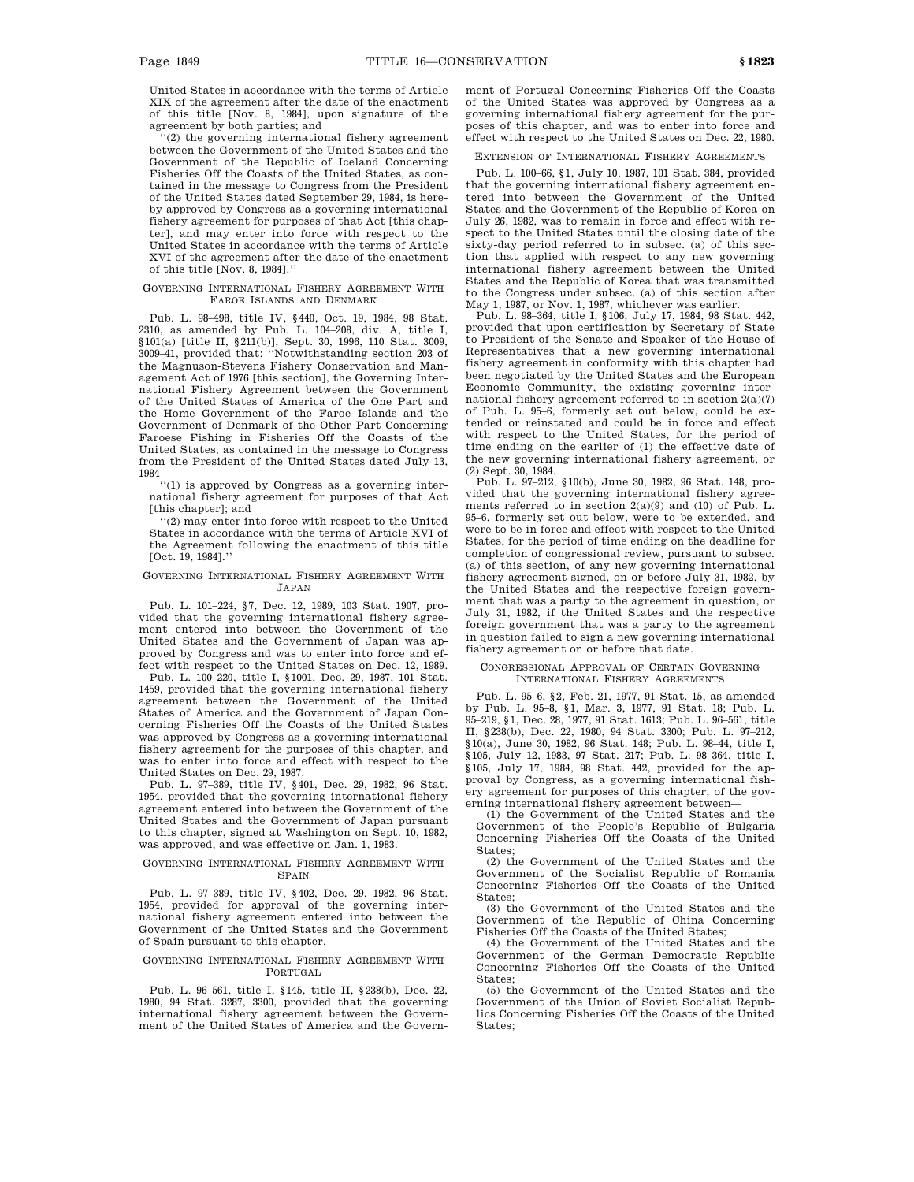United States in accordance with the terms of Article XIX of the agreement after the date of the enactment of this title [Nov. 8, 1984], upon signature of the agreement by both parties; and

''(2) the governing international fishery agreement between the Government of the United States and the Government of the Republic of Iceland Concerning Fisheries Off the Coasts of the United States, as contained in the message to Congress from the President of the United States dated September 29, 1984, is hereby approved by Congress as a governing international fishery agreement for purposes of that Act [this chapter], and may enter into force with respect to the United States in accordance with the terms of Article XVI of the agreement after the date of the enactment of this title [Nov. 8, 1984].''

GOVERNING INTERNATIONAL FISHERY AGREEMENT WITH FAROE ISLANDS AND DENMARK

Pub. L. 98–498, title IV, §440, Oct. 19, 1984, 98 Stat. 2310, as amended by Pub. L. 104–208, div. A, title I, §101(a) [title II, §211(b)], Sept. 30, 1996, 110 Stat. 3009, 3009–41, provided that: ''Notwithstanding section 203 of the Magnuson-Stevens Fishery Conservation and Management Act of 1976 [this section], the Governing International Fishery Agreement between the Government of the United States of America of the One Part and the Home Government of the Faroe Islands and the Government of Denmark of the Other Part Concerning Faroese Fishing in Fisheries Off the Coasts of the United States, as contained in the message to Congress from the President of the United States dated July 13, 1984—

''(1) is approved by Congress as a governing international fishery agreement for purposes of that Act [this chapter]; and

''(2) may enter into force with respect to the United States in accordance with the terms of Article XVI of the Agreement following the enactment of this title [Oct. 19, 1984].''

GOVERNING INTERNATIONAL FISHERY AGREEMENT WITH JAPAN

Pub. L. 101–224, §7, Dec. 12, 1989, 103 Stat. 1907, provided that the governing international fishery agreement entered into between the Government of the United States and the Government of Japan was approved by Congress and was to enter into force and effect with respect to the United States on Dec. 12, 1989.

Pub. L. 100–220, title I, §1001, Dec. 29, 1987, 101 Stat. 1459, provided that the governing international fishery agreement between the Government of the United States of America and the Government of Japan Concerning Fisheries Off the Coasts of the United States was approved by Congress as a governing international fishery agreement for the purposes of this chapter, and was to enter into force and effect with respect to the United States on Dec. 29, 1987.

Pub. L. 97–389, title IV, §401, Dec. 29, 1982, 96 Stat. 1954, provided that the governing international fishery agreement entered into between the Government of the United States and the Government of Japan pursuant to this chapter, signed at Washington on Sept. 10, 1982, was approved, and was effective on Jan. 1, 1983.

GOVERNING INTERNATIONAL FISHERY AGREEMENT WITH SPAIN

Pub. L. 97–389, title IV, §402, Dec. 29, 1982, 96 Stat. 1954, provided for approval of the governing international fishery agreement entered into between the Government of the United States and the Government of Spain pursuant to this chapter.

GOVERNING INTERNATIONAL FISHERY AGREEMENT WITH PORTUGAL

Pub. L. 96–561, title I, §145, title II, §238(b), Dec. 22, 1980, 94 Stat. 3287, 3300, provided that the governing international fishery agreement between the Government of the United States of America and the Government of Portugal Concerning Fisheries Off the Coasts of the United States was approved by Congress as a governing international fishery agreement for the purposes of this chapter, and was to enter into force and effect with respect to the United States on Dec. 22, 1980.

EXTENSION OF INTERNATIONAL FISHERY AGREEMENTS

Pub. L. 100–66, §1, July 10, 1987, 101 Stat. 384, provided that the governing international fishery agreement entered into between the Government of the United States and the Government of the Republic of Korea on July 26, 1982, was to remain in force and effect with respect to the United States until the closing date of the sixty-day period referred to in subsec. (a) of this section that applied with respect to any new governing international fishery agreement between the United States and the Republic of Korea that was transmitted to the Congress under subsec. (a) of this section after May 1, 1987, or Nov. 1, 1987, whichever was earlier.

Pub. L. 98–364, title I, §106, July 17, 1984, 98 Stat. 442, provided that upon certification by Secretary of State to President of the Senate and Speaker of the House of Representatives that a new governing international fishery agreement in conformity with this chapter had been negotiated by the United States and the European Economic Community, the existing governing international fishery agreement referred to in section 2(a)(7) of Pub. L. 95–6, formerly set out below, could be extended or reinstated and could be in force and effect with respect to the United States, for the period of time ending on the earlier of (1) the effective date of the new governing international fishery agreement, or (2) Sept. 30, 1984.

Pub. L. 97–212, §10(b), June 30, 1982, 96 Stat. 148, provided that the governing international fishery agreements referred to in section 2(a)(9) and (10) of Pub. L. 95–6, formerly set out below, were to be extended, and were to be in force and effect with respect to the United States, for the period of time ending on the deadline for completion of congressional review, pursuant to subsec. (a) of this section, of any new governing international fishery agreement signed, on or before July 31, 1982, by the United States and the respective foreign government that was a party to the agreement in question, or July 31, 1982, if the United States and the respective foreign government that was a party to the agreement in question failed to sign a new governing international fishery agreement on or before that date.

CONGRESSIONAL APPROVAL OF CERTAIN GOVERNING INTERNATIONAL FISHERY AGREEMENTS

Pub. L. 95–6, §2, Feb. 21, 1977, 91 Stat. 15, as amended by Pub. L. 95–8, §1, Mar. 3, 1977, 91 Stat. 18; Pub. L. 95–219, §1, Dec. 28, 1977, 91 Stat. 1613; Pub. L. 96–561, title II, §238(b), Dec. 22, 1980, 94 Stat. 3300; Pub. L. 97–212, §10(a), June 30, 1982, 96 Stat. 148; Pub. L. 98–44, title I, §105, July 12, 1983, 97 Stat. 217; Pub. L. 98–364, title I, §105, July 17, 1984, 98 Stat. 442, provided for the approval by Congress, as a governing international fishery agreement for purposes of this chapter, of the governing international fishery agreement between—

(1) the Government of the United States and the Government of the People's Republic of Bulgaria Concerning Fisheries Off the Coasts of the United States;

(2) the Government of the United States and the Government of the Socialist Republic of Romania Concerning Fisheries Off the Coasts of the United States;

(3) the Government of the United States and the Government of the Republic of China Concerning Fisheries Off the Coasts of the United States;

(4) the Government of the United States and the Government of the German Democratic Republic Concerning Fisheries Off the Coasts of the United States;

(5) the Government of the United States and the Government of the Union of Soviet Socialist Republics Concerning Fisheries Off the Coasts of the United States;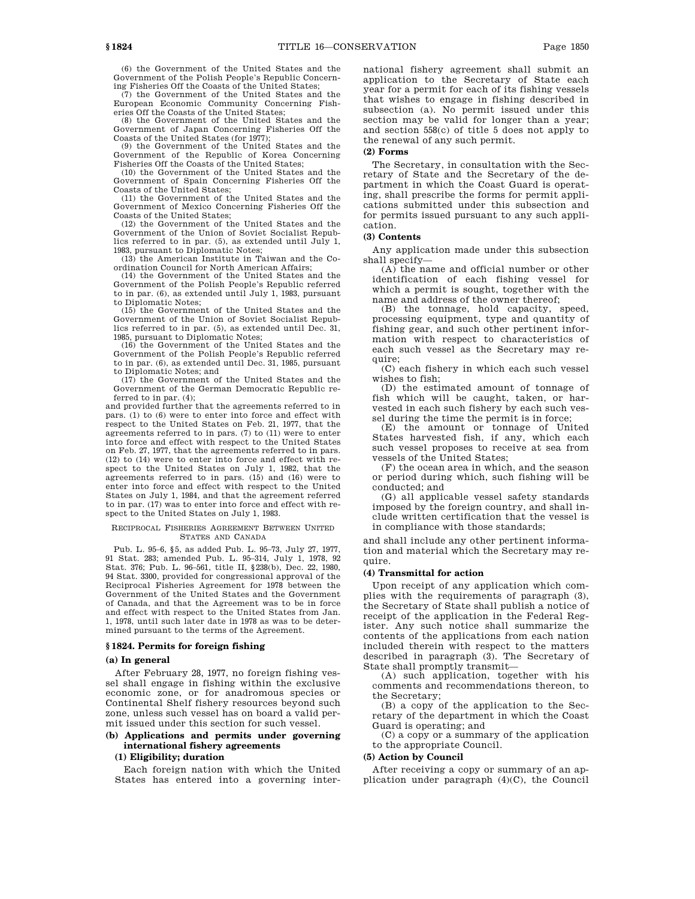(6) the Government of the United States and the Government of the Polish People's Republic Concerning Fisheries Off the Coasts of the United States;

(7) the Government of the United States and the European Economic Community Concerning Fisheries Off the Coasts of the United States;

(8) the Government of the United States and the Government of Japan Concerning Fisheries Off the Coasts of the United States (for 1977);

(9) the Government of the United States and the Government of the Republic of Korea Concerning Fisheries Off the Coasts of the United States;

(10) the Government of the United States and the Government of Spain Concerning Fisheries Off the Coasts of the United States;

(11) the Government of the United States and the Government of Mexico Concerning Fisheries Off the Coasts of the United States;

(12) the Government of the United States and the Government of the Union of Soviet Socialist Republics referred to in par. (5), as extended until July 1, 1983, pursuant to Diplomatic Notes;

(13) the American Institute in Taiwan and the Coordination Council for North American Affairs;

(14) the Government of the United States and the Government of the Polish People's Republic referred to in par. (6), as extended until July 1, 1983, pursuant to Diplomatic Notes;

(15) the Government of the United States and the Government of the Union of Soviet Socialist Republics referred to in par. (5), as extended until Dec. 31, 1985, pursuant to Diplomatic Notes;

(16) the Government of the United States and the Government of the Polish People's Republic referred to in par. (6), as extended until Dec. 31, 1985, pursuant to Diplomatic Notes; and

(17) the Government of the United States and the Government of the German Democratic Republic referred to in par. (4);

and provided further that the agreements referred to in pars. (1) to (6) were to enter into force and effect with respect to the United States on Feb. 21, 1977, that the agreements referred to in pars. (7) to (11) were to enter into force and effect with respect to the United States on Feb. 27, 1977, that the agreements referred to in pars. (12) to (14) were to enter into force and effect with respect to the United States on July 1, 1982, that the agreements referred to in pars. (15) and (16) were to enter into force and effect with respect to the United States on July 1, 1984, and that the agreement referred to in par. (17) was to enter into force and effect with respect to the United States on July 1, 1983.

RECIPROCAL FISHERIES AGREEMENT BETWEEN UNITED STATES AND CANADA

Pub. L. 95–6, §5, as added Pub. L. 95–73, July 27, 1977, 91 Stat. 283; amended Pub. L. 95–314, July 1, 1978, 92 Stat. 376; Pub. L. 96–561, title II, §238(b), Dec. 22, 1980, 94 Stat. 3300, provided for congressional approval of the Reciprocal Fisheries Agreement for 1978 between the Government of the United States and the Government of Canada, and that the Agreement was to be in force and effect with respect to the United States from Jan. 1, 1978, until such later date in 1978 as was to be determined pursuant to the terms of the Agreement.

## §1824. Permits for foreign fishing

### (a) In general

After February 28, 1977, no foreign fishing vessel shall engage in fishing within the exclusive economic zone, or for anadromous species or Continental Shelf fishery resources beyond such zone, unless such vessel has on board a valid permit issued under this section for such vessel.

### (b) Applications and permits under governing international fishery agreements

#### (1) Eligibility; duration

Each foreign nation with which the United States has entered into a governing international fishery agreement shall submit an application to the Secretary of State each year for a permit for each of its fishing vessels that wishes to engage in fishing described in subsection (a). No permit issued under this section may be valid for longer than a year; and section 558(c) of title 5 does not apply to the renewal of any such permit.

#### (2) Forms

The Secretary, in consultation with the Secretary of State and the Secretary of the department in which the Coast Guard is operating, shall prescribe the forms for permit applications submitted under this subsection and for permits issued pursuant to any such application.

#### (3) Contents

Any application made under this subsection shall specify—

(A) the name and official number or other identification of each fishing vessel for which a permit is sought, together with the name and address of the owner thereof;

(B) the tonnage, hold capacity, speed, processing equipment, type and quantity of fishing gear, and such other pertinent information with respect to characteristics of each such vessel as the Secretary may require;

(C) each fishery in which each such vessel wishes to fish;

(D) the estimated amount of tonnage of fish which will be caught, taken, or harvested in each such fishery by each such vessel during the time the permit is in force;

(E) the amount or tonnage of United States harvested fish, if any, which each such vessel proposes to receive at sea from vessels of the United States;

(F) the ocean area in which, and the season or period during which, such fishing will be conducted; and

(G) all applicable vessel safety standards imposed by the foreign country, and shall include written certification that the vessel is in compliance with those standards;

and shall include any other pertinent information and material which the Secretary may require.

#### (4) Transmittal for action

Upon receipt of any application which complies with the requirements of paragraph (3), the Secretary of State shall publish a notice of receipt of the application in the Federal Register. Any such notice shall summarize the contents of the applications from each nation included therein with respect to the matters described in paragraph (3). The Secretary of State shall promptly transmit—

(A) such application, together with his comments and recommendations thereon, to the Secretary;

(B) a copy of the application to the Secretary of the department in which the Coast Guard is operating; and

(C) a copy or a summary of the application to the appropriate Council.

#### (5) Action by Council

After receiving a copy or summary of an application under paragraph (4)(C), the Council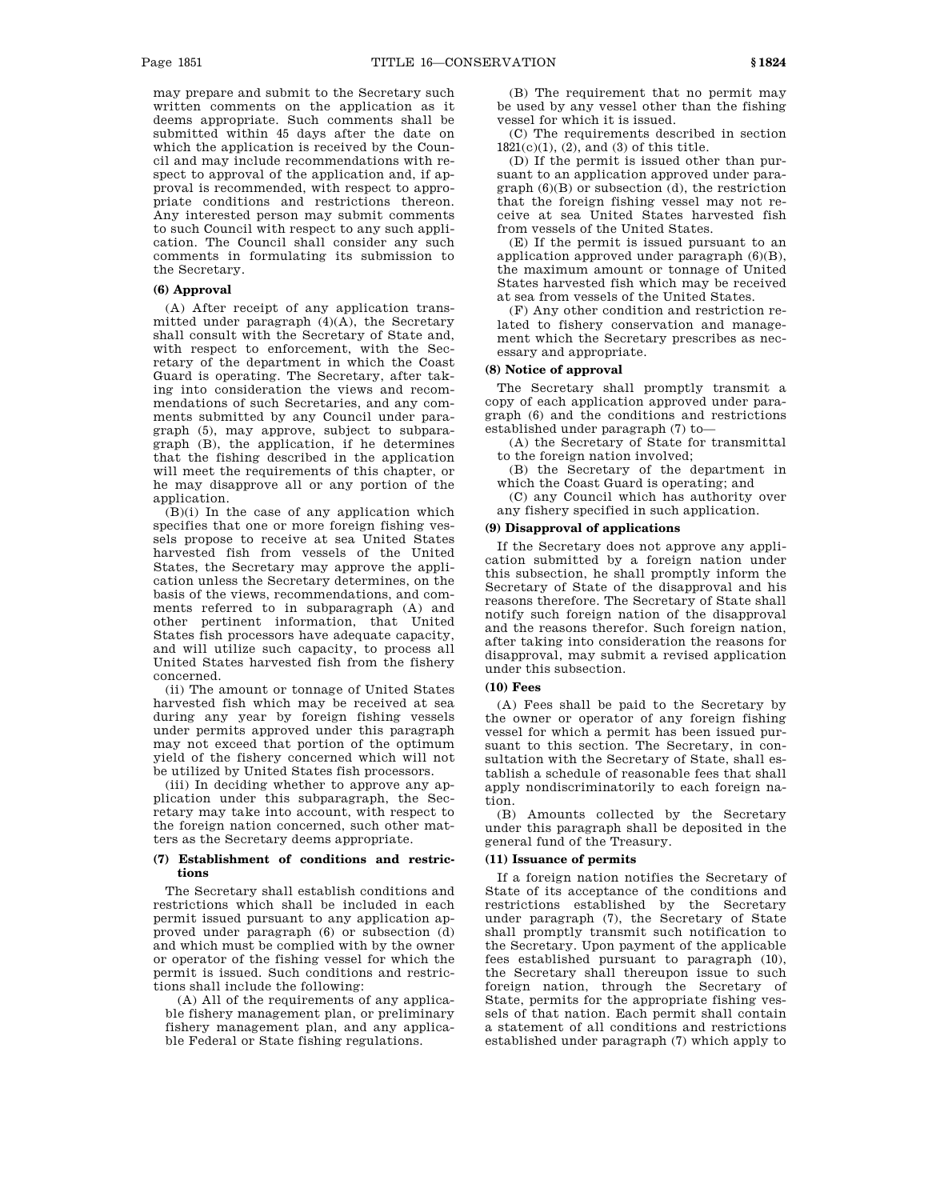may prepare and submit to the Secretary such written comments on the application as it deems appropriate. Such comments shall be submitted within 45 days after the date on which the application is received by the Council and may include recommendations with respect to approval of the application and, if approval is recommended, with respect to appropriate conditions and restrictions thereon. Any interested person may submit comments to such Council with respect to any such application. The Council shall consider any such comments in formulating its submission to the Secretary.

**(6) Approval**

(A) After receipt of any application transmitted under paragraph (4)(A), the Secretary shall consult with the Secretary of State and, with respect to enforcement, with the Secretary of the department in which the Coast Guard is operating. The Secretary, after taking into consideration the views and recommendations of such Secretaries, and any comments submitted by any Council under paragraph (5), may approve, subject to subparagraph (B), the application, if he determines that the fishing described in the application will meet the requirements of this chapter, or he may disapprove all or any portion of the application.

(B)(i) In the case of any application which specifies that one or more foreign fishing vessels propose to receive at sea United States harvested fish from vessels of the United States, the Secretary may approve the application unless the Secretary determines, on the basis of the views, recommendations, and comments referred to in subparagraph (A) and other pertinent information, that United States fish processors have adequate capacity, and will utilize such capacity, to process all United States harvested fish from the fishery concerned.

(ii) The amount or tonnage of United States harvested fish which may be received at sea during any year by foreign fishing vessels under permits approved under this paragraph may not exceed that portion of the optimum yield of the fishery concerned which will not be utilized by United States fish processors.

(iii) In deciding whether to approve any application under this subparagraph, the Secretary may take into account, with respect to the foreign nation concerned, such other matters as the Secretary deems appropriate.

**(7) Establishment of conditions and restrictions**

The Secretary shall establish conditions and restrictions which shall be included in each permit issued pursuant to any application approved under paragraph (6) or subsection (d) and which must be complied with by the owner or operator of the fishing vessel for which the permit is issued. Such conditions and restrictions shall include the following:

(A) All of the requirements of any applicable fishery management plan, or preliminary fishery management plan, and any applicable Federal or State fishing regulations.

(B) The requirement that no permit may be used by any vessel other than the fishing vessel for which it is issued.

(C) The requirements described in section 1821(c)(1), (2), and (3) of this title.

(D) If the permit is issued other than pursuant to an application approved under paragraph (6)(B) or subsection (d), the restriction that the foreign fishing vessel may not receive at sea United States harvested fish from vessels of the United States.

(E) If the permit is issued pursuant to an application approved under paragraph (6)(B), the maximum amount or tonnage of United States harvested fish which may be received at sea from vessels of the United States.

(F) Any other condition and restriction related to fishery conservation and management which the Secretary prescribes as necessary and appropriate.

**(8) Notice of approval**

The Secretary shall promptly transmit a copy of each application approved under paragraph (6) and the conditions and restrictions established under paragraph (7) to—

(A) the Secretary of State for transmittal to the foreign nation involved;

(B) the Secretary of the department in which the Coast Guard is operating; and

(C) any Council which has authority over any fishery specified in such application.

**(9) Disapproval of applications**

If the Secretary does not approve any application submitted by a foreign nation under this subsection, he shall promptly inform the Secretary of State of the disapproval and his reasons therefore. The Secretary of State shall notify such foreign nation of the disapproval and the reasons therefor. Such foreign nation, after taking into consideration the reasons for disapproval, may submit a revised application under this subsection.

**(10) Fees**

(A) Fees shall be paid to the Secretary by the owner or operator of any foreign fishing vessel for which a permit has been issued pursuant to this section. The Secretary, in consultation with the Secretary of State, shall establish a schedule of reasonable fees that shall apply nondiscriminatorily to each foreign nation.

(B) Amounts collected by the Secretary under this paragraph shall be deposited in the general fund of the Treasury.

**(11) Issuance of permits**

If a foreign nation notifies the Secretary of State of its acceptance of the conditions and restrictions established by the Secretary under paragraph (7), the Secretary of State shall promptly transmit such notification to the Secretary. Upon payment of the applicable fees established pursuant to paragraph (10), the Secretary shall thereupon issue to such foreign nation, through the Secretary of State, permits for the appropriate fishing vessels of that nation. Each permit shall contain a statement of all conditions and restrictions established under paragraph (7) which apply to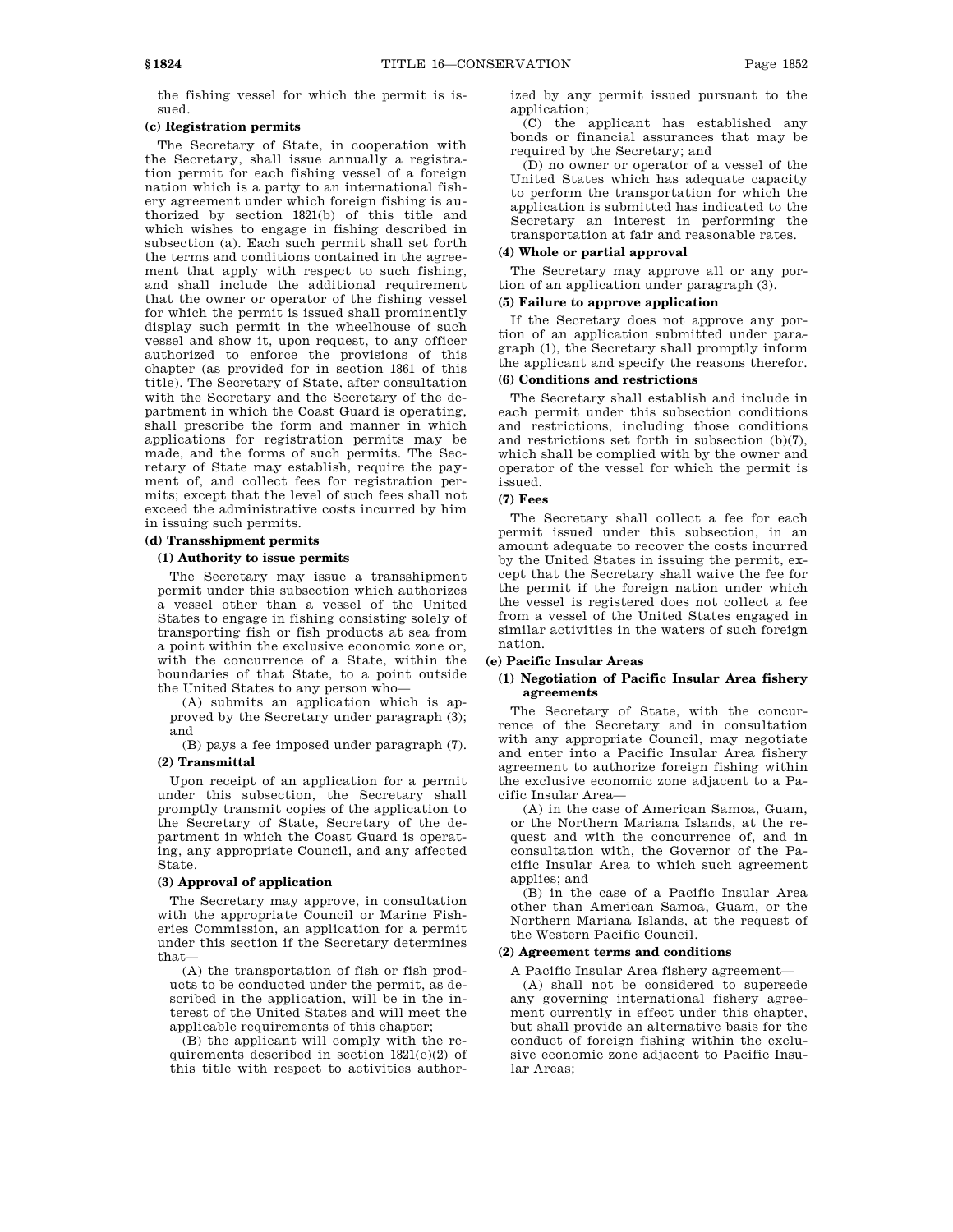the fishing vessel for which the permit is issued.

**(c) Registration permits**

The Secretary of State, in cooperation with the Secretary, shall issue annually a registration permit for each fishing vessel of a foreign nation which is a party to an international fishery agreement under which foreign fishing is authorized by section 1821(b) of this title and which wishes to engage in fishing described in subsection (a). Each such permit shall set forth the terms and conditions contained in the agreement that apply with respect to such fishing, and shall include the additional requirement that the owner or operator of the fishing vessel for which the permit is issued shall prominently display such permit in the wheelhouse of such vessel and show it, upon request, to any officer authorized to enforce the provisions of this chapter (as provided for in section 1861 of this title). The Secretary of State, after consultation with the Secretary and the Secretary of the department in which the Coast Guard is operating, shall prescribe the form and manner in which applications for registration permits may be made, and the forms of such permits. The Secretary of State may establish, require the payment of, and collect fees for registration permits; except that the level of such fees shall not exceed the administrative costs incurred by him in issuing such permits.

**(d) Transshipment permits**

**(1) Authority to issue permits**

The Secretary may issue a transshipment permit under this subsection which authorizes a vessel other than a vessel of the United States to engage in fishing consisting solely of transporting fish or fish products at sea from a point within the exclusive economic zone or, with the concurrence of a State, within the boundaries of that State, to a point outside the United States to any person who—

(A) submits an application which is approved by the Secretary under paragraph (3); and

(B) pays a fee imposed under paragraph (7).

**(2) Transmittal**

Upon receipt of an application for a permit under this subsection, the Secretary shall promptly transmit copies of the application to the Secretary of State, Secretary of the department in which the Coast Guard is operating, any appropriate Council, and any affected State.

**(3) Approval of application**

The Secretary may approve, in consultation with the appropriate Council or Marine Fisheries Commission, an application for a permit under this section if the Secretary determines that—

(A) the transportation of fish or fish products to be conducted under the permit, as described in the application, will be in the interest of the United States and will meet the applicable requirements of this chapter;

(B) the applicant will comply with the requirements described in section 1821(c)(2) of this title with respect to activities authorized by any permit issued pursuant to the application;

(C) the applicant has established any bonds or financial assurances that may be required by the Secretary; and

(D) no owner or operator of a vessel of the United States which has adequate capacity to perform the transportation for which the application is submitted has indicated to the Secretary an interest in performing the transportation at fair and reasonable rates.

**(4) Whole or partial approval**

The Secretary may approve all or any portion of an application under paragraph (3).

**(5) Failure to approve application**

If the Secretary does not approve any portion of an application submitted under paragraph (1), the Secretary shall promptly inform the applicant and specify the reasons therefor.

**(6) Conditions and restrictions**

The Secretary shall establish and include in each permit under this subsection conditions and restrictions, including those conditions and restrictions set forth in subsection (b)(7), which shall be complied with by the owner and operator of the vessel for which the permit is issued.

**(7) Fees**

The Secretary shall collect a fee for each permit issued under this subsection, in an amount adequate to recover the costs incurred by the United States in issuing the permit, except that the Secretary shall waive the fee for the permit if the foreign nation under which the vessel is registered does not collect a fee from a vessel of the United States engaged in similar activities in the waters of such foreign nation.

**(e) Pacific Insular Areas**

**(1) Negotiation of Pacific Insular Area fishery agreements**

The Secretary of State, with the concurrence of the Secretary and in consultation with any appropriate Council, may negotiate and enter into a Pacific Insular Area fishery agreement to authorize foreign fishing within the exclusive economic zone adjacent to a Pacific Insular Area—

(A) in the case of American Samoa, Guam, or the Northern Mariana Islands, at the request and with the concurrence of, and in consultation with, the Governor of the Pacific Insular Area to which such agreement applies; and

(B) in the case of a Pacific Insular Area other than American Samoa, Guam, or the Northern Mariana Islands, at the request of the Western Pacific Council.

**(2) Agreement terms and conditions**

A Pacific Insular Area fishery agreement—

(A) shall not be considered to supersede any governing international fishery agreement currently in effect under this chapter, but shall provide an alternative basis for the conduct of foreign fishing within the exclusive economic zone adjacent to Pacific Insular Areas;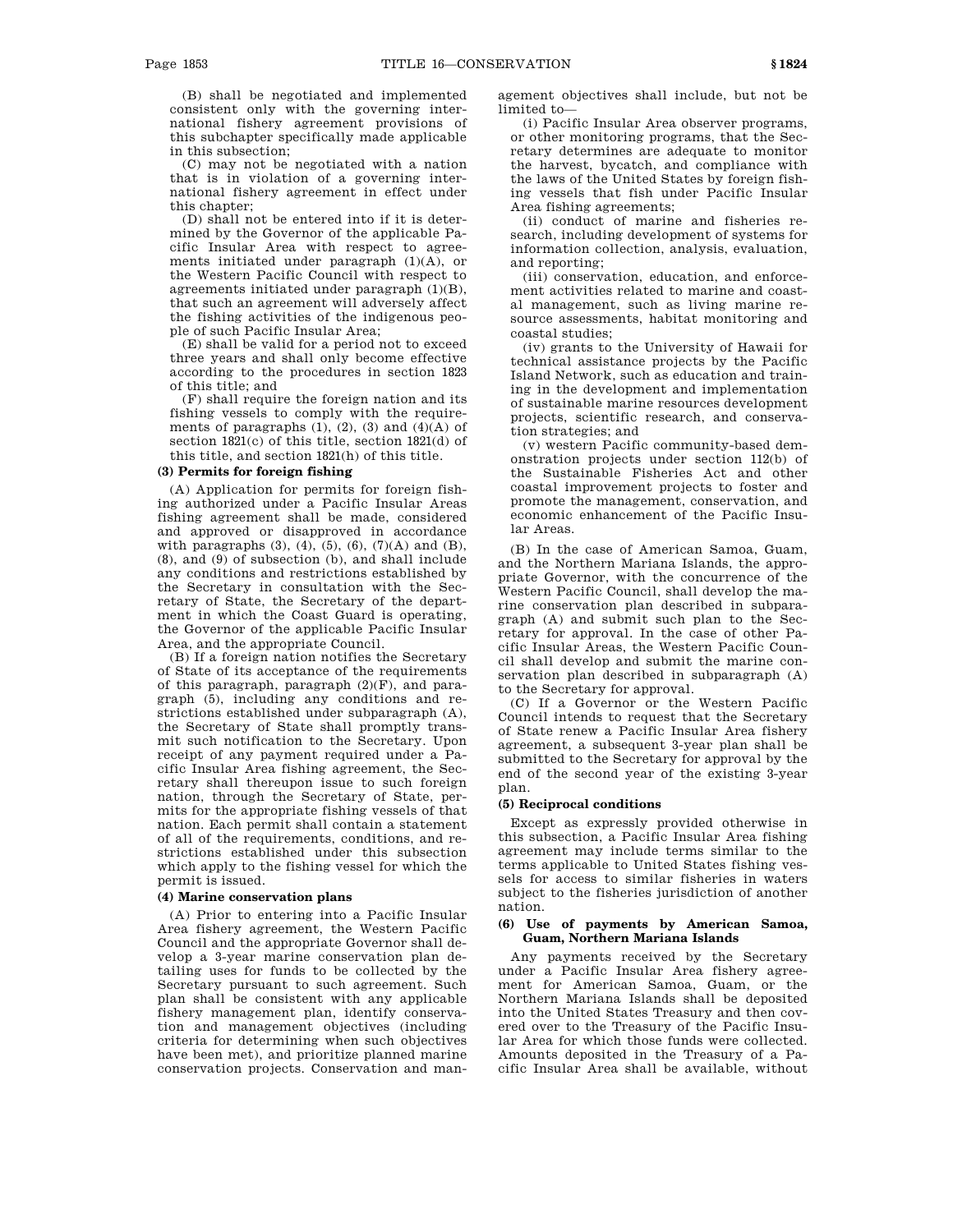(B) shall be negotiated and implemented consistent only with the governing international fishery agreement provisions of this subchapter specifically made applicable in this subsection;

(C) may not be negotiated with a nation that is in violation of a governing international fishery agreement in effect under this chapter;

(D) shall not be entered into if it is determined by the Governor of the applicable Pacific Insular Area with respect to agreements initiated under paragraph (1)(A), or the Western Pacific Council with respect to agreements initiated under paragraph (1)(B), that such an agreement will adversely affect the fishing activities of the indigenous people of such Pacific Insular Area;

(E) shall be valid for a period not to exceed three years and shall only become effective according to the procedures in section 1823 of this title; and

(F) shall require the foreign nation and its fishing vessels to comply with the requirements of paragraphs (1), (2), (3) and (4)(A) of section 1821(c) of this title, section 1821(d) of this title, and section 1821(h) of this title.

**(3) Permits for foreign fishing**

(A) Application for permits for foreign fishing authorized under a Pacific Insular Areas fishing agreement shall be made, considered and approved or disapproved in accordance with paragraphs (3), (4), (5), (6), (7)(A) and (B), (8), and (9) of subsection (b), and shall include any conditions and restrictions established by the Secretary in consultation with the Secretary of State, the Secretary of the department in which the Coast Guard is operating, the Governor of the applicable Pacific Insular Area, and the appropriate Council.

(B) If a foreign nation notifies the Secretary of State of its acceptance of the requirements of this paragraph, paragraph (2)(F), and paragraph (5), including any conditions and restrictions established under subparagraph (A), the Secretary of State shall promptly transmit such notification to the Secretary. Upon receipt of any payment required under a Pacific Insular Area fishing agreement, the Secretary shall thereupon issue to such foreign nation, through the Secretary of State, permits for the appropriate fishing vessels of that nation. Each permit shall contain a statement of all of the requirements, conditions, and restrictions established under this subsection which apply to the fishing vessel for which the permit is issued.

**(4) Marine conservation plans**

(A) Prior to entering into a Pacific Insular Area fishery agreement, the Western Pacific Council and the appropriate Governor shall develop a 3-year marine conservation plan detailing uses for funds to be collected by the Secretary pursuant to such agreement. Such plan shall be consistent with any applicable fishery management plan, identify conservation and management objectives (including criteria for determining when such objectives have been met), and prioritize planned marine conservation projects. Conservation and management objectives shall include, but not be limited to—

(i) Pacific Insular Area observer programs, or other monitoring programs, that the Secretary determines are adequate to monitor the harvest, bycatch, and compliance with the laws of the United States by foreign fishing vessels that fish under Pacific Insular Area fishing agreements;

(ii) conduct of marine and fisheries research, including development of systems for information collection, analysis, evaluation, and reporting;

(iii) conservation, education, and enforcement activities related to marine and coastal management, such as living marine resource assessments, habitat monitoring and coastal studies;

(iv) grants to the University of Hawaii for technical assistance projects by the Pacific Island Network, such as education and training in the development and implementation of sustainable marine resources development projects, scientific research, and conservation strategies; and

(v) western Pacific community-based demonstration projects under section 112(b) of the Sustainable Fisheries Act and other coastal improvement projects to foster and promote the management, conservation, and economic enhancement of the Pacific Insular Areas.

(B) In the case of American Samoa, Guam, and the Northern Mariana Islands, the appropriate Governor, with the concurrence of the Western Pacific Council, shall develop the marine conservation plan described in subparagraph (A) and submit such plan to the Secretary for approval. In the case of other Pacific Insular Areas, the Western Pacific Council shall develop and submit the marine conservation plan described in subparagraph (A) to the Secretary for approval.

(C) If a Governor or the Western Pacific Council intends to request that the Secretary of State renew a Pacific Insular Area fishery agreement, a subsequent 3-year plan shall be submitted to the Secretary for approval by the end of the second year of the existing 3-year plan.

**(5) Reciprocal conditions**

Except as expressly provided otherwise in this subsection, a Pacific Insular Area fishing agreement may include terms similar to the terms applicable to United States fishing vessels for access to similar fisheries in waters subject to the fisheries jurisdiction of another nation.

**(6) Use of payments by American Samoa, Guam, Northern Mariana Islands**

Any payments received by the Secretary under a Pacific Insular Area fishery agreement for American Samoa, Guam, or the Northern Mariana Islands shall be deposited into the United States Treasury and then covered over to the Treasury of the Pacific Insular Area for which those funds were collected. Amounts deposited in the Treasury of a Pacific Insular Area shall be available, without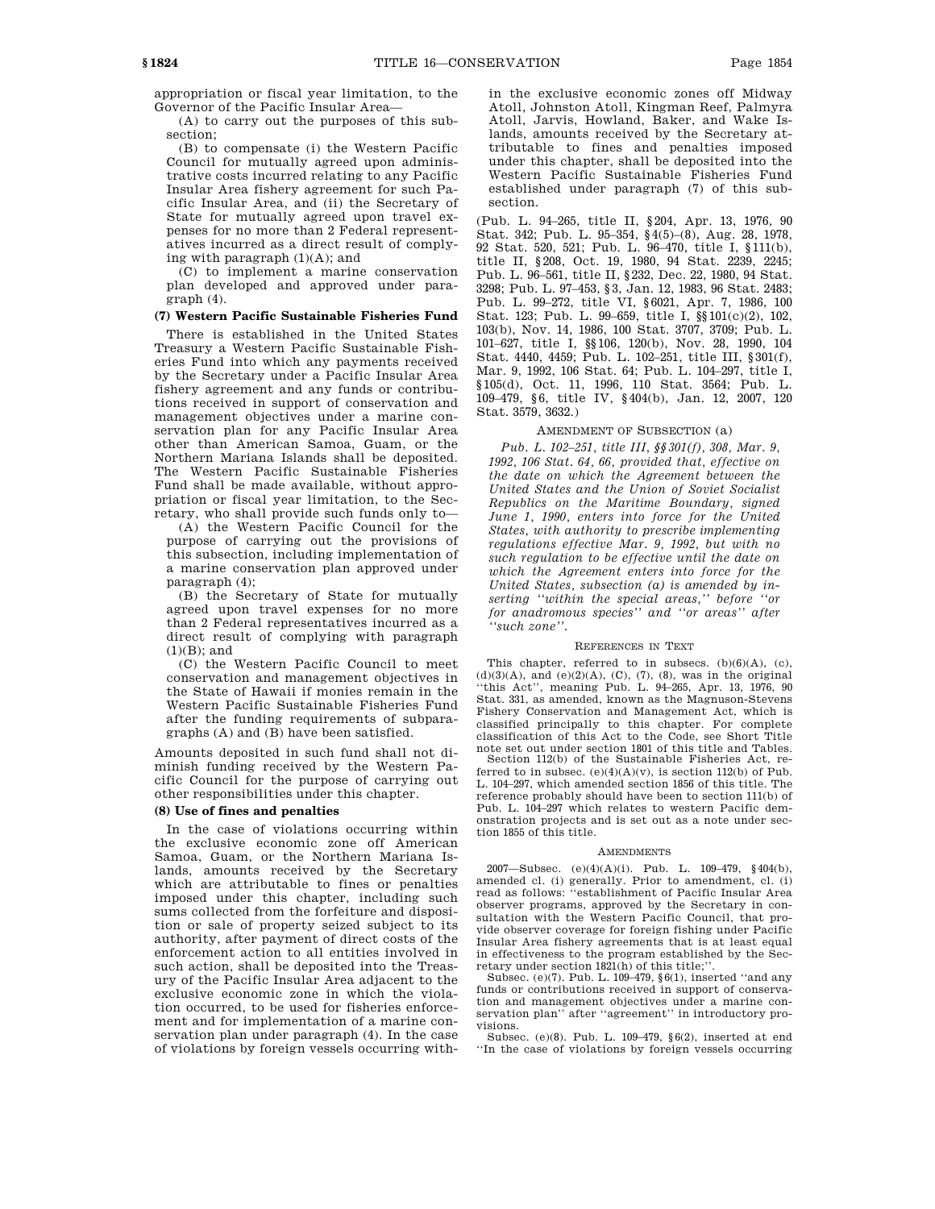appropriation or fiscal year limitation, to the Governor of the Pacific Insular Area—

(A) to carry out the purposes of this subsection;

(B) to compensate (i) the Western Pacific Council for mutually agreed upon administrative costs incurred relating to any Pacific Insular Area fishery agreement for such Pacific Insular Area, and (ii) the Secretary of State for mutually agreed upon travel expenses for no more than 2 Federal representatives incurred as a direct result of complying with paragraph (1)(A); and

(C) to implement a marine conservation plan developed and approved under paragraph (4).

**(7) Western Pacific Sustainable Fisheries Fund**

There is established in the United States Treasury a Western Pacific Sustainable Fisheries Fund into which any payments received by the Secretary under a Pacific Insular Area fishery agreement and any funds or contributions received in support of conservation and management objectives under a marine conservation plan for any Pacific Insular Area other than American Samoa, Guam, or the Northern Mariana Islands shall be deposited. The Western Pacific Sustainable Fisheries Fund shall be made available, without appropriation or fiscal year limitation, to the Secretary, who shall provide such funds only to—

(A) the Western Pacific Council for the purpose of carrying out the provisions of this subsection, including implementation of a marine conservation plan approved under paragraph (4);

(B) the Secretary of State for mutually agreed upon travel expenses for no more than 2 Federal representatives incurred as a direct result of complying with paragraph (1)(B); and

(C) the Western Pacific Council to meet conservation and management objectives in the State of Hawaii if monies remain in the Western Pacific Sustainable Fisheries Fund after the funding requirements of subparagraphs (A) and (B) have been satisfied.

Amounts deposited in such fund shall not diminish funding received by the Western Pacific Council for the purpose of carrying out other responsibilities under this chapter.

**(8) Use of fines and penalties**

In the case of violations occurring within the exclusive economic zone off American Samoa, Guam, or the Northern Mariana Islands, amounts received by the Secretary which are attributable to fines or penalties imposed under this chapter, including such sums collected from the forfeiture and disposition or sale of property seized subject to its authority, after payment of direct costs of the enforcement action to all entities involved in such action, shall be deposited into the Treasury of the Pacific Insular Area adjacent to the exclusive economic zone in which the violation occurred, to be used for fisheries enforcement and for implementation of a marine conservation plan under paragraph (4). In the case of violations by foreign vessels occurring within the exclusive economic zones off Midway Atoll, Johnston Atoll, Kingman Reef, Palmyra Atoll, Jarvis, Howland, Baker, and Wake Islands, amounts received by the Secretary attributable to fines and penalties imposed under this chapter, shall be deposited into the Western Pacific Sustainable Fisheries Fund established under paragraph (7) of this subsection.

(Pub. L. 94–265, title II, §204, Apr. 13, 1976, 90 Stat. 342; Pub. L. 95–354, §4(5)–(8), Aug. 28, 1978, 92 Stat. 520, 521; Pub. L. 96–470, title I, §111(b), title II, §208, Oct. 19, 1980, 94 Stat. 2239, 2245; Pub. L. 96–561, title II, §232, Dec. 22, 1980, 94 Stat. 3298; Pub. L. 97–453, §3, Jan. 12, 1983, 96 Stat. 2483; Pub. L. 99–272, title VI, §6021, Apr. 7, 1986, 100 Stat. 123; Pub. L. 99–659, title I, §§101(c)(2), 102, 103(b), Nov. 14, 1986, 100 Stat. 3707, 3709; Pub. L. 101–627, title I, §§106, 120(b), Nov. 28, 1990, 104 Stat. 4440, 4459; Pub. L. 102–251, title III, §301(f), Mar. 9, 1992, 106 Stat. 64; Pub. L. 104–297, title I, §105(d), Oct. 11, 1996, 110 Stat. 3564; Pub. L. 109–479, §6, title IV, §404(b), Jan. 12, 2007, 120 Stat. 3579, 3632.)

AMENDMENT OF SUBSECTION (a)

*Pub. L. 102–251, title III, §§301(f), 308, Mar. 9, 1992, 106 Stat. 64, 66, provided that, effective on the date on which the Agreement between the United States and the Union of Soviet Socialist Republics on the Maritime Boundary, signed June 1, 1990, enters into force for the United States, with authority to prescribe implementing regulations effective Mar. 9, 1992, but with no such regulation to be effective until the date on which the Agreement enters into force for the United States, subsection (a) is amended by inserting ''within the special areas,'' before ''or for anadromous species'' and ''or areas'' after ''such zone''.*

REFERENCES IN TEXT

This chapter, referred to in subsecs. (b)(6)(A), (c), (d)(3)(A), and (e)(2)(A), (C), (7), (8), was in the original ''this Act'', meaning Pub. L. 94–265, Apr. 13, 1976, 90 Stat. 331, as amended, known as the Magnuson-Stevens Fishery Conservation and Management Act, which is classified principally to this chapter. For complete classification of this Act to the Code, see Short Title note set out under section 1801 of this title and Tables.

Section 112(b) of the Sustainable Fisheries Act, referred to in subsec. (e)(4)(A)(v), is section 112(b) of Pub. L. 104–297, which amended section 1856 of this title. The reference probably should have been to section 111(b) of Pub. L. 104–297 which relates to western Pacific demonstration projects and is set out as a note under section 1855 of this title.

AMENDMENTS

2007—Subsec. (e)(4)(A)(i). Pub. L. 109–479, §404(b), amended cl. (i) generally. Prior to amendment, cl. (i) read as follows: ''establishment of Pacific Insular Area observer programs, approved by the Secretary in consultation with the Western Pacific Council, that provide observer coverage for foreign fishing under Pacific Insular Area fishery agreements that is at least equal in effectiveness to the program established by the Secretary under section 1821(h) of this title;''.

Subsec. (e)(7). Pub. L. 109–479, §6(1), inserted ''and any funds or contributions received in support of conservation and management objectives under a marine conservation plan'' after ''agreement'' in introductory provisions.

Subsec. (e)(8). Pub. L. 109–479, §6(2), inserted at end ''In the case of violations by foreign vessels occurring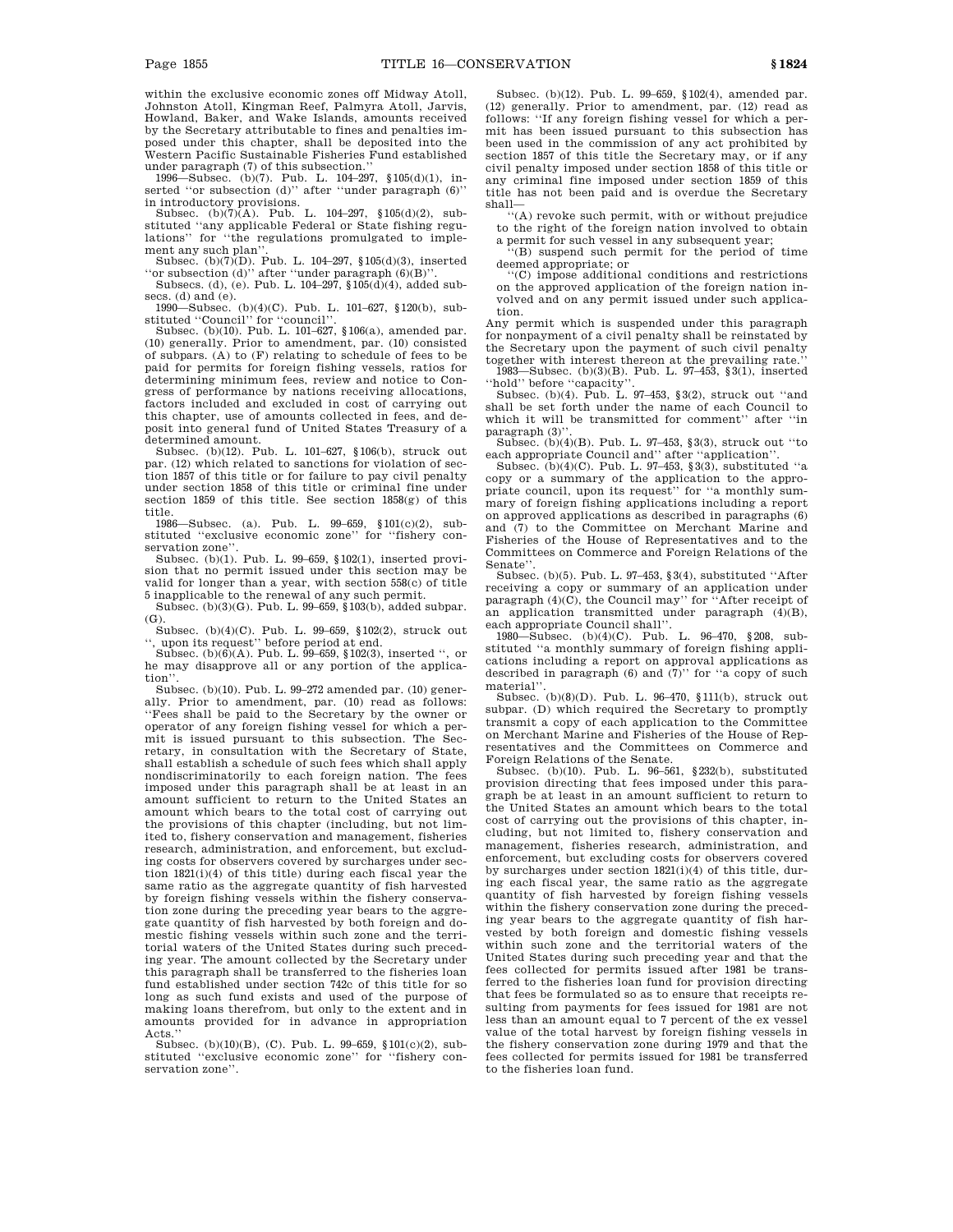within the exclusive economic zones off Midway Atoll, Johnston Atoll, Kingman Reef, Palmyra Atoll, Jarvis, Howland, Baker, and Wake Islands, amounts received by the Secretary attributable to fines and penalties imposed under this chapter, shall be deposited into the Western Pacific Sustainable Fisheries Fund established under paragraph (7) of this subsection.''

1996—Subsec. (b)(7). Pub. L. 104–297, §105(d)(1), inserted ''or subsection (d)'' after ''under paragraph (6)'' in introductory provisions.

Subsec. (b)(7)(A). Pub. L. 104–297, §105(d)(2), substituted ''any applicable Federal or State fishing regulations'' for ''the regulations promulgated to implement any such plan''.

Subsec. (b)(7)(D). Pub. L. 104–297, §105(d)(3), inserted ''or subsection (d)'' after ''under paragraph (6)(B)''.

Subsecs. (d), (e). Pub. L. 104–297, §105(d)(4), added subsecs. (d) and (e).

1990—Subsec. (b)(4)(C). Pub. L. 101–627, §120(b), substituted ''Council'' for ''council''.

Subsec. (b)(10). Pub. L. 101–627, §106(a), amended par. (10) generally. Prior to amendment, par. (10) consisted of subpars. (A) to (F) relating to schedule of fees to be paid for permits for foreign fishing vessels, ratios for determining minimum fees, review and notice to Congress of performance by nations receiving allocations, factors included and excluded in cost of carrying out this chapter, use of amounts collected in fees, and deposit into general fund of United States Treasury of a determined amount.

Subsec. (b)(12). Pub. L. 101–627, §106(b), struck out par. (12) which related to sanctions for violation of section 1857 of this title or for failure to pay civil penalty under section 1858 of this title or criminal fine under section 1859 of this title. See section 1858(g) of this title.

1986—Subsec. (a). Pub. L. 99–659, §101(c)(2), substituted ''exclusive economic zone'' for ''fishery conservation zone''.

Subsec. (b)(1). Pub. L. 99–659, §102(1), inserted provision that no permit issued under this section may be valid for longer than a year, with section 558(c) of title 5 inapplicable to the renewal of any such permit.

Subsec. (b)(3)(G). Pub. L. 99–659, §103(b), added subpar. (G).

Subsec. (b)(4)(C). Pub. L. 99–659, §102(2), struck out '', upon its request'' before period at end.

Subsec. (b)(6)(A). Pub. L. 99–659, §102(3), inserted '', or he may disapprove all or any portion of the application''.

Subsec. (b)(10). Pub. L. 99–272 amended par. (10) generally. Prior to amendment, par. (10) read as follows: ''Fees shall be paid to the Secretary by the owner or operator of any foreign fishing vessel for which a permit is issued pursuant to this subsection. The Secretary, in consultation with the Secretary of State, shall establish a schedule of such fees which shall apply nondiscriminatorily to each foreign nation. The fees imposed under this paragraph shall be at least in an amount sufficient to return to the United States an amount which bears to the total cost of carrying out the provisions of this chapter (including, but not limited to, fishery conservation and management, fisheries research, administration, and enforcement, but excluding costs for observers covered by surcharges under section 1821(i)(4) of this title) during each fiscal year the same ratio as the aggregate quantity of fish harvested by foreign fishing vessels within the fishery conservation zone during the preceding year bears to the aggregate quantity of fish harvested by both foreign and domestic fishing vessels within such zone and the territorial waters of the United States during such preceding year. The amount collected by the Secretary under this paragraph shall be transferred to the fisheries loan fund established under section 742c of this title for so long as such fund exists and used of the purpose of making loans therefrom, but only to the extent and in amounts provided for in advance in appropriation Acts.''

Subsec. (b)(10)(B), (C). Pub. L. 99–659, §101(c)(2), substituted ''exclusive economic zone'' for ''fishery conservation zone''.

Subsec. (b)(12). Pub. L. 99–659, §102(4), amended par. (12) generally. Prior to amendment, par. (12) read as follows: ''If any foreign fishing vessel for which a permit has been issued pursuant to this subsection has been used in the commission of any act prohibited by section 1857 of this title the Secretary may, or if any civil penalty imposed under section 1858 of this title or any criminal fine imposed under section 1859 of this title has not been paid and is overdue the Secretary shall—

''(A) revoke such permit, with or without prejudice to the right of the foreign nation involved to obtain a permit for such vessel in any subsequent year;

''(B) suspend such permit for the period of time deemed appropriate; or

''(C) impose additional conditions and restrictions on the approved application of the foreign nation involved and on any permit issued under such application.

Any permit which is suspended under this paragraph for nonpayment of a civil penalty shall be reinstated by the Secretary upon the payment of such civil penalty together with interest thereon at the prevailing rate.''

1983—Subsec. (b)(3)(B). Pub. L. 97–453, §3(1), inserted ''hold'' before ''capacity''.

Subsec. (b)(4). Pub. L. 97–453, §3(2), struck out ''and shall be set forth under the name of each Council to which it will be transmitted for comment'' after ''in paragraph (3)''.

Subsec. (b)(4)(B). Pub. L. 97–453, §3(3), struck out ''to each appropriate Council and'' after ''application''.

Subsec. (b)(4)(C). Pub. L. 97–453, §3(3), substituted ''a copy or a summary of the application to the appropriate council, upon its request'' for ''a monthly summary of foreign fishing applications including a report on approved applications as described in paragraphs (6) and (7) to the Committee on Merchant Marine and Fisheries of the House of Representatives and to the Committees on Commerce and Foreign Relations of the Senate''.

Subsec. (b)(5). Pub. L. 97–453, §3(4), substituted ''After receiving a copy or summary of an application under paragraph (4)(C), the Council may'' for ''After receipt of an application transmitted under paragraph (4)(B), each appropriate Council shall''.

1980—Subsec. (b)(4)(C). Pub. L. 96–470, §208, substituted ''a monthly summary of foreign fishing applications including a report on approval applications as described in paragraph (6) and (7)'' for ''a copy of such material''.

Subsec. (b)(8)(D). Pub. L. 96–470, §111(b), struck out subpar. (D) which required the Secretary to promptly transmit a copy of each application to the Committee on Merchant Marine and Fisheries of the House of Representatives and the Committees on Commerce and Foreign Relations of the Senate.

Subsec. (b)(10). Pub. L. 96–561, §232(b), substituted provision directing that fees imposed under this paragraph be at least in an amount sufficient to return to the United States an amount which bears to the total cost of carrying out the provisions of this chapter, including, but not limited to, fishery conservation and management, fisheries research, administration, and enforcement, but excluding costs for observers covered by surcharges under section 1821(i)(4) of this title, during each fiscal year, the same ratio as the aggregate quantity of fish harvested by foreign fishing vessels within the fishery conservation zone during the preceding year bears to the aggregate quantity of fish harvested by both foreign and domestic fishing vessels within such zone and the territorial waters of the United States during such preceding year and that the fees collected for permits issued after 1981 be transferred to the fisheries loan fund for provision directing that fees be formulated so as to ensure that receipts resulting from payments for fees issued for 1981 are not less than an amount equal to 7 percent of the ex vessel value of the total harvest by foreign fishing vessels in the fishery conservation zone during 1979 and that the fees collected for permits issued for 1981 be transferred to the fisheries loan fund.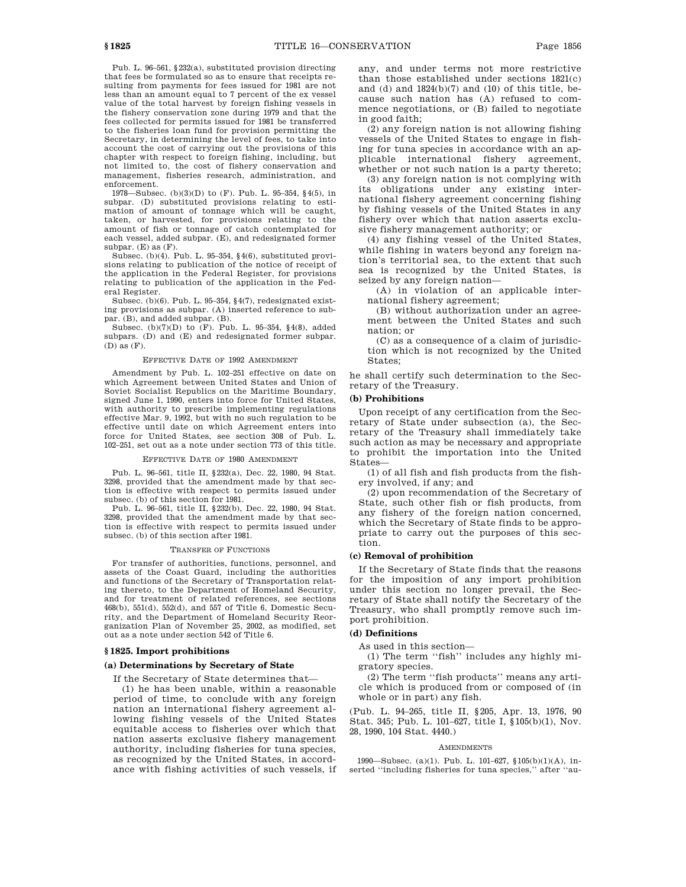Pub. L. 96–561, §232(a), substituted provision directing that fees be formulated so as to ensure that receipts resulting from payments for fees issued for 1981 are not less than an amount equal to 7 percent of the ex vessel value of the total harvest by foreign fishing vessels in the fishery conservation zone during 1979 and that the fees collected for permits issued for 1981 be transferred to the fisheries loan fund for provision permitting the Secretary, in determining the level of fees, to take into account the cost of carrying out the provisions of this chapter with respect to foreign fishing, including, but not limited to, the cost of fishery conservation and management, fisheries research, administration, and enforcement.

1978—Subsec. (b)(3)(D) to (F). Pub. L. 95–354, §4(5), in subpar. (D) substituted provisions relating to estimation of amount of tonnage which will be caught, taken, or harvested, for provisions relating to the amount of fish or tonnage of catch contemplated for each vessel, added subpar. (E), and redesignated former subpar. (E) as (F).

Subsec. (b)(4). Pub. L. 95–354, §4(6), substituted provisions relating to publication of the notice of receipt of the application in the Federal Register, for provisions relating to publication of the application in the Federal Register.

Subsec. (b)(6). Pub. L. 95–354, §4(7), redesignated existing provisions as subpar. (A) inserted reference to subpar. (B), and added subpar. (B).

Subsec. (b)(7)(D) to (F). Pub. L. 95–354, §4(8), added subpars. (D) and (E) and redesignated former subpar. (D) as (F).

EFFECTIVE DATE OF 1992 AMENDMENT

Amendment by Pub. L. 102–251 effective on date on which Agreement between United States and Union of Soviet Socialist Republics on the Maritime Boundary, signed June 1, 1990, enters into force for United States, with authority to prescribe implementing regulations effective Mar. 9, 1992, but with no such regulation to be effective until date on which Agreement enters into force for United States, see section 308 of Pub. L. 102–251, set out as a note under section 773 of this title.

EFFECTIVE DATE OF 1980 AMENDMENT

Pub. L. 96–561, title II, §232(a), Dec. 22, 1980, 94 Stat. 3298, provided that the amendment made by that section is effective with respect to permits issued under subsec. (b) of this section for 1981.

Pub. L. 96–561, title II, §232(b), Dec. 22, 1980, 94 Stat. 3298, provided that the amendment made by that section is effective with respect to permits issued under subsec. (b) of this section after 1981.

TRANSFER OF FUNCTIONS

For transfer of authorities, functions, personnel, and assets of the Coast Guard, including the authorities and functions of the Secretary of Transportation relating thereto, to the Department of Homeland Security, and for treatment of related references, see sections 468(b), 551(d), 552(d), and 557 of Title 6, Domestic Security, and the Department of Homeland Security Reorganization Plan of November 25, 2002, as modified, set out as a note under section 542 of Title 6.

## §1825. Import prohibitions

### (a) Determinations by Secretary of State

If the Secretary of State determines that—

(1) he has been unable, within a reasonable period of time, to conclude with any foreign nation an international fishery agreement allowing fishing vessels of the United States equitable access to fisheries over which that nation asserts exclusive fishery management authority, including fisheries for tuna species, as recognized by the United States, in accordance with fishing activities of such vessels, if any, and under terms not more restrictive than those established under sections 1821(c) and (d) and 1824(b)(7) and (10) of this title, because such nation has (A) refused to commence negotiations, or (B) failed to negotiate in good faith;

(2) any foreign nation is not allowing fishing vessels of the United States to engage in fishing for tuna species in accordance with an applicable international fishery agreement, whether or not such nation is a party thereto;

(3) any foreign nation is not complying with its obligations under any existing international fishery agreement concerning fishing by fishing vessels of the United States in any fishery over which that nation asserts exclusive fishery management authority; or

(4) any fishing vessel of the United States, while fishing in waters beyond any foreign nation's territorial sea, to the extent that such sea is recognized by the United States, is seized by any foreign nation—

(A) in violation of an applicable international fishery agreement;

(B) without authorization under an agreement between the United States and such nation; or

(C) as a consequence of a claim of jurisdiction which is not recognized by the United States;

he shall certify such determination to the Secretary of the Treasury.

### (b) Prohibitions

Upon receipt of any certification from the Secretary of State under subsection (a), the Secretary of the Treasury shall immediately take such action as may be necessary and appropriate to prohibit the importation into the United States—

(1) of all fish and fish products from the fishery involved, if any; and

(2) upon recommendation of the Secretary of State, such other fish or fish products, from any fishery of the foreign nation concerned, which the Secretary of State finds to be appropriate to carry out the purposes of this section.

### (c) Removal of prohibition

If the Secretary of State finds that the reasons for the imposition of any import prohibition under this section no longer prevail, the Secretary of State shall notify the Secretary of the Treasury, who shall promptly remove such import prohibition.

### (d) Definitions

As used in this section—

(1) The term ''fish'' includes any highly migratory species.

(2) The term ''fish products'' means any article which is produced from or composed of (in whole or in part) any fish.

(Pub. L. 94–265, title II, §205, Apr. 13, 1976, 90 Stat. 345; Pub. L. 101–627, title I, §105(b)(1), Nov. 28, 1990, 104 Stat. 4440.)

AMENDMENTS

1990—Subsec. (a)(1). Pub. L. 101–627, §105(b)(1)(A), inserted ''including fisheries for tuna species,'' after ''au-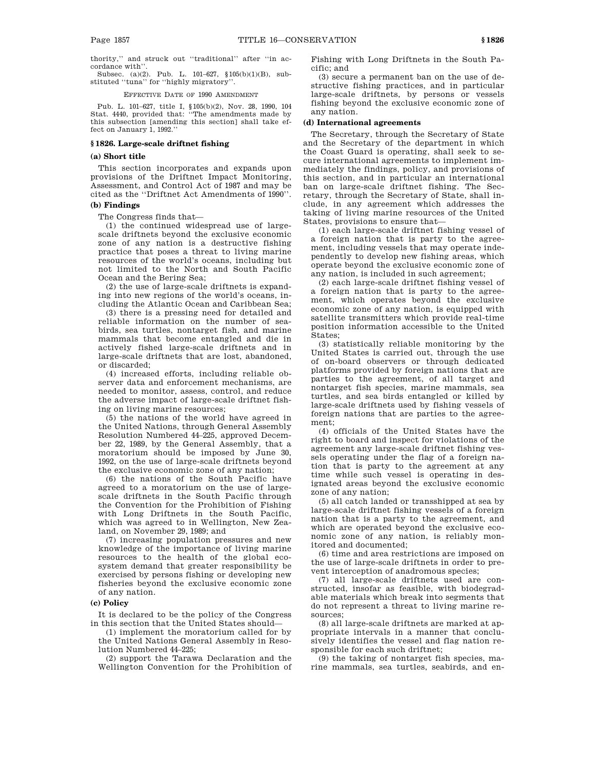thority,'' and struck out ''traditional'' after ''in accordance with''.

Subsec. (a)(2). Pub. L. 101–627, §105(b)(1)(B), substituted ''tuna'' for ''highly migratory''.

EFFECTIVE DATE OF 1990 AMENDMENT

Pub. L. 101–627, title I, §105(b)(2), Nov. 28, 1990, 104 Stat. 4440, provided that: ''The amendments made by this subsection [amending this section] shall take effect on January 1, 1992.''

## §1826. Large-scale driftnet fishing

### (a) Short title

This section incorporates and expands upon provisions of the Driftnet Impact Monitoring, Assessment, and Control Act of 1987 and may be cited as the ''Driftnet Act Amendments of 1990''.

### (b) Findings

The Congress finds that—

(1) the continued widespread use of large-scale driftnets beyond the exclusive economic zone of any nation is a destructive fishing practice that poses a threat to living marine resources of the world's oceans, including but not limited to the North and South Pacific Ocean and the Bering Sea;

(2) the use of large-scale driftnets is expanding into new regions of the world's oceans, including the Atlantic Ocean and Caribbean Sea;

(3) there is a pressing need for detailed and reliable information on the number of seabirds, sea turtles, nontarget fish, and marine mammals that become entangled and die in actively fished large-scale driftnets and in large-scale driftnets that are lost, abandoned, or discarded;

(4) increased efforts, including reliable observer data and enforcement mechanisms, are needed to monitor, assess, control, and reduce the adverse impact of large-scale driftnet fishing on living marine resources;

(5) the nations of the world have agreed in the United Nations, through General Assembly Resolution Numbered 44–225, approved December 22, 1989, by the General Assembly, that a moratorium should be imposed by June 30, 1992, on the use of large-scale driftnets beyond the exclusive economic zone of any nation;

(6) the nations of the South Pacific have agreed to a moratorium on the use of large-scale driftnets in the South Pacific through the Convention for the Prohibition of Fishing with Long Driftnets in the South Pacific, which was agreed to in Wellington, New Zealand, on November 29, 1989; and

(7) increasing population pressures and new knowledge of the importance of living marine resources to the health of the global ecosystem demand that greater responsibility be exercised by persons fishing or developing new fisheries beyond the exclusive economic zone of any nation.

### (c) Policy

It is declared to be the policy of the Congress in this section that the United States should—

(1) implement the moratorium called for by the United Nations General Assembly in Resolution Numbered 44–225;

(2) support the Tarawa Declaration and the Wellington Convention for the Prohibition of Fishing with Long Driftnets in the South Pacific; and

(3) secure a permanent ban on the use of destructive fishing practices, and in particular large-scale driftnets, by persons or vessels fishing beyond the exclusive economic zone of any nation.

### (d) International agreements

The Secretary, through the Secretary of State and the Secretary of the department in which the Coast Guard is operating, shall seek to secure international agreements to implement immediately the findings, policy, and provisions of this section, and in particular an international ban on large-scale driftnet fishing. The Secretary, through the Secretary of State, shall include, in any agreement which addresses the taking of living marine resources of the United States, provisions to ensure that—

(1) each large-scale driftnet fishing vessel of a foreign nation that is party to the agreement, including vessels that may operate independently to develop new fishing areas, which operate beyond the exclusive economic zone of any nation, is included in such agreement;

(2) each large-scale driftnet fishing vessel of a foreign nation that is party to the agreement, which operates beyond the exclusive economic zone of any nation, is equipped with satellite transmitters which provide real-time position information accessible to the United States;

(3) statistically reliable monitoring by the United States is carried out, through the use of on-board observers or through dedicated platforms provided by foreign nations that are parties to the agreement, of all target and nontarget fish species, marine mammals, sea turtles, and sea birds entangled or killed by large-scale driftnets used by fishing vessels of foreign nations that are parties to the agreement;

(4) officials of the United States have the right to board and inspect for violations of the agreement any large-scale driftnet fishing vessels operating under the flag of a foreign nation that is party to the agreement at any time while such vessel is operating in designated areas beyond the exclusive economic zone of any nation;

(5) all catch landed or transshipped at sea by large-scale driftnet fishing vessels of a foreign nation that is a party to the agreement, and which are operated beyond the exclusive economic zone of any nation, is reliably monitored and documented;

(6) time and area restrictions are imposed on the use of large-scale driftnets in order to prevent interception of anadromous species;

(7) all large-scale driftnets used are constructed, insofar as feasible, with biodegradable materials which break into segments that do not represent a threat to living marine resources;

(8) all large-scale driftnets are marked at appropriate intervals in a manner that conclusively identifies the vessel and flag nation responsible for each such driftnet;

(9) the taking of nontarget fish species, marine mammals, sea turtles, seabirds, and en-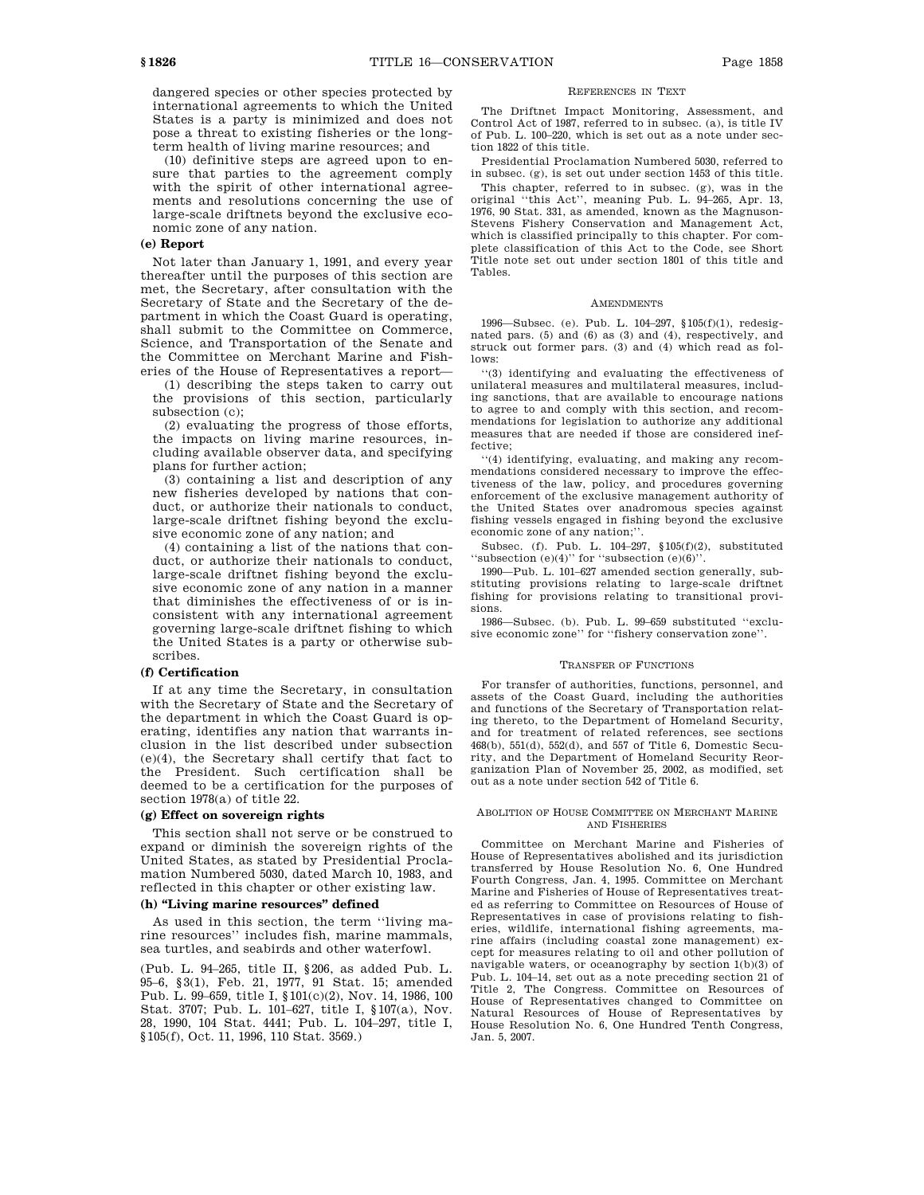dangered species or other species protected by international agreements to which the United States is a party is minimized and does not pose a threat to existing fisheries or the long-term health of living marine resources; and

(10) definitive steps are agreed upon to ensure that parties to the agreement comply with the spirit of other international agreements and resolutions concerning the use of large-scale driftnets beyond the exclusive economic zone of any nation.

#### (e) Report

Not later than January 1, 1991, and every year thereafter until the purposes of this section are met, the Secretary, after consultation with the Secretary of State and the Secretary of the department in which the Coast Guard is operating, shall submit to the Committee on Commerce, Science, and Transportation of the Senate and the Committee on Merchant Marine and Fisheries of the House of Representatives a report—

(1) describing the steps taken to carry out the provisions of this section, particularly subsection (c);

(2) evaluating the progress of those efforts, the impacts on living marine resources, including available observer data, and specifying plans for further action;

(3) containing a list and description of any new fisheries developed by nations that conduct, or authorize their nationals to conduct, large-scale driftnet fishing beyond the exclusive economic zone of any nation; and

(4) containing a list of the nations that conduct, or authorize their nationals to conduct, large-scale driftnet fishing beyond the exclusive economic zone of any nation in a manner that diminishes the effectiveness of or is inconsistent with any international agreement governing large-scale driftnet fishing to which the United States is a party or otherwise subscribes.

#### (f) Certification

If at any time the Secretary, in consultation with the Secretary of State and the Secretary of the department in which the Coast Guard is operating, identifies any nation that warrants inclusion in the list described under subsection (e)(4), the Secretary shall certify that fact to the President. Such certification shall be deemed to be a certification for the purposes of section 1978(a) of title 22.

#### (g) Effect on sovereign rights

This section shall not serve or be construed to expand or diminish the sovereign rights of the United States, as stated by Presidential Proclamation Numbered 5030, dated March 10, 1983, and reflected in this chapter or other existing law.

#### (h) "Living marine resources" defined

As used in this section, the term ''living marine resources'' includes fish, marine mammals, sea turtles, and seabirds and other waterfowl.

(Pub. L. 94–265, title II, §206, as added Pub. L. 95–6, §3(1), Feb. 21, 1977, 91 Stat. 15; amended Pub. L. 99–659, title I, §101(c)(2), Nov. 14, 1986, 100 Stat. 3707; Pub. L. 101–627, title I, §107(a), Nov. 28, 1990, 104 Stat. 4441; Pub. L. 104–297, title I, §105(f), Oct. 11, 1996, 110 Stat. 3569.)

##### REFERENCES IN TEXT

The Driftnet Impact Monitoring, Assessment, and Control Act of 1987, referred to in subsec. (a), is title IV of Pub. L. 100–220, which is set out as a note under section 1822 of this title.

Presidential Proclamation Numbered 5030, referred to in subsec. (g), is set out under section 1453 of this title.

This chapter, referred to in subsec. (g), was in the original ''this Act'', meaning Pub. L. 94–265, Apr. 13, 1976, 90 Stat. 331, as amended, known as the Magnuson-Stevens Fishery Conservation and Management Act, which is classified principally to this chapter. For complete classification of this Act to the Code, see Short Title note set out under section 1801 of this title and Tables.

##### AMENDMENTS

1996—Subsec. (e). Pub. L. 104–297, §105(f)(1), redesignated pars. (5) and (6) as (3) and (4), respectively, and struck out former pars. (3) and (4) which read as follows:

''(3) identifying and evaluating the effectiveness of unilateral measures and multilateral measures, including sanctions, that are available to encourage nations to agree to and comply with this section, and recommendations for legislation to authorize any additional measures that are needed if those are considered ineffective;

''(4) identifying, evaluating, and making any recommendations considered necessary to improve the effectiveness of the law, policy, and procedures governing enforcement of the exclusive management authority of the United States over anadromous species against fishing vessels engaged in fishing beyond the exclusive economic zone of any nation;''.

Subsec. (f). Pub. L. 104–297, §105(f)(2), substituted ''subsection (e)(4)'' for ''subsection (e)(6)''.

1990—Pub. L. 101–627 amended section generally, substituting provisions relating to large-scale driftnet fishing for provisions relating to transitional provisions.

1986—Subsec. (b). Pub. L. 99–659 substituted ''exclusive economic zone'' for ''fishery conservation zone''.

##### TRANSFER OF FUNCTIONS

For transfer of authorities, functions, personnel, and assets of the Coast Guard, including the authorities and functions of the Secretary of Transportation relating thereto, to the Department of Homeland Security, and for treatment of related references, see sections 468(b), 551(d), 552(d), and 557 of Title 6, Domestic Security, and the Department of Homeland Security Reorganization Plan of November 25, 2002, as modified, set out as a note under section 542 of Title 6.

##### ABOLITION OF HOUSE COMMITTEE ON MERCHANT MARINE AND FISHERIES

Committee on Merchant Marine and Fisheries of House of Representatives abolished and its jurisdiction transferred by House Resolution No. 6, One Hundred Fourth Congress, Jan. 4, 1995. Committee on Merchant Marine and Fisheries of House of Representatives treated as referring to Committee on Resources of House of Representatives in case of provisions relating to fisheries, wildlife, international fishing agreements, marine affairs (including coastal zone management) except for measures relating to oil and other pollution of navigable waters, or oceanography by section 1(b)(3) of Pub. L. 104–14, set out as a note preceding section 21 of Title 2, The Congress. Committee on Resources of House of Representatives changed to Committee on Natural Resources of House of Representatives by House Resolution No. 6, One Hundred Tenth Congress, Jan. 5, 2007.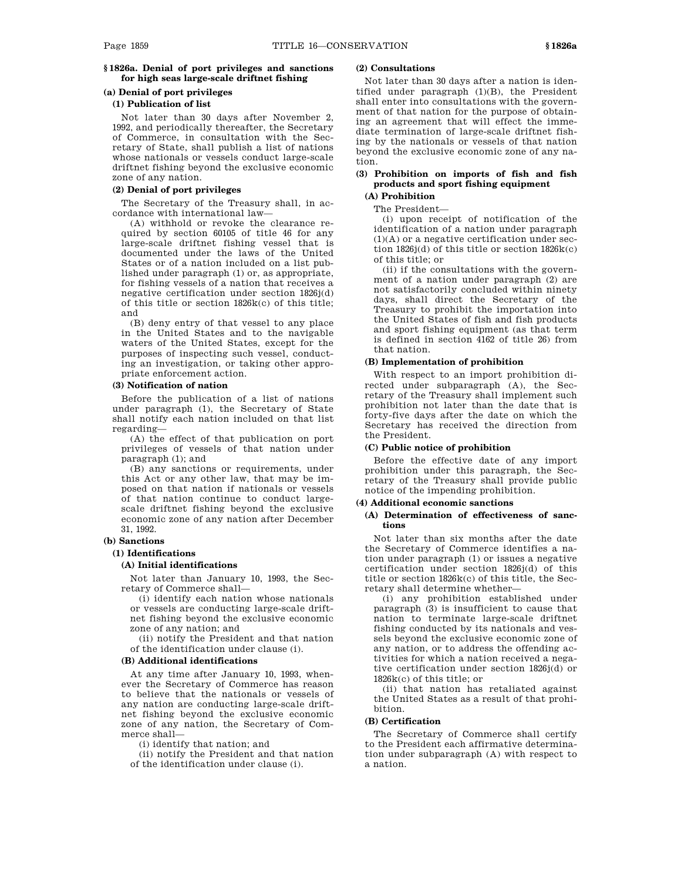## § 1826a. Denial of port privileges and sanctions for high seas large-scale driftnet fishing

### (a) Denial of port privileges

#### (1) Publication of list

Not later than 30 days after November 2, 1992, and periodically thereafter, the Secretary of Commerce, in consultation with the Secretary of State, shall publish a list of nations whose nationals or vessels conduct large-scale driftnet fishing beyond the exclusive economic zone of any nation.

#### (2) Denial of port privileges

The Secretary of the Treasury shall, in accordance with international law—

(A) withhold or revoke the clearance required by section 60105 of title 46 for any large-scale driftnet fishing vessel that is documented under the laws of the United States or of a nation included on a list published under paragraph (1) or, as appropriate, for fishing vessels of a nation that receives a negative certification under section 1826j(d) of this title or section 1826k(c) of this title; and

(B) deny entry of that vessel to any place in the United States and to the navigable waters of the United States, except for the purposes of inspecting such vessel, conducting an investigation, or taking other appropriate enforcement action.

#### (3) Notification of nation

Before the publication of a list of nations under paragraph (1), the Secretary of State shall notify each nation included on that list regarding—

(A) the effect of that publication on port privileges of vessels of that nation under paragraph (1); and

(B) any sanctions or requirements, under this Act or any other law, that may be imposed on that nation if nationals or vessels of that nation continue to conduct large-scale driftnet fishing beyond the exclusive economic zone of any nation after December 31, 1992.

### (b) Sanctions

#### (1) Identifications

##### (A) Initial identifications

Not later than January 10, 1993, the Secretary of Commerce shall—

(i) identify each nation whose nationals or vessels are conducting large-scale driftnet fishing beyond the exclusive economic zone of any nation; and

(ii) notify the President and that nation of the identification under clause (i).

##### (B) Additional identifications

At any time after January 10, 1993, whenever the Secretary of Commerce has reason to believe that the nationals or vessels of any nation are conducting large-scale driftnet fishing beyond the exclusive economic zone of any nation, the Secretary of Commerce shall—

(i) identify that nation; and

(ii) notify the President and that nation of the identification under clause (i).

#### (2) Consultations

Not later than 30 days after a nation is identified under paragraph (1)(B), the President shall enter into consultations with the government of that nation for the purpose of obtaining an agreement that will effect the immediate termination of large-scale driftnet fishing by the nationals or vessels of that nation beyond the exclusive economic zone of any nation.

#### (3) Prohibition on imports of fish and fish products and sport fishing equipment

##### (A) Prohibition

The President—

(i) upon receipt of notification of the identification of a nation under paragraph (1)(A) or a negative certification under section 1826j(d) of this title or section 1826k(c) of this title; or

(ii) if the consultations with the government of a nation under paragraph (2) are not satisfactorily concluded within ninety days, shall direct the Secretary of the Treasury to prohibit the importation into the United States of fish and fish products and sport fishing equipment (as that term is defined in section 4162 of title 26) from that nation.

##### (B) Implementation of prohibition

With respect to an import prohibition directed under subparagraph (A), the Secretary of the Treasury shall implement such prohibition not later than the date that is forty-five days after the date on which the Secretary has received the direction from the President.

##### (C) Public notice of prohibition

Before the effective date of any import prohibition under this paragraph, the Secretary of the Treasury shall provide public notice of the impending prohibition.

#### (4) Additional economic sanctions

##### (A) Determination of effectiveness of sanctions

Not later than six months after the date the Secretary of Commerce identifies a nation under paragraph (1) or issues a negative certification under section 1826j(d) of this title or section 1826k(c) of this title, the Secretary shall determine whether—

(i) any prohibition established under paragraph (3) is insufficient to cause that nation to terminate large-scale driftnet fishing conducted by its nationals and vessels beyond the exclusive economic zone of any nation, or to address the offending activities for which a nation received a negative certification under section 1826j(d) or 1826k(c) of this title; or

(ii) that nation has retaliated against the United States as a result of that prohibition.

##### (B) Certification

The Secretary of Commerce shall certify to the President each affirmative determination under subparagraph (A) with respect to a nation.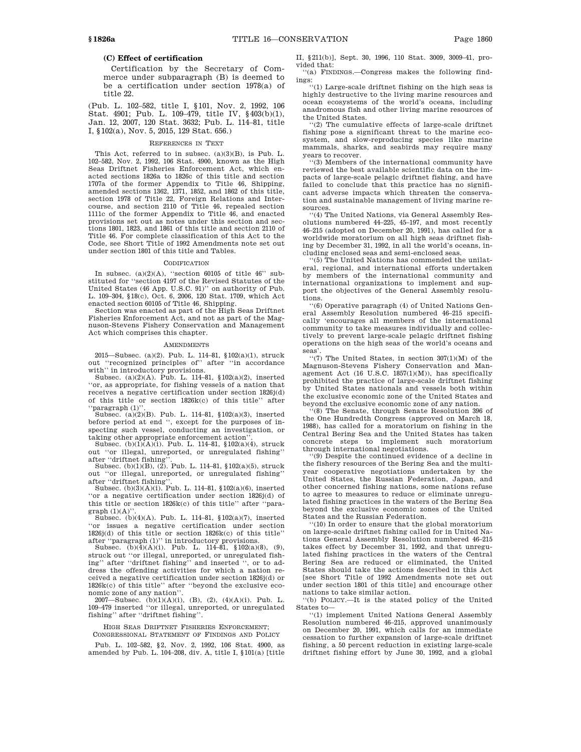**(C) Effect of certification**

Certification by the Secretary of Commerce under subparagraph (B) is deemed to be a certification under section 1978(a) of title 22.

(Pub. L. 102–582, title I, §101, Nov. 2, 1992, 106 Stat. 4901; Pub. L. 109–479, title IV, §403(b)(1), Jan. 12, 2007, 120 Stat. 3632; Pub. L. 114–81, title I, §102(a), Nov. 5, 2015, 129 Stat. 656.)

REFERENCES IN TEXT

This Act, referred to in subsec. (a)(3)(B), is Pub. L. 102–582, Nov. 2, 1992, 106 Stat. 4900, known as the High Seas Driftnet Fisheries Enforcement Act, which enacted sections 1826a to 1826c of this title and section 1707a of the former Appendix to Title 46, Shipping, amended sections 1362, 1371, 1852, and 1862 of this title, section 1978 of Title 22, Foreign Relations and Intercourse, and section 2110 of Title 46, repealed section 1111c of the former Appendix to Title 46, and enacted provisions set out as notes under this section and sections 1801, 1823, and 1861 of this title and section 2110 of Title 46. For complete classification of this Act to the Code, see Short Title of 1992 Amendments note set out under section 1801 of this title and Tables.

CODIFICATION

In subsec. (a)(2)(A), "section 60105 of title 46" substituted for "section 4197 of the Revised Statutes of the United States (46 App. U.S.C. 91)" on authority of Pub. L. 109–304, §18(c), Oct. 6, 2006, 120 Stat. 1709, which Act enacted section 60105 of Title 46, Shipping.

Section was enacted as part of the High Seas Driftnet Fisheries Enforcement Act, and not as part of the Magnuson-Stevens Fishery Conservation and Management Act which comprises this chapter.

AMENDMENTS

2015—Subsec. (a)(2). Pub. L. 114–81, §102(a)(1), struck out "recognized principles of" after "in accordance with" in introductory provisions.

Subsec. (a)(2)(A). Pub. L. 114–81, §102(a)(2), inserted "or, as appropriate, for fishing vessels of a nation that receives a negative certification under section 1826j(d) of this title or section 1826k(c) of this title" after "paragraph (1)".

Subsec. (a)(2)(B). Pub. L. 114–81, §102(a)(3), inserted before period at end ", except for the purposes of inspecting such vessel, conducting an investigation, or taking other appropriate enforcement action".

Subsec. (b)(1)(A)(i). Pub. L. 114–81, §102(a)(4), struck out "or illegal, unreported, or unregulated fishing" after "driftnet fishing".

Subsec. (b)(1)(B), (2). Pub. L. 114–81, §102(a)(5), struck out "or illegal, unreported, or unregulated fishing" after "driftnet fishing".

Subsec. (b)(3)(A)(i). Pub. L. 114–81, §102(a)(6), inserted "or a negative certification under section 1826j(d) of this title or section 1826k(c) of this title" after "paragraph (1)(A)".

Subsec. (b)(4)(A). Pub. L. 114–81, §102(a)(7), inserted "or issues a negative certification under section 1826j(d) of this title or section 1826k(c) of this title" after "paragraph (1)" in introductory provisions.

Subsec. (b)(4)(A)(i). Pub. L. 114–81, §102(a)(8), (9), struck out "or illegal, unreported, or unregulated fishing" after "driftnet fishing" and inserted ", or to address the offending activities for which a nation received a negative certification under section 1826j(d) or 1826k(c) of this title" after "beyond the exclusive economic zone of any nation".

2007—Subsec. (b)(1)(A)(i), (B), (2), (4)(A)(i). Pub. L. 109–479 inserted "or illegal, unreported, or unregulated fishing" after "driftnet fishing".

HIGH SEAS DRIFTNET FISHERIES ENFORCEMENT; CONGRESSIONAL STATEMENT OF FINDINGS AND POLICY

Pub. L. 102–582, §2, Nov. 2, 1992, 106 Stat. 4900, as amended by Pub. L. 104–208, div. A, title I, §101(a) [title II, §211(b)], Sept. 30, 1996, 110 Stat. 3009, 3009–41, provided that:

"(a) FINDINGS.—Congress makes the following findings:

"(1) Large-scale driftnet fishing on the high seas is highly destructive to the living marine resources and ocean ecosystems of the world's oceans, including anadromous fish and other living marine resources of the United States.

"(2) The cumulative effects of large-scale driftnet fishing pose a significant threat to the marine ecosystem, and slow-reproducing species like marine mammals, sharks, and seabirds may require many years to recover.

"(3) Members of the international community have reviewed the best available scientific data on the impacts of large-scale pelagic driftnet fishing, and have failed to conclude that this practice has no significant adverse impacts which threaten the conservation and sustainable management of living marine resources.

"(4) The United Nations, via General Assembly Resolutions numbered 44–225, 45–197, and most recently 46–215 (adopted on December 20, 1991), has called for a worldwide moratorium on all high seas driftnet fishing by December 31, 1992, in all the world's oceans, including enclosed seas and semi-enclosed seas.

"(5) The United Nations has commended the unilateral, regional, and international efforts undertaken by members of the international community and international organizations to implement and support the objectives of the General Assembly resolutions.

"(6) Operative paragraph (4) of United Nations General Assembly Resolution numbered 46–215 specifically 'encourages all members of the international community to take measures individually and collectively to prevent large-scale pelagic driftnet fishing operations on the high seas of the world's oceans and seas'.

"(7) The United States, in section 307(1)(M) of the Magnuson-Stevens Fishery Conservation and Management Act (16 U.S.C. 1857(1)(M)), has specifically prohibited the practice of large-scale driftnet fishing by United States nationals and vessels both within the exclusive economic zone of the United States and beyond the exclusive economic zone of any nation.

"(8) The Senate, through Senate Resolution 396 of the One Hundredth Congress (approved on March 18, 1988), has called for a moratorium on fishing in the Central Bering Sea and the United States has taken concrete steps to implement such moratorium through international negotiations.

"(9) Despite the continued evidence of a decline in the fishery resources of the Bering Sea and the multi-year cooperative negotiations undertaken by the United States, the Russian Federation, Japan, and other concerned fishing nations, some nations refuse to agree to measures to reduce or eliminate unregulated fishing practices in the waters of the Bering Sea beyond the exclusive economic zones of the United States and the Russian Federation.

"(10) In order to ensure that the global moratorium on large-scale driftnet fishing called for in United Nations General Assembly Resolution numbered 46–215 takes effect by December 31, 1992, and that unregulated fishing practices in the waters of the Central Bering Sea are reduced or eliminated, the United States should take the actions described in this Act [see Short Title of 1992 Amendments note set out under section 1801 of this title] and encourage other nations to take similar action.

"(b) POLICY.—It is the stated policy of the United States to—

"(1) implement United Nations General Assembly Resolution numbered 46–215, approved unanimously on December 20, 1991, which calls for an immediate cessation to further expansion of large-scale driftnet fishing, a 50 percent reduction in existing large-scale driftnet fishing effort by June 30, 1992, and a global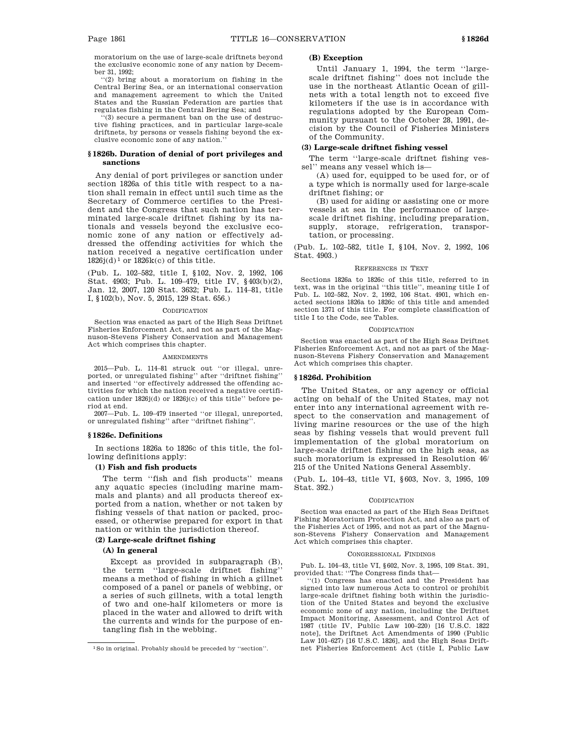moratorium on the use of large-scale driftnets beyond the exclusive economic zone of any nation by December 31, 1992;

"(2) bring about a moratorium on fishing in the Central Bering Sea, or an international conservation and management agreement to which the United States and the Russian Federation are parties that regulates fishing in the Central Bering Sea; and

"(3) secure a permanent ban on the use of destructive fishing practices, and in particular large-scale driftnets, by persons or vessels fishing beyond the exclusive economic zone of any nation."

### §1826b. Duration of denial of port privileges and sanctions

Any denial of port privileges or sanction under section 1826a of this title with respect to a nation shall remain in effect until such time as the Secretary of Commerce certifies to the President and the Congress that such nation has terminated large-scale driftnet fishing by its nationals and vessels beyond the exclusive economic zone of any nation or effectively addressed the offending activities for which the nation received a negative certification under 1826j(d)[1] or 1826k(c) of this title.

(Pub. L. 102–582, title I, §102, Nov. 2, 1992, 106 Stat. 4903; Pub. L. 109–479, title IV, §403(b)(2), Jan. 12, 2007, 120 Stat. 3632; Pub. L. 114–81, title I, §102(b), Nov. 5, 2015, 129 Stat. 656.)

CODIFICATION

Section was enacted as part of the High Seas Driftnet Fisheries Enforcement Act, and not as part of the Magnuson-Stevens Fishery Conservation and Management Act which comprises this chapter.

AMENDMENTS

2015—Pub. L. 114–81 struck out "or illegal, unreported, or unregulated fishing" after "driftnet fishing" and inserted "or effectively addressed the offending activities for which the nation received a negative certification under 1826j(d) or 1826j(c) of this title" before period at end.

2007—Pub. L. 109–479 inserted "or illegal, unreported, or unregulated fishing" after "driftnet fishing".

### §1826c. Definitions

In sections 1826a to 1826c of this title, the following definitions apply:

**(1) Fish and fish products**

The term "fish and fish products" means any aquatic species (including marine mammals and plants) and all products thereof exported from a nation, whether or not taken by fishing vessels of that nation or packed, processed, or otherwise prepared for export in that nation or within the jurisdiction thereof.

**(2) Large-scale driftnet fishing**

**(A) In general**

Except as provided in subparagraph (B), the term "large-scale driftnet fishing" means a method of fishing in which a gillnet composed of a panel or panels of webbing, or a series of such gillnets, with a total length of two and one-half kilometers or more is placed in the water and allowed to drift with the currents and winds for the purpose of entangling fish in the webbing.

**(B) Exception**

Until January 1, 1994, the term "large-scale driftnet fishing" does not include the use in the northeast Atlantic Ocean of gillnets with a total length not to exceed five kilometers if the use is in accordance with regulations adopted by the European Community pursuant to the October 28, 1991, decision by the Council of Fisheries Ministers of the Community.

**(3) Large-scale driftnet fishing vessel**

The term "large-scale driftnet fishing vessel" means any vessel which is—

(A) used for, equipped to be used for, or of a type which is normally used for large-scale driftnet fishing; or

(B) used for aiding or assisting one or more vessels at sea in the performance of large-scale driftnet fishing, including preparation, supply, storage, refrigeration, transportation, or processing.

(Pub. L. 102–582, title I, §104, Nov. 2, 1992, 106 Stat. 4903.)

REFERENCES IN TEXT

Sections 1826a to 1826c of this title, referred to in text, was in the original "this title", meaning title I of Pub. L. 102–582, Nov. 2, 1992, 106 Stat. 4901, which enacted sections 1826a to 1826c of this title and amended section 1371 of this title. For complete classification of title I to the Code, see Tables.

CODIFICATION

Section was enacted as part of the High Seas Driftnet Fisheries Enforcement Act, and not as part of the Magnuson-Stevens Fishery Conservation and Management Act which comprises this chapter.

### §1826d. Prohibition

The United States, or any agency or official acting on behalf of the United States, may not enter into any international agreement with respect to the conservation and management of living marine resources or the use of the high seas by fishing vessels that would prevent full implementation of the global moratorium on large-scale driftnet fishing on the high seas, as such moratorium is expressed in Resolution 46/215 of the United Nations General Assembly.

(Pub. L. 104–43, title VI, §603, Nov. 3, 1995, 109 Stat. 392.)

CODIFICATION

Section was enacted as part of the High Seas Driftnet Fishing Moratorium Protection Act, and also as part of the Fisheries Act of 1995, and not as part of the Magnuson-Stevens Fishery Conservation and Management Act which comprises this chapter.

CONGRESSIONAL FINDINGS

Pub. L. 104–43, title VI, §602, Nov. 3, 1995, 109 Stat. 391, provided that: "The Congress finds that—

"(1) Congress has enacted and the President has signed into law numerous Acts to control or prohibit large-scale driftnet fishing both within the jurisdiction of the United States and beyond the exclusive economic zone of any nation, including the Driftnet Impact Monitoring, Assessment, and Control Act of 1987 (title IV, Public Law 100–220) [16 U.S.C. 1822 note], the Driftnet Act Amendments of 1990 (Public Law 101–627) [16 U.S.C. 1826], and the High Seas Driftnet Fisheries Enforcement Act (title I, Public Law

[1] So in original. Probably should be preceded by "section".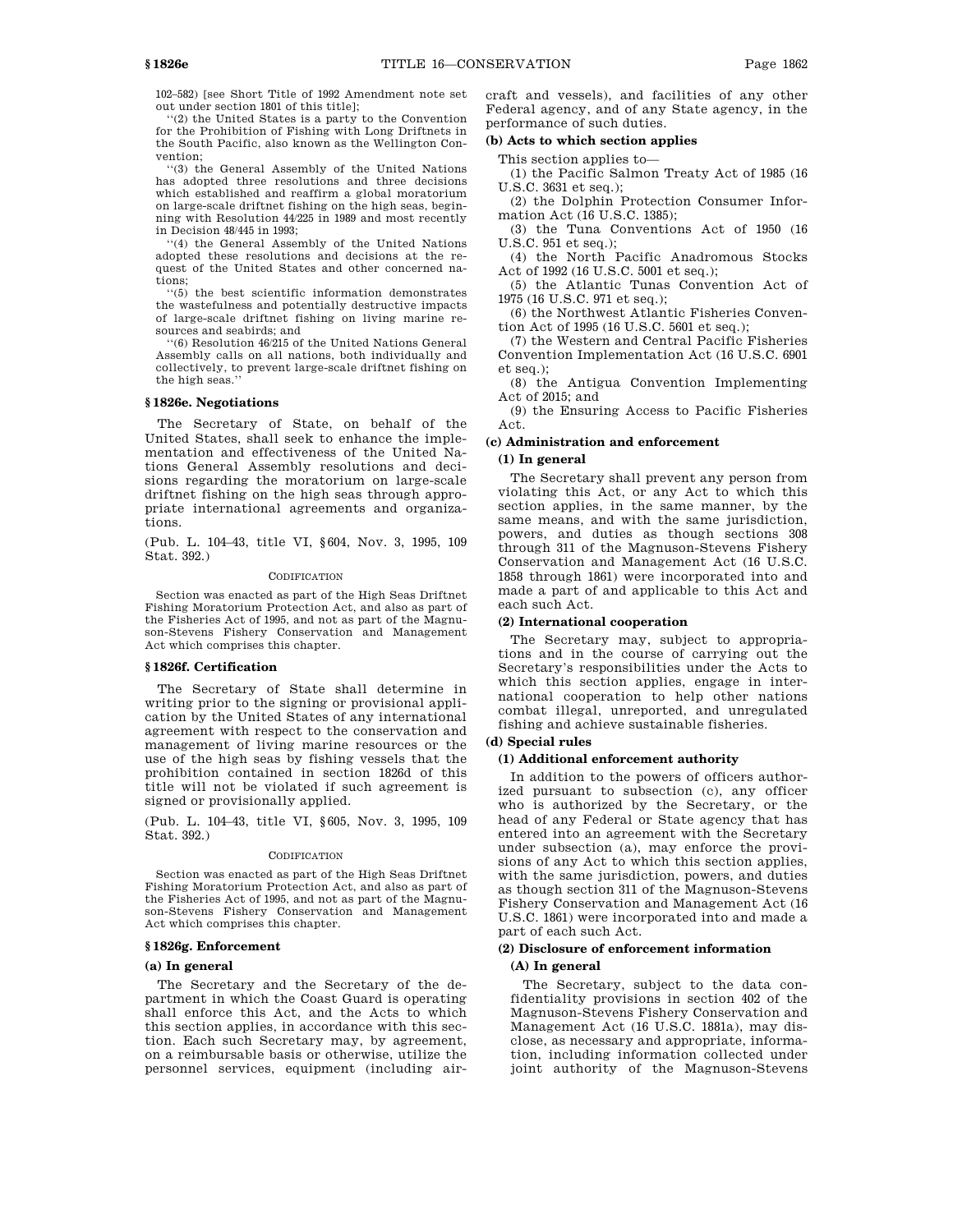102–582) [see Short Title of 1992 Amendment note set out under section 1801 of this title];

''(2) the United States is a party to the Convention for the Prohibition of Fishing with Long Driftnets in the South Pacific, also known as the Wellington Convention;

''(3) the General Assembly of the United Nations has adopted three resolutions and three decisions which established and reaffirm a global moratorium on large-scale driftnet fishing on the high seas, beginning with Resolution 44/225 in 1989 and most recently in Decision 48/445 in 1993;

''(4) the General Assembly of the United Nations adopted these resolutions and decisions at the request of the United States and other concerned nations;

''(5) the best scientific information demonstrates the wastefulness and potentially destructive impacts of large-scale driftnet fishing on living marine resources and seabirds; and

''(6) Resolution 46/215 of the United Nations General Assembly calls on all nations, both individually and collectively, to prevent large-scale driftnet fishing on the high seas.''

### § 1826e. Negotiations

The Secretary of State, on behalf of the United States, shall seek to enhance the implementation and effectiveness of the United Nations General Assembly resolutions and decisions regarding the moratorium on large-scale driftnet fishing on the high seas through appropriate international agreements and organizations.

(Pub. L. 104–43, title VI, § 604, Nov. 3, 1995, 109 Stat. 392.)

CODIFICATION

Section was enacted as part of the High Seas Driftnet Fishing Moratorium Protection Act, and also as part of the Fisheries Act of 1995, and not as part of the Magnuson-Stevens Fishery Conservation and Management Act which comprises this chapter.

### § 1826f. Certification

The Secretary of State shall determine in writing prior to the signing or provisional application by the United States of any international agreement with respect to the conservation and management of living marine resources or the use of the high seas by fishing vessels that the prohibition contained in section 1826d of this title will not be violated if such agreement is signed or provisionally applied.

(Pub. L. 104–43, title VI, § 605, Nov. 3, 1995, 109 Stat. 392.)

CODIFICATION

Section was enacted as part of the High Seas Driftnet Fishing Moratorium Protection Act, and also as part of the Fisheries Act of 1995, and not as part of the Magnuson-Stevens Fishery Conservation and Management Act which comprises this chapter.

### § 1826g. Enforcement

**(a) In general**

The Secretary and the Secretary of the department in which the Coast Guard is operating shall enforce this Act, and the Acts to which this section applies, in accordance with this section. Each such Secretary may, by agreement, on a reimbursable basis or otherwise, utilize the personnel services, equipment (including aircraft and vessels), and facilities of any other Federal agency, and of any State agency, in the performance of such duties.

**(b) Acts to which section applies**

This section applies to—

(1) the Pacific Salmon Treaty Act of 1985 (16 U.S.C. 3631 et seq.);

(2) the Dolphin Protection Consumer Information Act (16 U.S.C. 1385);

(3) the Tuna Conventions Act of 1950 (16 U.S.C. 951 et seq.);

(4) the North Pacific Anadromous Stocks Act of 1992 (16 U.S.C. 5001 et seq.);

(5) the Atlantic Tunas Convention Act of 1975 (16 U.S.C. 971 et seq.);

(6) the Northwest Atlantic Fisheries Convention Act of 1995 (16 U.S.C. 5601 et seq.);

(7) the Western and Central Pacific Fisheries Convention Implementation Act (16 U.S.C. 6901 et seq.);

(8) the Antigua Convention Implementing Act of 2015; and

(9) the Ensuring Access to Pacific Fisheries Act.

**(c) Administration and enforcement**

**(1) In general**

The Secretary shall prevent any person from violating this Act, or any Act to which this section applies, in the same manner, by the same means, and with the same jurisdiction, powers, and duties as though sections 308 through 311 of the Magnuson-Stevens Fishery Conservation and Management Act (16 U.S.C. 1858 through 1861) were incorporated into and made a part of and applicable to this Act and each such Act.

**(2) International cooperation**

The Secretary may, subject to appropriations and in the course of carrying out the Secretary's responsibilities under the Acts to which this section applies, engage in international cooperation to help other nations combat illegal, unreported, and unregulated fishing and achieve sustainable fisheries.

**(d) Special rules**

**(1) Additional enforcement authority**

In addition to the powers of officers authorized pursuant to subsection (c), any officer who is authorized by the Secretary, or the head of any Federal or State agency that has entered into an agreement with the Secretary under subsection (a), may enforce the provisions of any Act to which this section applies, with the same jurisdiction, powers, and duties as though section 311 of the Magnuson-Stevens Fishery Conservation and Management Act (16 U.S.C. 1861) were incorporated into and made a part of each such Act.

**(2) Disclosure of enforcement information**

**(A) In general**

The Secretary, subject to the data confidentiality provisions in section 402 of the Magnuson-Stevens Fishery Conservation and Management Act (16 U.S.C. 1881a), may disclose, as necessary and appropriate, information, including information collected under joint authority of the Magnuson-Stevens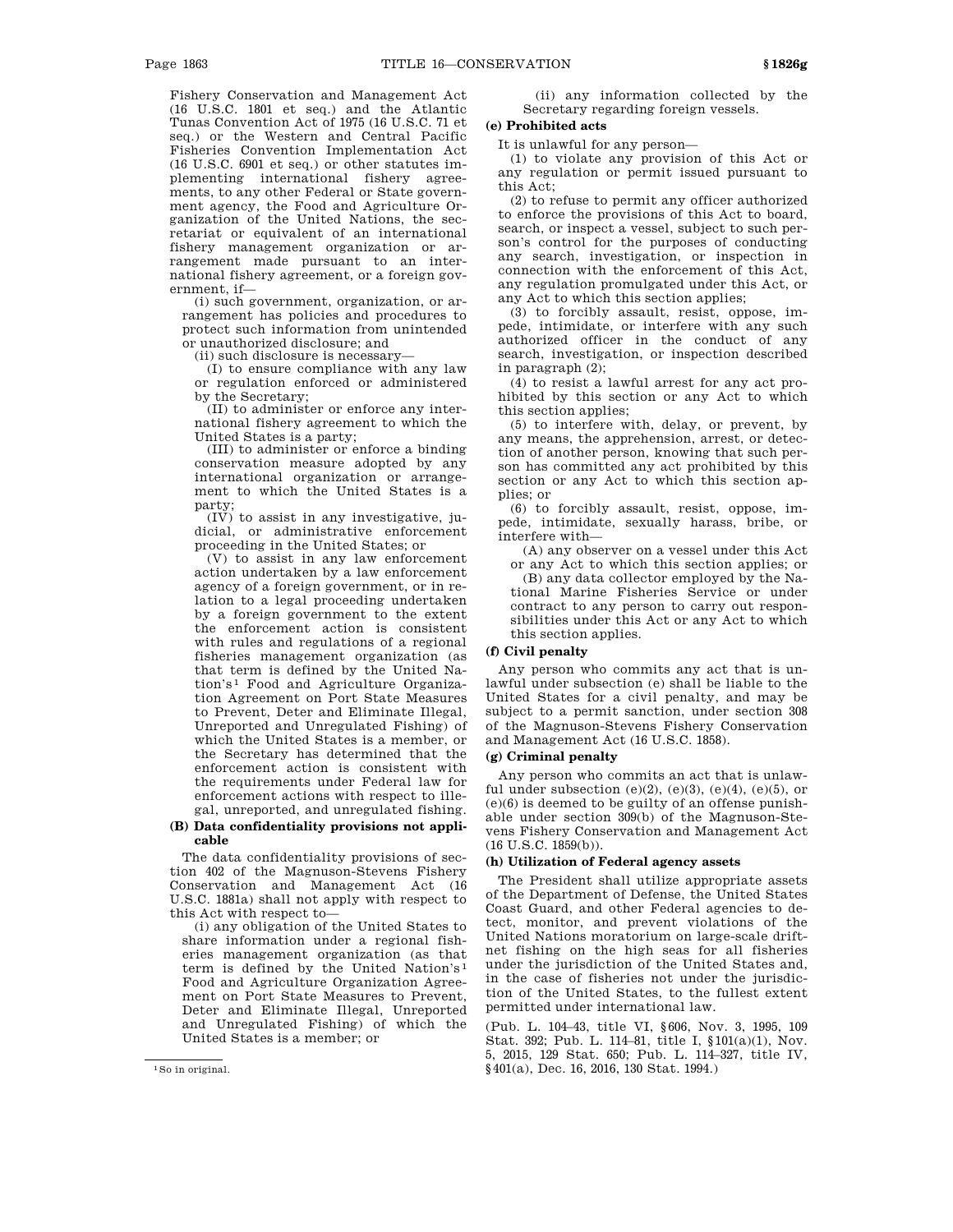Fishery Conservation and Management Act (16 U.S.C. 1801 et seq.) and the Atlantic Tunas Convention Act of 1975 (16 U.S.C. 71 et seq.) or the Western and Central Pacific Fisheries Convention Implementation Act (16 U.S.C. 6901 et seq.) or other statutes implementing international fishery agreements, to any other Federal or State government agency, the Food and Agriculture Organization of the United Nations, the secretariat or equivalent of an international fishery management organization or arrangement made pursuant to an international fishery agreement, or a foreign government, if—

(i) such government, organization, or arrangement has policies and procedures to protect such information from unintended or unauthorized disclosure; and

(ii) such disclosure is necessary—

(I) to ensure compliance with any law or regulation enforced or administered by the Secretary;

(II) to administer or enforce any international fishery agreement to which the United States is a party;

(III) to administer or enforce a binding conservation measure adopted by any international organization or arrangement to which the United States is a party;

(IV) to assist in any investigative, judicial, or administrative enforcement proceeding in the United States; or

(V) to assist in any law enforcement action undertaken by a law enforcement agency of a foreign government, or in relation to a legal proceeding undertaken by a foreign government to the extent the enforcement action is consistent with rules and regulations of a regional fisheries management organization (as that term is defined by the United Nation's[1] Food and Agriculture Organization Agreement on Port State Measures to Prevent, Deter and Eliminate Illegal, Unreported and Unregulated Fishing) of which the United States is a member, or the Secretary has determined that the enforcement action is consistent with the requirements under Federal law for enforcement actions with respect to illegal, unreported, and unregulated fishing.

**(B) Data confidentiality provisions not applicable**

The data confidentiality provisions of section 402 of the Magnuson-Stevens Fishery Conservation and Management Act (16 U.S.C. 1881a) shall not apply with respect to this Act with respect to—

(i) any obligation of the United States to share information under a regional fisheries management organization (as that term is defined by the United Nation's[1] Food and Agriculture Organization Agreement on Port State Measures to Prevent, Deter and Eliminate Illegal, Unreported and Unregulated Fishing) of which the United States is a member; or

(ii) any information collected by the Secretary regarding foreign vessels.

**(e) Prohibited acts**

It is unlawful for any person—

(1) to violate any provision of this Act or any regulation or permit issued pursuant to this Act;

(2) to refuse to permit any officer authorized to enforce the provisions of this Act to board, search, or inspect a vessel, subject to such person's control for the purposes of conducting any search, investigation, or inspection in connection with the enforcement of this Act, any regulation promulgated under this Act, or any Act to which this section applies;

(3) to forcibly assault, resist, oppose, impede, intimidate, or interfere with any such authorized officer in the conduct of any search, investigation, or inspection described in paragraph (2);

(4) to resist a lawful arrest for any act prohibited by this section or any Act to which this section applies;

(5) to interfere with, delay, or prevent, by any means, the apprehension, arrest, or detection of another person, knowing that such person has committed any act prohibited by this section or any Act to which this section applies; or

(6) to forcibly assault, resist, oppose, impede, intimidate, sexually harass, bribe, or interfere with—

(A) any observer on a vessel under this Act or any Act to which this section applies; or

(B) any data collector employed by the National Marine Fisheries Service or under contract to any person to carry out responsibilities under this Act or any Act to which this section applies.

**(f) Civil penalty**

Any person who commits any act that is unlawful under subsection (e) shall be liable to the United States for a civil penalty, and may be subject to a permit sanction, under section 308 of the Magnuson-Stevens Fishery Conservation and Management Act (16 U.S.C. 1858).

**(g) Criminal penalty**

Any person who commits an act that is unlawful under subsection (e)(2), (e)(3), (e)(4), (e)(5), or (e)(6) is deemed to be guilty of an offense punishable under section 309(b) of the Magnuson-Stevens Fishery Conservation and Management Act (16 U.S.C. 1859(b)).

**(h) Utilization of Federal agency assets**

The President shall utilize appropriate assets of the Department of Defense, the United States Coast Guard, and other Federal agencies to detect, monitor, and prevent violations of the United Nations moratorium on large-scale driftnet fishing on the high seas for all fisheries under the jurisdiction of the United States and, in the case of fisheries not under the jurisdiction of the United States, to the fullest extent permitted under international law.

(Pub. L. 104–43, title VI, §606, Nov. 3, 1995, 109 Stat. 392; Pub. L. 114–81, title I, §101(a)(1), Nov. 5, 2015, 129 Stat. 650; Pub. L. 114–327, title IV, §401(a), Dec. 16, 2016, 130 Stat. 1994.)

[1] So in original.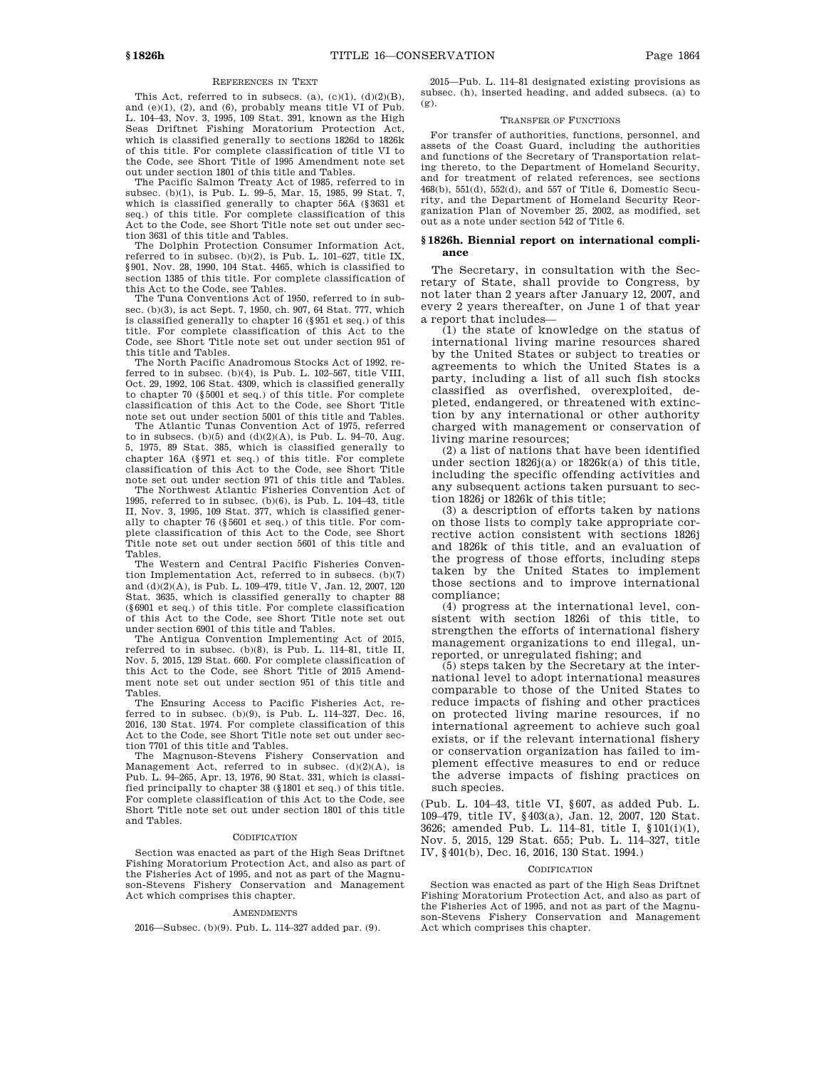#### References in Text

This Act, referred to in subsecs. (a), (c)(1), (d)(2)(B), and (e)(1), (2), and (6), probably means title VI of Pub. L. 104–43, Nov. 3, 1995, 109 Stat. 391, known as the High Seas Driftnet Fishing Moratorium Protection Act, which is classified generally to sections 1826d to 1826k of this title. For complete classification of title VI to the Code, see Short Title of 1995 Amendment note set out under section 1801 of this title and Tables.

The Pacific Salmon Treaty Act of 1985, referred to in subsec. (b)(1), is Pub. L. 99–5, Mar. 15, 1985, 99 Stat. 7, which is classified generally to chapter 56A (§3631 et seq.) of this title. For complete classification of this Act to the Code, see Short Title note set out under section 3631 of this title and Tables.

The Dolphin Protection Consumer Information Act, referred to in subsec. (b)(2), is Pub. L. 101–627, title IX, §901, Nov. 28, 1990, 104 Stat. 4465, which is classified to section 1385 of this title. For complete classification of this Act to the Code, see Tables.

The Tuna Conventions Act of 1950, referred to in subsec. (b)(3), is act Sept. 7, 1950, ch. 907, 64 Stat. 777, which is classified generally to chapter 16 (§951 et seq.) of this title. For complete classification of this Act to the Code, see Short Title note set out under section 951 of this title and Tables.

The North Pacific Anadromous Stocks Act of 1992, referred to in subsec. (b)(4), is Pub. L. 102–567, title VIII, Oct. 29, 1992, 106 Stat. 4309, which is classified generally to chapter 70 (§5001 et seq.) of this title. For complete classification of this Act to the Code, see Short Title note set out under section 5001 of this title and Tables.

The Atlantic Tunas Convention Act of 1975, referred to in subsecs. (b)(5) and (d)(2)(A), is Pub. L. 94–70, Aug. 5, 1975, 89 Stat. 385, which is classified generally to chapter 16A (§971 et seq.) of this title. For complete classification of this Act to the Code, see Short Title note set out under section 971 of this title and Tables.

The Northwest Atlantic Fisheries Convention Act of 1995, referred to in subsec. (b)(6), is Pub. L. 104–43, title II, Nov. 3, 1995, 109 Stat. 377, which is classified generally to chapter 76 (§5601 et seq.) of this title. For complete classification of this Act to the Code, see Short Title note set out under section 5601 of this title and Tables.

The Western and Central Pacific Fisheries Convention Implementation Act, referred to in subsecs. (b)(7) and (d)(2)(A), is Pub. L. 109–479, title V, Jan. 12, 2007, 120 Stat. 3635, which is classified generally to chapter 88 (§6901 et seq.) of this title. For complete classification of this Act to the Code, see Short Title note set out under section 6901 of this title and Tables.

The Antigua Convention Implementing Act of 2015, referred to in subsec. (b)(8), is Pub. L. 114–81, title II, Nov. 5, 2015, 129 Stat. 660. For complete classification of this Act to the Code, see Short Title of 2015 Amendment note set out under section 951 of this title and Tables.

The Ensuring Access to Pacific Fisheries Act, referred to in subsec. (b)(9), is Pub. L. 114–327, Dec. 16, 2016, 130 Stat. 1974. For complete classification of this Act to the Code, see Short Title note set out under section 7701 of this title and Tables.

The Magnuson-Stevens Fishery Conservation and Management Act, referred to in subsec. (d)(2)(A), is Pub. L. 94–265, Apr. 13, 1976, 90 Stat. 331, which is classified principally to chapter 38 (§1801 et seq.) of this title. For complete classification of this Act to the Code, see Short Title note set out under section 1801 of this title and Tables.

#### Codification

Section was enacted as part of the High Seas Driftnet Fishing Moratorium Protection Act, and also as part of the Fisheries Act of 1995, and not as part of the Magnuson-Stevens Fishery Conservation and Management Act which comprises this chapter.

#### Amendments

2016—Subsec. (b)(9). Pub. L. 114–327 added par. (9).

2015—Pub. L. 114–81 designated existing provisions as subsec. (h), inserted heading, and added subsecs. (a) to (g).

#### Transfer of Functions

For transfer of authorities, functions, personnel, and assets of the Coast Guard, including the authorities and functions of the Secretary of Transportation relating thereto, to the Department of Homeland Security, and for treatment of related references, see sections 468(b), 551(d), 552(d), and 557 of Title 6, Domestic Security, and the Department of Homeland Security Reorganization Plan of November 25, 2002, as modified, set out as a note under section 542 of Title 6.

### §1826h. Biennial report on international compliance

The Secretary, in consultation with the Secretary of State, shall provide to Congress, by not later than 2 years after January 12, 2007, and every 2 years thereafter, on June 1 of that year a report that includes—

(1) the state of knowledge on the status of international living marine resources shared by the United States or subject to treaties or agreements to which the United States is a party, including a list of all such fish stocks classified as overfished, overexploited, depleted, endangered, or threatened with extinction by any international or other authority charged with management or conservation of living marine resources;

(2) a list of nations that have been identified under section 1826j(a) or 1826k(a) of this title, including the specific offending activities and any subsequent actions taken pursuant to section 1826j or 1826k of this title;

(3) a description of efforts taken by nations on those lists to comply take appropriate corrective action consistent with sections 1826j and 1826k of this title, and an evaluation of the progress of those efforts, including steps taken by the United States to implement those sections and to improve international compliance;

(4) progress at the international level, consistent with section 1826i of this title, to strengthen the efforts of international fishery management organizations to end illegal, unreported, or unregulated fishing; and

(5) steps taken by the Secretary at the international level to adopt international measures comparable to those of the United States to reduce impacts of fishing and other practices on protected living marine resources, if no international agreement to achieve such goal exists, or if the relevant international fishery or conservation organization has failed to implement effective measures to end or reduce the adverse impacts of fishing practices on such species.

(Pub. L. 104–43, title VI, §607, as added Pub. L. 109–479, title IV, §403(a), Jan. 12, 2007, 120 Stat. 3626; amended Pub. L. 114–81, title I, §101(i)(1), Nov. 5, 2015, 129 Stat. 655; Pub. L. 114–327, title IV, §401(b), Dec. 16, 2016, 130 Stat. 1994.)

#### Codification

Section was enacted as part of the High Seas Driftnet Fishing Moratorium Protection Act, and also as part of the Fisheries Act of 1995, and not as part of the Magnuson-Stevens Fishery Conservation and Management Act which comprises this chapter.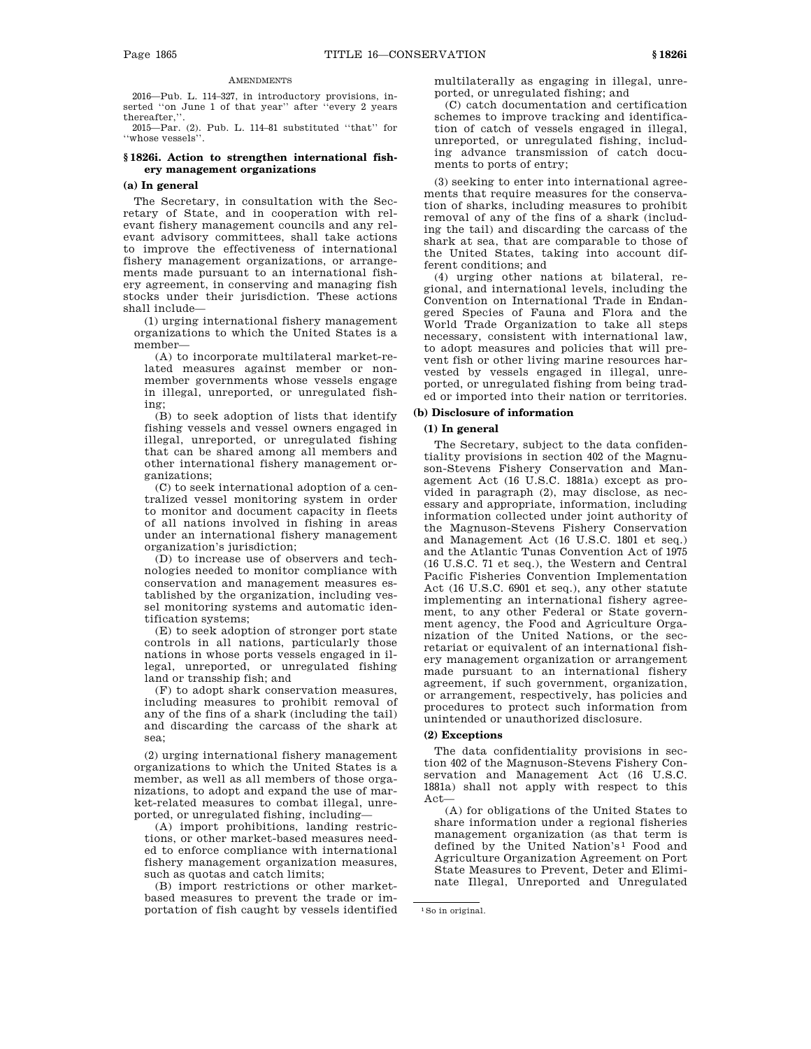AMENDMENTS

2016—Pub. L. 114–327, in introductory provisions, inserted ''on June 1 of that year'' after ''every 2 years thereafter,''.

2015—Par. (2). Pub. L. 114–81 substituted ''that'' for ''whose vessels''.

### §1826i. Action to strengthen international fishery management organizations

#### (a) In general

The Secretary, in consultation with the Secretary of State, and in cooperation with relevant fishery management councils and any relevant advisory committees, shall take actions to improve the effectiveness of international fishery management organizations, or arrangements made pursuant to an international fishery agreement, in conserving and managing fish stocks under their jurisdiction. These actions shall include—

(1) urging international fishery management organizations to which the United States is a member—

(A) to incorporate multilateral market-related measures against member or nonmember governments whose vessels engage in illegal, unreported, or unregulated fishing;

(B) to seek adoption of lists that identify fishing vessels and vessel owners engaged in illegal, unreported, or unregulated fishing that can be shared among all members and other international fishery management organizations;

(C) to seek international adoption of a centralized vessel monitoring system in order to monitor and document capacity in fleets of all nations involved in fishing in areas under an international fishery management organization's jurisdiction;

(D) to increase use of observers and technologies needed to monitor compliance with conservation and management measures established by the organization, including vessel monitoring systems and automatic identification systems;

(E) to seek adoption of stronger port state controls in all nations, particularly those nations in whose ports vessels engaged in illegal, unreported, or unregulated fishing land or transship fish; and

(F) to adopt shark conservation measures, including measures to prohibit removal of any of the fins of a shark (including the tail) and discarding the carcass of the shark at sea;

(2) urging international fishery management organizations to which the United States is a member, as well as all members of those organizations, to adopt and expand the use of market-related measures to combat illegal, unreported, or unregulated fishing, including—

(A) import prohibitions, landing restrictions, or other market-based measures needed to enforce compliance with international fishery management organization measures, such as quotas and catch limits;

(B) import restrictions or other market-based measures to prevent the trade or importation of fish caught by vessels identified multilaterally as engaging in illegal, unreported, or unregulated fishing; and

(C) catch documentation and certification schemes to improve tracking and identification of catch of vessels engaged in illegal, unreported, or unregulated fishing, including advance transmission of catch documents to ports of entry;

(3) seeking to enter into international agreements that require measures for the conservation of sharks, including measures to prohibit removal of any of the fins of a shark (including the tail) and discarding the carcass of the shark at sea, that are comparable to those of the United States, taking into account different conditions; and

(4) urging other nations at bilateral, regional, and international levels, including the Convention on International Trade in Endangered Species of Fauna and Flora and the World Trade Organization to take all steps necessary, consistent with international law, to adopt measures and policies that will prevent fish or other living marine resources harvested by vessels engaged in illegal, unreported, or unregulated fishing from being traded or imported into their nation or territories.

#### (b) Disclosure of information

##### (1) In general

The Secretary, subject to the data confidentiality provisions in section 402 of the Magnuson-Stevens Fishery Conservation and Management Act (16 U.S.C. 1881a) except as provided in paragraph (2), may disclose, as necessary and appropriate, information, including information collected under joint authority of the Magnuson-Stevens Fishery Conservation and Management Act (16 U.S.C. 1801 et seq.) and the Atlantic Tunas Convention Act of 1975 (16 U.S.C. 71 et seq.), the Western and Central Pacific Fisheries Convention Implementation Act (16 U.S.C. 6901 et seq.), any other statute implementing an international fishery agreement, to any other Federal or State government agency, the Food and Agriculture Organization of the United Nations, or the secretariat or equivalent of an international fishery management organization or arrangement made pursuant to an international fishery agreement, if such government, organization, or arrangement, respectively, has policies and procedures to protect such information from unintended or unauthorized disclosure.

##### (2) Exceptions

The data confidentiality provisions in section 402 of the Magnuson-Stevens Fishery Conservation and Management Act (16 U.S.C. 1881a) shall not apply with respect to this Act—

(A) for obligations of the United States to share information under a regional fisheries management organization (as that term is defined by the United Nation's[1] Food and Agriculture Organization Agreement on Port State Measures to Prevent, Deter and Eliminate Illegal, Unreported and Unregulated

[1] So in original.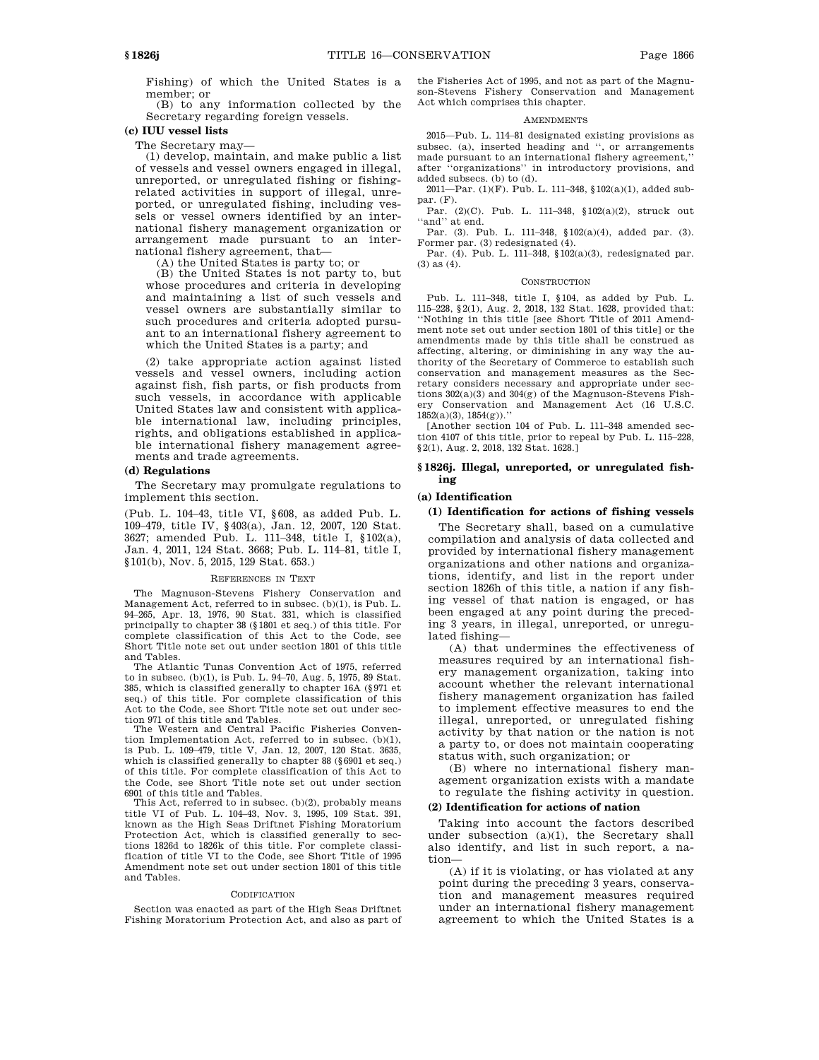Fishing) of which the United States is a member; or

(B) to any information collected by the Secretary regarding foreign vessels.

**(c) IUU vessel lists**

The Secretary may—

(1) develop, maintain, and make public a list of vessels and vessel owners engaged in illegal, unreported, or unregulated fishing or fishing-related activities in support of illegal, unreported, or unregulated fishing, including vessels or vessel owners identified by an international fishery management organization or arrangement made pursuant to an international fishery agreement, that—

(A) the United States is party to; or

(B) the United States is not party to, but whose procedures and criteria in developing and maintaining a list of such vessels and vessel owners are substantially similar to such procedures and criteria adopted pursuant to an international fishery agreement to which the United States is a party; and

(2) take appropriate action against listed vessels and vessel owners, including action against fish, fish parts, or fish products from such vessels, in accordance with applicable United States law and consistent with applicable international law, including principles, rights, and obligations established in applicable international fishery management agreements and trade agreements.

**(d) Regulations**

The Secretary may promulgate regulations to implement this section.

(Pub. L. 104–43, title VI, §608, as added Pub. L. 109–479, title IV, §403(a), Jan. 12, 2007, 120 Stat. 3627; amended Pub. L. 111–348, title I, §102(a), Jan. 4, 2011, 124 Stat. 3668; Pub. L. 114–81, title I, §101(b), Nov. 5, 2015, 129 Stat. 653.)

REFERENCES IN TEXT

The Magnuson-Stevens Fishery Conservation and Management Act, referred to in subsec. (b)(1), is Pub. L. 94–265, Apr. 13, 1976, 90 Stat. 331, which is classified principally to chapter 38 (§1801 et seq.) of this title. For complete classification of this Act to the Code, see Short Title note set out under section 1801 of this title and Tables.

The Atlantic Tunas Convention Act of 1975, referred to in subsec. (b)(1), is Pub. L. 94–70, Aug. 5, 1975, 89 Stat. 385, which is classified generally to chapter 16A (§971 et seq.) of this title. For complete classification of this Act to the Code, see Short Title note set out under section 971 of this title and Tables.

The Western and Central Pacific Fisheries Convention Implementation Act, referred to in subsec. (b)(1), is Pub. L. 109–479, title V, Jan. 12, 2007, 120 Stat. 3635, which is classified generally to chapter 88 (§6901 et seq.) of this title. For complete classification of this Act to the Code, see Short Title note set out under section 6901 of this title and Tables.

This Act, referred to in subsec. (b)(2), probably means title VI of Pub. L. 104–43, Nov. 3, 1995, 109 Stat. 391, known as the High Seas Driftnet Fishing Moratorium Protection Act, which is classified generally to sections 1826d to 1826k of this title. For complete classification of title VI to the Code, see Short Title of 1995 Amendment note set out under section 1801 of this title and Tables.

CODIFICATION

Section was enacted as part of the High Seas Driftnet Fishing Moratorium Protection Act, and also as part of the Fisheries Act of 1995, and not as part of the Magnuson-Stevens Fishery Conservation and Management Act which comprises this chapter.

AMENDMENTS

2015—Pub. L. 114–81 designated existing provisions as subsec. (a), inserted heading and ", or arrangements made pursuant to an international fishery agreement," after "organizations" in introductory provisions, and added subsecs. (b) to (d).

2011—Par. (1)(F). Pub. L. 111–348, §102(a)(1), added subpar. (F).

Par. (2)(C). Pub. L. 111–348, §102(a)(2), struck out "and" at end.

Par. (3). Pub. L. 111–348, §102(a)(4), added par. (3). Former par. (3) redesignated (4).

Par. (4). Pub. L. 111–348, §102(a)(3), redesignated par. (3) as (4).

CONSTRUCTION

Pub. L. 111–348, title I, §104, as added by Pub. L. 115–228, §2(1), Aug. 2, 2018, 132 Stat. 1628, provided that: "Nothing in this title [see Short Title of 2011 Amendment note set out under section 1801 of this title] or the amendments made by this title shall be construed as affecting, altering, or diminishing in any way the authority of the Secretary of Commerce to establish such conservation and management measures as the Secretary considers necessary and appropriate under sections 302(a)(3) and 304(g) of the Magnuson-Stevens Fishery Conservation and Management Act (16 U.S.C. 1852(a)(3), 1854(g))."

[Another section 104 of Pub. L. 111–348 amended section 4107 of this title, prior to repeal by Pub. L. 115–228, §2(1), Aug. 2, 2018, 132 Stat. 1628.]

## §1826j. Illegal, unreported, or unregulated fishing

**(a) Identification**

**(1) Identification for actions of fishing vessels**

The Secretary shall, based on a cumulative compilation and analysis of data collected and provided by international fishery management organizations and other nations and organizations, identify, and list in the report under section 1826h of this title, a nation if any fishing vessel of that nation is engaged, or has been engaged at any point during the preceding 3 years, in illegal, unreported, or unregulated fishing—

(A) that undermines the effectiveness of measures required by an international fishery management organization, taking into account whether the relevant international fishery management organization has failed to implement effective measures to end the illegal, unreported, or unregulated fishing activity by that nation or the nation is not a party to, or does not maintain cooperating status with, such organization; or

(B) where no international fishery management organization exists with a mandate to regulate the fishing activity in question.

**(2) Identification for actions of nation**

Taking into account the factors described under subsection (a)(1), the Secretary shall also identify, and list in such report, a nation—

(A) if it is violating, or has violated at any point during the preceding 3 years, conservation and management measures required under an international fishery management agreement to which the United States is a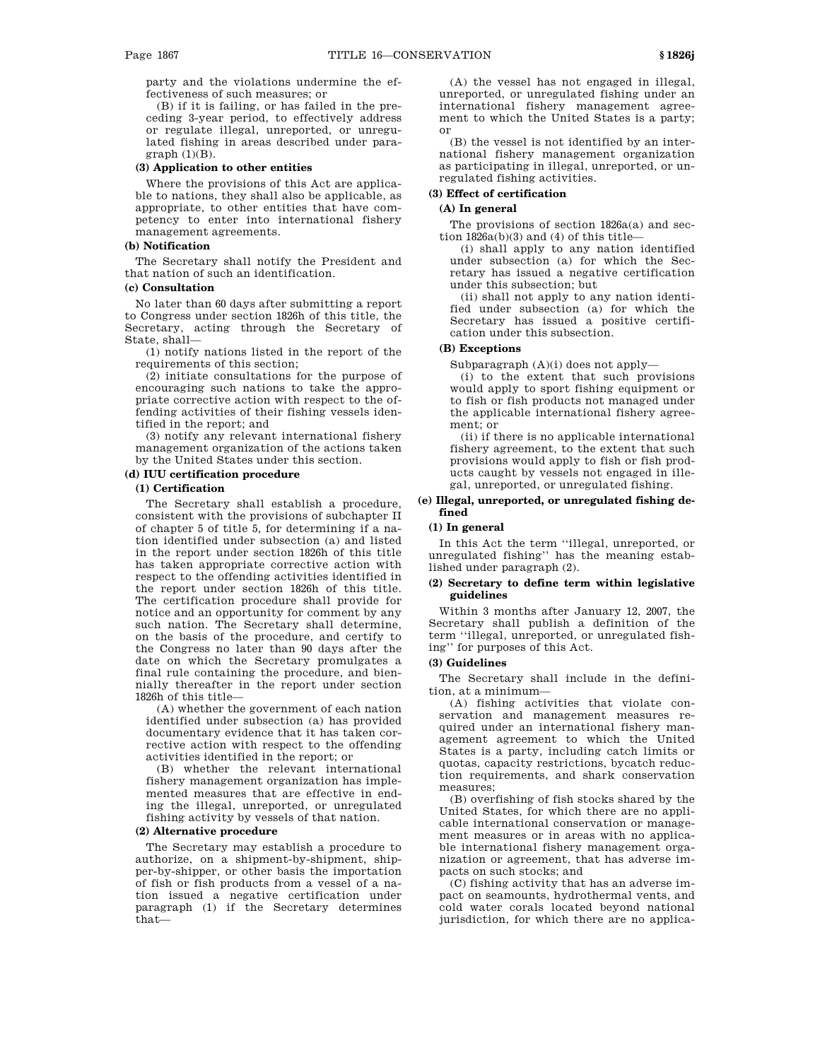party and the violations undermine the effectiveness of such measures; or

(B) if it is failing, or has failed in the preceding 3-year period, to effectively address or regulate illegal, unreported, or unregulated fishing in areas described under paragraph (1)(B).

**(3) Application to other entities**

Where the provisions of this Act are applicable to nations, they shall also be applicable, as appropriate, to other entities that have competency to enter into international fishery management agreements.

**(b) Notification**

The Secretary shall notify the President and that nation of such an identification.

**(c) Consultation**

No later than 60 days after submitting a report to Congress under section 1826h of this title, the Secretary, acting through the Secretary of State, shall—

(1) notify nations listed in the report of the requirements of this section;

(2) initiate consultations for the purpose of encouraging such nations to take the appropriate corrective action with respect to the offending activities of their fishing vessels identified in the report; and

(3) notify any relevant international fishery management organization of the actions taken by the United States under this section.

**(d) IUU certification procedure**

**(1) Certification**

The Secretary shall establish a procedure, consistent with the provisions of subchapter II of chapter 5 of title 5, for determining if a nation identified under subsection (a) and listed in the report under section 1826h of this title has taken appropriate corrective action with respect to the offending activities identified in the report under section 1826h of this title. The certification procedure shall provide for notice and an opportunity for comment by any such nation. The Secretary shall determine, on the basis of the procedure, and certify to the Congress no later than 90 days after the date on which the Secretary promulgates a final rule containing the procedure, and biennially thereafter in the report under section 1826h of this title—

(A) whether the government of each nation identified under subsection (a) has provided documentary evidence that it has taken corrective action with respect to the offending activities identified in the report; or

(B) whether the relevant international fishery management organization has implemented measures that are effective in ending the illegal, unreported, or unregulated fishing activity by vessels of that nation.

**(2) Alternative procedure**

The Secretary may establish a procedure to authorize, on a shipment-by-shipment, shipper-by-shipper, or other basis the importation of fish or fish products from a vessel of a nation issued a negative certification under paragraph (1) if the Secretary determines that—

(A) the vessel has not engaged in illegal, unreported, or unregulated fishing under an international fishery management agreement to which the United States is a party; or

(B) the vessel is not identified by an international fishery management organization as participating in illegal, unreported, or unregulated fishing activities.

**(3) Effect of certification**

**(A) In general**

The provisions of section 1826a(a) and section 1826a(b)(3) and (4) of this title—

(i) shall apply to any nation identified under subsection (a) for which the Secretary has issued a negative certification under this subsection; but

(ii) shall not apply to any nation identified under subsection (a) for which the Secretary has issued a positive certification under this subsection.

**(B) Exceptions**

Subparagraph (A)(i) does not apply—

(i) to the extent that such provisions would apply to sport fishing equipment or to fish or fish products not managed under the applicable international fishery agreement; or

(ii) if there is no applicable international fishery agreement, to the extent that such provisions would apply to fish or fish products caught by vessels not engaged in illegal, unreported, or unregulated fishing.

**(e) Illegal, unreported, or unregulated fishing defined**

**(1) In general**

In this Act the term ''illegal, unreported, or unregulated fishing'' has the meaning established under paragraph (2).

**(2) Secretary to define term within legislative guidelines**

Within 3 months after January 12, 2007, the Secretary shall publish a definition of the term ''illegal, unreported, or unregulated fishing'' for purposes of this Act.

**(3) Guidelines**

The Secretary shall include in the definition, at a minimum—

(A) fishing activities that violate conservation and management measures required under an international fishery management agreement to which the United States is a party, including catch limits or quotas, capacity restrictions, bycatch reduction requirements, and shark conservation measures;

(B) overfishing of fish stocks shared by the United States, for which there are no applicable international conservation or management measures or in areas with no applicable international fishery management organization or agreement, that has adverse impacts on such stocks; and

(C) fishing activity that has an adverse impact on seamounts, hydrothermal vents, and cold water corals located beyond national jurisdiction, for which there are no applica-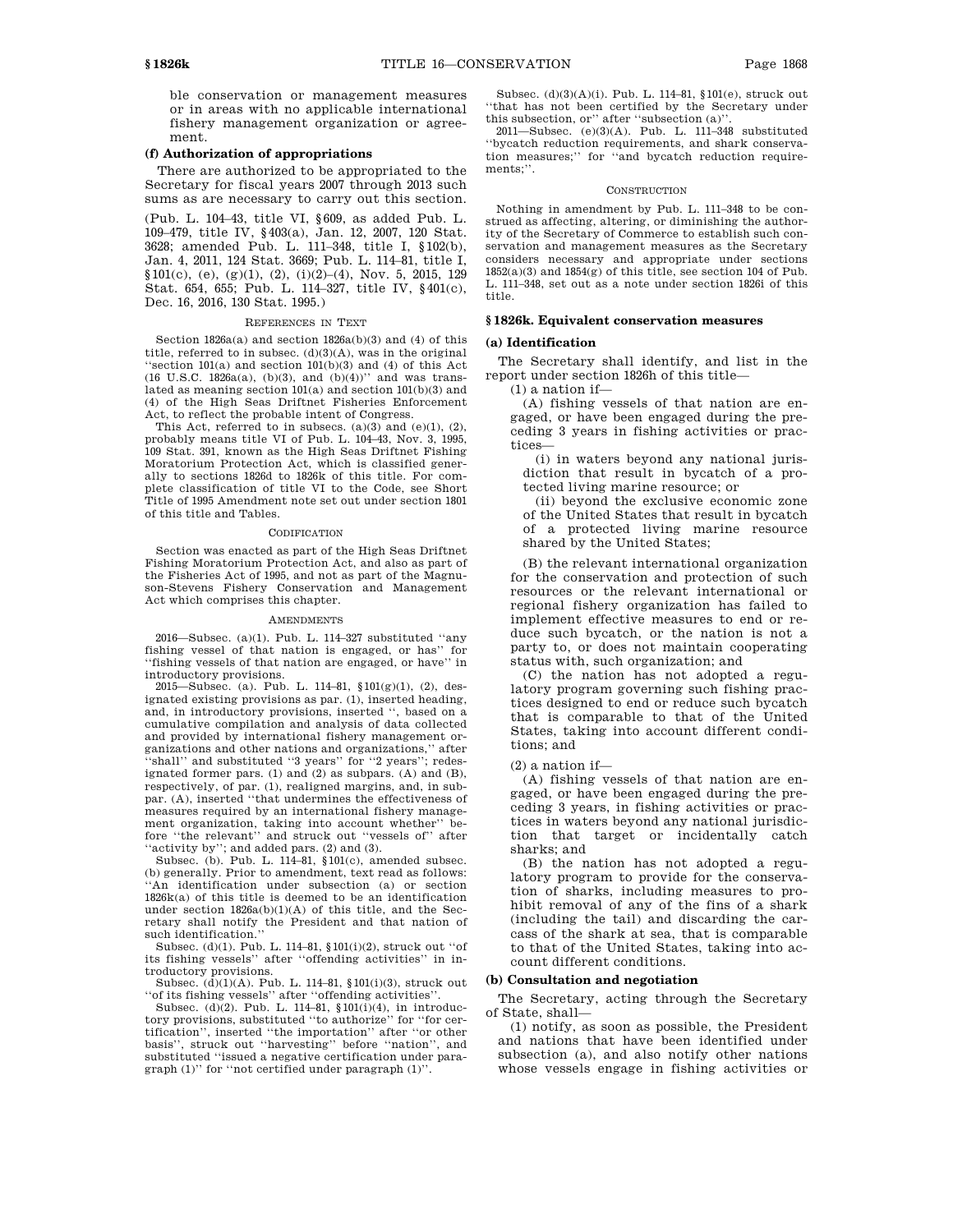ble conservation or management measures or in areas with no applicable international fishery management organization or agreement.

**(f) Authorization of appropriations**

There are authorized to be appropriated to the Secretary for fiscal years 2007 through 2013 such sums as are necessary to carry out this section.

(Pub. L. 104–43, title VI, §609, as added Pub. L. 109–479, title IV, §403(a), Jan. 12, 2007, 120 Stat. 3628; amended Pub. L. 111–348, title I, §102(b), Jan. 4, 2011, 124 Stat. 3669; Pub. L. 114–81, title I, §101(c), (e), (g)(1), (2), (i)(2)–(4), Nov. 5, 2015, 129 Stat. 654, 655; Pub. L. 114–327, title IV, §401(c), Dec. 16, 2016, 130 Stat. 1995.)

REFERENCES IN TEXT

Section 1826a(a) and section 1826a(b)(3) and (4) of this title, referred to in subsec. (d)(3)(A), was in the original ''section 101(a) and section 101(b)(3) and (4) of this Act (16 U.S.C. 1826a(a), (b)(3), and (b)(4))'' and was translated as meaning section 101(a) and section 101(b)(3) and (4) of the High Seas Driftnet Fisheries Enforcement Act, to reflect the probable intent of Congress.

This Act, referred to in subsecs. (a)(3) and (e)(1), (2), probably means title VI of Pub. L. 104–43, Nov. 3, 1995, 109 Stat. 391, known as the High Seas Driftnet Fishing Moratorium Protection Act, which is classified generally to sections 1826d to 1826k of this title. For complete classification of title VI to the Code, see Short Title of 1995 Amendment note set out under section 1801 of this title and Tables.

CODIFICATION

Section was enacted as part of the High Seas Driftnet Fishing Moratorium Protection Act, and also as part of the Fisheries Act of 1995, and not as part of the Magnuson-Stevens Fishery Conservation and Management Act which comprises this chapter.

AMENDMENTS

2016—Subsec. (a)(1). Pub. L. 114–327 substituted ''any fishing vessel of that nation is engaged, or has'' for ''fishing vessels of that nation are engaged, or have'' in introductory provisions.

2015—Subsec. (a). Pub. L. 114–81, §101(g)(1), (2), designated existing provisions as par. (1), inserted heading, and, in introductory provisions, inserted '', based on a cumulative compilation and analysis of data collected and provided by international fishery management organizations and other nations and organizations,'' after ''shall'' and substituted ''3 years'' for ''2 years''; redesignated former pars. (1) and (2) as subpars. (A) and (B), respectively, of par. (1), realigned margins, and, in subpar. (A), inserted ''that undermines the effectiveness of measures required by an international fishery management organization, taking into account whether'' before ''the relevant'' and struck out ''vessels of'' after ''activity by''; and added pars. (2) and (3).

Subsec. (b). Pub. L. 114–81, §101(c), amended subsec. (b) generally. Prior to amendment, text read as follows: ''An identification under subsection (a) or section 1826k(a) of this title is deemed to be an identification under section 1826a(b)(1)(A) of this title, and the Secretary shall notify the President and that nation of such identification.''

Subsec. (d)(1). Pub. L. 114–81, §101(i)(2), struck out ''of its fishing vessels'' after ''offending activities'' in introductory provisions.

Subsec. (d)(1)(A). Pub. L. 114–81, §101(i)(3), struck out ''of its fishing vessels'' after ''offending activities''.

Subsec. (d)(2). Pub. L. 114–81, §101(i)(4), in introductory provisions, substituted ''to authorize'' for ''for certification'', inserted ''the importation'' after ''or other basis'', struck out ''harvesting'' before ''nation'', and substituted ''issued a negative certification under paragraph (1)'' for ''not certified under paragraph (1)''.

Subsec. (d)(3)(A)(i). Pub. L. 114–81, §101(e), struck out ''that has not been certified by the Secretary under this subsection, or'' after ''subsection (a)''.

2011—Subsec. (e)(3)(A). Pub. L. 111–348 substituted ''bycatch reduction requirements, and shark conservation measures;'' for ''and bycatch reduction requirements;''.

CONSTRUCTION

Nothing in amendment by Pub. L. 111–348 to be construed as affecting, altering, or diminishing the authority of the Secretary of Commerce to establish such conservation and management measures as the Secretary considers necessary and appropriate under sections 1852(a)(3) and 1854(g) of this title, see section 104 of Pub. L. 111–348, set out as a note under section 1826i of this title.

## §1826k. Equivalent conservation measures

**(a) Identification**

The Secretary shall identify, and list in the report under section 1826h of this title—

(1) a nation if—

(A) fishing vessels of that nation are engaged, or have been engaged during the preceding 3 years in fishing activities or practices—

(i) in waters beyond any national jurisdiction that result in bycatch of a protected living marine resource; or

(ii) beyond the exclusive economic zone of the United States that result in bycatch of a protected living marine resource shared by the United States;

(B) the relevant international organization for the conservation and protection of such resources or the relevant international or regional fishery organization has failed to implement effective measures to end or reduce such bycatch, or the nation is not a party to, or does not maintain cooperating status with, such organization; and

(C) the nation has not adopted a regulatory program governing such fishing practices designed to end or reduce such bycatch that is comparable to that of the United States, taking into account different conditions; and

(2) a nation if—

(A) fishing vessels of that nation are engaged, or have been engaged during the preceding 3 years, in fishing activities or practices in waters beyond any national jurisdiction that target or incidentally catch sharks; and

(B) the nation has not adopted a regulatory program to provide for the conservation of sharks, including measures to prohibit removal of any of the fins of a shark (including the tail) and discarding the carcass of the shark at sea, that is comparable to that of the United States, taking into account different conditions.

**(b) Consultation and negotiation**

The Secretary, acting through the Secretary of State, shall—

(1) notify, as soon as possible, the President and nations that have been identified under subsection (a), and also notify other nations whose vessels engage in fishing activities or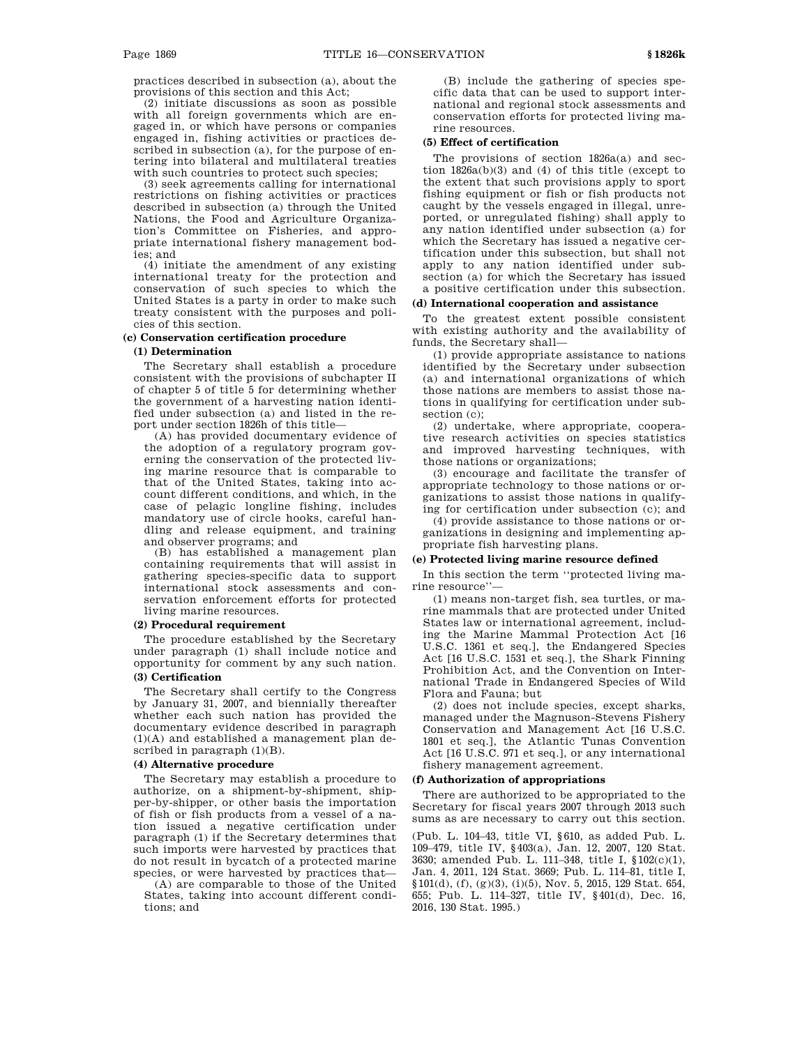practices described in subsection (a), about the provisions of this section and this Act;

(2) initiate discussions as soon as possible with all foreign governments which are engaged in, or which have persons or companies engaged in, fishing activities or practices described in subsection (a), for the purpose of entering into bilateral and multilateral treaties with such countries to protect such species;

(3) seek agreements calling for international restrictions on fishing activities or practices described in subsection (a) through the United Nations, the Food and Agriculture Organization's Committee on Fisheries, and appropriate international fishery management bodies; and

(4) initiate the amendment of any existing international treaty for the protection and conservation of such species to which the United States is a party in order to make such treaty consistent with the purposes and policies of this section.

#### (c) Conservation certification procedure

##### (1) Determination

The Secretary shall establish a procedure consistent with the provisions of subchapter II of chapter 5 of title 5 for determining whether the government of a harvesting nation identified under subsection (a) and listed in the report under section 1826h of this title—

(A) has provided documentary evidence of the adoption of a regulatory program governing the conservation of the protected living marine resource that is comparable to that of the United States, taking into account different conditions, and which, in the case of pelagic longline fishing, includes mandatory use of circle hooks, careful handling and release equipment, and training and observer programs; and

(B) has established a management plan containing requirements that will assist in gathering species-specific data to support international stock assessments and conservation enforcement efforts for protected living marine resources.

##### (2) Procedural requirement

The procedure established by the Secretary under paragraph (1) shall include notice and opportunity for comment by any such nation.

##### (3) Certification

The Secretary shall certify to the Congress by January 31, 2007, and biennially thereafter whether each such nation has provided the documentary evidence described in paragraph (1)(A) and established a management plan described in paragraph (1)(B).

##### (4) Alternative procedure

The Secretary may establish a procedure to authorize, on a shipment-by-shipment, shipper-by-shipper, or other basis the importation of fish or fish products from a vessel of a nation issued a negative certification under paragraph (1) if the Secretary determines that such imports were harvested by practices that do not result in bycatch of a protected marine species, or were harvested by practices that—

(A) are comparable to those of the United States, taking into account different conditions; and

(B) include the gathering of species specific data that can be used to support international and regional stock assessments and conservation efforts for protected living marine resources.

##### (5) Effect of certification

The provisions of section 1826a(a) and section 1826a(b)(3) and (4) of this title (except to the extent that such provisions apply to sport fishing equipment or fish or fish products not caught by the vessels engaged in illegal, unreported, or unregulated fishing) shall apply to any nation identified under subsection (a) for which the Secretary has issued a negative certification under this subsection, but shall not apply to any nation identified under subsection (a) for which the Secretary has issued a positive certification under this subsection.

#### (d) International cooperation and assistance

To the greatest extent possible consistent with existing authority and the availability of funds, the Secretary shall—

(1) provide appropriate assistance to nations identified by the Secretary under subsection (a) and international organizations of which those nations are members to assist those nations in qualifying for certification under subsection (c);

(2) undertake, where appropriate, cooperative research activities on species statistics and improved harvesting techniques, with those nations or organizations;

(3) encourage and facilitate the transfer of appropriate technology to those nations or organizations to assist those nations in qualifying for certification under subsection (c); and

(4) provide assistance to those nations or organizations in designing and implementing appropriate fish harvesting plans.

#### (e) Protected living marine resource defined

In this section the term "protected living marine resource"—

(1) means non-target fish, sea turtles, or marine mammals that are protected under United States law or international agreement, including the Marine Mammal Protection Act [16 U.S.C. 1361 et seq.], the Endangered Species Act [16 U.S.C. 1531 et seq.], the Shark Finning Prohibition Act, and the Convention on International Trade in Endangered Species of Wild Flora and Fauna; but

(2) does not include species, except sharks, managed under the Magnuson-Stevens Fishery Conservation and Management Act [16 U.S.C. 1801 et seq.], the Atlantic Tunas Convention Act [16 U.S.C. 971 et seq.], or any international fishery management agreement.

#### (f) Authorization of appropriations

There are authorized to be appropriated to the Secretary for fiscal years 2007 through 2013 such sums as are necessary to carry out this section.

(Pub. L. 104–43, title VI, §610, as added Pub. L. 109–479, title IV, §403(a), Jan. 12, 2007, 120 Stat. 3630; amended Pub. L. 111–348, title I, §102(c)(1), Jan. 4, 2011, 124 Stat. 3669; Pub. L. 114–81, title I, §101(d), (f), (g)(3), (i)(5), Nov. 5, 2015, 129 Stat. 654, 655; Pub. L. 114–327, title IV, §401(d), Dec. 16, 2016, 130 Stat. 1995.)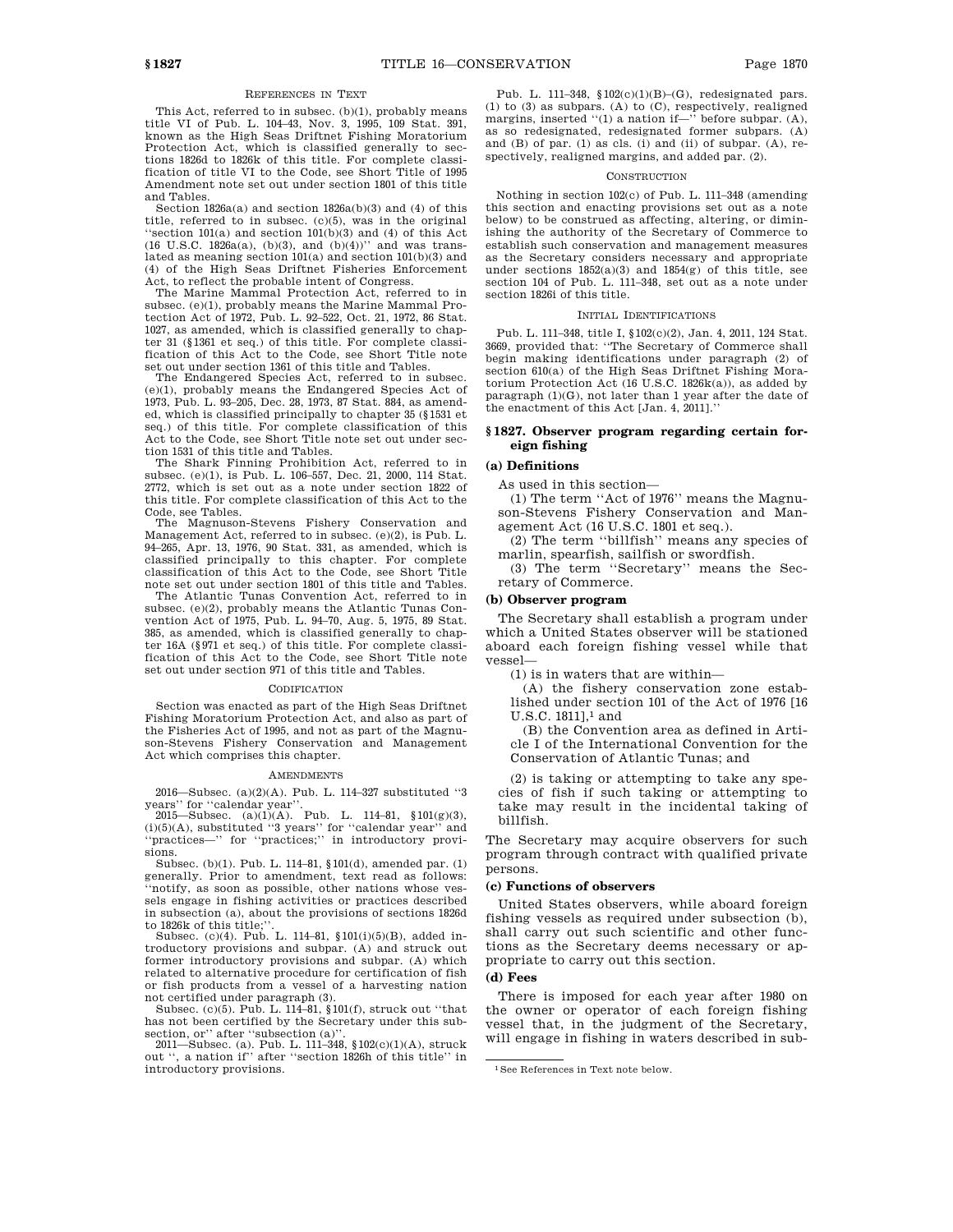REFERENCES IN TEXT

This Act, referred to in subsec. (b)(1), probably means title VI of Pub. L. 104–43, Nov. 3, 1995, 109 Stat. 391, known as the High Seas Driftnet Fishing Moratorium Protection Act, which is classified generally to sections 1826d to 1826k of this title. For complete classification of title VI to the Code, see Short Title of 1995 Amendment note set out under section 1801 of this title and Tables.

Section 1826a(a) and section 1826a(b)(3) and (4) of this title, referred to in subsec. (c)(5), was in the original "section 101(a) and section 101(b)(3) and (4) of this Act (16 U.S.C. 1826a(a), (b)(3), and (b)(4))" and was translated as meaning section 101(a) and section 101(b)(3) and (4) of the High Seas Driftnet Fisheries Enforcement Act, to reflect the probable intent of Congress.

The Marine Mammal Protection Act, referred to in subsec. (e)(1), probably means the Marine Mammal Protection Act of 1972, Pub. L. 92–522, Oct. 21, 1972, 86 Stat. 1027, as amended, which is classified generally to chapter 31 (§1361 et seq.) of this title. For complete classification of this Act to the Code, see Short Title note set out under section 1361 of this title and Tables.

The Endangered Species Act, referred to in subsec. (e)(1), probably means the Endangered Species Act of 1973, Pub. L. 93–205, Dec. 28, 1973, 87 Stat. 884, as amended, which is classified principally to chapter 35 (§1531 et seq.) of this title. For complete classification of this Act to the Code, see Short Title note set out under section 1531 of this title and Tables.

The Shark Finning Prohibition Act, referred to in subsec. (e)(1), is Pub. L. 106–557, Dec. 21, 2000, 114 Stat. 2772, which is set out as a note under section 1822 of this title. For complete classification of this Act to the Code, see Tables.

The Magnuson-Stevens Fishery Conservation and Management Act, referred to in subsec. (e)(2), is Pub. L. 94–265, Apr. 13, 1976, 90 Stat. 331, as amended, which is classified principally to this chapter. For complete classification of this Act to the Code, see Short Title note set out under section 1801 of this title and Tables.

The Atlantic Tunas Convention Act, referred to in subsec. (e)(2), probably means the Atlantic Tunas Convention Act of 1975, Pub. L. 94–70, Aug. 5, 1975, 89 Stat. 385, as amended, which is classified generally to chapter 16A (§971 et seq.) of this title. For complete classification of this Act to the Code, see Short Title note set out under section 971 of this title and Tables.

CODIFICATION

Section was enacted as part of the High Seas Driftnet Fishing Moratorium Protection Act, and also as part of the Fisheries Act of 1995, and not as part of the Magnuson-Stevens Fishery Conservation and Management Act which comprises this chapter.

AMENDMENTS

2016—Subsec. (a)(2)(A). Pub. L. 114–327 substituted "3 years" for "calendar year".

2015—Subsec. (a)(1)(A). Pub. L. 114–81, §101(g)(3), (i)(5)(A), substituted "3 years" for "calendar year" and "practices—" for "practices;" in introductory provisions.

Subsec. (b)(1). Pub. L. 114–81, §101(d), amended par. (1) generally. Prior to amendment, text read as follows: "notify, as soon as possible, other nations whose vessels engage in fishing activities or practices described in subsection (a), about the provisions of sections 1826d to 1826k of this title;".

Subsec. (c)(4). Pub. L. 114–81, §101(i)(5)(B), added introductory provisions and subpar. (A) and struck out former introductory provisions and subpar. (A) which related to alternative procedure for certification of fish or fish products from a vessel of a harvesting nation not certified under paragraph (3).

Subsec. (c)(5). Pub. L. 114–81, §101(f), struck out "that has not been certified by the Secretary under this subsection, or" after "subsection (a)".

2011—Subsec. (a). Pub. L. 111–348, §102(c)(1)(A), struck out ", a nation if" after "section 1826h of this title" in introductory provisions.

Pub. L. 111–348, §102(c)(1)(B)–(G), redesignated pars. (1) to (3) as subpars. (A) to (C), respectively, realigned margins, inserted "(1) a nation if—" before subpar. (A), as so redesignated, redesignated former subpars. (A) and (B) of par. (1) as cls. (i) and (ii) of subpar. (A), respectively, realigned margins, and added par. (2).

CONSTRUCTION

Nothing in section 102(c) of Pub. L. 111–348 (amending this section and enacting provisions set out as a note below) to be construed as affecting, altering, or diminishing the authority of the Secretary of Commerce to establish such conservation and management measures as the Secretary considers necessary and appropriate under sections 1852(a)(3) and 1854(g) of this title, see section 104 of Pub. L. 111–348, set out as a note under section 1826i of this title.

INITIAL IDENTIFICATIONS

Pub. L. 111–348, title I, §102(c)(2), Jan. 4, 2011, 124 Stat. 3669, provided that: "The Secretary of Commerce shall begin making identifications under paragraph (2) of section 610(a) of the High Seas Driftnet Fishing Moratorium Protection Act (16 U.S.C. 1826k(a)), as added by paragraph (1)(G), not later than 1 year after the date of the enactment of this Act [Jan. 4, 2011]."

## § 1827. Observer program regarding certain foreign fishing

### (a) Definitions

As used in this section—

(1) The term "Act of 1976" means the Magnuson-Stevens Fishery Conservation and Management Act (16 U.S.C. 1801 et seq.).

(2) The term "billfish" means any species of marlin, spearfish, sailfish or swordfish.

(3) The term "Secretary" means the Secretary of Commerce.

### (b) Observer program

The Secretary shall establish a program under which a United States observer will be stationed aboard each foreign fishing vessel while that vessel—

(1) is in waters that are within—

(A) the fishery conservation zone established under section 101 of the Act of 1976 [16 U.S.C. 1811],[1] and

(B) the Convention area as defined in Article I of the International Convention for the Conservation of Atlantic Tunas; and

(2) is taking or attempting to take any species of fish if such taking or attempting to take may result in the incidental taking of billfish.

The Secretary may acquire observers for such program through contract with qualified private persons.

### (c) Functions of observers

United States observers, while aboard foreign fishing vessels as required under subsection (b), shall carry out such scientific and other functions as the Secretary deems necessary or appropriate to carry out this section.

### (d) Fees

There is imposed for each year after 1980 on the owner or operator of each foreign fishing vessel that, in the judgment of the Secretary, will engage in fishing in waters described in sub-

[1] See References in Text note below.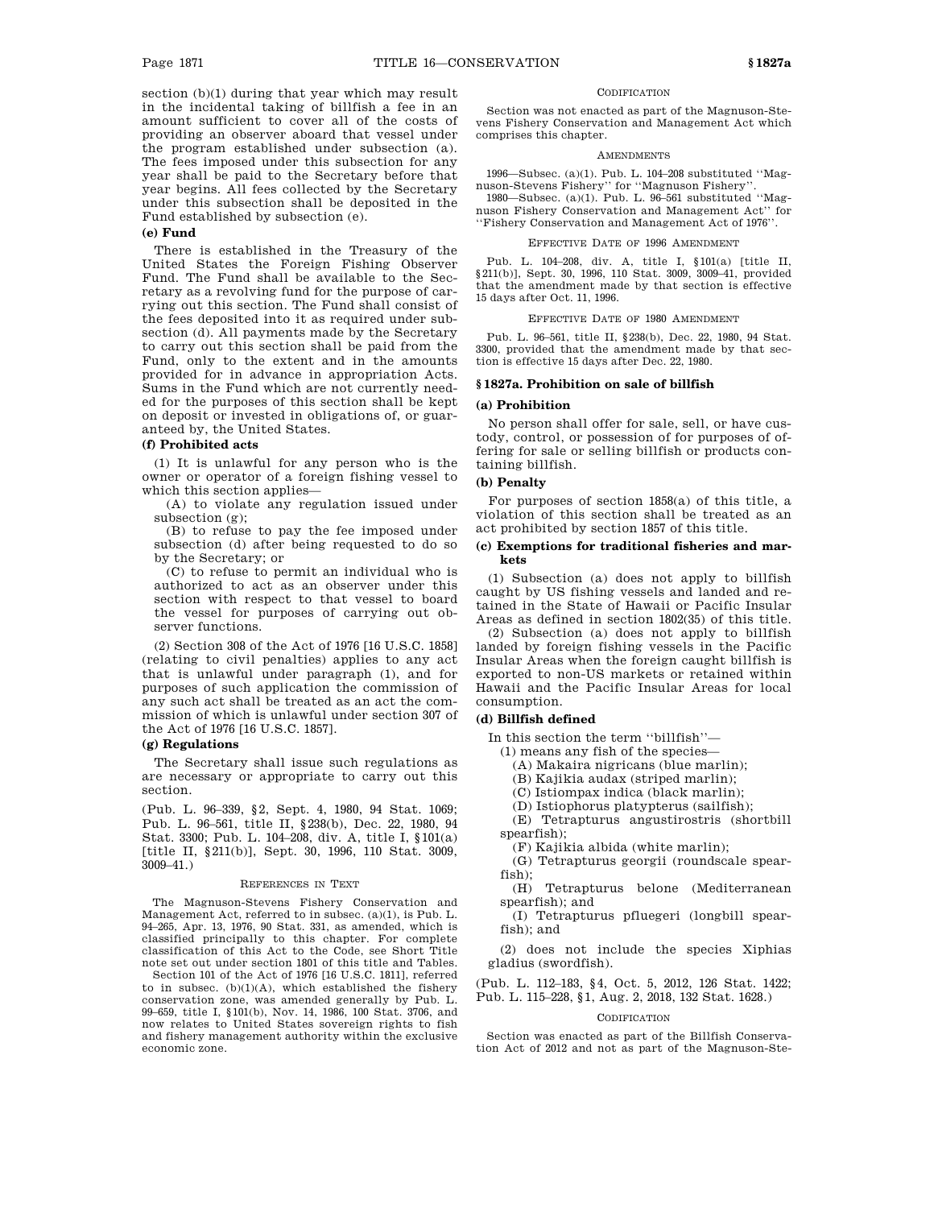section (b)(1) during that year which may result in the incidental taking of billfish a fee in an amount sufficient to cover all of the costs of providing an observer aboard that vessel under the program established under subsection (a). The fees imposed under this subsection for any year shall be paid to the Secretary before that year begins. All fees collected by the Secretary under this subsection shall be deposited in the Fund established by subsection (e).

**(e) Fund**

There is established in the Treasury of the United States the Foreign Fishing Observer Fund. The Fund shall be available to the Secretary as a revolving fund for the purpose of carrying out this section. The Fund shall consist of the fees deposited into it as required under subsection (d). All payments made by the Secretary to carry out this section shall be paid from the Fund, only to the extent and in the amounts provided for in advance in appropriation Acts. Sums in the Fund which are not currently needed for the purposes of this section shall be kept on deposit or invested in obligations of, or guaranteed by, the United States.

**(f) Prohibited acts**

(1) It is unlawful for any person who is the owner or operator of a foreign fishing vessel to which this section applies—

(A) to violate any regulation issued under subsection (g);

(B) to refuse to pay the fee imposed under subsection (d) after being requested to do so by the Secretary; or

(C) to refuse to permit an individual who is authorized to act as an observer under this section with respect to that vessel to board the vessel for purposes of carrying out observer functions.

(2) Section 308 of the Act of 1976 [16 U.S.C. 1858] (relating to civil penalties) applies to any act that is unlawful under paragraph (1), and for purposes of such application the commission of any such act shall be treated as an act the commission of which is unlawful under section 307 of the Act of 1976 [16 U.S.C. 1857].

**(g) Regulations**

The Secretary shall issue such regulations as are necessary or appropriate to carry out this section.

(Pub. L. 96–339, §2, Sept. 4, 1980, 94 Stat. 1069; Pub. L. 96–561, title II, §238(b), Dec. 22, 1980, 94 Stat. 3300; Pub. L. 104–208, div. A, title I, §101(a) [title II, §211(b)], Sept. 30, 1996, 110 Stat. 3009, 3009–41.)

REFERENCES IN TEXT

The Magnuson-Stevens Fishery Conservation and Management Act, referred to in subsec. (a)(1), is Pub. L. 94–265, Apr. 13, 1976, 90 Stat. 331, as amended, which is classified principally to this chapter. For complete classification of this Act to the Code, see Short Title note set out under section 1801 of this title and Tables.

Section 101 of the Act of 1976 [16 U.S.C. 1811], referred to in subsec. (b)(1)(A), which established the fishery conservation zone, was amended generally by Pub. L. 99–659, title I, §101(b), Nov. 14, 1986, 100 Stat. 3706, and now relates to United States sovereign rights to fish and fishery management authority within the exclusive economic zone.

CODIFICATION

Section was not enacted as part of the Magnuson-Stevens Fishery Conservation and Management Act which comprises this chapter.

AMENDMENTS

1996—Subsec. (a)(1). Pub. L. 104–208 substituted "Magnuson-Stevens Fishery" for "Magnuson Fishery".

1980—Subsec. (a)(1). Pub. L. 96–561 substituted "Magnuson Fishery Conservation and Management Act" for "Fishery Conservation and Management Act of 1976".

EFFECTIVE DATE OF 1996 AMENDMENT

Pub. L. 104–208, div. A, title I, §101(a) [title II, §211(b)], Sept. 30, 1996, 110 Stat. 3009, 3009–41, provided that the amendment made by that section is effective 15 days after Oct. 11, 1996.

EFFECTIVE DATE OF 1980 AMENDMENT

Pub. L. 96–561, title II, §238(b), Dec. 22, 1980, 94 Stat. 3300, provided that the amendment made by that section is effective 15 days after Dec. 22, 1980.

### §1827a. Prohibition on sale of billfish

**(a) Prohibition**

No person shall offer for sale, sell, or have custody, control, or possession of for purposes of offering for sale or selling billfish or products containing billfish.

**(b) Penalty**

For purposes of section 1858(a) of this title, a violation of this section shall be treated as an act prohibited by section 1857 of this title.

**(c) Exemptions for traditional fisheries and markets**

(1) Subsection (a) does not apply to billfish caught by US fishing vessels and landed and retained in the State of Hawaii or Pacific Insular Areas as defined in section 1802(35) of this title.

(2) Subsection (a) does not apply to billfish landed by foreign fishing vessels in the Pacific Insular Areas when the foreign caught billfish is exported to non-US markets or retained within Hawaii and the Pacific Insular Areas for local consumption.

**(d) Billfish defined**

In this section the term "billfish"—

(1) means any fish of the species—

(A) Makaira nigricans (blue marlin);

(B) Kajikia audax (striped marlin);

(C) Istiompax indica (black marlin);

(D) Istiophorus platypterus (sailfish);

(E) Tetrapturus angustirostris (shortbill spearfish);

(F) Kajikia albida (white marlin);

(G) Tetrapturus georgii (roundscale spearfish);

(H) Tetrapturus belone (Mediterranean spearfish); and

(I) Tetrapturus pfluegeri (longbill spearfish); and

(2) does not include the species Xiphias gladius (swordfish).

(Pub. L. 112–183, §4, Oct. 5, 2012, 126 Stat. 1422; Pub. L. 115–228, §1, Aug. 2, 2018, 132 Stat. 1628.)

CODIFICATION

Section was enacted as part of the Billfish Conservation Act of 2012 and not as part of the Magnuson-Ste-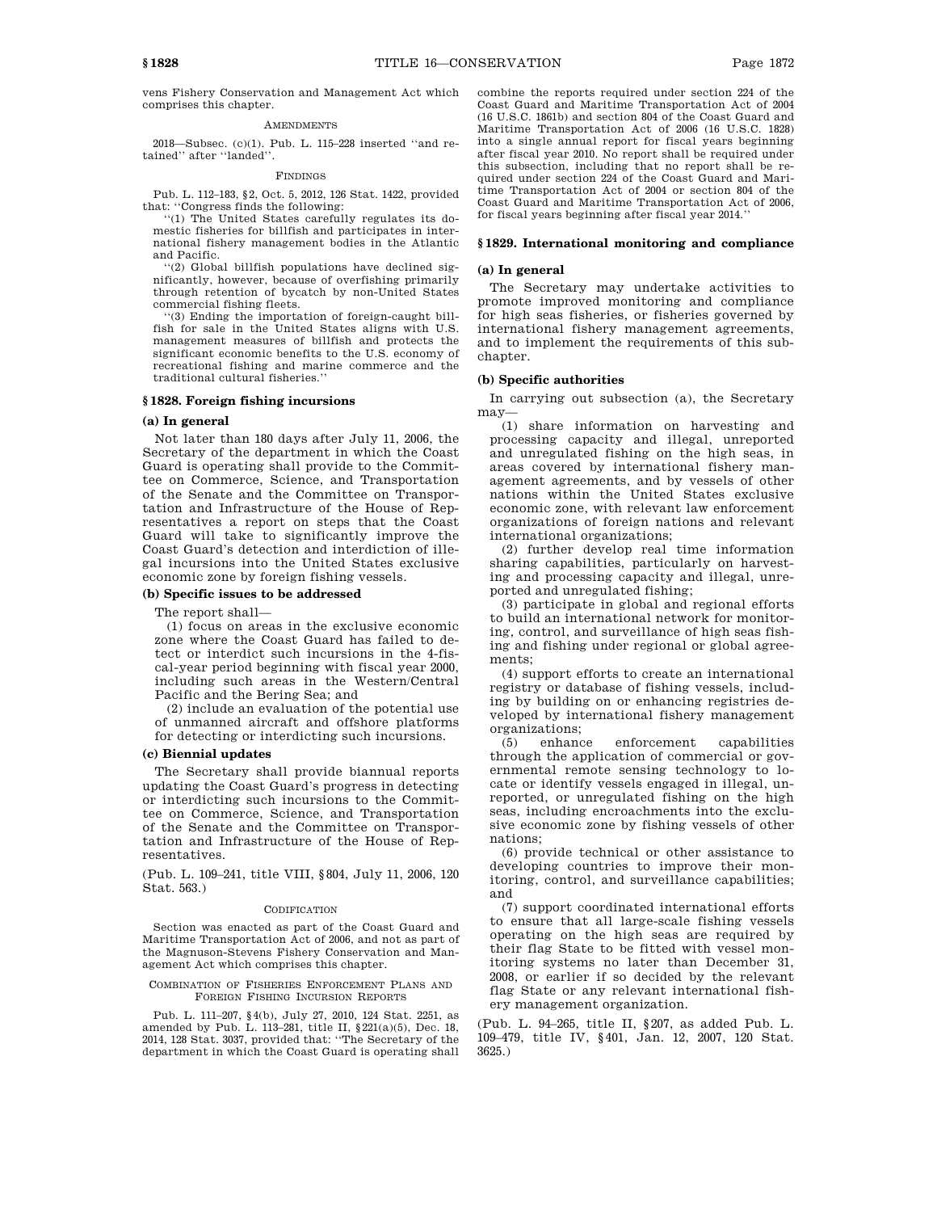vens Fishery Conservation and Management Act which comprises this chapter.

AMENDMENTS

2018—Subsec. (c)(1). Pub. L. 115–228 inserted ''and retained'' after ''landed''.

FINDINGS

Pub. L. 112–183, §2, Oct. 5, 2012, 126 Stat. 1422, provided that: ''Congress finds the following:

''(1) The United States carefully regulates its domestic fisheries for billfish and participates in international fishery management bodies in the Atlantic and Pacific.

''(2) Global billfish populations have declined significantly, however, because of overfishing primarily through retention of bycatch by non-United States commercial fishing fleets.

''(3) Ending the importation of foreign-caught billfish for sale in the United States aligns with U.S. management measures of billfish and protects the significant economic benefits to the U.S. economy of recreational fishing and marine commerce and the traditional cultural fisheries.''

## §1828. Foreign fishing incursions

### (a) In general

Not later than 180 days after July 11, 2006, the Secretary of the department in which the Coast Guard is operating shall provide to the Committee on Commerce, Science, and Transportation of the Senate and the Committee on Transportation and Infrastructure of the House of Representatives a report on steps that the Coast Guard will take to significantly improve the Coast Guard's detection and interdiction of illegal incursions into the United States exclusive economic zone by foreign fishing vessels.

### (b) Specific issues to be addressed

The report shall—

(1) focus on areas in the exclusive economic zone where the Coast Guard has failed to detect or interdict such incursions in the 4-fiscal-year period beginning with fiscal year 2000, including such areas in the Western/Central Pacific and the Bering Sea; and

(2) include an evaluation of the potential use of unmanned aircraft and offshore platforms for detecting or interdicting such incursions.

### (c) Biennial updates

The Secretary shall provide biannual reports updating the Coast Guard's progress in detecting or interdicting such incursions to the Committee on Commerce, Science, and Transportation of the Senate and the Committee on Transportation and Infrastructure of the House of Representatives.

(Pub. L. 109–241, title VIII, §804, July 11, 2006, 120 Stat. 563.)

CODIFICATION

Section was enacted as part of the Coast Guard and Maritime Transportation Act of 2006, and not as part of the Magnuson-Stevens Fishery Conservation and Management Act which comprises this chapter.

COMBINATION OF FISHERIES ENFORCEMENT PLANS AND FOREIGN FISHING INCURSION REPORTS

Pub. L. 111–207, §4(b), July 27, 2010, 124 Stat. 2251, as amended by Pub. L. 113–281, title II, §221(a)(5), Dec. 18, 2014, 128 Stat. 3037, provided that: ''The Secretary of the department in which the Coast Guard is operating shall combine the reports required under section 224 of the Coast Guard and Maritime Transportation Act of 2004 (16 U.S.C. 1861b) and section 804 of the Coast Guard and Maritime Transportation Act of 2006 (16 U.S.C. 1828) into a single annual report for fiscal years beginning after fiscal year 2010. No report shall be required under this subsection, including that no report shall be required under section 224 of the Coast Guard and Maritime Transportation Act of 2004 or section 804 of the Coast Guard and Maritime Transportation Act of 2006, for fiscal years beginning after fiscal year 2014.''

## §1829. International monitoring and compliance

### (a) In general

The Secretary may undertake activities to promote improved monitoring and compliance for high seas fisheries, or fisheries governed by international fishery management agreements, and to implement the requirements of this subchapter.

### (b) Specific authorities

In carrying out subsection (a), the Secretary may—

(1) share information on harvesting and processing capacity and illegal, unreported and unregulated fishing on the high seas, in areas covered by international fishery management agreements, and by vessels of other nations within the United States exclusive economic zone, with relevant law enforcement organizations of foreign nations and relevant international organizations;

(2) further develop real time information sharing capabilities, particularly on harvesting and processing capacity and illegal, unreported and unregulated fishing;

(3) participate in global and regional efforts to build an international network for monitoring, control, and surveillance of high seas fishing and fishing under regional or global agreements;

(4) support efforts to create an international registry or database of fishing vessels, including by building on or enhancing registries developed by international fishery management organizations;

(5) enhance enforcement capabilities through the application of commercial or governmental remote sensing technology to locate or identify vessels engaged in illegal, unreported, or unregulated fishing on the high seas, including encroachments into the exclusive economic zone by fishing vessels of other nations;

(6) provide technical or other assistance to developing countries to improve their monitoring, control, and surveillance capabilities; and

(7) support coordinated international efforts to ensure that all large-scale fishing vessels operating on the high seas are required by their flag State to be fitted with vessel monitoring systems no later than December 31, 2008, or earlier if so decided by the relevant flag State or any relevant international fishery management organization.

(Pub. L. 94–265, title II, §207, as added Pub. L. 109–479, title IV, §401, Jan. 12, 2007, 120 Stat. 3625.)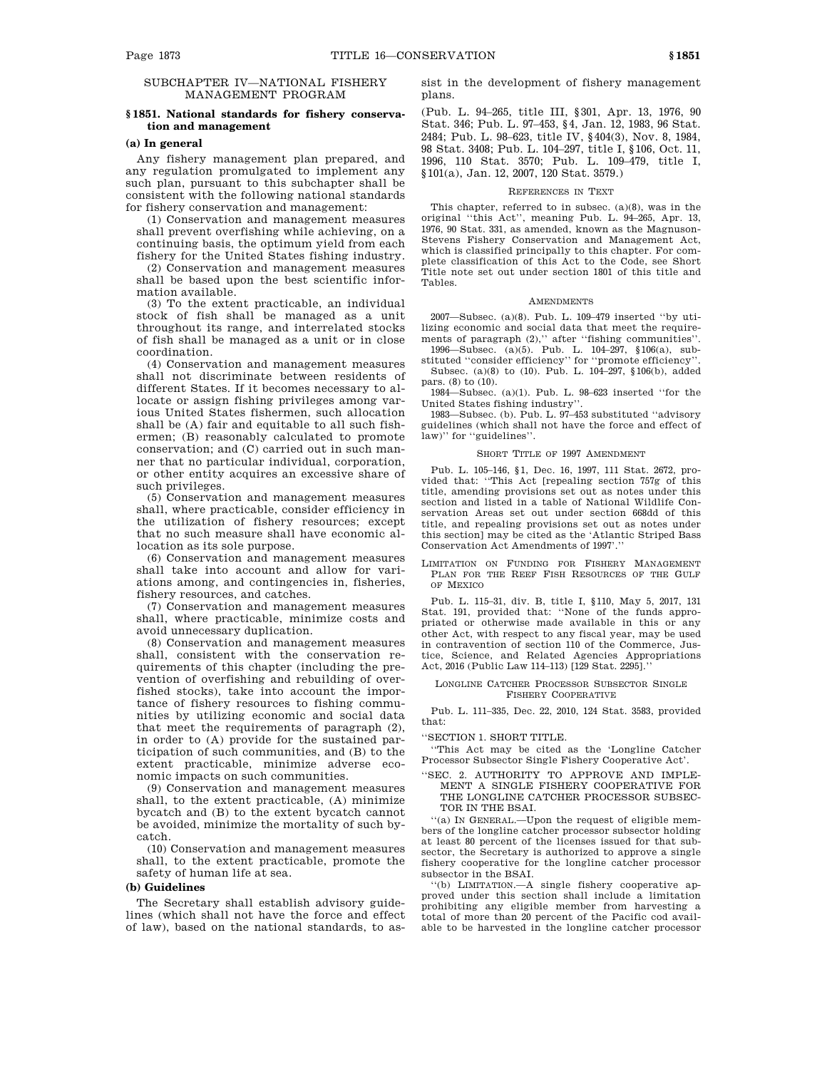## SUBCHAPTER IV—NATIONAL FISHERY MANAGEMENT PROGRAM

### § 1851. National standards for fishery conservation and management

#### (a) In general

Any fishery management plan prepared, and any regulation promulgated to implement any such plan, pursuant to this subchapter shall be consistent with the following national standards for fishery conservation and management:

(1) Conservation and management measures shall prevent overfishing while achieving, on a continuing basis, the optimum yield from each fishery for the United States fishing industry.

(2) Conservation and management measures shall be based upon the best scientific information available.

(3) To the extent practicable, an individual stock of fish shall be managed as a unit throughout its range, and interrelated stocks of fish shall be managed as a unit or in close coordination.

(4) Conservation and management measures shall not discriminate between residents of different States. If it becomes necessary to allocate or assign fishing privileges among various United States fishermen, such allocation shall be (A) fair and equitable to all such fishermen; (B) reasonably calculated to promote conservation; and (C) carried out in such manner that no particular individual, corporation, or other entity acquires an excessive share of such privileges.

(5) Conservation and management measures shall, where practicable, consider efficiency in the utilization of fishery resources; except that no such measure shall have economic allocation as its sole purpose.

(6) Conservation and management measures shall take into account and allow for variations among, and contingencies in, fisheries, fishery resources, and catches.

(7) Conservation and management measures shall, where practicable, minimize costs and avoid unnecessary duplication.

(8) Conservation and management measures shall, consistent with the conservation requirements of this chapter (including the prevention of overfishing and rebuilding of overfished stocks), take into account the importance of fishery resources to fishing communities by utilizing economic and social data that meet the requirements of paragraph (2), in order to (A) provide for the sustained participation of such communities, and (B) to the extent practicable, minimize adverse economic impacts on such communities.

(9) Conservation and management measures shall, to the extent practicable, (A) minimize bycatch and (B) to the extent bycatch cannot be avoided, minimize the mortality of such bycatch.

(10) Conservation and management measures shall, to the extent practicable, promote the safety of human life at sea.

#### (b) Guidelines

The Secretary shall establish advisory guidelines (which shall not have the force and effect of law), based on the national standards, to assist in the development of fishery management plans.

(Pub. L. 94–265, title III, §301, Apr. 13, 1976, 90 Stat. 346; Pub. L. 97–453, §4, Jan. 12, 1983, 96 Stat. 2484; Pub. L. 98–623, title IV, §404(3), Nov. 8, 1984, 98 Stat. 3408; Pub. L. 104–297, title I, §106, Oct. 11, 1996, 110 Stat. 3570; Pub. L. 109–479, title I, §101(a), Jan. 12, 2007, 120 Stat. 3579.)

##### REFERENCES IN TEXT

This chapter, referred to in subsec. (a)(8), was in the original "this Act", meaning Pub. L. 94–265, Apr. 13, 1976, 90 Stat. 331, as amended, known as the Magnuson-Stevens Fishery Conservation and Management Act, which is classified principally to this chapter. For complete classification of this Act to the Code, see Short Title note set out under section 1801 of this title and Tables.

##### AMENDMENTS

2007—Subsec. (a)(8). Pub. L. 109–479 inserted "by utilizing economic and social data that meet the requirements of paragraph (2)," after "fishing communities".

1996—Subsec. (a)(5). Pub. L. 104–297, §106(a), substituted "consider efficiency" for "promote efficiency".

Subsec. (a)(8) to (10). Pub. L. 104–297, §106(b), added pars. (8) to (10).

1984—Subsec. (a)(1). Pub. L. 98–623 inserted "for the United States fishing industry".

1983—Subsec. (b). Pub. L. 97–453 substituted "advisory guidelines (which shall not have the force and effect of law)" for "guidelines".

##### SHORT TITLE OF 1997 AMENDMENT

Pub. L. 105–146, §1, Dec. 16, 1997, 111 Stat. 2672, provided that: "This Act [repealing section 757g of this title, amending provisions set out as notes under this section and listed in a table of National Wildlife Conservation Areas set out under section 668dd of this title, and repealing provisions set out as notes under this section] may be cited as the 'Atlantic Striped Bass Conservation Act Amendments of 1997'."

##### LIMITATION ON FUNDING FOR FISHERY MANAGEMENT PLAN FOR THE REEF FISH RESOURCES OF THE GULF OF MEXICO

Pub. L. 115–31, div. B, title I, §110, May 5, 2017, 131 Stat. 191, provided that: "None of the funds appropriated or otherwise made available in this or any other Act, with respect to any fiscal year, may be used in contravention of section 110 of the Commerce, Justice, Science, and Related Agencies Appropriations Act, 2016 (Public Law 114–113) [129 Stat. 2295]."

##### LONGLINE CATCHER PROCESSOR SUBSECTOR SINGLE FISHERY COOPERATIVE

Pub. L. 111–335, Dec. 22, 2010, 124 Stat. 3583, provided that:

"SECTION 1. SHORT TITLE.

"This Act may be cited as the 'Longline Catcher Processor Subsector Single Fishery Cooperative Act'.

"SEC. 2. AUTHORITY TO APPROVE AND IMPLEMENT A SINGLE FISHERY COOPERATIVE FOR THE LONGLINE CATCHER PROCESSOR SUBSECTOR IN THE BSAI.

"(a) IN GENERAL.—Upon the request of eligible members of the longline catcher processor subsector holding at least 80 percent of the licenses issued for that subsector, the Secretary is authorized to approve a single fishery cooperative for the longline catcher processor subsector in the BSAI.

"(b) LIMITATION.—A single fishery cooperative approved under this section shall include a limitation prohibiting any eligible member from harvesting a total of more than 20 percent of the Pacific cod available to be harvested in the longline catcher processor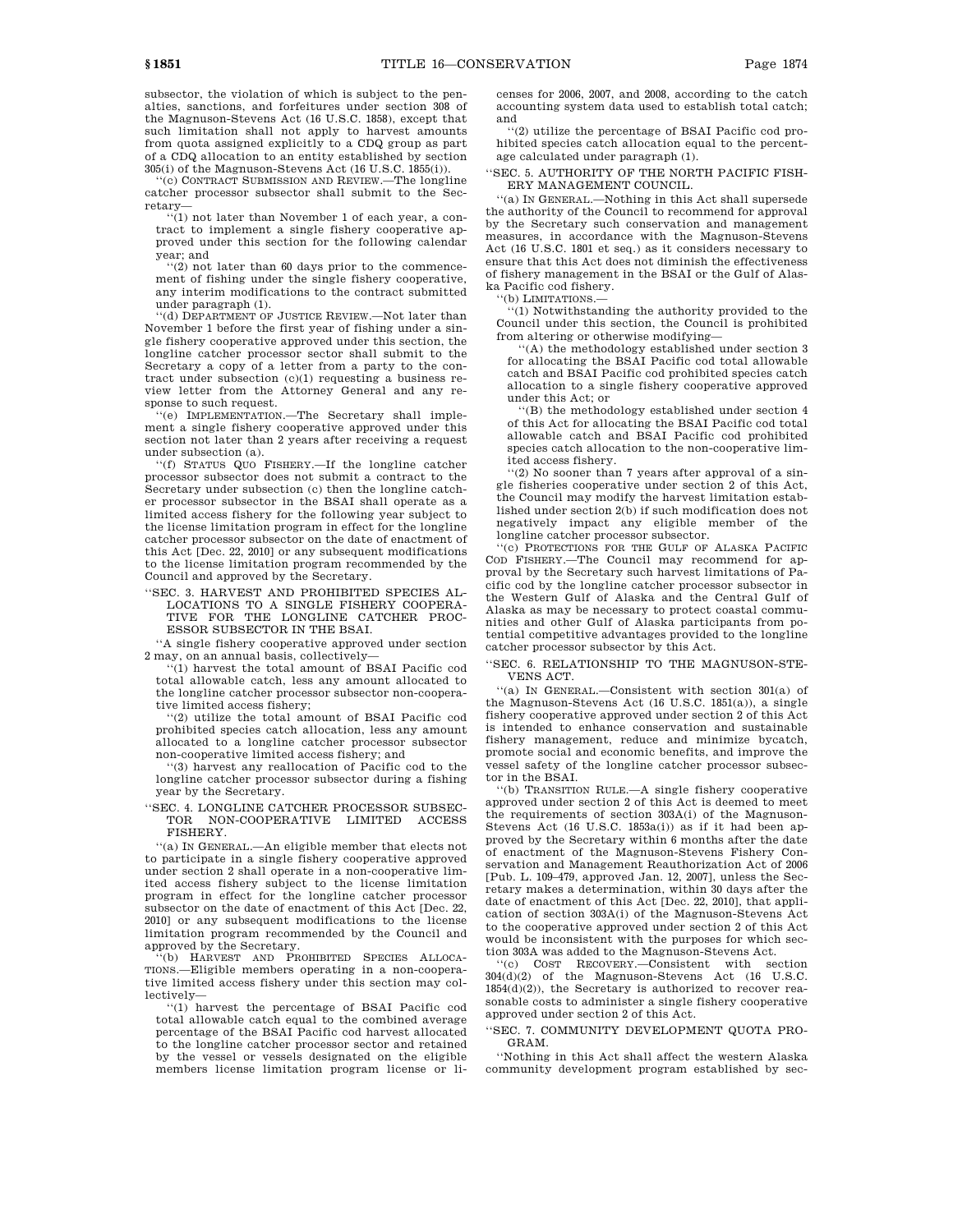subsector, the violation of which is subject to the penalties, sanctions, and forfeitures under section 308 of the Magnuson-Stevens Act (16 U.S.C. 1858), except that such limitation shall not apply to harvest amounts from quota assigned explicitly to a CDQ group as part of a CDQ allocation to an entity established by section 305(i) of the Magnuson-Stevens Act (16 U.S.C. 1855(i)).

''(c) CONTRACT SUBMISSION AND REVIEW.—The longline catcher processor subsector shall submit to the Secretary—

''(1) not later than November 1 of each year, a contract to implement a single fishery cooperative approved under this section for the following calendar year; and

''(2) not later than 60 days prior to the commencement of fishing under the single fishery cooperative, any interim modifications to the contract submitted under paragraph (1).

''(d) DEPARTMENT OF JUSTICE REVIEW.—Not later than November 1 before the first year of fishing under a single fishery cooperative approved under this section, the longline catcher processor sector shall submit to the Secretary a copy of a letter from a party to the contract under subsection (c)(1) requesting a business review letter from the Attorney General and any response to such request.

''(e) IMPLEMENTATION.—The Secretary shall implement a single fishery cooperative approved under this section not later than 2 years after receiving a request under subsection (a).

''(f) STATUS QUO FISHERY.—If the longline catcher processor subsector does not submit a contract to the Secretary under subsection (c) then the longline catcher processor subsector in the BSAI shall operate as a limited access fishery for the following year subject to the license limitation program in effect for the longline catcher processor subsector on the date of enactment of this Act [Dec. 22, 2010] or any subsequent modifications to the license limitation program recommended by the Council and approved by the Secretary.

''SEC. 3. HARVEST AND PROHIBITED SPECIES ALLOCATIONS TO A SINGLE FISHERY COOPERATIVE FOR THE LONGLINE CATCHER PROCESSOR SUBSECTOR IN THE BSAI.

''A single fishery cooperative approved under section 2 may, on an annual basis, collectively—

''(1) harvest the total amount of BSAI Pacific cod total allowable catch, less any amount allocated to the longline catcher processor subsector non-cooperative limited access fishery;

''(2) utilize the total amount of BSAI Pacific cod prohibited species catch allocation, less any amount allocated to a longline catcher processor subsector non-cooperative limited access fishery; and

''(3) harvest any reallocation of Pacific cod to the longline catcher processor subsector during a fishing year by the Secretary.

''SEC. 4. LONGLINE CATCHER PROCESSOR SUBSECTOR NON-COOPERATIVE LIMITED ACCESS FISHERY.

''(a) IN GENERAL.—An eligible member that elects not to participate in a single fishery cooperative approved under section 2 shall operate in a non-cooperative limited access fishery subject to the license limitation program in effect for the longline catcher processor subsector on the date of enactment of this Act [Dec. 22, 2010] or any subsequent modifications to the license limitation program recommended by the Council and approved by the Secretary.

''(b) HARVEST AND PROHIBITED SPECIES ALLOCATIONS.—Eligible members operating in a non-cooperative limited access fishery under this section may collectively—

''(1) harvest the percentage of BSAI Pacific cod total allowable catch equal to the combined average percentage of the BSAI Pacific cod harvest allocated to the longline catcher processor sector and retained by the vessel or vessels designated on the eligible members license limitation program license or licenses for 2006, 2007, and 2008, according to the catch accounting system data used to establish total catch; and

''(2) utilize the percentage of BSAI Pacific cod prohibited species catch allocation equal to the percentage calculated under paragraph (1).

''SEC. 5. AUTHORITY OF THE NORTH PACIFIC FISHERY MANAGEMENT COUNCIL.

''(a) IN GENERAL.—Nothing in this Act shall supersede the authority of the Council to recommend for approval by the Secretary such conservation and management measures, in accordance with the Magnuson-Stevens Act (16 U.S.C. 1801 et seq.) as it considers necessary to ensure that this Act does not diminish the effectiveness of fishery management in the BSAI or the Gulf of Alaska Pacific cod fishery.

''(b) LIMITATIONS.—

''(1) Notwithstanding the authority provided to the Council under this section, the Council is prohibited from altering or otherwise modifying—

''(A) the methodology established under section 3 for allocating the BSAI Pacific cod total allowable catch and BSAI Pacific cod prohibited species catch allocation to a single fishery cooperative approved under this Act; or

''(B) the methodology established under section 4 of this Act for allocating the BSAI Pacific cod total allowable catch and BSAI Pacific cod prohibited species catch allocation to the non-cooperative limited access fishery.

''(2) No sooner than 7 years after approval of a single fisheries cooperative under section 2 of this Act, the Council may modify the harvest limitation established under section 2(b) if such modification does not negatively impact any eligible member of the longline catcher processor subsector.

''(c) PROTECTIONS FOR THE GULF OF ALASKA PACIFIC COD FISHERY.—The Council may recommend for approval by the Secretary such harvest limitations of Pacific cod by the longline catcher processor subsector in the Western Gulf of Alaska and the Central Gulf of Alaska as may be necessary to protect coastal communities and other Gulf of Alaska participants from potential competitive advantages provided to the longline catcher processor subsector by this Act.

''SEC. 6. RELATIONSHIP TO THE MAGNUSON-STEVENS ACT.

''(a) IN GENERAL.—Consistent with section 301(a) of the Magnuson-Stevens Act (16 U.S.C. 1851(a)), a single fishery cooperative approved under section 2 of this Act is intended to enhance conservation and sustainable fishery management, reduce and minimize bycatch, promote social and economic benefits, and improve the vessel safety of the longline catcher processor subsector in the BSAI.

''(b) TRANSITION RULE.—A single fishery cooperative approved under section 2 of this Act is deemed to meet the requirements of section 303A(i) of the Magnuson-Stevens Act (16 U.S.C. 1853a(i)) as if it had been approved by the Secretary within 6 months after the date of enactment of the Magnuson-Stevens Fishery Conservation and Management Reauthorization Act of 2006 [Pub. L. 109–479, approved Jan. 12, 2007], unless the Secretary makes a determination, within 30 days after the date of enactment of this Act [Dec. 22, 2010], that application of section 303A(i) of the Magnuson-Stevens Act to the cooperative approved under section 2 of this Act would be inconsistent with the purposes for which section 303A was added to the Magnuson-Stevens Act.

''(c) COST RECOVERY.—Consistent with section 304(d)(2) of the Magnuson-Stevens Act (16 U.S.C. 1854(d)(2)), the Secretary is authorized to recover reasonable costs to administer a single fishery cooperative approved under section 2 of this Act.

''SEC. 7. COMMUNITY DEVELOPMENT QUOTA PROGRAM.

''Nothing in this Act shall affect the western Alaska community development program established by sec-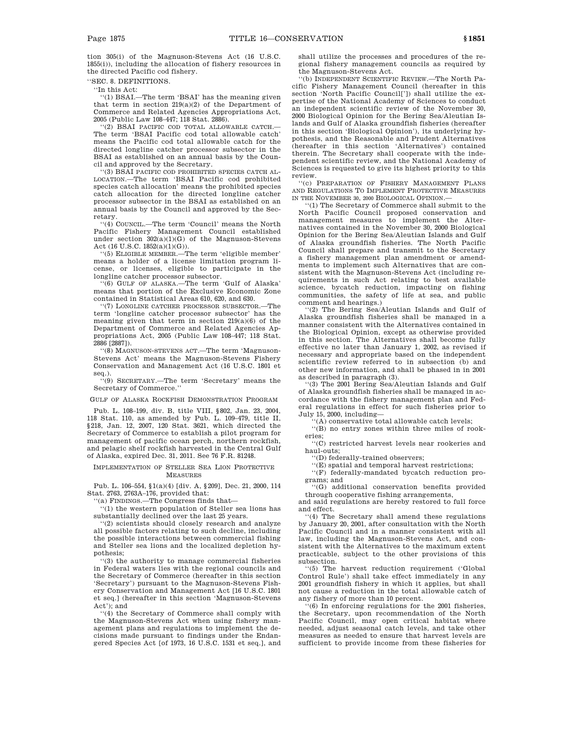tion 305(i) of the Magnuson-Stevens Act (16 U.S.C. 1855(i)), including the allocation of fishery resources in the directed Pacific cod fishery.

''SEC. 8. DEFINITIONS.

''In this Act:

''(1) BSAI.—The term 'BSAI' has the meaning given that term in section 219(a)(2) of the Department of Commerce and Related Agencies Appropriations Act, 2005 (Public Law 108–447; 118 Stat. 2886).

''(2) BSAI PACIFIC COD TOTAL ALLOWABLE CATCH.—The term 'BSAI Pacific cod total allowable catch' means the Pacific cod total allowable catch for the directed longline catcher processor subsector in the BSAI as established on an annual basis by the Council and approved by the Secretary.

''(3) BSAI PACIFIC COD PROHIBITED SPECIES CATCH ALLOCATION.—The term 'BSAI Pacific cod prohibited species catch allocation' means the prohibited species catch allocation for the directed longline catcher processor subsector in the BSAI as established on an annual basis by the Council and approved by the Secretary.

''(4) COUNCIL.—The term 'Council' means the North Pacific Fishery Management Council established under section 302(a)(1)(G) of the Magnuson-Stevens Act (16 U.S.C. 1852(a)(1)(G)).

''(5) ELIGIBLE MEMBER.—The term 'eligible member' means a holder of a license limitation program license, or licenses, eligible to participate in the longline catcher processor subsector.

''(6) GULF OF ALASKA.—The term 'Gulf of Alaska' means that portion of the Exclusive Economic Zone contained in Statistical Areas 610, 620, and 630.

''(7) LONGLINE CATCHER PROCESSOR SUBSECTOR.—The term 'longline catcher processor subsector' has the meaning given that term in section 219(a)(6) of the Department of Commerce and Related Agencies Appropriations Act, 2005 (Public Law 108–447; 118 Stat. 2886 [2887]).

''(8) MAGNUSON-STEVENS ACT.—The term 'Magnuson-Stevens Act' means the Magnuson-Stevens Fishery Conservation and Management Act (16 U.S.C. 1801 et seq.).

''(9) SECRETARY.—The term 'Secretary' means the Secretary of Commerce.''

GULF OF ALASKA ROCKFISH DEMONSTRATION PROGRAM

Pub. L. 108–199, div. B, title VIII, §802, Jan. 23, 2004, 118 Stat. 110, as amended by Pub. L. 109–479, title II, §218, Jan. 12, 2007, 120 Stat. 3621, which directed the Secretary of Commerce to establish a pilot program for management of pacific ocean perch, northern rockfish, and pelagic shelf rockfish harvested in the Central Gulf of Alaska, expired Dec. 31, 2011. See 76 F.R. 81248.

IMPLEMENTATION OF STELLER SEA LION PROTECTIVE MEASURES

Pub. L. 106–554, §1(a)(4) [div. A, §209], Dec. 21, 2000, 114 Stat. 2763, 2763A–176, provided that:

''(a) FINDINGS.—The Congress finds that—

''(1) the western population of Steller sea lions has substantially declined over the last 25 years.

''(2) scientists should closely research and analyze all possible factors relating to such decline, including the possible interactions between commercial fishing and Steller sea lions and the localized depletion hypothesis;

''(3) the authority to manage commercial fisheries in Federal waters lies with the regional councils and the Secretary of Commerce (hereafter in this section 'Secretary') pursuant to the Magnuson-Stevens Fishery Conservation and Management Act [16 U.S.C. 1801 et seq.] (hereafter in this section 'Magnuson-Stevens Act'); and

''(4) the Secretary of Commerce shall comply with the Magnuson-Stevens Act when using fishery management plans and regulations to implement the decisions made pursuant to findings under the Endangered Species Act [of 1973, 16 U.S.C. 1531 et seq.], and shall utilize the processes and procedures of the regional fishery management councils as required by the Magnuson-Stevens Act.

''(b) INDEPENDENT SCIENTIFIC REVIEW.—The North Pacific Fishery Management Council (hereafter in this section 'North Pacific Council[']) shall utilize the expertise of the National Academy of Sciences to conduct an independent scientific review of the November 30, 2000 Biological Opinion for the Bering Sea/Aleutian Islands and Gulf of Alaska groundfish fisheries (hereafter in this section 'Biological Opinion'), its underlying hypothesis, and the Reasonable and Prudent Alternatives (hereafter in this section 'Alternatives') contained therein. The Secretary shall cooperate with the independent scientific review, and the National Academy of Sciences is requested to give its highest priority to this review.

''(c) PREPARATION OF FISHERY MANAGEMENT PLANS AND REGULATIONS TO IMPLEMENT PROTECTIVE MEASURES IN THE NOVEMBER 30, 2000 BIOLOGICAL OPINION.—

''(1) The Secretary of Commerce shall submit to the North Pacific Council proposed conservation and management measures to implement the Alternatives contained in the November 30, 2000 Biological Opinion for the Bering Sea/Aleutian Islands and Gulf of Alaska groundfish fisheries. The North Pacific Council shall prepare and transmit to the Secretary a fishery management plan amendment or amendments to implement such Alternatives that are consistent with the Magnuson-Stevens Act (including requirements in such Act relating to best available science, bycatch reduction, impacting on fishing communities, the safety of life at sea, and public comment and hearings.)

''(2) The Bering Sea/Aleutian Islands and Gulf of Alaska groundfish fisheries shall be managed in a manner consistent with the Alternatives contained in the Biological Opinion, except as otherwise provided in this section. The Alternatives shall become fully effective no later than January 1, 2002, as revised if necessary and appropriate based on the independent scientific review referred to in subsection (b) and other new information, and shall be phased in in 2001 as described in paragraph (3).

''(3) The 2001 Bering Sea/Aleutian Islands and Gulf of Alaska groundfish fisheries shall be managed in accordance with the fishery management plan and Federal regulations in effect for such fisheries prior to July 15, 2000, including—

''(A) conservative total allowable catch levels;

''(B) no entry zones within three miles of rookeries;

''(C) restricted harvest levels near rookeries and haul-outs;

''(D) federally-trained observers;

''(E) spatial and temporal harvest restrictions;

''(F) federally-mandated bycatch reduction programs; and

''(G) additional conservation benefits provided through cooperative fishing arrangements,

and said regulations are hereby restored to full force and effect.

''(4) The Secretary shall amend these regulations by January 20, 2001, after consultation with the North Pacific Council and in a manner consistent with all law, including the Magnuson-Stevens Act, and consistent with the Alternatives to the maximum extent practicable, subject to the other provisions of this subsection.

''(5) The harvest reduction requirement ('Global Control Rule') shall take effect immediately in any 2001 groundfish fishery in which it applies, but shall not cause a reduction in the total allowable catch of any fishery of more than 10 percent.

''(6) In enforcing regulations for the 2001 fisheries, the Secretary, upon recommendation of the North Pacific Council, may open critical habitat where needed, adjust seasonal catch levels, and take other measures as needed to ensure that harvest levels are sufficient to provide income from these fisheries for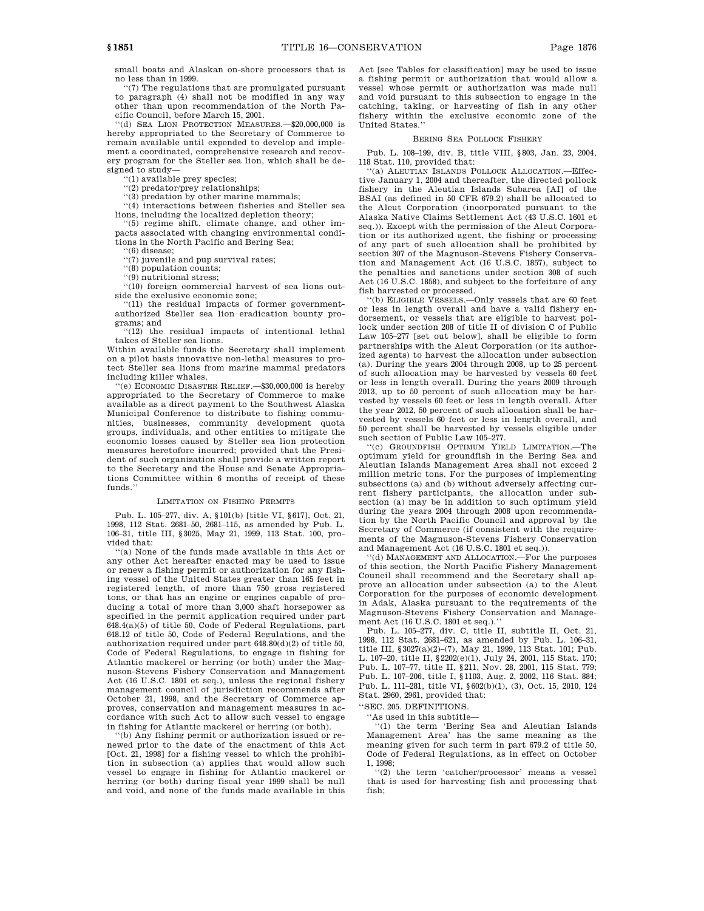small boats and Alaskan on-shore processors that is no less than in 1999.

''(7) The regulations that are promulgated pursuant to paragraph (4) shall not be modified in any way other than upon recommendation of the North Pacific Council, before March 15, 2001.

''(d) SEA LION PROTECTION MEASURES.—$20,000,000 is hereby appropriated to the Secretary of Commerce to remain available until expended to develop and implement a coordinated, comprehensive research and recovery program for the Steller sea lion, which shall be designed to study—

''(1) available prey species;

''(2) predator/prey relationships;

''(3) predation by other marine mammals;

''(4) interactions between fisheries and Steller sea lions, including the localized depletion theory;

''(5) regime shift, climate change, and other impacts associated with changing environmental conditions in the North Pacific and Bering Sea;

''(6) disease;

''(7) juvenile and pup survival rates;

''(8) population counts;

''(9) nutritional stress;

''(10) foreign commercial harvest of sea lions outside the exclusive economic zone;

''(11) the residual impacts of former government-authorized Steller sea lion eradication bounty programs; and

''(12) the residual impacts of intentional lethal takes of Steller sea lions.

Within available funds the Secretary shall implement on a pilot basis innovative non-lethal measures to protect Steller sea lions from marine mammal predators including killer whales.

''(e) ECONOMIC DISASTER RELIEF.—$30,000,000 is hereby appropriated to the Secretary of Commerce to make available as a direct payment to the Southwest Alaska Municipal Conference to distribute to fishing communities, businesses, community development quota groups, individuals, and other entities to mitigate the economic losses caused by Steller sea lion protection measures heretofore incurred; provided that the President of such organization shall provide a written report to the Secretary and the House and Senate Appropriations Committee within 6 months of receipt of these funds.''

LIMITATION ON FISHING PERMITS

Pub. L. 105–277, div. A, §101(b) [title VI, §617], Oct. 21, 1998, 112 Stat. 2681–50, 2681–115, as amended by Pub. L. 106–31, title III, §3025, May 21, 1999, 113 Stat. 100, provided that:

''(a) None of the funds made available in this Act or any other Act hereafter enacted may be used to issue or renew a fishing permit or authorization for any fishing vessel of the United States greater than 165 feet in registered length, of more than 750 gross registered tons, or that has an engine or engines capable of producing a total of more than 3,000 shaft horsepower as specified in the permit application required under part 648.4(a)(5) of title 50, Code of Federal Regulations, part 648.12 of title 50, Code of Federal Regulations, and the authorization required under part 648.80(d)(2) of title 50, Code of Federal Regulations, to engage in fishing for Atlantic mackerel or herring (or both) under the Magnuson-Stevens Fishery Conservation and Management Act (16 U.S.C. 1801 et seq.), unless the regional fishery management council of jurisdiction recommends after October 21, 1998, and the Secretary of Commerce approves, conservation and management measures in accordance with such Act to allow such vessel to engage in fishing for Atlantic mackerel or herring (or both).

''(b) Any fishing permit or authorization issued or renewed prior to the date of the enactment of this Act [Oct. 21, 1998] for a fishing vessel to which the prohibition in subsection (a) applies that would allow such vessel to engage in fishing for Atlantic mackerel or herring (or both) during fiscal year 1999 shall be null and void, and none of the funds made available in this Act [see Tables for classification] may be used to issue a fishing permit or authorization that would allow a vessel whose permit or authorization was made null and void pursuant to this subsection to engage in the catching, taking, or harvesting of fish in any other fishery within the exclusive economic zone of the United States.''

BERING SEA POLLOCK FISHERY

Pub. L. 108–199, div. B, title VIII, §803, Jan. 23, 2004, 118 Stat. 110, provided that:

''(a) ALEUTIAN ISLANDS POLLOCK ALLOCATION.—Effective January 1, 2004 and thereafter, the directed pollock fishery in the Aleutian Islands Subarea [AI] of the BSAI (as defined in 50 CFR 679.2) shall be allocated to the Aleut Corporation (incorporated pursuant to the Alaska Native Claims Settlement Act (43 U.S.C. 1601 et seq.)). Except with the permission of the Aleut Corporation or its authorized agent, the fishing or processing of any part of such allocation shall be prohibited by section 307 of the Magnuson-Stevens Fishery Conservation and Management Act (16 U.S.C. 1857), subject to the penalties and sanctions under section 308 of such Act (16 U.S.C. 1858), and subject to the forfeiture of any fish harvested or processed.

''(b) ELIGIBLE VESSELS.—Only vessels that are 60 feet or less in length overall and have a valid fishery endorsement, or vessels that are eligible to harvest pollock under section 208 of title II of division C of Public Law 105–277 [set out below], shall be eligible to form partnerships with the Aleut Corporation (or its authorized agents) to harvest the allocation under subsection (a). During the years 2004 through 2008, up to 25 percent of such allocation may be harvested by vessels 60 feet or less in length overall. During the years 2009 through 2013, up to 50 percent of such allocation may be harvested by vessels 60 feet or less in length overall. After the year 2012, 50 percent of such allocation shall be harvested by vessels 60 feet or less in length overall, and 50 percent shall be harvested by vessels eligible under such section of Public Law 105–277.

''(c) GROUNDFISH OPTIMUM YIELD LIMITATION.—The optimum yield for groundfish in the Bering Sea and Aleutian Islands Management Area shall not exceed 2 million metric tons. For the purposes of implementing subsections (a) and (b) without adversely affecting current fishery participants, the allocation under subsection (a) may be in addition to such optimum yield during the years 2004 through 2008 upon recommendation by the North Pacific Council and approval by the Secretary of Commerce (if consistent with the requirements of the Magnuson-Stevens Fishery Conservation and Management Act (16 U.S.C. 1801 et seq.)).

''(d) MANAGEMENT AND ALLOCATION.—For the purposes of this section, the North Pacific Fishery Management Council shall recommend and the Secretary shall approve an allocation under subsection (a) to the Aleut Corporation for the purposes of economic development in Adak, Alaska pursuant to the requirements of the Magnuson-Stevens Fishery Conservation and Management Act (16 U.S.C. 1801 et seq.).''

Pub. L. 105–277, div. C, title II, subtitle II, Oct. 21, 1998, 112 Stat. 2681–621, as amended by Pub. L. 106–31, title III, §3027(a)(2)–(7), May 21, 1999, 113 Stat. 101; Pub. L. 107–20, title II, §2202(e)(1), July 24, 2001, 115 Stat. 170; Pub. L. 107–77, title II, §211, Nov. 28, 2001, 115 Stat. 779; Pub. L. 107–206, title I, §1103, Aug. 2, 2002, 116 Stat. 884; Pub. L. 111–281, title VI, §602(b)(1), (3), Oct. 15, 2010, 124 Stat. 2960, 2961, provided that:

''SEC. 205. DEFINITIONS.

''As used in this subtitle—

''(1) the term 'Bering Sea and Aleutian Islands Management Area' has the same meaning as the meaning given for such term in part 679.2 of title 50, Code of Federal Regulations, as in effect on October 1, 1998;

''(2) the term 'catcher/processor' means a vessel that is used for harvesting fish and processing that fish;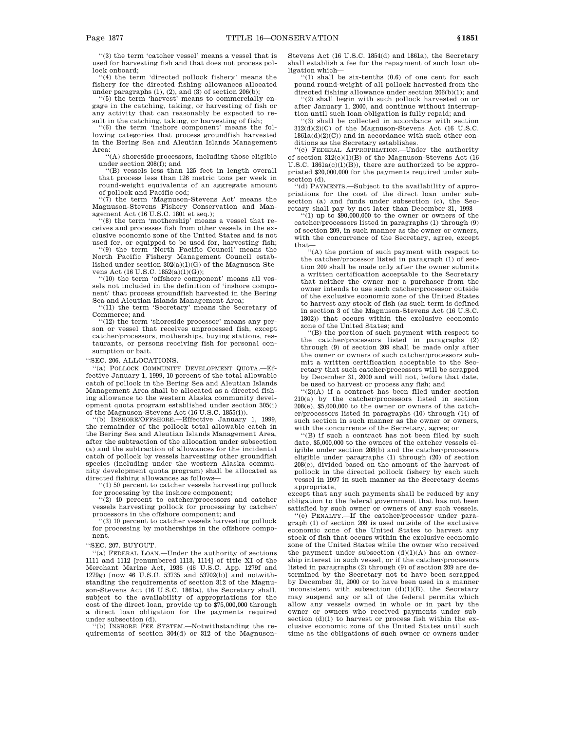''(3) the term 'catcher vessel' means a vessel that is used for harvesting fish and that does not process pollock onboard;

''(4) the term 'directed pollock fishery' means the fishery for the directed fishing allowances allocated under paragraphs (1), (2), and (3) of section 206(b);

''(5) the term 'harvest' means to commercially engage in the catching, taking, or harvesting of fish or any activity that can reasonably be expected to result in the catching, taking, or harvesting of fish;

''(6) the term 'inshore component' means the following categories that process groundfish harvested in the Bering Sea and Aleutian Islands Management Area:

''(A) shoreside processors, including those eligible under section 208(f); and

''(B) vessels less than 125 feet in length overall that process less than 126 metric tons per week in round-weight equivalents of an aggregate amount of pollock and Pacific cod;

''(7) the term 'Magnuson-Stevens Act' means the Magnuson-Stevens Fishery Conservation and Management Act (16 U.S.C. 1801 et seq.);

''(8) the term 'mothership' means a vessel that receives and processes fish from other vessels in the exclusive economic zone of the United States and is not used for, or equipped to be used for, harvesting fish;

''(9) the term 'North Pacific Council' means the North Pacific Fishery Management Council established under section 302(a)(1)(G) of the Magnuson-Stevens Act (16 U.S.C. 1852(a)(1)(G));

''(10) the term 'offshore component' means all vessels not included in the definition of 'inshore component' that process groundfish harvested in the Bering Sea and Aleutian Islands Management Area;

''(11) the term 'Secretary' means the Secretary of Commerce; and

''(12) the term 'shoreside processor' means any person or vessel that receives unprocessed fish, except catcher/processors, motherships, buying stations, restaurants, or persons receiving fish for personal consumption or bait.

''SEC. 206. ALLOCATIONS.

''(a) POLLOCK COMMUNITY DEVELOPMENT QUOTA.—Effective January 1, 1999, 10 percent of the total allowable catch of pollock in the Bering Sea and Aleutian Islands Management Area shall be allocated as a directed fishing allowance to the western Alaska community development quota program established under section 305(i) of the Magnuson-Stevens Act (16 U.S.C. 1855(i)).

''(b) INSHORE/OFFSHORE.—Effective January 1, 1999, the remainder of the pollock total allowable catch in the Bering Sea and Aleutian Islands Management Area, after the subtraction of the allocation under subsection (a) and the subtraction of allowances for the incidental catch of pollock by vessels harvesting other groundfish species (including under the western Alaska community development quota program) shall be allocated as directed fishing allowances as follows—

''(1) 50 percent to catcher vessels harvesting pollock for processing by the inshore component;

''(2) 40 percent to catcher/processors and catcher vessels harvesting pollock for processing by catcher/processors in the offshore component; and

''(3) 10 percent to catcher vessels harvesting pollock for processing by motherships in the offshore component.

''SEC. 207. BUYOUT.

''(a) FEDERAL LOAN.—Under the authority of sections 1111 and 1112 [renumbered 1113, 1114] of title XI of the Merchant Marine Act, 1936 (46 U.S.C. App. 1279f and 1279g) [now 46 U.S.C. 53735 and 53702(b)] and notwithstanding the requirements of section 312 of the Magnuson-Stevens Act (16 U.S.C. 1861a), the Secretary shall, subject to the availability of appropriations for the cost of the direct loan, provide up to $75,000,000 through a direct loan obligation for the payments required under subsection (d).

''(b) INSHORE FEE SYSTEM.—Notwithstanding the requirements of section 304(d) or 312 of the Magnuson-Stevens Act (16 U.S.C. 1854(d) and 1861a), the Secretary shall establish a fee for the repayment of such loan obligation which—

''(1) shall be six-tenths (0.6) of one cent for each pound round-weight of all pollock harvested from the directed fishing allowance under section 206(b)(1); and

''(2) shall begin with such pollock harvested on or after January 1, 2000, and continue without interruption until such loan obligation is fully repaid; and

''(3) shall be collected in accordance with section 312(d)(2)(C) of the Magnuson-Stevens Act (16 U.S.C. 1861a(d)(2)(C)) and in accordance with such other conditions as the Secretary establishes.

''(c) FEDERAL APPROPRIATION.—Under the authority of section 312(c)(1)(B) of the Magnuson-Stevens Act (16 U.S.C. 1861a(c)(1)(B)), there are authorized to be appropriated $20,000,000 for the payments required under subsection (d).

''(d) PAYMENTS.—Subject to the availability of appropriations for the cost of the direct loan under subsection (a) and funds under subsection (c), the Secretary shall pay by not later than December 31, 1998—

''(1) up to $90,000,000 to the owner or owners of the catcher/processors listed in paragraphs (1) through (9) of section 209, in such manner as the owner or owners, with the concurrence of the Secretary, agree, except that—

''(A) the portion of such payment with respect to the catcher/processor listed in paragraph (1) of section 209 shall be made only after the owner submits a written certification acceptable to the Secretary that neither the owner nor a purchaser from the owner intends to use such catcher/processor outside of the exclusive economic zone of the United States to harvest any stock of fish (as such term is defined in section 3 of the Magnuson-Stevens Act (16 U.S.C. 1802)) that occurs within the exclusive economic zone of the United States; and

''(B) the portion of such payment with respect to the catcher/processors listed in paragraphs (2) through (9) of section 209 shall be made only after the owner or owners of such catcher/processors submit a written certification acceptable to the Secretary that such catcher/processors will be scrapped by December 31, 2000 and will not, before that date, be used to harvest or process any fish; and

''(2)(A) if a contract has been filed under section 210(a) by the catcher/processors listed in section 208(e), $5,000,000 to the owner or owners of the catcher/processors listed in paragraphs (10) through (14) of such section in such manner as the owner or owners, with the concurrence of the Secretary, agree; or

''(B) if such a contract has not been filed by such date, $5,000,000 to the owners of the catcher vessels eligible under section 208(b) and the catcher/processors eligible under paragraphs (1) through (20) of section 208(e), divided based on the amount of the harvest of pollock in the directed pollock fishery by each such vessel in 1997 in such manner as the Secretary deems appropriate,

except that any such payments shall be reduced by any obligation to the federal government that has not been satisfied by such owner or owners of any such vessels.

''(e) PENALTY.—If the catcher/processor under paragraph (1) of section 209 is used outside of the exclusive economic zone of the United States to harvest any stock of fish that occurs within the exclusive economic zone of the United States while the owner who received the payment under subsection (d)(1)(A) has an ownership interest in such vessel, or if the catcher/processors listed in paragraphs (2) through (9) of section 209 are determined by the Secretary not to have been scrapped by December 31, 2000 or to have been used in a manner inconsistent with subsection (d)(1)(B), the Secretary may suspend any or all of the federal permits which allow any vessels owned in whole or in part by the owner or owners who received payments under subsection (d)(1) to harvest or process fish within the exclusive economic zone of the United States until such time as the obligations of such owner or owners under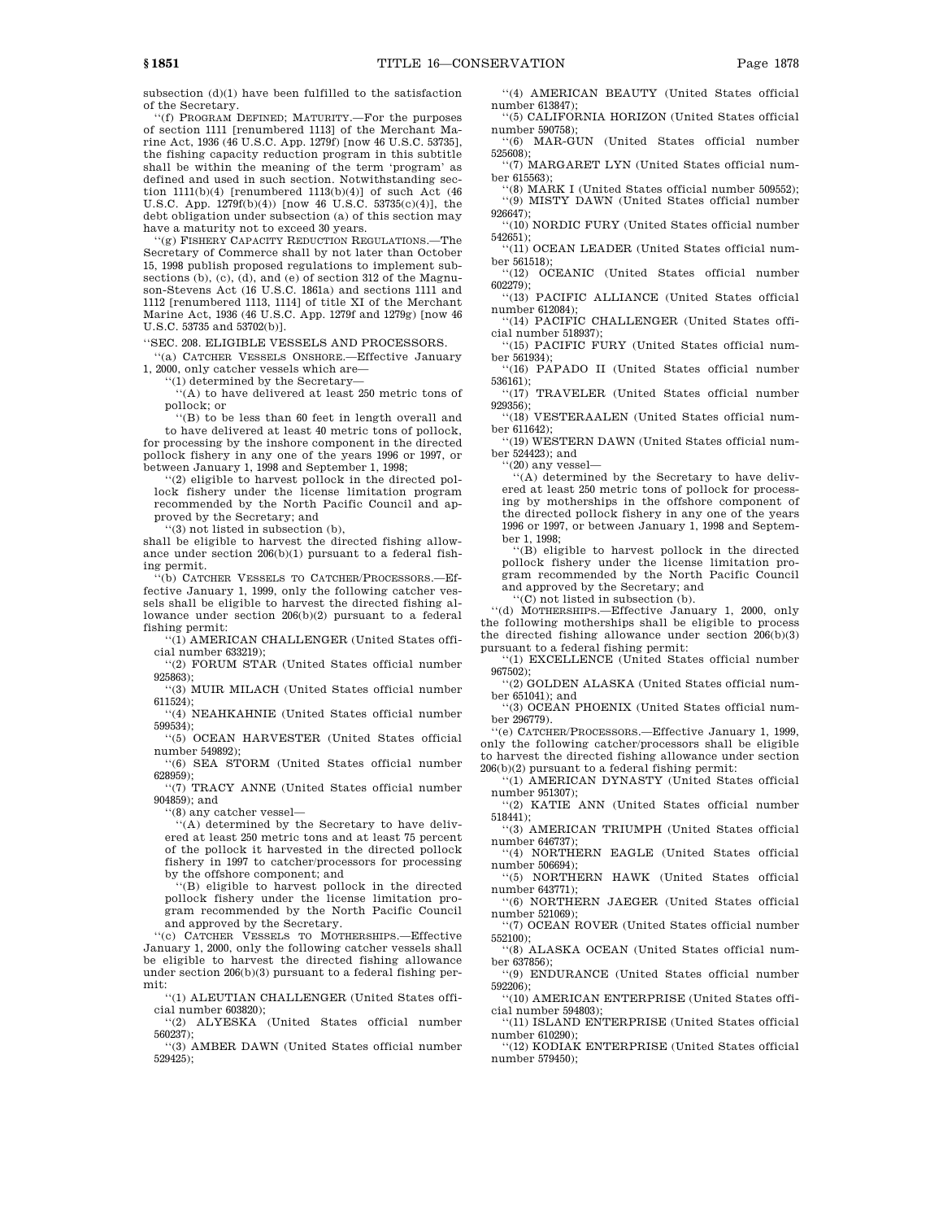subsection (d)(1) have been fulfilled to the satisfaction of the Secretary.

''(f) PROGRAM DEFINED; MATURITY.—For the purposes of section 1111 [renumbered 1113] of the Merchant Marine Act, 1936 (46 U.S.C. App. 1279f) [now 46 U.S.C. 53735], the fishing capacity reduction program in this subtitle shall be within the meaning of the term 'program' as defined and used in such section. Notwithstanding section 1111(b)(4) [renumbered 1113(b)(4)] of such Act (46 U.S.C. App. 1279f(b)(4)) [now 46 U.S.C. 53735(c)(4)], the debt obligation under subsection (a) of this section may have a maturity not to exceed 30 years.

''(g) FISHERY CAPACITY REDUCTION REGULATIONS.—The Secretary of Commerce shall by not later than October 15, 1998 publish proposed regulations to implement subsections (b), (c), (d), and (e) of section 312 of the Magnuson-Stevens Act (16 U.S.C. 1861a) and sections 1111 and 1112 [renumbered 1113, 1114] of title XI of the Merchant Marine Act, 1936 (46 U.S.C. App. 1279f and 1279g) [now 46 U.S.C. 53735 and 53702(b)].

''SEC. 208. ELIGIBLE VESSELS AND PROCESSORS.

''(a) CATCHER VESSELS ONSHORE.—Effective January 1, 2000, only catcher vessels which are—

''(1) determined by the Secretary—

''(A) to have delivered at least 250 metric tons of pollock; or

''(B) to be less than 60 feet in length overall and to have delivered at least 40 metric tons of pollock,

for processing by the inshore component in the directed pollock fishery in any one of the years 1996 or 1997, or between January 1, 1998 and September 1, 1998;

''(2) eligible to harvest pollock in the directed pollock fishery under the license limitation program recommended by the North Pacific Council and approved by the Secretary; and

''(3) not listed in subsection (b),

shall be eligible to harvest the directed fishing allowance under section 206(b)(1) pursuant to a federal fishing permit.

''(b) CATCHER VESSELS TO CATCHER/PROCESSORS.—Effective January 1, 1999, only the following catcher vessels shall be eligible to harvest the directed fishing allowance under section 206(b)(2) pursuant to a federal fishing permit:

''(1) AMERICAN CHALLENGER (United States official number 633219);

''(2) FORUM STAR (United States official number 925863);

''(3) MUIR MILACH (United States official number 611524);

''(4) NEAHKAHNIE (United States official number 599534);

''(5) OCEAN HARVESTER (United States official number 549892);

''(6) SEA STORM (United States official number 628959);

''(7) TRACY ANNE (United States official number 904859); and

''(8) any catcher vessel—

''(A) determined by the Secretary to have delivered at least 250 metric tons and at least 75 percent of the pollock it harvested in the directed pollock fishery in 1997 to catcher/processors for processing by the offshore component; and

''(B) eligible to harvest pollock in the directed pollock fishery under the license limitation program recommended by the North Pacific Council and approved by the Secretary.

''(c) CATCHER VESSELS TO MOTHERSHIPS.—Effective January 1, 2000, only the following catcher vessels shall be eligible to harvest the directed fishing allowance under section 206(b)(3) pursuant to a federal fishing permit:

''(1) ALEUTIAN CHALLENGER (United States official number 603820);

''(2) ALYESKA (United States official number 560237);

''(3) AMBER DAWN (United States official number 529425);

''(4) AMERICAN BEAUTY (United States official number 613847);

''(5) CALIFORNIA HORIZON (United States official number 590758);

''(6) MAR-GUN (United States official number 525608);

''(7) MARGARET LYN (United States official number 615563);

''(8) MARK I (United States official number 509552);

''(9) MISTY DAWN (United States official number 926647);

''(10) NORDIC FURY (United States official number 542651);

''(11) OCEAN LEADER (United States official number 561518);

''(12) OCEANIC (United States official number 602279);

''(13) PACIFIC ALLIANCE (United States official number 612084);

''(14) PACIFIC CHALLENGER (United States official number 518937);

''(15) PACIFIC FURY (United States official number 561934);

''(16) PAPADO II (United States official number 536161);

''(17) TRAVELER (United States official number 929356);

''(18) VESTERAALEN (United States official number 611642);

''(19) WESTERN DAWN (United States official number 524423); and

''(20) any vessel—

''(A) determined by the Secretary to have delivered at least 250 metric tons of pollock for processing by motherships in the offshore component of the directed pollock fishery in any one of the years 1996 or 1997, or between January 1, 1998 and September 1, 1998;

''(B) eligible to harvest pollock in the directed pollock fishery under the license limitation program recommended by the North Pacific Council and approved by the Secretary; and

''(C) not listed in subsection (b).

''(d) MOTHERSHIPS.—Effective January 1, 2000, only the following motherships shall be eligible to process the directed fishing allowance under section 206(b)(3) pursuant to a federal fishing permit:

''(1) EXCELLENCE (United States official number 967502);

''(2) GOLDEN ALASKA (United States official number 651041); and

''(3) OCEAN PHOENIX (United States official number 296779).

''(e) CATCHER/PROCESSORS.—Effective January 1, 1999, only the following catcher/processors shall be eligible to harvest the directed fishing allowance under section 206(b)(2) pursuant to a federal fishing permit:

''(1) AMERICAN DYNASTY (United States official number 951307);

''(2) KATIE ANN (United States official number 518441);

''(3) AMERICAN TRIUMPH (United States official number 646737);

''(4) NORTHERN EAGLE (United States official number 506694);

''(5) NORTHERN HAWK (United States official number 643771);

''(6) NORTHERN JAEGER (United States official number 521069);

''(7) OCEAN ROVER (United States official number 552100);

''(8) ALASKA OCEAN (United States official number 637856);

''(9) ENDURANCE (United States official number 592206);

''(10) AMERICAN ENTERPRISE (United States official number 594803);

''(11) ISLAND ENTERPRISE (United States official number 610290);

''(12) KODIAK ENTERPRISE (United States official number 579450);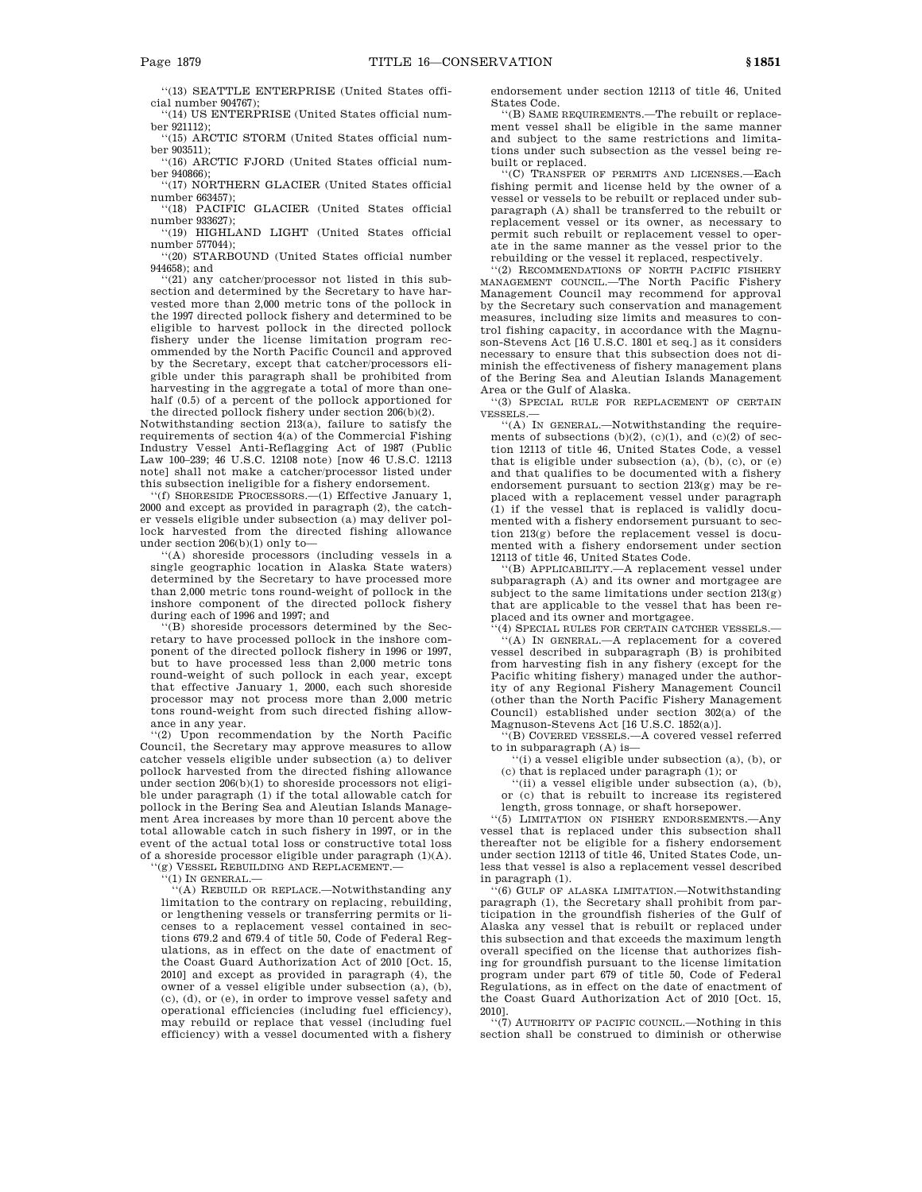''(13) SEATTLE ENTERPRISE (United States official number 904767);

''(14) US ENTERPRISE (United States official number 921112);

''(15) ARCTIC STORM (United States official number 903511);

''(16) ARCTIC FJORD (United States official number 940866);

''(17) NORTHERN GLACIER (United States official number 663457);

''(18) PACIFIC GLACIER (United States official number 933627);

''(19) HIGHLAND LIGHT (United States official number 577044);

''(20) STARBOUND (United States official number 944658); and

''(21) any catcher/processor not listed in this subsection and determined by the Secretary to have harvested more than 2,000 metric tons of the pollock in the 1997 directed pollock fishery and determined to be eligible to harvest pollock in the directed pollock fishery under the license limitation program recommended by the North Pacific Council and approved by the Secretary, except that catcher/processors eligible under this paragraph shall be prohibited from harvesting in the aggregate a total of more than one-half (0.5) of a percent of the pollock apportioned for the directed pollock fishery under section 206(b)(2).

Notwithstanding section 213(a), failure to satisfy the requirements of section 4(a) of the Commercial Fishing Industry Vessel Anti-Reflagging Act of 1987 (Public Law 100–239; 46 U.S.C. 12108 note) [now 46 U.S.C. 12113 note] shall not make a catcher/processor listed under this subsection ineligible for a fishery endorsement.

''(f) SHORESIDE PROCESSORS.—(1) Effective January 1, 2000 and except as provided in paragraph (2), the catcher vessels eligible under subsection (a) may deliver pollock harvested from the directed fishing allowance under section 206(b)(1) only to—

''(A) shoreside processors (including vessels in a single geographic location in Alaska State waters) determined by the Secretary to have processed more than 2,000 metric tons round-weight of pollock in the inshore component of the directed pollock fishery during each of 1996 and 1997; and

''(B) shoreside processors determined by the Secretary to have processed pollock in the inshore component of the directed pollock fishery in 1996 or 1997, but to have processed less than 2,000 metric tons round-weight of such pollock in each year, except that effective January 1, 2000, each such shoreside processor may not process more than 2,000 metric tons round-weight from such directed fishing allowance in any year.

''(2) Upon recommendation by the North Pacific Council, the Secretary may approve measures to allow catcher vessels eligible under subsection (a) to deliver pollock harvested from the directed fishing allowance under section 206(b)(1) to shoreside processors not eligible under paragraph (1) if the total allowable catch for pollock in the Bering Sea and Aleutian Islands Management Area increases by more than 10 percent above the total allowable catch in such fishery in 1997, or in the event of the actual total loss or constructive total loss of a shoreside processor eligible under paragraph (1)(A).

''(g) VESSEL REBUILDING AND REPLACEMENT.—

''(1) IN GENERAL.—

''(A) REBUILD OR REPLACE.—Notwithstanding any limitation to the contrary on replacing, rebuilding, or lengthening vessels or transferring permits or licenses to a replacement vessel contained in sections 679.2 and 679.4 of title 50, Code of Federal Regulations, as in effect on the date of enactment of the Coast Guard Authorization Act of 2010 [Oct. 15, 2010] and except as provided in paragraph (4), the owner of a vessel eligible under subsection (a), (b), (c), (d), or (e), in order to improve vessel safety and operational efficiencies (including fuel efficiency), may rebuild or replace that vessel (including fuel efficiency) with a vessel documented with a fishery endorsement under section 12113 of title 46, United States Code.

''(B) SAME REQUIREMENTS.—The rebuilt or replacement vessel shall be eligible in the same manner and subject to the same restrictions and limitations under such subsection as the vessel being rebuilt or replaced.

''(C) TRANSFER OF PERMITS AND LICENSES.—Each fishing permit and license held by the owner of a vessel or vessels to be rebuilt or replaced under subparagraph (A) shall be transferred to the rebuilt or replacement vessel or its owner, as necessary to permit such rebuilt or replacement vessel to operate in the same manner as the vessel prior to the rebuilding or the vessel it replaced, respectively.

''(2) RECOMMENDATIONS OF NORTH PACIFIC FISHERY MANAGEMENT COUNCIL.—The North Pacific Fishery Management Council may recommend for approval by the Secretary such conservation and management measures, including size limits and measures to control fishing capacity, in accordance with the Magnuson-Stevens Act [16 U.S.C. 1801 et seq.] as it considers necessary to ensure that this subsection does not diminish the effectiveness of fishery management plans of the Bering Sea and Aleutian Islands Management Area or the Gulf of Alaska.

''(3) SPECIAL RULE FOR REPLACEMENT OF CERTAIN VESSELS.—

''(A) IN GENERAL.—Notwithstanding the requirements of subsections (b)(2), (c)(1), and (c)(2) of section 12113 of title 46, United States Code, a vessel that is eligible under subsection (a), (b), (c), or (e) and that qualifies to be documented with a fishery endorsement pursuant to section 213(g) may be replaced with a replacement vessel under paragraph (1) if the vessel that is replaced is validly documented with a fishery endorsement pursuant to section 213(g) before the replacement vessel is documented with a fishery endorsement under section 12113 of title 46, United States Code.

''(B) APPLICABILITY.—A replacement vessel under subparagraph (A) and its owner and mortgagee are subject to the same limitations under section 213(g) that are applicable to the vessel that has been replaced and its owner and mortgagee.

''(4) SPECIAL RULES FOR CERTAIN CATCHER VESSELS.—

''(A) IN GENERAL.—A replacement for a covered vessel described in subparagraph (B) is prohibited from harvesting fish in any fishery (except for the Pacific whiting fishery) managed under the authority of any Regional Fishery Management Council (other than the North Pacific Fishery Management Council) established under section 302(a) of the Magnuson-Stevens Act [16 U.S.C. 1852(a)].

''(B) COVERED VESSELS.—A covered vessel referred to in subparagraph (A) is—

''(i) a vessel eligible under subsection (a), (b), or (c) that is replaced under paragraph (1); or

''(ii) a vessel eligible under subsection (a), (b), or (c) that is rebuilt to increase its registered length, gross tonnage, or shaft horsepower.

''(5) LIMITATION ON FISHERY ENDORSEMENTS.—Any vessel that is replaced under this subsection shall thereafter not be eligible for a fishery endorsement under section 12113 of title 46, United States Code, unless that vessel is also a replacement vessel described in paragraph (1).

''(6) GULF OF ALASKA LIMITATION.—Notwithstanding paragraph (1), the Secretary shall prohibit from participation in the groundfish fisheries of the Gulf of Alaska any vessel that is rebuilt or replaced under this subsection and that exceeds the maximum length overall specified on the license that authorizes fishing for groundfish pursuant to the license limitation program under part 679 of title 50, Code of Federal Regulations, as in effect on the date of enactment of the Coast Guard Authorization Act of 2010 [Oct. 15, 2010].

''(7) AUTHORITY OF PACIFIC COUNCIL.—Nothing in this section shall be construed to diminish or otherwise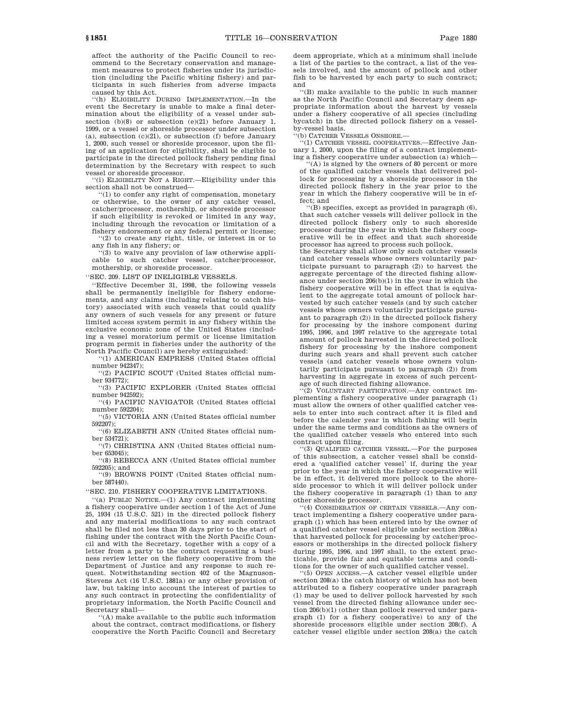affect the authority of the Pacific Council to recommend to the Secretary conservation and management measures to protect fisheries under its jurisdiction (including the Pacific whiting fishery) and participants in such fisheries from adverse impacts caused by this Act.

"(h) ELIGIBILITY DURING IMPLEMENTATION.—In the event the Secretary is unable to make a final determination about the eligibility of a vessel under subsection (b)(8) or subsection (e)(21) before January 1, 1999, or a vessel or shoreside processor under subsection (a), subsection (c)(21), or subsection (f) before January 1, 2000, such vessel or shoreside processor, upon the filing of an application for eligibility, shall be eligible to participate in the directed pollock fishery pending final determination by the Secretary with respect to such vessel or shoreside processor.

"(i) ELIGIBILITY NOT A RIGHT.—Eligibility under this section shall not be construed—

"(1) to confer any right of compensation, monetary or otherwise, to the owner of any catcher vessel, catcher/processor, mothership, or shoreside processor if such eligibility is revoked or limited in any way, including through the revocation or limitation of a fishery endorsement or any federal permit or license;

"(2) to create any right, title, or interest in or to any fish in any fishery; or

"(3) to waive any provision of law otherwise applicable to such catcher vessel, catcher/processor, mothership, or shoreside processor.

"SEC. 209. LIST OF INELIGIBLE VESSELS.

"Effective December 31, 1998, the following vessels shall be permanently ineligible for fishery endorsements, and any claims (including relating to catch history) associated with such vessels that could qualify any owners of such vessels for any present or future limited access system permit in any fishery within the exclusive economic zone of the United States (including a vessel moratorium permit or license limitation program permit in fisheries under the authority of the North Pacific Council) are hereby extinguished:

"(1) AMERICAN EMPRESS (United States official number 942347);

"(2) PACIFIC SCOUT (United States official number 934772);

"(3) PACIFIC EXPLORER (United States official number 942592);

"(4) PACIFIC NAVIGATOR (United States official number 592204);

"(5) VICTORIA ANN (United States official number 592207);

"(6) ELIZABETH ANN (United States official number 534721);

"(7) CHRISTINA ANN (United States official number 653045);

"(8) REBECCA ANN (United States official number 592205); and

"(9) BROWNS POINT (United States official number 587440).

"SEC. 210. FISHERY COOPERATIVE LIMITATIONS.

"(a) PUBLIC NOTICE.—(1) Any contract implementing a fishery cooperative under section 1 of the Act of June 25, 1934 (15 U.S.C. 521) in the directed pollock fishery and any material modifications to any such contract shall be filed not less than 30 days prior to the start of fishing under the contract with the North Pacific Council and with the Secretary, together with a copy of a letter from a party to the contract requesting a business review letter on the fishery cooperative from the Department of Justice and any response to such request. Notwithstanding section 402 of the Magnuson-Stevens Act (16 U.S.C. 1881a) or any other provision of law, but taking into account the interest of parties to any such contract in protecting the confidentiality of proprietary information, the North Pacific Council and Secretary shall—

"(A) make available to the public such information about the contract, contract modifications, or fishery cooperative the North Pacific Council and Secretary deem appropriate, which at a minimum shall include a list of the parties to the contract, a list of the vessels involved, and the amount of pollock and other fish to be harvested by each party to such contract; and

"(B) make available to the public in such manner as the North Pacific Council and Secretary deem appropriate information about the harvest by vessels under a fishery cooperative of all species (including bycatch) in the directed pollock fishery on a vessel-by-vessel basis.

"(b) CATCHER VESSELS ONSHORE.—

"(1) CATCHER VESSEL COOPERATIVES.—Effective January 1, 2000, upon the filing of a contract implementing a fishery cooperative under subsection (a) which—

"(A) is signed by the owners of 80 percent or more of the qualified catcher vessels that delivered pollock for processing by a shoreside processor in the directed pollock fishery in the year prior to the year in which the fishery cooperative will be in effect; and

"(B) specifies, except as provided in paragraph (6), that such catcher vessels will deliver pollock in the directed pollock fishery only to such shoreside processor during the year in which the fishery cooperative will be in effect and that such shoreside processor has agreed to process such pollock,

the Secretary shall allow only such catcher vessels (and catcher vessels whose owners voluntarily participate pursuant to paragraph (2)) to harvest the aggregate percentage of the directed fishing allowance under section 206(b)(1) in the year in which the fishery cooperative will be in effect that is equivalent to the aggregate total amount of pollock harvested by such catcher vessels (and by such catcher vessels whose owners voluntarily participate pursuant to paragraph (2)) in the directed pollock fishery for processing by the inshore component during 1995, 1996, and 1997 relative to the aggregate total amount of pollock harvested in the directed pollock fishery for processing by the inshore component during such years and shall prevent such catcher vessels (and catcher vessels whose owners voluntarily participate pursuant to paragraph (2)) from harvesting in aggregate in excess of such percentage of such directed fishing allowance.

"(2) VOLUNTARY PARTICIPATION.—Any contract implementing a fishery cooperative under paragraph (1) must allow the owners of other qualified catcher vessels to enter into such contract after it is filed and before the calender year in which fishing will begin under the same terms and conditions as the owners of the qualified catcher vessels who entered into such contract upon filing.

"(3) QUALIFIED CATCHER VESSEL.—For the purposes of this subsection, a catcher vessel shall be considered a 'qualified catcher vessel' if, during the year prior to the year in which the fishery cooperative will be in effect, it delivered more pollock to the shoreside processor to which it will deliver pollock under the fishery cooperative in paragraph (1) than to any other shoreside processor.

"(4) CONSIDERATION OF CERTAIN VESSELS.—Any contract implementing a fishery cooperative under paragraph (1) which has been entered into by the owner of a qualified catcher vessel eligible under section 208(a) that harvested pollock for processing by catcher/processors or motherships in the directed pollock fishery during 1995, 1996, and 1997 shall, to the extent practicable, provide fair and equitable terms and conditions for the owner of such qualified catcher vessel.

"(5) OPEN ACCESS.—A catcher vessel eligible under section 208(a) the catch history of which has not been attributed to a fishery cooperative under paragraph (1) may be used to deliver pollock harvested by such vessel from the directed fishing allowance under section 206(b)(1) (other than pollock reserved under paragraph (1) for a fishery cooperative) to any of the shoreside processors eligible under section 208(f). A catcher vessel eligible under section 208(a) the catch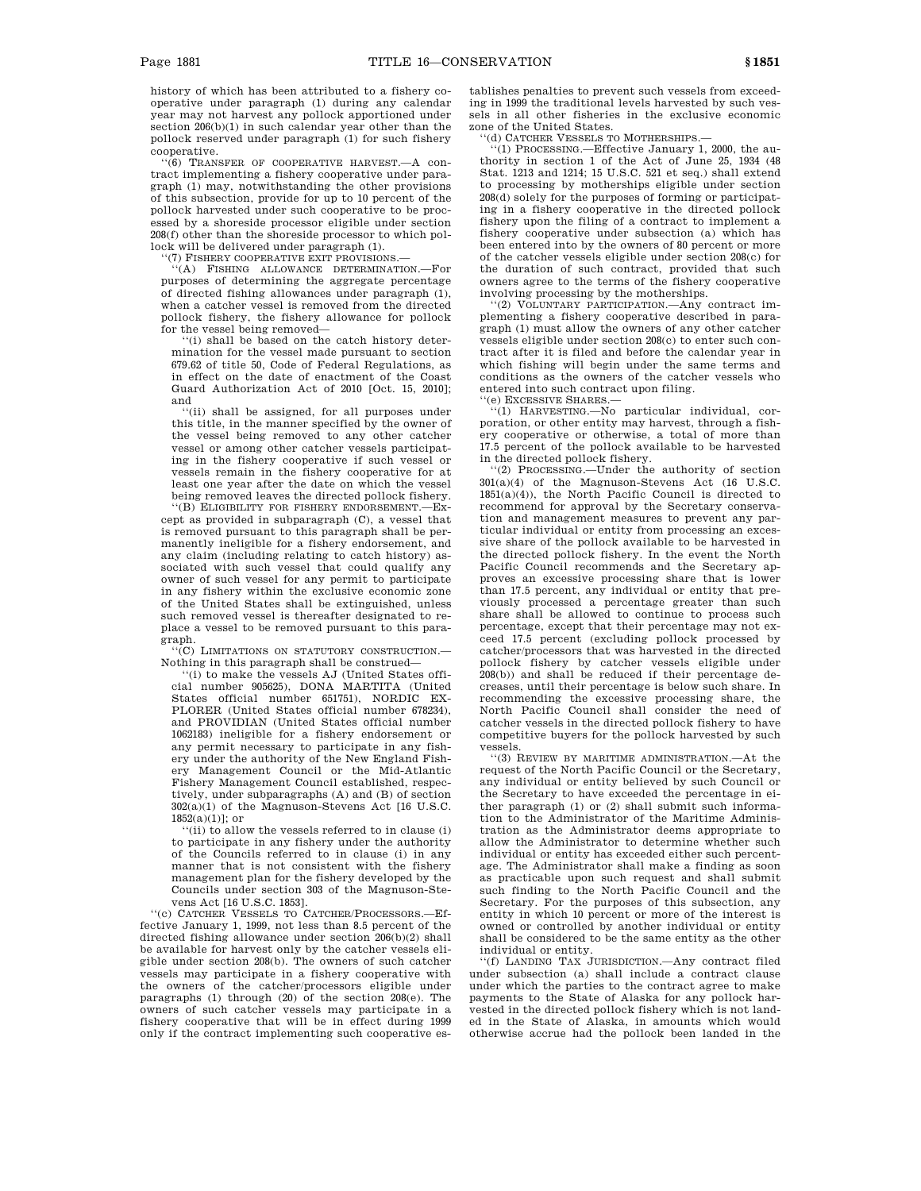history of which has been attributed to a fishery cooperative under paragraph (1) during any calendar year may not harvest any pollock apportioned under section 206(b)(1) in such calendar year other than the pollock reserved under paragraph (1) for such fishery cooperative.

"(6) TRANSFER OF COOPERATIVE HARVEST.—A contract implementing a fishery cooperative under paragraph (1) may, notwithstanding the other provisions of this subsection, provide for up to 10 percent of the pollock harvested under such cooperative to be processed by a shoreside processor eligible under section 208(f) other than the shoreside processor to which pollock will be delivered under paragraph (1).

"(7) FISHERY COOPERATIVE EXIT PROVISIONS.—

"(A) FISHING ALLOWANCE DETERMINATION.—For purposes of determining the aggregate percentage of directed fishing allowances under paragraph (1), when a catcher vessel is removed from the directed pollock fishery, the fishery allowance for pollock for the vessel being removed—

"(i) shall be based on the catch history determination for the vessel made pursuant to section 679.62 of title 50, Code of Federal Regulations, as in effect on the date of enactment of the Coast Guard Authorization Act of 2010 [Oct. 15, 2010]; and

"(ii) shall be assigned, for all purposes under this title, in the manner specified by the owner of the vessel being removed to any other catcher vessel or among other catcher vessels participating in the fishery cooperative if such vessel or vessels remain in the fishery cooperative for at least one year after the date on which the vessel being removed leaves the directed pollock fishery.

"(B) ELIGIBILITY FOR FISHERY ENDORSEMENT.—Except as provided in subparagraph (C), a vessel that is removed pursuant to this paragraph shall be permanently ineligible for a fishery endorsement, and any claim (including relating to catch history) associated with such vessel that could qualify any owner of such vessel for any permit to participate in any fishery within the exclusive economic zone of the United States shall be extinguished, unless such removed vessel is thereafter designated to replace a vessel to be removed pursuant to this paragraph.

"(C) LIMITATIONS ON STATUTORY CONSTRUCTION.—Nothing in this paragraph shall be construed—

"(i) to make the vessels AJ (United States official number 905625), DONA MARTITA (United States official number 651751), NORDIC EXPLORER (United States official number 678234), and PROVIDIAN (United States official number 1062183) ineligible for a fishery endorsement or any permit necessary to participate in any fishery under the authority of the New England Fishery Management Council or the Mid-Atlantic Fishery Management Council established, respectively, under subparagraphs (A) and (B) of section 302(a)(1) of the Magnuson-Stevens Act [16 U.S.C. 1852(a)(1)]; or

"(ii) to allow the vessels referred to in clause (i) to participate in any fishery under the authority of the Councils referred to in clause (i) in any manner that is not consistent with the fishery management plan for the fishery developed by the Councils under section 303 of the Magnuson-Stevens Act [16 U.S.C. 1853].

"(c) CATCHER VESSELS TO CATCHER/PROCESSORS.—Effective January 1, 1999, not less than 8.5 percent of the directed fishing allowance under section 206(b)(2) shall be available for harvest only by the catcher vessels eligible under section 208(b). The owners of such catcher vessels may participate in a fishery cooperative with the owners of the catcher/processors eligible under paragraphs (1) through (20) of the section 208(e). The owners of such catcher vessels may participate in a fishery cooperative that will be in effect during 1999 only if the contract implementing such cooperative establishes penalties to prevent such vessels from exceeding in 1999 the traditional levels harvested by such vessels in all other fisheries in the exclusive economic zone of the United States.

"(d) CATCHER VESSELS TO MOTHERSHIPS.—

"(1) PROCESSING.—Effective January 1, 2000, the authority in section 1 of the Act of June 25, 1934 (48 Stat. 1213 and 1214; 15 U.S.C. 521 et seq.) shall extend to processing by motherships eligible under section 208(d) solely for the purposes of forming or participating in a fishery cooperative in the directed pollock fishery upon the filing of a contract to implement a fishery cooperative under subsection (a) which has been entered into by the owners of 80 percent or more of the catcher vessels eligible under section 208(c) for the duration of such contract, provided that such owners agree to the terms of the fishery cooperative involving processing by the motherships.

"(2) VOLUNTARY PARTICIPATION.—Any contract implementing a fishery cooperative described in paragraph (1) must allow the owners of any other catcher vessels eligible under section 208(c) to enter such contract after it is filed and before the calendar year in which fishing will begin under the same terms and conditions as the owners of the catcher vessels who entered into such contract upon filing.

"(e) EXCESSIVE SHARES.—

"(1) HARVESTING.—No particular individual, corporation, or other entity may harvest, through a fishery cooperative or otherwise, a total of more than 17.5 percent of the pollock available to be harvested in the directed pollock fishery.

"(2) PROCESSING.—Under the authority of section 301(a)(4) of the Magnuson-Stevens Act (16 U.S.C. 1851(a)(4)), the North Pacific Council is directed to recommend for approval by the Secretary conservation and management measures to prevent any particular individual or entity from processing an excessive share of the pollock available to be harvested in the directed pollock fishery. In the event the North Pacific Council recommends and the Secretary approves an excessive processing share that is lower than 17.5 percent, any individual or entity that previously processed a percentage greater than such share shall be allowed to continue to process such percentage, except that their percentage may not exceed 17.5 percent (excluding pollock processed by catcher/processors that was harvested in the directed pollock fishery by catcher vessels eligible under 208(b)) and shall be reduced if their percentage decreases, until their percentage is below such share. In recommending the excessive processing share, the North Pacific Council shall consider the need of catcher vessels in the directed pollock fishery to have competitive buyers for the pollock harvested by such vessels.

"(3) REVIEW BY MARITIME ADMINISTRATION.—At the request of the North Pacific Council or the Secretary, any individual or entity believed by such Council or the Secretary to have exceeded the percentage in either paragraph (1) or (2) shall submit such information to the Administrator of the Maritime Administration as the Administrator deems appropriate to allow the Administrator to determine whether such individual or entity has exceeded either such percentage. The Administrator shall make a finding as soon as practicable upon such request and shall submit such finding to the North Pacific Council and the Secretary. For the purposes of this subsection, any entity in which 10 percent or more of the interest is owned or controlled by another individual or entity shall be considered to be the same entity as the other individual or entity.

"(f) LANDING TAX JURISDICTION.—Any contract filed under subsection (a) shall include a contract clause under which the parties to the contract agree to make payments to the State of Alaska for any pollock harvested in the directed pollock fishery which is not landed in the State of Alaska, in amounts which would otherwise accrue had the pollock been landed in the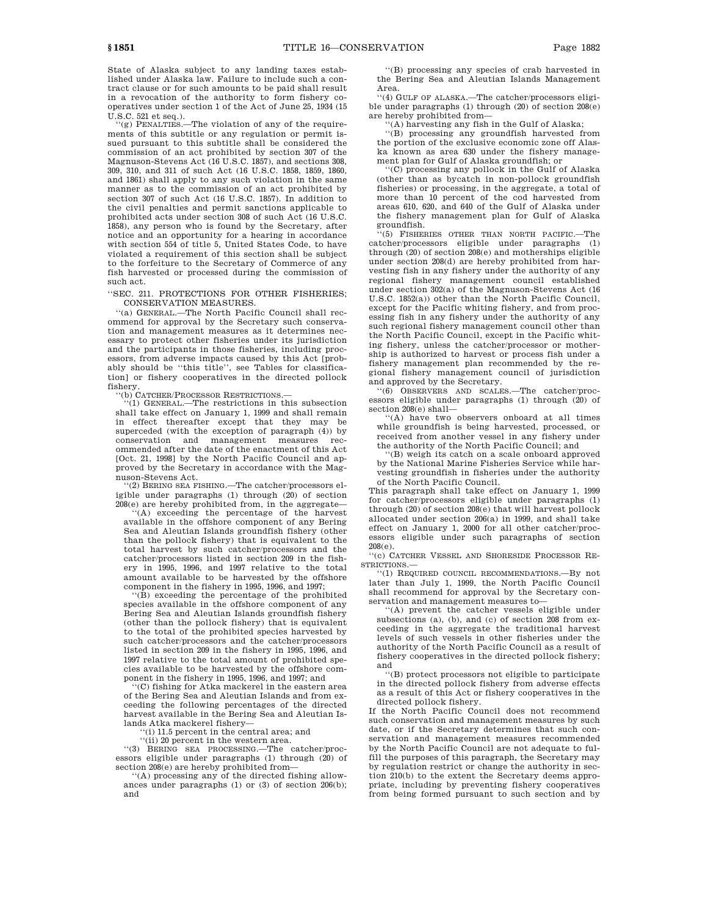State of Alaska subject to any landing taxes established under Alaska law. Failure to include such a contract clause or for such amounts to be paid shall result in a revocation of the authority to form fishery cooperatives under section 1 of the Act of June 25, 1934 (15 U.S.C. 521 et seq.).

''(g) PENALTIES.—The violation of any of the requirements of this subtitle or any regulation or permit issued pursuant to this subtitle shall be considered the commission of an act prohibited by section 307 of the Magnuson-Stevens Act (16 U.S.C. 1857), and sections 308, 309, 310, and 311 of such Act (16 U.S.C. 1858, 1859, 1860, and 1861) shall apply to any such violation in the same manner as to the commission of an act prohibited by section 307 of such Act (16 U.S.C. 1857). In addition to the civil penalties and permit sanctions applicable to prohibited acts under section 308 of such Act (16 U.S.C. 1858), any person who is found by the Secretary, after notice and an opportunity for a hearing in accordance with section 554 of title 5, United States Code, to have violated a requirement of this section shall be subject to the forfeiture to the Secretary of Commerce of any fish harvested or processed during the commission of such act.

''SEC. 211. PROTECTIONS FOR OTHER FISHERIES; CONSERVATION MEASURES.

''(a) GENERAL.—The North Pacific Council shall recommend for approval by the Secretary such conservation and management measures as it determines necessary to protect other fisheries under its jurisdiction and the participants in those fisheries, including processors, from adverse impacts caused by this Act [probably should be ''this title'', see Tables for classification] or fishery cooperatives in the directed pollock fishery.

''(b) CATCHER/PROCESSOR RESTRICTIONS.—

''(1) GENERAL.—The restrictions in this subsection shall take effect on January 1, 1999 and shall remain in effect thereafter except that they may be superceded (with the exception of paragraph (4)) by conservation and management measures recommended after the date of the enactment of this Act [Oct. 21, 1998] by the North Pacific Council and approved by the Secretary in accordance with the Magnuson-Stevens Act.

''(2) BERING SEA FISHING.—The catcher/processors eligible under paragraphs (1) through (20) of section 208(e) are hereby prohibited from, in the aggregate—

''(A) exceeding the percentage of the harvest available in the offshore component of any Bering Sea and Aleutian Islands groundfish fishery (other than the pollock fishery) that is equivalent to the total harvest by such catcher/processors and the catcher/processors listed in section 209 in the fishery in 1995, 1996, and 1997 relative to the total amount available to be harvested by the offshore component in the fishery in 1995, 1996, and 1997;

''(B) exceeding the percentage of the prohibited species available in the offshore component of any Bering Sea and Aleutian Islands groundfish fishery (other than the pollock fishery) that is equivalent to the total of the prohibited species harvested by such catcher/processors and the catcher/processors listed in section 209 in the fishery in 1995, 1996, and 1997 relative to the total amount of prohibited species available to be harvested by the offshore component in the fishery in 1995, 1996, and 1997; and

''(C) fishing for Atka mackerel in the eastern area of the Bering Sea and Aleutian Islands and from exceeding the following percentages of the directed harvest available in the Bering Sea and Aleutian Islands Atka mackerel fishery—

''(i) 11.5 percent in the central area; and

''(ii) 20 percent in the western area.

''(3) BERING SEA PROCESSING.—The catcher/processors eligible under paragraphs (1) through (20) of section 208(e) are hereby prohibited from—

''(A) processing any of the directed fishing allowances under paragraphs (1) or (3) of section 206(b); and

''(B) processing any species of crab harvested in the Bering Sea and Aleutian Islands Management Area.

''(4) GULF OF ALASKA.—The catcher/processors eligible under paragraphs (1) through (20) of section 208(e) are hereby prohibited from—

''(A) harvesting any fish in the Gulf of Alaska;

''(B) processing any groundfish harvested from the portion of the exclusive economic zone off Alaska known as area 630 under the fishery management plan for Gulf of Alaska groundfish; or

''(C) processing any pollock in the Gulf of Alaska (other than as bycatch in non-pollock groundfish fisheries) or processing, in the aggregate, a total of more than 10 percent of the cod harvested from areas 610, 620, and 640 of the Gulf of Alaska under the fishery management plan for Gulf of Alaska groundfish.

''(5) FISHERIES OTHER THAN NORTH PACIFIC.—The catcher/processors eligible under paragraphs (1) through (20) of section 208(e) and motherships eligible under section 208(d) are hereby prohibited from harvesting fish in any fishery under the authority of any regional fishery management council established under section 302(a) of the Magnuson-Stevens Act (16 U.S.C. 1852(a)) other than the North Pacific Council, except for the Pacific whiting fishery, and from processing fish in any fishery under the authority of any such regional fishery management council other than the North Pacific Council, except in the Pacific whiting fishery, unless the catcher/processor or mothership is authorized to harvest or process fish under a fishery management plan recommended by the regional fishery management council of jurisdiction and approved by the Secretary.

''(6) OBSERVERS AND SCALES.—The catcher/processors eligible under paragraphs (1) through (20) of section 208(e) shall—

''(A) have two observers onboard at all times while groundfish is being harvested, processed, or received from another vessel in any fishery under the authority of the North Pacific Council; and

''(B) weigh its catch on a scale onboard approved by the National Marine Fisheries Service while harvesting groundfish in fisheries under the authority of the North Pacific Council.

This paragraph shall take effect on January 1, 1999 for catcher/processors eligible under paragraphs (1) through (20) of section 208(e) that will harvest pollock allocated under section 206(a) in 1999, and shall take effect on January 1, 2000 for all other catcher/processors eligible under such paragraphs of section 208(e).

''(c) CATCHER VESSEL AND SHORESIDE PROCESSOR RESTRICTIONS.—

''(1) REQUIRED COUNCIL RECOMMENDATIONS.—By not later than July 1, 1999, the North Pacific Council shall recommend for approval by the Secretary conservation and management measures to—

''(A) prevent the catcher vessels eligible under subsections (a), (b), and (c) of section 208 from exceeding in the aggregate the traditional harvest levels of such vessels in other fisheries under the authority of the North Pacific Council as a result of fishery cooperatives in the directed pollock fishery; and

''(B) protect processors not eligible to participate in the directed pollock fishery from adverse effects as a result of this Act or fishery cooperatives in the directed pollock fishery.

If the North Pacific Council does not recommend such conservation and management measures by such date, or if the Secretary determines that such conservation and management measures recommended by the North Pacific Council are not adequate to fulfill the purposes of this paragraph, the Secretary may by regulation restrict or change the authority in section 210(b) to the extent the Secretary deems appropriate, including by preventing fishery cooperatives from being formed pursuant to such section and by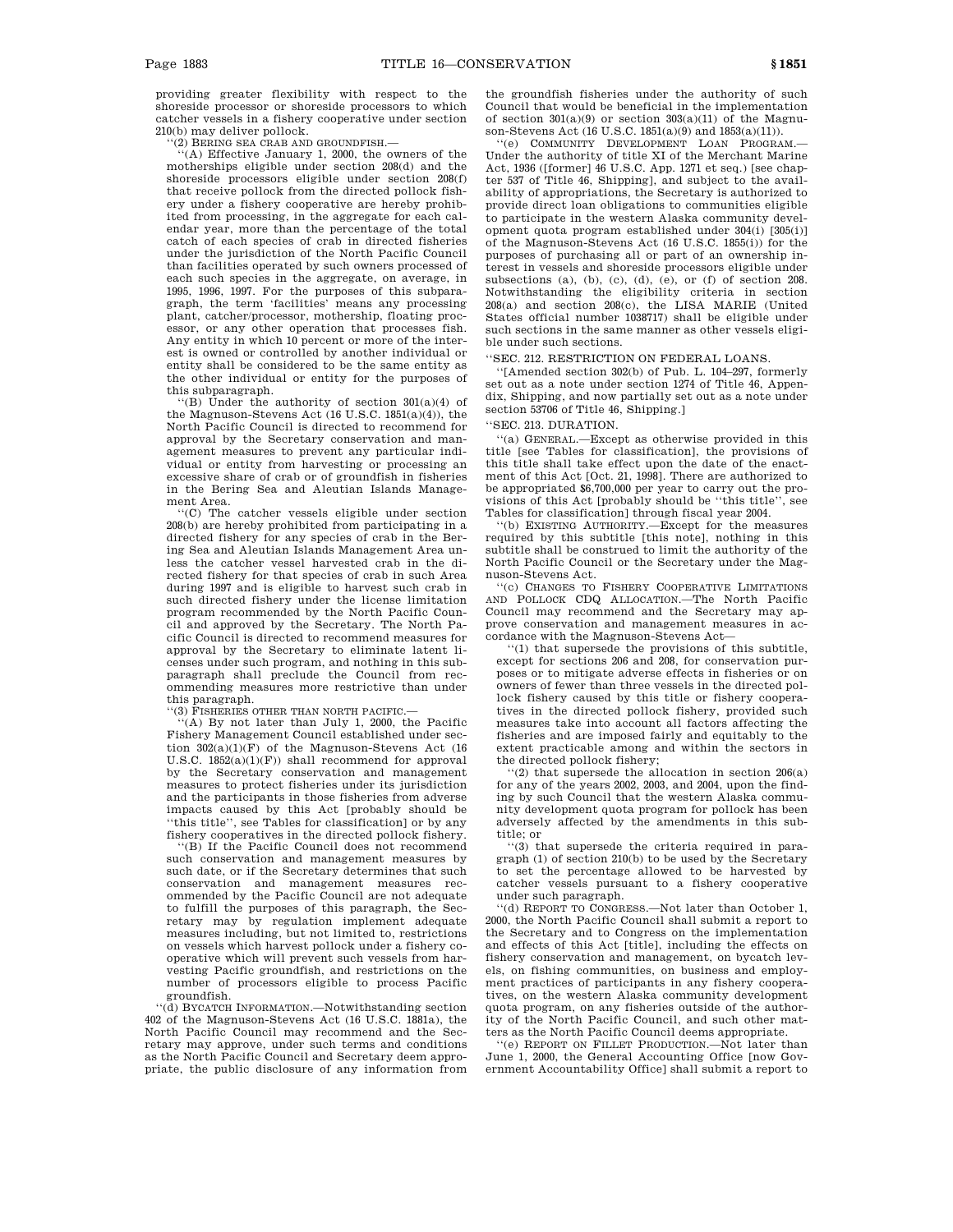providing greater flexibility with respect to the shoreside processor or shoreside processors to which catcher vessels in a fishery cooperative under section 210(b) may deliver pollock.

''(2) BERING SEA CRAB AND GROUNDFISH.—

''(A) Effective January 1, 2000, the owners of the motherships eligible under section 208(d) and the shoreside processors eligible under section 208(f) that receive pollock from the directed pollock fishery under a fishery cooperative are hereby prohibited from processing, in the aggregate for each calendar year, more than the percentage of the total catch of each species of crab in directed fisheries under the jurisdiction of the North Pacific Council than facilities operated by such owners processed of each such species in the aggregate, on average, in 1995, 1996, 1997. For the purposes of this subparagraph, the term 'facilities' means any processing plant, catcher/processor, mothership, floating processor, or any other operation that processes fish. Any entity in which 10 percent or more of the interest is owned or controlled by another individual or entity shall be considered to be the same entity as the other individual or entity for the purposes of this subparagraph.

''(B) Under the authority of section 301(a)(4) of the Magnuson-Stevens Act (16 U.S.C. 1851(a)(4)), the North Pacific Council is directed to recommend for approval by the Secretary conservation and management measures to prevent any particular individual or entity from harvesting or processing an excessive share of crab or of groundfish in fisheries in the Bering Sea and Aleutian Islands Management Area.

''(C) The catcher vessels eligible under section 208(b) are hereby prohibited from participating in a directed fishery for any species of crab in the Bering Sea and Aleutian Islands Management Area unless the catcher vessel harvested crab in the directed fishery for that species of crab in such Area during 1997 and is eligible to harvest such crab in such directed fishery under the license limitation program recommended by the North Pacific Council and approved by the Secretary. The North Pacific Council is directed to recommend measures for approval by the Secretary to eliminate latent licenses under such program, and nothing in this subparagraph shall preclude the Council from recommending measures more restrictive than under this paragraph.

''(3) FISHERIES OTHER THAN NORTH PACIFIC.—

''(A) By not later than July 1, 2000, the Pacific Fishery Management Council established under section 302(a)(1)(F) of the Magnuson-Stevens Act (16 U.S.C. 1852(a)(1)(F)) shall recommend for approval by the Secretary conservation and management measures to protect fisheries under its jurisdiction and the participants in those fisheries from adverse impacts caused by this Act [probably should be ''this title'', see Tables for classification] or by any fishery cooperatives in the directed pollock fishery.

''(B) If the Pacific Council does not recommend such conservation and management measures by such date, or if the Secretary determines that such conservation and management measures recommended by the Pacific Council are not adequate to fulfill the purposes of this paragraph, the Secretary may by regulation implement adequate measures including, but not limited to, restrictions on vessels which harvest pollock under a fishery cooperative which will prevent such vessels from harvesting Pacific groundfish, and restrictions on the number of processors eligible to process Pacific groundfish.

''(d) BYCATCH INFORMATION.—Notwithstanding section 402 of the Magnuson-Stevens Act (16 U.S.C. 1881a), the North Pacific Council may recommend and the Secretary may approve, under such terms and conditions as the North Pacific Council and Secretary deem appropriate, the public disclosure of any information from the groundfish fisheries under the authority of such Council that would be beneficial in the implementation of section 301(a)(9) or section 303(a)(11) of the Magnuson-Stevens Act (16 U.S.C. 1851(a)(9) and 1853(a)(11)).

''(e) COMMUNITY DEVELOPMENT LOAN PROGRAM.—Under the authority of title XI of the Merchant Marine Act, 1936 ([former] 46 U.S.C. App. 1271 et seq.) [see chapter 537 of Title 46, Shipping], and subject to the availability of appropriations, the Secretary is authorized to provide direct loan obligations to communities eligible to participate in the western Alaska community development quota program established under 304(i) [305(i)] of the Magnuson-Stevens Act (16 U.S.C. 1855(i)) for the purposes of purchasing all or part of an ownership interest in vessels and shoreside processors eligible under subsections (a), (b), (c), (d), (e), or (f) of section 208. Notwithstanding the eligibility criteria in section 208(a) and section 208(c), the LISA MARIE (United States official number 1038717) shall be eligible under such sections in the same manner as other vessels eligible under such sections.

''SEC. 212. RESTRICTION ON FEDERAL LOANS.

''[Amended section 302(b) of Pub. L. 104–297, formerly set out as a note under section 1274 of Title 46, Appendix, Shipping, and now partially set out as a note under section 53706 of Title 46, Shipping.]

''SEC. 213. DURATION.

''(a) GENERAL.—Except as otherwise provided in this title [see Tables for classification], the provisions of this title shall take effect upon the date of the enactment of this Act [Oct. 21, 1998]. There are authorized to be appropriated $6,700,000 per year to carry out the provisions of this Act [probably should be ''this title'', see Tables for classification] through fiscal year 2004.

''(b) EXISTING AUTHORITY.—Except for the measures required by this subtitle [this note], nothing in this subtitle shall be construed to limit the authority of the North Pacific Council or the Secretary under the Magnuson-Stevens Act.

''(c) CHANGES TO FISHERY COOPERATIVE LIMITATIONS AND POLLOCK CDQ ALLOCATION.—The North Pacific Council may recommend and the Secretary may approve conservation and management measures in accordance with the Magnuson-Stevens Act—

''(1) that supersede the provisions of this subtitle, except for sections 206 and 208, for conservation purposes or to mitigate adverse effects in fisheries or on owners of fewer than three vessels in the directed pollock fishery caused by this title or fishery cooperatives in the directed pollock fishery, provided such measures take into account all factors affecting the fisheries and are imposed fairly and equitably to the extent practicable among and within the sectors in the directed pollock fishery;

''(2) that supersede the allocation in section 206(a) for any of the years 2002, 2003, and 2004, upon the finding by such Council that the western Alaska community development quota program for pollock has been adversely affected by the amendments in this subtitle; or

''(3) that supersede the criteria required in paragraph (1) of section 210(b) to be used by the Secretary to set the percentage allowed to be harvested by catcher vessels pursuant to a fishery cooperative under such paragraph.

''(d) REPORT TO CONGRESS.—Not later than October 1, 2000, the North Pacific Council shall submit a report to the Secretary and to Congress on the implementation and effects of this Act [title], including the effects on fishery conservation and management, on bycatch levels, on fishing communities, on business and employment practices of participants in any fishery cooperatives, on the western Alaska community development quota program, on any fisheries outside of the authority of the North Pacific Council, and such other matters as the North Pacific Council deems appropriate.

''(e) REPORT ON FILLET PRODUCTION.—Not later than June 1, 2000, the General Accounting Office [now Government Accountability Office] shall submit a report to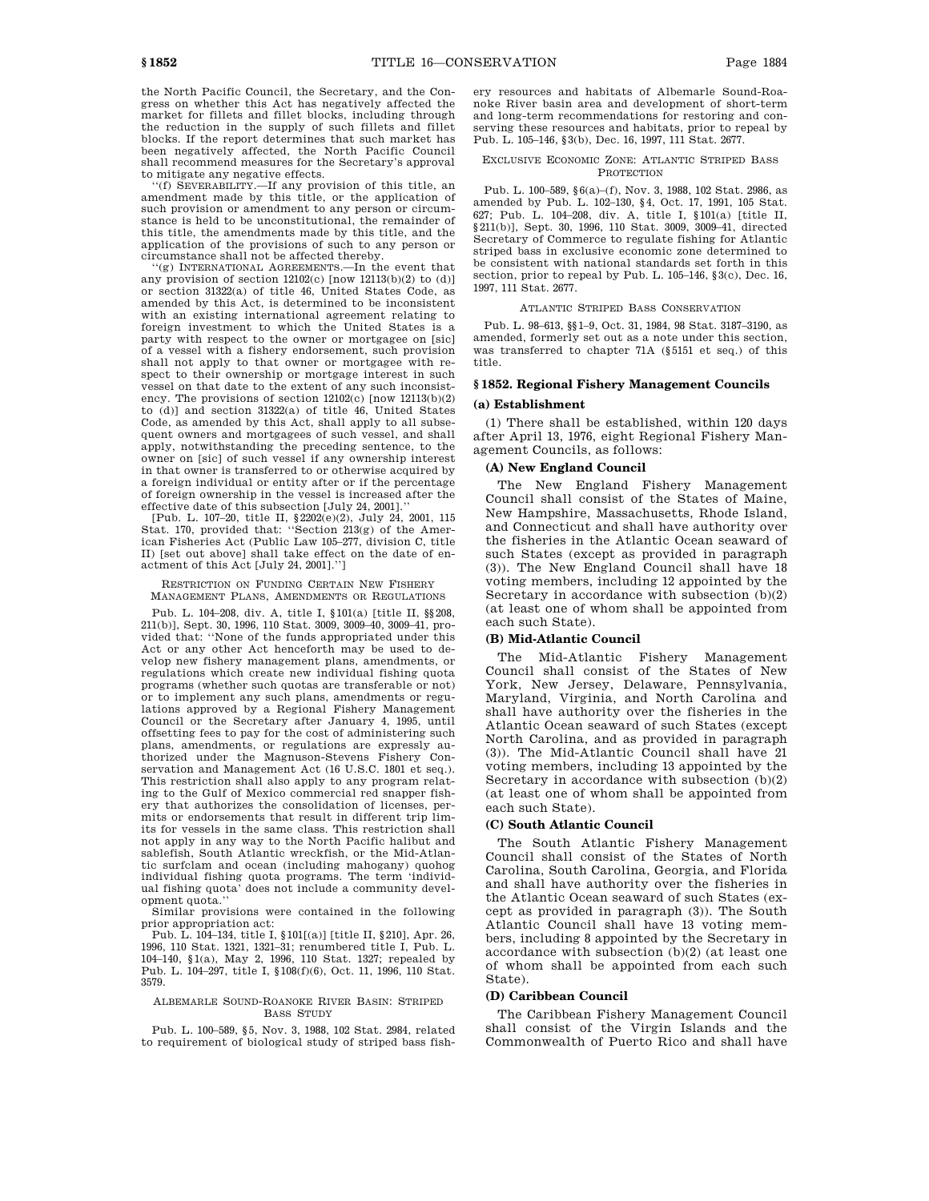the North Pacific Council, the Secretary, and the Congress on whether this Act has negatively affected the market for fillets and fillet blocks, including through the reduction in the supply of such fillets and fillet blocks. If the report determines that such market has been negatively affected, the North Pacific Council shall recommend measures for the Secretary's approval to mitigate any negative effects.

''(f) SEVERABILITY.—If any provision of this title, an amendment made by this title, or the application of such provision or amendment to any person or circumstance is held to be unconstitutional, the remainder of this title, the amendments made by this title, and the application of the provisions of such to any person or circumstance shall not be affected thereby.

''(g) INTERNATIONAL AGREEMENTS.—In the event that any provision of section 12102(c) [now 12113(b)(2) to (d)] or section 31322(a) of title 46, United States Code, as amended by this Act, is determined to be inconsistent with an existing international agreement relating to foreign investment to which the United States is a party with respect to the owner or mortgagee on [sic] of a vessel with a fishery endorsement, such provision shall not apply to that owner or mortgagee with respect to their ownership or mortgage interest in such vessel on that date to the extent of any such inconsistency. The provisions of section 12102(c) [now 12113(b)(2) to (d)] and section 31322(a) of title 46, United States Code, as amended by this Act, shall apply to all subsequent owners and mortgagees of such vessel, and shall apply, notwithstanding the preceding sentence, to the owner on [sic] of such vessel if any ownership interest in that owner is transferred to or otherwise acquired by a foreign individual or entity after or if the percentage of foreign ownership in the vessel is increased after the effective date of this subsection [July 24, 2001].''

[Pub. L. 107–20, title II, §2202(e)(2), July 24, 2001, 115 Stat. 170, provided that: ''Section 213(g) of the American Fisheries Act (Public Law 105–277, division C, title II) [set out above] shall take effect on the date of enactment of this Act [July 24, 2001].'']

RESTRICTION ON FUNDING CERTAIN NEW FISHERY MANAGEMENT PLANS, AMENDMENTS OR REGULATIONS

Pub. L. 104–208, div. A, title I, §101(a) [title II, §§208, 211(b)], Sept. 30, 1996, 110 Stat. 3009, 3009–40, 3009–41, provided that: ''None of the funds appropriated under this Act or any other Act henceforth may be used to develop new fishery management plans, amendments, or regulations which create new individual fishing quota programs (whether such quotas are transferable or not) or to implement any such plans, amendments or regulations approved by a Regional Fishery Management Council or the Secretary after January 4, 1995, until offsetting fees to pay for the cost of administering such plans, amendments, or regulations are expressly authorized under the Magnuson-Stevens Fishery Conservation and Management Act (16 U.S.C. 1801 et seq.). This restriction shall also apply to any program relating to the Gulf of Mexico commercial red snapper fishery that authorizes the consolidation of licenses, permits or endorsements that result in different trip limits for vessels in the same class. This restriction shall not apply in any way to the North Pacific halibut and sablefish, South Atlantic wreckfish, or the Mid-Atlantic surfclam and ocean (including mahogany) quohog individual fishing quota programs. The term 'individual fishing quota' does not include a community development quota.''

Similar provisions were contained in the following prior appropriation act:

Pub. L. 104–134, title I, §101[(a)] [title II, §210], Apr. 26, 1996, 110 Stat. 1321, 1321–31; renumbered title I, Pub. L. 104–140, §1(a), May 2, 1996, 110 Stat. 1327; repealed by Pub. L. 104–297, title I, §108(f)(6), Oct. 11, 1996, 110 Stat. 3579.

ALBEMARLE SOUND-ROANOKE RIVER BASIN: STRIPED BASS STUDY

Pub. L. 100–589, §5, Nov. 3, 1988, 102 Stat. 2984, related to requirement of biological study of striped bass fishery resources and habitats of Albemarle Sound-Roanoke River basin area and development of short-term and long-term recommendations for restoring and conserving these resources and habitats, prior to repeal by Pub. L. 105–146, §3(b), Dec. 16, 1997, 111 Stat. 2677.

EXCLUSIVE ECONOMIC ZONE: ATLANTIC STRIPED BASS PROTECTION

Pub. L. 100–589, §6(a)–(f), Nov. 3, 1988, 102 Stat. 2986, as amended by Pub. L. 102–130, §4, Oct. 17, 1991, 105 Stat. 627; Pub. L. 104–208, div. A, title I, §101(a) [title II, §211(b)], Sept. 30, 1996, 110 Stat. 3009, 3009–41, directed Secretary of Commerce to regulate fishing for Atlantic striped bass in exclusive economic zone determined to be consistent with national standards set forth in this section, prior to repeal by Pub. L. 105–146, §3(c), Dec. 16, 1997, 111 Stat. 2677.

ATLANTIC STRIPED BASS CONSERVATION

Pub. L. 98–613, §§1–9, Oct. 31, 1984, 98 Stat. 3187–3190, as amended, formerly set out as a note under this section, was transferred to chapter 71A (§5151 et seq.) of this title.

## §1852. Regional Fishery Management Councils

### (a) Establishment

(1) There shall be established, within 120 days after April 13, 1976, eight Regional Fishery Management Councils, as follows:

#### (A) New England Council

The New England Fishery Management Council shall consist of the States of Maine, New Hampshire, Massachusetts, Rhode Island, and Connecticut and shall have authority over the fisheries in the Atlantic Ocean seaward of such States (except as provided in paragraph (3)). The New England Council shall have 18 voting members, including 12 appointed by the Secretary in accordance with subsection (b)(2) (at least one of whom shall be appointed from each such State).

#### (B) Mid-Atlantic Council

The Mid-Atlantic Fishery Management Council shall consist of the States of New York, New Jersey, Delaware, Pennsylvania, Maryland, Virginia, and North Carolina and shall have authority over the fisheries in the Atlantic Ocean seaward of such States (except North Carolina, and as provided in paragraph (3)). The Mid-Atlantic Council shall have 21 voting members, including 13 appointed by the Secretary in accordance with subsection (b)(2) (at least one of whom shall be appointed from each such State).

#### (C) South Atlantic Council

The South Atlantic Fishery Management Council shall consist of the States of North Carolina, South Carolina, Georgia, and Florida and shall have authority over the fisheries in the Atlantic Ocean seaward of such States (except as provided in paragraph (3)). The South Atlantic Council shall have 13 voting members, including 8 appointed by the Secretary in accordance with subsection (b)(2) (at least one of whom shall be appointed from each such State).

#### (D) Caribbean Council

The Caribbean Fishery Management Council shall consist of the Virgin Islands and the Commonwealth of Puerto Rico and shall have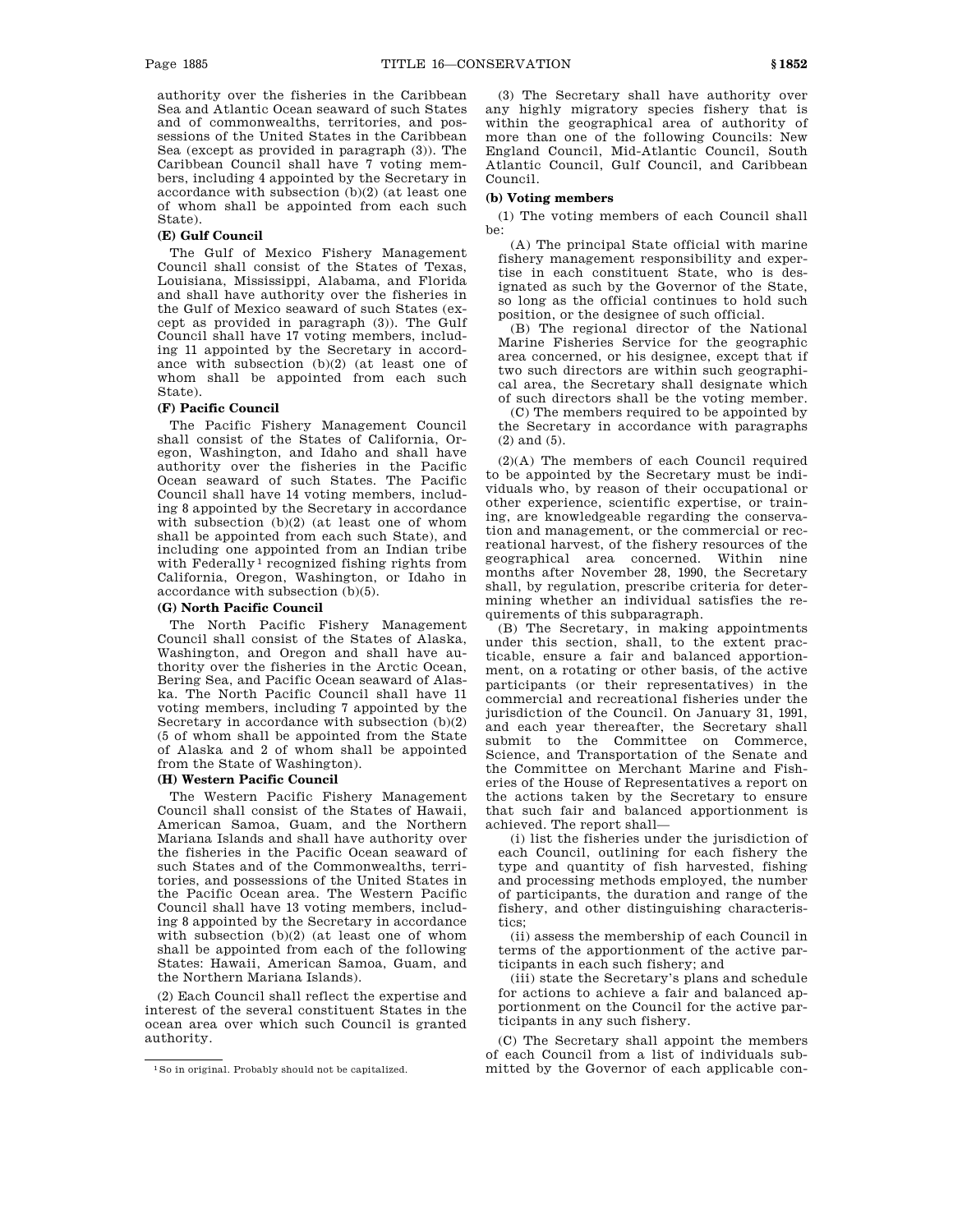authority over the fisheries in the Caribbean Sea and Atlantic Ocean seaward of such States and of commonwealths, territories, and possessions of the United States in the Caribbean Sea (except as provided in paragraph (3)). The Caribbean Council shall have 7 voting members, including 4 appointed by the Secretary in accordance with subsection (b)(2) (at least one of whom shall be appointed from each such State).

**(E) Gulf Council**

The Gulf of Mexico Fishery Management Council shall consist of the States of Texas, Louisiana, Mississippi, Alabama, and Florida and shall have authority over the fisheries in the Gulf of Mexico seaward of such States (except as provided in paragraph (3)). The Gulf Council shall have 17 voting members, including 11 appointed by the Secretary in accordance with subsection (b)(2) (at least one of whom shall be appointed from each such State).

**(F) Pacific Council**

The Pacific Fishery Management Council shall consist of the States of California, Oregon, Washington, and Idaho and shall have authority over the fisheries in the Pacific Ocean seaward of such States. The Pacific Council shall have 14 voting members, including 8 appointed by the Secretary in accordance with subsection (b)(2) (at least one of whom shall be appointed from each such State), and including one appointed from an Indian tribe with Federally[1] recognized fishing rights from California, Oregon, Washington, or Idaho in accordance with subsection (b)(5).

**(G) North Pacific Council**

The North Pacific Fishery Management Council shall consist of the States of Alaska, Washington, and Oregon and shall have authority over the fisheries in the Arctic Ocean, Bering Sea, and Pacific Ocean seaward of Alaska. The North Pacific Council shall have 11 voting members, including 7 appointed by the Secretary in accordance with subsection (b)(2) (5 of whom shall be appointed from the State of Alaska and 2 of whom shall be appointed from the State of Washington).

**(H) Western Pacific Council**

The Western Pacific Fishery Management Council shall consist of the States of Hawaii, American Samoa, Guam, and the Northern Mariana Islands and shall have authority over the fisheries in the Pacific Ocean seaward of such States and of the Commonwealths, territories, and possessions of the United States in the Pacific Ocean area. The Western Pacific Council shall have 13 voting members, including 8 appointed by the Secretary in accordance with subsection (b)(2) (at least one of whom shall be appointed from each of the following States: Hawaii, American Samoa, Guam, and the Northern Mariana Islands).

(2) Each Council shall reflect the expertise and interest of the several constituent States in the ocean area over which such Council is granted authority.

(3) The Secretary shall have authority over any highly migratory species fishery that is within the geographical area of authority of more than one of the following Councils: New England Council, Mid-Atlantic Council, South Atlantic Council, Gulf Council, and Caribbean Council.

**(b) Voting members**

(1) The voting members of each Council shall be:

(A) The principal State official with marine fishery management responsibility and expertise in each constituent State, who is designated as such by the Governor of the State, so long as the official continues to hold such position, or the designee of such official.

(B) The regional director of the National Marine Fisheries Service for the geographic area concerned, or his designee, except that if two such directors are within such geographical area, the Secretary shall designate which of such directors shall be the voting member.

(C) The members required to be appointed by the Secretary in accordance with paragraphs (2) and (5).

(2)(A) The members of each Council required to be appointed by the Secretary must be individuals who, by reason of their occupational or other experience, scientific expertise, or training, are knowledgeable regarding the conservation and management, or the commercial or recreational harvest, of the fishery resources of the geographical area concerned. Within nine months after November 28, 1990, the Secretary shall, by regulation, prescribe criteria for determining whether an individual satisfies the requirements of this subparagraph.

(B) The Secretary, in making appointments under this section, shall, to the extent practicable, ensure a fair and balanced apportionment, on a rotating or other basis, of the active participants (or their representatives) in the commercial and recreational fisheries under the jurisdiction of the Council. On January 31, 1991, and each year thereafter, the Secretary shall submit to the Committee on Commerce, Science, and Transportation of the Senate and the Committee on Merchant Marine and Fisheries of the House of Representatives a report on the actions taken by the Secretary to ensure that such fair and balanced apportionment is achieved. The report shall—

(i) list the fisheries under the jurisdiction of each Council, outlining for each fishery the type and quantity of fish harvested, fishing and processing methods employed, the number of participants, the duration and range of the fishery, and other distinguishing characteristics;

(ii) assess the membership of each Council in terms of the apportionment of the active participants in each such fishery; and

(iii) state the Secretary's plans and schedule for actions to achieve a fair and balanced apportionment on the Council for the active participants in any such fishery.

(C) The Secretary shall appoint the members of each Council from a list of individuals submitted by the Governor of each applicable con-

[1] So in original. Probably should not be capitalized.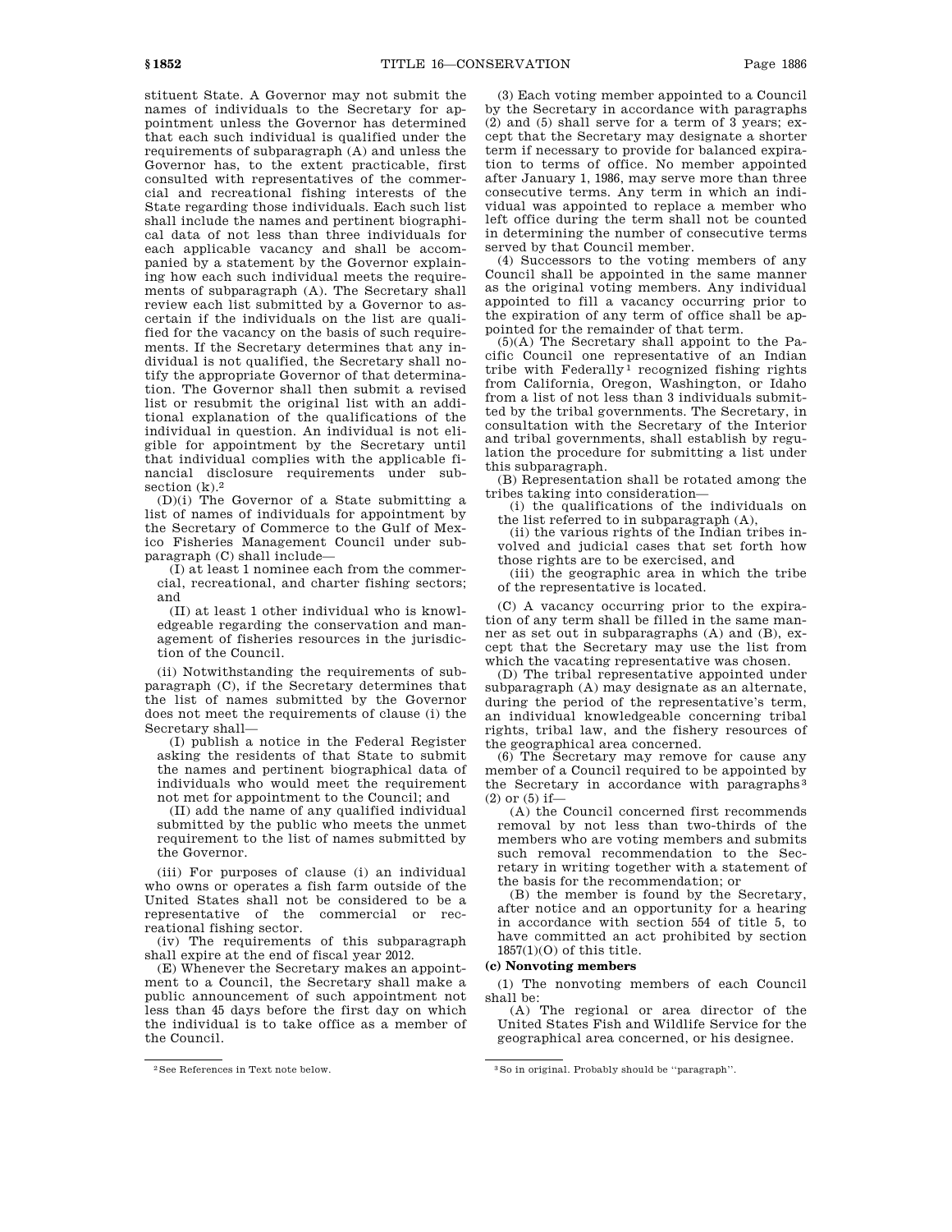stituent State. A Governor may not submit the names of individuals to the Secretary for appointment unless the Governor has determined that each such individual is qualified under the requirements of subparagraph (A) and unless the Governor has, to the extent practicable, first consulted with representatives of the commercial and recreational fishing interests of the State regarding those individuals. Each such list shall include the names and pertinent biographical data of not less than three individuals for each applicable vacancy and shall be accompanied by a statement by the Governor explaining how each such individual meets the requirements of subparagraph (A). The Secretary shall review each list submitted by a Governor to ascertain if the individuals on the list are qualified for the vacancy on the basis of such requirements. If the Secretary determines that any individual is not qualified, the Secretary shall notify the appropriate Governor of that determination. The Governor shall then submit a revised list or resubmit the original list with an additional explanation of the qualifications of the individual in question. An individual is not eligible for appointment by the Secretary until that individual complies with the applicable financial disclosure requirements under subsection (k).[2]

(D)(i) The Governor of a State submitting a list of names of individuals for appointment by the Secretary of Commerce to the Gulf of Mexico Fisheries Management Council under subparagraph (C) shall include—

(I) at least 1 nominee each from the commercial, recreational, and charter fishing sectors; and

(II) at least 1 other individual who is knowledgeable regarding the conservation and management of fisheries resources in the jurisdiction of the Council.

(ii) Notwithstanding the requirements of subparagraph (C), if the Secretary determines that the list of names submitted by the Governor does not meet the requirements of clause (i) the Secretary shall—

(I) publish a notice in the Federal Register asking the residents of that State to submit the names and pertinent biographical data of individuals who would meet the requirement not met for appointment to the Council; and

(II) add the name of any qualified individual submitted by the public who meets the unmet requirement to the list of names submitted by the Governor.

(iii) For purposes of clause (i) an individual who owns or operates a fish farm outside of the United States shall not be considered to be a representative of the commercial or recreational fishing sector.

(iv) The requirements of this subparagraph shall expire at the end of fiscal year 2012.

(E) Whenever the Secretary makes an appointment to a Council, the Secretary shall make a public announcement of such appointment not less than 45 days before the first day on which the individual is to take office as a member of the Council.

(3) Each voting member appointed to a Council by the Secretary in accordance with paragraphs (2) and (5) shall serve for a term of 3 years; except that the Secretary may designate a shorter term if necessary to provide for balanced expiration to terms of office. No member appointed after January 1, 1986, may serve more than three consecutive terms. Any term in which an individual was appointed to replace a member who left office during the term shall not be counted in determining the number of consecutive terms served by that Council member.

(4) Successors to the voting members of any Council shall be appointed in the same manner as the original voting members. Any individual appointed to fill a vacancy occurring prior to the expiration of any term of office shall be appointed for the remainder of that term.

(5)(A) The Secretary shall appoint to the Pacific Council one representative of an Indian tribe with Federally[1] recognized fishing rights from California, Oregon, Washington, or Idaho from a list of not less than 3 individuals submitted by the tribal governments. The Secretary, in consultation with the Secretary of the Interior and tribal governments, shall establish by regulation the procedure for submitting a list under this subparagraph.

(B) Representation shall be rotated among the tribes taking into consideration—

(i) the qualifications of the individuals on the list referred to in subparagraph (A),

(ii) the various rights of the Indian tribes involved and judicial cases that set forth how those rights are to be exercised, and

(iii) the geographic area in which the tribe of the representative is located.

(C) A vacancy occurring prior to the expiration of any term shall be filled in the same manner as set out in subparagraphs (A) and (B), except that the Secretary may use the list from which the vacating representative was chosen.

(D) The tribal representative appointed under subparagraph (A) may designate as an alternate, during the period of the representative's term, an individual knowledgeable concerning tribal rights, tribal law, and the fishery resources of the geographical area concerned.

(6) The Secretary may remove for cause any member of a Council required to be appointed by the Secretary in accordance with paragraphs[3] (2) or (5) if—

(A) the Council concerned first recommends removal by not less than two-thirds of the members who are voting members and submits such removal recommendation to the Secretary in writing together with a statement of the basis for the recommendation; or

(B) the member is found by the Secretary, after notice and an opportunity for a hearing in accordance with section 554 of title 5, to have committed an act prohibited by section 1857(1)(O) of this title.

**(c) Nonvoting members**

(1) The nonvoting members of each Council shall be:

(A) The regional or area director of the United States Fish and Wildlife Service for the geographical area concerned, or his designee.

---

[2] See References in Text note below.

[3] So in original. Probably should be "paragraph".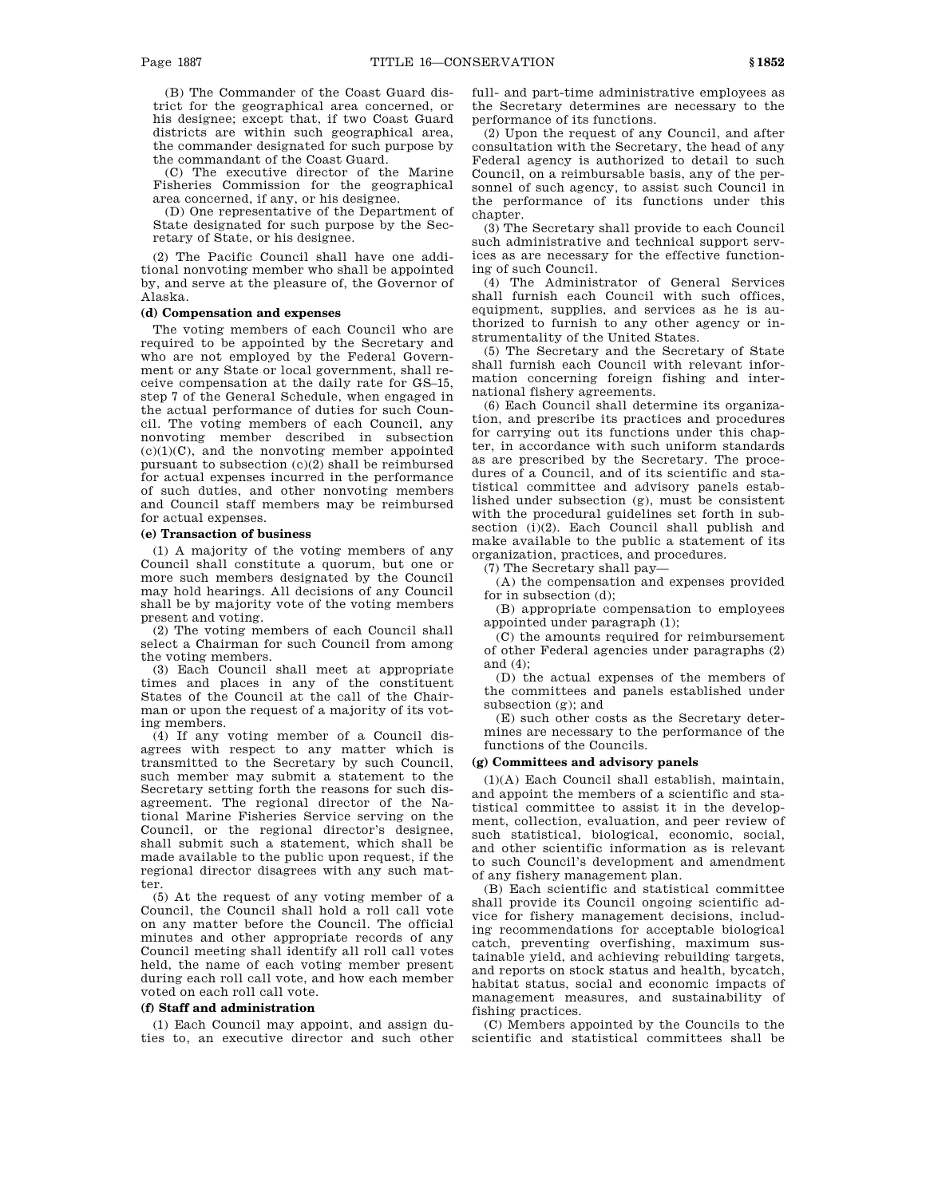(B) The Commander of the Coast Guard district for the geographical area concerned, or his designee; except that, if two Coast Guard districts are within such geographical area, the commander designated for such purpose by the commandant of the Coast Guard.

(C) The executive director of the Marine Fisheries Commission for the geographical area concerned, if any, or his designee.

(D) One representative of the Department of State designated for such purpose by the Secretary of State, or his designee.

(2) The Pacific Council shall have one additional nonvoting member who shall be appointed by, and serve at the pleasure of, the Governor of Alaska.

**(d) Compensation and expenses**

The voting members of each Council who are required to be appointed by the Secretary and who are not employed by the Federal Government or any State or local government, shall receive compensation at the daily rate for GS–15, step 7 of the General Schedule, when engaged in the actual performance of duties for such Council. The voting members of each Council, any nonvoting member described in subsection (c)(1)(C), and the nonvoting member appointed pursuant to subsection (c)(2) shall be reimbursed for actual expenses incurred in the performance of such duties, and other nonvoting members and Council staff members may be reimbursed for actual expenses.

**(e) Transaction of business**

(1) A majority of the voting members of any Council shall constitute a quorum, but one or more such members designated by the Council may hold hearings. All decisions of any Council shall be by majority vote of the voting members present and voting.

(2) The voting members of each Council shall select a Chairman for such Council from among the voting members.

(3) Each Council shall meet at appropriate times and places in any of the constituent States of the Council at the call of the Chairman or upon the request of a majority of its voting members.

(4) If any voting member of a Council disagrees with respect to any matter which is transmitted to the Secretary by such Council, such member may submit a statement to the Secretary setting forth the reasons for such disagreement. The regional director of the National Marine Fisheries Service serving on the Council, or the regional director's designee, shall submit such a statement, which shall be made available to the public upon request, if the regional director disagrees with any such matter.

(5) At the request of any voting member of a Council, the Council shall hold a roll call vote on any matter before the Council. The official minutes and other appropriate records of any Council meeting shall identify all roll call votes held, the name of each voting member present during each roll call vote, and how each member voted on each roll call vote.

**(f) Staff and administration**

(1) Each Council may appoint, and assign duties to, an executive director and such other full- and part-time administrative employees as the Secretary determines are necessary to the performance of its functions.

(2) Upon the request of any Council, and after consultation with the Secretary, the head of any Federal agency is authorized to detail to such Council, on a reimbursable basis, any of the personnel of such agency, to assist such Council in the performance of its functions under this chapter.

(3) The Secretary shall provide to each Council such administrative and technical support services as are necessary for the effective functioning of such Council.

(4) The Administrator of General Services shall furnish each Council with such offices, equipment, supplies, and services as he is authorized to furnish to any other agency or instrumentality of the United States.

(5) The Secretary and the Secretary of State shall furnish each Council with relevant information concerning foreign fishing and international fishery agreements.

(6) Each Council shall determine its organization, and prescribe its practices and procedures for carrying out its functions under this chapter, in accordance with such uniform standards as are prescribed by the Secretary. The procedures of a Council, and of its scientific and statistical committee and advisory panels established under subsection (g), must be consistent with the procedural guidelines set forth in subsection (i)(2). Each Council shall publish and make available to the public a statement of its organization, practices, and procedures.

(7) The Secretary shall pay—

(A) the compensation and expenses provided for in subsection (d);

(B) appropriate compensation to employees appointed under paragraph (1);

(C) the amounts required for reimbursement of other Federal agencies under paragraphs (2) and (4);

(D) the actual expenses of the members of the committees and panels established under subsection (g); and

(E) such other costs as the Secretary determines are necessary to the performance of the functions of the Councils.

**(g) Committees and advisory panels**

(1)(A) Each Council shall establish, maintain, and appoint the members of a scientific and statistical committee to assist it in the development, collection, evaluation, and peer review of such statistical, biological, economic, social, and other scientific information as is relevant to such Council's development and amendment of any fishery management plan.

(B) Each scientific and statistical committee shall provide its Council ongoing scientific advice for fishery management decisions, including recommendations for acceptable biological catch, preventing overfishing, maximum sustainable yield, and achieving rebuilding targets, and reports on stock status and health, bycatch, habitat status, social and economic impacts of management measures, and sustainability of fishing practices.

(C) Members appointed by the Councils to the scientific and statistical committees shall be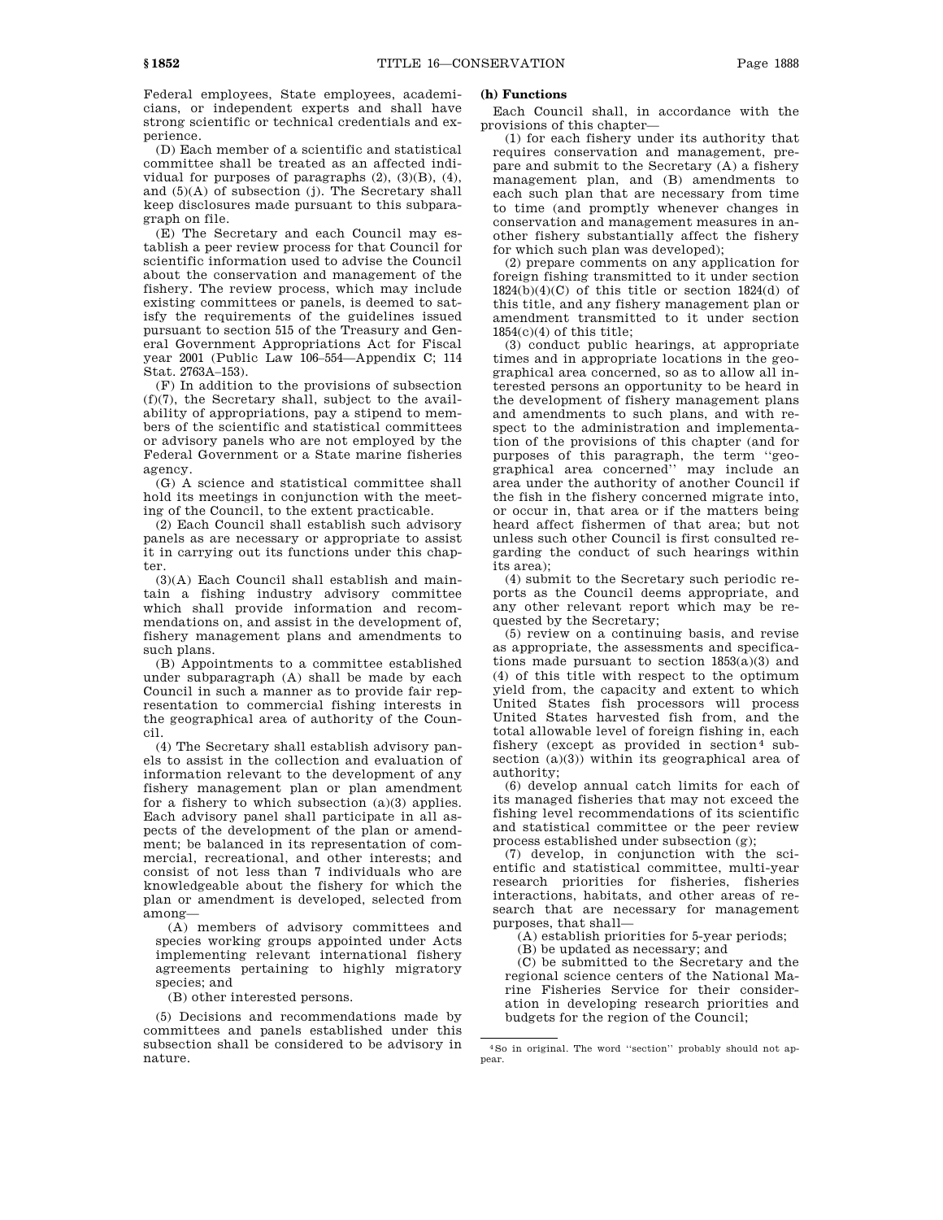Federal employees, State employees, academicians, or independent experts and shall have strong scientific or technical credentials and experience.

(D) Each member of a scientific and statistical committee shall be treated as an affected individual for purposes of paragraphs (2), (3)(B), (4), and (5)(A) of subsection (j). The Secretary shall keep disclosures made pursuant to this subparagraph on file.

(E) The Secretary and each Council may establish a peer review process for that Council for scientific information used to advise the Council about the conservation and management of the fishery. The review process, which may include existing committees or panels, is deemed to satisfy the requirements of the guidelines issued pursuant to section 515 of the Treasury and General Government Appropriations Act for Fiscal year 2001 (Public Law 106–554—Appendix C; 114 Stat. 2763A–153).

(F) In addition to the provisions of subsection (f)(7), the Secretary shall, subject to the availability of appropriations, pay a stipend to members of the scientific and statistical committees or advisory panels who are not employed by the Federal Government or a State marine fisheries agency.

(G) A science and statistical committee shall hold its meetings in conjunction with the meeting of the Council, to the extent practicable.

(2) Each Council shall establish such advisory panels as are necessary or appropriate to assist it in carrying out its functions under this chapter.

(3)(A) Each Council shall establish and maintain a fishing industry advisory committee which shall provide information and recommendations on, and assist in the development of, fishery management plans and amendments to such plans.

(B) Appointments to a committee established under subparagraph (A) shall be made by each Council in such a manner as to provide fair representation to commercial fishing interests in the geographical area of authority of the Council.

(4) The Secretary shall establish advisory panels to assist in the collection and evaluation of information relevant to the development of any fishery management plan or plan amendment for a fishery to which subsection (a)(3) applies. Each advisory panel shall participate in all aspects of the development of the plan or amendment; be balanced in its representation of commercial, recreational, and other interests; and consist of not less than 7 individuals who are knowledgeable about the fishery for which the plan or amendment is developed, selected from among—

(A) members of advisory committees and species working groups appointed under Acts implementing relevant international fishery agreements pertaining to highly migratory species; and

(B) other interested persons.

(5) Decisions and recommendations made by committees and panels established under this subsection shall be considered to be advisory in nature.

**(h) Functions**

Each Council shall, in accordance with the provisions of this chapter—

(1) for each fishery under its authority that requires conservation and management, prepare and submit to the Secretary (A) a fishery management plan, and (B) amendments to each such plan that are necessary from time to time (and promptly whenever changes in conservation and management measures in another fishery substantially affect the fishery for which such plan was developed);

(2) prepare comments on any application for foreign fishing transmitted to it under section 1824(b)(4)(C) of this title or section 1824(d) of this title, and any fishery management plan or amendment transmitted to it under section 1854(c)(4) of this title;

(3) conduct public hearings, at appropriate times and in appropriate locations in the geographical area concerned, so as to allow all interested persons an opportunity to be heard in the development of fishery management plans and amendments to such plans, and with respect to the administration and implementation of the provisions of this chapter (and for purposes of this paragraph, the term "geographical area concerned" may include an area under the authority of another Council if the fish in the fishery concerned migrate into, or occur in, that area or if the matters being heard affect fishermen of that area; but not unless such other Council is first consulted regarding the conduct of such hearings within its area);

(4) submit to the Secretary such periodic reports as the Council deems appropriate, and any other relevant report which may be requested by the Secretary;

(5) review on a continuing basis, and revise as appropriate, the assessments and specifications made pursuant to section 1853(a)(3) and (4) of this title with respect to the optimum yield from, the capacity and extent to which United States fish processors will process United States harvested fish from, and the total allowable level of foreign fishing in, each fishery (except as provided in section[4] subsection (a)(3)) within its geographical area of authority;

(6) develop annual catch limits for each of its managed fisheries that may not exceed the fishing level recommendations of its scientific and statistical committee or the peer review process established under subsection (g);

(7) develop, in conjunction with the scientific and statistical committee, multi-year research priorities for fisheries, fisheries interactions, habitats, and other areas of research that are necessary for management purposes, that shall—

(A) establish priorities for 5-year periods;

(B) be updated as necessary; and

(C) be submitted to the Secretary and the regional science centers of the National Marine Fisheries Service for their consideration in developing research priorities and budgets for the region of the Council;

[4] So in original. The word "section" probably should not appear.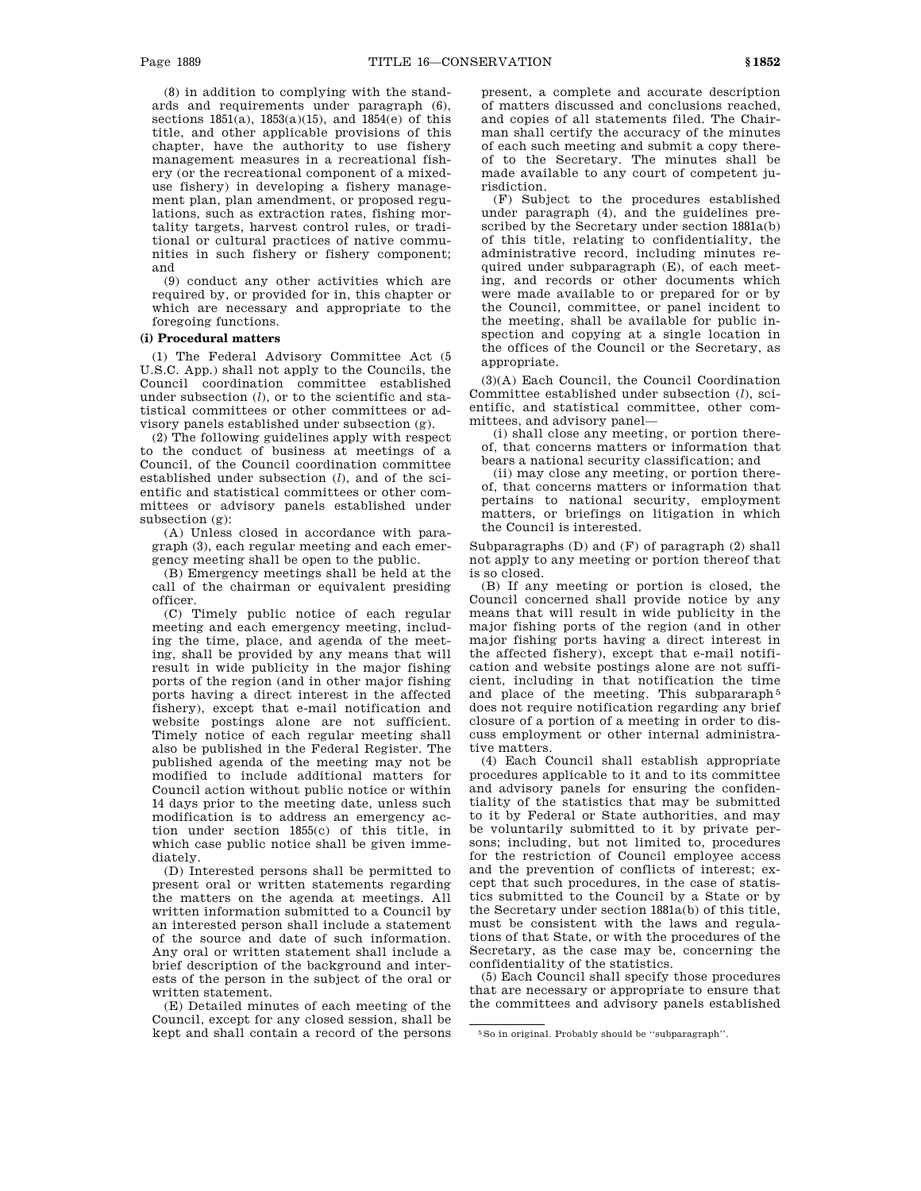(8) in addition to complying with the standards and requirements under paragraph (6), sections 1851(a), 1853(a)(15), and 1854(e) of this title, and other applicable provisions of this chapter, have the authority to use fishery management measures in a recreational fishery (or the recreational component of a mixed-use fishery) in developing a fishery management plan, plan amendment, or proposed regulations, such as extraction rates, fishing mortality targets, harvest control rules, or traditional or cultural practices of native communities in such fishery or fishery component; and

(9) conduct any other activities which are required by, or provided for in, this chapter or which are necessary and appropriate to the foregoing functions.

**(i) Procedural matters**

(1) The Federal Advisory Committee Act (5 U.S.C. App.) shall not apply to the Councils, the Council coordination committee established under subsection (*l*), or to the scientific and statistical committees or other committees or advisory panels established under subsection (g).

(2) The following guidelines apply with respect to the conduct of business at meetings of a Council, of the Council coordination committee established under subsection (*l*), and of the scientific and statistical committees or other committees or advisory panels established under subsection (g):

(A) Unless closed in accordance with paragraph (3), each regular meeting and each emergency meeting shall be open to the public.

(B) Emergency meetings shall be held at the call of the chairman or equivalent presiding officer.

(C) Timely public notice of each regular meeting and each emergency meeting, including the time, place, and agenda of the meeting, shall be provided by any means that will result in wide publicity in the major fishing ports of the region (and in other major fishing ports having a direct interest in the affected fishery), except that e-mail notification and website postings alone are not sufficient. Timely notice of each regular meeting shall also be published in the Federal Register. The published agenda of the meeting may not be modified to include additional matters for Council action without public notice or within 14 days prior to the meeting date, unless such modification is to address an emergency action under section 1855(c) of this title, in which case public notice shall be given immediately.

(D) Interested persons shall be permitted to present oral or written statements regarding the matters on the agenda at meetings. All written information submitted to a Council by an interested person shall include a statement of the source and date of such information. Any oral or written statement shall include a brief description of the background and interests of the person in the subject of the oral or written statement.

(E) Detailed minutes of each meeting of the Council, except for any closed session, shall be kept and shall contain a record of the persons present, a complete and accurate description of matters discussed and conclusions reached, and copies of all statements filed. The Chairman shall certify the accuracy of the minutes of each such meeting and submit a copy thereof to the Secretary. The minutes shall be made available to any court of competent jurisdiction.

(F) Subject to the procedures established under paragraph (4), and the guidelines prescribed by the Secretary under section 1881a(b) of this title, relating to confidentiality, the administrative record, including minutes required under subparagraph (E), of each meeting, and records or other documents which were made available to or prepared for or by the Council, committee, or panel incident to the meeting, shall be available for public inspection and copying at a single location in the offices of the Council or the Secretary, as appropriate.

(3)(A) Each Council, the Council Coordination Committee established under subsection (*l*), scientific, and statistical committee, other committees, and advisory panel—

(i) shall close any meeting, or portion thereof, that concerns matters or information that bears a national security classification; and

(ii) may close any meeting, or portion thereof, that concerns matters or information that pertains to national security, employment matters, or briefings on litigation in which the Council is interested.

Subparagraphs (D) and (F) of paragraph (2) shall not apply to any meeting or portion thereof that is so closed.

(B) If any meeting or portion is closed, the Council concerned shall provide notice by any means that will result in wide publicity in the major fishing ports of the region (and in other major fishing ports having a direct interest in the affected fishery), except that e-mail notification and website postings alone are not sufficient, including in that notification the time and place of the meeting. This subpararaph[5] does not require notification regarding any brief closure of a portion of a meeting in order to discuss employment or other internal administrative matters.

(4) Each Council shall establish appropriate procedures applicable to it and to its committee and advisory panels for ensuring the confidentiality of the statistics that may be submitted to it by Federal or State authorities, and may be voluntarily submitted to it by private persons; including, but not limited to, procedures for the restriction of Council employee access and the prevention of conflicts of interest; except that such procedures, in the case of statistics submitted to the Council by a State or by the Secretary under section 1881a(b) of this title, must be consistent with the laws and regulations of that State, or with the procedures of the Secretary, as the case may be, concerning the confidentiality of the statistics.

(5) Each Council shall specify those procedures that are necessary or appropriate to ensure that the committees and advisory panels established

[5] So in original. Probably should be "subparagraph".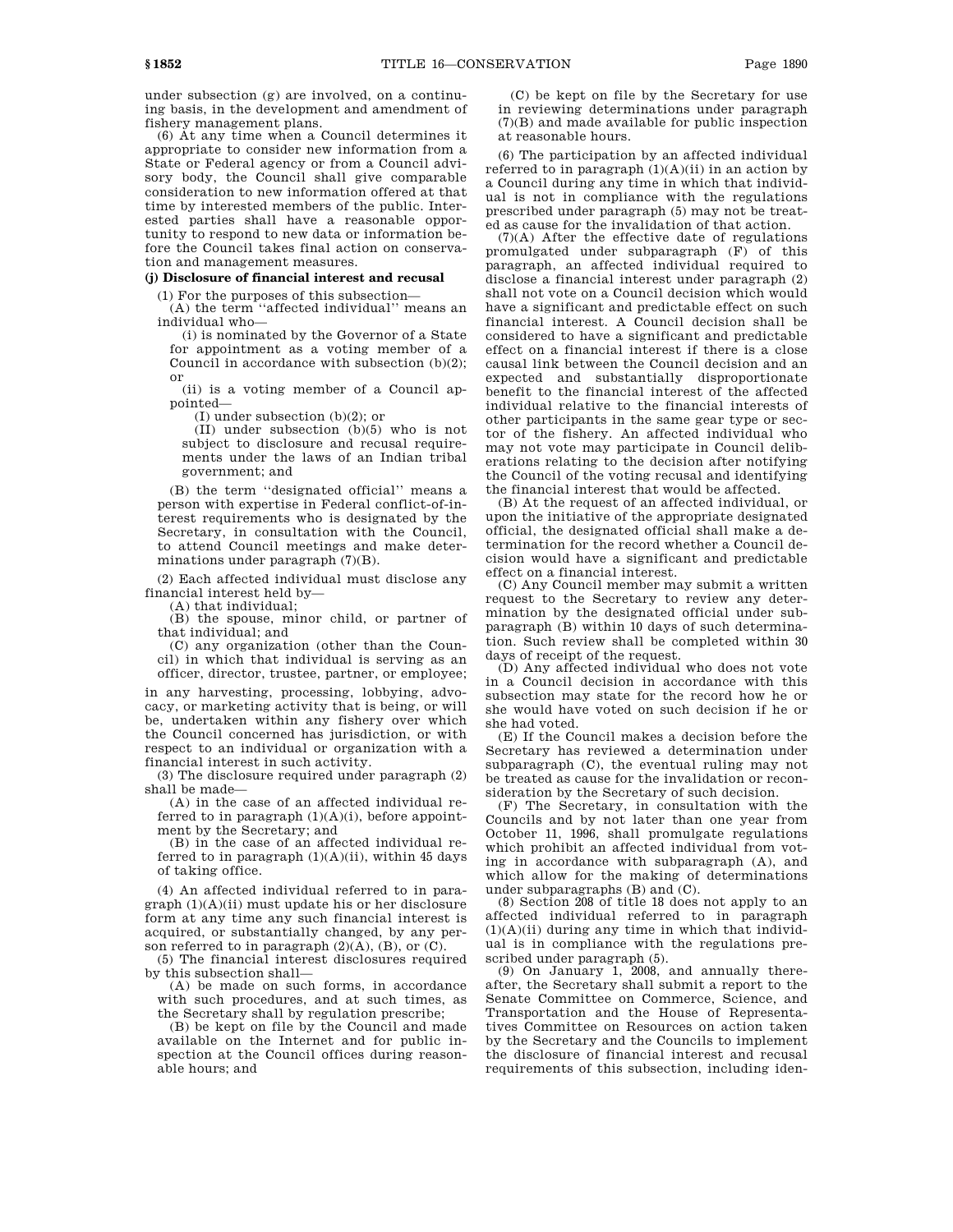under subsection (g) are involved, on a continuing basis, in the development and amendment of fishery management plans.

(6) At any time when a Council determines it appropriate to consider new information from a State or Federal agency or from a Council advisory body, the Council shall give comparable consideration to new information offered at that time by interested members of the public. Interested parties shall have a reasonable opportunity to respond to new data or information before the Council takes final action on conservation and management measures.

**(j) Disclosure of financial interest and recusal**

(1) For the purposes of this subsection—

(A) the term "affected individual" means an individual who—

(i) is nominated by the Governor of a State for appointment as a voting member of a Council in accordance with subsection (b)(2); or

(ii) is a voting member of a Council appointed—

(I) under subsection (b)(2); or

(II) under subsection (b)(5) who is not subject to disclosure and recusal requirements under the laws of an Indian tribal government; and

(B) the term "designated official" means a person with expertise in Federal conflict-of-interest requirements who is designated by the Secretary, in consultation with the Council, to attend Council meetings and make determinations under paragraph (7)(B).

(2) Each affected individual must disclose any financial interest held by—

(A) that individual;

(B) the spouse, minor child, or partner of that individual; and

(C) any organization (other than the Council) in which that individual is serving as an officer, director, trustee, partner, or employee;

in any harvesting, processing, lobbying, advocacy, or marketing activity that is being, or will be, undertaken within any fishery over which the Council concerned has jurisdiction, or with respect to an individual or organization with a financial interest in such activity.

(3) The disclosure required under paragraph (2) shall be made—

(A) in the case of an affected individual referred to in paragraph (1)(A)(i), before appointment by the Secretary; and

(B) in the case of an affected individual referred to in paragraph (1)(A)(ii), within 45 days of taking office.

(4) An affected individual referred to in paragraph (1)(A)(ii) must update his or her disclosure form at any time any such financial interest is acquired, or substantially changed, by any person referred to in paragraph (2)(A), (B), or (C).

(5) The financial interest disclosures required by this subsection shall—

(A) be made on such forms, in accordance with such procedures, and at such times, as the Secretary shall by regulation prescribe;

(B) be kept on file by the Council and made available on the Internet and for public inspection at the Council offices during reasonable hours; and

(C) be kept on file by the Secretary for use in reviewing determinations under paragraph (7)(B) and made available for public inspection at reasonable hours.

(6) The participation by an affected individual referred to in paragraph (1)(A)(ii) in an action by a Council during any time in which that individual is not in compliance with the regulations prescribed under paragraph (5) may not be treated as cause for the invalidation of that action.

(7)(A) After the effective date of regulations promulgated under subparagraph (F) of this paragraph, an affected individual required to disclose a financial interest under paragraph (2) shall not vote on a Council decision which would have a significant and predictable effect on such financial interest. A Council decision shall be considered to have a significant and predictable effect on a financial interest if there is a close causal link between the Council decision and an expected and substantially disproportionate benefit to the financial interest of the affected individual relative to the financial interests of other participants in the same gear type or sector of the fishery. An affected individual who may not vote may participate in Council deliberations relating to the decision after notifying the Council of the voting recusal and identifying the financial interest that would be affected.

(B) At the request of an affected individual, or upon the initiative of the appropriate designated official, the designated official shall make a determination for the record whether a Council decision would have a significant and predictable effect on a financial interest.

(C) Any Council member may submit a written request to the Secretary to review any determination by the designated official under subparagraph (B) within 10 days of such determination. Such review shall be completed within 30 days of receipt of the request.

(D) Any affected individual who does not vote in a Council decision in accordance with this subsection may state for the record how he or she would have voted on such decision if he or she had voted.

(E) If the Council makes a decision before the Secretary has reviewed a determination under subparagraph (C), the eventual ruling may not be treated as cause for the invalidation or reconsideration by the Secretary of such decision.

(F) The Secretary, in consultation with the Councils and by not later than one year from October 11, 1996, shall promulgate regulations which prohibit an affected individual from voting in accordance with subparagraph (A), and which allow for the making of determinations under subparagraphs (B) and (C).

(8) Section 208 of title 18 does not apply to an affected individual referred to in paragraph (1)(A)(ii) during any time in which that individual is in compliance with the regulations prescribed under paragraph (5).

(9) On January 1, 2008, and annually thereafter, the Secretary shall submit a report to the Senate Committee on Commerce, Science, and Transportation and the House of Representatives Committee on Resources on action taken by the Secretary and the Councils to implement the disclosure of financial interest and recusal requirements of this subsection, including iden-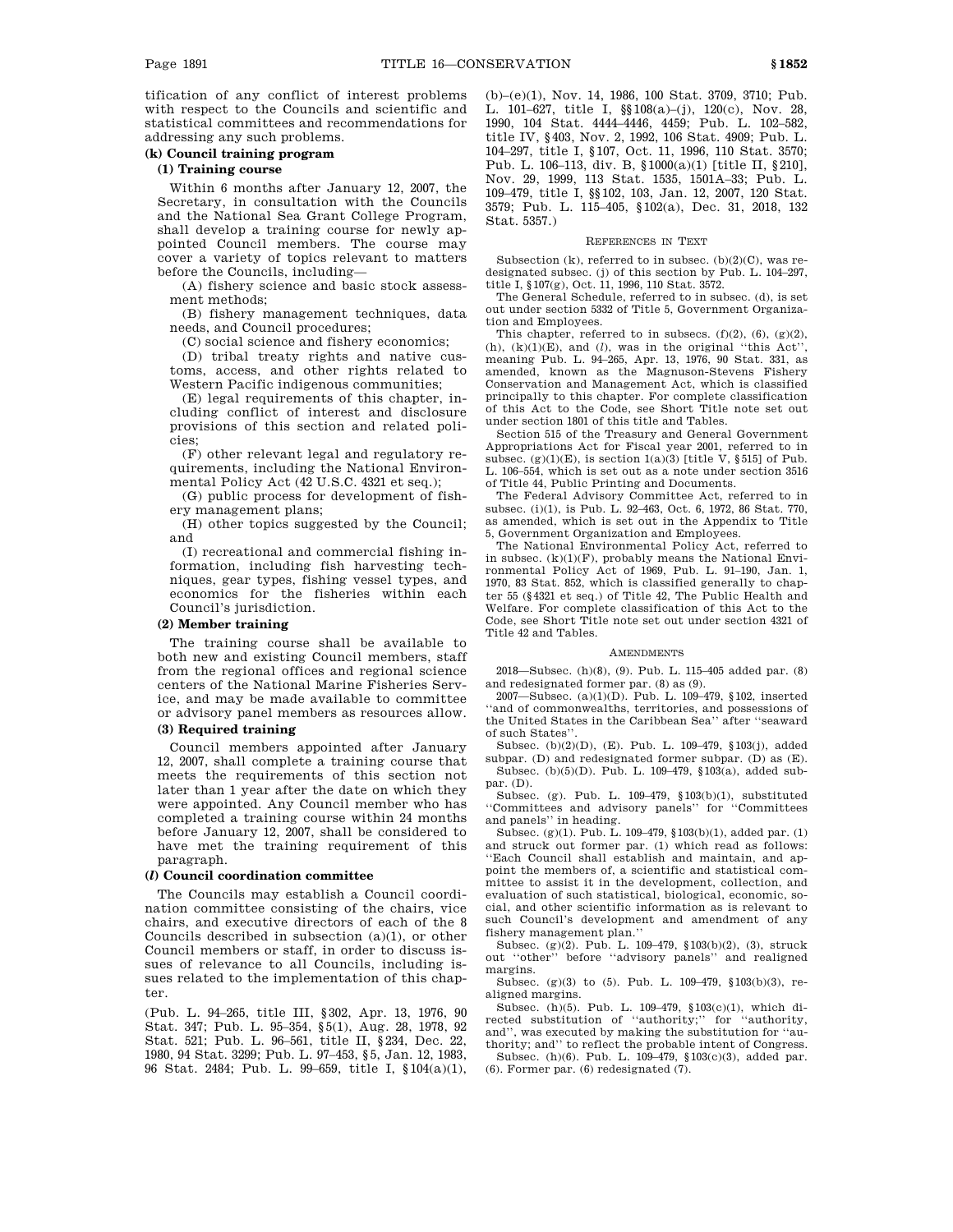tification of any conflict of interest problems with respect to the Councils and scientific and statistical committees and recommendations for addressing any such problems.

**(k) Council training program**

**(1) Training course**

Within 6 months after January 12, 2007, the Secretary, in consultation with the Councils and the National Sea Grant College Program, shall develop a training course for newly appointed Council members. The course may cover a variety of topics relevant to matters before the Councils, including—

(A) fishery science and basic stock assessment methods;

(B) fishery management techniques, data needs, and Council procedures;

(C) social science and fishery economics;

(D) tribal treaty rights and native customs, access, and other rights related to Western Pacific indigenous communities;

(E) legal requirements of this chapter, including conflict of interest and disclosure provisions of this section and related policies;

(F) other relevant legal and regulatory requirements, including the National Environmental Policy Act (42 U.S.C. 4321 et seq.);

(G) public process for development of fishery management plans;

(H) other topics suggested by the Council; and

(I) recreational and commercial fishing information, including fish harvesting techniques, gear types, fishing vessel types, and economics for the fisheries within each Council's jurisdiction.

**(2) Member training**

The training course shall be available to both new and existing Council members, staff from the regional offices and regional science centers of the National Marine Fisheries Service, and may be made available to committee or advisory panel members as resources allow.

**(3) Required training**

Council members appointed after January 12, 2007, shall complete a training course that meets the requirements of this section not later than 1 year after the date on which they were appointed. Any Council member who has completed a training course within 24 months before January 12, 2007, shall be considered to have met the training requirement of this paragraph.

**(*l*) Council coordination committee**

The Councils may establish a Council coordination committee consisting of the chairs, vice chairs, and executive directors of each of the 8 Councils described in subsection (a)(1), or other Council members or staff, in order to discuss issues of relevance to all Councils, including issues related to the implementation of this chapter.

(Pub. L. 94–265, title III, §302, Apr. 13, 1976, 90 Stat. 347; Pub. L. 95–354, §5(1), Aug. 28, 1978, 92 Stat. 521; Pub. L. 96–561, title II, §234, Dec. 22, 1980, 94 Stat. 3299; Pub. L. 97–453, §5, Jan. 12, 1983, 96 Stat. 2484; Pub. L. 99–659, title I, §104(a)(1), (b)–(e)(1), Nov. 14, 1986, 100 Stat. 3709, 3710; Pub. L. 101–627, title I, §§108(a)–(j), 120(c), Nov. 28, 1990, 104 Stat. 4444–4446, 4459; Pub. L. 102–582, title IV, §403, Nov. 2, 1992, 106 Stat. 4909; Pub. L. 104–297, title I, §107, Oct. 11, 1996, 110 Stat. 3570; Pub. L. 106–113, div. B, §1000(a)(1) [title II, §210], Nov. 29, 1999, 113 Stat. 1535, 1501A–33; Pub. L. 109–479, title I, §§102, 103, Jan. 12, 2007, 120 Stat. 3579; Pub. L. 115–405, §102(a), Dec. 31, 2018, 132 Stat. 5357.)

REFERENCES IN TEXT

Subsection (k), referred to in subsec. (b)(2)(C), was redesignated subsec. (j) of this section by Pub. L. 104–297, title I, §107(g), Oct. 11, 1996, 110 Stat. 3572.

The General Schedule, referred to in subsec. (d), is set out under section 5332 of Title 5, Government Organization and Employees.

This chapter, referred to in subsecs. (f)(2), (6), (g)(2), (h), (k)(1)(E), and (*l*), was in the original "this Act", meaning Pub. L. 94–265, Apr. 13, 1976, 90 Stat. 331, as amended, known as the Magnuson-Stevens Fishery Conservation and Management Act, which is classified principally to this chapter. For complete classification of this Act to the Code, see Short Title note set out under section 1801 of this title and Tables.

Section 515 of the Treasury and General Government Appropriations Act for Fiscal year 2001, referred to in subsec. (g)(1)(E), is section 1(a)(3) [title V, §515] of Pub. L. 106–554, which is set out as a note under section 3516 of Title 44, Public Printing and Documents.

The Federal Advisory Committee Act, referred to in subsec. (i)(1), is Pub. L. 92–463, Oct. 6, 1972, 86 Stat. 770, as amended, which is set out in the Appendix to Title 5, Government Organization and Employees.

The National Environmental Policy Act, referred to in subsec. (k)(1)(F), probably means the National Environmental Policy Act of 1969, Pub. L. 91–190, Jan. 1, 1970, 83 Stat. 852, which is classified generally to chapter 55 (§4321 et seq.) of Title 42, The Public Health and Welfare. For complete classification of this Act to the Code, see Short Title note set out under section 4321 of Title 42 and Tables.

AMENDMENTS

2018—Subsec. (h)(8), (9). Pub. L. 115–405 added par. (8) and redesignated former par. (8) as (9).

2007—Subsec. (a)(1)(D). Pub. L. 109–479, §102, inserted "and of commonwealths, territories, and possessions of the United States in the Caribbean Sea" after "seaward of such States".

Subsec. (b)(2)(D), (E). Pub. L. 109–479, §103(j), added subpar. (D) and redesignated former subpar. (D) as (E).

Subsec. (b)(5)(D). Pub. L. 109–479, §103(a), added subpar. (D).

Subsec. (g). Pub. L. 109–479, §103(b)(1), substituted "Committees and advisory panels" for "Committees and panels" in heading.

Subsec. (g)(1). Pub. L. 109–479, §103(b)(1), added par. (1) and struck out former par. (1) which read as follows: "Each Council shall establish and maintain, and appoint the members of, a scientific and statistical committee to assist it in the development, collection, and evaluation of such statistical, biological, economic, social, and other scientific information as is relevant to such Council's development and amendment of any fishery management plan."

Subsec. (g)(2). Pub. L. 109–479, §103(b)(2), (3), struck out "other" before "advisory panels" and realigned margins.

Subsec. (g)(3) to (5). Pub. L. 109–479, §103(b)(3), realigned margins.

Subsec. (h)(5). Pub. L. 109–479, §103(c)(1), which directed substitution of "authority;" for "authority, and", was executed by making the substitution for "authority; and" to reflect the probable intent of Congress.

Subsec. (h)(6). Pub. L. 109–479, §103(c)(3), added par. (6). Former par. (6) redesignated (7).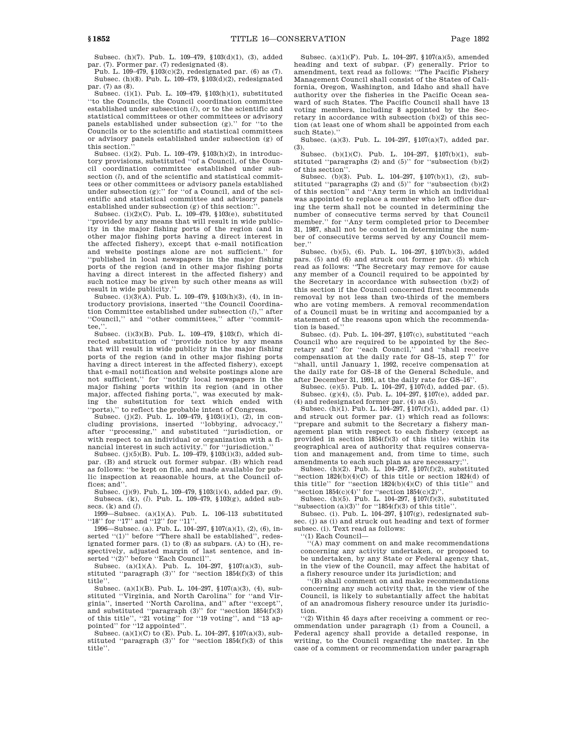Subsec. (h)(7). Pub. L. 109–479, §103(d)(1), (3), added par. (7). Former par. (7) redesignated (8).

Pub. L. 109–479, §103(c)(2), redesignated par. (6) as (7).

Subsec. (h)(8). Pub. L. 109–479, §103(d)(2), redesignated par. (7) as (8).

Subsec. (i)(1). Pub. L. 109–479, §103(h)(1), substituted ''to the Councils, the Council coordination committee established under subsection (*l*), or to the scientific and statistical committees or other committees or advisory panels established under subsection (g).'' for ''to the Councils or to the scientific and statistical committees or advisory panels established under subsection (g) of this section.''

Subsec. (i)(2). Pub. L. 109–479, §103(h)(2), in introductory provisions, substituted ''of a Council, of the Council coordination committee established under subsection (*l*), and of the scientific and statistical committees or other committees or advisory panels established under subsection (g):'' for ''of a Council, and of the scientific and statistical committee and advisory panels established under subsection (g) of this section:''.

Subsec. (i)(2)(C). Pub. L. 109–479, §103(e), substituted ''provided by any means that will result in wide publicity in the major fishing ports of the region (and in other major fishing ports having a direct interest in the affected fishery), except that e-mail notification and website postings alone are not sufficient.'' for ''published in local newspapers in the major fishing ports of the region (and in other major fishing ports having a direct interest in the affected fishery) and such notice may be given by such other means as will result in wide publicity.''

Subsec. (i)(3)(A). Pub. L. 109–479, §103(h)(3), (4), in introductory provisions, inserted ''the Council Coordination Committee established under subsection (*l*),'' after ''Council,'' and ''other committees,'' after ''committee,''.

Subsec. (i)(3)(B). Pub. L. 109–479, §103(f), which directed substitution of ''provide notice by any means that will result in wide publicity in the major fishing ports of the region (and in other major fishing ports having a direct interest in the affected fishery), except that e-mail notification and website postings alone are not sufficient,'' for ''notify local newspapers in the major fishing ports within its region (and in other major, affected fishing ports,'', was executed by making the substitution for text which ended with ''ports),'' to reflect the probable intent of Congress.

Subsec. (j)(2). Pub. L. 109–479, §103(i)(1), (2), in concluding provisions, inserted ''lobbying, advocacy,'' after ''processing,'' and substituted ''jurisdiction, or with respect to an individual or organization with a financial interest in such activity.'' for ''jurisdiction.''

Subsec. (j)(5)(B). Pub. L. 109–479, §103(i)(3), added subpar. (B) and struck out former subpar. (B) which read as follows: ''be kept on file, and made available for public inspection at reasonable hours, at the Council offices; and''.

Subsec. (j)(9). Pub. L. 109–479, §103(i)(4), added par. (9).

Subsecs. (k), (*l*). Pub. L. 109–479, §103(g), added subsecs. (k) and (*l*).

1999—Subsec. (a)(1)(A). Pub. L. 106–113 substituted ''18'' for ''17'' and ''12'' for ''11''.

1996—Subsec. (a). Pub. L. 104–297, §107(a)(1), (2), (6), inserted ''(1)'' before ''There shall be established'', redesignated former pars. (1) to (8) as subpars. (A) to (H), respectively, adjusted margin of last sentence, and inserted ''(2)'' before ''Each Council''.

Subsec. (a)(1)(A). Pub. L. 104–297, §107(a)(3), substituted ''paragraph (3)'' for ''section 1854(f)(3) of this title''.

Subsec. (a)(1)(B). Pub. L. 104–297, §107(a)(3), (4), substituted ''Virginia, and North Carolina'' for ''and Virginia'', inserted ''North Carolina, and'' after ''except'', and substituted ''paragraph (3)'' for ''section 1854(f)(3) of this title'', ''21 voting'' for ''19 voting'', and ''13 appointed'' for ''12 appointed''.

Subsec. (a)(1)(C) to (E). Pub. L. 104–297, §107(a)(3), substituted ''paragraph (3)'' for ''section 1854(f)(3) of this title''.

Subsec. (a)(1)(F). Pub. L. 104–297, §107(a)(5), amended heading and text of subpar. (F) generally. Prior to amendment, text read as follows: ''The Pacific Fishery Management Council shall consist of the States of California, Oregon, Washington, and Idaho and shall have authority over the fisheries in the Pacific Ocean seaward of such States. The Pacific Council shall have 13 voting members, including 8 appointed by the Secretary in accordance with subsection (b)(2) of this section (at least one of whom shall be appointed from each such State).''

Subsec. (a)(3). Pub. L. 104–297, §107(a)(7), added par. (3).

Subsec. (b)(1)(C). Pub. L. 104–297, §107(b)(1), substituted ''paragraphs (2) and (5)'' for ''subsection (b)(2) of this section''.

Subsec. (b)(3). Pub. L. 104–297, §107(b)(1), (2), substituted ''paragraphs (2) and (5)'' for ''subsection (b)(2) of this section'' and ''Any term in which an individual was appointed to replace a member who left office during the term shall not be counted in determining the number of consecutive terms served by that Council member.'' for ''Any term completed prior to December 31, 1987, shall not be counted in determining the number of consecutive terms served by any Council member.''

Subsec. (b)(5), (6). Pub. L. 104–297, §107(b)(3), added pars. (5) and (6) and struck out former par. (5) which read as follows: ''The Secretary may remove for cause any member of a Council required to be appointed by the Secretary in accordance with subsection (b)(2) of this section if the Council concerned first recommends removal by not less than two-thirds of the members who are voting members. A removal recommendation of a Council must be in writing and accompanied by a statement of the reasons upon which the recommendation is based.''

Subsec. (d). Pub. L. 104–297, §107(c), substituted ''each Council who are required to be appointed by the Secretary and'' for ''each Council,'' and ''shall receive compensation at the daily rate for GS–15, step 7'' for ''shall, until January 1, 1992, receive compensation at the daily rate for GS–18 of the General Schedule, and after December 31, 1991, at the daily rate for GS–16''.

Subsec. (e)(5). Pub. L. 104–297, §107(d), added par. (5).

Subsec. (g)(4), (5). Pub. L. 104–297, §107(e), added par. (4) and redesignated former par. (4) as (5).

Subsec. (h)(1). Pub. L. 104–297, §107(f)(1), added par. (1) and struck out former par. (1) which read as follows: ''prepare and submit to the Secretary a fishery management plan with respect to each fishery (except as provided in section 1854(f)(3) of this title) within its geographical area of authority that requires conservation and management and, from time to time, such amendments to each such plan as are necessary;''.

Subsec. (h)(2). Pub. L. 104–297, §107(f)(2), substituted ''section 1824(b)(4)(C) of this title or section 1824(d) of this title'' for ''section 1824(b)(4)(C) of this title'' and ''section 1854(c)(4)'' for ''section 1854(c)(2)''.

Subsec. (h)(5). Pub. L. 104–297, §107(f)(3), substituted ''subsection (a)(3)'' for ''1854(f)(3) of this title''.

Subsec. (i). Pub. L. 104–297, §107(g), redesignated subsec. (j) as (i) and struck out heading and text of former subsec. (i). Text read as follows:

''(1) Each Council—

''(A) may comment on and make recommendations concerning any activity undertaken, or proposed to be undertaken, by any State or Federal agency that, in the view of the Council, may affect the habitat of a fishery resource under its jurisdiction; and

''(B) shall comment on and make recommendations concerning any such activity that, in the view of the Council, is likely to substantially affect the habitat of an anadromous fishery resource under its jurisdiction.

''(2) Within 45 days after receiving a comment or recommendation under paragraph (1) from a Council, a Federal agency shall provide a detailed response, in writing, to the Council regarding the matter. In the case of a comment or recommendation under paragraph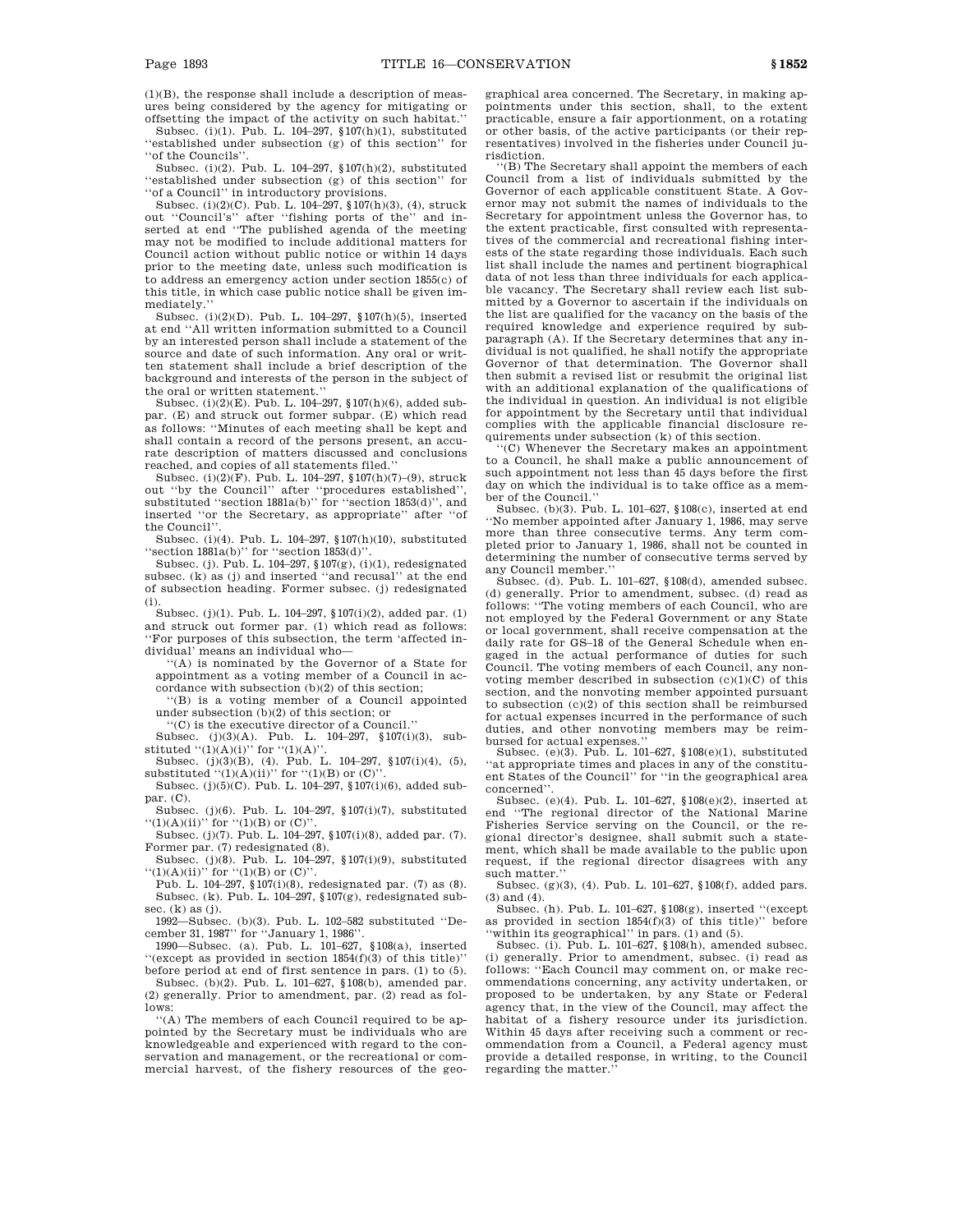(1)(B), the response shall include a description of measures being considered by the agency for mitigating or offsetting the impact of the activity on such habitat.''

Subsec. (i)(1). Pub. L. 104–297, §107(h)(1), substituted ''established under subsection (g) of this section'' for ''of the Councils''.

Subsec. (i)(2). Pub. L. 104–297, §107(h)(2), substituted ''established under subsection (g) of this section'' for ''of a Council'' in introductory provisions.

Subsec. (i)(2)(C). Pub. L. 104–297, §107(h)(3), (4), struck out ''Council's'' after ''fishing ports of the'' and inserted at end ''The published agenda of the meeting may not be modified to include additional matters for Council action without public notice or within 14 days prior to the meeting date, unless such modification is to address an emergency action under section 1855(c) of this title, in which case public notice shall be given immediately.''

Subsec. (i)(2)(D). Pub. L. 104–297, §107(h)(5), inserted at end ''All written information submitted to a Council by an interested person shall include a statement of the source and date of such information. Any oral or written statement shall include a brief description of the background and interests of the person in the subject of the oral or written statement.''

Subsec. (i)(2)(E). Pub. L. 104–297, §107(h)(6), added subpar. (E) and struck out former subpar. (E) which read as follows: ''Minutes of each meeting shall be kept and shall contain a record of the persons present, an accurate description of matters discussed and conclusions reached, and copies of all statements filed.''

Subsec. (i)(2)(F). Pub. L. 104–297, §107(h)(7)–(9), struck out ''by the Council'' after ''procedures established'', substituted ''section 1881a(b)'' for ''section 1853(d)'', and inserted ''or the Secretary, as appropriate'' after ''of the Council''.

Subsec. (i)(4). Pub. L. 104–297, §107(h)(10), substituted ''section 1881a(b)'' for ''section 1853(d)''.

Subsec. (j). Pub. L. 104–297, §107(g), (i)(1), redesignated subsec. (k) as (j) and inserted ''and recusal'' at the end of subsection heading. Former subsec. (j) redesignated (i).

Subsec. (j)(1). Pub. L. 104–297, §107(i)(2), added par. (1) and struck out former par. (1) which read as follows: ''For purposes of this subsection, the term 'affected individual' means an individual who—

''(A) is nominated by the Governor of a State for appointment as a voting member of a Council in accordance with subsection (b)(2) of this section;

''(B) is a voting member of a Council appointed under subsection (b)(2) of this section; or

''(C) is the executive director of a Council.''

Subsec. (j)(3)(A). Pub. L. 104–297, §107(i)(3), substituted ''(1)(A)(i)'' for ''(1)(A)''.

Subsec. (j)(3)(B), (4). Pub. L. 104–297, §107(i)(4), (5), substituted ''(1)(A)(ii)'' for ''(1)(B) or (C)''.

Subsec. (j)(5)(C). Pub. L. 104–297, §107(i)(6), added subpar. (C).

Subsec. (j)(6). Pub. L. 104–297, §107(i)(7), substituted ''(1)(A)(ii)'' for ''(1)(B) or (C)''.

Subsec. (j)(7). Pub. L. 104–297, §107(i)(8), added par. (7). Former par. (7) redesignated (8).

Subsec. (j)(8). Pub. L. 104–297, §107(i)(9), substituted ''(1)(A)(ii)'' for ''(1)(B) or (C)''.

Pub. L. 104–297, §107(i)(8), redesignated par. (7) as (8).

Subsec. (k). Pub. L. 104–297, §107(g), redesignated subsec. (k) as (j).

1992—Subsec. (b)(3). Pub. L. 102–582 substituted ''December 31, 1987'' for ''January 1, 1986''.

1990—Subsec. (a). Pub. L. 101–627, §108(a), inserted ''(except as provided in section 1854(f)(3) of this title)'' before period at end of first sentence in pars. (1) to (5).

Subsec. (b)(2). Pub. L. 101–627, §108(b), amended par. (2) generally. Prior to amendment, par. (2) read as follows:

''(A) The members of each Council required to be appointed by the Secretary must be individuals who are knowledgeable and experienced with regard to the conservation and management, or the recreational or commercial harvest, of the fishery resources of the geographical area concerned. The Secretary, in making appointments under this section, shall, to the extent practicable, ensure a fair apportionment, on a rotating or other basis, of the active participants (or their representatives) involved in the fisheries under Council jurisdiction.

''(B) The Secretary shall appoint the members of each Council from a list of individuals submitted by the Governor of each applicable constituent State. A Governor may not submit the names of individuals to the Secretary for appointment unless the Governor has, to the extent practicable, first consulted with representatives of the commercial and recreational fishing interests of the state regarding those individuals. Each such list shall include the names and pertinent biographical data of not less than three individuals for each applicable vacancy. The Secretary shall review each list submitted by a Governor to ascertain if the individuals on the list are qualified for the vacancy on the basis of the required knowledge and experience required by subparagraph (A). If the Secretary determines that any individual is not qualified, he shall notify the appropriate Governor of that determination. The Governor shall then submit a revised list or resubmit the original list with an additional explanation of the qualifications of the individual in question. An individual is not eligible for appointment by the Secretary until that individual complies with the applicable financial disclosure requirements under subsection (k) of this section.

''(C) Whenever the Secretary makes an appointment to a Council, he shall make a public announcement of such appointment not less than 45 days before the first day on which the individual is to take office as a member of the Council.''

Subsec. (b)(3). Pub. L. 101–627, §108(c), inserted at end ''No member appointed after January 1, 1986, may serve more than three consecutive terms. Any term completed prior to January 1, 1986, shall not be counted in determining the number of consecutive terms served by any Council member.''

Subsec. (d). Pub. L. 101–627, §108(d), amended subsec. (d) generally. Prior to amendment, subsec. (d) read as follows: ''The voting members of each Council, who are not employed by the Federal Government or any State or local government, shall receive compensation at the daily rate for GS–18 of the General Schedule when engaged in the actual performance of duties for such Council. The voting members of each Council, any nonvoting member described in subsection (c)(1)(C) of this section, and the nonvoting member appointed pursuant to subsection (c)(2) of this section shall be reimbursed for actual expenses incurred in the performance of such duties, and other nonvoting members may be reimbursed for actual expenses.''

Subsec. (e)(3). Pub. L. 101–627, §108(e)(1), substituted ''at appropriate times and places in any of the constituent States of the Council'' for ''in the geographical area concerned''.

Subsec. (e)(4). Pub. L. 101–627, §108(e)(2), inserted at end ''The regional director of the National Marine Fisheries Service serving on the Council, or the regional director's designee, shall submit such a statement, which shall be made available to the public upon request, if the regional director disagrees with any such matter.''

Subsec. (g)(3), (4). Pub. L. 101–627, §108(f), added pars. (3) and (4).

Subsec. (h). Pub. L. 101–627, §108(g), inserted ''(except as provided in section 1854(f)(3) of this title)'' before ''within its geographical'' in pars. (1) and (5).

Subsec. (i). Pub. L. 101–627, §108(h), amended subsec. (i) generally. Prior to amendment, subsec. (i) read as follows: ''Each Council may comment on, or make recommendations concerning, any activity undertaken, or proposed to be undertaken, by any State or Federal agency that, in the view of the Council, may affect the habitat of a fishery resource under its jurisdiction. Within 45 days after receiving such a comment or recommendation from a Council, a Federal agency must provide a detailed response, in writing, to the Council regarding the matter.''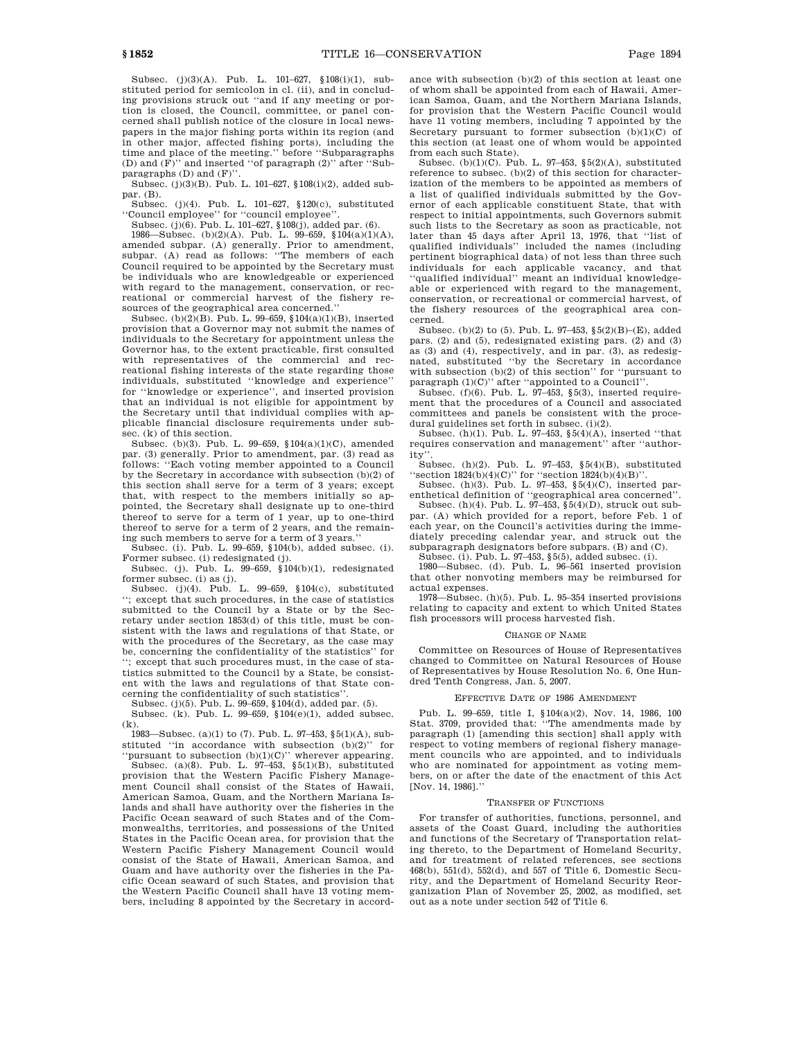Subsec. (j)(3)(A). Pub. L. 101–627, §108(i)(1), substituted period for semicolon in cl. (ii), and in concluding provisions struck out "and if any meeting or portion is closed, the Council, committee, or panel concerned shall publish notice of the closure in local newspapers in the major fishing ports within its region (and in other major, affected fishing ports), including the time and place of the meeting." before "Subparagraphs (D) and (F)" and inserted "of paragraph (2)" after "Subparagraphs (D) and (F)".

Subsec. (j)(3)(B). Pub. L. 101–627, §108(i)(2), added subpar. (B).

Subsec. (j)(4). Pub. L. 101–627, §120(c), substituted "Council employee" for "council employee".

Subsec. (j)(6). Pub. L. 101–627, §108(j), added par. (6).

1986—Subsec. (b)(2)(A). Pub. L. 99–659, §104(a)(1)(A), amended subpar. (A) generally. Prior to amendment, subpar. (A) read as follows: "The members of each Council required to be appointed by the Secretary must be individuals who are knowledgeable or experienced with regard to the management, conservation, or recreational or commercial harvest of the fishery resources of the geographical area concerned."

Subsec. (b)(2)(B). Pub. L. 99–659, §104(a)(1)(B), inserted provision that a Governor may not submit the names of individuals to the Secretary for appointment unless the Governor has, to the extent practicable, first consulted with representatives of the commercial and recreational fishing interests of the state regarding those individuals, substituted "knowledge and experience" for "knowledge or experience", and inserted provision that an individual is not eligible for appointment by the Secretary until that individual complies with applicable financial disclosure requirements under subsec. (k) of this section.

Subsec. (b)(3). Pub. L. 99–659, §104(a)(1)(C), amended par. (3) generally. Prior to amendment, par. (3) read as follows: "Each voting member appointed to a Council by the Secretary in accordance with subsection (b)(2) of this section shall serve for a term of 3 years; except that, with respect to the members initially so appointed, the Secretary shall designate up to one-third thereof to serve for a term of 1 year, up to one-third thereof to serve for a term of 2 years, and the remaining such members to serve for a term of 3 years."

Subsec. (i). Pub. L. 99–659, §104(b), added subsec. (i). Former subsec. (i) redesignated (j).

Subsec. (j). Pub. L. 99–659, §104(b)(1), redesignated former subsec. (i) as (j).

Subsec. (j)(4). Pub. L. 99–659, §104(c), substituted "; except that such procedures, in the case of statistics submitted to the Council by a State or by the Secretary under section 1853(d) of this title, must be consistent with the laws and regulations of that State, or with the procedures of the Secretary, as the case may be, concerning the confidentiality of the statistics" for "; except that such procedures must, in the case of statistics submitted to the Council by a State, be consistent with the laws and regulations of that State concerning the confidentiality of such statistics".

Subsec. (j)(5). Pub. L. 99–659, §104(d), added par. (5).

Subsec. (k). Pub. L. 99–659, §104(e)(1), added subsec. (k).

1983—Subsec. (a)(1) to (7). Pub. L. 97–453, §5(1)(A), substituted "in accordance with subsection (b)(2)" for "pursuant to subsection (b)(1)(C)" wherever appearing.

Subsec. (a)(8). Pub. L. 97–453, §5(1)(B), substituted provision that the Western Pacific Fishery Management Council shall consist of the States of Hawaii, American Samoa, Guam, and the Northern Mariana Islands and shall have authority over the fisheries in the Pacific Ocean seaward of such States and of the Commonwealths, territories, and possessions of the United States in the Pacific Ocean area, for provision that the Western Pacific Fishery Management Council would consist of the State of Hawaii, American Samoa, and Guam and have authority over the fisheries in the Pacific Ocean seaward of such States, and provision that the Western Pacific Council shall have 13 voting members, including 8 appointed by the Secretary in accordance with subsection (b)(2) of this section at least one of whom shall be appointed from each of Hawaii, American Samoa, Guam, and the Northern Mariana Islands, for provision that the Western Pacific Council would have 11 voting members, including 7 appointed by the Secretary pursuant to former subsection (b)(1)(C) of this section (at least one of whom would be appointed from each such State).

Subsec. (b)(1)(C). Pub. L. 97–453, §5(2)(A), substituted reference to subsec. (b)(2) of this section for characterization of the members to be appointed as members of a list of qualified individuals submitted by the Governor of each applicable constituent State, that with respect to initial appointments, such Governors submit such lists to the Secretary as soon as practicable, not later than 45 days after April 13, 1976, that "list of qualified individuals" included the names (including pertinent biographical data) of not less than three such individuals for each applicable vacancy, and that "qualified individual" meant an individual knowledgeable or experienced with regard to the management, conservation, or recreational or commercial harvest, of the fishery resources of the geographical area concerned.

Subsec. (b)(2) to (5). Pub. L. 97–453, §5(2)(B)–(E), added pars. (2) and (5), redesignated existing pars. (2) and (3) as (3) and (4), respectively, and in par. (3), as redesignated, substituted "by the Secretary in accordance with subsection (b)(2) of this section" for "pursuant to paragraph (1)(C)" after "appointed to a Council".

Subsec. (f)(6). Pub. L. 97–453, §5(3), inserted requirement that the procedures of a Council and associated committees and panels be consistent with the procedural guidelines set forth in subsec. (i)(2).

Subsec. (h)(1). Pub. L. 97–453, §5(4)(A), inserted "that requires conservation and management" after "authority".

Subsec. (h)(2). Pub. L. 97–453, §5(4)(B), substituted "section 1824(b)(4)(C)" for "section 1824(b)(4)(B)".

Subsec. (h)(3). Pub. L. 97–453, §5(4)(C), inserted parenthetical definition of "geographical area concerned".

Subsec. (h)(4). Pub. L. 97–453, §5(4)(D), struck out subpar. (A) which provided for a report, before Feb. 1 of each year, on the Council's activities during the immediately preceding calendar year, and struck out the subparagraph designators before subpars. (B) and (C).

Subsec. (i). Pub. L. 97–453, §5(5), added subsec. (i).

1980—Subsec. (d). Pub. L. 96–561 inserted provision that other nonvoting members may be reimbursed for actual expenses.

1978—Subsec. (h)(5). Pub. L. 95–354 inserted provisions relating to capacity and extent to which United States fish processors will process harvested fish.

CHANGE OF NAME

Committee on Resources of House of Representatives changed to Committee on Natural Resources of House of Representatives by House Resolution No. 6, One Hundred Tenth Congress, Jan. 5, 2007.

EFFECTIVE DATE OF 1986 AMENDMENT

Pub. L. 99–659, title I, §104(a)(2), Nov. 14, 1986, 100 Stat. 3709, provided that: "The amendments made by paragraph (1) [amending this section] shall apply with respect to voting members of regional fishery management councils who are appointed, and to individuals who are nominated for appointment as voting members, on or after the date of the enactment of this Act [Nov. 14, 1986]."

TRANSFER OF FUNCTIONS

For transfer of authorities, functions, personnel, and assets of the Coast Guard, including the authorities and functions of the Secretary of Transportation relating thereto, to the Department of Homeland Security, and for treatment of related references, see sections 468(b), 551(d), 552(d), and 557 of Title 6, Domestic Security, and the Department of Homeland Security Reorganization Plan of November 25, 2002, as modified, set out as a note under section 542 of Title 6.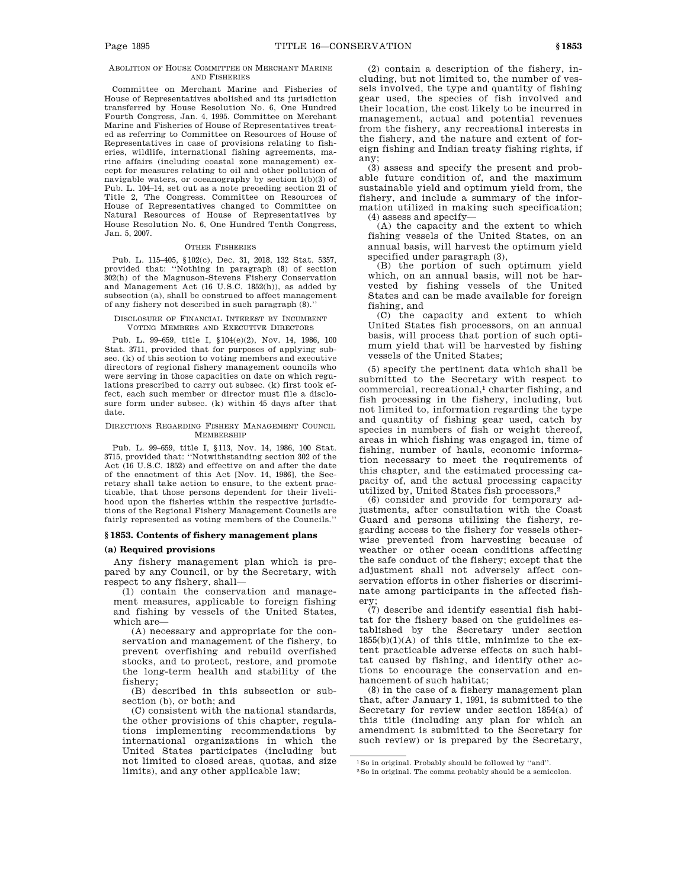ABOLITION OF HOUSE COMMITTEE ON MERCHANT MARINE AND FISHERIES

Committee on Merchant Marine and Fisheries of House of Representatives abolished and its jurisdiction transferred by House Resolution No. 6, One Hundred Fourth Congress, Jan. 4, 1995. Committee on Merchant Marine and Fisheries of House of Representatives treated as referring to Committee on Resources of House of Representatives in case of provisions relating to fisheries, wildlife, international fishing agreements, marine affairs (including coastal zone management) except for measures relating to oil and other pollution of navigable waters, or oceanography by section 1(b)(3) of Pub. L. 104–14, set out as a note preceding section 21 of Title 2, The Congress. Committee on Resources of House of Representatives changed to Committee on Natural Resources of House of Representatives by House Resolution No. 6, One Hundred Tenth Congress, Jan. 5, 2007.

OTHER FISHERIES

Pub. L. 115–405, §102(c), Dec. 31, 2018, 132 Stat. 5357, provided that: "Nothing in paragraph (8) of section 302(h) of the Magnuson-Stevens Fishery Conservation and Management Act (16 U.S.C. 1852(h)), as added by subsection (a), shall be construed to affect management of any fishery not described in such paragraph (8)."

DISCLOSURE OF FINANCIAL INTEREST BY INCUMBENT VOTING MEMBERS AND EXECUTIVE DIRECTORS

Pub. L. 99–659, title I, §104(e)(2), Nov. 14, 1986, 100 Stat. 3711, provided that for purposes of applying subsec. (k) of this section to voting members and executive directors of regional fishery management councils who were serving in those capacities on date on which regulations prescribed to carry out subsec. (k) first took effect, each such member or director must file a disclosure form under subsec. (k) within 45 days after that date.

DIRECTIONS REGARDING FISHERY MANAGEMENT COUNCIL MEMBERSHIP

Pub. L. 99–659, title I, §113, Nov. 14, 1986, 100 Stat. 3715, provided that: "Notwithstanding section 302 of the Act (16 U.S.C. 1852) and effective on and after the date of the enactment of this Act [Nov. 14, 1986], the Secretary shall take action to ensure, to the extent practicable, that those persons dependent for their livelihood upon the fisheries within the respective jurisdictions of the Regional Fishery Management Councils are fairly represented as voting members of the Councils."

## §1853. Contents of fishery management plans

### (a) Required provisions

Any fishery management plan which is prepared by any Council, or by the Secretary, with respect to any fishery, shall—

(1) contain the conservation and management measures, applicable to foreign fishing and fishing by vessels of the United States, which are—

(A) necessary and appropriate for the conservation and management of the fishery, to prevent overfishing and rebuild overfished stocks, and to protect, restore, and promote the long-term health and stability of the fishery;

(B) described in this subsection or subsection (b), or both; and

(C) consistent with the national standards, the other provisions of this chapter, regulations implementing recommendations by international organizations in which the United States participates (including but not limited to closed areas, quotas, and size limits), and any other applicable law;

(2) contain a description of the fishery, including, but not limited to, the number of vessels involved, the type and quantity of fishing gear used, the species of fish involved and their location, the cost likely to be incurred in management, actual and potential revenues from the fishery, any recreational interests in the fishery, and the nature and extent of foreign fishing and Indian treaty fishing rights, if any;

(3) assess and specify the present and probable future condition of, and the maximum sustainable yield and optimum yield from, the fishery, and include a summary of the information utilized in making such specification;

(4) assess and specify—

(A) the capacity and the extent to which fishing vessels of the United States, on an annual basis, will harvest the optimum yield specified under paragraph (3),

(B) the portion of such optimum yield which, on an annual basis, will not be harvested by fishing vessels of the United States and can be made available for foreign fishing, and

(C) the capacity and extent to which United States fish processors, on an annual basis, will process that portion of such optimum yield that will be harvested by fishing vessels of the United States;

(5) specify the pertinent data which shall be submitted to the Secretary with respect to commercial, recreational,[1] charter fishing, and fish processing in the fishery, including, but not limited to, information regarding the type and quantity of fishing gear used, catch by species in numbers of fish or weight thereof, areas in which fishing was engaged in, time of fishing, number of hauls, economic information necessary to meet the requirements of this chapter, and the estimated processing capacity of, and the actual processing capacity utilized by, United States fish processors,[2]

(6) consider and provide for temporary adjustments, after consultation with the Coast Guard and persons utilizing the fishery, regarding access to the fishery for vessels otherwise prevented from harvesting because of weather or other ocean conditions affecting the safe conduct of the fishery; except that the adjustment shall not adversely affect conservation efforts in other fisheries or discriminate among participants in the affected fishery;

(7) describe and identify essential fish habitat for the fishery based on the guidelines established by the Secretary under section 1855(b)(1)(A) of this title, minimize to the extent practicable adverse effects on such habitat caused by fishing, and identify other actions to encourage the conservation and enhancement of such habitat;

(8) in the case of a fishery management plan that, after January 1, 1991, is submitted to the Secretary for review under section 1854(a) of this title (including any plan for which an amendment is submitted to the Secretary for such review) or is prepared by the Secretary,

---

[1] So in original. Probably should be followed by "and".

[2] So in original. The comma probably should be a semicolon.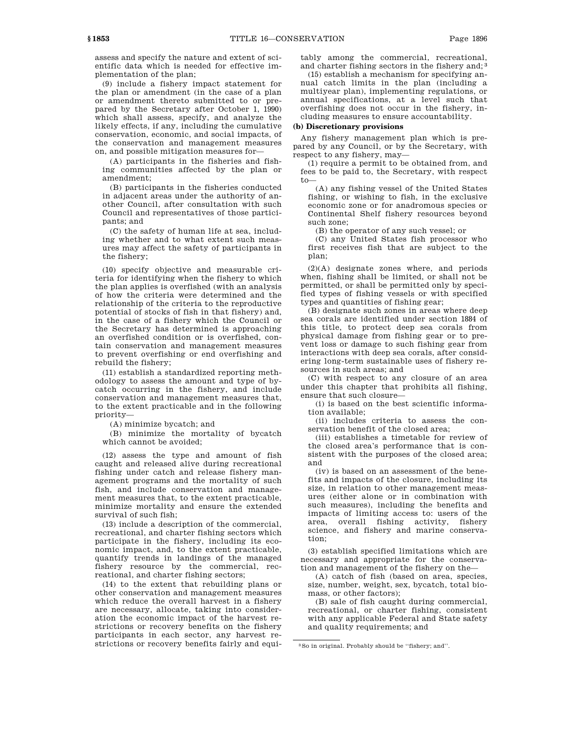assess and specify the nature and extent of scientific data which is needed for effective implementation of the plan;

(9) include a fishery impact statement for the plan or amendment (in the case of a plan or amendment thereto submitted to or prepared by the Secretary after October 1, 1990) which shall assess, specify, and analyze the likely effects, if any, including the cumulative conservation, economic, and social impacts, of the conservation and management measures on, and possible mitigation measures for—

(A) participants in the fisheries and fishing communities affected by the plan or amendment;

(B) participants in the fisheries conducted in adjacent areas under the authority of another Council, after consultation with such Council and representatives of those participants; and

(C) the safety of human life at sea, including whether and to what extent such measures may affect the safety of participants in the fishery;

(10) specify objective and measurable criteria for identifying when the fishery to which the plan applies is overfished (with an analysis of how the criteria were determined and the relationship of the criteria to the reproductive potential of stocks of fish in that fishery) and, in the case of a fishery which the Council or the Secretary has determined is approaching an overfished condition or is overfished, contain conservation and management measures to prevent overfishing or end overfishing and rebuild the fishery;

(11) establish a standardized reporting methodology to assess the amount and type of bycatch occurring in the fishery, and include conservation and management measures that, to the extent practicable and in the following priority—

(A) minimize bycatch; and

(B) minimize the mortality of bycatch which cannot be avoided;

(12) assess the type and amount of fish caught and released alive during recreational fishing under catch and release fishery management programs and the mortality of such fish, and include conservation and management measures that, to the extent practicable, minimize mortality and ensure the extended survival of such fish;

(13) include a description of the commercial, recreational, and charter fishing sectors which participate in the fishery, including its economic impact, and, to the extent practicable, quantify trends in landings of the managed fishery resource by the commercial, recreational, and charter fishing sectors;

(14) to the extent that rebuilding plans or other conservation and management measures which reduce the overall harvest in a fishery are necessary, allocate, taking into consideration the economic impact of the harvest restrictions or recovery benefits on the fishery participants in each sector, any harvest restrictions or recovery benefits fairly and equitably among the commercial, recreational, and charter fishing sectors in the fishery and; [3]

(15) establish a mechanism for specifying annual catch limits in the plan (including a multiyear plan), implementing regulations, or annual specifications, at a level such that overfishing does not occur in the fishery, including measures to ensure accountability.

**(b) Discretionary provisions**

Any fishery management plan which is prepared by any Council, or by the Secretary, with respect to any fishery, may—

(1) require a permit to be obtained from, and fees to be paid to, the Secretary, with respect to—

(A) any fishing vessel of the United States fishing, or wishing to fish, in the exclusive economic zone or for anadromous species or Continental Shelf fishery resources beyond such zone;

(B) the operator of any such vessel; or

(C) any United States fish processor who first receives fish that are subject to the plan;

(2)(A) designate zones where, and periods when, fishing shall be limited, or shall not be permitted, or shall be permitted only by specified types of fishing vessels or with specified types and quantities of fishing gear;

(B) designate such zones in areas where deep sea corals are identified under section 1884 of this title, to protect deep sea corals from physical damage from fishing gear or to prevent loss or damage to such fishing gear from interactions with deep sea corals, after considering long-term sustainable uses of fishery resources in such areas; and

(C) with respect to any closure of an area under this chapter that prohibits all fishing, ensure that such closure—

(i) is based on the best scientific information available;

(ii) includes criteria to assess the conservation benefit of the closed area;

(iii) establishes a timetable for review of the closed area's performance that is consistent with the purposes of the closed area; and

(iv) is based on an assessment of the benefits and impacts of the closure, including its size, in relation to other management measures (either alone or in combination with such measures), including the benefits and impacts of limiting access to: users of the area, overall fishing activity, fishery science, and fishery and marine conservation;

(3) establish specified limitations which are necessary and appropriate for the conservation and management of the fishery on the—

(A) catch of fish (based on area, species, size, number, weight, sex, bycatch, total biomass, or other factors);

(B) sale of fish caught during commercial, recreational, or charter fishing, consistent with any applicable Federal and State safety and quality requirements; and

---

[3] So in original. Probably should be "fishery; and".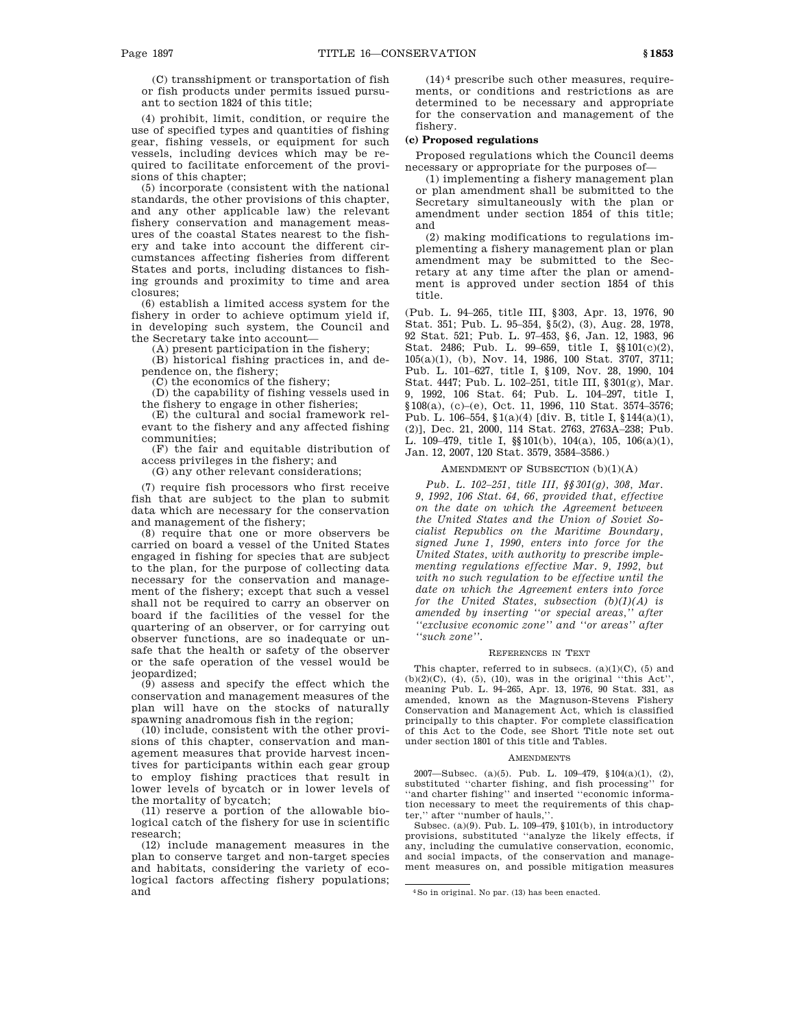(C) transshipment or transportation of fish or fish products under permits issued pursuant to section 1824 of this title;

(4) prohibit, limit, condition, or require the use of specified types and quantities of fishing gear, fishing vessels, or equipment for such vessels, including devices which may be required to facilitate enforcement of the provisions of this chapter;

(5) incorporate (consistent with the national standards, the other provisions of this chapter, and any other applicable law) the relevant fishery conservation and management measures of the coastal States nearest to the fishery and take into account the different circumstances affecting fisheries from different States and ports, including distances to fishing grounds and proximity to time and area closures;

(6) establish a limited access system for the fishery in order to achieve optimum yield if, in developing such system, the Council and the Secretary take into account—

(A) present participation in the fishery;

(B) historical fishing practices in, and dependence on, the fishery;

(C) the economics of the fishery;

(D) the capability of fishing vessels used in the fishery to engage in other fisheries;

(E) the cultural and social framework relevant to the fishery and any affected fishing communities;

(F) the fair and equitable distribution of access privileges in the fishery; and

(G) any other relevant considerations;

(7) require fish processors who first receive fish that are subject to the plan to submit data which are necessary for the conservation and management of the fishery;

(8) require that one or more observers be carried on board a vessel of the United States engaged in fishing for species that are subject to the plan, for the purpose of collecting data necessary for the conservation and management of the fishery; except that such a vessel shall not be required to carry an observer on board if the facilities of the vessel for the quartering of an observer, or for carrying out observer functions, are so inadequate or unsafe that the health or safety of the observer or the safe operation of the vessel would be jeopardized;

(9) assess and specify the effect which the conservation and management measures of the plan will have on the stocks of naturally spawning anadromous fish in the region;

(10) include, consistent with the other provisions of this chapter, conservation and management measures that provide harvest incentives for participants within each gear group to employ fishing practices that result in lower levels of bycatch or in lower levels of the mortality of bycatch;

(11) reserve a portion of the allowable biological catch of the fishery for use in scientific research;

(12) include management measures in the plan to conserve target and non-target species and habitats, considering the variety of ecological factors affecting fishery populations; and

(14)[4] prescribe such other measures, requirements, or conditions and restrictions as are determined to be necessary and appropriate for the conservation and management of the fishery.

**(c) Proposed regulations**

Proposed regulations which the Council deems necessary or appropriate for the purposes of—

(1) implementing a fishery management plan or plan amendment shall be submitted to the Secretary simultaneously with the plan or amendment under section 1854 of this title; and

(2) making modifications to regulations implementing a fishery management plan or plan amendment may be submitted to the Secretary at any time after the plan or amendment is approved under section 1854 of this title.

(Pub. L. 94–265, title III, §303, Apr. 13, 1976, 90 Stat. 351; Pub. L. 95–354, §5(2), (3), Aug. 28, 1978, 92 Stat. 521; Pub. L. 97–453, §6, Jan. 12, 1983, 96 Stat. 2486; Pub. L. 99–659, title I, §§101(c)(2), 105(a)(1), (b), Nov. 14, 1986, 100 Stat. 3707, 3711; Pub. L. 101–627, title I, §109, Nov. 28, 1990, 104 Stat. 4447; Pub. L. 102–251, title III, §301(g), Mar. 9, 1992, 106 Stat. 64; Pub. L. 104–297, title I, §108(a), (c)–(e), Oct. 11, 1996, 110 Stat. 3574–3576; Pub. L. 106–554, §1(a)(4) [div. B, title I, §144(a)(1), (2)], Dec. 21, 2000, 114 Stat. 2763, 2763A–238; Pub. L. 109–479, title I, §§101(b), 104(a), 105, 106(a)(1), Jan. 12, 2007, 120 Stat. 3579, 3584–3586.)

AMENDMENT OF SUBSECTION (b)(1)(A)

*Pub. L. 102–251, title III, §§301(g), 308, Mar. 9, 1992, 106 Stat. 64, 66, provided that, effective on the date on which the Agreement between the United States and the Union of Soviet Socialist Republics on the Maritime Boundary, signed June 1, 1990, enters into force for the United States, with authority to prescribe implementing regulations effective Mar. 9, 1992, but with no such regulation to be effective until the date on which the Agreement enters into force for the United States, subsection (b)(1)(A) is amended by inserting ''or special areas,'' after ''exclusive economic zone'' and ''or areas'' after ''such zone''.*

REFERENCES IN TEXT

This chapter, referred to in subsecs. (a)(1)(C), (5) and (b)(2)(C), (4), (5), (10), was in the original ''this Act'', meaning Pub. L. 94–265, Apr. 13, 1976, 90 Stat. 331, as amended, known as the Magnuson-Stevens Fishery Conservation and Management Act, which is classified principally to this chapter. For complete classification of this Act to the Code, see Short Title note set out under section 1801 of this title and Tables.

AMENDMENTS

2007—Subsec. (a)(5). Pub. L. 109–479, §104(a)(1), (2), substituted ''charter fishing, and fish processing'' for ''and charter fishing'' and inserted ''economic information necessary to meet the requirements of this chapter,'' after ''number of hauls,''.

Subsec. (a)(9). Pub. L. 109–479, §101(b), in introductory provisions, substituted ''analyze the likely effects, if any, including the cumulative conservation, economic, and social impacts, of the conservation and management measures on, and possible mitigation measures

[4] So in original. No par. (13) has been enacted.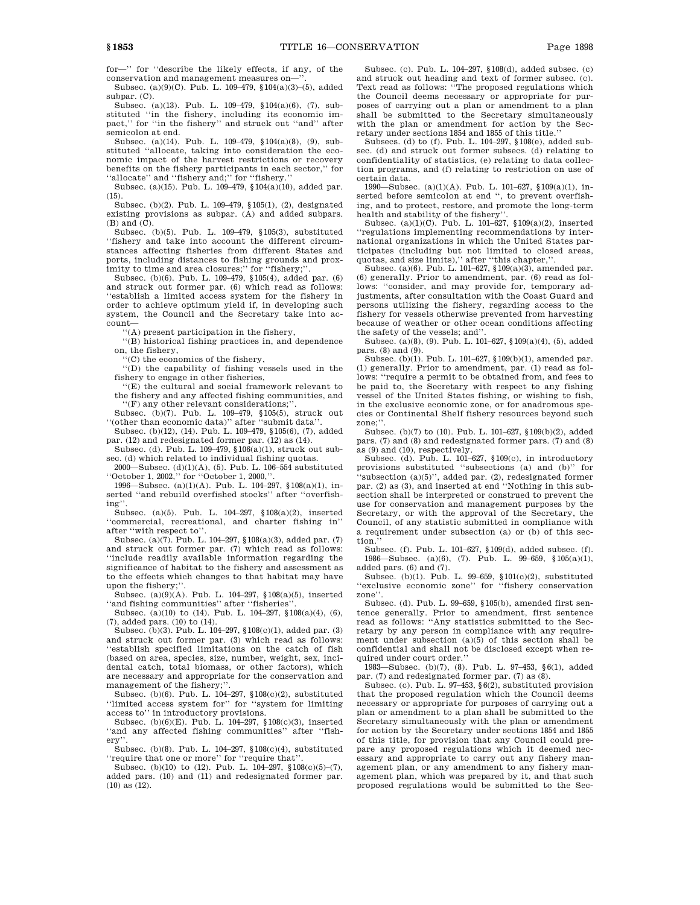for—'' for ''describe the likely effects, if any, of the conservation and management measures on—''.

Subsec. (a)(9)(C). Pub. L. 109–479, §104(a)(3)–(5), added subpar. (C).

Subsec. (a)(13). Pub. L. 109–479, §104(a)(6), (7), substituted ''in the fishery, including its economic impact,'' for ''in the fishery'' and struck out ''and'' after semicolon at end.

Subsec. (a)(14). Pub. L. 109–479, §104(a)(8), (9), substituted ''allocate, taking into consideration the economic impact of the harvest restrictions or recovery benefits on the fishery participants in each sector,'' for ''allocate'' and ''fishery and;'' for ''fishery.''

Subsec. (a)(15). Pub. L. 109–479, §104(a)(10), added par. (15).

Subsec. (b)(2). Pub. L. 109–479, §105(1), (2), designated existing provisions as subpar. (A) and added subpars. (B) and (C).

Subsec. (b)(5). Pub. L. 109–479, §105(3), substituted ''fishery and take into account the different circumstances affecting fisheries from different States and ports, including distances to fishing grounds and proximity to time and area closures;'' for ''fishery;''.

Subsec. (b)(6). Pub. L. 109–479, §105(4), added par. (6) and struck out former par. (6) which read as follows: ''establish a limited access system for the fishery in order to achieve optimum yield if, in developing such system, the Council and the Secretary take into account—

''(A) present participation in the fishery,

''(B) historical fishing practices in, and dependence on, the fishery,

''(C) the economics of the fishery,

''(D) the capability of fishing vessels used in the fishery to engage in other fisheries,

''(E) the cultural and social framework relevant to the fishery and any affected fishing communities, and

''(F) any other relevant considerations;''.

Subsec. (b)(7). Pub. L. 109–479, §105(5), struck out ''(other than economic data)'' after ''submit data''.

Subsec. (b)(12), (14). Pub. L. 109–479, §105(6), (7), added par. (12) and redesignated former par. (12) as (14).

Subsec. (d). Pub. L. 109–479, §106(a)(1), struck out subsec. (d) which related to individual fishing quotas.

2000—Subsec. (d)(1)(A), (5). Pub. L. 106–554 substituted ''October 1, 2002,'' for ''October 1, 2000,''.

1996—Subsec. (a)(1)(A). Pub. L. 104–297, §108(a)(1), inserted ''and rebuild overfished stocks'' after ''overfishing''.

Subsec. (a)(5). Pub. L. 104–297, §108(a)(2), inserted ''commercial, recreational, and charter fishing in'' after ''with respect to''.

Subsec. (a)(7). Pub. L. 104–297, §108(a)(3), added par. (7) and struck out former par. (7) which read as follows: ''include readily available information regarding the significance of habitat to the fishery and assessment as to the effects which changes to that habitat may have upon the fishery;''.

Subsec. (a)(9)(A). Pub. L. 104–297, §108(a)(5), inserted ''and fishing communities'' after ''fisheries''.

Subsec. (a)(10) to (14). Pub. L. 104–297, §108(a)(4), (6), (7), added pars. (10) to (14).

Subsec. (b)(3). Pub. L. 104–297, §108(c)(1), added par. (3) and struck out former par. (3) which read as follows: ''establish specified limitations on the catch of fish (based on area, species, size, number, weight, sex, incidental catch, total biomass, or other factors), which are necessary and appropriate for the conservation and management of the fishery;''.

Subsec. (b)(6). Pub. L. 104–297, §108(c)(2), substituted ''limited access system for'' for ''system for limiting access to'' in introductory provisions.

Subsec. (b)(6)(E). Pub. L. 104–297, §108(c)(3), inserted ''and any affected fishing communities'' after ''fishery''.

Subsec. (b)(8). Pub. L. 104–297, §108(c)(4), substituted ''require that one or more'' for ''require that''.

Subsec. (b)(10) to (12). Pub. L. 104–297, §108(c)(5)–(7), added pars. (10) and (11) and redesignated former par. (10) as (12).

Subsec. (c). Pub. L. 104–297, §108(d), added subsec. (c) and struck out heading and text of former subsec. (c). Text read as follows: ''The proposed regulations which the Council deems necessary or appropriate for purposes of carrying out a plan or amendment to a plan shall be submitted to the Secretary simultaneously with the plan or amendment for action by the Secretary under sections 1854 and 1855 of this title.''

Subsecs. (d) to (f). Pub. L. 104–297, §108(e), added subsec. (d) and struck out former subsecs. (d) relating to confidentiality of statistics, (e) relating to data collection programs, and (f) relating to restriction on use of certain data.

1990—Subsec. (a)(1)(A). Pub. L. 101–627, §109(a)(1), inserted before semicolon at end '', to prevent overfishing, and to protect, restore, and promote the long-term health and stability of the fishery''.

Subsec. (a)(1)(C). Pub. L. 101–627, §109(a)(2), inserted ''regulations implementing recommendations by international organizations in which the United States participates (including but not limited to closed areas, quotas, and size limits),'' after ''this chapter,''.

Subsec. (a)(6). Pub. L. 101–627, §109(a)(3), amended par. (6) generally. Prior to amendment, par. (6) read as follows: ''consider, and may provide for, temporary adjustments, after consultation with the Coast Guard and persons utilizing the fishery, regarding access to the fishery for vessels otherwise prevented from harvesting because of weather or other ocean conditions affecting the safety of the vessels; and''.

Subsec. (a)(8), (9). Pub. L. 101–627, §109(a)(4), (5), added pars. (8) and (9).

Subsec. (b)(1). Pub. L. 101–627, §109(b)(1), amended par. (1) generally. Prior to amendment, par. (1) read as follows: ''require a permit to be obtained from, and fees to be paid to, the Secretary with respect to any fishing vessel of the United States fishing, or wishing to fish, in the exclusive economic zone, or for anadromous species or Continental Shelf fishery resources beyond such zone;''.

Subsec. (b)(7) to (10). Pub. L. 101–627, §109(b)(2), added pars. (7) and (8) and redesignated former pars. (7) and (8) as (9) and (10), respectively.

Subsec. (d). Pub. L. 101–627, §109(c), in introductory provisions substituted ''subsections (a) and (b)'' for ''subsection (a)(5)'', added par. (2), redesignated former par. (2) as (3), and inserted at end ''Nothing in this subsection shall be interpreted or construed to prevent the use for conservation and management purposes by the Secretary, or with the approval of the Secretary, the Council, of any statistic submitted in compliance with a requirement under subsection (a) or (b) of this section.''

Subsec. (f). Pub. L. 101–627, §109(d), added subsec. (f).

1986—Subsec. (a)(6), (7). Pub. L. 99–659, §105(a)(1), added pars. (6) and (7).

Subsec. (b)(1). Pub. L. 99–659, §101(c)(2), substituted ''exclusive economic zone'' for ''fishery conservation zone''.

Subsec. (d). Pub. L. 99–659, §105(b), amended first sentence generally. Prior to amendment, first sentence read as follows: ''Any statistics submitted to the Secretary by any person in compliance with any requirement under subsection (a)(5) of this section shall be confidential and shall not be disclosed except when required under court order.''

1983—Subsec. (b)(7), (8). Pub. L. 97–453, §6(1), added par. (7) and redesignated former par. (7) as (8).

Subsec. (c). Pub. L. 97–453, §6(2), substituted provision that the proposed regulation which the Council deems necessary or appropriate for purposes of carrying out a plan or amendment to a plan shall be submitted to the Secretary simultaneously with the plan or amendment for action by the Secretary under sections 1854 and 1855 of this title, for provision that any Council could prepare any proposed regulations which it deemed necessary and appropriate to carry out any fishery management plan, or any amendment to any fishery management plan, which was prepared by it, and that such proposed regulations would be submitted to the Sec-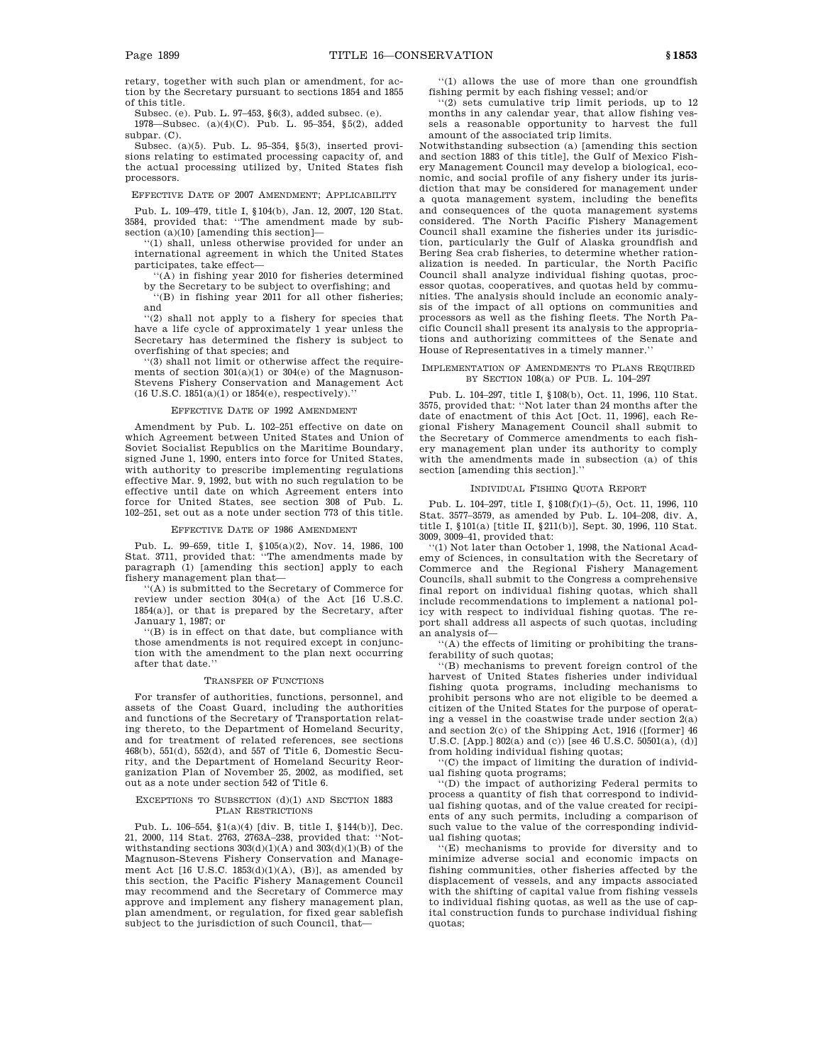retary, together with such plan or amendment, for action by the Secretary pursuant to sections 1854 and 1855 of this title.

Subsec. (e). Pub. L. 97–453, §6(3), added subsec. (e).

1978—Subsec. (a)(4)(C). Pub. L. 95–354, §5(2), added subpar. (C).

Subsec. (a)(5). Pub. L. 95–354, §5(3), inserted provisions relating to estimated processing capacity of, and the actual processing utilized by, United States fish processors.

### Effective Date of 2007 Amendment; Applicability

Pub. L. 109–479, title I, §104(b), Jan. 12, 2007, 120 Stat. 3584, provided that: ''The amendment made by subsection (a)(10) [amending this section]—

''(1) shall, unless otherwise provided for under an international agreement in which the United States participates, take effect—

''(A) in fishing year 2010 for fisheries determined by the Secretary to be subject to overfishing; and

''(B) in fishing year 2011 for all other fisheries; and

''(2) shall not apply to a fishery for species that have a life cycle of approximately 1 year unless the Secretary has determined the fishery is subject to overfishing of that species; and

''(3) shall not limit or otherwise affect the requirements of section 301(a)(1) or 304(e) of the Magnuson-Stevens Fishery Conservation and Management Act (16 U.S.C. 1851(a)(1) or 1854(e), respectively).''

### Effective Date of 1992 Amendment

Amendment by Pub. L. 102–251 effective on date on which Agreement between United States and Union of Soviet Socialist Republics on the Maritime Boundary, signed June 1, 1990, enters into force for United States, with authority to prescribe implementing regulations effective Mar. 9, 1992, but with no such regulation to be effective until date on which Agreement enters into force for United States, see section 308 of Pub. L. 102–251, set out as a note under section 773 of this title.

### Effective Date of 1986 Amendment

Pub. L. 99–659, title I, §105(a)(2), Nov. 14, 1986, 100 Stat. 3711, provided that: ''The amendments made by paragraph (1) [amending this section] apply to each fishery management plan that—

''(A) is submitted to the Secretary of Commerce for review under section 304(a) of the Act [16 U.S.C. 1854(a)], or that is prepared by the Secretary, after January 1, 1987; or

''(B) is in effect on that date, but compliance with those amendments is not required except in conjunction with the amendment to the plan next occurring after that date.''

### Transfer of Functions

For transfer of authorities, functions, personnel, and assets of the Coast Guard, including the authorities and functions of the Secretary of Transportation relating thereto, to the Department of Homeland Security, and for treatment of related references, see sections 468(b), 551(d), 552(d), and 557 of Title 6, Domestic Security, and the Department of Homeland Security Reorganization Plan of November 25, 2002, as modified, set out as a note under section 542 of Title 6.

### Exceptions to Subsection (d)(1) and Section 1883 Plan Restrictions

Pub. L. 106–554, §1(a)(4) [div. B, title I, §144(b)], Dec. 21, 2000, 114 Stat. 2763, 2763A–238, provided that: ''Notwithstanding sections 303(d)(1)(A) and 303(d)(1)(B) of the Magnuson-Stevens Fishery Conservation and Management Act [16 U.S.C. 1853(d)(1)(A), (B)], as amended by this section, the Pacific Fishery Management Council may recommend and the Secretary of Commerce may approve and implement any fishery management plan, plan amendment, or regulation, for fixed gear sablefish subject to the jurisdiction of such Council, that—

''(1) allows the use of more than one groundfish fishing permit by each fishing vessel; and/or

''(2) sets cumulative trip limit periods, up to 12 months in any calendar year, that allow fishing vessels a reasonable opportunity to harvest the full amount of the associated trip limits.

Notwithstanding subsection (a) [amending this section and section 1883 of this title], the Gulf of Mexico Fishery Management Council may develop a biological, economic, and social profile of any fishery under its jurisdiction that may be considered for management under a quota management system, including the benefits and consequences of the quota management systems considered. The North Pacific Fishery Management Council shall examine the fisheries under its jurisdiction, particularly the Gulf of Alaska groundfish and Bering Sea crab fisheries, to determine whether rationalization is needed. In particular, the North Pacific Council shall analyze individual fishing quotas, processor quotas, cooperatives, and quotas held by communities. The analysis should include an economic analysis of the impact of all options on communities and processors as well as the fishing fleets. The North Pacific Council shall present its analysis to the appropriations and authorizing committees of the Senate and House of Representatives in a timely manner.''

### Implementation of Amendments to Plans Required by Section 108(a) of Pub. L. 104–297

Pub. L. 104–297, title I, §108(b), Oct. 11, 1996, 110 Stat. 3575, provided that: ''Not later than 24 months after the date of enactment of this Act [Oct. 11, 1996], each Regional Fishery Management Council shall submit to the Secretary of Commerce amendments to each fishery management plan under its authority to comply with the amendments made in subsection (a) of this section [amending this section].''

### Individual Fishing Quota Report

Pub. L. 104–297, title I, §108(f)(1)–(5), Oct. 11, 1996, 110 Stat. 3577–3579, as amended by Pub. L. 104–208, div. A, title I, §101(a) [title II, §211(b)], Sept. 30, 1996, 110 Stat. 3009, 3009–41, provided that:

''(1) Not later than October 1, 1998, the National Academy of Sciences, in consultation with the Secretary of Commerce and the Regional Fishery Management Councils, shall submit to the Congress a comprehensive final report on individual fishing quotas, which shall include recommendations to implement a national policy with respect to individual fishing quotas. The report shall address all aspects of such quotas, including an analysis of—

''(A) the effects of limiting or prohibiting the transferability of such quotas;

''(B) mechanisms to prevent foreign control of the harvest of United States fisheries under individual fishing quota programs, including mechanisms to prohibit persons who are not eligible to be deemed a citizen of the United States for the purpose of operating a vessel in the coastwise trade under section 2(a) and section 2(c) of the Shipping Act, 1916 ([former] 46 U.S.C. [App.] 802(a) and (c)) [see 46 U.S.C. 50501(a), (d)] from holding individual fishing quotas;

''(C) the impact of limiting the duration of individual fishing quota programs;

''(D) the impact of authorizing Federal permits to process a quantity of fish that correspond to individual fishing quotas, and of the value created for recipients of any such permits, including a comparison of such value to the value of the corresponding individual fishing quotas;

''(E) mechanisms to provide for diversity and to minimize adverse social and economic impacts on fishing communities, other fisheries affected by the displacement of vessels, and any impacts associated with the shifting of capital value from fishing vessels to individual fishing quotas, as well as the use of capital construction funds to purchase individual fishing quotas;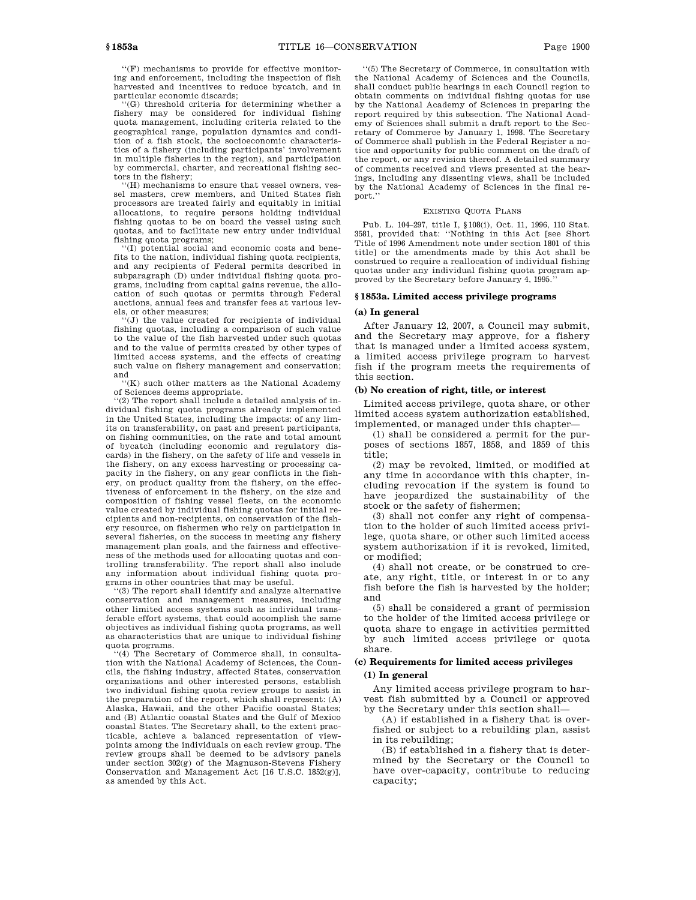"(F) mechanisms to provide for effective monitoring and enforcement, including the inspection of fish harvested and incentives to reduce bycatch, and in particular economic discards;

"(G) threshold criteria for determining whether a fishery may be considered for individual fishing quota management, including criteria related to the geographical range, population dynamics and condition of a fish stock, the socioeconomic characteristics of a fishery (including participants' involvement in multiple fisheries in the region), and participation by commercial, charter, and recreational fishing sectors in the fishery;

"(H) mechanisms to ensure that vessel owners, vessel masters, crew members, and United States fish processors are treated fairly and equitably in initial allocations, to require persons holding individual fishing quotas to be on board the vessel using such quotas, and to facilitate new entry under individual fishing quota programs;

"(I) potential social and economic costs and benefits to the nation, individual fishing quota recipients, and any recipients of Federal permits described in subparagraph (D) under individual fishing quota programs, including from capital gains revenue, the allocation of such quotas or permits through Federal auctions, annual fees and transfer fees at various levels, or other measures;

"(J) the value created for recipients of individual fishing quotas, including a comparison of such value to the value of the fish harvested under such quotas and to the value of permits created by other types of limited access systems, and the effects of creating such value on fishery management and conservation; and

"(K) such other matters as the National Academy of Sciences deems appropriate.

"(2) The report shall include a detailed analysis of individual fishing quota programs already implemented in the United States, including the impacts: of any limits on transferability, on past and present participants, on fishing communities, on the rate and total amount of bycatch (including economic and regulatory discards) in the fishery, on the safety of life and vessels in the fishery, on any excess harvesting or processing capacity in the fishery, on any gear conflicts in the fishery, on product quality from the fishery, on the effectiveness of enforcement in the fishery, on the size and composition of fishing vessel fleets, on the economic value created by individual fishing quotas for initial recipients and non-recipients, on conservation of the fishery resource, on fishermen who rely on participation in several fisheries, on the success in meeting any fishery management plan goals, and the fairness and effectiveness of the methods used for allocating quotas and controlling transferability. The report shall also include any information about individual fishing quota programs in other countries that may be useful.

"(3) The report shall identify and analyze alternative conservation and management measures, including other limited access systems such as individual transferable effort systems, that could accomplish the same objectives as individual fishing quota programs, as well as characteristics that are unique to individual fishing quota programs.

"(4) The Secretary of Commerce shall, in consultation with the National Academy of Sciences, the Councils, the fishing industry, affected States, conservation organizations and other interested persons, establish two individual fishing quota review groups to assist in the preparation of the report, which shall represent: (A) Alaska, Hawaii, and the other Pacific coastal States; and (B) Atlantic coastal States and the Gulf of Mexico coastal States. The Secretary shall, to the extent practicable, achieve a balanced representation of viewpoints among the individuals on each review group. The review groups shall be deemed to be advisory panels under section 302(g) of the Magnuson-Stevens Fishery Conservation and Management Act [16 U.S.C. 1852(g)], as amended by this Act.

"(5) The Secretary of Commerce, in consultation with the National Academy of Sciences and the Councils, shall conduct public hearings in each Council region to obtain comments on individual fishing quotas for use by the National Academy of Sciences in preparing the report required by this subsection. The National Academy of Sciences shall submit a draft report to the Secretary of Commerce by January 1, 1998. The Secretary of Commerce shall publish in the Federal Register a notice and opportunity for public comment on the draft of the report, or any revision thereof. A detailed summary of comments received and views presented at the hearings, including any dissenting views, shall be included by the National Academy of Sciences in the final report."

EXISTING QUOTA PLANS

Pub. L. 104–297, title I, §108(i), Oct. 11, 1996, 110 Stat. 3581, provided that: "Nothing in this Act [see Short Title of 1996 Amendment note under section 1801 of this title] or the amendments made by this Act shall be construed to require a reallocation of individual fishing quotas under any individual fishing quota program approved by the Secretary before January 4, 1995."

### §1853a. Limited access privilege programs

#### (a) In general

After January 12, 2007, a Council may submit, and the Secretary may approve, for a fishery that is managed under a limited access system, a limited access privilege program to harvest fish if the program meets the requirements of this section.

#### (b) No creation of right, title, or interest

Limited access privilege, quota share, or other limited access system authorization established, implemented, or managed under this chapter—

(1) shall be considered a permit for the purposes of sections 1857, 1858, and 1859 of this title;

(2) may be revoked, limited, or modified at any time in accordance with this chapter, including revocation if the system is found to have jeopardized the sustainability of the stock or the safety of fishermen;

(3) shall not confer any right of compensation to the holder of such limited access privilege, quota share, or other such limited access system authorization if it is revoked, limited, or modified;

(4) shall not create, or be construed to create, any right, title, or interest in or to any fish before the fish is harvested by the holder; and

(5) shall be considered a grant of permission to the holder of the limited access privilege or quota share to engage in activities permitted by such limited access privilege or quota share.

#### (c) Requirements for limited access privileges

##### (1) In general

Any limited access privilege program to harvest fish submitted by a Council or approved by the Secretary under this section shall—

(A) if established in a fishery that is overfished or subject to a rebuilding plan, assist in its rebuilding;

(B) if established in a fishery that is determined by the Secretary or the Council to have over-capacity, contribute to reducing capacity;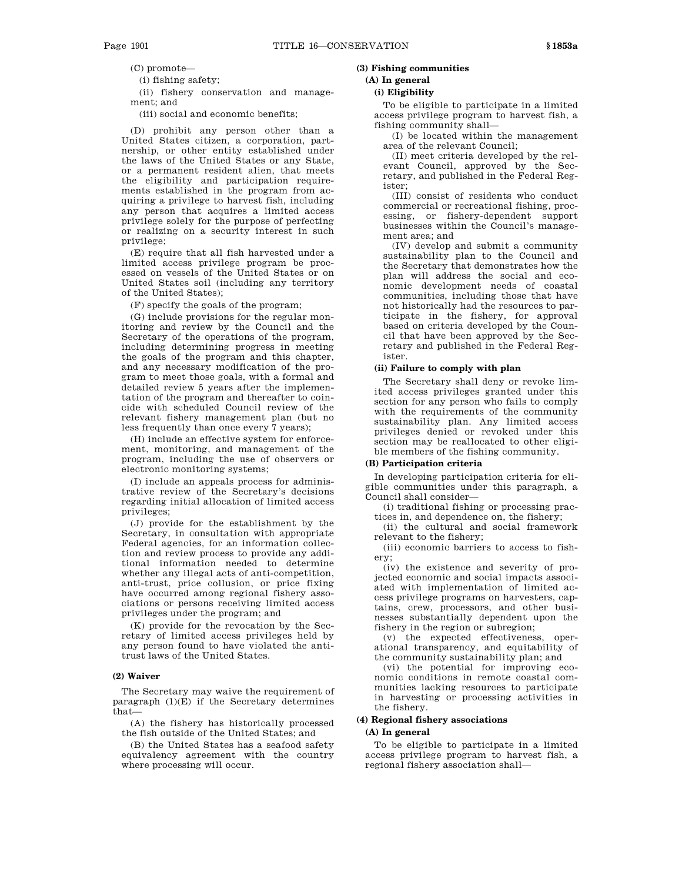(C) promote—

(i) fishing safety;

(ii) fishery conservation and management; and

(iii) social and economic benefits;

(D) prohibit any person other than a United States citizen, a corporation, partnership, or other entity established under the laws of the United States or any State, or a permanent resident alien, that meets the eligibility and participation requirements established in the program from acquiring a privilege to harvest fish, including any person that acquires a limited access privilege solely for the purpose of perfecting or realizing on a security interest in such privilege;

(E) require that all fish harvested under a limited access privilege program be processed on vessels of the United States or on United States soil (including any territory of the United States);

(F) specify the goals of the program;

(G) include provisions for the regular monitoring and review by the Council and the Secretary of the operations of the program, including determining progress in meeting the goals of the program and this chapter, and any necessary modification of the program to meet those goals, with a formal and detailed review 5 years after the implementation of the program and thereafter to coincide with scheduled Council review of the relevant fishery management plan (but no less frequently than once every 7 years);

(H) include an effective system for enforcement, monitoring, and management of the program, including the use of observers or electronic monitoring systems;

(I) include an appeals process for administrative review of the Secretary's decisions regarding initial allocation of limited access privileges;

(J) provide for the establishment by the Secretary, in consultation with appropriate Federal agencies, for an information collection and review process to provide any additional information needed to determine whether any illegal acts of anti-competition, anti-trust, price collusion, or price fixing have occurred among regional fishery associations or persons receiving limited access privileges under the program; and

(K) provide for the revocation by the Secretary of limited access privileges held by any person found to have violated the antitrust laws of the United States.

**(2) Waiver**

The Secretary may waive the requirement of paragraph (1)(E) if the Secretary determines that—

(A) the fishery has historically processed the fish outside of the United States; and

(B) the United States has a seafood safety equivalency agreement with the country where processing will occur.

**(3) Fishing communities**

**(A) In general**

**(i) Eligibility**

To be eligible to participate in a limited access privilege program to harvest fish, a fishing community shall—

(I) be located within the management area of the relevant Council;

(II) meet criteria developed by the relevant Council, approved by the Secretary, and published in the Federal Register;

(III) consist of residents who conduct commercial or recreational fishing, processing, or fishery-dependent support businesses within the Council's management area; and

(IV) develop and submit a community sustainability plan to the Council and the Secretary that demonstrates how the plan will address the social and economic development needs of coastal communities, including those that have not historically had the resources to participate in the fishery, for approval based on criteria developed by the Council that have been approved by the Secretary and published in the Federal Register.

**(ii) Failure to comply with plan**

The Secretary shall deny or revoke limited access privileges granted under this section for any person who fails to comply with the requirements of the community sustainability plan. Any limited access privileges denied or revoked under this section may be reallocated to other eligible members of the fishing community.

**(B) Participation criteria**

In developing participation criteria for eligible communities under this paragraph, a Council shall consider—

(i) traditional fishing or processing practices in, and dependence on, the fishery;

(ii) the cultural and social framework relevant to the fishery;

(iii) economic barriers to access to fishery;

(iv) the existence and severity of projected economic and social impacts associated with implementation of limited access privilege programs on harvesters, captains, crew, processors, and other businesses substantially dependent upon the fishery in the region or subregion;

(v) the expected effectiveness, operational transparency, and equitability of the community sustainability plan; and

(vi) the potential for improving economic conditions in remote coastal communities lacking resources to participate in harvesting or processing activities in the fishery.

**(4) Regional fishery associations**

**(A) In general**

To be eligible to participate in a limited access privilege program to harvest fish, a regional fishery association shall—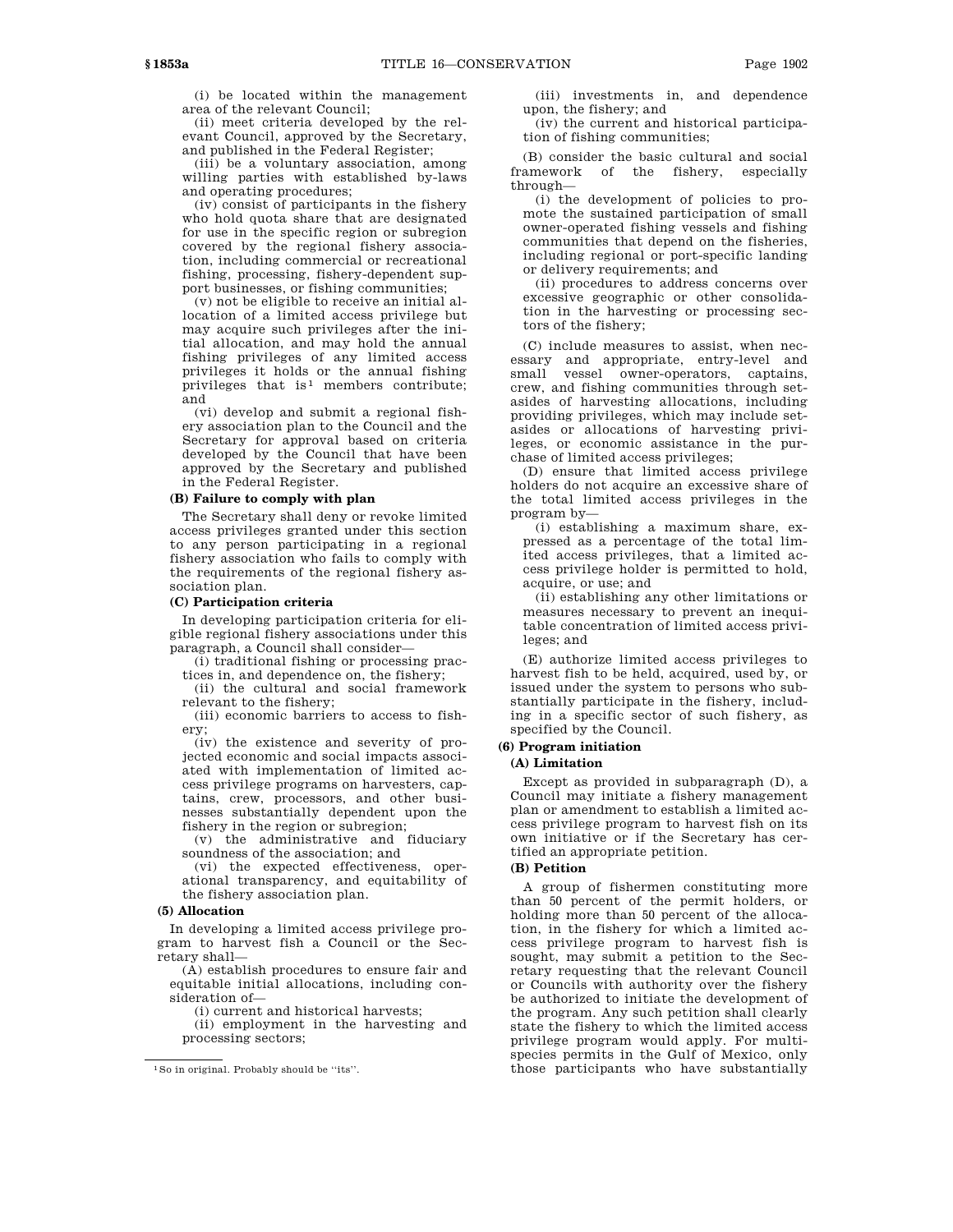(i) be located within the management area of the relevant Council;

(ii) meet criteria developed by the relevant Council, approved by the Secretary, and published in the Federal Register;

(iii) be a voluntary association, among willing parties with established by-laws and operating procedures;

(iv) consist of participants in the fishery who hold quota share that are designated for use in the specific region or subregion covered by the regional fishery association, including commercial or recreational fishing, processing, fishery-dependent support businesses, or fishing communities;

(v) not be eligible to receive an initial allocation of a limited access privilege but may acquire such privileges after the initial allocation, and may hold the annual fishing privileges of any limited access privileges it holds or the annual fishing privileges that is[1] members contribute; and

(vi) develop and submit a regional fishery association plan to the Council and the Secretary for approval based on criteria developed by the Council that have been approved by the Secretary and published in the Federal Register.

**(B) Failure to comply with plan**

The Secretary shall deny or revoke limited access privileges granted under this section to any person participating in a regional fishery association who fails to comply with the requirements of the regional fishery association plan.

**(C) Participation criteria**

In developing participation criteria for eligible regional fishery associations under this paragraph, a Council shall consider—

(i) traditional fishing or processing practices in, and dependence on, the fishery;

(ii) the cultural and social framework relevant to the fishery;

(iii) economic barriers to access to fishery;

(iv) the existence and severity of projected economic and social impacts associated with implementation of limited access privilege programs on harvesters, captains, crew, processors, and other businesses substantially dependent upon the fishery in the region or subregion;

(v) the administrative and fiduciary soundness of the association; and

(vi) the expected effectiveness, operational transparency, and equitability of the fishery association plan.

**(5) Allocation**

In developing a limited access privilege program to harvest fish a Council or the Secretary shall—

(A) establish procedures to ensure fair and equitable initial allocations, including consideration of—

(i) current and historical harvests;

(ii) employment in the harvesting and processing sectors;

(iii) investments in, and dependence upon, the fishery; and

(iv) the current and historical participation of fishing communities;

(B) consider the basic cultural and social framework of the fishery, especially through—

(i) the development of policies to promote the sustained participation of small owner-operated fishing vessels and fishing communities that depend on the fisheries, including regional or port-specific landing or delivery requirements; and

(ii) procedures to address concerns over excessive geographic or other consolidation in the harvesting or processing sectors of the fishery;

(C) include measures to assist, when necessary and appropriate, entry-level and small vessel owner-operators, captains, crew, and fishing communities through set-asides of harvesting allocations, including providing privileges, which may include set-asides or allocations of harvesting privileges, or economic assistance in the purchase of limited access privileges;

(D) ensure that limited access privilege holders do not acquire an excessive share of the total limited access privileges in the program by—

(i) establishing a maximum share, expressed as a percentage of the total limited access privileges, that a limited access privilege holder is permitted to hold, acquire, or use; and

(ii) establishing any other limitations or measures necessary to prevent an inequitable concentration of limited access privileges; and

(E) authorize limited access privileges to harvest fish to be held, acquired, used by, or issued under the system to persons who substantially participate in the fishery, including in a specific sector of such fishery, as specified by the Council.

**(6) Program initiation**

**(A) Limitation**

Except as provided in subparagraph (D), a Council may initiate a fishery management plan or amendment to establish a limited access privilege program to harvest fish on its own initiative or if the Secretary has certified an appropriate petition.

**(B) Petition**

A group of fishermen constituting more than 50 percent of the permit holders, or holding more than 50 percent of the allocation, in the fishery for which a limited access privilege program to harvest fish is sought, may submit a petition to the Secretary requesting that the relevant Council or Councils with authority over the fishery be authorized to initiate the development of the program. Any such petition shall clearly state the fishery to which the limited access privilege program would apply. For multispecies permits in the Gulf of Mexico, only those participants who have substantially

[1] So in original. Probably should be "its".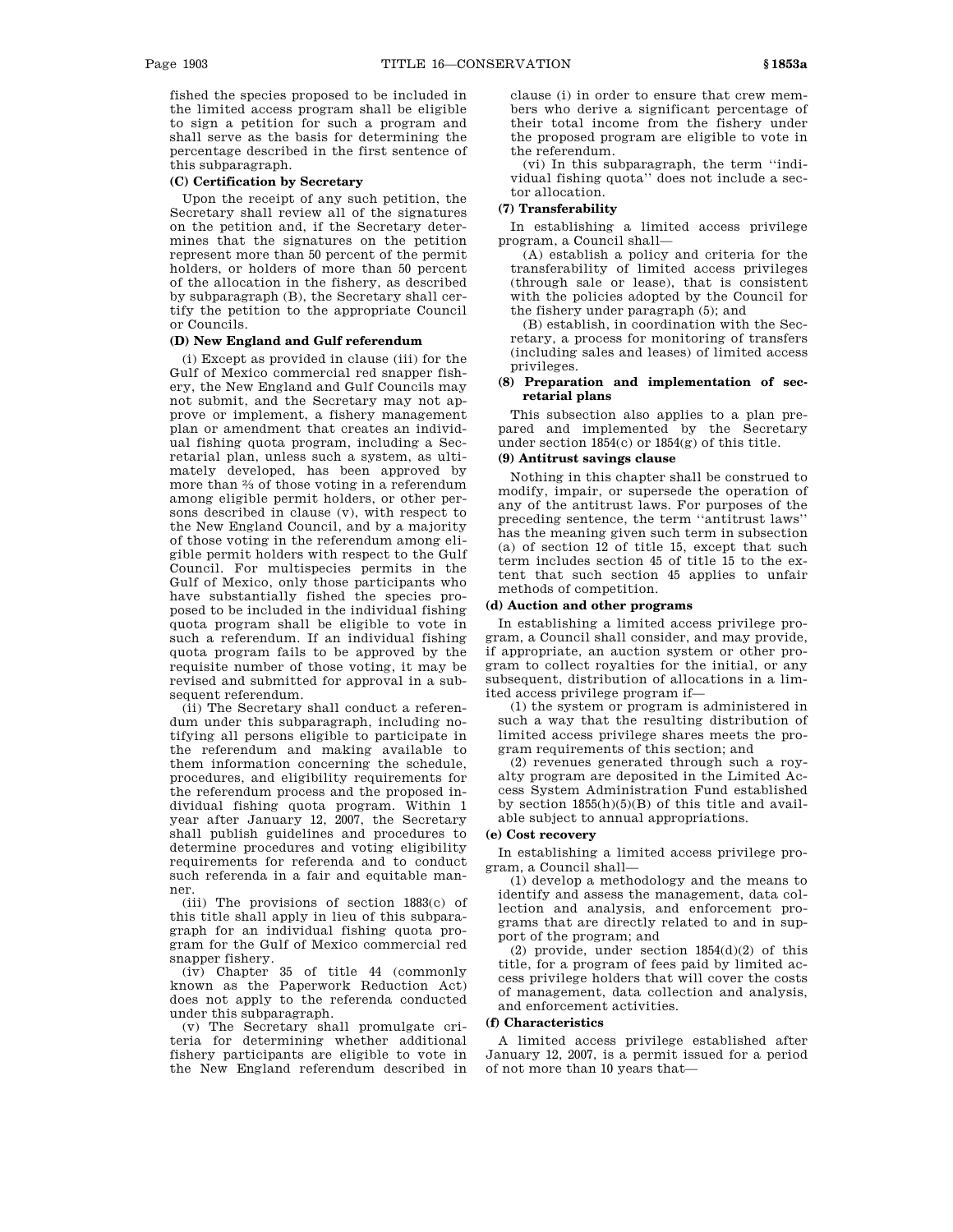fished the species proposed to be included in the limited access program shall be eligible to sign a petition for such a program and shall serve as the basis for determining the percentage described in the first sentence of this subparagraph.

**(C) Certification by Secretary**

Upon the receipt of any such petition, the Secretary shall review all of the signatures on the petition and, if the Secretary determines that the signatures on the petition represent more than 50 percent of the permit holders, or holders of more than 50 percent of the allocation in the fishery, as described by subparagraph (B), the Secretary shall certify the petition to the appropriate Council or Councils.

**(D) New England and Gulf referendum**

(i) Except as provided in clause (iii) for the Gulf of Mexico commercial red snapper fishery, the New England and Gulf Councils may not submit, and the Secretary may not approve or implement, a fishery management plan or amendment that creates an individual fishing quota program, including a Secretarial plan, unless such a system, as ultimately developed, has been approved by more than ⅔ of those voting in a referendum among eligible permit holders, or other persons described in clause (v), with respect to the New England Council, and by a majority of those voting in the referendum among eligible permit holders with respect to the Gulf Council. For multispecies permits in the Gulf of Mexico, only those participants who have substantially fished the species proposed to be included in the individual fishing quota program shall be eligible to vote in such a referendum. If an individual fishing quota program fails to be approved by the requisite number of those voting, it may be revised and submitted for approval in a subsequent referendum.

(ii) The Secretary shall conduct a referendum under this subparagraph, including notifying all persons eligible to participate in the referendum and making available to them information concerning the schedule, procedures, and eligibility requirements for the referendum process and the proposed individual fishing quota program. Within 1 year after January 12, 2007, the Secretary shall publish guidelines and procedures to determine procedures and voting eligibility requirements for referenda and to conduct such referenda in a fair and equitable manner.

(iii) The provisions of section 1883(c) of this title shall apply in lieu of this subparagraph for an individual fishing quota program for the Gulf of Mexico commercial red snapper fishery.

(iv) Chapter 35 of title 44 (commonly known as the Paperwork Reduction Act) does not apply to the referenda conducted under this subparagraph.

(v) The Secretary shall promulgate criteria for determining whether additional fishery participants are eligible to vote in the New England referendum described in clause (i) in order to ensure that crew members who derive a significant percentage of their total income from the fishery under the proposed program are eligible to vote in the referendum.

(vi) In this subparagraph, the term ''individual fishing quota'' does not include a sector allocation.

**(7) Transferability**

In establishing a limited access privilege program, a Council shall—

(A) establish a policy and criteria for the transferability of limited access privileges (through sale or lease), that is consistent with the policies adopted by the Council for the fishery under paragraph (5); and

(B) establish, in coordination with the Secretary, a process for monitoring of transfers (including sales and leases) of limited access privileges.

**(8) Preparation and implementation of secretarial plans**

This subsection also applies to a plan prepared and implemented by the Secretary under section 1854(c) or 1854(g) of this title.

**(9) Antitrust savings clause**

Nothing in this chapter shall be construed to modify, impair, or supersede the operation of any of the antitrust laws. For purposes of the preceding sentence, the term ''antitrust laws'' has the meaning given such term in subsection (a) of section 12 of title 15, except that such term includes section 45 of title 15 to the extent that such section 45 applies to unfair methods of competition.

**(d) Auction and other programs**

In establishing a limited access privilege program, a Council shall consider, and may provide, if appropriate, an auction system or other program to collect royalties for the initial, or any subsequent, distribution of allocations in a limited access privilege program if—

(1) the system or program is administered in such a way that the resulting distribution of limited access privilege shares meets the program requirements of this section; and

(2) revenues generated through such a royalty program are deposited in the Limited Access System Administration Fund established by section 1855(h)(5)(B) of this title and available subject to annual appropriations.

**(e) Cost recovery**

In establishing a limited access privilege program, a Council shall—

(1) develop a methodology and the means to identify and assess the management, data collection and analysis, and enforcement programs that are directly related to and in support of the program; and

(2) provide, under section 1854(d)(2) of this title, for a program of fees paid by limited access privilege holders that will cover the costs of management, data collection and analysis, and enforcement activities.

**(f) Characteristics**

A limited access privilege established after January 12, 2007, is a permit issued for a period of not more than 10 years that—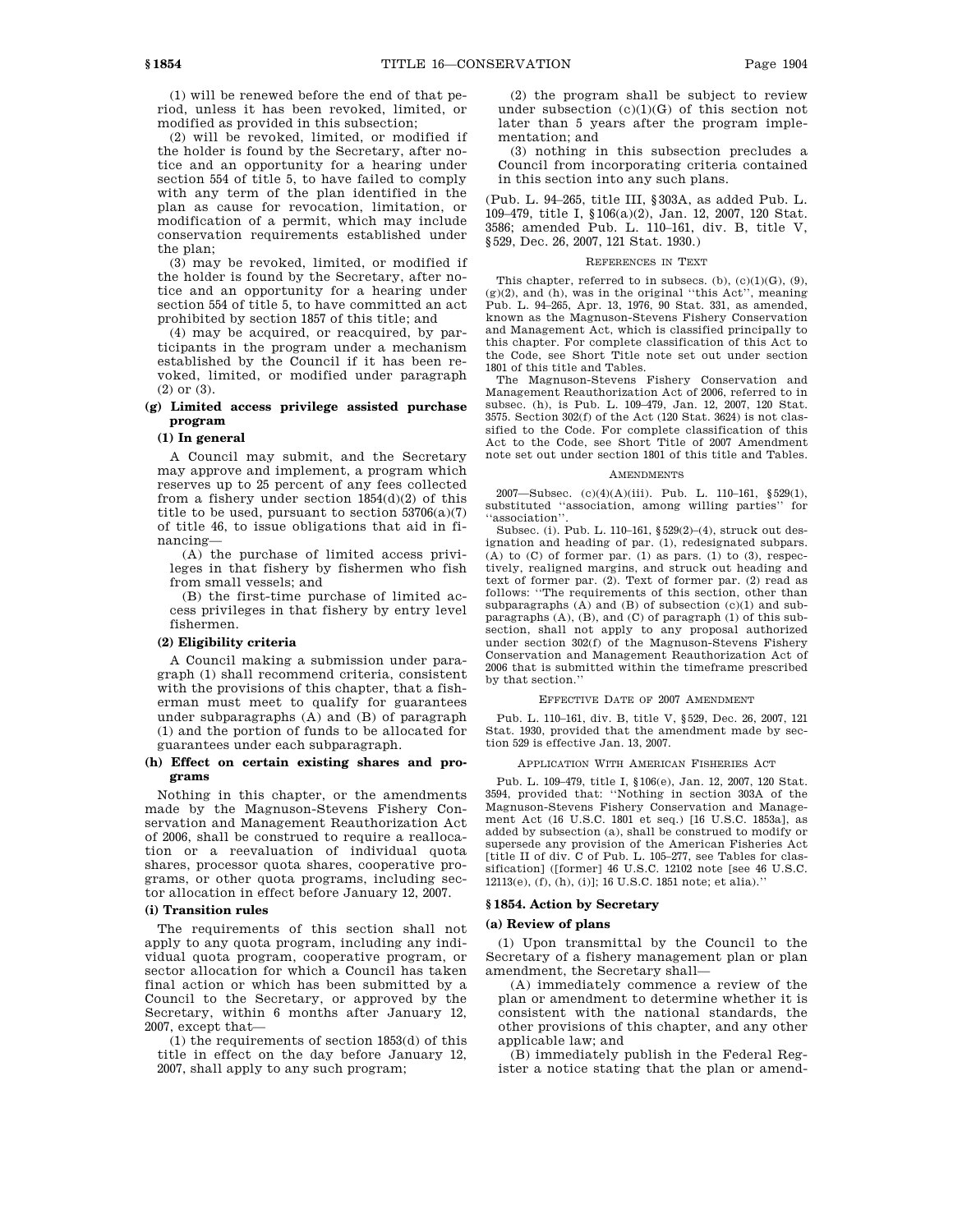(1) will be renewed before the end of that period, unless it has been revoked, limited, or modified as provided in this subsection;

(2) will be revoked, limited, or modified if the holder is found by the Secretary, after notice and an opportunity for a hearing under section 554 of title 5, to have failed to comply with any term of the plan identified in the plan as cause for revocation, limitation, or modification of a permit, which may include conservation requirements established under the plan;

(3) may be revoked, limited, or modified if the holder is found by the Secretary, after notice and an opportunity for a hearing under section 554 of title 5, to have committed an act prohibited by section 1857 of this title; and

(4) may be acquired, or reacquired, by participants in the program under a mechanism established by the Council if it has been revoked, limited, or modified under paragraph (2) or (3).

#### (g) Limited access privilege assisted purchase program

##### (1) In general

A Council may submit, and the Secretary may approve and implement, a program which reserves up to 25 percent of any fees collected from a fishery under section 1854(d)(2) of this title to be used, pursuant to section 53706(a)(7) of title 46, to issue obligations that aid in financing—

(A) the purchase of limited access privileges in that fishery by fishermen who fish from small vessels; and

(B) the first-time purchase of limited access privileges in that fishery by entry level fishermen.

##### (2) Eligibility criteria

A Council making a submission under paragraph (1) shall recommend criteria, consistent with the provisions of this chapter, that a fisherman must meet to qualify for guarantees under subparagraphs (A) and (B) of paragraph (1) and the portion of funds to be allocated for guarantees under each subparagraph.

#### (h) Effect on certain existing shares and programs

Nothing in this chapter, or the amendments made by the Magnuson-Stevens Fishery Conservation and Management Reauthorization Act of 2006, shall be construed to require a reallocation or a reevaluation of individual quota shares, processor quota shares, cooperative programs, or other quota programs, including sector allocation in effect before January 12, 2007.

#### (i) Transition rules

The requirements of this section shall not apply to any quota program, including any individual quota program, cooperative program, or sector allocation for which a Council has taken final action or which has been submitted by a Council to the Secretary, or approved by the Secretary, within 6 months after January 12, 2007, except that—

(1) the requirements of section 1853(d) of this title in effect on the day before January 12, 2007, shall apply to any such program;

(2) the program shall be subject to review under subsection (c)(1)(G) of this section not later than 5 years after the program implementation; and

(3) nothing in this subsection precludes a Council from incorporating criteria contained in this section into any such plans.

(Pub. L. 94–265, title III, §303A, as added Pub. L. 109–479, title I, §106(a)(2), Jan. 12, 2007, 120 Stat. 3586; amended Pub. L. 110–161, div. B, title V, §529, Dec. 26, 2007, 121 Stat. 1930.)

REFERENCES IN TEXT

This chapter, referred to in subsecs. (b), (c)(1)(G), (9), (g)(2), and (h), was in the original "this Act", meaning Pub. L. 94–265, Apr. 13, 1976, 90 Stat. 331, as amended, known as the Magnuson-Stevens Fishery Conservation and Management Act, which is classified principally to this chapter. For complete classification of this Act to the Code, see Short Title note set out under section 1801 of this title and Tables.

The Magnuson-Stevens Fishery Conservation and Management Reauthorization Act of 2006, referred to in subsec. (h), is Pub. L. 109–479, Jan. 12, 2007, 120 Stat. 3575. Section 302(f) of the Act (120 Stat. 3624) is not classified to the Code. For complete classification of this Act to the Code, see Short Title of 2007 Amendment note set out under section 1801 of this title and Tables.

AMENDMENTS

2007—Subsec. (c)(4)(A)(iii). Pub. L. 110–161, §529(1), substituted "association, among willing parties" for "association".

Subsec. (i). Pub. L. 110–161, §529(2)–(4), struck out designation and heading of par. (1), redesignated subpars. (A) to (C) of former par. (1) as pars. (1) to (3), respectively, realigned margins, and struck out heading and text of former par. (2). Text of former par. (2) read as follows: "The requirements of this section, other than subparagraphs (A) and (B) of subsection (c)(1) and subparagraphs (A), (B), and (C) of paragraph (1) of this subsection, shall not apply to any proposal authorized under section 302(f) of the Magnuson-Stevens Fishery Conservation and Management Reauthorization Act of 2006 that is submitted within the timeframe prescribed by that section."

EFFECTIVE DATE OF 2007 AMENDMENT

Pub. L. 110–161, div. B, title V, §529, Dec. 26, 2007, 121 Stat. 1930, provided that the amendment made by section 529 is effective Jan. 13, 2007.

APPLICATION WITH AMERICAN FISHERIES ACT

Pub. L. 109–479, title I, §106(e), Jan. 12, 2007, 120 Stat. 3594, provided that: "Nothing in section 303A of the Magnuson-Stevens Fishery Conservation and Management Act (16 U.S.C. 1801 et seq.) [16 U.S.C. 1853a], as added by subsection (a), shall be construed to modify or supersede any provision of the American Fisheries Act [title II of div. C of Pub. L. 105–277, see Tables for classification] ([former] 46 U.S.C. 12102 note [see 46 U.S.C. 12113(e), (f), (h), (i)]; 16 U.S.C. 1851 note; et alia)."

### §1854. Action by Secretary

#### (a) Review of plans

(1) Upon transmittal by the Council to the Secretary of a fishery management plan or plan amendment, the Secretary shall—

(A) immediately commence a review of the plan or amendment to determine whether it is consistent with the national standards, the other provisions of this chapter, and any other applicable law; and

(B) immediately publish in the Federal Register a notice stating that the plan or amend-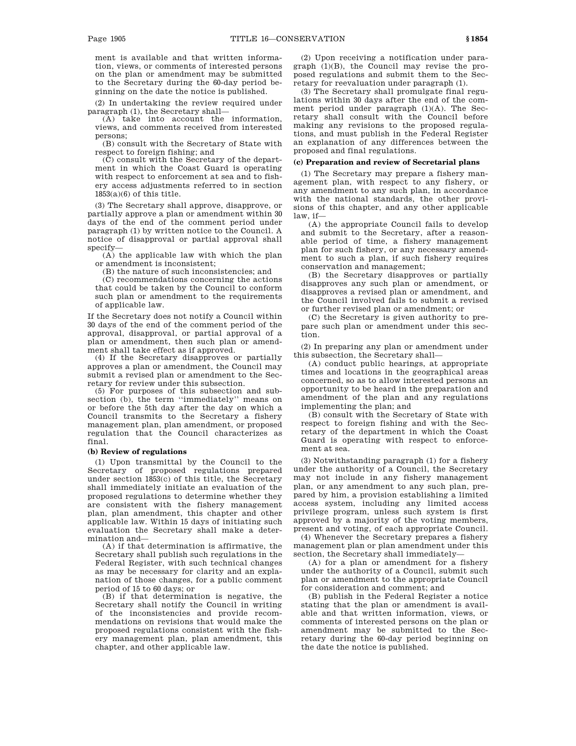ment is available and that written information, views, or comments of interested persons on the plan or amendment may be submitted to the Secretary during the 60-day period beginning on the date the notice is published.

(2) In undertaking the review required under paragraph (1), the Secretary shall—

(A) take into account the information, views, and comments received from interested persons;

(B) consult with the Secretary of State with respect to foreign fishing; and

(C) consult with the Secretary of the department in which the Coast Guard is operating with respect to enforcement at sea and to fishery access adjustments referred to in section 1853(a)(6) of this title.

(3) The Secretary shall approve, disapprove, or partially approve a plan or amendment within 30 days of the end of the comment period under paragraph (1) by written notice to the Council. A notice of disapproval or partial approval shall specify—

(A) the applicable law with which the plan or amendment is inconsistent;

(B) the nature of such inconsistencies; and

(C) recommendations concerning the actions that could be taken by the Council to conform such plan or amendment to the requirements of applicable law.

If the Secretary does not notify a Council within 30 days of the end of the comment period of the approval, disapproval, or partial approval of a plan or amendment, then such plan or amendment shall take effect as if approved.

(4) If the Secretary disapproves or partially approves a plan or amendment, the Council may submit a revised plan or amendment to the Secretary for review under this subsection.

(5) For purposes of this subsection and subsection (b), the term ''immediately'' means on or before the 5th day after the day on which a Council transmits to the Secretary a fishery management plan, plan amendment, or proposed regulation that the Council characterizes as final.

**(b) Review of regulations**

(1) Upon transmittal by the Council to the Secretary of proposed regulations prepared under section 1853(c) of this title, the Secretary shall immediately initiate an evaluation of the proposed regulations to determine whether they are consistent with the fishery management plan, plan amendment, this chapter and other applicable law. Within 15 days of initiating such evaluation the Secretary shall make a determination and—

(A) if that determination is affirmative, the Secretary shall publish such regulations in the Federal Register, with such technical changes as may be necessary for clarity and an explanation of those changes, for a public comment period of 15 to 60 days; or

(B) if that determination is negative, the Secretary shall notify the Council in writing of the inconsistencies and provide recommendations on revisions that would make the proposed regulations consistent with the fishery management plan, plan amendment, this chapter, and other applicable law.

(2) Upon receiving a notification under paragraph (1)(B), the Council may revise the proposed regulations and submit them to the Secretary for reevaluation under paragraph (1).

(3) The Secretary shall promulgate final regulations within 30 days after the end of the comment period under paragraph (1)(A). The Secretary shall consult with the Council before making any revisions to the proposed regulations, and must publish in the Federal Register an explanation of any differences between the proposed and final regulations.

**(c) Preparation and review of Secretarial plans**

(1) The Secretary may prepare a fishery management plan, with respect to any fishery, or any amendment to any such plan, in accordance with the national standards, the other provisions of this chapter, and any other applicable law, if—

(A) the appropriate Council fails to develop and submit to the Secretary, after a reasonable period of time, a fishery management plan for such fishery, or any necessary amendment to such a plan, if such fishery requires conservation and management;

(B) the Secretary disapproves or partially disapproves any such plan or amendment, or disapproves a revised plan or amendment, and the Council involved fails to submit a revised or further revised plan or amendment; or

(C) the Secretary is given authority to prepare such plan or amendment under this section.

(2) In preparing any plan or amendment under this subsection, the Secretary shall—

(A) conduct public hearings, at appropriate times and locations in the geographical areas concerned, so as to allow interested persons an opportunity to be heard in the preparation and amendment of the plan and any regulations implementing the plan; and

(B) consult with the Secretary of State with respect to foreign fishing and with the Secretary of the department in which the Coast Guard is operating with respect to enforcement at sea.

(3) Notwithstanding paragraph (1) for a fishery under the authority of a Council, the Secretary may not include in any fishery management plan, or any amendment to any such plan, prepared by him, a provision establishing a limited access system, including any limited access privilege program, unless such system is first approved by a majority of the voting members, present and voting, of each appropriate Council.

(4) Whenever the Secretary prepares a fishery management plan or plan amendment under this section, the Secretary shall immediately—

(A) for a plan or amendment for a fishery under the authority of a Council, submit such plan or amendment to the appropriate Council for consideration and comment; and

(B) publish in the Federal Register a notice stating that the plan or amendment is available and that written information, views, or comments of interested persons on the plan or amendment may be submitted to the Secretary during the 60-day period beginning on the date the notice is published.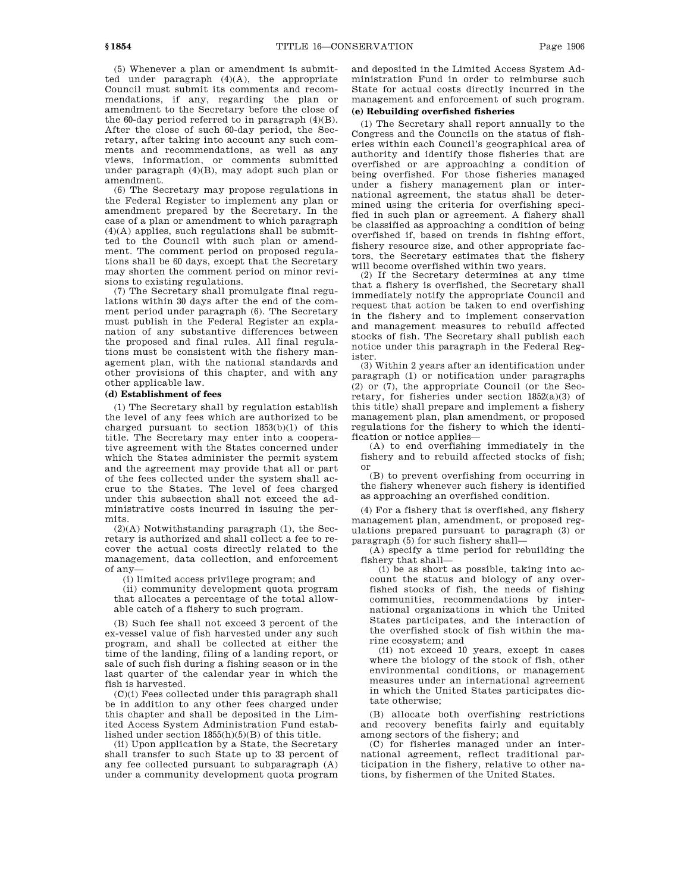(5) Whenever a plan or amendment is submitted under paragraph (4)(A), the appropriate Council must submit its comments and recommendations, if any, regarding the plan or amendment to the Secretary before the close of the 60-day period referred to in paragraph (4)(B). After the close of such 60-day period, the Secretary, after taking into account any such comments and recommendations, as well as any views, information, or comments submitted under paragraph (4)(B), may adopt such plan or amendment.

(6) The Secretary may propose regulations in the Federal Register to implement any plan or amendment prepared by the Secretary. In the case of a plan or amendment to which paragraph (4)(A) applies, such regulations shall be submitted to the Council with such plan or amendment. The comment period on proposed regulations shall be 60 days, except that the Secretary may shorten the comment period on minor revisions to existing regulations.

(7) The Secretary shall promulgate final regulations within 30 days after the end of the comment period under paragraph (6). The Secretary must publish in the Federal Register an explanation of any substantive differences between the proposed and final rules. All final regulations must be consistent with the fishery management plan, with the national standards and other provisions of this chapter, and with any other applicable law.

**(d) Establishment of fees**

(1) The Secretary shall by regulation establish the level of any fees which are authorized to be charged pursuant to section 1853(b)(1) of this title. The Secretary may enter into a cooperative agreement with the States concerned under which the States administer the permit system and the agreement may provide that all or part of the fees collected under the system shall accrue to the States. The level of fees charged under this subsection shall not exceed the administrative costs incurred in issuing the permits.

(2)(A) Notwithstanding paragraph (1), the Secretary is authorized and shall collect a fee to recover the actual costs directly related to the management, data collection, and enforcement of any—

(i) limited access privilege program; and

(ii) community development quota program that allocates a percentage of the total allowable catch of a fishery to such program.

(B) Such fee shall not exceed 3 percent of the ex-vessel value of fish harvested under any such program, and shall be collected at either the time of the landing, filing of a landing report, or sale of such fish during a fishing season or in the last quarter of the calendar year in which the fish is harvested.

(C)(i) Fees collected under this paragraph shall be in addition to any other fees charged under this chapter and shall be deposited in the Limited Access System Administration Fund established under section 1855(h)(5)(B) of this title.

(ii) Upon application by a State, the Secretary shall transfer to such State up to 33 percent of any fee collected pursuant to subparagraph (A) under a community development quota program and deposited in the Limited Access System Administration Fund in order to reimburse such State for actual costs directly incurred in the management and enforcement of such program.

**(e) Rebuilding overfished fisheries**

(1) The Secretary shall report annually to the Congress and the Councils on the status of fisheries within each Council's geographical area of authority and identify those fisheries that are overfished or are approaching a condition of being overfished. For those fisheries managed under a fishery management plan or international agreement, the status shall be determined using the criteria for overfishing specified in such plan or agreement. A fishery shall be classified as approaching a condition of being overfished if, based on trends in fishing effort, fishery resource size, and other appropriate factors, the Secretary estimates that the fishery will become overfished within two years.

(2) If the Secretary determines at any time that a fishery is overfished, the Secretary shall immediately notify the appropriate Council and request that action be taken to end overfishing in the fishery and to implement conservation and management measures to rebuild affected stocks of fish. The Secretary shall publish each notice under this paragraph in the Federal Register.

(3) Within 2 years after an identification under paragraph (1) or notification under paragraphs (2) or (7), the appropriate Council (or the Secretary, for fisheries under section 1852(a)(3) of this title) shall prepare and implement a fishery management plan, plan amendment, or proposed regulations for the fishery to which the identification or notice applies—

(A) to end overfishing immediately in the fishery and to rebuild affected stocks of fish; or

(B) to prevent overfishing from occurring in the fishery whenever such fishery is identified as approaching an overfished condition.

(4) For a fishery that is overfished, any fishery management plan, amendment, or proposed regulations prepared pursuant to paragraph (3) or paragraph (5) for such fishery shall—

(A) specify a time period for rebuilding the fishery that shall—

(i) be as short as possible, taking into account the status and biology of any overfished stocks of fish, the needs of fishing communities, recommendations by international organizations in which the United States participates, and the interaction of the overfished stock of fish within the marine ecosystem; and

(ii) not exceed 10 years, except in cases where the biology of the stock of fish, other environmental conditions, or management measures under an international agreement in which the United States participates dictate otherwise;

(B) allocate both overfishing restrictions and recovery benefits fairly and equitably among sectors of the fishery; and

(C) for fisheries managed under an international agreement, reflect traditional participation in the fishery, relative to other nations, by fishermen of the United States.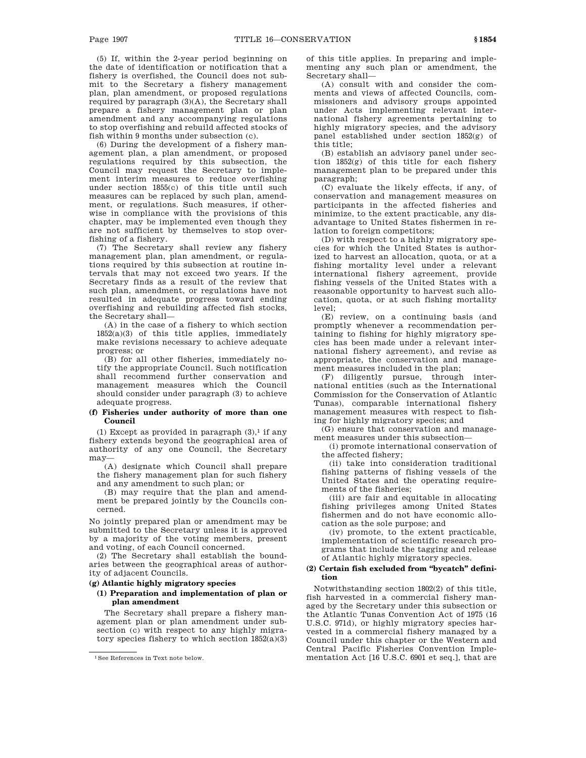(5) If, within the 2-year period beginning on the date of identification or notification that a fishery is overfished, the Council does not submit to the Secretary a fishery management plan, plan amendment, or proposed regulations required by paragraph (3)(A), the Secretary shall prepare a fishery management plan or plan amendment and any accompanying regulations to stop overfishing and rebuild affected stocks of fish within 9 months under subsection (c).

(6) During the development of a fishery management plan, a plan amendment, or proposed regulations required by this subsection, the Council may request the Secretary to implement interim measures to reduce overfishing under section 1855(c) of this title until such measures can be replaced by such plan, amendment, or regulations. Such measures, if otherwise in compliance with the provisions of this chapter, may be implemented even though they are not sufficient by themselves to stop overfishing of a fishery.

(7) The Secretary shall review any fishery management plan, plan amendment, or regulations required by this subsection at routine intervals that may not exceed two years. If the Secretary finds as a result of the review that such plan, amendment, or regulations have not resulted in adequate progress toward ending overfishing and rebuilding affected fish stocks, the Secretary shall—

(A) in the case of a fishery to which section 1852(a)(3) of this title applies, immediately make revisions necessary to achieve adequate progress; or

(B) for all other fisheries, immediately notify the appropriate Council. Such notification shall recommend further conservation and management measures which the Council should consider under paragraph (3) to achieve adequate progress.

#### (f) Fisheries under authority of more than one Council

(1) Except as provided in paragraph (3),[1] if any fishery extends beyond the geographical area of authority of any one Council, the Secretary may—

(A) designate which Council shall prepare the fishery management plan for such fishery and any amendment to such plan; or

(B) may require that the plan and amendment be prepared jointly by the Councils concerned.

No jointly prepared plan or amendment may be submitted to the Secretary unless it is approved by a majority of the voting members, present and voting, of each Council concerned.

(2) The Secretary shall establish the boundaries between the geographical areas of authority of adjacent Councils.

#### (g) Atlantic highly migratory species

##### (1) Preparation and implementation of plan or plan amendment

The Secretary shall prepare a fishery management plan or plan amendment under subsection (c) with respect to any highly migratory species fishery to which section 1852(a)(3) of this title applies. In preparing and implementing any such plan or amendment, the Secretary shall—

(A) consult with and consider the comments and views of affected Councils, commissioners and advisory groups appointed under Acts implementing relevant international fishery agreements pertaining to highly migratory species, and the advisory panel established under section 1852(g) of this title;

(B) establish an advisory panel under section 1852(g) of this title for each fishery management plan to be prepared under this paragraph;

(C) evaluate the likely effects, if any, of conservation and management measures on participants in the affected fisheries and minimize, to the extent practicable, any disadvantage to United States fishermen in relation to foreign competitors;

(D) with respect to a highly migratory species for which the United States is authorized to harvest an allocation, quota, or at a fishing mortality level under a relevant international fishery agreement, provide fishing vessels of the United States with a reasonable opportunity to harvest such allocation, quota, or at such fishing mortality level;

(E) review, on a continuing basis (and promptly whenever a recommendation pertaining to fishing for highly migratory species has been made under a relevant international fishery agreement), and revise as appropriate, the conservation and management measures included in the plan;

(F) diligently pursue, through international entities (such as the International Commission for the Conservation of Atlantic Tunas), comparable international fishery management measures with respect to fishing for highly migratory species; and

(G) ensure that conservation and management measures under this subsection—

(i) promote international conservation of the affected fishery;

(ii) take into consideration traditional fishing patterns of fishing vessels of the United States and the operating requirements of the fisheries;

(iii) are fair and equitable in allocating fishing privileges among United States fishermen and do not have economic allocation as the sole purpose; and

(iv) promote, to the extent practicable, implementation of scientific research programs that include the tagging and release of Atlantic highly migratory species.

##### (2) Certain fish excluded from "bycatch" definition

Notwithstanding section 1802(2) of this title, fish harvested in a commercial fishery managed by the Secretary under this subsection or the Atlantic Tunas Convention Act of 1975 (16 U.S.C. 971d), or highly migratory species harvested in a commercial fishery managed by a Council under this chapter or the Western and Central Pacific Fisheries Convention Implementation Act [16 U.S.C. 6901 et seq.], that are

[1] See References in Text note below.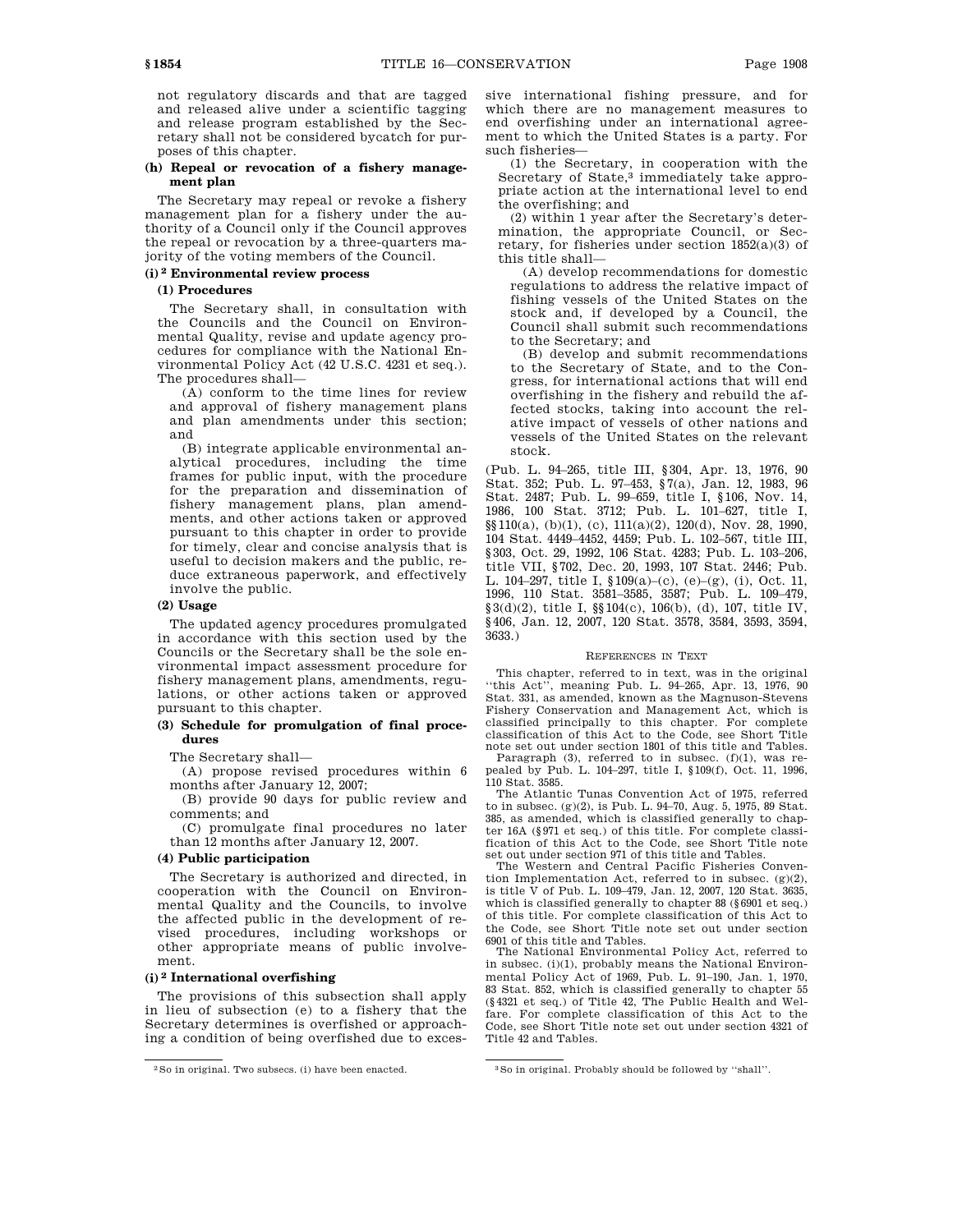not regulatory discards and that are tagged and released alive under a scientific tagging and release program established by the Secretary shall not be considered bycatch for purposes of this chapter.

**(h) Repeal or revocation of a fishery management plan**

The Secretary may repeal or revoke a fishery management plan for a fishery under the authority of a Council only if the Council approves the repeal or revocation by a three-quarters majority of the voting members of the Council.

**(i)[2] Environmental review process**

**(1) Procedures**

The Secretary shall, in consultation with the Councils and the Council on Environmental Quality, revise and update agency procedures for compliance with the National Environmental Policy Act (42 U.S.C. 4231 et seq.). The procedures shall—

(A) conform to the time lines for review and approval of fishery management plans and plan amendments under this section; and

(B) integrate applicable environmental analytical procedures, including the time frames for public input, with the procedure for the preparation and dissemination of fishery management plans, plan amendments, and other actions taken or approved pursuant to this chapter in order to provide for timely, clear and concise analysis that is useful to decision makers and the public, reduce extraneous paperwork, and effectively involve the public.

**(2) Usage**

The updated agency procedures promulgated in accordance with this section used by the Councils or the Secretary shall be the sole environmental impact assessment procedure for fishery management plans, amendments, regulations, or other actions taken or approved pursuant to this chapter.

**(3) Schedule for promulgation of final procedures**

The Secretary shall—

(A) propose revised procedures within 6 months after January 12, 2007;

(B) provide 90 days for public review and comments; and

(C) promulgate final procedures no later than 12 months after January 12, 2007.

**(4) Public participation**

The Secretary is authorized and directed, in cooperation with the Council on Environmental Quality and the Councils, to involve the affected public in the development of revised procedures, including workshops or other appropriate means of public involvement.

**(i)[2] International overfishing**

The provisions of this subsection shall apply in lieu of subsection (e) to a fishery that the Secretary determines is overfished or approaching a condition of being overfished due to excessive international fishing pressure, and for which there are no management measures to end overfishing under an international agreement to which the United States is a party. For such fisheries—

(1) the Secretary, in cooperation with the Secretary of State,[3] immediately take appropriate action at the international level to end the overfishing; and

(2) within 1 year after the Secretary's determination, the appropriate Council, or Secretary, for fisheries under section 1852(a)(3) of this title shall—

(A) develop recommendations for domestic regulations to address the relative impact of fishing vessels of the United States on the stock and, if developed by a Council, the Council shall submit such recommendations to the Secretary; and

(B) develop and submit recommendations to the Secretary of State, and to the Congress, for international actions that will end overfishing in the fishery and rebuild the affected stocks, taking into account the relative impact of vessels of other nations and vessels of the United States on the relevant stock.

(Pub. L. 94–265, title III, §304, Apr. 13, 1976, 90 Stat. 352; Pub. L. 97–453, §7(a), Jan. 12, 1983, 96 Stat. 2487; Pub. L. 99–659, title I, §106, Nov. 14, 1986, 100 Stat. 3712; Pub. L. 101–627, title I, §§110(a), (b)(1), (c), 111(a)(2), 120(d), Nov. 28, 1990, 104 Stat. 4449–4452, 4459; Pub. L. 102–567, title III, §303, Oct. 29, 1992, 106 Stat. 4283; Pub. L. 103–206, title VII, §702, Dec. 20, 1993, 107 Stat. 2446; Pub. L. 104–297, title I, §109(a)–(c), (e)–(g), (i), Oct. 11, 1996, 110 Stat. 3581–3585, 3587; Pub. L. 109–479, §3(d)(2), title I, §§104(c), 106(b), (d), 107, title IV, §406, Jan. 12, 2007, 120 Stat. 3578, 3584, 3593, 3594, 3633.)

REFERENCES IN TEXT

This chapter, referred to in text, was in the original "this Act", meaning Pub. L. 94–265, Apr. 13, 1976, 90 Stat. 331, as amended, known as the Magnuson-Stevens Fishery Conservation and Management Act, which is classified principally to this chapter. For complete classification of this Act to the Code, see Short Title note set out under section 1801 of this title and Tables.

Paragraph (3), referred to in subsec. (f)(1), was repealed by Pub. L. 104–297, title I, §109(f), Oct. 11, 1996, 110 Stat. 3585.

The Atlantic Tunas Convention Act of 1975, referred to in subsec. (g)(2), is Pub. L. 94–70, Aug. 5, 1975, 89 Stat. 385, as amended, which is classified generally to chapter 16A (§971 et seq.) of this title. For complete classification of this Act to the Code, see Short Title note set out under section 971 of this title and Tables.

The Western and Central Pacific Fisheries Convention Implementation Act, referred to in subsec. (g)(2), is title V of Pub. L. 109–479, Jan. 12, 2007, 120 Stat. 3635, which is classified generally to chapter 88 (§6901 et seq.) of this title. For complete classification of this Act to the Code, see Short Title note set out under section 6901 of this title and Tables.

The National Environmental Policy Act, referred to in subsec. (i)(1), probably means the National Environmental Policy Act of 1969, Pub. L. 91–190, Jan. 1, 1970, 83 Stat. 852, which is classified generally to chapter 55 (§4321 et seq.) of Title 42, The Public Health and Welfare. For complete classification of this Act to the Code, see Short Title note set out under section 4321 of Title 42 and Tables.

---

[2] So in original. Two subsecs. (i) have been enacted.

[3] So in original. Probably should be followed by "shall".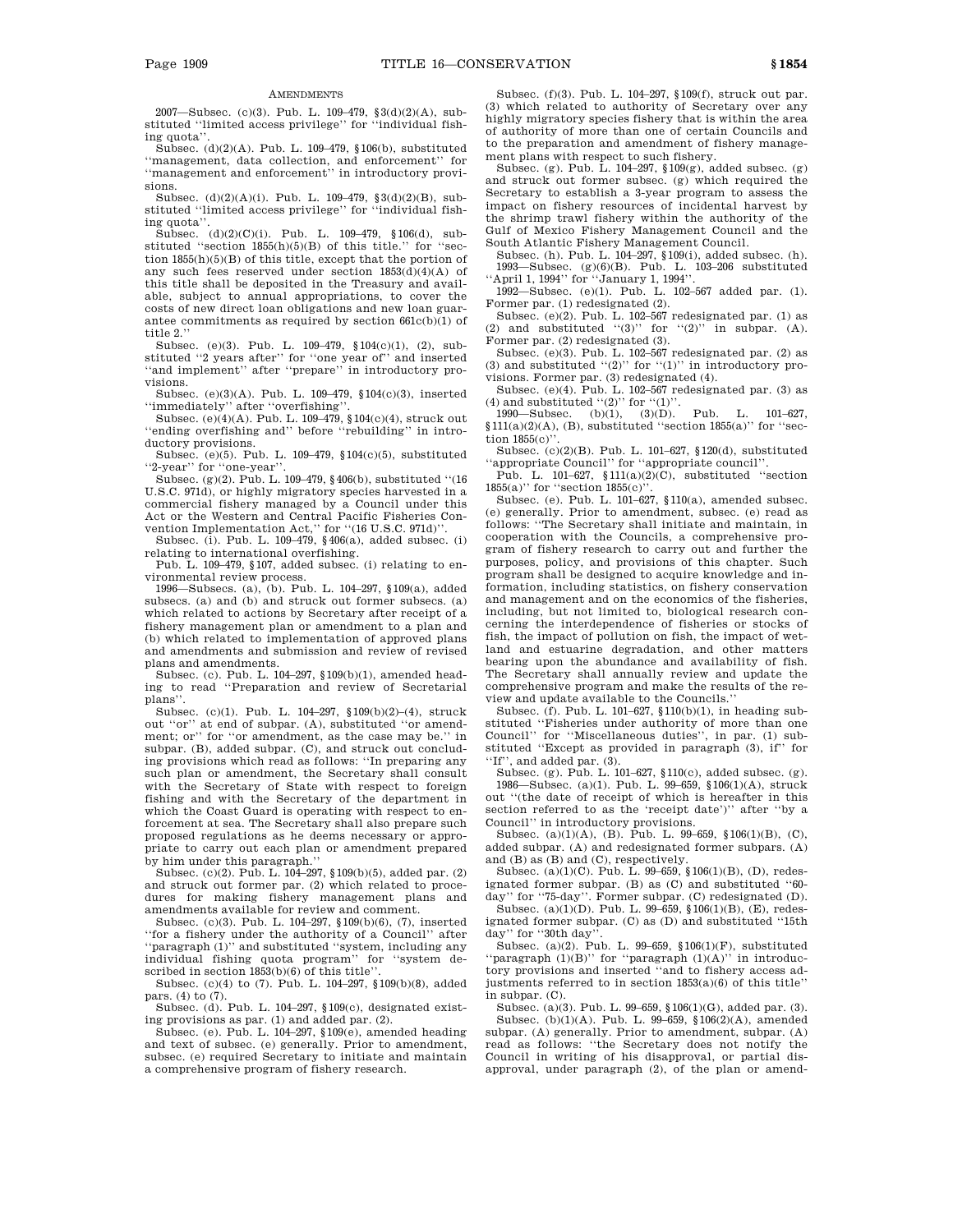## AMENDMENTS

2007—Subsec. (c)(3). Pub. L. 109–479, §3(d)(2)(A), substituted ''limited access privilege'' for ''individual fishing quota''.

Subsec. (d)(2)(A). Pub. L. 109–479, §106(b), substituted ''management, data collection, and enforcement'' for ''management and enforcement'' in introductory provisions.

Subsec. (d)(2)(A)(i). Pub. L. 109–479, §3(d)(2)(B), substituted ''limited access privilege'' for ''individual fishing quota''.

Subsec. (d)(2)(C)(i). Pub. L. 109–479, §106(d), substituted ''section 1855(h)(5)(B) of this title.'' for ''section 1855(h)(5)(B) of this title, except that the portion of any such fees reserved under section 1853(d)(4)(A) of this title shall be deposited in the Treasury and available, subject to annual appropriations, to cover the costs of new direct loan obligations and new loan guarantee commitments as required by section 661c(b)(1) of title 2.''

Subsec. (e)(3). Pub. L. 109–479, §104(c)(1), (2), substituted ''2 years after'' for ''one year of'' and inserted ''and implement'' after ''prepare'' in introductory provisions.

Subsec. (e)(3)(A). Pub. L. 109–479, §104(c)(3), inserted ''immediately'' after ''overfishing''.

Subsec. (e)(4)(A). Pub. L. 109–479, §104(c)(4), struck out ''ending overfishing and'' before ''rebuilding'' in introductory provisions.

Subsec. (e)(5). Pub. L. 109–479, §104(c)(5), substituted ''2-year'' for ''one-year''.

Subsec. (g)(2). Pub. L. 109–479, §406(b), substituted ''(16 U.S.C. 971d), or highly migratory species harvested in a commercial fishery managed by a Council under this Act or the Western and Central Pacific Fisheries Convention Implementation Act,'' for ''(16 U.S.C. 971d)''.

Subsec. (i). Pub. L. 109–479, §406(a), added subsec. (i) relating to international overfishing.

Pub. L. 109–479, §107, added subsec. (i) relating to environmental review process.

1996—Subsecs. (a), (b). Pub. L. 104–297, §109(a), added subsecs. (a) and (b) and struck out former subsecs. (a) which related to actions by Secretary after receipt of a fishery management plan or amendment to a plan and (b) which related to implementation of approved plans and amendments and submission and review of revised plans and amendments.

Subsec. (c). Pub. L. 104–297, §109(b)(1), amended heading to read ''Preparation and review of Secretarial plans''.

Subsec. (c)(1). Pub. L. 104–297, §109(b)(2)–(4), struck out ''or'' at end of subpar. (A), substituted ''or amendment; or'' for ''or amendment, as the case may be.'' in subpar. (B), added subpar. (C), and struck out concluding provisions which read as follows: ''In preparing any such plan or amendment, the Secretary shall consult with the Secretary of State with respect to foreign fishing and with the Secretary of the department in which the Coast Guard is operating with respect to enforcement at sea. The Secretary shall also prepare such proposed regulations as he deems necessary or appropriate to carry out each plan or amendment prepared by him under this paragraph.''

Subsec. (c)(2). Pub. L. 104–297, §109(b)(5), added par. (2) and struck out former par. (2) which related to procedures for making fishery management plans and amendments available for review and comment.

Subsec. (c)(3). Pub. L. 104–297, §109(b)(6), (7), inserted ''for a fishery under the authority of a Council'' after ''paragraph (1)'' and substituted ''system, including any individual fishing quota program'' for ''system described in section 1853(b)(6) of this title''.

Subsec. (c)(4) to (7). Pub. L. 104–297, §109(b)(8), added pars. (4) to (7).

Subsec. (d). Pub. L. 104–297, §109(c), designated existing provisions as par. (1) and added par. (2).

Subsec. (e). Pub. L. 104–297, §109(e), amended heading and text of subsec. (e) generally. Prior to amendment, subsec. (e) required Secretary to initiate and maintain a comprehensive program of fishery research.

Subsec. (f)(3). Pub. L. 104–297, §109(f), struck out par. (3) which related to authority of Secretary over any highly migratory species fishery that is within the area of authority of more than one of certain Councils and to the preparation and amendment of fishery management plans with respect to such fishery.

Subsec. (g). Pub. L. 104–297, §109(g), added subsec. (g) and struck out former subsec. (g) which required the Secretary to establish a 3-year program to assess the impact on fishery resources of incidental harvest by the shrimp trawl fishery within the authority of the Gulf of Mexico Fishery Management Council and the South Atlantic Fishery Management Council.

Subsec. (h). Pub. L. 104–297, §109(i), added subsec. (h).

1993—Subsec. (g)(6)(B). Pub. L. 103–206 substituted ''April 1, 1994'' for ''January 1, 1994''.

1992—Subsec. (e)(1). Pub. L. 102–567 added par. (1). Former par. (1) redesignated (2).

Subsec. (e)(2). Pub. L. 102–567 redesignated par. (1) as (2) and substituted ''(3)'' for ''(2)'' in subpar. (A). Former par. (2) redesignated (3).

Subsec. (e)(3). Pub. L. 102–567 redesignated par. (2) as (3) and substituted ''(2)'' for ''(1)'' in introductory provisions. Former par. (3) redesignated (4).

Subsec. (e)(4). Pub. L. 102–567 redesignated par. (3) as (4) and substituted ''(2)'' for ''(1)''.

1990—Subsec. (b)(1), (3)(D). Pub. L. 101–627, §111(a)(2)(A), (B), substituted ''section 1855(a)'' for ''section 1855(c)''.

Subsec. (c)(2)(B). Pub. L. 101–627, §120(d), substituted ''appropriate Council'' for ''appropriate council''.

Pub. L. 101–627, §111(a)(2)(C), substituted ''section 1855(a)'' for ''section 1855(c)''.

Subsec. (e). Pub. L. 101–627, §110(a), amended subsec. (e) generally. Prior to amendment, subsec. (e) read as follows: ''The Secretary shall initiate and maintain, in cooperation with the Councils, a comprehensive program of fishery research to carry out and further the purposes, policy, and provisions of this chapter. Such program shall be designed to acquire knowledge and information, including statistics, on fishery conservation and management and on the economics of the fisheries, including, but not limited to, biological research concerning the interdependence of fisheries or stocks of fish, the impact of pollution on fish, the impact of wetland and estuarine degradation, and other matters bearing upon the abundance and availability of fish. The Secretary shall annually review and update the comprehensive program and make the results of the review and update available to the Councils.''

Subsec. (f). Pub. L. 101–627, §110(b)(1), in heading substituted ''Fisheries under authority of more than one Council'' for ''Miscellaneous duties'', in par. (1) substituted ''Except as provided in paragraph (3), if'' for ''If'', and added par. (3).

Subsec. (g). Pub. L. 101–627, §110(c), added subsec. (g).

1986—Subsec. (a)(1). Pub. L. 99–659, §106(1)(A), struck out ''(the date of receipt of which is hereafter in this section referred to as the 'receipt date')'' after ''by a Council'' in introductory provisions.

Subsec. (a)(1)(A), (B). Pub. L. 99–659, §106(1)(B), (C), added subpar. (A) and redesignated former subpars. (A) and (B) as (B) and (C), respectively.

Subsec. (a)(1)(C). Pub. L. 99–659, §106(1)(B), (D), redesignated former subpar. (B) as (C) and substituted ''60-day'' for ''75-day''. Former subpar. (C) redesignated (D).

Subsec. (a)(1)(D). Pub. L. 99–659, §106(1)(B), (E), redesignated former subpar. (C) as (D) and substituted ''15th day'' for ''30th day''.

Subsec. (a)(2). Pub. L. 99–659, §106(1)(F), substituted ''paragraph (1)(B)'' for ''paragraph (1)(A)'' in introductory provisions and inserted ''and to fishery access adjustments referred to in section 1853(a)(6) of this title'' in subpar. (C).

Subsec. (a)(3). Pub. L. 99–659, §106(1)(G), added par. (3).

Subsec. (b)(1)(A). Pub. L. 99–659, §106(2)(A), amended subpar. (A) generally. Prior to amendment, subpar. (A) read as follows: ''the Secretary does not notify the Council in writing of his disapproval, or partial disapproval, under paragraph (2), of the plan or amend-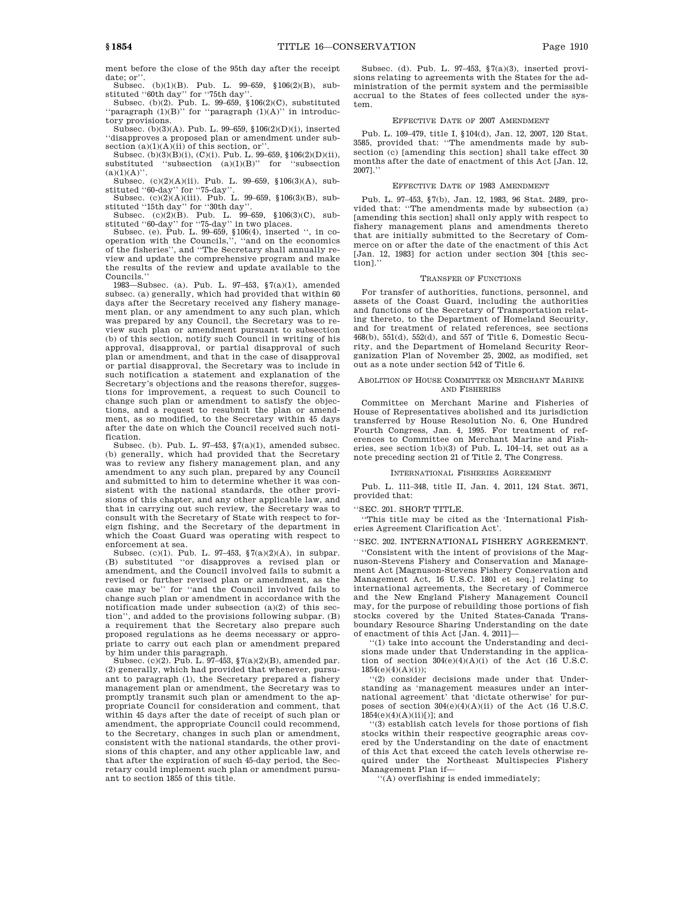ment before the close of the 95th day after the receipt date; or''.

Subsec. (b)(1)(B). Pub. L. 99–659, §106(2)(B), substituted ''60th day'' for ''75th day''.

Subsec. (b)(2). Pub. L. 99–659, §106(2)(C), substituted ''paragraph (1)(B)'' for ''paragraph (1)(A)'' in introductory provisions.

Subsec. (b)(3)(A). Pub. L. 99–659, §106(2)(D)(i), inserted ''disapproves a proposed plan or amendment under subsection (a)(1)(A)(ii) of this section, or''.

Subsec. (b)(3)(B)(i), (C)(i). Pub. L. 99–659, §106(2)(D)(ii), substituted ''subsection (a)(1)(B)'' for ''subsection (a)(1)(A)''.

Subsec. (c)(2)(A)(ii). Pub. L. 99–659, §106(3)(A), substituted ''60-day'' for ''75-day''.

Subsec. (c)(2)(A)(iii). Pub. L. 99–659, §106(3)(B), substituted ''15th day'' for ''30th day''.

Subsec. (c)(2)(B). Pub. L. 99–659, §106(3)(C), substituted ''60-day'' for ''75-day'' in two places.

Subsec. (e). Pub. L. 99–659, §106(4), inserted '', in cooperation with the Councils,'', ''and on the economics of the fisheries'', and ''The Secretary shall annually review and update the comprehensive program and make the results of the review and update available to the Councils.''

1983—Subsec. (a). Pub. L. 97–453, §7(a)(1), amended subsec. (a) generally, which had provided that within 60 days after the Secretary received any fishery management plan, or any amendment to any such plan, which was prepared by any Council, the Secretary was to review such plan or amendment pursuant to subsection (b) of this section, notify such Council in writing of his approval, disapproval, or partial disapproval of such plan or amendment, and that in the case of disapproval or partial disapproval, the Secretary was to include in such notification a statement and explanation of the Secretary's objections and the reasons therefor, suggestions for improvement, a request to such Council to change such plan or amendment to satisfy the objections, and a request to resubmit the plan or amendment, as so modified, to the Secretary within 45 days after the date on which the Council received such notification.

Subsec. (b). Pub. L. 97–453, §7(a)(1), amended subsec. (b) generally, which had provided that the Secretary was to review any fishery management plan, and any amendment to any such plan, prepared by any Council and submitted to him to determine whether it was consistent with the national standards, the other provisions of this chapter, and any other applicable law, and that in carrying out such review, the Secretary was to consult with the Secretary of State with respect to foreign fishing, and the Secretary of the department in which the Coast Guard was operating with respect to enforcement at sea.

Subsec. (c)(1). Pub. L. 97–453, §7(a)(2)(A), in subpar. (B) substituted ''or disapproves a revised plan or amendment, and the Council involved fails to submit a revised or further revised plan or amendment, as the case may be'' for ''and the Council involved fails to change such plan or amendment in accordance with the notification made under subsection (a)(2) of this section'', and added to the provisions following subpar. (B) a requirement that the Secretary also prepare such proposed regulations as he deems necessary or appropriate to carry out each plan or amendment prepared by him under this paragraph.

Subsec. (c)(2). Pub. L. 97–453, §7(a)(2)(B), amended par. (2) generally, which had provided that whenever, pursuant to paragraph (1), the Secretary prepared a fishery management plan or amendment, the Secretary was to promptly transmit such plan or amendment to the appropriate Council for consideration and comment, that within 45 days after the date of receipt of such plan or amendment, the appropriate Council could recommend, to the Secretary, changes in such plan or amendment, consistent with the national standards, the other provisions of this chapter, and any other applicable law, and that after the expiration of such 45-day period, the Secretary could implement such plan or amendment pursuant to section 1855 of this title.

Subsec. (d). Pub. L. 97–453, §7(a)(3), inserted provisions relating to agreements with the States for the administration of the permit system and the permissible accrual to the States of fees collected under the system.

EFFECTIVE DATE OF 2007 AMENDMENT

Pub. L. 109–479, title I, §104(d), Jan. 12, 2007, 120 Stat. 3585, provided that: ''The amendments made by subsection (c) [amending this section] shall take effect 30 months after the date of enactment of this Act [Jan. 12, 2007].''

EFFECTIVE DATE OF 1983 AMENDMENT

Pub. L. 97–453, §7(b), Jan. 12, 1983, 96 Stat. 2489, provided that: ''The amendments made by subsection (a) [amending this section] shall only apply with respect to fishery management plans and amendments thereto that are initially submitted to the Secretary of Commerce on or after the date of the enactment of this Act [Jan. 12, 1983] for action under section 304 [this section].''

TRANSFER OF FUNCTIONS

For transfer of authorities, functions, personnel, and assets of the Coast Guard, including the authorities and functions of the Secretary of Transportation relating thereto, to the Department of Homeland Security, and for treatment of related references, see sections 468(b), 551(d), 552(d), and 557 of Title 6, Domestic Security, and the Department of Homeland Security Reorganization Plan of November 25, 2002, as modified, set out as a note under section 542 of Title 6.

ABOLITION OF HOUSE COMMITTEE ON MERCHANT MARINE AND FISHERIES

Committee on Merchant Marine and Fisheries of House of Representatives abolished and its jurisdiction transferred by House Resolution No. 6, One Hundred Fourth Congress, Jan. 4, 1995. For treatment of references to Committee on Merchant Marine and Fisheries, see section 1(b)(3) of Pub. L. 104–14, set out as a note preceding section 21 of Title 2, The Congress.

INTERNATIONAL FISHERIES AGREEMENT

Pub. L. 111–348, title II, Jan. 4, 2011, 124 Stat. 3671, provided that:

''SEC. 201. SHORT TITLE.

''This title may be cited as the 'International Fisheries Agreement Clarification Act'.

''SEC. 202. INTERNATIONAL FISHERY AGREEMENT.

''Consistent with the intent of provisions of the Magnuson-Stevens Fishery and Conservation and Management Act [Magnuson-Stevens Fishery Conservation and Management Act, 16 U.S.C. 1801 et seq.] relating to international agreements, the Secretary of Commerce and the New England Fishery Management Council may, for the purpose of rebuilding those portions of fish stocks covered by the United States-Canada Transboundary Resource Sharing Understanding on the date of enactment of this Act [Jan. 4, 2011]—

''(1) take into account the Understanding and decisions made under that Understanding in the application of section 304(e)(4)(A)(i) of the Act (16 U.S.C. 1854(e)(4)(A)(i));

''(2) consider decisions made under that Understanding as 'management measures under an international agreement' that 'dictate otherwise' for purposes of section 304(e)(4)(A)(ii) of the Act (16 U.S.C. 1854(e)(4)(A)(ii)[]; and

''(3) establish catch levels for those portions of fish stocks within their respective geographic areas covered by the Understanding on the date of enactment of this Act that exceed the catch levels otherwise required under the Northeast Multispecies Fishery Management Plan if—

''(A) overfishing is ended immediately;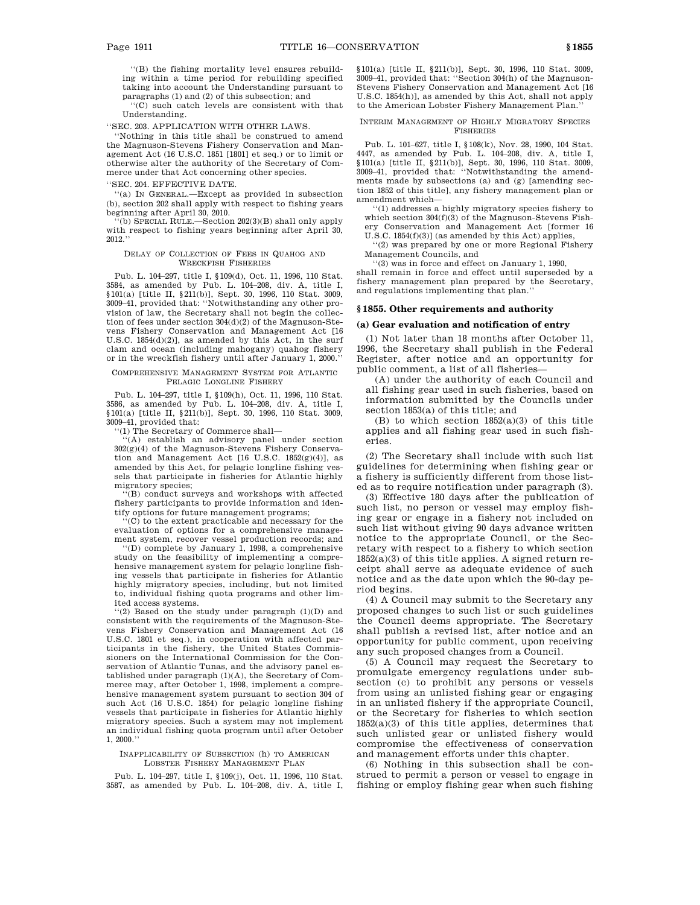"(B) the fishing mortality level ensures rebuilding within a time period for rebuilding specified taking into account the Understanding pursuant to paragraphs (1) and (2) of this subsection; and

"(C) such catch levels are consistent with that Understanding.

"SEC. 203. APPLICATION WITH OTHER LAWS.

"Nothing in this title shall be construed to amend the Magnuson-Stevens Fishery Conservation and Management Act (16 U.S.C. 1851 [1801] et seq.) or to limit or otherwise alter the authority of the Secretary of Commerce under that Act concerning other species.

"SEC. 204. EFFECTIVE DATE.

"(a) IN GENERAL.—Except as provided in subsection (b), section 202 shall apply with respect to fishing years beginning after April 30, 2010.

"(b) SPECIAL RULE.—Section 202(3)(B) shall only apply with respect to fishing years beginning after April 30, 2012."

DELAY OF COLLECTION OF FEES IN QUAHOG AND WRECKFISH FISHERIES

Pub. L. 104–297, title I, §109(d), Oct. 11, 1996, 110 Stat. 3584, as amended by Pub. L. 104–208, div. A, title I, §101(a) [title II, §211(b)], Sept. 30, 1996, 110 Stat. 3009, 3009–41, provided that: "Notwithstanding any other provision of law, the Secretary shall not begin the collection of fees under section 304(d)(2) of the Magnuson-Stevens Fishery Conservation and Management Act [16 U.S.C. 1854(d)(2)], as amended by this Act, in the surf clam and ocean (including mahogany) quahog fishery or in the wreckfish fishery until after January 1, 2000."

COMPREHENSIVE MANAGEMENT SYSTEM FOR ATLANTIC PELAGIC LONGLINE FISHERY

Pub. L. 104–297, title I, §109(h), Oct. 11, 1996, 110 Stat. 3586, as amended by Pub. L. 104–208, div. A, title I, §101(a) [title II, §211(b)], Sept. 30, 1996, 110 Stat. 3009, 3009–41, provided that:

"(1) The Secretary of Commerce shall—

"(A) establish an advisory panel under section 302(g)(4) of the Magnuson-Stevens Fishery Conservation and Management Act [16 U.S.C. 1852(g)(4)], as amended by this Act, for pelagic longline fishing vessels that participate in fisheries for Atlantic highly migratory species;

"(B) conduct surveys and workshops with affected fishery participants to provide information and identify options for future management programs;

"(C) to the extent practicable and necessary for the evaluation of options for a comprehensive management system, recover vessel production records; and

"(D) complete by January 1, 1998, a comprehensive study on the feasibility of implementing a comprehensive management system for pelagic longline fishing vessels that participate in fisheries for Atlantic highly migratory species, including, but not limited to, individual fishing quota programs and other limited access systems.

"(2) Based on the study under paragraph (1)(D) and consistent with the requirements of the Magnuson-Stevens Fishery Conservation and Management Act (16 U.S.C. 1801 et seq.), in cooperation with affected participants in the fishery, the United States Commissioners on the International Commission for the Conservation of Atlantic Tunas, and the advisory panel established under paragraph (1)(A), the Secretary of Commerce may, after October 1, 1998, implement a comprehensive management system pursuant to section 304 of such Act (16 U.S.C. 1854) for pelagic longline fishing vessels that participate in fisheries for Atlantic highly migratory species. Such a system may not implement an individual fishing quota program until after October 1, 2000."

INAPPLICABILITY OF SUBSECTION (h) TO AMERICAN LOBSTER FISHERY MANAGEMENT PLAN

Pub. L. 104–297, title I, §109(j), Oct. 11, 1996, 110 Stat. 3587, as amended by Pub. L. 104–208, div. A, title I, §101(a) [title II, §211(b)], Sept. 30, 1996, 110 Stat. 3009, 3009–41, provided that: "Section 304(h) of the Magnuson-Stevens Fishery Conservation and Management Act [16 U.S.C. 1854(h)], as amended by this Act, shall not apply to the American Lobster Fishery Management Plan."

INTERIM MANAGEMENT OF HIGHLY MIGRATORY SPECIES FISHERIES

Pub. L. 101–627, title I, §108(k), Nov. 28, 1990, 104 Stat. 4447, as amended by Pub. L. 104–208, div. A, title I, §101(a) [title II, §211(b)], Sept. 30, 1996, 110 Stat. 3009, 3009–41, provided that: "Notwithstanding the amendments made by subsections (a) and (g) [amending section 1852 of this title], any fishery management plan or amendment which—

"(1) addresses a highly migratory species fishery to which section 304(f)(3) of the Magnuson-Stevens Fishery Conservation and Management Act [former 16 U.S.C. 1854(f)(3)] (as amended by this Act) applies,

"(2) was prepared by one or more Regional Fishery Management Councils, and

"(3) was in force and effect on January 1, 1990,

shall remain in force and effect until superseded by a fishery management plan prepared by the Secretary, and regulations implementing that plan."

## §1855. Other requirements and authority

### (a) Gear evaluation and notification of entry

(1) Not later than 18 months after October 11, 1996, the Secretary shall publish in the Federal Register, after notice and an opportunity for public comment, a list of all fisheries—

(A) under the authority of each Council and all fishing gear used in such fisheries, based on information submitted by the Councils under section 1853(a) of this title; and

(B) to which section 1852(a)(3) of this title applies and all fishing gear used in such fisheries.

(2) The Secretary shall include with such list guidelines for determining when fishing gear or a fishery is sufficiently different from those listed as to require notification under paragraph (3).

(3) Effective 180 days after the publication of such list, no person or vessel may employ fishing gear or engage in a fishery not included on such list without giving 90 days advance written notice to the appropriate Council, or the Secretary with respect to a fishery to which section 1852(a)(3) of this title applies. A signed return receipt shall serve as adequate evidence of such notice and as the date upon which the 90-day period begins.

(4) A Council may submit to the Secretary any proposed changes to such list or such guidelines the Council deems appropriate. The Secretary shall publish a revised list, after notice and an opportunity for public comment, upon receiving any such proposed changes from a Council.

(5) A Council may request the Secretary to promulgate emergency regulations under subsection (c) to prohibit any persons or vessels from using an unlisted fishing gear or engaging in an unlisted fishery if the appropriate Council, or the Secretary for fisheries to which section 1852(a)(3) of this title applies, determines that such unlisted gear or unlisted fishery would compromise the effectiveness of conservation and management efforts under this chapter.

(6) Nothing in this subsection shall be construed to permit a person or vessel to engage in fishing or employ fishing gear when such fishing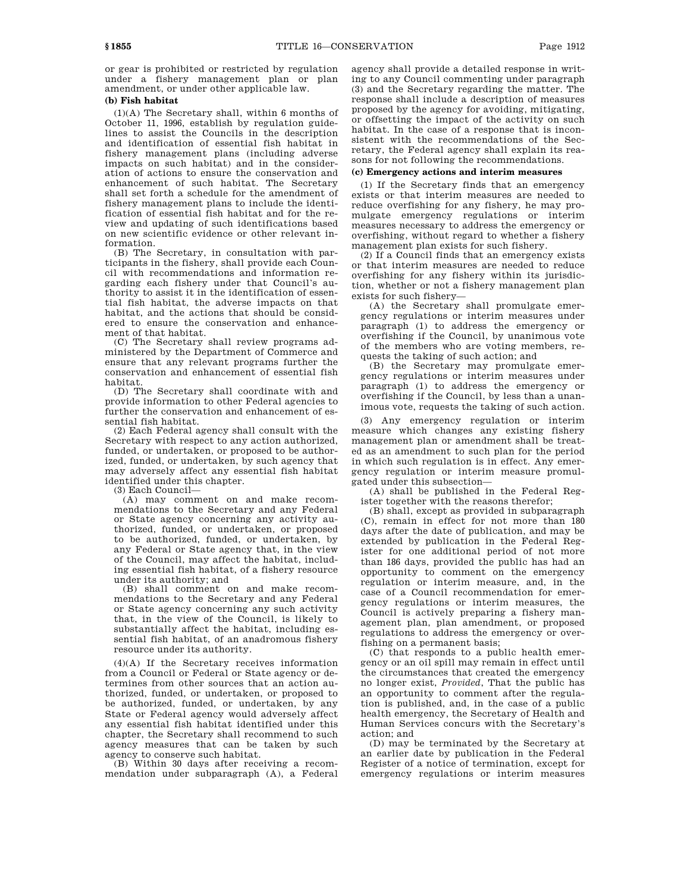or gear is prohibited or restricted by regulation under a fishery management plan or plan amendment, or under other applicable law.

**(b) Fish habitat**

(1)(A) The Secretary shall, within 6 months of October 11, 1996, establish by regulation guidelines to assist the Councils in the description and identification of essential fish habitat in fishery management plans (including adverse impacts on such habitat) and in the consideration of actions to ensure the conservation and enhancement of such habitat. The Secretary shall set forth a schedule for the amendment of fishery management plans to include the identification of essential fish habitat and for the review and updating of such identifications based on new scientific evidence or other relevant information.

(B) The Secretary, in consultation with participants in the fishery, shall provide each Council with recommendations and information regarding each fishery under that Council's authority to assist it in the identification of essential fish habitat, the adverse impacts on that habitat, and the actions that should be considered to ensure the conservation and enhancement of that habitat.

(C) The Secretary shall review programs administered by the Department of Commerce and ensure that any relevant programs further the conservation and enhancement of essential fish habitat.

(D) The Secretary shall coordinate with and provide information to other Federal agencies to further the conservation and enhancement of essential fish habitat.

(2) Each Federal agency shall consult with the Secretary with respect to any action authorized, funded, or undertaken, or proposed to be authorized, funded, or undertaken, by such agency that may adversely affect any essential fish habitat identified under this chapter.

(3) Each Council—

(A) may comment on and make recommendations to the Secretary and any Federal or State agency concerning any activity authorized, funded, or undertaken, or proposed to be authorized, funded, or undertaken, by any Federal or State agency that, in the view of the Council, may affect the habitat, including essential fish habitat, of a fishery resource under its authority; and

(B) shall comment on and make recommendations to the Secretary and any Federal or State agency concerning any such activity that, in the view of the Council, is likely to substantially affect the habitat, including essential fish habitat, of an anadromous fishery resource under its authority.

(4)(A) If the Secretary receives information from a Council or Federal or State agency or determines from other sources that an action authorized, funded, or undertaken, or proposed to be authorized, funded, or undertaken, by any State or Federal agency would adversely affect any essential fish habitat identified under this chapter, the Secretary shall recommend to such agency measures that can be taken by such agency to conserve such habitat.

(B) Within 30 days after receiving a recommendation under subparagraph (A), a Federal agency shall provide a detailed response in writing to any Council commenting under paragraph (3) and the Secretary regarding the matter. The response shall include a description of measures proposed by the agency for avoiding, mitigating, or offsetting the impact of the activity on such habitat. In the case of a response that is inconsistent with the recommendations of the Secretary, the Federal agency shall explain its reasons for not following the recommendations.

**(c) Emergency actions and interim measures**

(1) If the Secretary finds that an emergency exists or that interim measures are needed to reduce overfishing for any fishery, he may promulgate emergency regulations or interim measures necessary to address the emergency or overfishing, without regard to whether a fishery management plan exists for such fishery.

(2) If a Council finds that an emergency exists or that interim measures are needed to reduce overfishing for any fishery within its jurisdiction, whether or not a fishery management plan exists for such fishery—

(A) the Secretary shall promulgate emergency regulations or interim measures under paragraph (1) to address the emergency or overfishing if the Council, by unanimous vote of the members who are voting members, requests the taking of such action; and

(B) the Secretary may promulgate emergency regulations or interim measures under paragraph (1) to address the emergency or overfishing if the Council, by less than a unanimous vote, requests the taking of such action.

(3) Any emergency regulation or interim measure which changes any existing fishery management plan or amendment shall be treated as an amendment to such plan for the period in which such regulation is in effect. Any emergency regulation or interim measure promulgated under this subsection—

(A) shall be published in the Federal Register together with the reasons therefor;

(B) shall, except as provided in subparagraph (C), remain in effect for not more than 180 days after the date of publication, and may be extended by publication in the Federal Register for one additional period of not more than 186 days, provided the public has had an opportunity to comment on the emergency regulation or interim measure, and, in the case of a Council recommendation for emergency regulations or interim measures, the Council is actively preparing a fishery management plan, plan amendment, or proposed regulations to address the emergency or overfishing on a permanent basis;

(C) that responds to a public health emergency or an oil spill may remain in effect until the circumstances that created the emergency no longer exist, *Provided*, That the public has an opportunity to comment after the regulation is published, and, in the case of a public health emergency, the Secretary of Health and Human Services concurs with the Secretary's action; and

(D) may be terminated by the Secretary at an earlier date by publication in the Federal Register of a notice of termination, except for emergency regulations or interim measures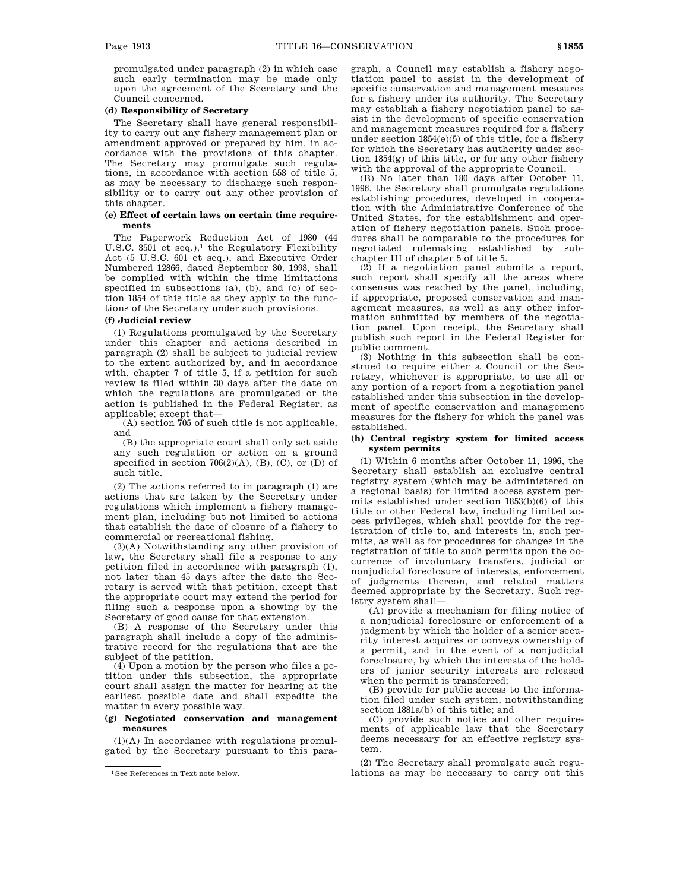promulgated under paragraph (2) in which case such early termination may be made only upon the agreement of the Secretary and the Council concerned.

**(d) Responsibility of Secretary**

The Secretary shall have general responsibility to carry out any fishery management plan or amendment approved or prepared by him, in accordance with the provisions of this chapter. The Secretary may promulgate such regulations, in accordance with section 553 of title 5, as may be necessary to discharge such responsibility or to carry out any other provision of this chapter.

**(e) Effect of certain laws on certain time requirements**

The Paperwork Reduction Act of 1980 (44 U.S.C. 3501 et seq.),[1] the Regulatory Flexibility Act (5 U.S.C. 601 et seq.), and Executive Order Numbered 12866, dated September 30, 1993, shall be complied with within the time limitations specified in subsections (a), (b), and (c) of section 1854 of this title as they apply to the functions of the Secretary under such provisions.

**(f) Judicial review**

(1) Regulations promulgated by the Secretary under this chapter and actions described in paragraph (2) shall be subject to judicial review to the extent authorized by, and in accordance with, chapter 7 of title 5, if a petition for such review is filed within 30 days after the date on which the regulations are promulgated or the action is published in the Federal Register, as applicable; except that—

(A) section 705 of such title is not applicable, and

(B) the appropriate court shall only set aside any such regulation or action on a ground specified in section 706(2)(A), (B), (C), or (D) of such title.

(2) The actions referred to in paragraph (1) are actions that are taken by the Secretary under regulations which implement a fishery management plan, including but not limited to actions that establish the date of closure of a fishery to commercial or recreational fishing.

(3)(A) Notwithstanding any other provision of law, the Secretary shall file a response to any petition filed in accordance with paragraph (1), not later than 45 days after the date the Secretary is served with that petition, except that the appropriate court may extend the period for filing such a response upon a showing by the Secretary of good cause for that extension.

(B) A response of the Secretary under this paragraph shall include a copy of the administrative record for the regulations that are the subject of the petition.

(4) Upon a motion by the person who files a petition under this subsection, the appropriate court shall assign the matter for hearing at the earliest possible date and shall expedite the matter in every possible way.

**(g) Negotiated conservation and management measures**

(1)(A) In accordance with regulations promulgated by the Secretary pursuant to this paragraph, a Council may establish a fishery negotiation panel to assist in the development of specific conservation and management measures for a fishery under its authority. The Secretary may establish a fishery negotiation panel to assist in the development of specific conservation and management measures required for a fishery under section 1854(e)(5) of this title, for a fishery for which the Secretary has authority under section 1854(g) of this title, or for any other fishery with the approval of the appropriate Council.

(B) No later than 180 days after October 11, 1996, the Secretary shall promulgate regulations establishing procedures, developed in cooperation with the Administrative Conference of the United States, for the establishment and operation of fishery negotiation panels. Such procedures shall be comparable to the procedures for negotiated rulemaking established by subchapter III of chapter 5 of title 5.

(2) If a negotiation panel submits a report, such report shall specify all the areas where consensus was reached by the panel, including, if appropriate, proposed conservation and management measures, as well as any other information submitted by members of the negotiation panel. Upon receipt, the Secretary shall publish such report in the Federal Register for public comment.

(3) Nothing in this subsection shall be construed to require either a Council or the Secretary, whichever is appropriate, to use all or any portion of a report from a negotiation panel established under this subsection in the development of specific conservation and management measures for the fishery for which the panel was established.

**(h) Central registry system for limited access system permits**

(1) Within 6 months after October 11, 1996, the Secretary shall establish an exclusive central registry system (which may be administered on a regional basis) for limited access system permits established under section 1853(b)(6) of this title or other Federal law, including limited access privileges, which shall provide for the registration of title to, and interests in, such permits, as well as for procedures for changes in the registration of title to such permits upon the occurrence of involuntary transfers, judicial or nonjudicial foreclosure of interests, enforcement of judgments thereon, and related matters deemed appropriate by the Secretary. Such registry system shall—

(A) provide a mechanism for filing notice of a nonjudicial foreclosure or enforcement of a judgment by which the holder of a senior security interest acquires or conveys ownership of a permit, and in the event of a nonjudicial foreclosure, by which the interests of the holders of junior security interests are released when the permit is transferred;

(B) provide for public access to the information filed under such system, notwithstanding section 1881a(b) of this title; and

(C) provide such notice and other requirements of applicable law that the Secretary deems necessary for an effective registry system.

(2) The Secretary shall promulgate such regulations as may be necessary to carry out this

[1] See References in Text note below.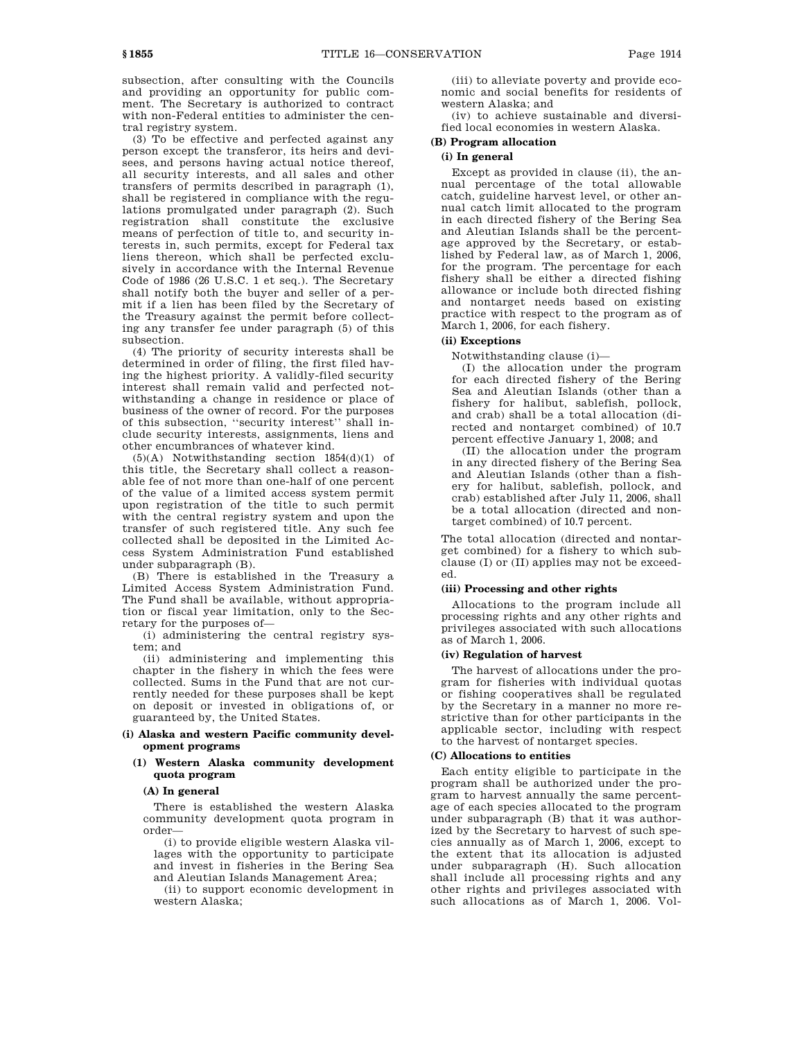subsection, after consulting with the Councils and providing an opportunity for public comment. The Secretary is authorized to contract with non-Federal entities to administer the central registry system.

(3) To be effective and perfected against any person except the transferor, its heirs and devisees, and persons having actual notice thereof, all security interests, and all sales and other transfers of permits described in paragraph (1), shall be registered in compliance with the regulations promulgated under paragraph (2). Such registration shall constitute the exclusive means of perfection of title to, and security interests in, such permits, except for Federal tax liens thereon, which shall be perfected exclusively in accordance with the Internal Revenue Code of 1986 (26 U.S.C. 1 et seq.). The Secretary shall notify both the buyer and seller of a permit if a lien has been filed by the Secretary of the Treasury against the permit before collecting any transfer fee under paragraph (5) of this subsection.

(4) The priority of security interests shall be determined in order of filing, the first filed having the highest priority. A validly-filed security interest shall remain valid and perfected notwithstanding a change in residence or place of business of the owner of record. For the purposes of this subsection, ''security interest'' shall include security interests, assignments, liens and other encumbrances of whatever kind.

(5)(A) Notwithstanding section 1854(d)(1) of this title, the Secretary shall collect a reasonable fee of not more than one-half of one percent of the value of a limited access system permit upon registration of the title to such permit with the central registry system and upon the transfer of such registered title. Any such fee collected shall be deposited in the Limited Access System Administration Fund established under subparagraph (B).

(B) There is established in the Treasury a Limited Access System Administration Fund. The Fund shall be available, without appropriation or fiscal year limitation, only to the Secretary for the purposes of—

(i) administering the central registry system; and

(ii) administering and implementing this chapter in the fishery in which the fees were collected. Sums in the Fund that are not currently needed for these purposes shall be kept on deposit or invested in obligations of, or guaranteed by, the United States.

## (i) Alaska and western Pacific community development programs

### (1) Western Alaska community development quota program

#### (A) In general

There is established the western Alaska community development quota program in order—

(i) to provide eligible western Alaska villages with the opportunity to participate and invest in fisheries in the Bering Sea and Aleutian Islands Management Area;

(ii) to support economic development in western Alaska;

(iii) to alleviate poverty and provide economic and social benefits for residents of western Alaska; and

(iv) to achieve sustainable and diversified local economies in western Alaska.

#### (B) Program allocation

##### (i) In general

Except as provided in clause (ii), the annual percentage of the total allowable catch, guideline harvest level, or other annual catch limit allocated to the program in each directed fishery of the Bering Sea and Aleutian Islands shall be the percentage approved by the Secretary, or established by Federal law, as of March 1, 2006, for the program. The percentage for each fishery shall be either a directed fishing allowance or include both directed fishing and nontarget needs based on existing practice with respect to the program as of March 1, 2006, for each fishery.

##### (ii) Exceptions

Notwithstanding clause (i)—

(I) the allocation under the program for each directed fishery of the Bering Sea and Aleutian Islands (other than a fishery for halibut, sablefish, pollock, and crab) shall be a total allocation (directed and nontarget combined) of 10.7 percent effective January 1, 2008; and

(II) the allocation under the program in any directed fishery of the Bering Sea and Aleutian Islands (other than a fishery for halibut, sablefish, pollock, and crab) established after July 11, 2006, shall be a total allocation (directed and nontarget combined) of 10.7 percent.

The total allocation (directed and nontarget combined) for a fishery to which subclause (I) or (II) applies may not be exceeded.

##### (iii) Processing and other rights

Allocations to the program include all processing rights and any other rights and privileges associated with such allocations as of March 1, 2006.

##### (iv) Regulation of harvest

The harvest of allocations under the program for fisheries with individual quotas or fishing cooperatives shall be regulated by the Secretary in a manner no more restrictive than for other participants in the applicable sector, including with respect to the harvest of nontarget species.

#### (C) Allocations to entities

Each entity eligible to participate in the program shall be authorized under the program to harvest annually the same percentage of each species allocated to the program under subparagraph (B) that it was authorized by the Secretary to harvest of such species annually as of March 1, 2006, except to the extent that its allocation is adjusted under subparagraph (H). Such allocation shall include all processing rights and any other rights and privileges associated with such allocations as of March 1, 2006. Vol-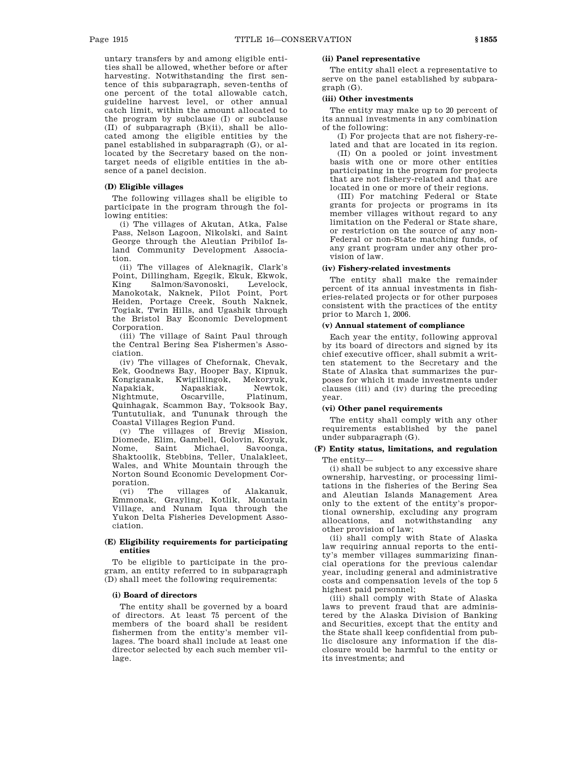untary transfers by and among eligible entities shall be allowed, whether before or after harvesting. Notwithstanding the first sentence of this subparagraph, seven-tenths of one percent of the total allowable catch, guideline harvest level, or other annual catch limit, within the amount allocated to the program by subclause (I) or subclause (II) of subparagraph (B)(ii), shall be allocated among the eligible entities by the panel established in subparagraph (G), or allocated by the Secretary based on the nontarget needs of eligible entities in the absence of a panel decision.

#### (D) Eligible villages

The following villages shall be eligible to participate in the program through the following entities:

(i) The villages of Akutan, Atka, False Pass, Nelson Lagoon, Nikolski, and Saint George through the Aleutian Pribilof Island Community Development Association.

(ii) The villages of Aleknagik, Clark's Point, Dillingham, Egegik, Ekuk, Ekwok, King Salmon/Savonoski, Levelock, Manokotak, Naknek, Pilot Point, Port Heiden, Portage Creek, South Naknek, Togiak, Twin Hills, and Ugashik through the Bristol Bay Economic Development Corporation.

(iii) The village of Saint Paul through the Central Bering Sea Fishermen's Association.

(iv) The villages of Chefornak, Chevak, Eek, Goodnews Bay, Hooper Bay, Kipnuk, Kongiganak, Kwigillingok, Mekoryuk, Napakiak, Napaskiak, Newtok, Nightmute, Oscarville, Platinum, Quinhagak, Scammon Bay, Toksook Bay, Tuntutuliak, and Tununak through the Coastal Villages Region Fund.

(v) The villages of Brevig Mission, Diomede, Elim, Gambell, Golovin, Koyuk, Nome, Saint Michael, Savoonga, Shaktoolik, Stebbins, Teller, Unalakleet, Wales, and White Mountain through the Norton Sound Economic Development Corporation.

(vi) The villages of Alakanuk, Emmonak, Grayling, Kotlik, Mountain Village, and Nunam Iqua through the Yukon Delta Fisheries Development Association.

#### (E) Eligibility requirements for participating entities

To be eligible to participate in the program, an entity referred to in subparagraph (D) shall meet the following requirements:

##### (i) Board of directors

The entity shall be governed by a board of directors. At least 75 percent of the members of the board shall be resident fishermen from the entity's member villages. The board shall include at least one director selected by each such member village.

##### (ii) Panel representative

The entity shall elect a representative to serve on the panel established by subparagraph (G).

##### (iii) Other investments

The entity may make up to 20 percent of its annual investments in any combination of the following:

(I) For projects that are not fishery-related and that are located in its region.

(II) On a pooled or joint investment basis with one or more other entities participating in the program for projects that are not fishery-related and that are located in one or more of their regions.

(III) For matching Federal or State grants for projects or programs in its member villages without regard to any limitation on the Federal or State share, or restriction on the source of any non-Federal or non-State matching funds, of any grant program under any other provision of law.

##### (iv) Fishery-related investments

The entity shall make the remainder percent of its annual investments in fisheries-related projects or for other purposes consistent with the practices of the entity prior to March 1, 2006.

##### (v) Annual statement of compliance

Each year the entity, following approval by its board of directors and signed by its chief executive officer, shall submit a written statement to the Secretary and the State of Alaska that summarizes the purposes for which it made investments under clauses (iii) and (iv) during the preceding year.

##### (vi) Other panel requirements

The entity shall comply with any other requirements established by the panel under subparagraph (G).

#### (F) Entity status, limitations, and regulation

The entity—

(i) shall be subject to any excessive share ownership, harvesting, or processing limitations in the fisheries of the Bering Sea and Aleutian Islands Management Area only to the extent of the entity's proportional ownership, excluding any program allocations, and notwithstanding any other provision of law;

(ii) shall comply with State of Alaska law requiring annual reports to the entity's member villages summarizing financial operations for the previous calendar year, including general and administrative costs and compensation levels of the top 5 highest paid personnel;

(iii) shall comply with State of Alaska laws to prevent fraud that are administered by the Alaska Division of Banking and Securities, except that the entity and the State shall keep confidential from public disclosure any information if the disclosure would be harmful to the entity or its investments; and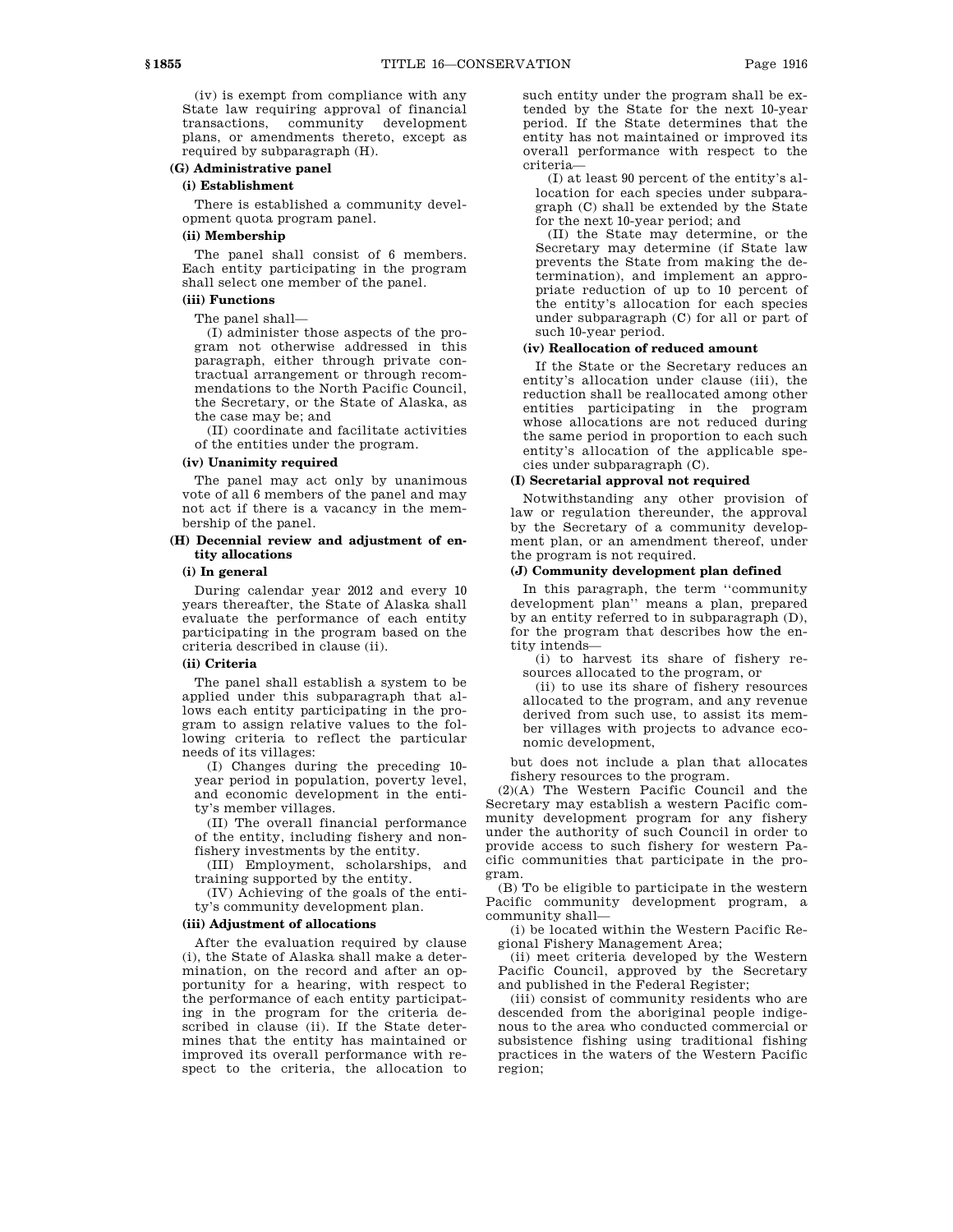(iv) is exempt from compliance with any State law requiring approval of financial transactions, community development plans, or amendments thereto, except as required by subparagraph (H).

**(G) Administrative panel**

**(i) Establishment**

There is established a community development quota program panel.

**(ii) Membership**

The panel shall consist of 6 members. Each entity participating in the program shall select one member of the panel.

**(iii) Functions**

The panel shall—

(I) administer those aspects of the program not otherwise addressed in this paragraph, either through private contractual arrangement or through recommendations to the North Pacific Council, the Secretary, or the State of Alaska, as the case may be; and

(II) coordinate and facilitate activities of the entities under the program.

**(iv) Unanimity required**

The panel may act only by unanimous vote of all 6 members of the panel and may not act if there is a vacancy in the membership of the panel.

**(H) Decennial review and adjustment of entity allocations**

**(i) In general**

During calendar year 2012 and every 10 years thereafter, the State of Alaska shall evaluate the performance of each entity participating in the program based on the criteria described in clause (ii).

**(ii) Criteria**

The panel shall establish a system to be applied under this subparagraph that allows each entity participating in the program to assign relative values to the following criteria to reflect the particular needs of its villages:

(I) Changes during the preceding 10-year period in population, poverty level, and economic development in the entity's member villages.

(II) The overall financial performance of the entity, including fishery and nonfishery investments by the entity.

(III) Employment, scholarships, and training supported by the entity.

(IV) Achieving of the goals of the entity's community development plan.

**(iii) Adjustment of allocations**

After the evaluation required by clause (i), the State of Alaska shall make a determination, on the record and after an opportunity for a hearing, with respect to the performance of each entity participating in the program for the criteria described in clause (ii). If the State determines that the entity has maintained or improved its overall performance with respect to the criteria, the allocation to such entity under the program shall be extended by the State for the next 10-year period. If the State determines that the entity has not maintained or improved its overall performance with respect to the criteria—

(I) at least 90 percent of the entity's allocation for each species under subparagraph (C) shall be extended by the State for the next 10-year period; and

(II) the State may determine, or the Secretary may determine (if State law prevents the State from making the determination), and implement an appropriate reduction of up to 10 percent of the entity's allocation for each species under subparagraph (C) for all or part of such 10-year period.

**(iv) Reallocation of reduced amount**

If the State or the Secretary reduces an entity's allocation under clause (iii), the reduction shall be reallocated among other entities participating in the program whose allocations are not reduced during the same period in proportion to each such entity's allocation of the applicable species under subparagraph (C).

**(I) Secretarial approval not required**

Notwithstanding any other provision of law or regulation thereunder, the approval by the Secretary of a community development plan, or an amendment thereof, under the program is not required.

**(J) Community development plan defined**

In this paragraph, the term "community development plan" means a plan, prepared by an entity referred to in subparagraph (D), for the program that describes how the entity intends—

(i) to harvest its share of fishery resources allocated to the program, or

(ii) to use its share of fishery resources allocated to the program, and any revenue derived from such use, to assist its member villages with projects to advance economic development,

but does not include a plan that allocates fishery resources to the program.

(2)(A) The Western Pacific Council and the Secretary may establish a western Pacific community development program for any fishery under the authority of such Council in order to provide access to such fishery for western Pacific communities that participate in the program.

(B) To be eligible to participate in the western Pacific community development program, a community shall—

(i) be located within the Western Pacific Regional Fishery Management Area;

(ii) meet criteria developed by the Western Pacific Council, approved by the Secretary and published in the Federal Register;

(iii) consist of community residents who are descended from the aboriginal people indigenous to the area who conducted commercial or subsistence fishing using traditional fishing practices in the waters of the Western Pacific region;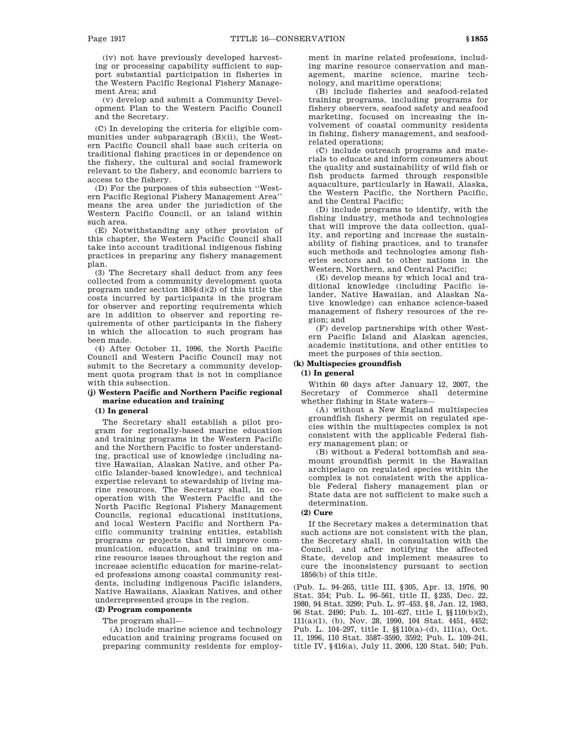(iv) not have previously developed harvesting or processing capability sufficient to support substantial participation in fisheries in the Western Pacific Regional Fishery Management Area; and

(v) develop and submit a Community Development Plan to the Western Pacific Council and the Secretary.

(C) In developing the criteria for eligible communities under subparagraph (B)(ii), the Western Pacific Council shall base such criteria on traditional fishing practices in or dependence on the fishery, the cultural and social framework relevant to the fishery, and economic barriers to access to the fishery.

(D) For the purposes of this subsection ''Western Pacific Regional Fishery Management Area'' means the area under the jurisdiction of the Western Pacific Council, or an island within such area.

(E) Notwithstanding any other provision of this chapter, the Western Pacific Council shall take into account traditional indigenous fishing practices in preparing any fishery management plan.

(3) The Secretary shall deduct from any fees collected from a community development quota program under section 1854(d)(2) of this title the costs incurred by participants in the program for observer and reporting requirements which are in addition to observer and reporting requirements of other participants in the fishery in which the allocation to such program has been made.

(4) After October 11, 1996, the North Pacific Council and Western Pacific Council may not submit to the Secretary a community development quota program that is not in compliance with this subsection.

### (j) Western Pacific and Northern Pacific regional marine education and training

#### (1) In general

The Secretary shall establish a pilot program for regionally-based marine education and training programs in the Western Pacific and the Northern Pacific to foster understanding, practical use of knowledge (including native Hawaiian, Alaskan Native, and other Pacific Islander-based knowledge), and technical expertise relevant to stewardship of living marine resources. The Secretary shall, in cooperation with the Western Pacific and the North Pacific Regional Fishery Management Councils, regional educational institutions, and local Western Pacific and Northern Pacific community training entities, establish programs or projects that will improve communication, education, and training on marine resource issues throughout the region and increase scientific education for marine-related professions among coastal community residents, including indigenous Pacific islanders, Native Hawaiians, Alaskan Natives, and other underrepresented groups in the region.

#### (2) Program components

The program shall—

(A) include marine science and technology education and training programs focused on preparing community residents for employment in marine related professions, including marine resource conservation and management, marine science, marine technology, and maritime operations;

(B) include fisheries and seafood-related training programs, including programs for fishery observers, seafood safety and seafood marketing, focused on increasing the involvement of coastal community residents in fishing, fishery management, and seafood-related operations;

(C) include outreach programs and materials to educate and inform consumers about the quality and sustainability of wild fish or fish products farmed through responsible aquaculture, particularly in Hawaii, Alaska, the Western Pacific, the Northern Pacific, and the Central Pacific;

(D) include programs to identify, with the fishing industry, methods and technologies that will improve the data collection, quality, and reporting and increase the sustainability of fishing practices, and to transfer such methods and technologies among fisheries sectors and to other nations in the Western, Northern, and Central Pacific;

(E) develop means by which local and traditional knowledge (including Pacific islander, Native Hawaiian, and Alaskan Native knowledge) can enhance science-based management of fishery resources of the region; and

(F) develop partnerships with other Western Pacific Island and Alaskan agencies, academic institutions, and other entities to meet the purposes of this section.

### (k) Multispecies groundfish

#### (1) In general

Within 60 days after January 12, 2007, the Secretary of Commerce shall determine whether fishing in State waters—

(A) without a New England multispecies groundfish fishery permit on regulated species within the multispecies complex is not consistent with the applicable Federal fishery management plan; or

(B) without a Federal bottomfish and seamount groundfish permit in the Hawaiian archipelago on regulated species within the complex is not consistent with the applicable Federal fishery management plan or State data are not sufficient to make such a determination.

#### (2) Cure

If the Secretary makes a determination that such actions are not consistent with the plan, the Secretary shall, in consultation with the Council, and after notifying the affected State, develop and implement measures to cure the inconsistency pursuant to section 1856(b) of this title.

(Pub. L. 94–265, title III, §305, Apr. 13, 1976, 90 Stat. 354; Pub. L. 96–561, title II, §235, Dec. 22, 1980, 94 Stat. 3299; Pub. L. 97–453, §8, Jan. 12, 1983, 96 Stat. 2490; Pub. L. 101–627, title I, §§110(b)(2), 111(a)(1), (b), Nov. 28, 1990, 104 Stat. 4451, 4452; Pub. L. 104–297, title I, §§110(a)–(d), 111(a), Oct. 11, 1996, 110 Stat. 3587–3590, 3592; Pub. L. 109–241, title IV, §416(a), July 11, 2006, 120 Stat. 540; Pub.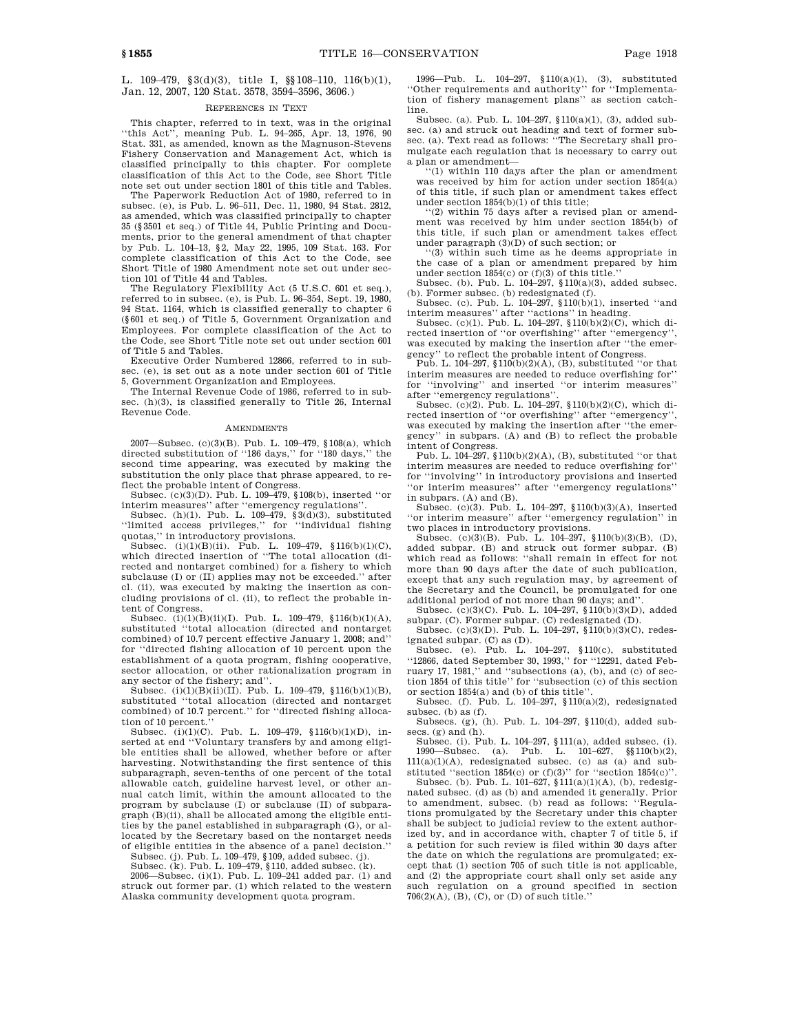L. 109–479, §3(d)(3), title I, §§108–110, 116(b)(1), Jan. 12, 2007, 120 Stat. 3578, 3594–3596, 3606.)

## References in Text

This chapter, referred to in text, was in the original "this Act", meaning Pub. L. 94–265, Apr. 13, 1976, 90 Stat. 331, as amended, known as the Magnuson-Stevens Fishery Conservation and Management Act, which is classified principally to this chapter. For complete classification of this Act to the Code, see Short Title note set out under section 1801 of this title and Tables.

The Paperwork Reduction Act of 1980, referred to in subsec. (e), is Pub. L. 96–511, Dec. 11, 1980, 94 Stat. 2812, as amended, which was classified principally to chapter 35 (§3501 et seq.) of Title 44, Public Printing and Documents, prior to the general amendment of that chapter by Pub. L. 104–13, §2, May 22, 1995, 109 Stat. 163. For complete classification of this Act to the Code, see Short Title of 1980 Amendment note set out under section 101 of Title 44 and Tables.

The Regulatory Flexibility Act (5 U.S.C. 601 et seq.), referred to in subsec. (e), is Pub. L. 96–354, Sept. 19, 1980, 94 Stat. 1164, which is classified generally to chapter 6 (§601 et seq.) of Title 5, Government Organization and Employees. For complete classification of the Act to the Code, see Short Title note set out under section 601 of Title 5 and Tables.

Executive Order Numbered 12866, referred to in subsec. (e), is set out as a note under section 601 of Title 5, Government Organization and Employees.

The Internal Revenue Code of 1986, referred to in subsec. (h)(3), is classified generally to Title 26, Internal Revenue Code.

## Amendments

2007—Subsec. (c)(3)(B). Pub. L. 109–479, §108(a), which directed substitution of "186 days," for "180 days," the second time appearing, was executed by making the substitution the only place that phrase appeared, to reflect the probable intent of Congress.

Subsec. (c)(3)(D). Pub. L. 109–479, §108(b), inserted "or interim measures" after "emergency regulations".

Subsec. (h)(1). Pub. L. 109–479, §3(d)(3), substituted "limited access privileges," for "individual fishing quotas," in introductory provisions.

Subsec. (i)(1)(B)(ii). Pub. L. 109–479, §116(b)(1)(C), which directed insertion of "The total allocation (directed and nontarget combined) for a fishery to which subclause (I) or (II) applies may not be exceeded." after cl. (ii), was executed by making the insertion as concluding provisions of cl. (ii), to reflect the probable intent of Congress.

Subsec. (i)(1)(B)(ii)(I). Pub. L. 109–479, §116(b)(1)(A), substituted "total allocation (directed and nontarget combined) of 10.7 percent effective January 1, 2008; and" for "directed fishing allocation of 10 percent upon the establishment of a quota program, fishing cooperative, sector allocation, or other rationalization program in any sector of the fishery; and".

Subsec. (i)(1)(B)(ii)(II). Pub. L. 109–479, §116(b)(1)(B), substituted "total allocation (directed and nontarget combined) of 10.7 percent." for "directed fishing allocation of 10 percent."

Subsec. (i)(1)(C). Pub. L. 109–479, §116(b)(1)(D), inserted at end "Voluntary transfers by and among eligible entities shall be allowed, whether before or after harvesting. Notwithstanding the first sentence of this subparagraph, seven-tenths of one percent of the total allowable catch, guideline harvest level, or other annual catch limit, within the amount allocated to the program by subclause (I) or subclause (II) of subparagraph (B)(ii), shall be allocated among the eligible entities by the panel established in subparagraph (G), or allocated by the Secretary based on the nontarget needs of eligible entities in the absence of a panel decision."

Subsec. (j). Pub. L. 109–479, §109, added subsec. (j).

Subsec. (k). Pub. L. 109–479, §110, added subsec. (k).

2006—Subsec. (i)(1). Pub. L. 109–241 added par. (1) and struck out former par. (1) which related to the western Alaska community development quota program.

1996—Pub. L. 104–297, §110(a)(1), (3), substituted "Other requirements and authority" for "Implementation of fishery management plans" as section catchline.

Subsec. (a). Pub. L. 104–297, §110(a)(1), (3), added subsec. (a) and struck out heading and text of former subsec. (a). Text read as follows: "The Secretary shall promulgate each regulation that is necessary to carry out a plan or amendment—

"(1) within 110 days after the plan or amendment was received by him for action under section 1854(a) of this title, if such plan or amendment takes effect under section 1854(b)(1) of this title;

"(2) within 75 days after a revised plan or amendment was received by him under section 1854(b) of this title, if such plan or amendment takes effect under paragraph (3)(D) of such section; or

"(3) within such time as he deems appropriate in the case of a plan or amendment prepared by him under section 1854(c) or (f)(3) of this title."

Subsec. (b). Pub. L. 104–297, §110(a)(3), added subsec. (b). Former subsec. (b) redesignated (f).

Subsec. (c). Pub. L. 104–297, §110(b)(1), inserted "and interim measures" after "actions" in heading.

Subsec. (c)(1). Pub. L. 104–297, §110(b)(2)(C), which directed insertion of "or overfishing" after "emergency", was executed by making the insertion after "the emergency" to reflect the probable intent of Congress.

Pub. L. 104–297, §110(b)(2)(A), (B), substituted "or that interim measures are needed to reduce overfishing for" for "involving" and inserted "or interim measures" after "emergency regulations".

Subsec. (c)(2). Pub. L. 104–297, §110(b)(2)(C), which directed insertion of "or overfishing" after "emergency", was executed by making the insertion after "the emergency" in subpars. (A) and (B) to reflect the probable intent of Congress.

Pub. L. 104–297, §110(b)(2)(A), (B), substituted "or that interim measures are needed to reduce overfishing for" for "involving" in introductory provisions and inserted "or interim measures" after "emergency regulations" in subpars. (A) and (B).

Subsec. (c)(3). Pub. L. 104–297, §110(b)(3)(A), inserted "or interim measure" after "emergency regulation" in two places in introductory provisions.

Subsec. (c)(3)(B). Pub. L. 104–297, §110(b)(3)(B), (D), added subpar. (B) and struck out former subpar. (B) which read as follows: "shall remain in effect for not more than 90 days after the date of such publication, except that any such regulation may, by agreement of the Secretary and the Council, be promulgated for one additional period of not more than 90 days; and".

Subsec. (c)(3)(C). Pub. L. 104–297, §110(b)(3)(D), added subpar. (C). Former subpar. (C) redesignated (D).

Subsec. (c)(3)(D). Pub. L. 104–297, §110(b)(3)(C), redesignated subpar. (C) as (D).

Subsec. (e). Pub. L. 104–297, §110(c), substituted "12866, dated September 30, 1993," for "12291, dated February 17, 1981," and "subsections (a), (b), and (c) of section 1854 of this title" for "subsection (c) of this section or section 1854(a) and (b) of this title".

Subsec. (f). Pub. L. 104–297, §110(a)(2), redesignated subsec. (b) as (f).

Subsecs. (g), (h). Pub. L. 104–297, §110(d), added subsecs. (g) and (h).

Subsec. (i). Pub. L. 104–297, §111(a), added subsec. (i).

1990—Subsec. (a). Pub. L. 101–627, §§110(b)(2), 111(a)(1)(A), redesignated subsec. (c) as (a) and substituted "section 1854(c) or (f)(3)" for "section 1854(c)".

Subsec. (b). Pub. L. 101–627, §111(a)(1)(A), (b), redesignated subsec. (d) as (b) and amended it generally. Prior to amendment, subsec. (b) read as follows: "Regulations promulgated by the Secretary under this chapter shall be subject to judicial review to the extent authorized by, and in accordance with, chapter 7 of title 5, if a petition for such review is filed within 30 days after the date on which the regulations are promulgated; except that (1) section 705 of such title is not applicable, and (2) the appropriate court shall only set aside any such regulation on a ground specified in section 706(2)(A), (B), (C), or (D) of such title."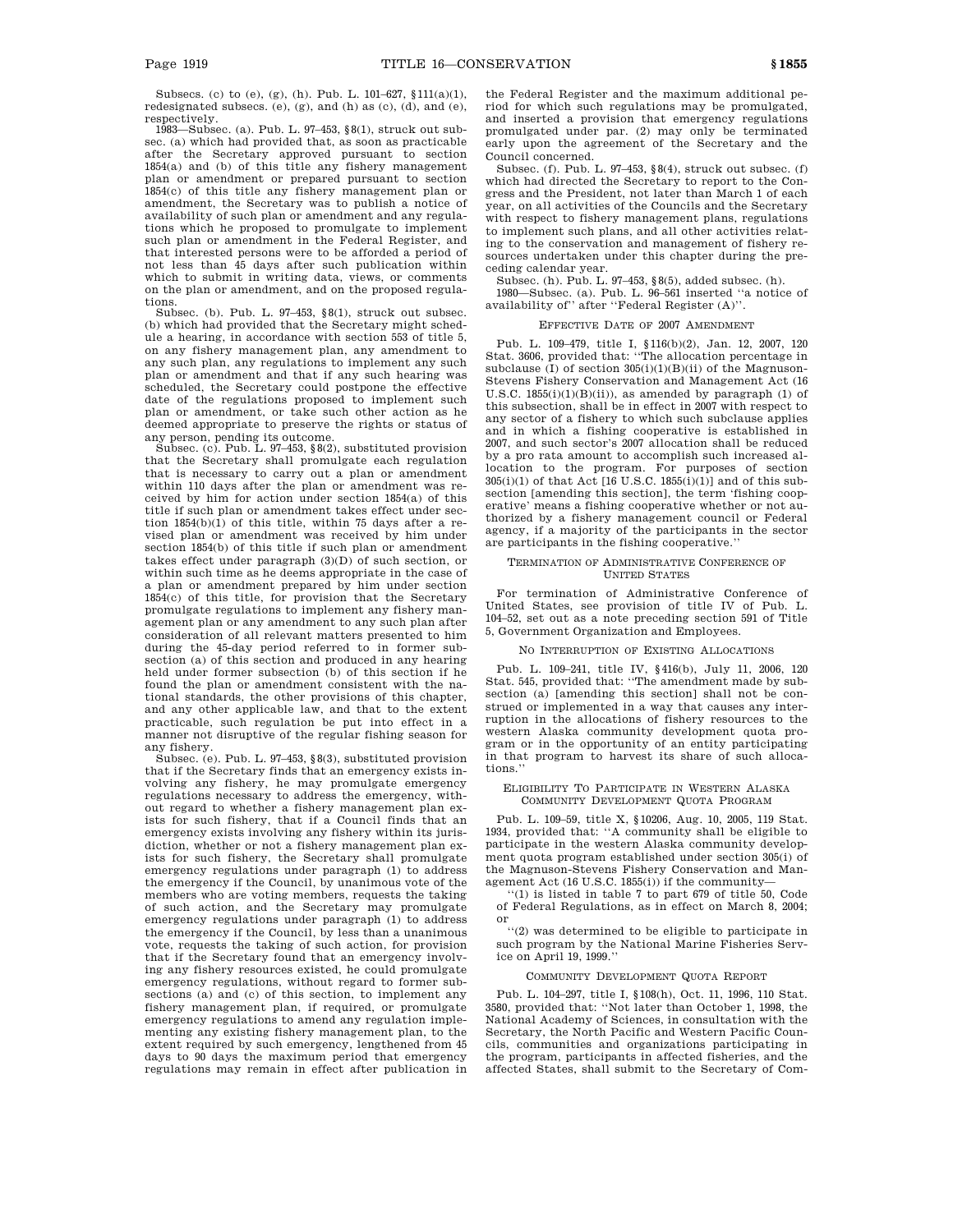Subsecs. (c) to (e), (g), (h). Pub. L. 101–627, §111(a)(1), redesignated subsecs. (e), (g), and (h) as (c), (d), and (e), respectively.

1983—Subsec. (a). Pub. L. 97–453, §8(1), struck out subsec. (a) which had provided that, as soon as practicable after the Secretary approved pursuant to section 1854(a) and (b) of this title any fishery management plan or amendment or prepared pursuant to section 1854(c) of this title any fishery management plan or amendment, the Secretary was to publish a notice of availability of such plan or amendment and any regulations which he proposed to promulgate to implement such plan or amendment in the Federal Register, and that interested persons were to be afforded a period of not less than 45 days after such publication within which to submit in writing data, views, or comments on the plan or amendment, and on the proposed regulations.

Subsec. (b). Pub. L. 97–453, §8(1), struck out subsec. (b) which had provided that the Secretary might schedule a hearing, in accordance with section 553 of title 5, on any fishery management plan, any amendment to any such plan, any regulations to implement any such plan or amendment and that if any such hearing was scheduled, the Secretary could postpone the effective date of the regulations proposed to implement such plan or amendment, or take such other action as he deemed appropriate to preserve the rights or status of any person, pending its outcome.

Subsec. (c). Pub. L. 97–453, §8(2), substituted provision that the Secretary shall promulgate each regulation that is necessary to carry out a plan or amendment within 110 days after the plan or amendment was received by him for action under section 1854(a) of this title if such plan or amendment takes effect under section 1854(b)(1) of this title, within 75 days after a revised plan or amendment was received by him under section 1854(b) of this title if such plan or amendment takes effect under paragraph (3)(D) of such section, or within such time as he deems appropriate in the case of a plan or amendment prepared by him under section 1854(c) of this title, for provision that the Secretary promulgate regulations to implement any fishery management plan or any amendment to any such plan after consideration of all relevant matters presented to him during the 45-day period referred to in former subsection (a) of this section and produced in any hearing held under former subsection (b) of this section if he found the plan or amendment consistent with the national standards, the other provisions of this chapter, and any other applicable law, and that to the extent practicable, such regulation be put into effect in a manner not disruptive of the regular fishing season for any fishery.

Subsec. (e). Pub. L. 97–453, §8(3), substituted provision that if the Secretary finds that an emergency exists involving any fishery, he may promulgate emergency regulations necessary to address the emergency, without regard to whether a fishery management plan exists for such fishery, that if a Council finds that an emergency exists involving any fishery within its jurisdiction, whether or not a fishery management plan exists for such fishery, the Secretary shall promulgate emergency regulations under paragraph (1) to address the emergency if the Council, by unanimous vote of the members who are voting members, requests the taking of such action, and the Secretary may promulgate emergency regulations under paragraph (1) to address the emergency if the Council, by less than a unanimous vote, requests the taking of such action, for provision that if the Secretary found that an emergency involving any fishery resources existed, he could promulgate emergency regulations, without regard to former subsections (a) and (c) of this section, to implement any fishery management plan, if required, or promulgate emergency regulations to amend any regulation implementing any existing fishery management plan, to the extent required by such emergency, lengthened from 45 days to 90 days the maximum period that emergency regulations may remain in effect after publication in the Federal Register and the maximum additional period for which such regulations may be promulgated, and inserted a provision that emergency regulations promulgated under par. (2) may only be terminated early upon the agreement of the Secretary and the Council concerned.

Subsec. (f). Pub. L. 97–453, §8(4), struck out subsec. (f) which had directed the Secretary to report to the Congress and the President, not later than March 1 of each year, on all activities of the Councils and the Secretary with respect to fishery management plans, regulations to implement such plans, and all other activities relating to the conservation and management of fishery resources undertaken under this chapter during the preceding calendar year.

Subsec. (h). Pub. L. 97–453, §8(5), added subsec. (h).

1980—Subsec. (a). Pub. L. 96–561 inserted ''a notice of availability of'' after ''Federal Register (A)''.

###### Effective Date of 2007 Amendment

Pub. L. 109–479, title I, §116(b)(2), Jan. 12, 2007, 120 Stat. 3606, provided that: ''The allocation percentage in subclause (I) of section 305(i)(1)(B)(ii) of the Magnuson-Stevens Fishery Conservation and Management Act (16 U.S.C. 1855(i)(1)(B)(ii)), as amended by paragraph (1) of this subsection, shall be in effect in 2007 with respect to any sector of a fishery to which such subclause applies and in which a fishing cooperative is established in 2007, and such sector's 2007 allocation shall be reduced by a pro rata amount to accomplish such increased allocation to the program. For purposes of section 305(i)(1) of that Act [16 U.S.C. 1855(i)(1)] and of this subsection [amending this section], the term 'fishing cooperative' means a fishing cooperative whether or not authorized by a fishery management council or Federal agency, if a majority of the participants in the sector are participants in the fishing cooperative.''

###### Termination of Administrative Conference of United States

For termination of Administrative Conference of United States, see provision of title IV of Pub. L. 104–52, set out as a note preceding section 591 of Title 5, Government Organization and Employees.

###### No Interruption of Existing Allocations

Pub. L. 109–241, title IV, §416(b), July 11, 2006, 120 Stat. 545, provided that: ''The amendment made by subsection (a) [amending this section] shall not be construed or implemented in a way that causes any interruption in the allocations of fishery resources to the western Alaska community development quota program or in the opportunity of an entity participating in that program to harvest its share of such allocations.''

###### Eligibility To Participate in Western Alaska Community Development Quota Program

Pub. L. 109–59, title X, §10206, Aug. 10, 2005, 119 Stat. 1934, provided that: ''A community shall be eligible to participate in the western Alaska community development quota program established under section 305(i) of the Magnuson-Stevens Fishery Conservation and Management Act (16 U.S.C. 1855(i)) if the community—

''(1) is listed in table 7 to part 679 of title 50, Code of Federal Regulations, as in effect on March 8, 2004; or

''(2) was determined to be eligible to participate in such program by the National Marine Fisheries Service on April 19, 1999.''

###### Community Development Quota Report

Pub. L. 104–297, title I, §108(h), Oct. 11, 1996, 110 Stat. 3580, provided that: ''Not later than October 1, 1998, the National Academy of Sciences, in consultation with the Secretary, the North Pacific and Western Pacific Councils, communities and organizations participating in the program, participants in affected fisheries, and the affected States, shall submit to the Secretary of Com-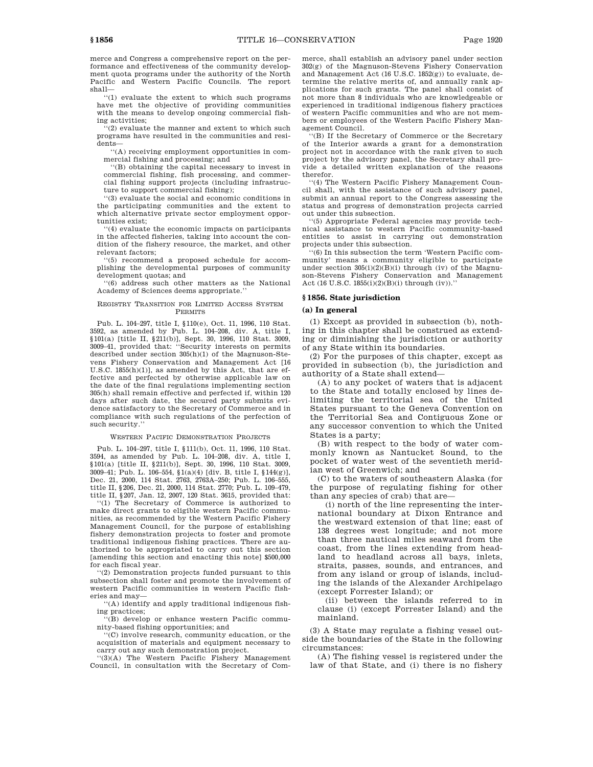merce and Congress a comprehensive report on the performance and effectiveness of the community development quota programs under the authority of the North Pacific and Western Pacific Councils. The report shall—

"(1) evaluate the extent to which such programs have met the objective of providing communities with the means to develop ongoing commercial fishing activities;

"(2) evaluate the manner and extent to which such programs have resulted in the communities and residents—

"(A) receiving employment opportunities in commercial fishing and processing; and

"(B) obtaining the capital necessary to invest in commercial fishing, fish processing, and commercial fishing support projects (including infrastructure to support commercial fishing);

"(3) evaluate the social and economic conditions in the participating communities and the extent to which alternative private sector employment opportunities exist;

"(4) evaluate the economic impacts on participants in the affected fisheries, taking into account the condition of the fishery resource, the market, and other relevant factors;

"(5) recommend a proposed schedule for accomplishing the developmental purposes of community development quotas; and

"(6) address such other matters as the National Academy of Sciences deems appropriate."

REGISTRY TRANSITION FOR LIMITED ACCESS SYSTEM PERMITS

Pub. L. 104–297, title I, §110(e), Oct. 11, 1996, 110 Stat. 3592, as amended by Pub. L. 104–208, div. A, title I, §101(a) [title II, §211(b)], Sept. 30, 1996, 110 Stat. 3009, 3009–41, provided that: "Security interests on permits described under section 305(h)(1) of the Magnuson-Stevens Fishery Conservation and Management Act [16 U.S.C. 1855(h)(1)], as amended by this Act, that are effective and perfected by otherwise applicable law on the date of the final regulations implementing section 305(h) shall remain effective and perfected if, within 120 days after such date, the secured party submits evidence satisfactory to the Secretary of Commerce and in compliance with such regulations of the perfection of such security."

WESTERN PACIFIC DEMONSTRATION PROJECTS

Pub. L. 104–297, title I, §111(b), Oct. 11, 1996, 110 Stat. 3594, as amended by Pub. L. 104–208, div. A, title I, §101(a) [title II, §211(b)], Sept. 30, 1996, 110 Stat. 3009, 3009–41; Pub. L. 106–554, §1(a)(4) [div. B, title I, §144(g)], Dec. 21, 2000, 114 Stat. 2763, 2763A–250; Pub. L. 106–555, title II, §206, Dec. 21, 2000, 114 Stat. 2770; Pub. L. 109–479, title II, §207, Jan. 12, 2007, 120 Stat. 3615, provided that:

"(1) The Secretary of Commerce is authorized to make direct grants to eligible western Pacific communities, as recommended by the Western Pacific Fishery Management Council, for the purpose of establishing fishery demonstration projects to foster and promote traditional indigenous fishing practices. There are authorized to be appropriated to carry out this section [amending this section and enacting this note] $500,000 for each fiscal year.

"(2) Demonstration projects funded pursuant to this subsection shall foster and promote the involvement of western Pacific communities in western Pacific fisheries and may—

"(A) identify and apply traditional indigenous fishing practices;

"(B) develop or enhance western Pacific community-based fishing opportunities; and

"(C) involve research, community education, or the acquisition of materials and equipment necessary to carry out any such demonstration project.

"(3)(A) The Western Pacific Fishery Management Council, in consultation with the Secretary of Commerce, shall establish an advisory panel under section 302(g) of the Magnuson-Stevens Fishery Conservation and Management Act (16 U.S.C. 1852(g)) to evaluate, determine the relative merits of, and annually rank applications for such grants. The panel shall consist of not more than 8 individuals who are knowledgeable or experienced in traditional indigenous fishery practices of western Pacific communities and who are not members or employees of the Western Pacific Fishery Management Council.

"(B) If the Secretary of Commerce or the Secretary of the Interior awards a grant for a demonstration project not in accordance with the rank given to such project by the advisory panel, the Secretary shall provide a detailed written explanation of the reasons therefor.

"(4) The Western Pacific Fishery Management Council shall, with the assistance of such advisory panel, submit an annual report to the Congress assessing the status and progress of demonstration projects carried out under this subsection.

"(5) Appropriate Federal agencies may provide technical assistance to western Pacific community-based entities to assist in carrying out demonstration projects under this subsection.

"(6) In this subsection the term 'Western Pacific community' means a community eligible to participate under section 305(i)(2)(B)(i) through (iv) of the Magnuson-Stevens Fishery Conservation and Management Act (16 U.S.C. 1855(i)(2)(B)(i) through (iv))."

## §1856. State jurisdiction

### (a) In general

(1) Except as provided in subsection (b), nothing in this chapter shall be construed as extending or diminishing the jurisdiction or authority of any State within its boundaries.

(2) For the purposes of this chapter, except as provided in subsection (b), the jurisdiction and authority of a State shall extend—

(A) to any pocket of waters that is adjacent to the State and totally enclosed by lines delimiting the territorial sea of the United States pursuant to the Geneva Convention on the Territorial Sea and Contiguous Zone or any successor convention to which the United States is a party;

(B) with respect to the body of water commonly known as Nantucket Sound, to the pocket of water west of the seventieth meridian west of Greenwich; and

(C) to the waters of southeastern Alaska (for the purpose of regulating fishing for other than any species of crab) that are—

(i) north of the line representing the international boundary at Dixon Entrance and the westward extension of that line; east of 138 degrees west longitude; and not more than three nautical miles seaward from the coast, from the lines extending from headland to headland across all bays, inlets, straits, passes, sounds, and entrances, and from any island or group of islands, including the islands of the Alexander Archipelago (except Forrester Island); or

(ii) between the islands referred to in clause (i) (except Forrester Island) and the mainland.

(3) A State may regulate a fishing vessel outside the boundaries of the State in the following circumstances:

(A) The fishing vessel is registered under the law of that State, and (i) there is no fishery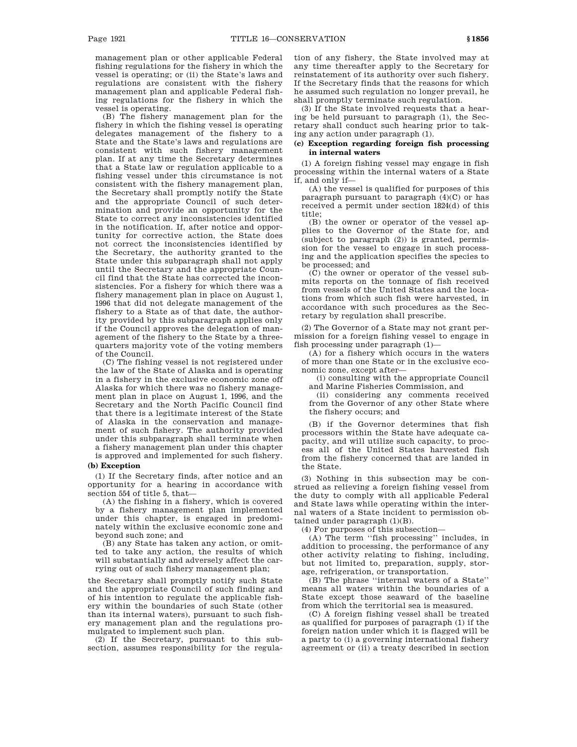management plan or other applicable Federal fishing regulations for the fishery in which the vessel is operating; or (ii) the State's laws and regulations are consistent with the fishery management plan and applicable Federal fishing regulations for the fishery in which the vessel is operating.

(B) The fishery management plan for the fishery in which the fishing vessel is operating delegates management of the fishery to a State and the State's laws and regulations are consistent with such fishery management plan. If at any time the Secretary determines that a State law or regulation applicable to a fishing vessel under this circumstance is not consistent with the fishery management plan, the Secretary shall promptly notify the State and the appropriate Council of such determination and provide an opportunity for the State to correct any inconsistencies identified in the notification. If, after notice and opportunity for corrective action, the State does not correct the inconsistencies identified by the Secretary, the authority granted to the State under this subparagraph shall not apply until the Secretary and the appropriate Council find that the State has corrected the inconsistencies. For a fishery for which there was a fishery management plan in place on August 1, 1996 that did not delegate management of the fishery to a State as of that date, the authority provided by this subparagraph applies only if the Council approves the delegation of management of the fishery to the State by a three-quarters majority vote of the voting members of the Council.

(C) The fishing vessel is not registered under the law of the State of Alaska and is operating in a fishery in the exclusive economic zone off Alaska for which there was no fishery management plan in place on August 1, 1996, and the Secretary and the North Pacific Council find that there is a legitimate interest of the State of Alaska in the conservation and management of such fishery. The authority provided under this subparagraph shall terminate when a fishery management plan under this chapter is approved and implemented for such fishery.

**(b) Exception**

(1) If the Secretary finds, after notice and an opportunity for a hearing in accordance with section 554 of title 5, that—

(A) the fishing in a fishery, which is covered by a fishery management plan implemented under this chapter, is engaged in predominately within the exclusive economic zone and beyond such zone; and

(B) any State has taken any action, or omitted to take any action, the results of which will substantially and adversely affect the carrying out of such fishery management plan;

the Secretary shall promptly notify such State and the appropriate Council of such finding and of his intention to regulate the applicable fishery within the boundaries of such State (other than its internal waters), pursuant to such fishery management plan and the regulations promulgated to implement such plan.

(2) If the Secretary, pursuant to this subsection, assumes responsibility for the regulation of any fishery, the State involved may at any time thereafter apply to the Secretary for reinstatement of its authority over such fishery. If the Secretary finds that the reasons for which he assumed such regulation no longer prevail, he shall promptly terminate such regulation.

(3) If the State involved requests that a hearing be held pursuant to paragraph (1), the Secretary shall conduct such hearing prior to taking any action under paragraph (1).

**(c) Exception regarding foreign fish processing in internal waters**

(1) A foreign fishing vessel may engage in fish processing within the internal waters of a State if, and only if—

(A) the vessel is qualified for purposes of this paragraph pursuant to paragraph (4)(C) or has received a permit under section 1824(d) of this title;

(B) the owner or operator of the vessel applies to the Governor of the State for, and (subject to paragraph (2)) is granted, permission for the vessel to engage in such processing and the application specifies the species to be processed; and

(C) the owner or operator of the vessel submits reports on the tonnage of fish received from vessels of the United States and the locations from which such fish were harvested, in accordance with such procedures as the Secretary by regulation shall prescribe.

(2) The Governor of a State may not grant permission for a foreign fishing vessel to engage in fish processing under paragraph (1)—

(A) for a fishery which occurs in the waters of more than one State or in the exclusive economic zone, except after—

(i) consulting with the appropriate Council and Marine Fisheries Commission, and

(ii) considering any comments received from the Governor of any other State where the fishery occurs; and

(B) if the Governor determines that fish processors within the State have adequate capacity, and will utilize such capacity, to process all of the United States harvested fish from the fishery concerned that are landed in the State.

(3) Nothing in this subsection may be construed as relieving a foreign fishing vessel from the duty to comply with all applicable Federal and State laws while operating within the internal waters of a State incident to permission obtained under paragraph (1)(B).

(4) For purposes of this subsection—

(A) The term "fish processing" includes, in addition to processing, the performance of any other activity relating to fishing, including, but not limited to, preparation, supply, storage, refrigeration, or transportation.

(B) The phrase "internal waters of a State" means all waters within the boundaries of a State except those seaward of the baseline from which the territorial sea is measured.

(C) A foreign fishing vessel shall be treated as qualified for purposes of paragraph (1) if the foreign nation under which it is flagged will be a party to (i) a governing international fishery agreement or (ii) a treaty described in section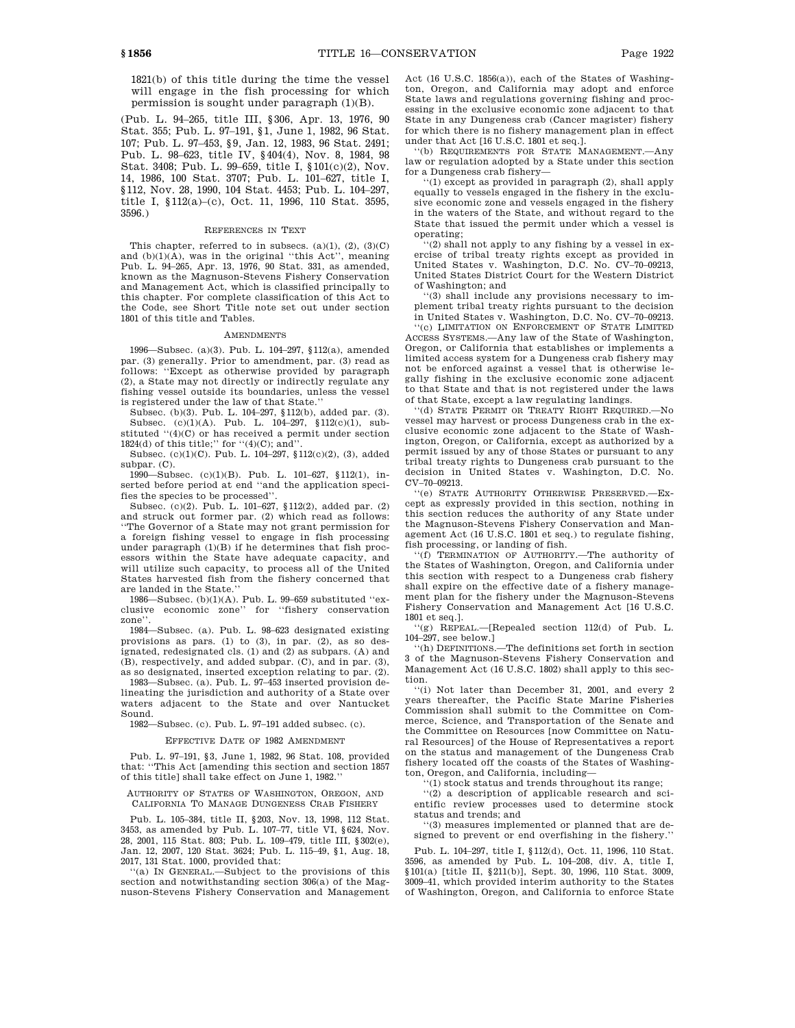1821(b) of this title during the time the vessel will engage in the fish processing for which permission is sought under paragraph (1)(B).

(Pub. L. 94–265, title III, §306, Apr. 13, 1976, 90 Stat. 355; Pub. L. 97–191, §1, June 1, 1982, 96 Stat. 107; Pub. L. 97–453, §9, Jan. 12, 1983, 96 Stat. 2491; Pub. L. 98–623, title IV, §404(4), Nov. 8, 1984, 98 Stat. 3408; Pub. L. 99–659, title I, §101(c)(2), Nov. 14, 1986, 100 Stat. 3707; Pub. L. 101–627, title I, §112, Nov. 28, 1990, 104 Stat. 4453; Pub. L. 104–297, title I, §112(a)–(c), Oct. 11, 1996, 110 Stat. 3595, 3596.)

### REFERENCES IN TEXT

This chapter, referred to in subsecs. (a)(1), (2), (3)(C) and (b)(1)(A), was in the original "this Act", meaning Pub. L. 94–265, Apr. 13, 1976, 90 Stat. 331, as amended, known as the Magnuson-Stevens Fishery Conservation and Management Act, which is classified principally to this chapter. For complete classification of this Act to the Code, see Short Title note set out under section 1801 of this title and Tables.

### AMENDMENTS

1996—Subsec. (a)(3). Pub. L. 104–297, §112(a), amended par. (3) generally. Prior to amendment, par. (3) read as follows: "Except as otherwise provided by paragraph (2), a State may not directly or indirectly regulate any fishing vessel outside its boundaries, unless the vessel is registered under the law of that State."

Subsec. (b)(3). Pub. L. 104–297, §112(b), added par. (3).

Subsec. (c)(1)(A). Pub. L. 104–297, §112(c)(1), substituted "(4)(C) or has received a permit under section 1824(d) of this title;" for "(4)(C); and".

Subsec. (c)(1)(C). Pub. L. 104–297, §112(c)(2), (3), added subpar. (C).

1990—Subsec. (c)(1)(B). Pub. L. 101–627, §112(1), inserted before period at end "and the application specifies the species to be processed".

Subsec. (c)(2). Pub. L. 101–627, §112(2), added par. (2) and struck out former par. (2) which read as follows: "The Governor of a State may not grant permission for a foreign fishing vessel to engage in fish processing under paragraph (1)(B) if he determines that fish processors within the State have adequate capacity, and will utilize such capacity, to process all of the United States harvested fish from the fishery concerned that are landed in the State."

1986—Subsec. (b)(1)(A). Pub. L. 99–659 substituted "exclusive economic zone" for "fishery conservation zone".

1984—Subsec. (a). Pub. L. 98–623 designated existing provisions as pars. (1) to (3), in par. (2), as so designated, redesignated cls. (1) and (2) as subpars. (A) and (B), respectively, and added subpar. (C), and in par. (3), as so designated, inserted exception relating to par. (2).

1983—Subsec. (a). Pub. L. 97–453 inserted provision delineating the jurisdiction and authority of a State over waters adjacent to the State and over Nantucket Sound.

1982—Subsec. (c). Pub. L. 97–191 added subsec. (c).

### EFFECTIVE DATE OF 1982 AMENDMENT

Pub. L. 97–191, §3, June 1, 1982, 96 Stat. 108, provided that: "This Act [amending this section and section 1857 of this title] shall take effect on June 1, 1982."

### AUTHORITY OF STATES OF WASHINGTON, OREGON, AND CALIFORNIA TO MANAGE DUNGENESS CRAB FISHERY

Pub. L. 105–384, title II, §203, Nov. 13, 1998, 112 Stat. 3453, as amended by Pub. L. 107–77, title VI, §624, Nov. 28, 2001, 115 Stat. 803; Pub. L. 109–479, title III, §302(e), Jan. 12, 2007, 120 Stat. 3624; Pub. L. 115–49, §1, Aug. 18, 2017, 131 Stat. 1000, provided that:

"(a) IN GENERAL.—Subject to the provisions of this section and notwithstanding section 306(a) of the Magnuson-Stevens Fishery Conservation and Management Act (16 U.S.C. 1856(a)), each of the States of Washington, Oregon, and California may adopt and enforce State laws and regulations governing fishing and processing in the exclusive economic zone adjacent to that State in any Dungeness crab (Cancer magister) fishery for which there is no fishery management plan in effect under that Act [16 U.S.C. 1801 et seq.].

"(b) REQUIREMENTS FOR STATE MANAGEMENT.—Any law or regulation adopted by a State under this section for a Dungeness crab fishery—

"(1) except as provided in paragraph (2), shall apply equally to vessels engaged in the fishery in the exclusive economic zone and vessels engaged in the fishery in the waters of the State, and without regard to the State that issued the permit under which a vessel is operating;

"(2) shall not apply to any fishing by a vessel in exercise of tribal treaty rights except as provided in United States v. Washington, D.C. No. CV–70–09213, United States District Court for the Western District of Washington; and

"(3) shall include any provisions necessary to implement tribal treaty rights pursuant to the decision in United States v. Washington, D.C. No. CV–70–09213.

"(c) LIMITATION ON ENFORCEMENT OF STATE LIMITED ACCESS SYSTEMS.—Any law of the State of Washington, Oregon, or California that establishes or implements a limited access system for a Dungeness crab fishery may not be enforced against a vessel that is otherwise legally fishing in the exclusive economic zone adjacent to that State and that is not registered under the laws of that State, except a law regulating landings.

"(d) STATE PERMIT OR TREATY RIGHT REQUIRED.—No vessel may harvest or process Dungeness crab in the exclusive economic zone adjacent to the State of Washington, Oregon, or California, except as authorized by a permit issued by any of those States or pursuant to any tribal treaty rights to Dungeness crab pursuant to the decision in United States v. Washington, D.C. No. CV–70–09213.

"(e) STATE AUTHORITY OTHERWISE PRESERVED.—Except as expressly provided in this section, nothing in this section reduces the authority of any State under the Magnuson-Stevens Fishery Conservation and Management Act (16 U.S.C. 1801 et seq.) to regulate fishing, fish processing, or landing of fish.

"(f) TERMINATION OF AUTHORITY.—The authority of the States of Washington, Oregon, and California under this section with respect to a Dungeness crab fishery shall expire on the effective date of a fishery management plan for the fishery under the Magnuson-Stevens Fishery Conservation and Management Act [16 U.S.C. 1801 et seq.].

"(g) REPEAL.—[Repealed section 112(d) of Pub. L. 104–297, see below.]

"(h) DEFINITIONS.—The definitions set forth in section 3 of the Magnuson-Stevens Fishery Conservation and Management Act (16 U.S.C. 1802) shall apply to this section.

"(i) Not later than December 31, 2001, and every 2 years thereafter, the Pacific State Marine Fisheries Commission shall submit to the Committee on Commerce, Science, and Transportation of the Senate and the Committee on Resources [now Committee on Natural Resources] of the House of Representatives a report on the status and management of the Dungeness Crab fishery located off the coasts of the States of Washington, Oregon, and California, including—

"(1) stock status and trends throughout its range;

"(2) a description of applicable research and scientific review processes used to determine stock status and trends; and

"(3) measures implemented or planned that are designed to prevent or end overfishing in the fishery."

Pub. L. 104–297, title I, §112(d), Oct. 11, 1996, 110 Stat. 3596, as amended by Pub. L. 104–208, div. A, title I, §101(a) [title II, §211(b)], Sept. 30, 1996, 110 Stat. 3009, 3009–41, which provided interim authority to the States of Washington, Oregon, and California to enforce State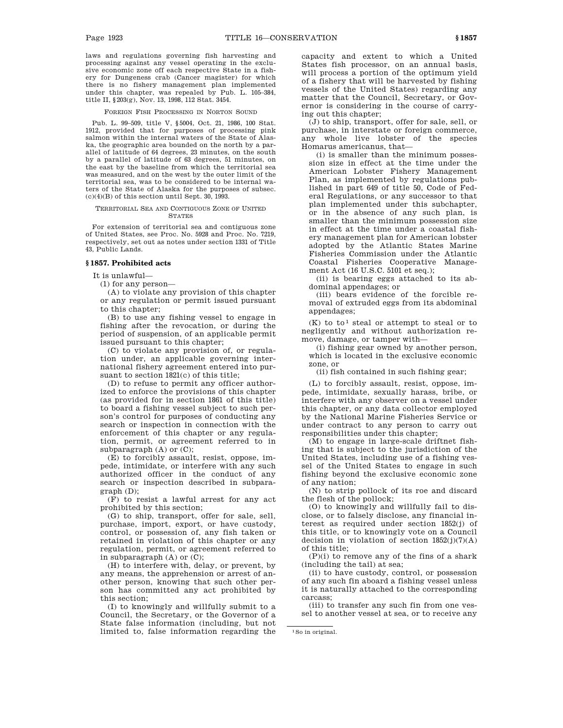laws and regulations governing fish harvesting and processing against any vessel operating in the exclusive economic zone off each respective State in a fishery for Dungeness crab (Cancer magister) for which there is no fishery management plan implemented under this chapter, was repealed by Pub. L. 105–384, title II, §203(g), Nov. 13, 1998, 112 Stat. 3454.

FOREIGN FISH PROCESSING IN NORTON SOUND

Pub. L. 99–509, title V, §5004, Oct. 21, 1986, 100 Stat. 1912, provided that for purposes of processing pink salmon within the internal waters of the State of Alaska, the geographic area bounded on the north by a parallel of latitude of 64 degrees, 23 minutes, on the south by a parallel of latitude of 63 degrees, 51 minutes, on the east by the baseline from which the territorial sea was measured, and on the west by the outer limit of the territorial sea, was to be considered to be internal waters of the State of Alaska for the purposes of subsec. (c)(4)(B) of this section until Sept. 30, 1993.

TERRITORIAL SEA AND CONTIGUOUS ZONE OF UNITED STATES

For extension of territorial sea and contiguous zone of United States, see Proc. No. 5928 and Proc. No. 7219, respectively, set out as notes under section 1331 of Title 43, Public Lands.

## §1857. Prohibited acts

It is unlawful—

(1) for any person—

(A) to violate any provision of this chapter or any regulation or permit issued pursuant to this chapter;

(B) to use any fishing vessel to engage in fishing after the revocation, or during the period of suspension, of an applicable permit issued pursuant to this chapter;

(C) to violate any provision of, or regulation under, an applicable governing international fishery agreement entered into pursuant to section 1821(c) of this title;

(D) to refuse to permit any officer authorized to enforce the provisions of this chapter (as provided for in section 1861 of this title) to board a fishing vessel subject to such person's control for purposes of conducting any search or inspection in connection with the enforcement of this chapter or any regulation, permit, or agreement referred to in subparagraph (A) or (C);

(E) to forcibly assault, resist, oppose, impede, intimidate, or interfere with any such authorized officer in the conduct of any search or inspection described in subparagraph (D);

(F) to resist a lawful arrest for any act prohibited by this section;

(G) to ship, transport, offer for sale, sell, purchase, import, export, or have custody, control, or possession of, any fish taken or retained in violation of this chapter or any regulation, permit, or agreement referred to in subparagraph (A) or (C);

(H) to interfere with, delay, or prevent, by any means, the apprehension or arrest of another person, knowing that such other person has committed any act prohibited by this section;

(I) to knowingly and willfully submit to a Council, the Secretary, or the Governor of a State false information (including, but not limited to, false information regarding the capacity and extent to which a United States fish processor, on an annual basis, will process a portion of the optimum yield of a fishery that will be harvested by fishing vessels of the United States) regarding any matter that the Council, Secretary, or Governor is considering in the course of carrying out this chapter;

(J) to ship, transport, offer for sale, sell, or purchase, in interstate or foreign commerce, any whole live lobster of the species Homarus americanus, that—

(i) is smaller than the minimum possession size in effect at the time under the American Lobster Fishery Management Plan, as implemented by regulations published in part 649 of title 50, Code of Federal Regulations, or any successor to that plan implemented under this subchapter, or in the absence of any such plan, is smaller than the minimum possession size in effect at the time under a coastal fishery management plan for American lobster adopted by the Atlantic States Marine Fisheries Commission under the Atlantic Coastal Fisheries Cooperative Management Act (16 U.S.C. 5101 et seq.);

(ii) is bearing eggs attached to its abdominal appendages; or

(iii) bears evidence of the forcible removal of extruded eggs from its abdominal appendages;

(K) to to[1] steal or attempt to steal or to negligently and without authorization remove, damage, or tamper with—

(i) fishing gear owned by another person, which is located in the exclusive economic zone, or

(ii) fish contained in such fishing gear;

(L) to forcibly assault, resist, oppose, impede, intimidate, sexually harass, bribe, or interfere with any observer on a vessel under this chapter, or any data collector employed by the National Marine Fisheries Service or under contract to any person to carry out responsibilities under this chapter;

(M) to engage in large-scale driftnet fishing that is subject to the jurisdiction of the United States, including use of a fishing vessel of the United States to engage in such fishing beyond the exclusive economic zone of any nation;

(N) to strip pollock of its roe and discard the flesh of the pollock;

(O) to knowingly and willfully fail to disclose, or to falsely disclose, any financial interest as required under section 1852(j) of this title, or to knowingly vote on a Council decision in violation of section 1852(j)(7)(A) of this title;

(P)(i) to remove any of the fins of a shark (including the tail) at sea;

(ii) to have custody, control, or possession of any such fin aboard a fishing vessel unless it is naturally attached to the corresponding carcass;

(iii) to transfer any such fin from one vessel to another vessel at sea, or to receive any

[1] So in original.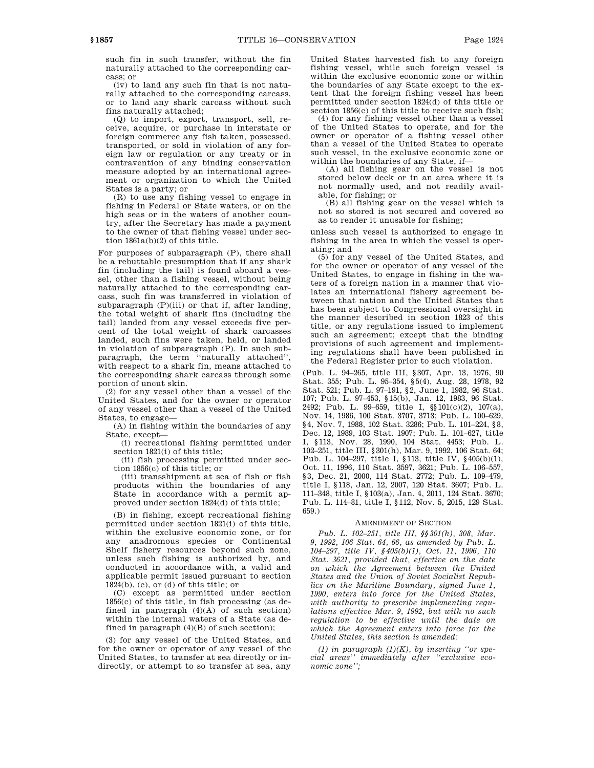such fin in such transfer, without the fin naturally attached to the corresponding carcass; or

(iv) to land any such fin that is not naturally attached to the corresponding carcass, or to land any shark carcass without such fins naturally attached;

(Q) to import, export, transport, sell, receive, acquire, or purchase in interstate or foreign commerce any fish taken, possessed, transported, or sold in violation of any foreign law or regulation or any treaty or in contravention of any binding conservation measure adopted by an international agreement or organization to which the United States is a party; or

(R) to use any fishing vessel to engage in fishing in Federal or State waters, or on the high seas or in the waters of another country, after the Secretary has made a payment to the owner of that fishing vessel under section 1861a(b)(2) of this title.

For purposes of subparagraph (P), there shall be a rebuttable presumption that if any shark fin (including the tail) is found aboard a vessel, other than a fishing vessel, without being naturally attached to the corresponding carcass, such fin was transferred in violation of subparagraph (P)(iii) or that if, after landing, the total weight of shark fins (including the tail) landed from any vessel exceeds five percent of the total weight of shark carcasses landed, such fins were taken, held, or landed in violation of subparagraph (P). In such subparagraph, the term "naturally attached", with respect to a shark fin, means attached to the corresponding shark carcass through some portion of uncut skin.

(2) for any vessel other than a vessel of the United States, and for the owner or operator of any vessel other than a vessel of the United States, to engage—

(A) in fishing within the boundaries of any State, except—

(i) recreational fishing permitted under section 1821(i) of this title;

(ii) fish processing permitted under section 1856(c) of this title; or

(iii) transshipment at sea of fish or fish products within the boundaries of any State in accordance with a permit approved under section 1824(d) of this title;

(B) in fishing, except recreational fishing permitted under section 1821(i) of this title, within the exclusive economic zone, or for any anadromous species or Continental Shelf fishery resources beyond such zone, unless such fishing is authorized by, and conducted in accordance with, a valid and applicable permit issued pursuant to section 1824(b), (c), or (d) of this title; or

(C) except as permitted under section 1856(c) of this title, in fish processing (as defined in paragraph (4)(A) of such section) within the internal waters of a State (as defined in paragraph (4)(B) of such section);

(3) for any vessel of the United States, and for the owner or operator of any vessel of the United States, to transfer at sea directly or indirectly, or attempt to so transfer at sea, any United States harvested fish to any foreign fishing vessel, while such foreign vessel is within the exclusive economic zone or within the boundaries of any State except to the extent that the foreign fishing vessel has been permitted under section 1824(d) of this title or section 1856(c) of this title to receive such fish;

(4) for any fishing vessel other than a vessel of the United States to operate, and for the owner or operator of a fishing vessel other than a vessel of the United States to operate such vessel, in the exclusive economic zone or within the boundaries of any State, if—

(A) all fishing gear on the vessel is not stored below deck or in an area where it is not normally used, and not readily available, for fishing; or

(B) all fishing gear on the vessel which is not so stored is not secured and covered so as to render it unusable for fishing;

unless such vessel is authorized to engage in fishing in the area in which the vessel is operating; and

(5) for any vessel of the United States, and for the owner or operator of any vessel of the United States, to engage in fishing in the waters of a foreign nation in a manner that violates an international fishery agreement between that nation and the United States that has been subject to Congressional oversight in the manner described in section 1823 of this title, or any regulations issued to implement such an agreement; except that the binding provisions of such agreement and implementing regulations shall have been published in the Federal Register prior to such violation.

(Pub. L. 94–265, title III, §307, Apr. 13, 1976, 90 Stat. 355; Pub. L. 95–354, §5(4), Aug. 28, 1978, 92 Stat. 521; Pub. L. 97–191, §2, June 1, 1982, 96 Stat. 107; Pub. L. 97–453, §15(b), Jan. 12, 1983, 96 Stat. 2492; Pub. L. 99–659, title I, §§101(c)(2), 107(a), Nov. 14, 1986, 100 Stat. 3707, 3713; Pub. L. 100–629, §4, Nov. 7, 1988, 102 Stat. 3286; Pub. L. 101–224, §8, Dec. 12, 1989, 103 Stat. 1907; Pub. L. 101–627, title I, §113, Nov. 28, 1990, 104 Stat. 4453; Pub. L. 102–251, title III, §301(h), Mar. 9, 1992, 106 Stat. 64; Pub. L. 104–297, title I, §113, title IV, §405(b)(1), Oct. 11, 1996, 110 Stat. 3597, 3621; Pub. L. 106–557, §3, Dec. 21, 2000, 114 Stat. 2772; Pub. L. 109–479, title I, §118, Jan. 12, 2007, 120 Stat. 3607; Pub. L. 111–348, title I, §103(a), Jan. 4, 2011, 124 Stat. 3670; Pub. L. 114–81, title I, §112, Nov. 5, 2015, 129 Stat. 659.)

AMENDMENT OF SECTION

*Pub. L. 102–251, title III, §§301(h), 308, Mar. 9, 1992, 106 Stat. 64, 66, as amended by Pub. L. 104–297, title IV, §405(b)(1), Oct. 11, 1996, 110 Stat. 3621, provided that, effective on the date on which the Agreement between the United States and the Union of Soviet Socialist Republics on the Maritime Boundary, signed June 1, 1990, enters into force for the United States, with authority to prescribe implementing regulations effective Mar. 9, 1992, but with no such regulation to be effective until the date on which the Agreement enters into force for the United States, this section is amended:*

*(1) in paragraph (1)(K), by inserting "or special areas" immediately after "exclusive economic zone";*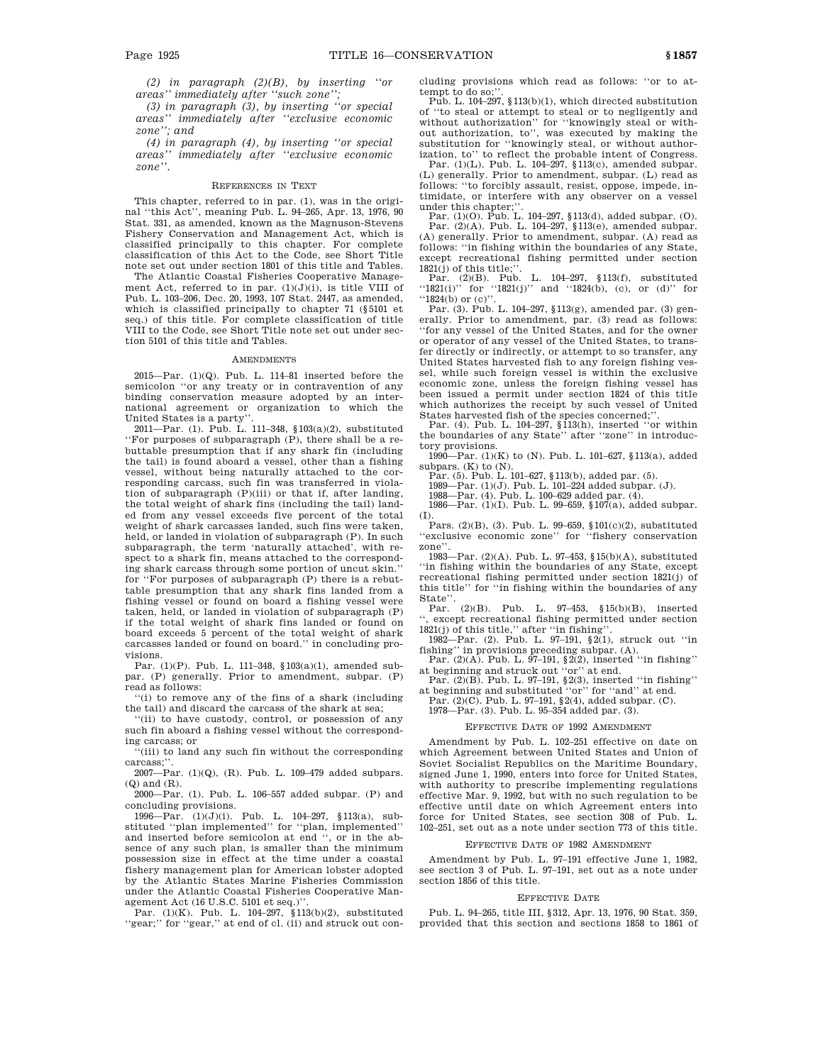*(2) in paragraph (2)(B), by inserting ''or areas'' immediately after ''such zone'';*

*(3) in paragraph (3), by inserting ''or special areas'' immediately after ''exclusive economic zone''; and*

*(4) in paragraph (4), by inserting ''or special areas'' immediately after ''exclusive economic zone''.*

### References in Text

This chapter, referred to in par. (1), was in the original ''this Act'', meaning Pub. L. 94–265, Apr. 13, 1976, 90 Stat. 331, as amended, known as the Magnuson-Stevens Fishery Conservation and Management Act, which is classified principally to this chapter. For complete classification of this Act to the Code, see Short Title note set out under section 1801 of this title and Tables.

The Atlantic Coastal Fisheries Cooperative Management Act, referred to in par. (1)(J)(i), is title VIII of Pub. L. 103–206, Dec. 20, 1993, 107 Stat. 2447, as amended, which is classified principally to chapter 71 (§5101 et seq.) of this title. For complete classification of title VIII to the Code, see Short Title note set out under section 5101 of this title and Tables.

### Amendments

2015—Par. (1)(Q). Pub. L. 114–81 inserted before the semicolon ''or any treaty or in contravention of any binding conservation measure adopted by an international agreement or organization to which the United States is a party''.

2011—Par. (1). Pub. L. 111–348, §103(a)(2), substituted ''For purposes of subparagraph (P), there shall be a rebuttable presumption that if any shark fin (including the tail) is found aboard a vessel, other than a fishing vessel, without being naturally attached to the corresponding carcass, such fin was transferred in violation of subparagraph (P)(iii) or that if, after landing, the total weight of shark fins (including the tail) landed from any vessel exceeds five percent of the total weight of shark carcasses landed, such fins were taken, held, or landed in violation of subparagraph (P). In such subparagraph, the term 'naturally attached', with respect to a shark fin, means attached to the corresponding shark carcass through some portion of uncut skin.'' for ''For purposes of subparagraph (P) there is a rebuttable presumption that any shark fins landed from a fishing vessel or found on board a fishing vessel were taken, held, or landed in violation of subparagraph (P) if the total weight of shark fins landed or found on board exceeds 5 percent of the total weight of shark carcasses landed or found on board.'' in concluding provisions.

Par. (1)(P). Pub. L. 111–348, §103(a)(1), amended subpar. (P) generally. Prior to amendment, subpar. (P) read as follows:

''(i) to remove any of the fins of a shark (including the tail) and discard the carcass of the shark at sea;

''(ii) to have custody, control, or possession of any such fin aboard a fishing vessel without the corresponding carcass; or

''(iii) to land any such fin without the corresponding carcass;''.

2007—Par. (1)(Q), (R). Pub. L. 109–479 added subpars. (Q) and (R).

2000—Par. (1). Pub. L. 106–557 added subpar. (P) and concluding provisions.

1996—Par. (1)(J)(i). Pub. L. 104–297, §113(a), substituted ''plan implemented'' for ''plan, implemented'' and inserted before semicolon at end '', or in the absence of any such plan, is smaller than the minimum possession size in effect at the time under a coastal fishery management plan for American lobster adopted by the Atlantic States Marine Fisheries Commission under the Atlantic Coastal Fisheries Cooperative Management Act (16 U.S.C. 5101 et seq.)''.

Par. (1)(K). Pub. L. 104–297, §113(b)(2), substituted ''gear;'' for ''gear,'' at end of cl. (ii) and struck out concluding provisions which read as follows: ''or to attempt to do so;''.

Pub. L. 104–297, §113(b)(1), which directed substitution of ''to steal or attempt to steal or to negligently and without authorization'' for ''knowingly steal or without authorization, to'', was executed by making the substitution for ''knowingly steal, or without authorization, to'' to reflect the probable intent of Congress.

Par. (1)(L). Pub. L. 104–297, §113(c), amended subpar. (L) generally. Prior to amendment, subpar. (L) read as follows: ''to forcibly assault, resist, oppose, impede, intimidate, or interfere with any observer on a vessel under this chapter;''.

Par. (1)(O). Pub. L. 104–297, §113(d), added subpar. (O).

Par. (2)(A). Pub. L. 104–297, §113(e), amended subpar. (A) generally. Prior to amendment, subpar. (A) read as follows: ''in fishing within the boundaries of any State, except recreational fishing permitted under section 1821(j) of this title;''.

Par. (2)(B). Pub. L. 104–297, §113(f), substituted ''1821(i)'' for ''1821(j)'' and ''1824(b), (c), or (d)'' for ''1824(b) or (c)''.

Par. (3). Pub. L. 104–297, §113(g), amended par. (3) generally. Prior to amendment, par. (3) read as follows: ''for any vessel of the United States, and for the owner or operator of any vessel of the United States, to transfer directly or indirectly, or attempt to so transfer, any United States harvested fish to any foreign fishing vessel, while such foreign vessel is within the exclusive economic zone, unless the foreign fishing vessel has been issued a permit under section 1824 of this title which authorizes the receipt by such vessel of United States harvested fish of the species concerned;''.

Par. (4). Pub. L. 104–297, §113(h), inserted ''or within the boundaries of any State'' after ''zone'' in introductory provisions.

1990—Par. (1)(K) to (N). Pub. L. 101–627, §113(a), added subpars. (K) to (N).

Par. (5). Pub. L. 101–627, §113(b), added par. (5).

1989—Par. (1)(J). Pub. L. 101–224 added subpar. (J).

1988—Par. (4). Pub. L. 100–629 added par. (4).

1986—Par. (1)(I). Pub. L. 99–659, §107(a), added subpar. (I).

Pars. (2)(B), (3). Pub. L. 99–659, §101(c)(2), substituted ''exclusive economic zone'' for ''fishery conservation zone''.

1983—Par. (2)(A). Pub. L. 97–453, §15(b)(A), substituted ''in fishing within the boundaries of any State, except recreational fishing permitted under section 1821(j) of this title'' for ''in fishing within the boundaries of any State''.

Par. (2)(B). Pub. L. 97–453, §15(b)(B), inserted '', except recreational fishing permitted under section 1821(j) of this title,'' after ''in fishing''.

1982—Par. (2). Pub. L. 97–191, §2(1), struck out ''in fishing'' in provisions preceding subpar. (A).

Par. (2)(A). Pub. L. 97–191, §2(2), inserted ''in fishing'' at beginning and struck out ''or'' at end.

Par. (2)(B). Pub. L. 97–191, §2(3), inserted ''in fishing'' at beginning and substituted ''or'' for ''and'' at end.

Par. (2)(C). Pub. L. 97–191, §2(4), added subpar. (C).

1978—Par. (3). Pub. L. 95–354 added par. (3).

### Effective Date of 1992 Amendment

Amendment by Pub. L. 102–251 effective on date on which Agreement between United States and Union of Soviet Socialist Republics on the Maritime Boundary, signed June 1, 1990, enters into force for United States, with authority to prescribe implementing regulations effective Mar. 9, 1992, but with no such regulation to be effective until date on which Agreement enters into force for United States, see section 308 of Pub. L. 102–251, set out as a note under section 773 of this title.

### Effective Date of 1982 Amendment

Amendment by Pub. L. 97–191 effective June 1, 1982, see section 3 of Pub. L. 97–191, set out as a note under section 1856 of this title.

### Effective Date

Pub. L. 94–265, title III, §312, Apr. 13, 1976, 90 Stat. 359, provided that this section and sections 1858 to 1861 of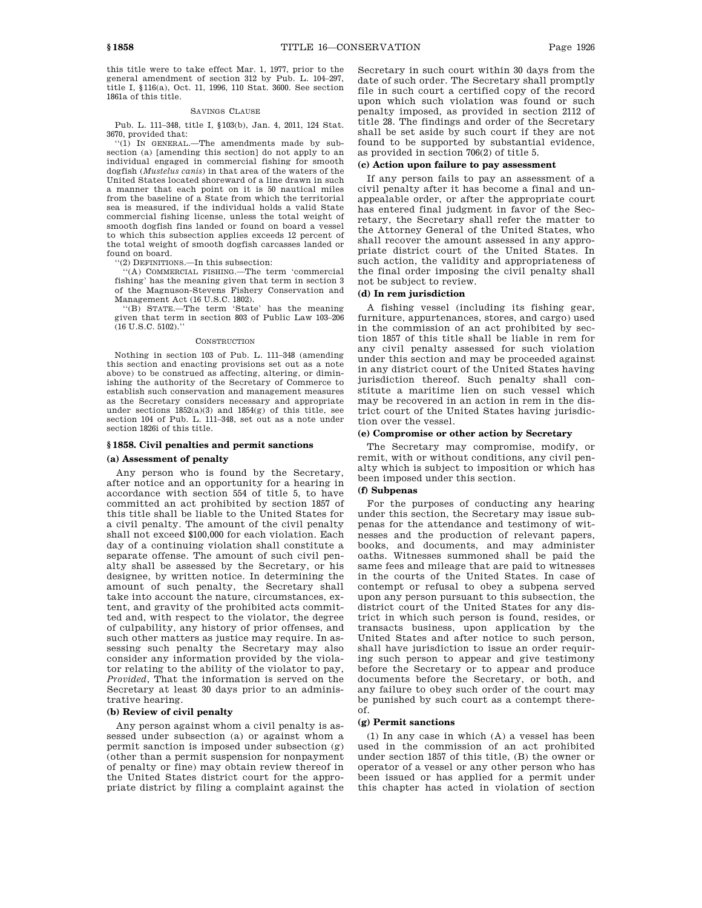this title were to take effect Mar. 1, 1977, prior to the general amendment of section 312 by Pub. L. 104–297, title I, §116(a), Oct. 11, 1996, 110 Stat. 3600. See section 1861a of this title.

SAVINGS CLAUSE

Pub. L. 111–348, title I, §103(b), Jan. 4, 2011, 124 Stat. 3670, provided that:

"(1) IN GENERAL.—The amendments made by subsection (a) [amending this section] do not apply to an individual engaged in commercial fishing for smooth dogfish (*Mustelus canis*) in that area of the waters of the United States located shoreward of a line drawn in such a manner that each point on it is 50 nautical miles from the baseline of a State from which the territorial sea is measured, if the individual holds a valid State commercial fishing license, unless the total weight of smooth dogfish fins landed or found on board a vessel to which this subsection applies exceeds 12 percent of the total weight of smooth dogfish carcasses landed or found on board.

"(2) DEFINITIONS.—In this subsection:

"(A) COMMERCIAL FISHING.—The term 'commercial fishing' has the meaning given that term in section 3 of the Magnuson-Stevens Fishery Conservation and Management Act (16 U.S.C. 1802).

"(B) STATE.—The term 'State' has the meaning given that term in section 803 of Public Law 103–206 (16 U.S.C. 5102)."

CONSTRUCTION

Nothing in section 103 of Pub. L. 111–348 (amending this section and enacting provisions set out as a note above) to be construed as affecting, altering, or diminishing the authority of the Secretary of Commerce to establish such conservation and management measures as the Secretary considers necessary and appropriate under sections 1852(a)(3) and 1854(g) of this title, see section 104 of Pub. L. 111–348, set out as a note under section 1826i of this title.

## §1858. Civil penalties and permit sanctions

### (a) Assessment of penalty

Any person who is found by the Secretary, after notice and an opportunity for a hearing in accordance with section 554 of title 5, to have committed an act prohibited by section 1857 of this title shall be liable to the United States for a civil penalty. The amount of the civil penalty shall not exceed $100,000 for each violation. Each day of a continuing violation shall constitute a separate offense. The amount of such civil penalty shall be assessed by the Secretary, or his designee, by written notice. In determining the amount of such penalty, the Secretary shall take into account the nature, circumstances, extent, and gravity of the prohibited acts committed and, with respect to the violator, the degree of culpability, any history of prior offenses, and such other matters as justice may require. In assessing such penalty the Secretary may also consider any information provided by the violator relating to the ability of the violator to pay, *Provided*, That the information is served on the Secretary at least 30 days prior to an administrative hearing.

### (b) Review of civil penalty

Any person against whom a civil penalty is assessed under subsection (a) or against whom a permit sanction is imposed under subsection (g) (other than a permit suspension for nonpayment of penalty or fine) may obtain review thereof in the United States district court for the appropriate district by filing a complaint against the Secretary in such court within 30 days from the date of such order. The Secretary shall promptly file in such court a certified copy of the record upon which such violation was found or such penalty imposed, as provided in section 2112 of title 28. The findings and order of the Secretary shall be set aside by such court if they are not found to be supported by substantial evidence, as provided in section 706(2) of title 5.

### (c) Action upon failure to pay assessment

If any person fails to pay an assessment of a civil penalty after it has become a final and unappealable order, or after the appropriate court has entered final judgment in favor of the Secretary, the Secretary shall refer the matter to the Attorney General of the United States, who shall recover the amount assessed in any appropriate district court of the United States. In such action, the validity and appropriateness of the final order imposing the civil penalty shall not be subject to review.

### (d) In rem jurisdiction

A fishing vessel (including its fishing gear, furniture, appurtenances, stores, and cargo) used in the commission of an act prohibited by section 1857 of this title shall be liable in rem for any civil penalty assessed for such violation under this section and may be proceeded against in any district court of the United States having jurisdiction thereof. Such penalty shall constitute a maritime lien on such vessel which may be recovered in an action in rem in the district court of the United States having jurisdiction over the vessel.

### (e) Compromise or other action by Secretary

The Secretary may compromise, modify, or remit, with or without conditions, any civil penalty which is subject to imposition or which has been imposed under this section.

### (f) Subpenas

For the purposes of conducting any hearing under this section, the Secretary may issue subpenas for the attendance and testimony of witnesses and the production of relevant papers, books, and documents, and may administer oaths. Witnesses summoned shall be paid the same fees and mileage that are paid to witnesses in the courts of the United States. In case of contempt or refusal to obey a subpena served upon any person pursuant to this subsection, the district court of the United States for any district in which such person is found, resides, or transacts business, upon application by the United States and after notice to such person, shall have jurisdiction to issue an order requiring such person to appear and give testimony before the Secretary or to appear and produce documents before the Secretary, or both, and any failure to obey such order of the court may be punished by such court as a contempt thereof.

### (g) Permit sanctions

(1) In any case in which (A) a vessel has been used in the commission of an act prohibited under section 1857 of this title, (B) the owner or operator of a vessel or any other person who has been issued or has applied for a permit under this chapter has acted in violation of section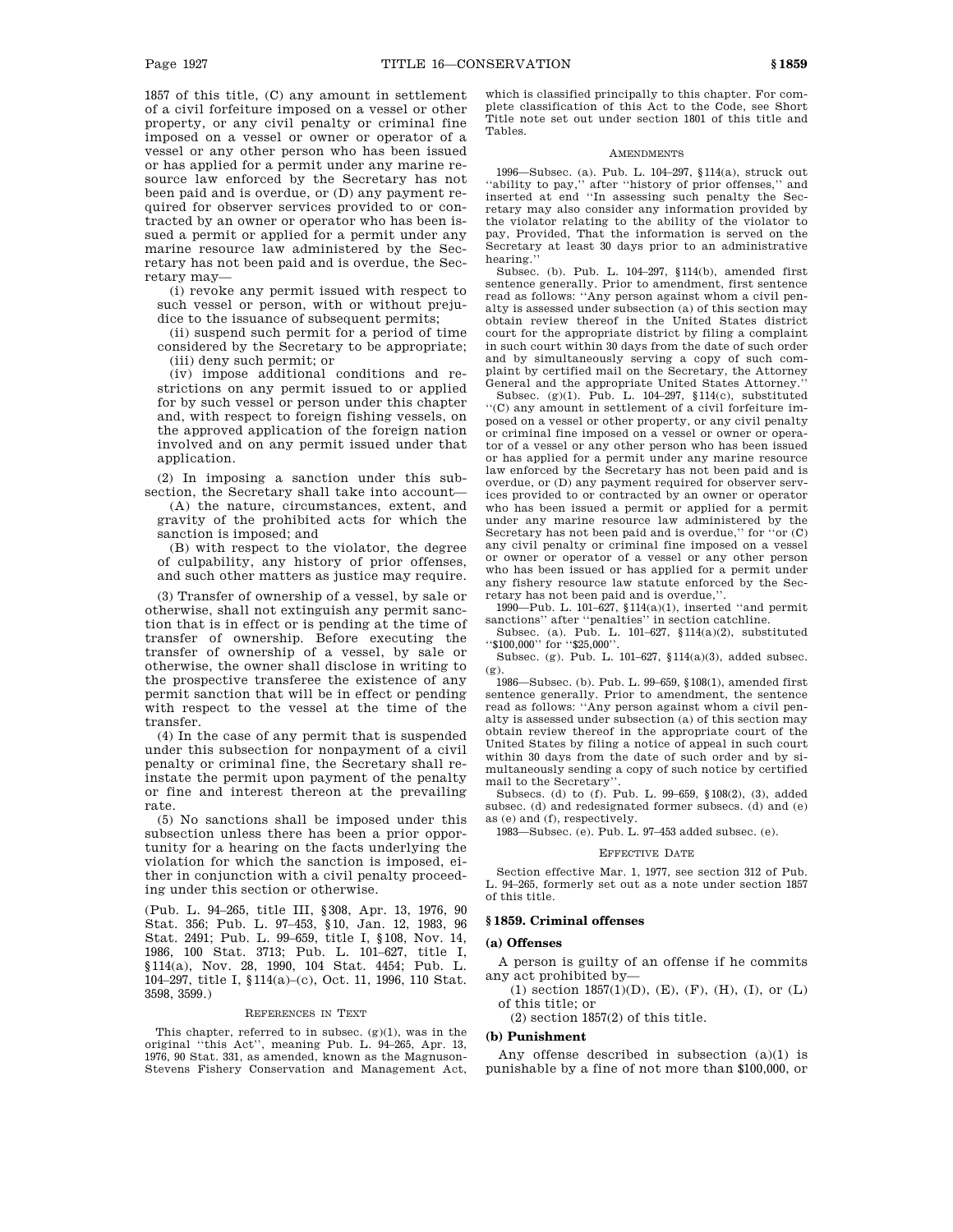1857 of this title, (C) any amount in settlement of a civil forfeiture imposed on a vessel or other property, or any civil penalty or criminal fine imposed on a vessel or owner or operator of a vessel or any other person who has been issued or has applied for a permit under any marine resource law enforced by the Secretary has not been paid and is overdue, or (D) any payment required for observer services provided to or contracted by an owner or operator who has been issued a permit or applied for a permit under any marine resource law administered by the Secretary has not been paid and is overdue, the Secretary may—

(i) revoke any permit issued with respect to such vessel or person, with or without prejudice to the issuance of subsequent permits;

(ii) suspend such permit for a period of time considered by the Secretary to be appropriate;

(iii) deny such permit; or

(iv) impose additional conditions and restrictions on any permit issued to or applied for by such vessel or person under this chapter and, with respect to foreign fishing vessels, on the approved application of the foreign nation involved and on any permit issued under that application.

(2) In imposing a sanction under this subsection, the Secretary shall take into account—

(A) the nature, circumstances, extent, and gravity of the prohibited acts for which the sanction is imposed; and

(B) with respect to the violator, the degree of culpability, any history of prior offenses, and such other matters as justice may require.

(3) Transfer of ownership of a vessel, by sale or otherwise, shall not extinguish any permit sanction that is in effect or is pending at the time of transfer of ownership. Before executing the transfer of ownership of a vessel, by sale or otherwise, the owner shall disclose in writing to the prospective transferee the existence of any permit sanction that will be in effect or pending with respect to the vessel at the time of the transfer.

(4) In the case of any permit that is suspended under this subsection for nonpayment of a civil penalty or criminal fine, the Secretary shall reinstate the permit upon payment of the penalty or fine and interest thereon at the prevailing rate.

(5) No sanctions shall be imposed under this subsection unless there has been a prior opportunity for a hearing on the facts underlying the violation for which the sanction is imposed, either in conjunction with a civil penalty proceeding under this section or otherwise.

(Pub. L. 94–265, title III, §308, Apr. 13, 1976, 90 Stat. 356; Pub. L. 97–453, §10, Jan. 12, 1983, 96 Stat. 2491; Pub. L. 99–659, title I, §108, Nov. 14, 1986, 100 Stat. 3713; Pub. L. 101–627, title I, §114(a), Nov. 28, 1990, 104 Stat. 4454; Pub. L. 104–297, title I, §114(a)–(c), Oct. 11, 1996, 110 Stat. 3598, 3599.)

REFERENCES IN TEXT

This chapter, referred to in subsec. (g)(1), was in the original "this Act", meaning Pub. L. 94–265, Apr. 13, 1976, 90 Stat. 331, as amended, known as the Magnuson-Stevens Fishery Conservation and Management Act, which is classified principally to this chapter. For complete classification of this Act to the Code, see Short Title note set out under section 1801 of this title and Tables.

AMENDMENTS

1996—Subsec. (a). Pub. L. 104–297, §114(a), struck out "ability to pay," after "history of prior offenses," and inserted at end "In assessing such penalty the Secretary may also consider any information provided by the violator relating to the ability of the violator to pay, Provided, That the information is served on the Secretary at least 30 days prior to an administrative hearing."

Subsec. (b). Pub. L. 104–297, §114(b), amended first sentence generally. Prior to amendment, first sentence read as follows: "Any person against whom a civil penalty is assessed under subsection (a) of this section may obtain review thereof in the United States district court for the appropriate district by filing a complaint in such court within 30 days from the date of such order and by simultaneously serving a copy of such complaint by certified mail on the Secretary, the Attorney General and the appropriate United States Attorney."

Subsec. (g)(1). Pub. L. 104–297, §114(c), substituted "(C) any amount in settlement of a civil forfeiture imposed on a vessel or other property, or any civil penalty or criminal fine imposed on a vessel or owner or operator of a vessel or any other person who has been issued or has applied for a permit under any marine resource law enforced by the Secretary has not been paid and is overdue, or (D) any payment required for observer services provided to or contracted by an owner or operator who has been issued a permit or applied for a permit under any marine resource law administered by the Secretary has not been paid and is overdue," for "or (C) any civil penalty or criminal fine imposed on a vessel or owner or operator of a vessel or any other person who has been issued or has applied for a permit under any fishery resource law statute enforced by the Secretary has not been paid and is overdue,".

1990—Pub. L. 101–627, §114(a)(1), inserted "and permit sanctions" after "penalties" in section catchline.

Subsec. (a). Pub. L. 101–627, §114(a)(2), substituted "$100,000" for "$25,000".

Subsec. (g). Pub. L. 101–627, §114(a)(3), added subsec. (g).

1986—Subsec. (b). Pub. L. 99–659, §108(1), amended first sentence generally. Prior to amendment, the sentence read as follows: "Any person against whom a civil penalty is assessed under subsection (a) of this section may obtain review thereof in the appropriate court of the United States by filing a notice of appeal in such court within 30 days from the date of such order and by simultaneously sending a copy of such notice by certified mail to the Secretary".

Subsecs. (d) to (f). Pub. L. 99–659, §108(2), (3), added subsec. (d) and redesignated former subsecs. (d) and (e) as (e) and (f), respectively.

1983—Subsec. (e). Pub. L. 97–453 added subsec. (e).

EFFECTIVE DATE

Section effective Mar. 1, 1977, see section 312 of Pub. L. 94–265, formerly set out as a note under section 1857 of this title.

## § 1859. Criminal offenses

### (a) Offenses

A person is guilty of an offense if he commits any act prohibited by—

(1) section 1857(1)(D), (E), (F), (H), (I), or (L) of this title; or

(2) section 1857(2) of this title.

### (b) Punishment

Any offense described in subsection (a)(1) is punishable by a fine of not more than $100,000, or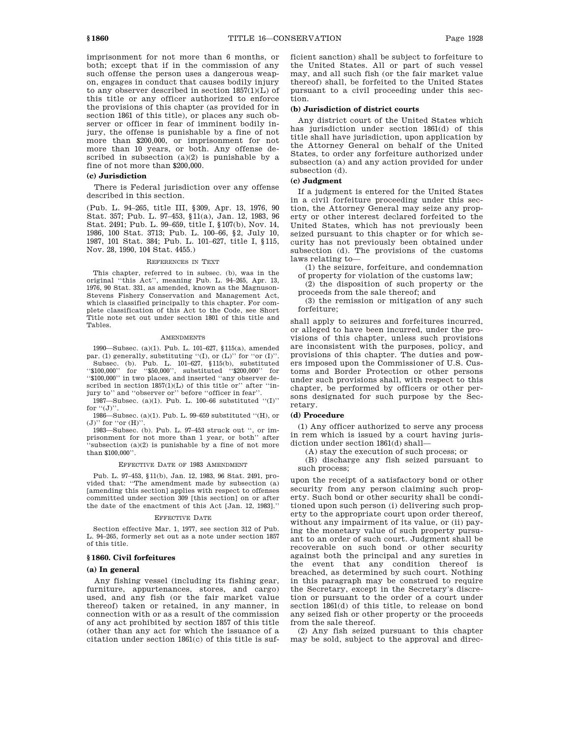imprisonment for not more than 6 months, or both; except that if in the commission of any such offense the person uses a dangerous weapon, engages in conduct that causes bodily injury to any observer described in section 1857(1)(L) of this title or any officer authorized to enforce the provisions of this chapter (as provided for in section 1861 of this title), or places any such observer or officer in fear of imminent bodily injury, the offense is punishable by a fine of not more than $200,000, or imprisonment for not more than 10 years, or both. Any offense described in subsection (a)(2) is punishable by a fine of not more than $200,000.

**(c) Jurisdiction**

There is Federal jurisdiction over any offense described in this section.

(Pub. L. 94–265, title III, §309, Apr. 13, 1976, 90 Stat. 357; Pub. L. 97–453, §11(a), Jan. 12, 1983, 96 Stat. 2491; Pub. L. 99–659, title I, §107(b), Nov. 14, 1986, 100 Stat. 3713; Pub. L. 100–66, §2, July 10, 1987, 101 Stat. 384; Pub. L. 101–627, title I, §115, Nov. 28, 1990, 104 Stat. 4455.)

REFERENCES IN TEXT

This chapter, referred to in subsec. (b), was in the original ''this Act'', meaning Pub. L. 94–265, Apr. 13, 1976, 90 Stat. 331, as amended, known as the Magnuson-Stevens Fishery Conservation and Management Act, which is classified principally to this chapter. For complete classification of this Act to the Code, see Short Title note set out under section 1801 of this title and Tables.

AMENDMENTS

1990—Subsec. (a)(1). Pub. L. 101–627, §115(a), amended par. (1) generally, substituting ''(I), or (L)'' for ''or (I)''.

Subsec. (b). Pub. L. 101–627, §115(b), substituted ''$100,000'' for ''$50,000'', substituted ''$200,000'' for ''$100,000'' in two places, and inserted ''any observer described in section 1857(1)(L) of this title or'' after ''injury to'' and ''observer or'' before ''officer in fear''.

1987—Subsec. (a)(1). Pub. L. 100–66 substituted ''(I)'' for ''(J)''.

1986—Subsec. (a)(1). Pub. L. 99–659 substituted ''(H), or (J)'' for ''or (H)''.

1983—Subsec. (b). Pub. L. 97–453 struck out '', or imprisonment for not more than 1 year, or both'' after ''subsection (a)(2) is punishable by a fine of not more than $100,000''.

EFFECTIVE DATE OF 1983 AMENDMENT

Pub. L. 97–453, §11(b), Jan. 12, 1983, 96 Stat. 2491, provided that: ''The amendment made by subsection (a) [amending this section] applies with respect to offenses committed under section 309 [this section] on or after the date of the enactment of this Act [Jan. 12, 1983].''

EFFECTIVE DATE

Section effective Mar. 1, 1977, see section 312 of Pub. L. 94–265, formerly set out as a note under section 1857 of this title.

## §1860. Civil forfeitures

**(a) In general**

Any fishing vessel (including its fishing gear, furniture, appurtenances, stores, and cargo) used, and any fish (or the fair market value thereof) taken or retained, in any manner, in connection with or as a result of the commission of any act prohibited by section 1857 of this title (other than any act for which the issuance of a citation under section 1861(c) of this title is sufficient sanction) shall be subject to forfeiture to the United States. All or part of such vessel may, and all such fish (or the fair market value thereof) shall, be forfeited to the United States pursuant to a civil proceeding under this section.

**(b) Jurisdiction of district courts**

Any district court of the United States which has jurisdiction under section 1861(d) of this title shall have jurisdiction, upon application by the Attorney General on behalf of the United States, to order any forfeiture authorized under subsection (a) and any action provided for under subsection (d).

**(c) Judgment**

If a judgment is entered for the United States in a civil forfeiture proceeding under this section, the Attorney General may seize any property or other interest declared forfeited to the United States, which has not previously been seized pursuant to this chapter or for which security has not previously been obtained under subsection (d). The provisions of the customs laws relating to—

(1) the seizure, forfeiture, and condemnation of property for violation of the customs law;

(2) the disposition of such property or the proceeds from the sale thereof; and

(3) the remission or mitigation of any such forfeiture;

shall apply to seizures and forfeitures incurred, or alleged to have been incurred, under the provisions of this chapter, unless such provisions are inconsistent with the purposes, policy, and provisions of this chapter. The duties and powers imposed upon the Commissioner of U.S. Customs and Border Protection or other persons under such provisions shall, with respect to this chapter, be performed by officers or other persons designated for such purpose by the Secretary.

**(d) Procedure**

(1) Any officer authorized to serve any process in rem which is issued by a court having jurisdiction under section 1861(d) shall—

(A) stay the execution of such process; or

(B) discharge any fish seized pursuant to such process;

upon the receipt of a satisfactory bond or other security from any person claiming such property. Such bond or other security shall be conditioned upon such person (i) delivering such property to the appropriate court upon order thereof, without any impairment of its value, or (ii) paying the monetary value of such property pursuant to an order of such court. Judgment shall be recoverable on such bond or other security against both the principal and any sureties in the event that any condition thereof is breached, as determined by such court. Nothing in this paragraph may be construed to require the Secretary, except in the Secretary's discretion or pursuant to the order of a court under section 1861(d) of this title, to release on bond any seized fish or other property or the proceeds from the sale thereof.

(2) Any fish seized pursuant to this chapter may be sold, subject to the approval and direc-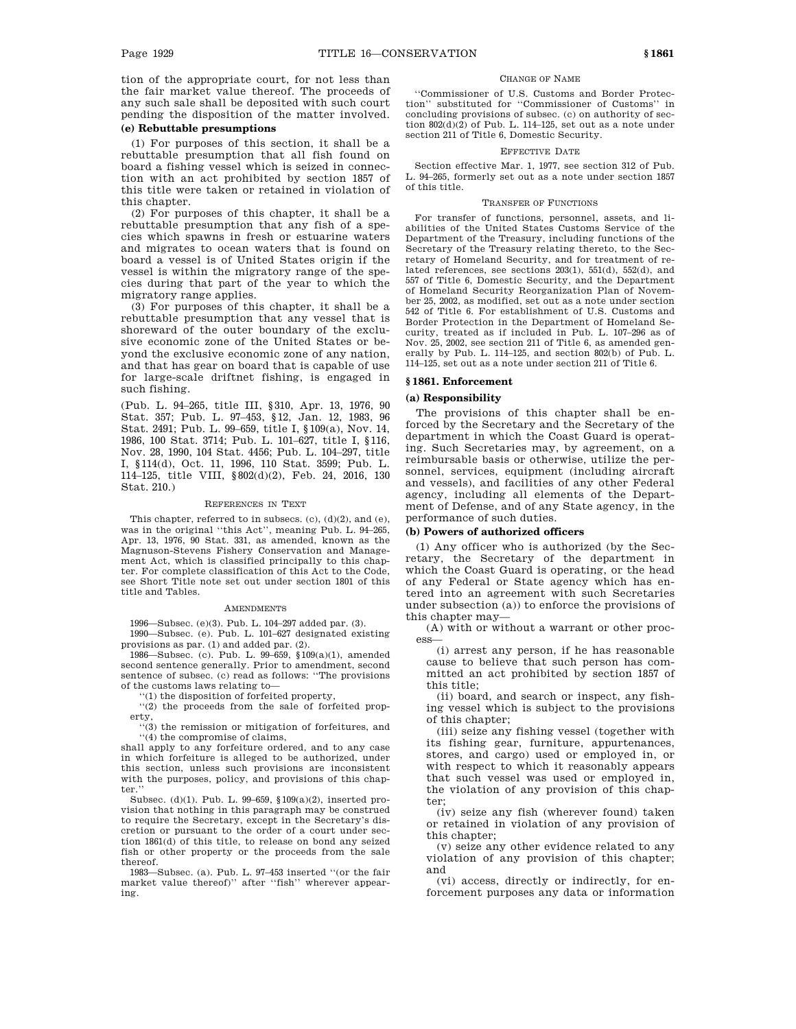tion of the appropriate court, for not less than the fair market value thereof. The proceeds of any such sale shall be deposited with such court pending the disposition of the matter involved.

**(e) Rebuttable presumptions**

(1) For purposes of this section, it shall be a rebuttable presumption that all fish found on board a fishing vessel which is seized in connection with an act prohibited by section 1857 of this title were taken or retained in violation of this chapter.

(2) For purposes of this chapter, it shall be a rebuttable presumption that any fish of a species which spawns in fresh or estuarine waters and migrates to ocean waters that is found on board a vessel is of United States origin if the vessel is within the migratory range of the species during that part of the year to which the migratory range applies.

(3) For purposes of this chapter, it shall be a rebuttable presumption that any vessel that is shoreward of the outer boundary of the exclusive economic zone of the United States or beyond the exclusive economic zone of any nation, and that has gear on board that is capable of use for large-scale driftnet fishing, is engaged in such fishing.

(Pub. L. 94–265, title III, §310, Apr. 13, 1976, 90 Stat. 357; Pub. L. 97–453, §12, Jan. 12, 1983, 96 Stat. 2491; Pub. L. 99–659, title I, §109(a), Nov. 14, 1986, 100 Stat. 3714; Pub. L. 101–627, title I, §116, Nov. 28, 1990, 104 Stat. 4456; Pub. L. 104–297, title I, §114(d), Oct. 11, 1996, 110 Stat. 3599; Pub. L. 114–125, title VIII, §802(d)(2), Feb. 24, 2016, 130 Stat. 210.)

REFERENCES IN TEXT

This chapter, referred to in subsecs. (c), (d)(2), and (e), was in the original "this Act", meaning Pub. L. 94–265, Apr. 13, 1976, 90 Stat. 331, as amended, known as the Magnuson-Stevens Fishery Conservation and Management Act, which is classified principally to this chapter. For complete classification of this Act to the Code, see Short Title note set out under section 1801 of this title and Tables.

AMENDMENTS

1996—Subsec. (e)(3). Pub. L. 104–297 added par. (3).

1990—Subsec. (e). Pub. L. 101–627 designated existing provisions as par. (1) and added par. (2).

1986—Subsec. (c). Pub. L. 99–659, §109(a)(1), amended second sentence generally. Prior to amendment, second sentence of subsec. (c) read as follows: "The provisions of the customs laws relating to—

"(1) the disposition of forfeited property,

"(2) the proceeds from the sale of forfeited property,

"(3) the remission or mitigation of forfeitures, and

"(4) the compromise of claims,

shall apply to any forfeiture ordered, and to any case in which forfeiture is alleged to be authorized, under this section, unless such provisions are inconsistent with the purposes, policy, and provisions of this chapter."

Subsec. (d)(1). Pub. L. 99–659, §109(a)(2), inserted provision that nothing in this paragraph may be construed to require the Secretary, except in the Secretary's discretion or pursuant to the order of a court under section 1861(d) of this title, to release on bond any seized fish or other property or the proceeds from the sale thereof.

1983—Subsec. (a). Pub. L. 97–453 inserted "(or the fair market value thereof)" after "fish" wherever appearing.

CHANGE OF NAME

"Commissioner of U.S. Customs and Border Protection" substituted for "Commissioner of Customs" in concluding provisions of subsec. (c) on authority of section 802(d)(2) of Pub. L. 114–125, set out as a note under section 211 of Title 6, Domestic Security.

EFFECTIVE DATE

Section effective Mar. 1, 1977, see section 312 of Pub. L. 94–265, formerly set out as a note under section 1857 of this title.

TRANSFER OF FUNCTIONS

For transfer of functions, personnel, assets, and liabilities of the United States Customs Service of the Department of the Treasury, including functions of the Secretary of the Treasury relating thereto, to the Secretary of Homeland Security, and for treatment of related references, see sections 203(1), 551(d), 552(d), and 557 of Title 6, Domestic Security, and the Department of Homeland Security Reorganization Plan of November 25, 2002, as modified, set out as a note under section 542 of Title 6. For establishment of U.S. Customs and Border Protection in the Department of Homeland Security, treated as if included in Pub. L. 107–296 as of Nov. 25, 2002, see section 211 of Title 6, as amended generally by Pub. L. 114–125, and section 802(b) of Pub. L. 114–125, set out as a note under section 211 of Title 6.

## §1861. Enforcement

**(a) Responsibility**

The provisions of this chapter shall be enforced by the Secretary and the Secretary of the department in which the Coast Guard is operating. Such Secretaries may, by agreement, on a reimbursable basis or otherwise, utilize the personnel, services, equipment (including aircraft and vessels), and facilities of any other Federal agency, including all elements of the Department of Defense, and of any State agency, in the performance of such duties.

**(b) Powers of authorized officers**

(1) Any officer who is authorized (by the Secretary, the Secretary of the department in which the Coast Guard is operating, or the head of any Federal or State agency which has entered into an agreement with such Secretaries under subsection (a)) to enforce the provisions of this chapter may—

(A) with or without a warrant or other process—

(i) arrest any person, if he has reasonable cause to believe that such person has committed an act prohibited by section 1857 of this title;

(ii) board, and search or inspect, any fishing vessel which is subject to the provisions of this chapter;

(iii) seize any fishing vessel (together with its fishing gear, furniture, appurtenances, stores, and cargo) used or employed in, or with respect to which it reasonably appears that such vessel was used or employed in, the violation of any provision of this chapter;

(iv) seize any fish (wherever found) taken or retained in violation of any provision of this chapter;

(v) seize any other evidence related to any violation of any provision of this chapter; and

(vi) access, directly or indirectly, for enforcement purposes any data or information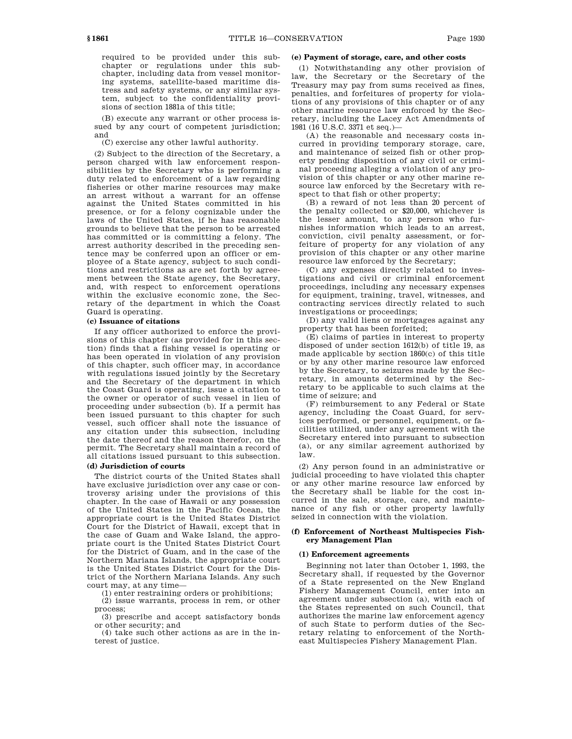required to be provided under this subchapter or regulations under this subchapter, including data from vessel monitoring systems, satellite-based maritime distress and safety systems, or any similar system, subject to the confidentiality provisions of section 1881a of this title;

(B) execute any warrant or other process issued by any court of competent jurisdiction; and

(C) exercise any other lawful authority.

(2) Subject to the direction of the Secretary, a person charged with law enforcement responsibilities by the Secretary who is performing a duty related to enforcement of a law regarding fisheries or other marine resources may make an arrest without a warrant for an offense against the United States committed in his presence, or for a felony cognizable under the laws of the United States, if he has reasonable grounds to believe that the person to be arrested has committed or is committing a felony. The arrest authority described in the preceding sentence may be conferred upon an officer or employee of a State agency, subject to such conditions and restrictions as are set forth by agreement between the State agency, the Secretary, and, with respect to enforcement operations within the exclusive economic zone, the Secretary of the department in which the Coast Guard is operating.

#### (c) Issuance of citations

If any officer authorized to enforce the provisions of this chapter (as provided for in this section) finds that a fishing vessel is operating or has been operated in violation of any provision of this chapter, such officer may, in accordance with regulations issued jointly by the Secretary and the Secretary of the department in which the Coast Guard is operating, issue a citation to the owner or operator of such vessel in lieu of proceeding under subsection (b). If a permit has been issued pursuant to this chapter for such vessel, such officer shall note the issuance of any citation under this subsection, including the date thereof and the reason therefor, on the permit. The Secretary shall maintain a record of all citations issued pursuant to this subsection.

#### (d) Jurisdiction of courts

The district courts of the United States shall have exclusive jurisdiction over any case or controversy arising under the provisions of this chapter. In the case of Hawaii or any possession of the United States in the Pacific Ocean, the appropriate court is the United States District Court for the District of Hawaii, except that in the case of Guam and Wake Island, the appropriate court is the United States District Court for the District of Guam, and in the case of the Northern Mariana Islands, the appropriate court is the United States District Court for the District of the Northern Mariana Islands. Any such court may, at any time—

(1) enter restraining orders or prohibitions;

(2) issue warrants, process in rem, or other process;

(3) prescribe and accept satisfactory bonds or other security; and

(4) take such other actions as are in the interest of justice.

#### (e) Payment of storage, care, and other costs

(1) Notwithstanding any other provision of law, the Secretary or the Secretary of the Treasury may pay from sums received as fines, penalties, and forfeitures of property for violations of any provisions of this chapter or of any other marine resource law enforced by the Secretary, including the Lacey Act Amendments of 1981 (16 U.S.C. 3371 et seq.)—

(A) the reasonable and necessary costs incurred in providing temporary storage, care, and maintenance of seized fish or other property pending disposition of any civil or criminal proceeding alleging a violation of any provision of this chapter or any other marine resource law enforced by the Secretary with respect to that fish or other property;

(B) a reward of not less than 20 percent of the penalty collected or $20,000, whichever is the lesser amount, to any person who furnishes information which leads to an arrest, conviction, civil penalty assessment, or forfeiture of property for any violation of any provision of this chapter or any other marine resource law enforced by the Secretary;

(C) any expenses directly related to investigations and civil or criminal enforcement proceedings, including any necessary expenses for equipment, training, travel, witnesses, and contracting services directly related to such investigations or proceedings;

(D) any valid liens or mortgages against any property that has been forfeited;

(E) claims of parties in interest to property disposed of under section 1612(b) of title 19, as made applicable by section 1860(c) of this title or by any other marine resource law enforced by the Secretary, to seizures made by the Secretary, in amounts determined by the Secretary to be applicable to such claims at the time of seizure; and

(F) reimbursement to any Federal or State agency, including the Coast Guard, for services performed, or personnel, equipment, or facilities utilized, under any agreement with the Secretary entered into pursuant to subsection (a), or any similar agreement authorized by law.

(2) Any person found in an administrative or judicial proceeding to have violated this chapter or any other marine resource law enforced by the Secretary shall be liable for the cost incurred in the sale, storage, care, and maintenance of any fish or other property lawfully seized in connection with the violation.

#### (f) Enforcement of Northeast Multispecies Fishery Management Plan

##### (1) Enforcement agreements

Beginning not later than October 1, 1993, the Secretary shall, if requested by the Governor of a State represented on the New England Fishery Management Council, enter into an agreement under subsection (a), with each of the States represented on such Council, that authorizes the marine law enforcement agency of such State to perform duties of the Secretary relating to enforcement of the Northeast Multispecies Fishery Management Plan.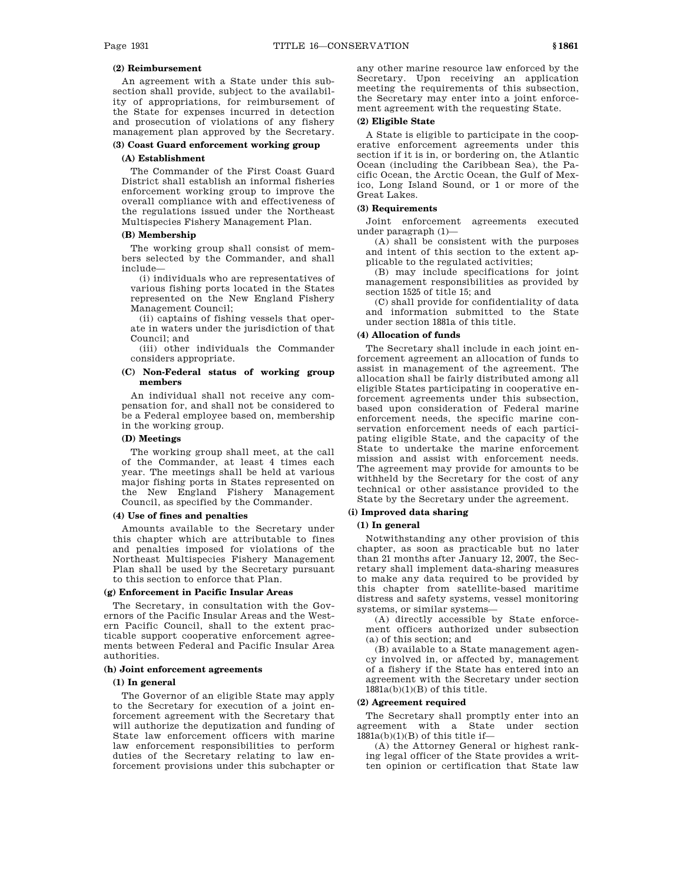#### (2) Reimbursement

An agreement with a State under this subsection shall provide, subject to the availability of appropriations, for reimbursement of the State for expenses incurred in detection and prosecution of violations of any fishery management plan approved by the Secretary.

#### (3) Coast Guard enforcement working group

##### (A) Establishment

The Commander of the First Coast Guard District shall establish an informal fisheries enforcement working group to improve the overall compliance with and effectiveness of the regulations issued under the Northeast Multispecies Fishery Management Plan.

##### (B) Membership

The working group shall consist of members selected by the Commander, and shall include—

(i) individuals who are representatives of various fishing ports located in the States represented on the New England Fishery Management Council;

(ii) captains of fishing vessels that operate in waters under the jurisdiction of that Council; and

(iii) other individuals the Commander considers appropriate.

##### (C) Non-Federal status of working group members

An individual shall not receive any compensation for, and shall not be considered to be a Federal employee based on, membership in the working group.

##### (D) Meetings

The working group shall meet, at the call of the Commander, at least 4 times each year. The meetings shall be held at various major fishing ports in States represented on the New England Fishery Management Council, as specified by the Commander.

#### (4) Use of fines and penalties

Amounts available to the Secretary under this chapter which are attributable to fines and penalties imposed for violations of the Northeast Multispecies Fishery Management Plan shall be used by the Secretary pursuant to this section to enforce that Plan.

### (g) Enforcement in Pacific Insular Areas

The Secretary, in consultation with the Governors of the Pacific Insular Areas and the Western Pacific Council, shall to the extent practicable support cooperative enforcement agreements between Federal and Pacific Insular Area authorities.

### (h) Joint enforcement agreements

#### (1) In general

The Governor of an eligible State may apply to the Secretary for execution of a joint enforcement agreement with the Secretary that will authorize the deputization and funding of State law enforcement officers with marine law enforcement responsibilities to perform duties of the Secretary relating to law enforcement provisions under this subchapter or any other marine resource law enforced by the Secretary. Upon receiving an application meeting the requirements of this subsection, the Secretary may enter into a joint enforcement agreement with the requesting State.

#### (2) Eligible State

A State is eligible to participate in the cooperative enforcement agreements under this section if it is in, or bordering on, the Atlantic Ocean (including the Caribbean Sea), the Pacific Ocean, the Arctic Ocean, the Gulf of Mexico, Long Island Sound, or 1 or more of the Great Lakes.

#### (3) Requirements

Joint enforcement agreements executed under paragraph (1)—

(A) shall be consistent with the purposes and intent of this section to the extent applicable to the regulated activities;

(B) may include specifications for joint management responsibilities as provided by section 1525 of title 15; and

(C) shall provide for confidentiality of data and information submitted to the State under section 1881a of this title.

#### (4) Allocation of funds

The Secretary shall include in each joint enforcement agreement an allocation of funds to assist in management of the agreement. The allocation shall be fairly distributed among all eligible States participating in cooperative enforcement agreements under this subsection, based upon consideration of Federal marine enforcement needs, the specific marine conservation enforcement needs of each participating eligible State, and the capacity of the State to undertake the marine enforcement mission and assist with enforcement needs. The agreement may provide for amounts to be withheld by the Secretary for the cost of any technical or other assistance provided to the State by the Secretary under the agreement.

### (i) Improved data sharing

#### (1) In general

Notwithstanding any other provision of this chapter, as soon as practicable but no later than 21 months after January 12, 2007, the Secretary shall implement data-sharing measures to make any data required to be provided by this chapter from satellite-based maritime distress and safety systems, vessel monitoring systems, or similar systems—

(A) directly accessible by State enforcement officers authorized under subsection (a) of this section; and

(B) available to a State management agency involved in, or affected by, management of a fishery if the State has entered into an agreement with the Secretary under section 1881a(b)(1)(B) of this title.

#### (2) Agreement required

The Secretary shall promptly enter into an agreement with a State under section 1881a(b)(1)(B) of this title if—

(A) the Attorney General or highest ranking legal officer of the State provides a written opinion or certification that State law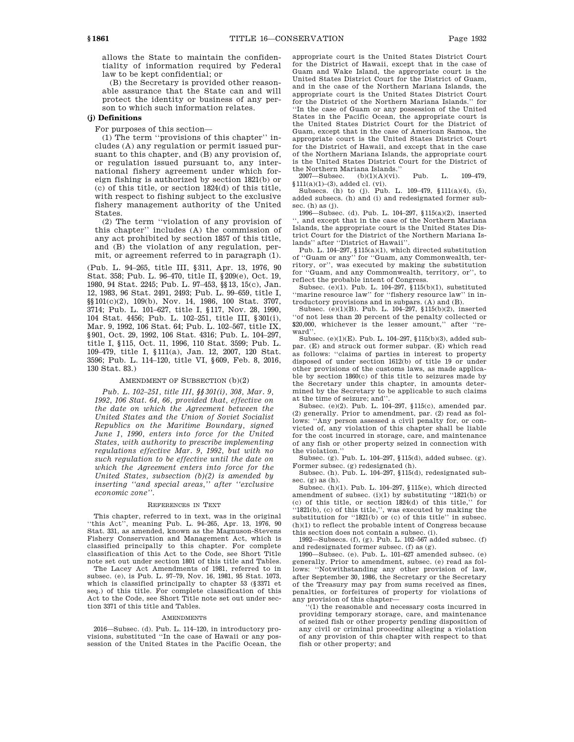allows the State to maintain the confidentiality of information required by Federal law to be kept confidential; or

(B) the Secretary is provided other reasonable assurance that the State can and will protect the identity or business of any person to which such information relates.

### (j) Definitions

For purposes of this section—

(1) The term ''provisions of this chapter'' includes (A) any regulation or permit issued pursuant to this chapter, and (B) any provision of, or regulation issued pursuant to, any international fishery agreement under which foreign fishing is authorized by section 1821(b) or (c) of this title, or section 1824(d) of this title, with respect to fishing subject to the exclusive fishery management authority of the United States.

(2) The term ''violation of any provision of this chapter'' includes (A) the commission of any act prohibited by section 1857 of this title, and (B) the violation of any regulation, permit, or agreement referred to in paragraph (1).

(Pub. L. 94–265, title III, §311, Apr. 13, 1976, 90 Stat. 358; Pub. L. 96–470, title II, §209(e), Oct. 19, 1980, 94 Stat. 2245; Pub. L. 97–453, §§13, 15(c), Jan. 12, 1983, 96 Stat. 2491, 2493; Pub. L. 99–659, title I, §§101(c)(2), 109(b), Nov. 14, 1986, 100 Stat. 3707, 3714; Pub. L. 101–627, title I, §117, Nov. 28, 1990, 104 Stat. 4456; Pub. L. 102–251, title III, §301(i), Mar. 9, 1992, 106 Stat. 64; Pub. L. 102–567, title IX, §901, Oct. 29, 1992, 106 Stat. 4316; Pub. L. 104–297, title I, §115, Oct. 11, 1996, 110 Stat. 3599; Pub. L. 109–479, title I, §111(a), Jan. 12, 2007, 120 Stat. 3596; Pub. L. 114–120, title VI, §609, Feb. 8, 2016, 130 Stat. 83.)

AMENDMENT OF SUBSECTION (b)(2)

*Pub. L. 102–251, title III, §§301(i), 308, Mar. 9, 1992, 106 Stat. 64, 66, provided that, effective on the date on which the Agreement between the United States and the Union of Soviet Socialist Republics on the Maritime Boundary, signed June 1, 1990, enters into force for the United States, with authority to prescribe implementing regulations effective Mar. 9, 1992, but with no such regulation to be effective until the date on which the Agreement enters into force for the United States, subsection (b)(2) is amended by inserting ''and special areas,'' after ''exclusive economic zone''.*

REFERENCES IN TEXT

This chapter, referred to in text, was in the original ''this Act'', meaning Pub. L. 94–265, Apr. 13, 1976, 90 Stat. 331, as amended, known as the Magnuson-Stevens Fishery Conservation and Management Act, which is classified principally to this chapter. For complete classification of this Act to the Code, see Short Title note set out under section 1801 of this title and Tables.

The Lacey Act Amendments of 1981, referred to in subsec. (e), is Pub. L. 97–79, Nov. 16, 1981, 95 Stat. 1073, which is classified principally to chapter 53 (§3371 et seq.) of this title. For complete classification of this Act to the Code, see Short Title note set out under section 3371 of this title and Tables.

AMENDMENTS

2016—Subsec. (d). Pub. L. 114–120, in introductory provisions, substituted ''In the case of Hawaii or any possession of the United States in the Pacific Ocean, the appropriate court is the United States District Court for the District of Hawaii, except that in the case of Guam and Wake Island, the appropriate court is the United States District Court for the District of Guam, and in the case of the Northern Mariana Islands, the appropriate court is the United States District Court for the District of the Northern Mariana Islands.'' for ''In the case of Guam or any possession of the United States in the Pacific Ocean, the appropriate court is the United States District Court for the District of Guam, except that in the case of American Samoa, the appropriate court is the United States District Court for the District of Hawaii, and except that in the case of the Northern Mariana Islands, the appropriate court is the United States District Court for the District of the Northern Mariana Islands.''

2007—Subsec. (b)(1)(A)(vi). Pub. L. 109–479, §111(a)(1)–(3), added cl. (vi).

Subsecs. (h) to (j). Pub. L. 109–479, §111(a)(4), (5), added subsecs. (h) and (i) and redesignated former subsec. (h) as (j).

1996—Subsec. (d). Pub. L. 104–297, §115(a)(2), inserted '', and except that in the case of the Northern Mariana Islands, the appropriate court is the United States District Court for the District of the Northern Mariana Islands'' after ''District of Hawaii''.

Pub. L. 104–297, §115(a)(1), which directed substitution of ''Guam or any'' for ''Guam, any Commonwealth, territory, or'', was executed by making the substitution for ''Guam, and any Commonwealth, territory, or'', to reflect the probable intent of Congress.

Subsec. (e)(1). Pub. L. 104–297, §115(b)(1), substituted ''marine resource law'' for ''fishery resource law'' in introductory provisions and in subpars. (A) and (B).

Subsec. (e)(1)(B). Pub. L. 104–297, §115(b)(2), inserted ''of not less than 20 percent of the penalty collected or $20,000, whichever is the lesser amount,'' after ''reward''.

Subsec. (e)(1)(E). Pub. L. 104–297, §115(b)(3), added subpar. (E) and struck out former subpar. (E) which read as follows: ''claims of parties in interest to property disposed of under section 1612(b) of title 19 or under other provisions of the customs laws, as made applicable by section 1860(c) of this title to seizures made by the Secretary under this chapter, in amounts determined by the Secretary to be applicable to such claims at the time of seizure; and''.

Subsec. (e)(2). Pub. L. 104–297, §115(c), amended par. (2) generally. Prior to amendment, par. (2) read as follows: ''Any person assessed a civil penalty for, or convicted of, any violation of this chapter shall be liable for the cost incurred in storage, care, and maintenance of any fish or other property seized in connection with the violation.''

Subsec. (g). Pub. L. 104–297, §115(d), added subsec. (g). Former subsec. (g) redesignated (h).

Subsec. (h). Pub. L. 104–297, §115(d), redesignated subsec. (g) as (h).

Subsec. (h)(1). Pub. L. 104–297, §115(e), which directed amendment of subsec. (i)(1) by substituting ''1821(b) or (c) of this title, or section 1824(d) of this title,'' for ''1821(b), (c) of this title,'', was executed by making the substitution for ''1821(b) or (c) of this title'' in subsec. (h)(1) to reflect the probable intent of Congress because this section does not contain a subsec. (i).

1992—Subsecs. (f), (g). Pub. L. 102–567 added subsec. (f) and redesignated former subsec. (f) as (g).

1990—Subsec. (e). Pub. L. 101–627 amended subsec. (e) generally. Prior to amendment, subsec. (e) read as follows: ''Notwithstanding any other provision of law, after September 30, 1986, the Secretary or the Secretary of the Treasury may pay from sums received as fines, penalties, or forfeitures of property for violations of any provision of this chapter—

''(1) the reasonable and necessary costs incurred in providing temporary storage, care, and maintenance of seized fish or other property pending disposition of any civil or criminal proceeding alleging a violation of any provision of this chapter with respect to that fish or other property; and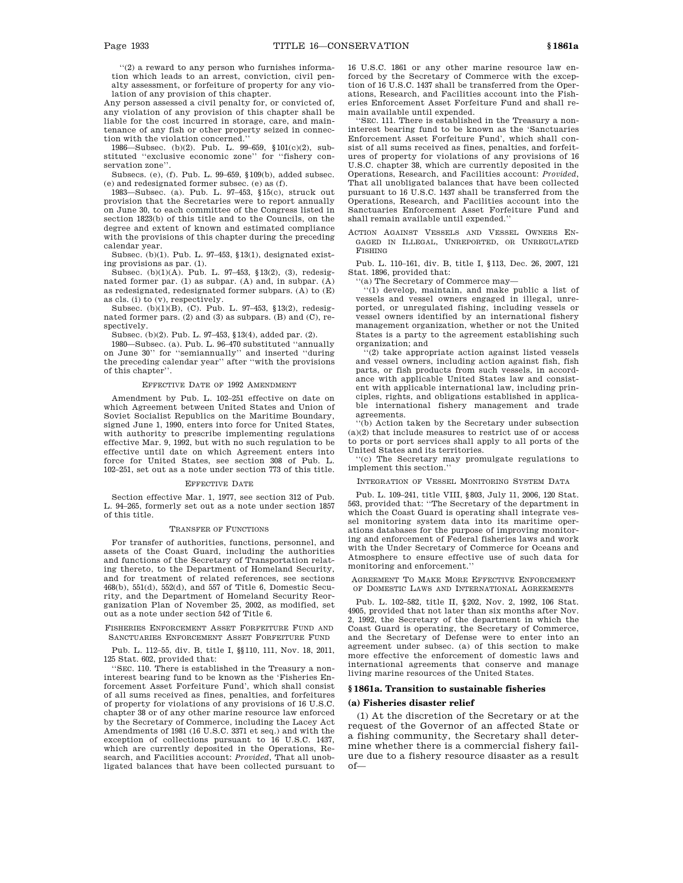"(2) a reward to any person who furnishes information which leads to an arrest, conviction, civil penalty assessment, or forfeiture of property for any violation of any provision of this chapter.

Any person assessed a civil penalty for, or convicted of, any violation of any provision of this chapter shall be liable for the cost incurred in storage, care, and maintenance of any fish or other property seized in connection with the violation concerned."

1986—Subsec. (b)(2). Pub. L. 99–659, §101(c)(2), substituted "exclusive economic zone" for "fishery conservation zone".

Subsecs. (e), (f). Pub. L. 99–659, §109(b), added subsec. (e) and redesignated former subsec. (e) as (f).

1983—Subsec. (a). Pub. L. 97–453, §15(c), struck out provision that the Secretaries were to report annually on June 30, to each committee of the Congress listed in section 1823(b) of this title and to the Councils, on the degree and extent of known and estimated compliance with the provisions of this chapter during the preceding calendar year.

Subsec. (b)(1). Pub. L. 97–453, §13(1), designated existing provisions as par. (1).

Subsec. (b)(1)(A). Pub. L. 97–453, §13(2), (3), redesignated former par. (1) as subpar. (A) and, in subpar. (A) as redesignated, redesignated former subpars. (A) to (E) as cls. (i) to (v), respectively.

Subsec. (b)(1)(B), (C). Pub. L. 97–453, §13(2), redesignated former pars. (2) and (3) as subpars. (B) and (C), respectively.

Subsec. (b)(2). Pub. L. 97–453, §13(4), added par. (2).

1980—Subsec. (a). Pub. L. 96–470 substituted "annually on June 30" for "semiannually" and inserted "during the preceding calendar year" after "with the provisions of this chapter".

EFFECTIVE DATE OF 1992 AMENDMENT

Amendment by Pub. L. 102–251 effective on date on which Agreement between United States and Union of Soviet Socialist Republics on the Maritime Boundary, signed June 1, 1990, enters into force for United States, with authority to prescribe implementing regulations effective Mar. 9, 1992, but with no such regulation to be effective until date on which Agreement enters into force for United States, see section 308 of Pub. L. 102–251, set out as a note under section 773 of this title.

EFFECTIVE DATE

Section effective Mar. 1, 1977, see section 312 of Pub. L. 94–265, formerly set out as a note under section 1857 of this title.

TRANSFER OF FUNCTIONS

For transfer of authorities, functions, personnel, and assets of the Coast Guard, including the authorities and functions of the Secretary of Transportation relating thereto, to the Department of Homeland Security, and for treatment of related references, see sections 468(b), 551(d), 552(d), and 557 of Title 6, Domestic Security, and the Department of Homeland Security Reorganization Plan of November 25, 2002, as modified, set out as a note under section 542 of Title 6.

FISHERIES ENFORCEMENT ASSET FORFEITURE FUND AND SANCTUARIES ENFORCEMENT ASSET FORFEITURE FUND

Pub. L. 112–55, div. B, title I, §§110, 111, Nov. 18, 2011, 125 Stat. 602, provided that:

"SEC. 110. There is established in the Treasury a non-interest bearing fund to be known as the 'Fisheries Enforcement Asset Forfeiture Fund', which shall consist of all sums received as fines, penalties, and forfeitures of property for violations of any provisions of 16 U.S.C. chapter 38 or of any other marine resource law enforced by the Secretary of Commerce, including the Lacey Act Amendments of 1981 (16 U.S.C. 3371 et seq.) and with the exception of collections pursuant to 16 U.S.C. 1437, which are currently deposited in the Operations, Research, and Facilities account: *Provided*, That all unobligated balances that have been collected pursuant to 16 U.S.C. 1861 or any other marine resource law enforced by the Secretary of Commerce with the exception of 16 U.S.C. 1437 shall be transferred from the Operations, Research, and Facilities account into the Fisheries Enforcement Asset Forfeiture Fund and shall remain available until expended.

"SEC. 111. There is established in the Treasury a non-interest bearing fund to be known as the 'Sanctuaries Enforcement Asset Forfeiture Fund', which shall consist of all sums received as fines, penalties, and forfeitures of property for violations of any provisions of 16 U.S.C. chapter 38, which are currently deposited in the Operations, Research, and Facilities account: *Provided*, That all unobligated balances that have been collected pursuant to 16 U.S.C. 1437 shall be transferred from the Operations, Research, and Facilities account into the Sanctuaries Enforcement Asset Forfeiture Fund and shall remain available until expended."

ACTION AGAINST VESSELS AND VESSEL OWNERS ENGAGED IN ILLEGAL, UNREPORTED, OR UNREGULATED FISHING

Pub. L. 110–161, div. B, title I, §113, Dec. 26, 2007, 121 Stat. 1896, provided that:

"(a) The Secretary of Commerce may—

"(1) develop, maintain, and make public a list of vessels and vessel owners engaged in illegal, unreported, or unregulated fishing, including vessels or vessel owners identified by an international fishery management organization, whether or not the United States is a party to the agreement establishing such organization; and

"(2) take appropriate action against listed vessels and vessel owners, including action against fish, fish parts, or fish products from such vessels, in accordance with applicable United States law and consistent with applicable international law, including principles, rights, and obligations established in applicable international fishery management and trade agreements.

"(b) Action taken by the Secretary under subsection (a)(2) that include measures to restrict use of or access to ports or port services shall apply to all ports of the United States and its territories.

"(c) The Secretary may promulgate regulations to implement this section."

INTEGRATION OF VESSEL MONITORING SYSTEM DATA

Pub. L. 109–241, title VIII, §803, July 11, 2006, 120 Stat. 563, provided that: "The Secretary of the department in which the Coast Guard is operating shall integrate vessel monitoring system data into its maritime operations databases for the purpose of improving monitoring and enforcement of Federal fisheries laws and work with the Under Secretary of Commerce for Oceans and Atmosphere to ensure effective use of such data for monitoring and enforcement."

AGREEMENT TO MAKE MORE EFFECTIVE ENFORCEMENT OF DOMESTIC LAWS AND INTERNATIONAL AGREEMENTS

Pub. L. 102–582, title II, §202, Nov. 2, 1992, 106 Stat. 4905, provided that not later than six months after Nov. 2, 1992, the Secretary of the department in which the Coast Guard is operating, the Secretary of Commerce, and the Secretary of Defense were to enter into an agreement under subsec. (a) of this section to make more effective the enforcement of domestic laws and international agreements that conserve and manage living marine resources of the United States.

## §1861a. Transition to sustainable fisheries

### (a) Fisheries disaster relief

(1) At the discretion of the Secretary or at the request of the Governor of an affected State or a fishing community, the Secretary shall determine whether there is a commercial fishery failure due to a fishery resource disaster as a result of—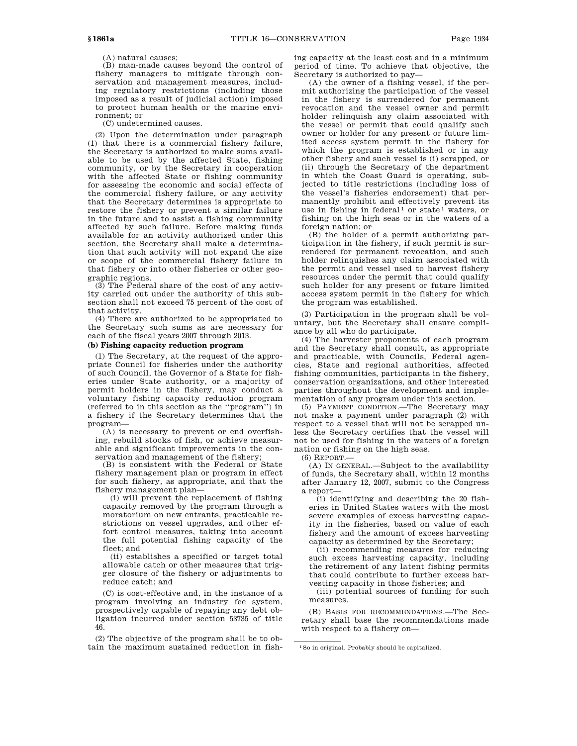(A) natural causes;

(B) man-made causes beyond the control of fishery managers to mitigate through conservation and management measures, including regulatory restrictions (including those imposed as a result of judicial action) imposed to protect human health or the marine environment; or

(C) undetermined causes.

(2) Upon the determination under paragraph (1) that there is a commercial fishery failure, the Secretary is authorized to make sums available to be used by the affected State, fishing community, or by the Secretary in cooperation with the affected State or fishing community for assessing the economic and social effects of the commercial fishery failure, or any activity that the Secretary determines is appropriate to restore the fishery or prevent a similar failure in the future and to assist a fishing community affected by such failure. Before making funds available for an activity authorized under this section, the Secretary shall make a determination that such activity will not expand the size or scope of the commercial fishery failure in that fishery or into other fisheries or other geographic regions.

(3) The Federal share of the cost of any activity carried out under the authority of this subsection shall not exceed 75 percent of the cost of that activity.

(4) There are authorized to be appropriated to the Secretary such sums as are necessary for each of the fiscal years 2007 through 2013.

**(b) Fishing capacity reduction program**

(1) The Secretary, at the request of the appropriate Council for fisheries under the authority of such Council, the Governor of a State for fisheries under State authority, or a majority of permit holders in the fishery, may conduct a voluntary fishing capacity reduction program (referred to in this section as the "program") in a fishery if the Secretary determines that the program—

(A) is necessary to prevent or end overfishing, rebuild stocks of fish, or achieve measurable and significant improvements in the conservation and management of the fishery;

(B) is consistent with the Federal or State fishery management plan or program in effect for such fishery, as appropriate, and that the fishery management plan—

(i) will prevent the replacement of fishing capacity removed by the program through a moratorium on new entrants, practicable restrictions on vessel upgrades, and other effort control measures, taking into account the full potential fishing capacity of the fleet; and

(ii) establishes a specified or target total allowable catch or other measures that trigger closure of the fishery or adjustments to reduce catch; and

(C) is cost-effective and, in the instance of a program involving an industry fee system, prospectively capable of repaying any debt obligation incurred under section 53735 of title 46.

(2) The objective of the program shall be to obtain the maximum sustained reduction in fishing capacity at the least cost and in a minimum period of time. To achieve that objective, the Secretary is authorized to pay—

(A) the owner of a fishing vessel, if the permit authorizing the participation of the vessel in the fishery is surrendered for permanent revocation and the vessel owner and permit holder relinquish any claim associated with the vessel or permit that could qualify such owner or holder for any present or future limited access system permit in the fishery for which the program is established or in any other fishery and such vessel is (i) scrapped, or (ii) through the Secretary of the department in which the Coast Guard is operating, subjected to title restrictions (including loss of the vessel's fisheries endorsement) that permanently prohibit and effectively prevent its use in fishing in federal[1] or state[1] waters, or fishing on the high seas or in the waters of a foreign nation; or

(B) the holder of a permit authorizing participation in the fishery, if such permit is surrendered for permanent revocation, and such holder relinquishes any claim associated with the permit and vessel used to harvest fishery resources under the permit that could qualify such holder for any present or future limited access system permit in the fishery for which the program was established.

(3) Participation in the program shall be voluntary, but the Secretary shall ensure compliance by all who do participate.

(4) The harvester proponents of each program and the Secretary shall consult, as appropriate and practicable, with Councils, Federal agencies, State and regional authorities, affected fishing communities, participants in the fishery, conservation organizations, and other interested parties throughout the development and implementation of any program under this section.

(5) PAYMENT CONDITION.—The Secretary may not make a payment under paragraph (2) with respect to a vessel that will not be scrapped unless the Secretary certifies that the vessel will not be used for fishing in the waters of a foreign nation or fishing on the high seas.

(6) REPORT.—

(A) IN GENERAL.—Subject to the availability of funds, the Secretary shall, within 12 months after January 12, 2007, submit to the Congress a report—

(i) identifying and describing the 20 fisheries in United States waters with the most severe examples of excess harvesting capacity in the fisheries, based on value of each fishery and the amount of excess harvesting capacity as determined by the Secretary;

(ii) recommending measures for reducing such excess harvesting capacity, including the retirement of any latent fishing permits that could contribute to further excess harvesting capacity in those fisheries; and

(iii) potential sources of funding for such measures.

(B) BASIS FOR RECOMMENDATIONS.—The Secretary shall base the recommendations made with respect to a fishery on—

[1] So in original. Probably should be capitalized.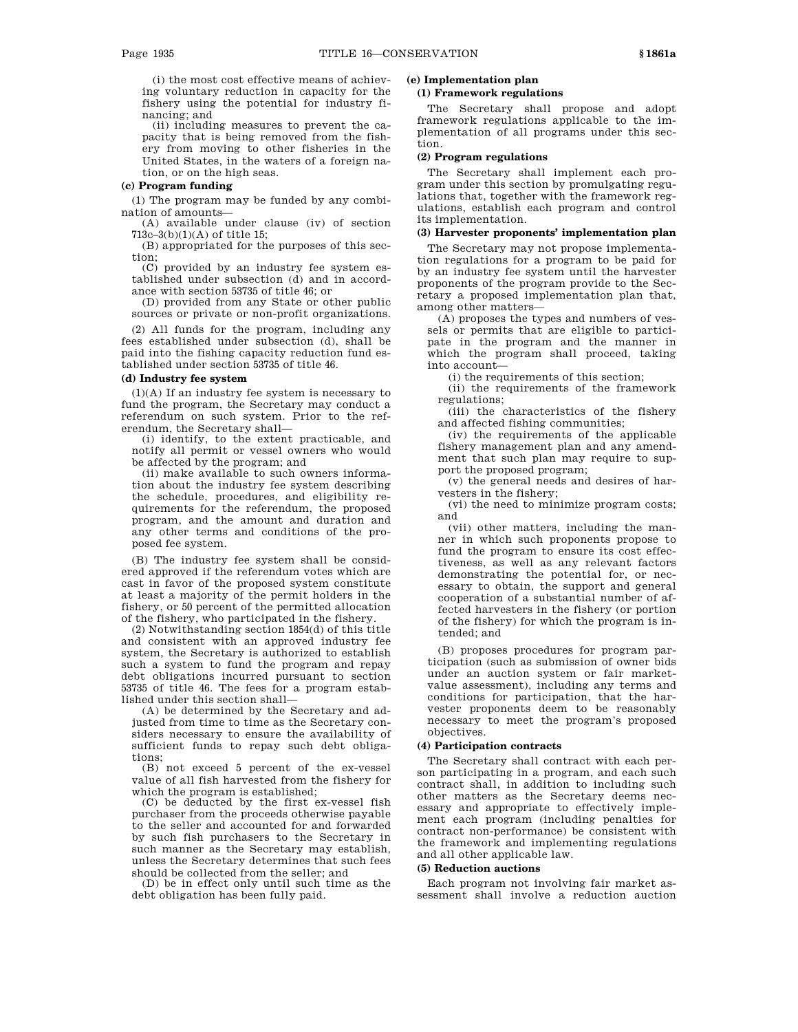(i) the most cost effective means of achieving voluntary reduction in capacity for the fishery using the potential for industry financing; and

(ii) including measures to prevent the capacity that is being removed from the fishery from moving to other fisheries in the United States, in the waters of a foreign nation, or on the high seas.

**(c) Program funding**

(1) The program may be funded by any combination of amounts—

(A) available under clause (iv) of section 713c–3(b)(1)(A) of title 15;

(B) appropriated for the purposes of this section;

(C) provided by an industry fee system established under subsection (d) and in accordance with section 53735 of title 46; or

(D) provided from any State or other public sources or private or non-profit organizations.

(2) All funds for the program, including any fees established under subsection (d), shall be paid into the fishing capacity reduction fund established under section 53735 of title 46.

**(d) Industry fee system**

(1)(A) If an industry fee system is necessary to fund the program, the Secretary may conduct a referendum on such system. Prior to the referendum, the Secretary shall—

(i) identify, to the extent practicable, and notify all permit or vessel owners who would be affected by the program; and

(ii) make available to such owners information about the industry fee system describing the schedule, procedures, and eligibility requirements for the referendum, the proposed program, and the amount and duration and any other terms and conditions of the proposed fee system.

(B) The industry fee system shall be considered approved if the referendum votes which are cast in favor of the proposed system constitute at least a majority of the permit holders in the fishery, or 50 percent of the permitted allocation of the fishery, who participated in the fishery.

(2) Notwithstanding section 1854(d) of this title and consistent with an approved industry fee system, the Secretary is authorized to establish such a system to fund the program and repay debt obligations incurred pursuant to section 53735 of title 46. The fees for a program established under this section shall—

(A) be determined by the Secretary and adjusted from time to time as the Secretary considers necessary to ensure the availability of sufficient funds to repay such debt obligations;

(B) not exceed 5 percent of the ex-vessel value of all fish harvested from the fishery for which the program is established;

(C) be deducted by the first ex-vessel fish purchaser from the proceeds otherwise payable to the seller and accounted for and forwarded by such fish purchasers to the Secretary in such manner as the Secretary may establish, unless the Secretary determines that such fees should be collected from the seller; and

(D) be in effect only until such time as the debt obligation has been fully paid.

**(e) Implementation plan**

**(1) Framework regulations**

The Secretary shall propose and adopt framework regulations applicable to the implementation of all programs under this section.

**(2) Program regulations**

The Secretary shall implement each program under this section by promulgating regulations that, together with the framework regulations, establish each program and control its implementation.

**(3) Harvester proponents' implementation plan**

The Secretary may not propose implementation regulations for a program to be paid for by an industry fee system until the harvester proponents of the program provide to the Secretary a proposed implementation plan that, among other matters—

(A) proposes the types and numbers of vessels or permits that are eligible to participate in the program and the manner in which the program shall proceed, taking into account—

(i) the requirements of this section;

(ii) the requirements of the framework regulations;

(iii) the characteristics of the fishery and affected fishing communities;

(iv) the requirements of the applicable fishery management plan and any amendment that such plan may require to support the proposed program;

(v) the general needs and desires of harvesters in the fishery;

(vi) the need to minimize program costs; and

(vii) other matters, including the manner in which such proponents propose to fund the program to ensure its cost effectiveness, as well as any relevant factors demonstrating the potential for, or necessary to obtain, the support and general cooperation of a substantial number of affected harvesters in the fishery (or portion of the fishery) for which the program is intended; and

(B) proposes procedures for program participation (such as submission of owner bids under an auction system or fair market-value assessment), including any terms and conditions for participation, that the harvester proponents deem to be reasonably necessary to meet the program's proposed objectives.

**(4) Participation contracts**

The Secretary shall contract with each person participating in a program, and each such contract shall, in addition to including such other matters as the Secretary deems necessary and appropriate to effectively implement each program (including penalties for contract non-performance) be consistent with the framework and implementing regulations and all other applicable law.

**(5) Reduction auctions**

Each program not involving fair market assessment shall involve a reduction auction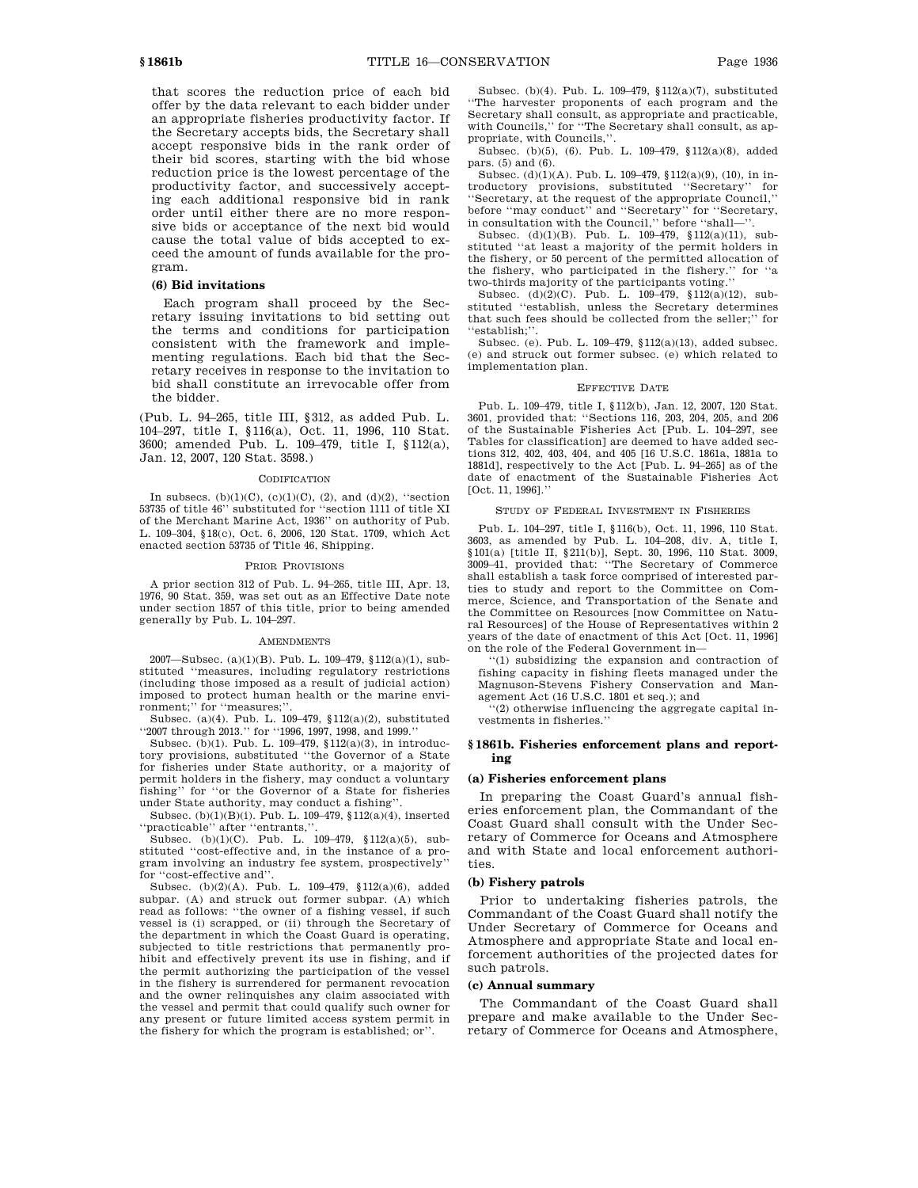that scores the reduction price of each bid offer by the data relevant to each bidder under an appropriate fisheries productivity factor. If the Secretary accepts bids, the Secretary shall accept responsive bids in the rank order of their bid scores, starting with the bid whose reduction price is the lowest percentage of the productivity factor, and successively accepting each additional responsive bid in rank order until either there are no more responsive bids or acceptance of the next bid would cause the total value of bids accepted to exceed the amount of funds available for the program.

**(6) Bid invitations**

Each program shall proceed by the Secretary issuing invitations to bid setting out the terms and conditions for participation consistent with the framework and implementing regulations. Each bid that the Secretary receives in response to the invitation to bid shall constitute an irrevocable offer from the bidder.

(Pub. L. 94–265, title III, §312, as added Pub. L. 104–297, title I, §116(a), Oct. 11, 1996, 110 Stat. 3600; amended Pub. L. 109–479, title I, §112(a), Jan. 12, 2007, 120 Stat. 3598.)

CODIFICATION

In subsecs. (b)(1)(C), (c)(1)(C), (2), and (d)(2), "section 53735 of title 46" substituted for "section 1111 of title XI of the Merchant Marine Act, 1936" on authority of Pub. L. 109–304, §18(c), Oct. 6, 2006, 120 Stat. 1709, which Act enacted section 53735 of Title 46, Shipping.

PRIOR PROVISIONS

A prior section 312 of Pub. L. 94–265, title III, Apr. 13, 1976, 90 Stat. 359, was set out as an Effective Date note under section 1857 of this title, prior to being amended generally by Pub. L. 104–297.

AMENDMENTS

2007—Subsec. (a)(1)(B). Pub. L. 109–479, §112(a)(1), substituted "measures, including regulatory restrictions (including those imposed as a result of judicial action) imposed to protect human health or the marine environment;" for "measures;".

Subsec. (a)(4). Pub. L. 109–479, §112(a)(2), substituted "2007 through 2013." for "1996, 1997, 1998, and 1999."

Subsec. (b)(1). Pub. L. 109–479, §112(a)(3), in introductory provisions, substituted "the Governor of a State for fisheries under State authority, or a majority of permit holders in the fishery, may conduct a voluntary fishing" for "or the Governor of a State for fisheries under State authority, may conduct a fishing".

Subsec. (b)(1)(B)(i). Pub. L. 109–479, §112(a)(4), inserted "practicable" after "entrants,".

Subsec. (b)(1)(C). Pub. L. 109–479, §112(a)(5), substituted "cost-effective and, in the instance of a program involving an industry fee system, prospectively" for "cost-effective and".

Subsec. (b)(2)(A). Pub. L. 109–479, §112(a)(6), added subpar. (A) and struck out former subpar. (A) which read as follows: "the owner of a fishing vessel, if such vessel is (i) scrapped, or (ii) through the Secretary of the department in which the Coast Guard is operating, subjected to title restrictions that permanently prohibit and effectively prevent its use in fishing, and if the permit authorizing the participation of the vessel in the fishery is surrendered for permanent revocation and the owner relinquishes any claim associated with the vessel and permit that could qualify such owner for any present or future limited access system permit in the fishery for which the program is established; or".

Subsec. (b)(4). Pub. L. 109–479, §112(a)(7), substituted "The harvester proponents of each program and the Secretary shall consult, as appropriate and practicable, with Councils," for "The Secretary shall consult, as appropriate, with Councils,".

Subsec. (b)(5), (6). Pub. L. 109–479, §112(a)(8), added pars. (5) and (6).

Subsec. (d)(1)(A). Pub. L. 109–479, §112(a)(9), (10), in introductory provisions, substituted "Secretary" for "Secretary, at the request of the appropriate Council," before "may conduct" and "Secretary" for "Secretary, in consultation with the Council," before "shall—".

Subsec. (d)(1)(B). Pub. L. 109–479, §112(a)(11), substituted "at least a majority of the permit holders in the fishery, or 50 percent of the permitted allocation of the fishery, who participated in the fishery." for "a two-thirds majority of the participants voting."

Subsec. (d)(2)(C). Pub. L. 109–479, §112(a)(12), substituted "establish, unless the Secretary determines that such fees should be collected from the seller;" for "establish;".

Subsec. (e). Pub. L. 109–479, §112(a)(13), added subsec. (e) and struck out former subsec. (e) which related to implementation plan.

EFFECTIVE DATE

Pub. L. 109–479, title I, §112(b), Jan. 12, 2007, 120 Stat. 3601, provided that: "Sections 116, 203, 204, 205, and 206 of the Sustainable Fisheries Act [Pub. L. 104–297, see Tables for classification] are deemed to have added sections 312, 402, 403, 404, and 405 [16 U.S.C. 1861a, 1881a to 1881d], respectively to the Act [Pub. L. 94–265] as of the date of enactment of the Sustainable Fisheries Act [Oct. 11, 1996]."

STUDY OF FEDERAL INVESTMENT IN FISHERIES

Pub. L. 104–297, title I, §116(b), Oct. 11, 1996, 110 Stat. 3603, as amended by Pub. L. 104–208, div. A, title I, §101(a) [title II, §211(b)], Sept. 30, 1996, 110 Stat. 3009, 3009–41, provided that: "The Secretary of Commerce shall establish a task force comprised of interested parties to study and report to the Committee on Commerce, Science, and Transportation of the Senate and the Committee on Resources [now Committee on Natural Resources] of the House of Representatives within 2 years of the date of enactment of this Act [Oct. 11, 1996] on the role of the Federal Government in—

"(1) subsidizing the expansion and contraction of fishing capacity in fishing fleets managed under the Magnuson-Stevens Fishery Conservation and Management Act (16 U.S.C. 1801 et seq.); and

"(2) otherwise influencing the aggregate capital investments in fisheries."

## §1861b. Fisheries enforcement plans and reporting

### (a) Fisheries enforcement plans

In preparing the Coast Guard's annual fisheries enforcement plan, the Commandant of the Coast Guard shall consult with the Under Secretary of Commerce for Oceans and Atmosphere and with State and local enforcement authorities.

### (b) Fishery patrols

Prior to undertaking fisheries patrols, the Commandant of the Coast Guard shall notify the Under Secretary of Commerce for Oceans and Atmosphere and appropriate State and local enforcement authorities of the projected dates for such patrols.

### (c) Annual summary

The Commandant of the Coast Guard shall prepare and make available to the Under Secretary of Commerce for Oceans and Atmosphere,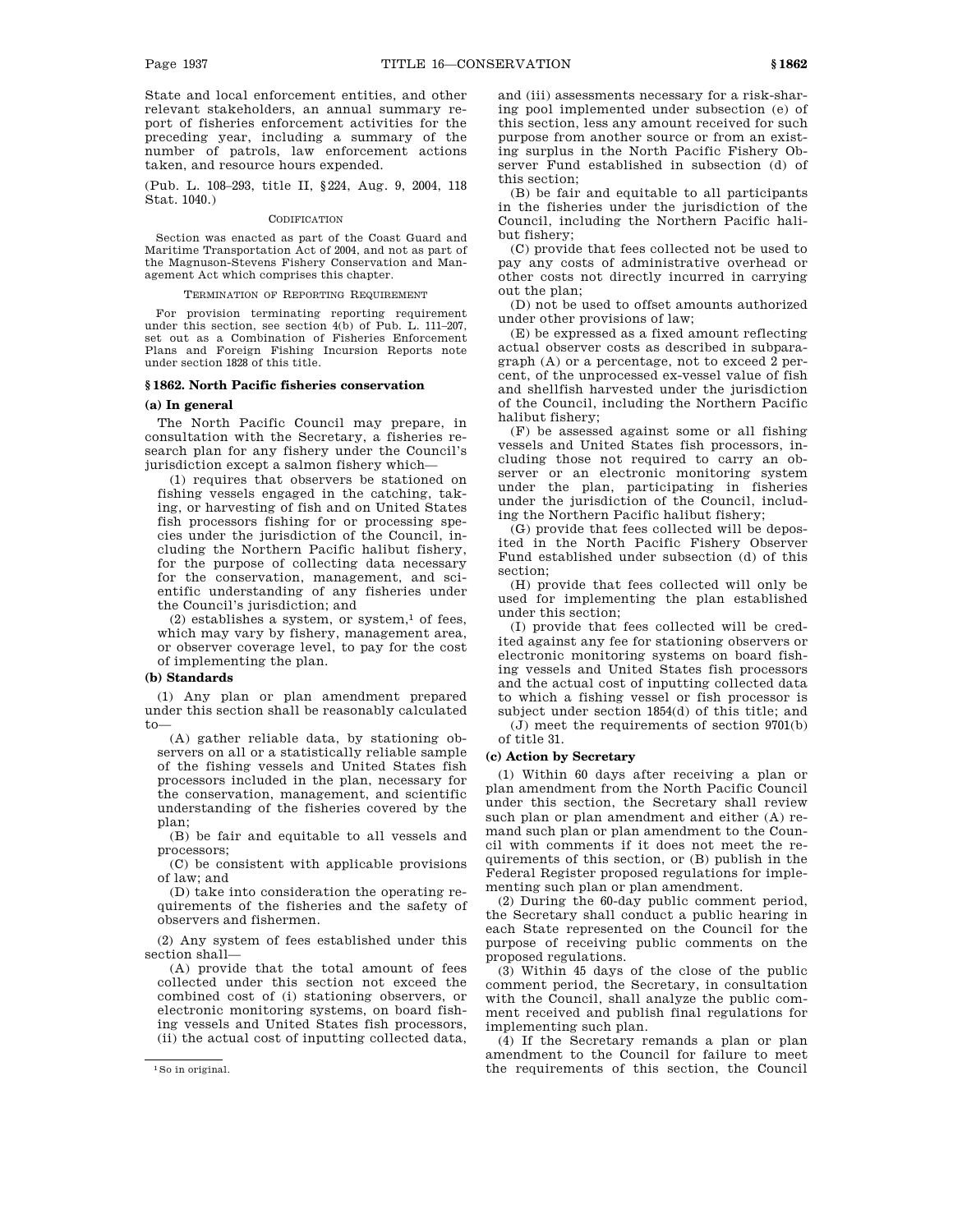State and local enforcement entities, and other relevant stakeholders, an annual summary report of fisheries enforcement activities for the preceding year, including a summary of the number of patrols, law enforcement actions taken, and resource hours expended.

(Pub. L. 108–293, title II, §224, Aug. 9, 2004, 118 Stat. 1040.)

CODIFICATION

Section was enacted as part of the Coast Guard and Maritime Transportation Act of 2004, and not as part of the Magnuson-Stevens Fishery Conservation and Management Act which comprises this chapter.

TERMINATION OF REPORTING REQUIREMENT

For provision terminating reporting requirement under this section, see section 4(b) of Pub. L. 111–207, set out as a Combination of Fisheries Enforcement Plans and Foreign Fishing Incursion Reports note under section 1828 of this title.

## §1862. North Pacific fisheries conservation

### (a) In general

The North Pacific Council may prepare, in consultation with the Secretary, a fisheries research plan for any fishery under the Council's jurisdiction except a salmon fishery which—

(1) requires that observers be stationed on fishing vessels engaged in the catching, taking, or harvesting of fish and on United States fish processors fishing for or processing species under the jurisdiction of the Council, including the Northern Pacific halibut fishery, for the purpose of collecting data necessary for the conservation, management, and scientific understanding of any fisheries under the Council's jurisdiction; and

(2) establishes a system, or system,[1] of fees, which may vary by fishery, management area, or observer coverage level, to pay for the cost of implementing the plan.

### (b) Standards

(1) Any plan or plan amendment prepared under this section shall be reasonably calculated to—

(A) gather reliable data, by stationing observers on all or a statistically reliable sample of the fishing vessels and United States fish processors included in the plan, necessary for the conservation, management, and scientific understanding of the fisheries covered by the plan;

(B) be fair and equitable to all vessels and processors;

(C) be consistent with applicable provisions of law; and

(D) take into consideration the operating requirements of the fisheries and the safety of observers and fishermen.

(2) Any system of fees established under this section shall—

(A) provide that the total amount of fees collected under this section not exceed the combined cost of (i) stationing observers, or electronic monitoring systems, on board fishing vessels and United States fish processors, (ii) the actual cost of inputting collected data, and (iii) assessments necessary for a risk-sharing pool implemented under subsection (e) of this section, less any amount received for such purpose from another source or from an existing surplus in the North Pacific Fishery Observer Fund established in subsection (d) of this section;

(B) be fair and equitable to all participants in the fisheries under the jurisdiction of the Council, including the Northern Pacific halibut fishery;

(C) provide that fees collected not be used to pay any costs of administrative overhead or other costs not directly incurred in carrying out the plan;

(D) not be used to offset amounts authorized under other provisions of law;

(E) be expressed as a fixed amount reflecting actual observer costs as described in subparagraph (A) or a percentage, not to exceed 2 percent, of the unprocessed ex-vessel value of fish and shellfish harvested under the jurisdiction of the Council, including the Northern Pacific halibut fishery;

(F) be assessed against some or all fishing vessels and United States fish processors, including those not required to carry an observer or an electronic monitoring system under the plan, participating in fisheries under the jurisdiction of the Council, including the Northern Pacific halibut fishery;

(G) provide that fees collected will be deposited in the North Pacific Fishery Observer Fund established under subsection (d) of this section;

(H) provide that fees collected will only be used for implementing the plan established under this section;

(I) provide that fees collected will be credited against any fee for stationing observers or electronic monitoring systems on board fishing vessels and United States fish processors and the actual cost of inputting collected data to which a fishing vessel or fish processor is subject under section 1854(d) of this title; and

(J) meet the requirements of section 9701(b) of title 31.

### (c) Action by Secretary

(1) Within 60 days after receiving a plan or plan amendment from the North Pacific Council under this section, the Secretary shall review such plan or plan amendment and either (A) remand such plan or plan amendment to the Council with comments if it does not meet the requirements of this section, or (B) publish in the Federal Register proposed regulations for implementing such plan or plan amendment.

(2) During the 60-day public comment period, the Secretary shall conduct a public hearing in each State represented on the Council for the purpose of receiving public comments on the proposed regulations.

(3) Within 45 days of the close of the public comment period, the Secretary, in consultation with the Council, shall analyze the public comment received and publish final regulations for implementing such plan.

(4) If the Secretary remands a plan or plan amendment to the Council for failure to meet the requirements of this section, the Council

[1] So in original.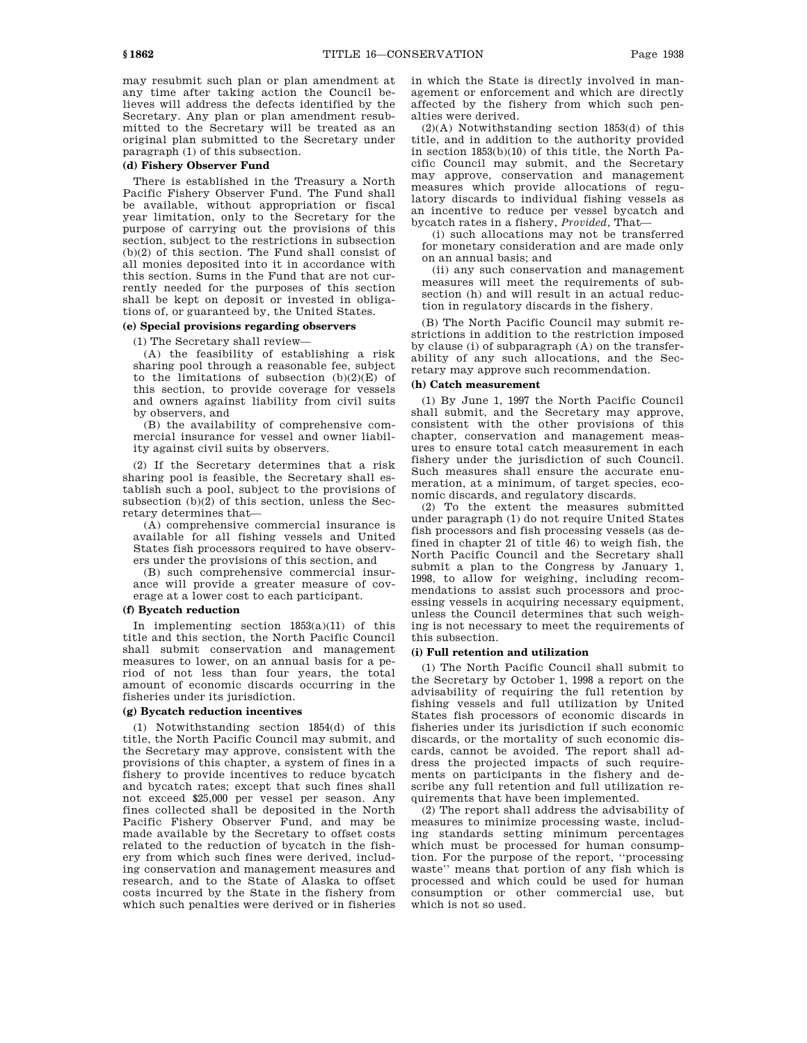may resubmit such plan or plan amendment at any time after taking action the Council believes will address the defects identified by the Secretary. Any plan or plan amendment resubmitted to the Secretary will be treated as an original plan submitted to the Secretary under paragraph (1) of this subsection.

**(d) Fishery Observer Fund**

There is established in the Treasury a North Pacific Fishery Observer Fund. The Fund shall be available, without appropriation or fiscal year limitation, only to the Secretary for the purpose of carrying out the provisions of this section, subject to the restrictions in subsection (b)(2) of this section. The Fund shall consist of all monies deposited into it in accordance with this section. Sums in the Fund that are not currently needed for the purposes of this section shall be kept on deposit or invested in obligations of, or guaranteed by, the United States.

**(e) Special provisions regarding observers**

(1) The Secretary shall review—

(A) the feasibility of establishing a risk sharing pool through a reasonable fee, subject to the limitations of subsection (b)(2)(E) of this section, to provide coverage for vessels and owners against liability from civil suits by observers, and

(B) the availability of comprehensive commercial insurance for vessel and owner liability against civil suits by observers.

(2) If the Secretary determines that a risk sharing pool is feasible, the Secretary shall establish such a pool, subject to the provisions of subsection (b)(2) of this section, unless the Secretary determines that—

(A) comprehensive commercial insurance is available for all fishing vessels and United States fish processors required to have observers under the provisions of this section, and

(B) such comprehensive commercial insurance will provide a greater measure of coverage at a lower cost to each participant.

**(f) Bycatch reduction**

In implementing section 1853(a)(11) of this title and this section, the North Pacific Council shall submit conservation and management measures to lower, on an annual basis for a period of not less than four years, the total amount of economic discards occurring in the fisheries under its jurisdiction.

**(g) Bycatch reduction incentives**

(1) Notwithstanding section 1854(d) of this title, the North Pacific Council may submit, and the Secretary may approve, consistent with the provisions of this chapter, a system of fines in a fishery to provide incentives to reduce bycatch and bycatch rates; except that such fines shall not exceed $25,000 per vessel per season. Any fines collected shall be deposited in the North Pacific Fishery Observer Fund, and may be made available by the Secretary to offset costs related to the reduction of bycatch in the fishery from which such fines were derived, including conservation and management measures and research, and to the State of Alaska to offset costs incurred by the State in the fishery from which such penalties were derived or in fisheries in which the State is directly involved in management or enforcement and which are directly affected by the fishery from which such penalties were derived.

(2)(A) Notwithstanding section 1853(d) of this title, and in addition to the authority provided in section 1853(b)(10) of this title, the North Pacific Council may submit, and the Secretary may approve, conservation and management measures which provide allocations of regulatory discards to individual fishing vessels as an incentive to reduce per vessel bycatch and bycatch rates in a fishery, *Provided*, That—

(i) such allocations may not be transferred for monetary consideration and are made only on an annual basis; and

(ii) any such conservation and management measures will meet the requirements of subsection (h) and will result in an actual reduction in regulatory discards in the fishery.

(B) The North Pacific Council may submit restrictions in addition to the restriction imposed by clause (i) of subparagraph (A) on the transferability of any such allocations, and the Secretary may approve such recommendation.

**(h) Catch measurement**

(1) By June 1, 1997 the North Pacific Council shall submit, and the Secretary may approve, consistent with the other provisions of this chapter, conservation and management measures to ensure total catch measurement in each fishery under the jurisdiction of such Council. Such measures shall ensure the accurate enumeration, at a minimum, of target species, economic discards, and regulatory discards.

(2) To the extent the measures submitted under paragraph (1) do not require United States fish processors and fish processing vessels (as defined in chapter 21 of title 46) to weigh fish, the North Pacific Council and the Secretary shall submit a plan to the Congress by January 1, 1998, to allow for weighing, including recommendations to assist such processors and processing vessels in acquiring necessary equipment, unless the Council determines that such weighing is not necessary to meet the requirements of this subsection.

**(i) Full retention and utilization**

(1) The North Pacific Council shall submit to the Secretary by October 1, 1998 a report on the advisability of requiring the full retention by fishing vessels and full utilization by United States fish processors of economic discards in fisheries under its jurisdiction if such economic discards, or the mortality of such economic discards, cannot be avoided. The report shall address the projected impacts of such requirements on participants in the fishery and describe any full retention and full utilization requirements that have been implemented.

(2) The report shall address the advisability of measures to minimize processing waste, including standards setting minimum percentages which must be processed for human consumption. For the purpose of the report, "processing waste" means that portion of any fish which is processed and which could be used for human consumption or other commercial use, but which is not so used.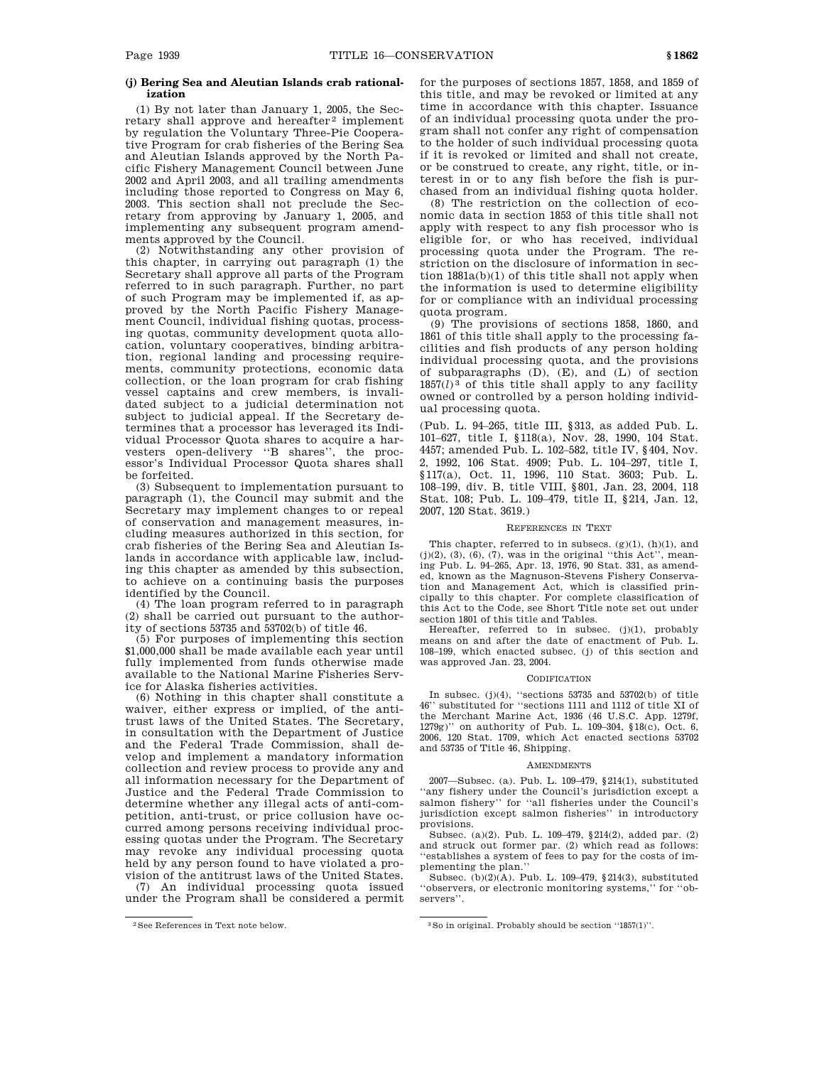**(j) Bering Sea and Aleutian Islands crab rationalization**

(1) By not later than January 1, 2005, the Secretary shall approve and hereafter[2] implement by regulation the Voluntary Three-Pie Cooperative Program for crab fisheries of the Bering Sea and Aleutian Islands approved by the North Pacific Fishery Management Council between June 2002 and April 2003, and all trailing amendments including those reported to Congress on May 6, 2003. This section shall not preclude the Secretary from approving by January 1, 2005, and implementing any subsequent program amendments approved by the Council.

(2) Notwithstanding any other provision of this chapter, in carrying out paragraph (1) the Secretary shall approve all parts of the Program referred to in such paragraph. Further, no part of such Program may be implemented if, as approved by the North Pacific Fishery Management Council, individual fishing quotas, processing quotas, community development quota allocation, voluntary cooperatives, binding arbitration, regional landing and processing requirements, community protections, economic data collection, or the loan program for crab fishing vessel captains and crew members, is invalidated subject to a judicial determination not subject to judicial appeal. If the Secretary determines that a processor has leveraged its Individual Processor Quota shares to acquire a harvesters open-delivery "B shares", the processor's Individual Processor Quota shares shall be forfeited.

(3) Subsequent to implementation pursuant to paragraph (1), the Council may submit and the Secretary may implement changes to or repeal of conservation and management measures, including measures authorized in this section, for crab fisheries of the Bering Sea and Aleutian Islands in accordance with applicable law, including this chapter as amended by this subsection, to achieve on a continuing basis the purposes identified by the Council.

(4) The loan program referred to in paragraph (2) shall be carried out pursuant to the authority of sections 53735 and 53702(b) of title 46.

(5) For purposes of implementing this section $1,000,000 shall be made available each year until fully implemented from funds otherwise made available to the National Marine Fisheries Service for Alaska fisheries activities.

(6) Nothing in this chapter shall constitute a waiver, either express or implied, of the antitrust laws of the United States. The Secretary, in consultation with the Department of Justice and the Federal Trade Commission, shall develop and implement a mandatory information collection and review process to provide any and all information necessary for the Department of Justice and the Federal Trade Commission to determine whether any illegal acts of anti-competition, anti-trust, or price collusion have occurred among persons receiving individual processing quotas under the Program. The Secretary may revoke any individual processing quota held by any person found to have violated a provision of the antitrust laws of the United States.

(7) An individual processing quota issued under the Program shall be considered a permit for the purposes of sections 1857, 1858, and 1859 of this title, and may be revoked or limited at any time in accordance with this chapter. Issuance of an individual processing quota under the program shall not confer any right of compensation to the holder of such individual processing quota if it is revoked or limited and shall not create, or be construed to create, any right, title, or interest in or to any fish before the fish is purchased from an individual fishing quota holder.

(8) The restriction on the collection of economic data in section 1853 of this title shall not apply with respect to any fish processor who is eligible for, or who has received, individual processing quota under the Program. The restriction on the disclosure of information in section 1881a(b)(1) of this title shall not apply when the information is used to determine eligibility for or compliance with an individual processing quota program.

(9) The provisions of sections 1858, 1860, and 1861 of this title shall apply to the processing facilities and fish products of any person holding individual processing quota, and the provisions of subparagraphs (D), (E), and (L) of section 1857(*l*)[3] of this title shall apply to any facility owned or controlled by a person holding individual processing quota.

(Pub. L. 94–265, title III, §313, as added Pub. L. 101–627, title I, §118(a), Nov. 28, 1990, 104 Stat. 4457; amended Pub. L. 102–582, title IV, §404, Nov. 2, 1992, 106 Stat. 4909; Pub. L. 104–297, title I, §117(a), Oct. 11, 1996, 110 Stat. 3603; Pub. L. 108–199, div. B, title VIII, §801, Jan. 23, 2004, 118 Stat. 108; Pub. L. 109–479, title II, §214, Jan. 12, 2007, 120 Stat. 3619.)

REFERENCES IN TEXT

This chapter, referred to in subsecs. (g)(1), (h)(1), and (j)(2), (3), (6), (7), was in the original "this Act", meaning Pub. L. 94–265, Apr. 13, 1976, 90 Stat. 331, as amended, known as the Magnuson-Stevens Fishery Conservation and Management Act, which is classified principally to this chapter. For complete classification of this Act to the Code, see Short Title note set out under section 1801 of this title and Tables.

Hereafter, referred to in subsec. (j)(1), probably means on and after the date of enactment of Pub. L. 108–199, which enacted subsec. (j) of this section and was approved Jan. 23, 2004.

CODIFICATION

In subsec. (j)(4), "sections 53735 and 53702(b) of title 46" substituted for "sections 1111 and 1112 of title XI of the Merchant Marine Act, 1936 (46 U.S.C. App. 1279f, 1279g)" on authority of Pub. L. 109–304, §18(c), Oct. 6, 2006, 120 Stat. 1709, which Act enacted sections 53702 and 53735 of Title 46, Shipping.

AMENDMENTS

2007—Subsec. (a). Pub. L. 109–479, §214(1), substituted "any fishery under the Council's jurisdiction except a salmon fishery" for "all fisheries under the Council's jurisdiction except salmon fisheries" in introductory provisions.

Subsec. (a)(2). Pub. L. 109–479, §214(2), added par. (2) and struck out former par. (2) which read as follows: "establishes a system of fees to pay for the costs of implementing the plan."

Subsec. (b)(2)(A). Pub. L. 109–479, §214(3), substituted "observers, or electronic monitoring systems," for "observers".

[2] See References in Text note below.

[3] So in original. Probably should be section "1857(1)".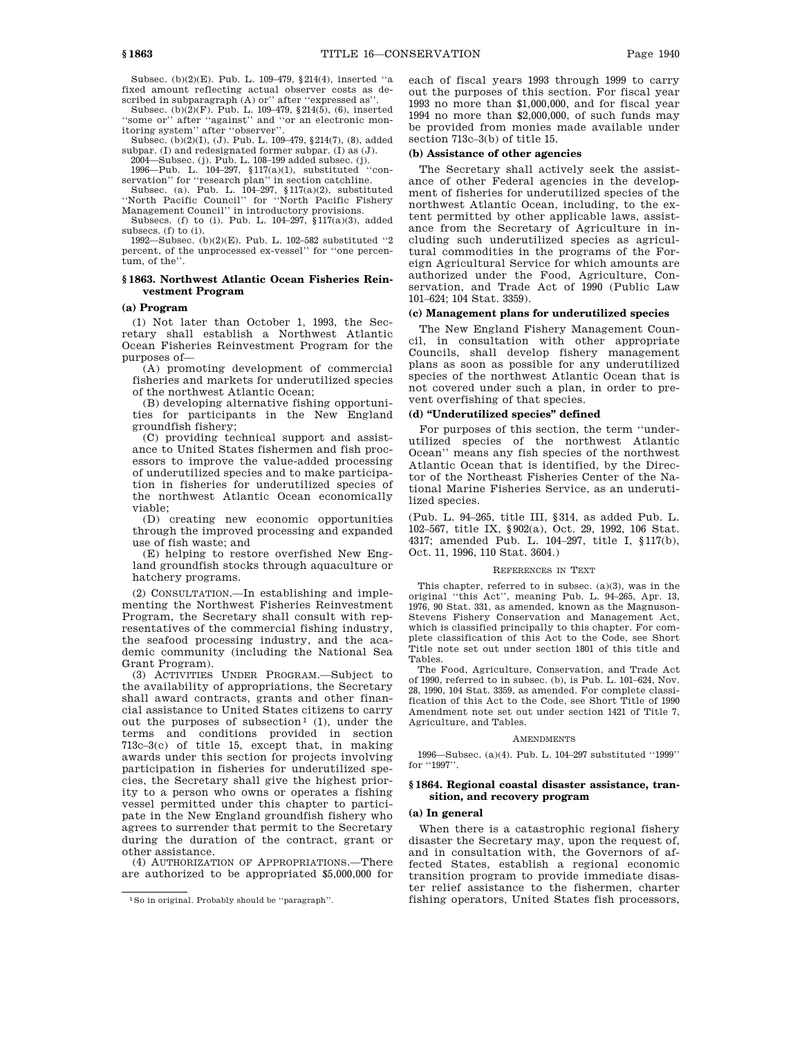Subsec. (b)(2)(E). Pub. L. 109–479, §214(4), inserted ''a fixed amount reflecting actual observer costs as described in subparagraph (A) or'' after ''expressed as''.

Subsec. (b)(2)(F). Pub. L. 109–479, §214(5), (6), inserted ''some or'' after ''against'' and ''or an electronic monitoring system'' after ''observer''.

Subsec. (b)(2)(I), (J). Pub. L. 109–479, §214(7), (8), added subpar. (I) and redesignated former subpar. (I) as (J).

2004—Subsec. (j). Pub. L. 108–199 added subsec. (j).

1996—Pub. L. 104–297, §117(a)(1), substituted ''conservation'' for ''research plan'' in section catchline.

Subsec. (a). Pub. L. 104–297, §117(a)(2), substituted ''North Pacific Council'' for ''North Pacific Fishery Management Council'' in introductory provisions.

Subsecs. (f) to (i). Pub. L. 104–297, §117(a)(3), added subsecs. (f) to (i).

1992—Subsec. (b)(2)(E). Pub. L. 102–582 substituted ''2 percent, of the unprocessed ex-vessel'' for ''one percentum, of the''.

## § 1863. Northwest Atlantic Ocean Fisheries Reinvestment Program

### (a) Program

(1) Not later than October 1, 1993, the Secretary shall establish a Northwest Atlantic Ocean Fisheries Reinvestment Program for the purposes of—

(A) promoting development of commercial fisheries and markets for underutilized species of the northwest Atlantic Ocean;

(B) developing alternative fishing opportunities for participants in the New England groundfish fishery;

(C) providing technical support and assistance to United States fishermen and fish processors to improve the value-added processing of underutilized species and to make participation in fisheries for underutilized species of the northwest Atlantic Ocean economically viable;

(D) creating new economic opportunities through the improved processing and expanded use of fish waste; and

(E) helping to restore overfished New England groundfish stocks through aquaculture or hatchery programs.

(2) CONSULTATION.—In establishing and implementing the Northwest Fisheries Reinvestment Program, the Secretary shall consult with representatives of the commercial fishing industry, the seafood processing industry, and the academic community (including the National Sea Grant Program).

(3) ACTIVITIES UNDER PROGRAM.—Subject to the availability of appropriations, the Secretary shall award contracts, grants and other financial assistance to United States citizens to carry out the purposes of subsection[1] (1), under the terms and conditions provided in section 713c–3(c) of title 15, except that, in making awards under this section for projects involving participation in fisheries for underutilized species, the Secretary shall give the highest priority to a person who owns or operates a fishing vessel permitted under this chapter to participate in the New England groundfish fishery who agrees to surrender that permit to the Secretary during the duration of the contract, grant or other assistance.

(4) AUTHORIZATION OF APPROPRIATIONS.—There are authorized to be appropriated $5,000,000 for each of fiscal years 1993 through 1999 to carry out the purposes of this section. For fiscal year 1993 no more than $1,000,000, and for fiscal year 1994 no more than $2,000,000, of such funds may be provided from monies made available under section 713c–3(b) of title 15.

### (b) Assistance of other agencies

The Secretary shall actively seek the assistance of other Federal agencies in the development of fisheries for underutilized species of the northwest Atlantic Ocean, including, to the extent permitted by other applicable laws, assistance from the Secretary of Agriculture in including such underutilized species as agricultural commodities in the programs of the Foreign Agricultural Service for which amounts are authorized under the Food, Agriculture, Conservation, and Trade Act of 1990 (Public Law 101–624; 104 Stat. 3359).

### (c) Management plans for underutilized species

The New England Fishery Management Council, in consultation with other appropriate Councils, shall develop fishery management plans as soon as possible for any underutilized species of the northwest Atlantic Ocean that is not covered under such a plan, in order to prevent overfishing of that species.

### (d) "Underutilized species" defined

For purposes of this section, the term ''underutilized species of the northwest Atlantic Ocean'' means any fish species of the northwest Atlantic Ocean that is identified, by the Director of the Northeast Fisheries Center of the National Marine Fisheries Service, as an underutilized species.

(Pub. L. 94–265, title III, §314, as added Pub. L. 102–567, title IX, §902(a), Oct. 29, 1992, 106 Stat. 4317; amended Pub. L. 104–297, title I, §117(b), Oct. 11, 1996, 110 Stat. 3604.)

REFERENCES IN TEXT

This chapter, referred to in subsec. (a)(3), was in the original ''this Act'', meaning Pub. L. 94–265, Apr. 13, 1976, 90 Stat. 331, as amended, known as the Magnuson-Stevens Fishery Conservation and Management Act, which is classified principally to this chapter. For complete classification of this Act to the Code, see Short Title note set out under section 1801 of this title and Tables.

The Food, Agriculture, Conservation, and Trade Act of 1990, referred to in subsec. (b), is Pub. L. 101–624, Nov. 28, 1990, 104 Stat. 3359, as amended. For complete classification of this Act to the Code, see Short Title of 1990 Amendment note set out under section 1421 of Title 7, Agriculture, and Tables.

AMENDMENTS

1996—Subsec. (a)(4). Pub. L. 104–297 substituted ''1999'' for ''1997''.

## § 1864. Regional coastal disaster assistance, transition, and recovery program

### (a) In general

When there is a catastrophic regional fishery disaster the Secretary may, upon the request of, and in consultation with, the Governors of affected States, establish a regional economic transition program to provide immediate disaster relief assistance to the fishermen, charter fishing operators, United States fish processors,

[1] So in original. Probably should be ''paragraph''.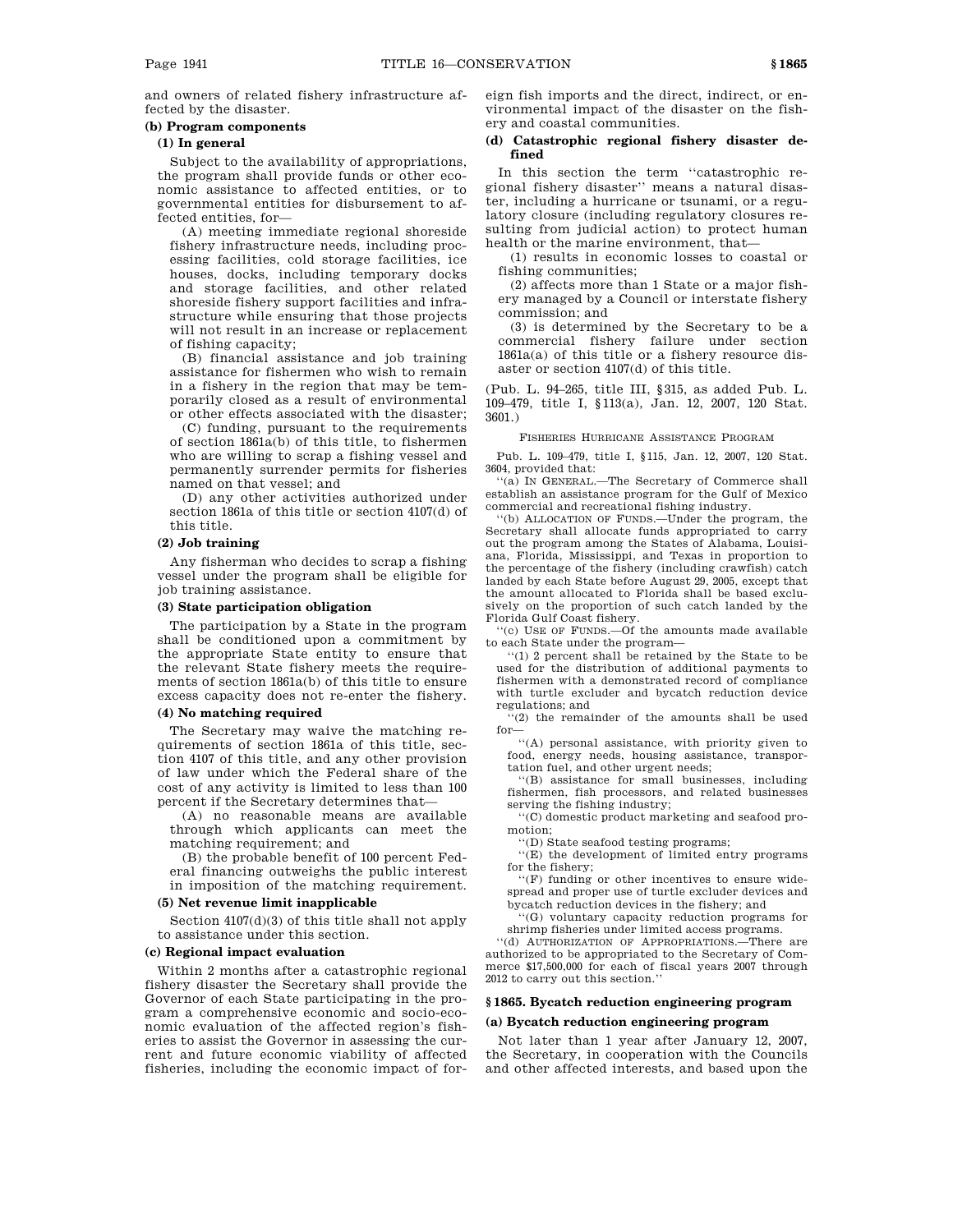and owners of related fishery infrastructure affected by the disaster.

**(b) Program components**

**(1) In general**

Subject to the availability of appropriations, the program shall provide funds or other economic assistance to affected entities, or to governmental entities for disbursement to affected entities, for—

(A) meeting immediate regional shoreside fishery infrastructure needs, including processing facilities, cold storage facilities, ice houses, docks, including temporary docks and storage facilities, and other related shoreside fishery support facilities and infrastructure while ensuring that those projects will not result in an increase or replacement of fishing capacity;

(B) financial assistance and job training assistance for fishermen who wish to remain in a fishery in the region that may be temporarily closed as a result of environmental or other effects associated with the disaster;

(C) funding, pursuant to the requirements of section 1861a(b) of this title, to fishermen who are willing to scrap a fishing vessel and permanently surrender permits for fisheries named on that vessel; and

(D) any other activities authorized under section 1861a of this title or section 4107(d) of this title.

**(2) Job training**

Any fisherman who decides to scrap a fishing vessel under the program shall be eligible for job training assistance.

**(3) State participation obligation**

The participation by a State in the program shall be conditioned upon a commitment by the appropriate State entity to ensure that the relevant State fishery meets the requirements of section 1861a(b) of this title to ensure excess capacity does not re-enter the fishery.

**(4) No matching required**

The Secretary may waive the matching requirements of section 1861a of this title, section 4107 of this title, and any other provision of law under which the Federal share of the cost of any activity is limited to less than 100 percent if the Secretary determines that—

(A) no reasonable means are available through which applicants can meet the matching requirement; and

(B) the probable benefit of 100 percent Federal financing outweighs the public interest in imposition of the matching requirement.

**(5) Net revenue limit inapplicable**

Section 4107(d)(3) of this title shall not apply to assistance under this section.

**(c) Regional impact evaluation**

Within 2 months after a catastrophic regional fishery disaster the Secretary shall provide the Governor of each State participating in the program a comprehensive economic and socio-economic evaluation of the affected region's fisheries to assist the Governor in assessing the current and future economic viability of affected fisheries, including the economic impact of foreign fish imports and the direct, indirect, or environmental impact of the disaster on the fishery and coastal communities.

**(d) Catastrophic regional fishery disaster defined**

In this section the term "catastrophic regional fishery disaster" means a natural disaster, including a hurricane or tsunami, or a regulatory closure (including regulatory closures resulting from judicial action) to protect human health or the marine environment, that—

(1) results in economic losses to coastal or fishing communities;

(2) affects more than 1 State or a major fishery managed by a Council or interstate fishery commission; and

(3) is determined by the Secretary to be a commercial fishery failure under section 1861a(a) of this title or a fishery resource disaster or section 4107(d) of this title.

(Pub. L. 94–265, title III, §315, as added Pub. L. 109–479, title I, §113(a), Jan. 12, 2007, 120 Stat. 3601.)

FISHERIES HURRICANE ASSISTANCE PROGRAM

Pub. L. 109–479, title I, §115, Jan. 12, 2007, 120 Stat. 3604, provided that:

"(a) IN GENERAL.—The Secretary of Commerce shall establish an assistance program for the Gulf of Mexico commercial and recreational fishing industry.

"(b) ALLOCATION OF FUNDS.—Under the program, the Secretary shall allocate funds appropriated to carry out the program among the States of Alabama, Louisiana, Florida, Mississippi, and Texas in proportion to the percentage of the fishery (including crawfish) catch landed by each State before August 29, 2005, except that the amount allocated to Florida shall be based exclusively on the proportion of such catch landed by the Florida Gulf Coast fishery.

"(c) USE OF FUNDS.—Of the amounts made available to each State under the program—

"(1) 2 percent shall be retained by the State to be used for the distribution of additional payments to fishermen with a demonstrated record of compliance with turtle excluder and bycatch reduction device regulations; and

"(2) the remainder of the amounts shall be used for—

"(A) personal assistance, with priority given to food, energy needs, housing assistance, transportation fuel, and other urgent needs;

"(B) assistance for small businesses, including fishermen, fish processors, and related businesses serving the fishing industry;

"(C) domestic product marketing and seafood promotion;

"(D) State seafood testing programs;

"(E) the development of limited entry programs for the fishery;

"(F) funding or other incentives to ensure widespread and proper use of turtle excluder devices and bycatch reduction devices in the fishery; and

"(G) voluntary capacity reduction programs for shrimp fisheries under limited access programs.

"(d) AUTHORIZATION OF APPROPRIATIONS.—There are authorized to be appropriated to the Secretary of Commerce $17,500,000 for each of fiscal years 2007 through 2012 to carry out this section."

### §1865. Bycatch reduction engineering program

**(a) Bycatch reduction engineering program**

Not later than 1 year after January 12, 2007, the Secretary, in cooperation with the Councils and other affected interests, and based upon the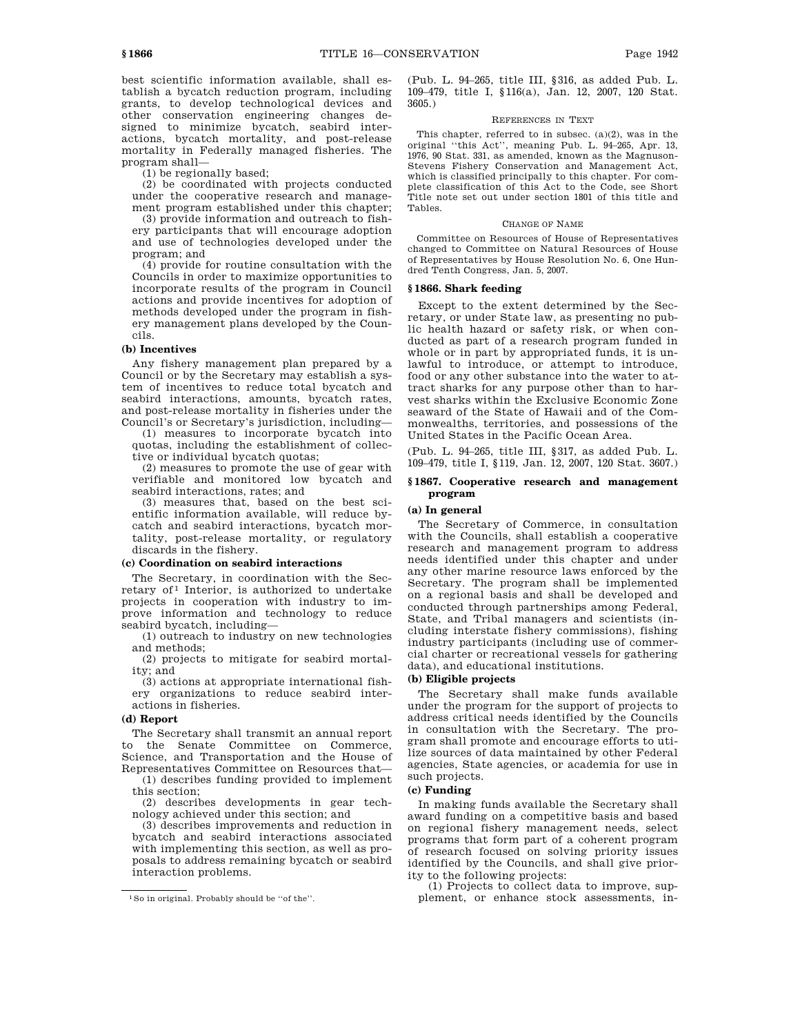best scientific information available, shall establish a bycatch reduction program, including grants, to develop technological devices and other conservation engineering changes designed to minimize bycatch, seabird interactions, bycatch mortality, and post-release mortality in Federally managed fisheries. The program shall—

(1) be regionally based;

(2) be coordinated with projects conducted under the cooperative research and management program established under this chapter;

(3) provide information and outreach to fishery participants that will encourage adoption and use of technologies developed under the program; and

(4) provide for routine consultation with the Councils in order to maximize opportunities to incorporate results of the program in Council actions and provide incentives for adoption of methods developed under the program in fishery management plans developed by the Councils.

#### (b) Incentives

Any fishery management plan prepared by a Council or by the Secretary may establish a system of incentives to reduce total bycatch and seabird interactions, amounts, bycatch rates, and post-release mortality in fisheries under the Council's or Secretary's jurisdiction, including—

(1) measures to incorporate bycatch into quotas, including the establishment of collective or individual bycatch quotas;

(2) measures to promote the use of gear with verifiable and monitored low bycatch and seabird interactions, rates; and

(3) measures that, based on the best scientific information available, will reduce bycatch and seabird interactions, bycatch mortality, post-release mortality, or regulatory discards in the fishery.

#### (c) Coordination on seabird interactions

The Secretary, in coordination with the Secretary of[1] Interior, is authorized to undertake projects in cooperation with industry to improve information and technology to reduce seabird bycatch, including—

(1) outreach to industry on new technologies and methods;

(2) projects to mitigate for seabird mortality; and

(3) actions at appropriate international fishery organizations to reduce seabird interactions in fisheries.

#### (d) Report

The Secretary shall transmit an annual report to the Senate Committee on Commerce, Science, and Transportation and the House of Representatives Committee on Resources that—

(1) describes funding provided to implement this section;

(2) describes developments in gear technology achieved under this section; and

(3) describes improvements and reduction in bycatch and seabird interactions associated with implementing this section, as well as proposals to address remaining bycatch or seabird interaction problems.

[1] So in original. Probably should be "of the".

(Pub. L. 94–265, title III, §316, as added Pub. L. 109–479, title I, §116(a), Jan. 12, 2007, 120 Stat. 3605.)

REFERENCES IN TEXT

This chapter, referred to in subsec. (a)(2), was in the original "this Act", meaning Pub. L. 94–265, Apr. 13, 1976, 90 Stat. 331, as amended, known as the Magnuson-Stevens Fishery Conservation and Management Act, which is classified principally to this chapter. For complete classification of this Act to the Code, see Short Title note set out under section 1801 of this title and Tables.

CHANGE OF NAME

Committee on Resources of House of Representatives changed to Committee on Natural Resources of House of Representatives by House Resolution No. 6, One Hundred Tenth Congress, Jan. 5, 2007.

### § 1866. Shark feeding

Except to the extent determined by the Secretary, or under State law, as presenting no public health hazard or safety risk, or when conducted as part of a research program funded in whole or in part by appropriated funds, it is unlawful to introduce, or attempt to introduce, food or any other substance into the water to attract sharks for any purpose other than to harvest sharks within the Exclusive Economic Zone seaward of the State of Hawaii and of the Commonwealths, territories, and possessions of the United States in the Pacific Ocean Area.

(Pub. L. 94–265, title III, §317, as added Pub. L. 109–479, title I, §119, Jan. 12, 2007, 120 Stat. 3607.)

### § 1867. Cooperative research and management program

#### (a) In general

The Secretary of Commerce, in consultation with the Councils, shall establish a cooperative research and management program to address needs identified under this chapter and under any other marine resource laws enforced by the Secretary. The program shall be implemented on a regional basis and shall be developed and conducted through partnerships among Federal, State, and Tribal managers and scientists (including interstate fishery commissions), fishing industry participants (including use of commercial charter or recreational vessels for gathering data), and educational institutions.

#### (b) Eligible projects

The Secretary shall make funds available under the program for the support of projects to address critical needs identified by the Councils in consultation with the Secretary. The program shall promote and encourage efforts to utilize sources of data maintained by other Federal agencies, State agencies, or academia for use in such projects.

#### (c) Funding

In making funds available the Secretary shall award funding on a competitive basis and based on regional fishery management needs, select programs that form part of a coherent program of research focused on solving priority issues identified by the Councils, and shall give priority to the following projects:

(1) Projects to collect data to improve, supplement, or enhance stock assessments, in-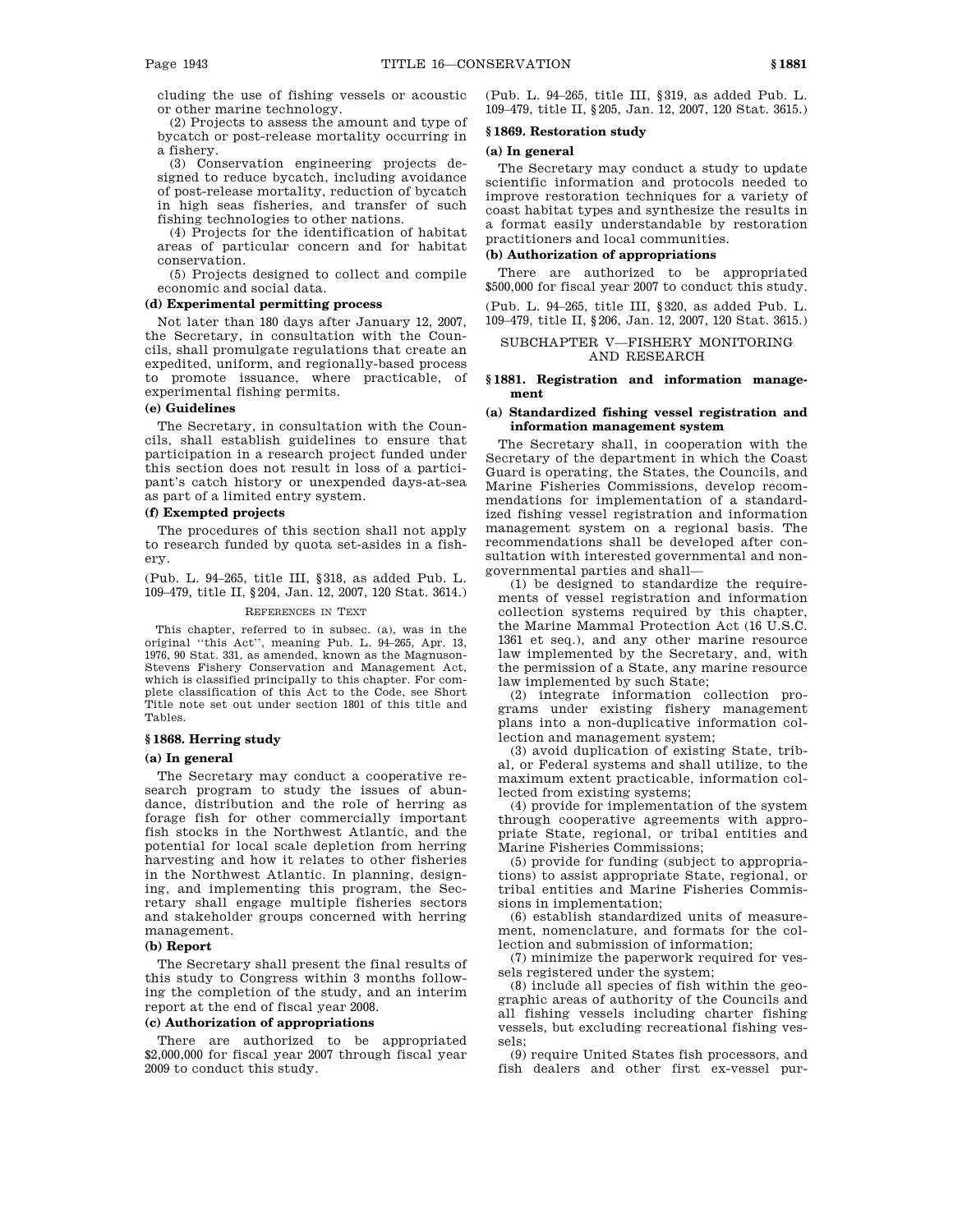cluding the use of fishing vessels or acoustic or other marine technology.

(2) Projects to assess the amount and type of bycatch or post-release mortality occurring in a fishery.

(3) Conservation engineering projects designed to reduce bycatch, including avoidance of post-release mortality, reduction of bycatch in high seas fisheries, and transfer of such fishing technologies to other nations.

(4) Projects for the identification of habitat areas of particular concern and for habitat conservation.

(5) Projects designed to collect and compile economic and social data.

### (d) Experimental permitting process

Not later than 180 days after January 12, 2007, the Secretary, in consultation with the Councils, shall promulgate regulations that create an expedited, uniform, and regionally-based process to promote issuance, where practicable, of experimental fishing permits.

### (e) Guidelines

The Secretary, in consultation with the Councils, shall establish guidelines to ensure that participation in a research project funded under this section does not result in loss of a participant's catch history or unexpended days-at-sea as part of a limited entry system.

### (f) Exempted projects

The procedures of this section shall not apply to research funded by quota set-asides in a fishery.

(Pub. L. 94–265, title III, §318, as added Pub. L. 109–479, title II, §204, Jan. 12, 2007, 120 Stat. 3614.)

REFERENCES IN TEXT

This chapter, referred to in subsec. (a), was in the original "this Act", meaning Pub. L. 94–265, Apr. 13, 1976, 90 Stat. 331, as amended, known as the Magnuson-Stevens Fishery Conservation and Management Act, which is classified principally to this chapter. For complete classification of this Act to the Code, see Short Title note set out under section 1801 of this title and Tables.

## §1868. Herring study

### (a) In general

The Secretary may conduct a cooperative research program to study the issues of abundance, distribution and the role of herring as forage fish for other commercially important fish stocks in the Northwest Atlantic, and the potential for local scale depletion from herring harvesting and how it relates to other fisheries in the Northwest Atlantic. In planning, designing, and implementing this program, the Secretary shall engage multiple fisheries sectors and stakeholder groups concerned with herring management.

### (b) Report

The Secretary shall present the final results of this study to Congress within 3 months following the completion of the study, and an interim report at the end of fiscal year 2008.

### (c) Authorization of appropriations

There are authorized to be appropriated $2,000,000 for fiscal year 2007 through fiscal year 2009 to conduct this study.

(Pub. L. 94–265, title III, §319, as added Pub. L. 109–479, title II, §205, Jan. 12, 2007, 120 Stat. 3615.)

## §1869. Restoration study

### (a) In general

The Secretary may conduct a study to update scientific information and protocols needed to improve restoration techniques for a variety of coast habitat types and synthesize the results in a format easily understandable by restoration practitioners and local communities.

### (b) Authorization of appropriations

There are authorized to be appropriated $500,000 for fiscal year 2007 to conduct this study.

(Pub. L. 94–265, title III, §320, as added Pub. L. 109–479, title II, §206, Jan. 12, 2007, 120 Stat. 3615.)

# SUBCHAPTER V—FISHERY MONITORING AND RESEARCH

## §1881. Registration and information management

### (a) Standardized fishing vessel registration and information management system

The Secretary shall, in cooperation with the Secretary of the department in which the Coast Guard is operating, the States, the Councils, and Marine Fisheries Commissions, develop recommendations for implementation of a standardized fishing vessel registration and information management system on a regional basis. The recommendations shall be developed after consultation with interested governmental and nongovernmental parties and shall—

(1) be designed to standardize the requirements of vessel registration and information collection systems required by this chapter, the Marine Mammal Protection Act (16 U.S.C. 1361 et seq.), and any other marine resource law implemented by the Secretary, and, with the permission of a State, any marine resource law implemented by such State;

(2) integrate information collection programs under existing fishery management plans into a non-duplicative information collection and management system;

(3) avoid duplication of existing State, tribal, or Federal systems and shall utilize, to the maximum extent practicable, information collected from existing systems;

(4) provide for implementation of the system through cooperative agreements with appropriate State, regional, or tribal entities and Marine Fisheries Commissions;

(5) provide for funding (subject to appropriations) to assist appropriate State, regional, or tribal entities and Marine Fisheries Commissions in implementation;

(6) establish standardized units of measurement, nomenclature, and formats for the collection and submission of information;

(7) minimize the paperwork required for vessels registered under the system;

(8) include all species of fish within the geographic areas of authority of the Councils and all fishing vessels including charter fishing vessels, but excluding recreational fishing vessels;

(9) require United States fish processors, and fish dealers and other first ex-vessel pur-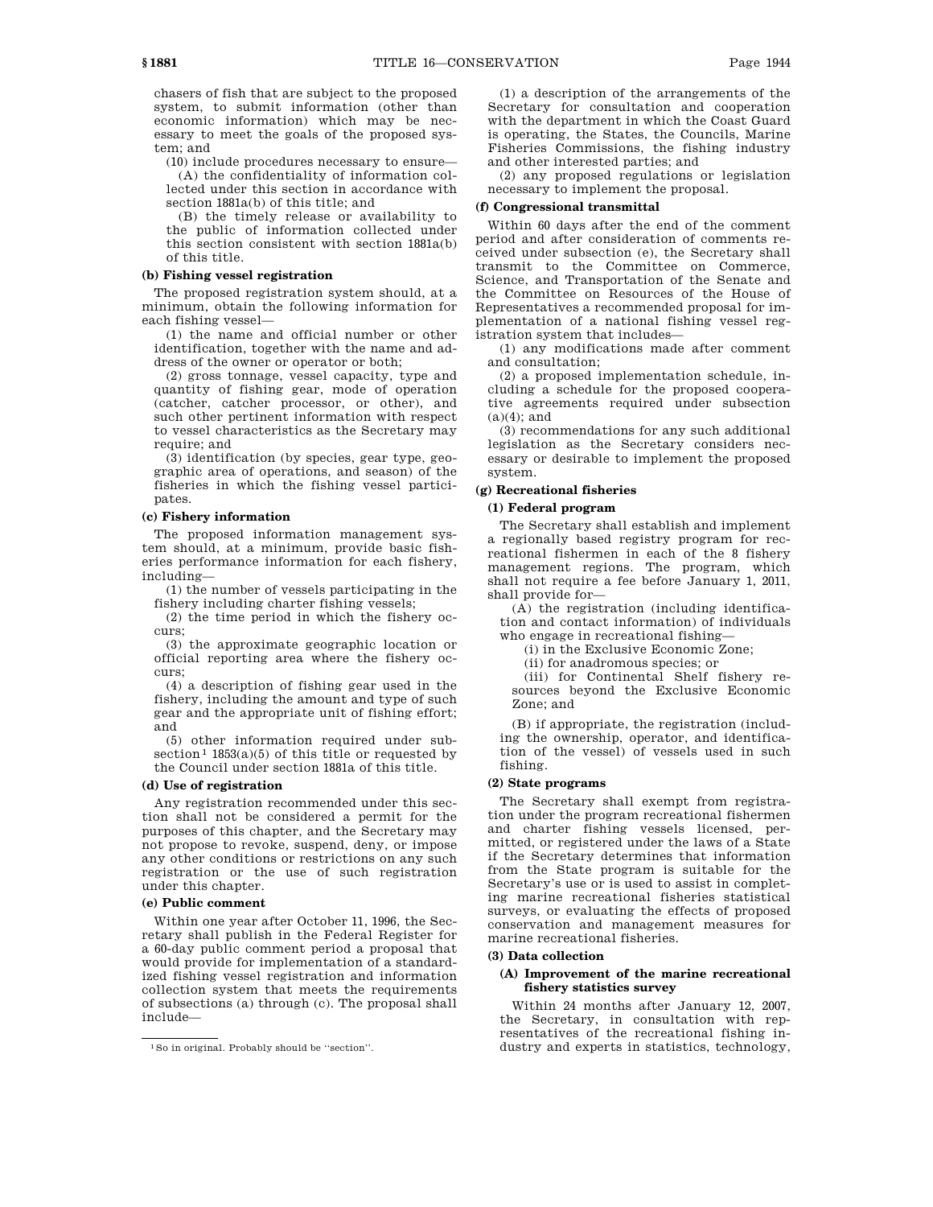chasers of fish that are subject to the proposed system, to submit information (other than economic information) which may be necessary to meet the goals of the proposed system; and

(10) include procedures necessary to ensure—

(A) the confidentiality of information collected under this section in accordance with section 1881a(b) of this title; and

(B) the timely release or availability to the public of information collected under this section consistent with section 1881a(b) of this title.

**(b) Fishing vessel registration**

The proposed registration system should, at a minimum, obtain the following information for each fishing vessel—

(1) the name and official number or other identification, together with the name and address of the owner or operator or both;

(2) gross tonnage, vessel capacity, type and quantity of fishing gear, mode of operation (catcher, catcher processor, or other), and such other pertinent information with respect to vessel characteristics as the Secretary may require; and

(3) identification (by species, gear type, geographic area of operations, and season) of the fisheries in which the fishing vessel participates.

**(c) Fishery information**

The proposed information management system should, at a minimum, provide basic fisheries performance information for each fishery, including—

(1) the number of vessels participating in the fishery including charter fishing vessels;

(2) the time period in which the fishery occurs;

(3) the approximate geographic location or official reporting area where the fishery occurs;

(4) a description of fishing gear used in the fishery, including the amount and type of such gear and the appropriate unit of fishing effort; and

(5) other information required under subsection[1] 1853(a)(5) of this title or requested by the Council under section 1881a of this title.

**(d) Use of registration**

Any registration recommended under this section shall not be considered a permit for the purposes of this chapter, and the Secretary may not propose to revoke, suspend, deny, or impose any other conditions or restrictions on any such registration or the use of such registration under this chapter.

**(e) Public comment**

Within one year after October 11, 1996, the Secretary shall publish in the Federal Register for a 60-day public comment period a proposal that would provide for implementation of a standardized fishing vessel registration and information collection system that meets the requirements of subsections (a) through (c). The proposal shall include—

(1) a description of the arrangements of the Secretary for consultation and cooperation with the department in which the Coast Guard is operating, the States, the Councils, Marine Fisheries Commissions, the fishing industry and other interested parties; and

(2) any proposed regulations or legislation necessary to implement the proposal.

**(f) Congressional transmittal**

Within 60 days after the end of the comment period and after consideration of comments received under subsection (e), the Secretary shall transmit to the Committee on Commerce, Science, and Transportation of the Senate and the Committee on Resources of the House of Representatives a recommended proposal for implementation of a national fishing vessel registration system that includes—

(1) any modifications made after comment and consultation;

(2) a proposed implementation schedule, including a schedule for the proposed cooperative agreements required under subsection (a)(4); and

(3) recommendations for any such additional legislation as the Secretary considers necessary or desirable to implement the proposed system.

**(g) Recreational fisheries**

**(1) Federal program**

The Secretary shall establish and implement a regionally based registry program for recreational fishermen in each of the 8 fishery management regions. The program, which shall not require a fee before January 1, 2011, shall provide for—

(A) the registration (including identification and contact information) of individuals who engage in recreational fishing—

(i) in the Exclusive Economic Zone;

(ii) for anadromous species; or

(iii) for Continental Shelf fishery resources beyond the Exclusive Economic Zone; and

(B) if appropriate, the registration (including the ownership, operator, and identification of the vessel) of vessels used in such fishing.

**(2) State programs**

The Secretary shall exempt from registration under the program recreational fishermen and charter fishing vessels licensed, permitted, or registered under the laws of a State if the Secretary determines that information from the State program is suitable for the Secretary's use or is used to assist in completing marine recreational fisheries statistical surveys, or evaluating the effects of proposed conservation and management measures for marine recreational fisheries.

**(3) Data collection**

**(A) Improvement of the marine recreational fishery statistics survey**

Within 24 months after January 12, 2007, the Secretary, in consultation with representatives of the recreational fishing industry and experts in statistics, technology,

[1] So in original. Probably should be "section".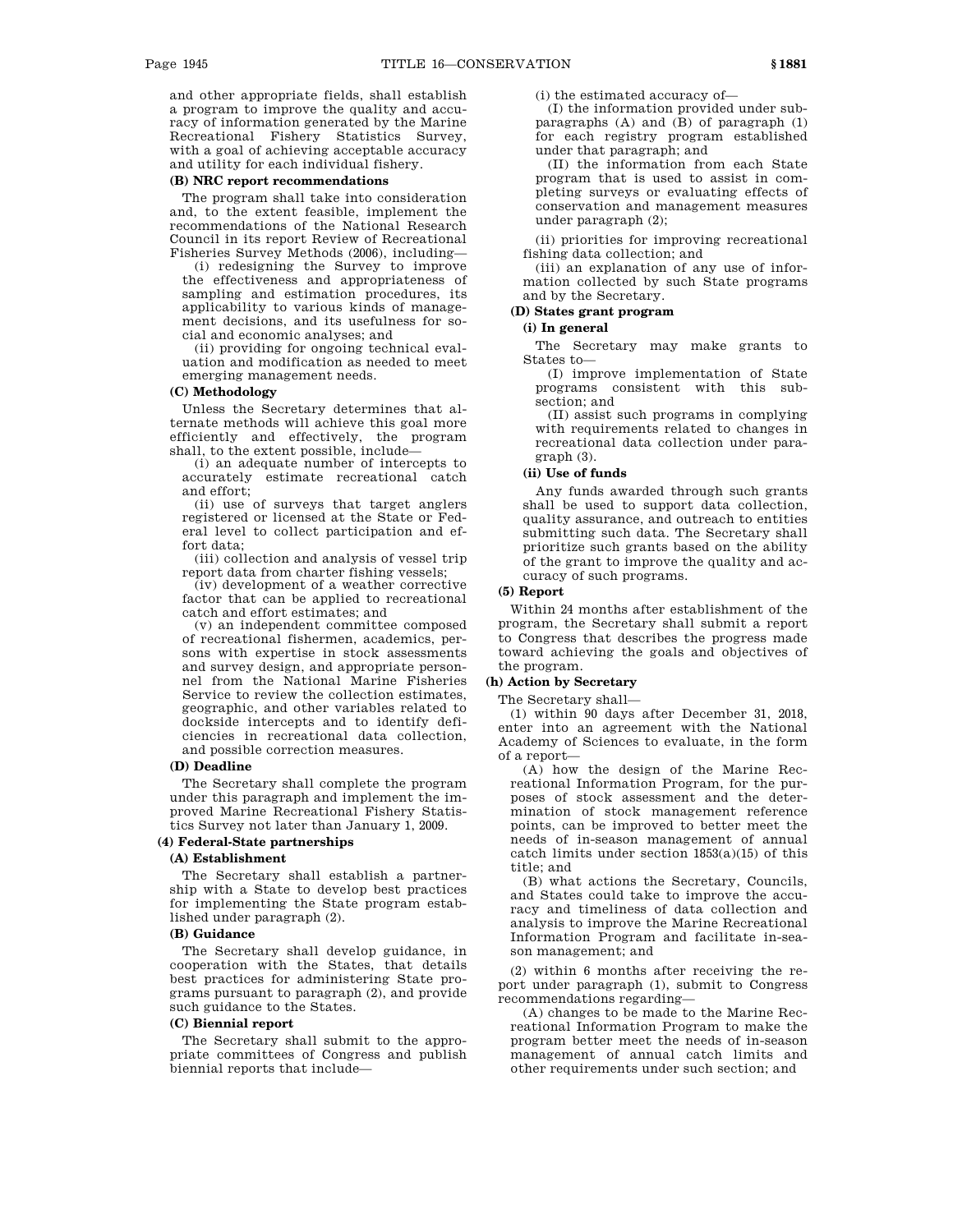and other appropriate fields, shall establish a program to improve the quality and accuracy of information generated by the Marine Recreational Fishery Statistics Survey, with a goal of achieving acceptable accuracy and utility for each individual fishery.

**(B) NRC report recommendations**

The program shall take into consideration and, to the extent feasible, implement the recommendations of the National Research Council in its report Review of Recreational Fisheries Survey Methods (2006), including—

(i) redesigning the Survey to improve the effectiveness and appropriateness of sampling and estimation procedures, its applicability to various kinds of management decisions, and its usefulness for social and economic analyses; and

(ii) providing for ongoing technical evaluation and modification as needed to meet emerging management needs.

**(C) Methodology**

Unless the Secretary determines that alternate methods will achieve this goal more efficiently and effectively, the program shall, to the extent possible, include—

(i) an adequate number of intercepts to accurately estimate recreational catch and effort;

(ii) use of surveys that target anglers registered or licensed at the State or Federal level to collect participation and effort data;

(iii) collection and analysis of vessel trip report data from charter fishing vessels;

(iv) development of a weather corrective factor that can be applied to recreational catch and effort estimates; and

(v) an independent committee composed of recreational fishermen, academics, persons with expertise in stock assessments and survey design, and appropriate personnel from the National Marine Fisheries Service to review the collection estimates, geographic, and other variables related to dockside intercepts and to identify deficiencies in recreational data collection, and possible correction measures.

**(D) Deadline**

The Secretary shall complete the program under this paragraph and implement the improved Marine Recreational Fishery Statistics Survey not later than January 1, 2009.

**(4) Federal-State partnerships**

**(A) Establishment**

The Secretary shall establish a partnership with a State to develop best practices for implementing the State program established under paragraph (2).

**(B) Guidance**

The Secretary shall develop guidance, in cooperation with the States, that details best practices for administering State programs pursuant to paragraph (2), and provide such guidance to the States.

**(C) Biennial report**

The Secretary shall submit to the appropriate committees of Congress and publish biennial reports that include—

(i) the estimated accuracy of—

(I) the information provided under subparagraphs (A) and (B) of paragraph (1) for each registry program established under that paragraph; and

(II) the information from each State program that is used to assist in completing surveys or evaluating effects of conservation and management measures under paragraph (2);

(ii) priorities for improving recreational fishing data collection; and

(iii) an explanation of any use of information collected by such State programs and by the Secretary.

**(D) States grant program**

**(i) In general**

The Secretary may make grants to States to—

(I) improve implementation of State programs consistent with this subsection; and

(II) assist such programs in complying with requirements related to changes in recreational data collection under paragraph (3).

**(ii) Use of funds**

Any funds awarded through such grants shall be used to support data collection, quality assurance, and outreach to entities submitting such data. The Secretary shall prioritize such grants based on the ability of the grant to improve the quality and accuracy of such programs.

**(5) Report**

Within 24 months after establishment of the program, the Secretary shall submit a report to Congress that describes the progress made toward achieving the goals and objectives of the program.

**(h) Action by Secretary**

The Secretary shall—

(1) within 90 days after December 31, 2018, enter into an agreement with the National Academy of Sciences to evaluate, in the form of a report—

(A) how the design of the Marine Recreational Information Program, for the purposes of stock assessment and the determination of stock management reference points, can be improved to better meet the needs of in-season management of annual catch limits under section 1853(a)(15) of this title; and

(B) what actions the Secretary, Councils, and States could take to improve the accuracy and timeliness of data collection and analysis to improve the Marine Recreational Information Program and facilitate in-season management; and

(2) within 6 months after receiving the report under paragraph (1), submit to Congress recommendations regarding—

(A) changes to be made to the Marine Recreational Information Program to make the program better meet the needs of in-season management of annual catch limits and other requirements under such section; and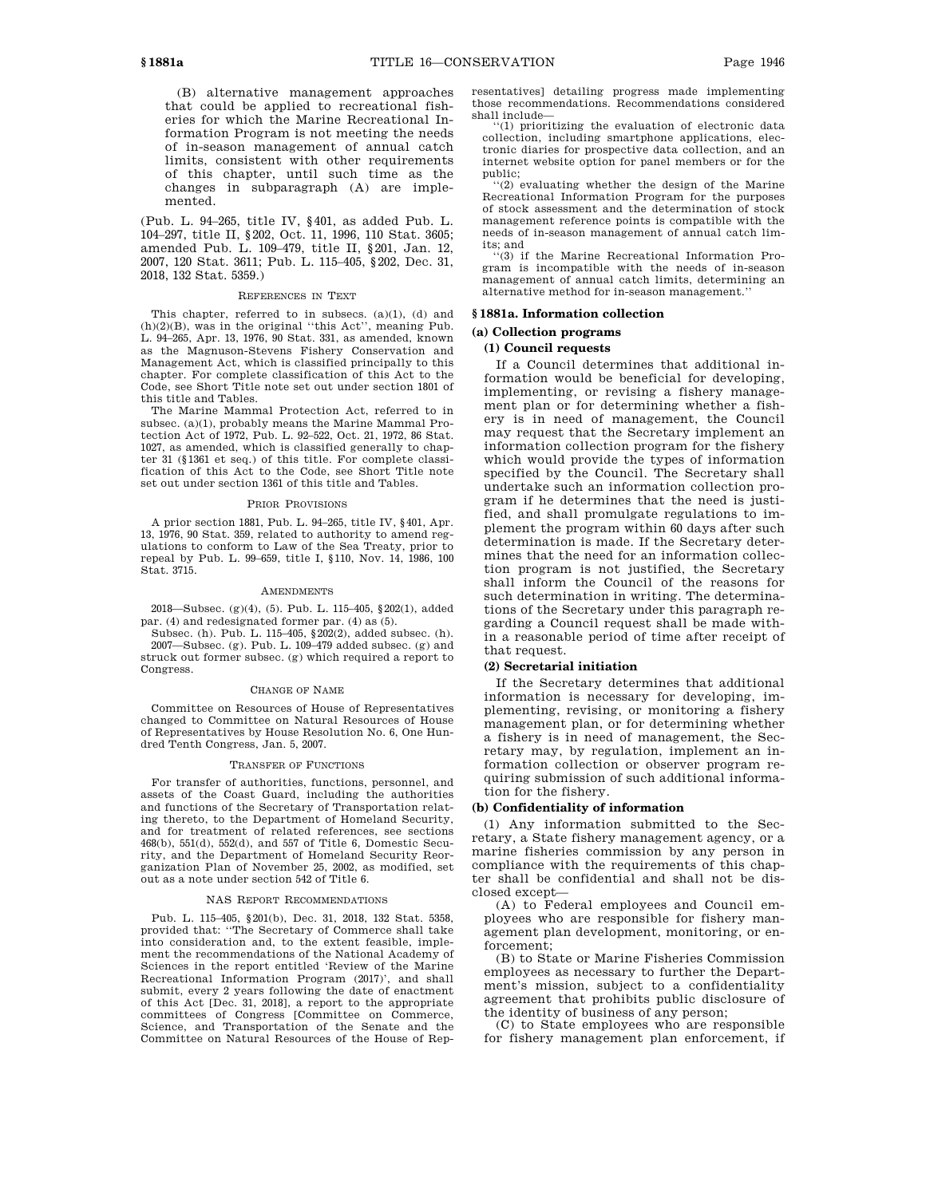(B) alternative management approaches that could be applied to recreational fisheries for which the Marine Recreational Information Program is not meeting the needs of in-season management of annual catch limits, consistent with other requirements of this chapter, until such time as the changes in subparagraph (A) are implemented.

(Pub. L. 94–265, title IV, §401, as added Pub. L. 104–297, title II, §202, Oct. 11, 1996, 110 Stat. 3605; amended Pub. L. 109–479, title II, §201, Jan. 12, 2007, 120 Stat. 3611; Pub. L. 115–405, §202, Dec. 31, 2018, 132 Stat. 5359.)

REFERENCES IN TEXT

This chapter, referred to in subsecs. (a)(1), (d) and (h)(2)(B), was in the original "this Act", meaning Pub. L. 94–265, Apr. 13, 1976, 90 Stat. 331, as amended, known as the Magnuson-Stevens Fishery Conservation and Management Act, which is classified principally to this chapter. For complete classification of this Act to the Code, see Short Title note set out under section 1801 of this title and Tables.

The Marine Mammal Protection Act, referred to in subsec. (a)(1), probably means the Marine Mammal Protection Act of 1972, Pub. L. 92–522, Oct. 21, 1972, 86 Stat. 1027, as amended, which is classified generally to chapter 31 (§1361 et seq.) of this title. For complete classification of this Act to the Code, see Short Title note set out under section 1361 of this title and Tables.

PRIOR PROVISIONS

A prior section 1881, Pub. L. 94–265, title IV, §401, Apr. 13, 1976, 90 Stat. 359, related to authority to amend regulations to conform to Law of the Sea Treaty, prior to repeal by Pub. L. 99–659, title I, §110, Nov. 14, 1986, 100 Stat. 3715.

AMENDMENTS

2018—Subsec. (g)(4), (5). Pub. L. 115–405, §202(1), added par. (4) and redesignated former par. (4) as (5).

Subsec. (h). Pub. L. 115–405, §202(2), added subsec. (h).

2007—Subsec. (g). Pub. L. 109–479 added subsec. (g) and struck out former subsec. (g) which required a report to Congress.

CHANGE OF NAME

Committee on Resources of House of Representatives changed to Committee on Natural Resources of House of Representatives by House Resolution No. 6, One Hundred Tenth Congress, Jan. 5, 2007.

TRANSFER OF FUNCTIONS

For transfer of authorities, functions, personnel, and assets of the Coast Guard, including the authorities and functions of the Secretary of Transportation relating thereto, to the Department of Homeland Security, and for treatment of related references, see sections 468(b), 551(d), 552(d), and 557 of Title 6, Domestic Security, and the Department of Homeland Security Reorganization Plan of November 25, 2002, as modified, set out as a note under section 542 of Title 6.

NAS REPORT RECOMMENDATIONS

Pub. L. 115–405, §201(b), Dec. 31, 2018, 132 Stat. 5358, provided that: "The Secretary of Commerce shall take into consideration and, to the extent feasible, implement the recommendations of the National Academy of Sciences in the report entitled 'Review of the Marine Recreational Information Program (2017)', and shall submit, every 2 years following the date of enactment of this Act [Dec. 31, 2018], a report to the appropriate committees of Congress [Committee on Commerce, Science, and Transportation of the Senate and the Committee on Natural Resources of the House of Representatives] detailing progress made implementing those recommendations. Recommendations considered shall include—

"(1) prioritizing the evaluation of electronic data collection, including smartphone applications, electronic diaries for prospective data collection, and an internet website option for panel members or for the public;

"(2) evaluating whether the design of the Marine Recreational Information Program for the purposes of stock assessment and the determination of stock management reference points is compatible with the needs of in-season management of annual catch limits; and

"(3) if the Marine Recreational Information Program is incompatible with the needs of in-season management of annual catch limits, determining an alternative method for in-season management."

## §1881a. Information collection

### (a) Collection programs

#### (1) Council requests

If a Council determines that additional information would be beneficial for developing, implementing, or revising a fishery management plan or for determining whether a fishery is in need of management, the Council may request that the Secretary implement an information collection program for the fishery which would provide the types of information specified by the Council. The Secretary shall undertake such an information collection program if he determines that the need is justified, and shall promulgate regulations to implement the program within 60 days after such determination is made. If the Secretary determines that the need for an information collection program is not justified, the Secretary shall inform the Council of the reasons for such determination in writing. The determinations of the Secretary under this paragraph regarding a Council request shall be made within a reasonable period of time after receipt of that request.

#### (2) Secretarial initiation

If the Secretary determines that additional information is necessary for developing, implementing, revising, or monitoring a fishery management plan, or for determining whether a fishery is in need of management, the Secretary may, by regulation, implement an information collection or observer program requiring submission of such additional information for the fishery.

### (b) Confidentiality of information

(1) Any information submitted to the Secretary, a State fishery management agency, or a marine fisheries commission by any person in compliance with the requirements of this chapter shall be confidential and shall not be disclosed except—

(A) to Federal employees and Council employees who are responsible for fishery management plan development, monitoring, or enforcement;

(B) to State or Marine Fisheries Commission employees as necessary to further the Department's mission, subject to a confidentiality agreement that prohibits public disclosure of the identity of business of any person;

(C) to State employees who are responsible for fishery management plan enforcement, if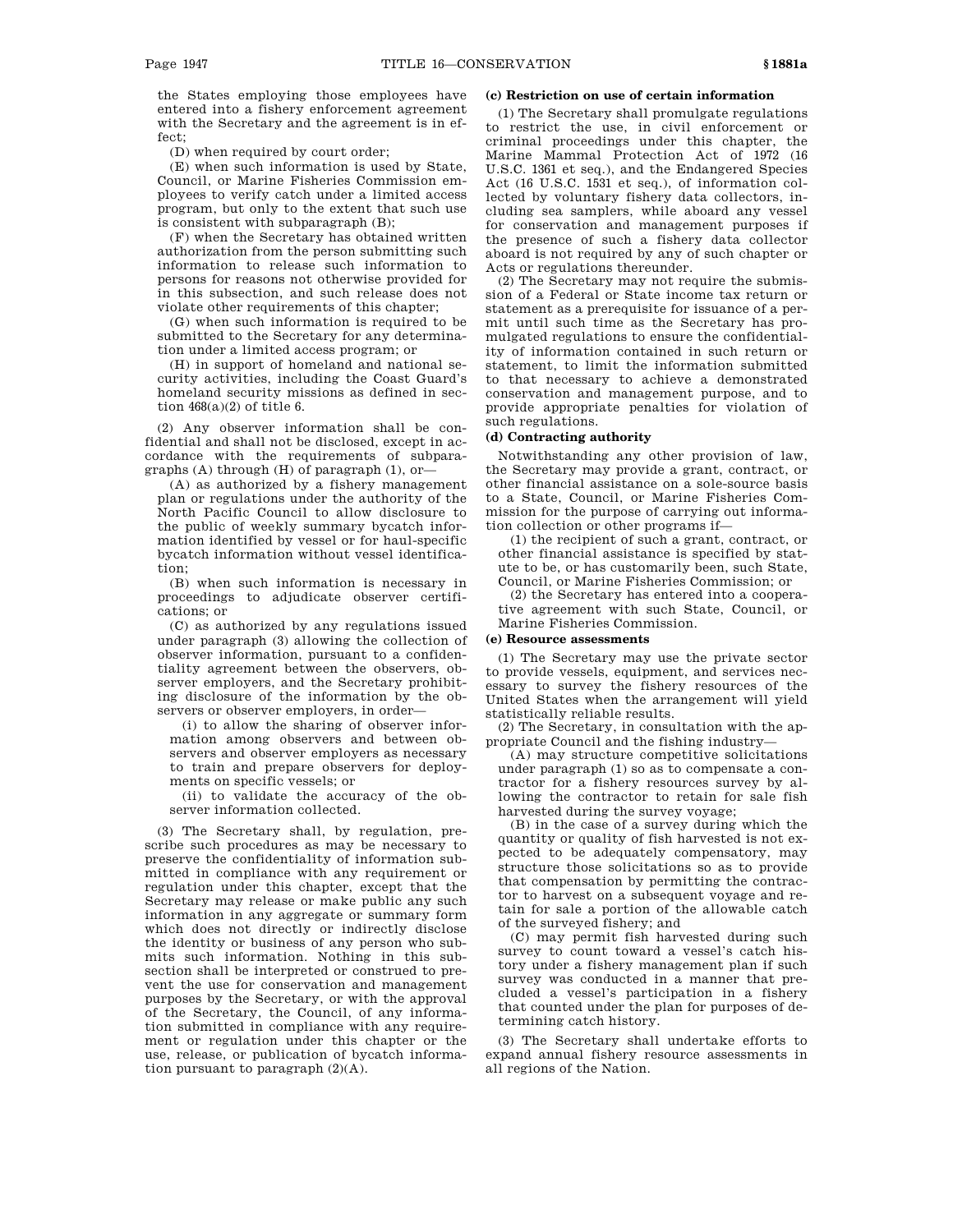the States employing those employees have entered into a fishery enforcement agreement with the Secretary and the agreement is in effect;

(D) when required by court order;

(E) when such information is used by State, Council, or Marine Fisheries Commission employees to verify catch under a limited access program, but only to the extent that such use is consistent with subparagraph (B);

(F) when the Secretary has obtained written authorization from the person submitting such information to release such information to persons for reasons not otherwise provided for in this subsection, and such release does not violate other requirements of this chapter;

(G) when such information is required to be submitted to the Secretary for any determination under a limited access program; or

(H) in support of homeland and national security activities, including the Coast Guard's homeland security missions as defined in section 468(a)(2) of title 6.

(2) Any observer information shall be confidential and shall not be disclosed, except in accordance with the requirements of subparagraphs (A) through (H) of paragraph (1), or—

(A) as authorized by a fishery management plan or regulations under the authority of the North Pacific Council to allow disclosure to the public of weekly summary bycatch information identified by vessel or for haul-specific bycatch information without vessel identification;

(B) when such information is necessary in proceedings to adjudicate observer certifications; or

(C) as authorized by any regulations issued under paragraph (3) allowing the collection of observer information, pursuant to a confidentiality agreement between the observers, observer employers, and the Secretary prohibiting disclosure of the information by the observers or observer employers, in order—

(i) to allow the sharing of observer information among observers and between observers and observer employers as necessary to train and prepare observers for deployments on specific vessels; or

(ii) to validate the accuracy of the observer information collected.

(3) The Secretary shall, by regulation, prescribe such procedures as may be necessary to preserve the confidentiality of information submitted in compliance with any requirement or regulation under this chapter, except that the Secretary may release or make public any such information in any aggregate or summary form which does not directly or indirectly disclose the identity or business of any person who submits such information. Nothing in this subsection shall be interpreted or construed to prevent the use for conservation and management purposes by the Secretary, or with the approval of the Secretary, the Council, of any information submitted in compliance with any requirement or regulation under this chapter or the use, release, or publication of bycatch information pursuant to paragraph (2)(A).

**(c) Restriction on use of certain information**

(1) The Secretary shall promulgate regulations to restrict the use, in civil enforcement or criminal proceedings under this chapter, the Marine Mammal Protection Act of 1972 (16 U.S.C. 1361 et seq.), and the Endangered Species Act (16 U.S.C. 1531 et seq.), of information collected by voluntary fishery data collectors, including sea samplers, while aboard any vessel for conservation and management purposes if the presence of such a fishery data collector aboard is not required by any of such chapter or Acts or regulations thereunder.

(2) The Secretary may not require the submission of a Federal or State income tax return or statement as a prerequisite for issuance of a permit until such time as the Secretary has promulgated regulations to ensure the confidentiality of information contained in such return or statement, to limit the information submitted to that necessary to achieve a demonstrated conservation and management purpose, and to provide appropriate penalties for violation of such regulations.

**(d) Contracting authority**

Notwithstanding any other provision of law, the Secretary may provide a grant, contract, or other financial assistance on a sole-source basis to a State, Council, or Marine Fisheries Commission for the purpose of carrying out information collection or other programs if—

(1) the recipient of such a grant, contract, or other financial assistance is specified by statute to be, or has customarily been, such State, Council, or Marine Fisheries Commission; or

(2) the Secretary has entered into a cooperative agreement with such State, Council, or Marine Fisheries Commission.

**(e) Resource assessments**

(1) The Secretary may use the private sector to provide vessels, equipment, and services necessary to survey the fishery resources of the United States when the arrangement will yield statistically reliable results.

(2) The Secretary, in consultation with the appropriate Council and the fishing industry—

(A) may structure competitive solicitations under paragraph (1) so as to compensate a contractor for a fishery resources survey by allowing the contractor to retain for sale fish harvested during the survey voyage;

(B) in the case of a survey during which the quantity or quality of fish harvested is not expected to be adequately compensatory, may structure those solicitations so as to provide that compensation by permitting the contractor to harvest on a subsequent voyage and retain for sale a portion of the allowable catch of the surveyed fishery; and

(C) may permit fish harvested during such survey to count toward a vessel's catch history under a fishery management plan if such survey was conducted in a manner that precluded a vessel's participation in a fishery that counted under the plan for purposes of determining catch history.

(3) The Secretary shall undertake efforts to expand annual fishery resource assessments in all regions of the Nation.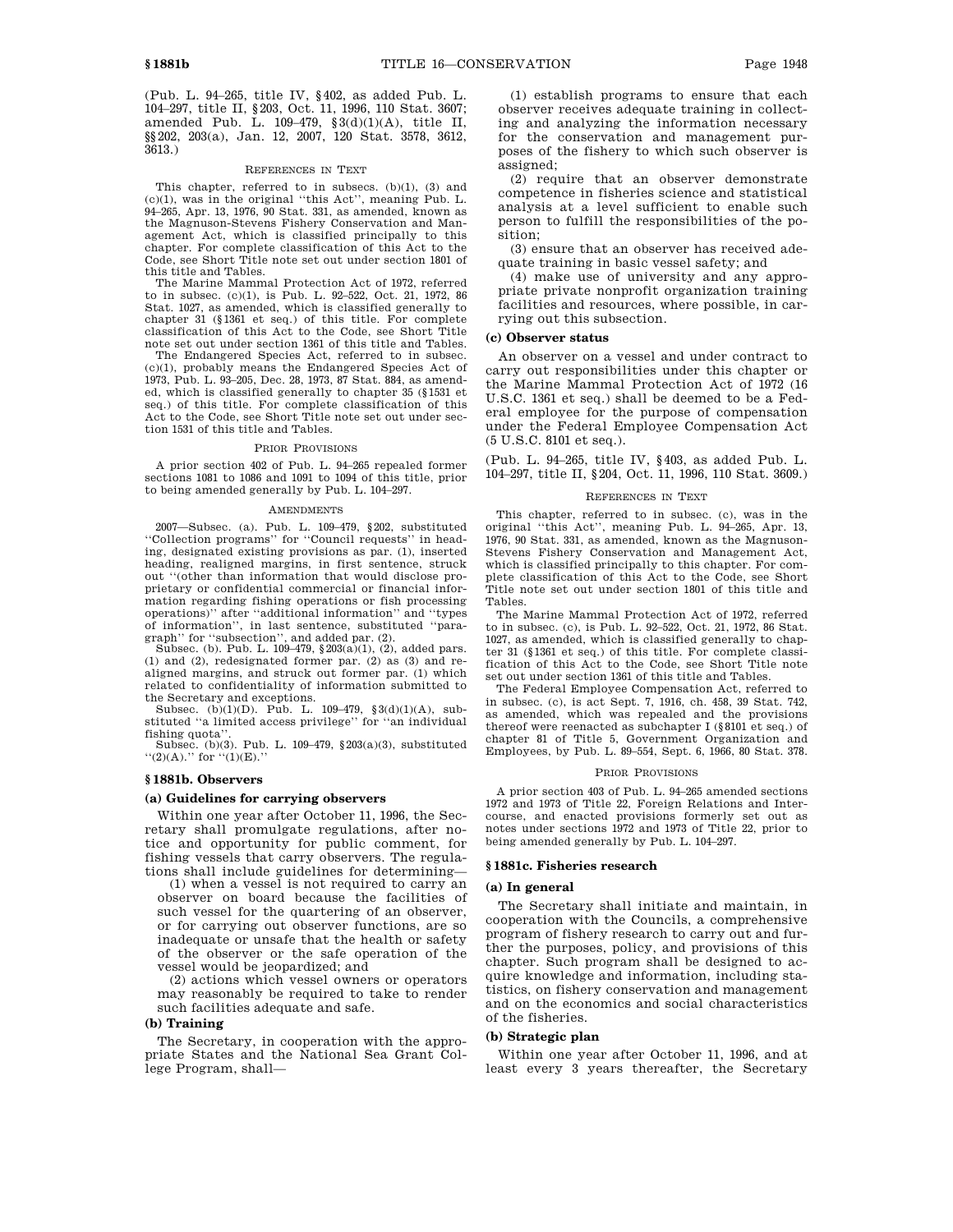(Pub. L. 94–265, title IV, §402, as added Pub. L. 104–297, title II, §203, Oct. 11, 1996, 110 Stat. 3607; amended Pub. L. 109–479, §3(d)(1)(A), title II, §§202, 203(a), Jan. 12, 2007, 120 Stat. 3578, 3612, 3613.)

References in Text

This chapter, referred to in subsecs. (b)(1), (3) and (c)(1), was in the original "this Act", meaning Pub. L. 94–265, Apr. 13, 1976, 90 Stat. 331, as amended, known as the Magnuson-Stevens Fishery Conservation and Management Act, which is classified principally to this chapter. For complete classification of this Act to the Code, see Short Title note set out under section 1801 of this title and Tables.

The Marine Mammal Protection Act of 1972, referred to in subsec. (c)(1), is Pub. L. 92–522, Oct. 21, 1972, 86 Stat. 1027, as amended, which is classified generally to chapter 31 (§1361 et seq.) of this title. For complete classification of this Act to the Code, see Short Title note set out under section 1361 of this title and Tables.

The Endangered Species Act, referred to in subsec. (c)(1), probably means the Endangered Species Act of 1973, Pub. L. 93–205, Dec. 28, 1973, 87 Stat. 884, as amended, which is classified generally to chapter 35 (§1531 et seq.) of this title. For complete classification of this Act to the Code, see Short Title note set out under section 1531 of this title and Tables.

Prior Provisions

A prior section 402 of Pub. L. 94–265 repealed former sections 1081 to 1086 and 1091 to 1094 of this title, prior to being amended generally by Pub. L. 104–297.

Amendments

2007—Subsec. (a). Pub. L. 109–479, §202, substituted "Collection programs" for "Council requests" in heading, designated existing provisions as par. (1), inserted heading, realigned margins, in first sentence, struck out "(other than information that would disclose proprietary or confidential commercial or financial information regarding fishing operations or fish processing operations)" after "additional information" and "types of information", in last sentence, substituted "paragraph" for "subsection", and added par. (2).

Subsec. (b). Pub. L. 109–479, §203(a)(1), (2), added pars. (1) and (2), redesignated former par. (2) as (3) and realigned margins, and struck out former par. (1) which related to confidentiality of information submitted to the Secretary and exceptions.

Subsec. (b)(1)(D). Pub. L. 109–479, §3(d)(1)(A), substituted "a limited access privilege" for "an individual fishing quota".

Subsec. (b)(3). Pub. L. 109–479, §203(a)(3), substituted "(2)(A)." for "(1)(E)."

## §1881b. Observers

### (a) Guidelines for carrying observers

Within one year after October 11, 1996, the Secretary shall promulgate regulations, after notice and opportunity for public comment, for fishing vessels that carry observers. The regulations shall include guidelines for determining—

(1) when a vessel is not required to carry an observer on board because the facilities of such vessel for the quartering of an observer, or for carrying out observer functions, are so inadequate or unsafe that the health or safety of the observer or the safe operation of the vessel would be jeopardized; and

(2) actions which vessel owners or operators may reasonably be required to take to render such facilities adequate and safe.

### (b) Training

The Secretary, in cooperation with the appropriate States and the National Sea Grant College Program, shall—

(1) establish programs to ensure that each observer receives adequate training in collecting and analyzing the information necessary for the conservation and management purposes of the fishery to which such observer is assigned;

(2) require that an observer demonstrate competence in fisheries science and statistical analysis at a level sufficient to enable such person to fulfill the responsibilities of the position;

(3) ensure that an observer has received adequate training in basic vessel safety; and

(4) make use of university and any appropriate private nonprofit organization training facilities and resources, where possible, in carrying out this subsection.

### (c) Observer status

An observer on a vessel and under contract to carry out responsibilities under this chapter or the Marine Mammal Protection Act of 1972 (16 U.S.C. 1361 et seq.) shall be deemed to be a Federal employee for the purpose of compensation under the Federal Employee Compensation Act (5 U.S.C. 8101 et seq.).

(Pub. L. 94–265, title IV, §403, as added Pub. L. 104–297, title II, §204, Oct. 11, 1996, 110 Stat. 3609.)

References in Text

This chapter, referred to in subsec. (c), was in the original "this Act", meaning Pub. L. 94–265, Apr. 13, 1976, 90 Stat. 331, as amended, known as the Magnuson-Stevens Fishery Conservation and Management Act, which is classified principally to this chapter. For complete classification of this Act to the Code, see Short Title note set out under section 1801 of this title and Tables.

The Marine Mammal Protection Act of 1972, referred to in subsec. (c), is Pub. L. 92–522, Oct. 21, 1972, 86 Stat. 1027, as amended, which is classified generally to chapter 31 (§1361 et seq.) of this title. For complete classification of this Act to the Code, see Short Title note set out under section 1361 of this title and Tables.

The Federal Employee Compensation Act, referred to in subsec. (c), is act Sept. 7, 1916, ch. 458, 39 Stat. 742, as amended, which was repealed and the provisions thereof were reenacted as subchapter I (§8101 et seq.) of chapter 81 of Title 5, Government Organization and Employees, by Pub. L. 89–554, Sept. 6, 1966, 80 Stat. 378.

Prior Provisions

A prior section 403 of Pub. L. 94–265 amended sections 1972 and 1973 of Title 22, Foreign Relations and Intercourse, and enacted provisions formerly set out as notes under sections 1972 and 1973 of Title 22, prior to being amended generally by Pub. L. 104–297.

## §1881c. Fisheries research

### (a) In general

The Secretary shall initiate and maintain, in cooperation with the Councils, a comprehensive program of fishery research to carry out and further the purposes, policy, and provisions of this chapter. Such program shall be designed to acquire knowledge and information, including statistics, on fishery conservation and management and on the economics and social characteristics of the fisheries.

### (b) Strategic plan

Within one year after October 11, 1996, and at least every 3 years thereafter, the Secretary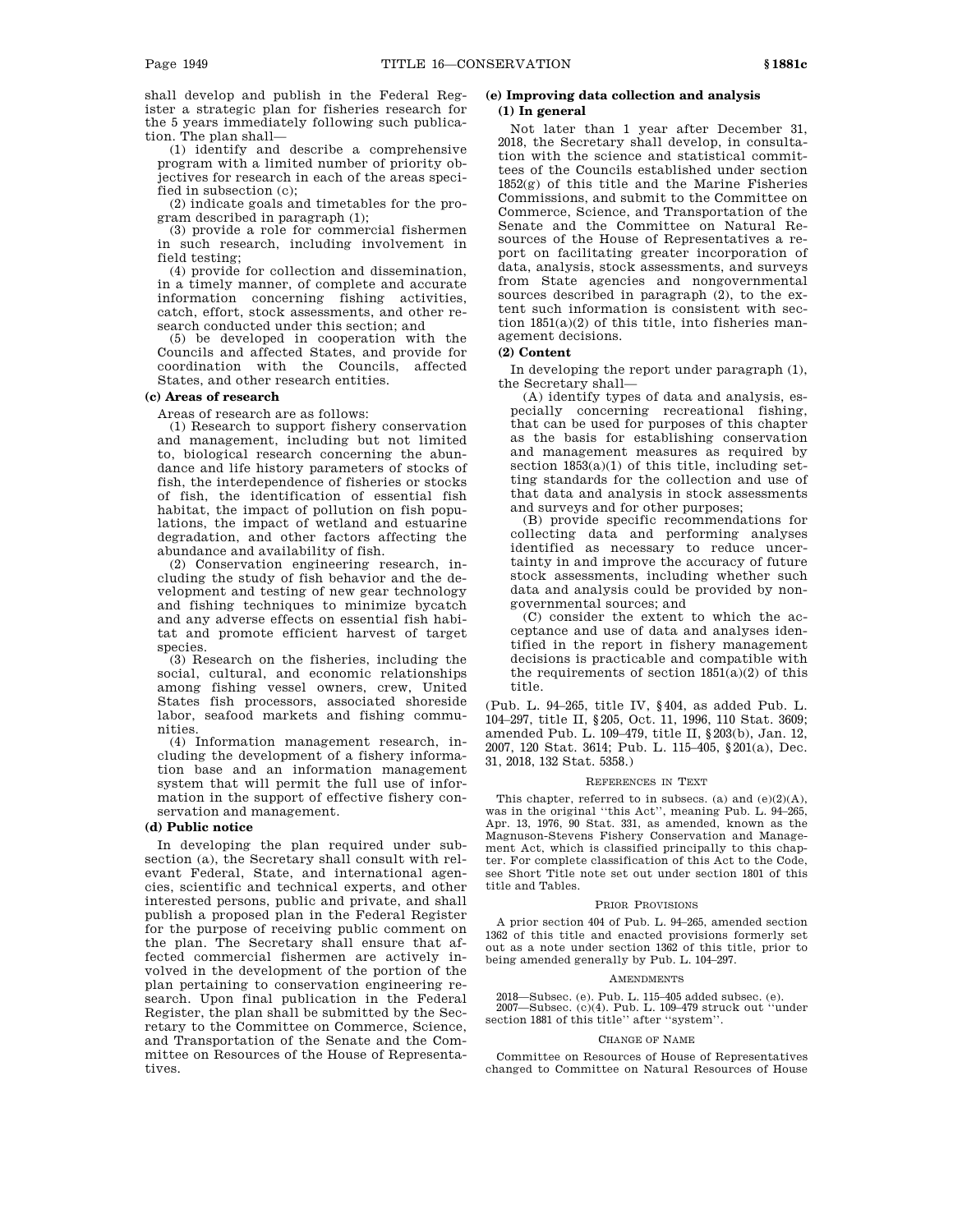shall develop and publish in the Federal Register a strategic plan for fisheries research for the 5 years immediately following such publication. The plan shall—

(1) identify and describe a comprehensive program with a limited number of priority objectives for research in each of the areas specified in subsection (c);

(2) indicate goals and timetables for the program described in paragraph (1);

(3) provide a role for commercial fishermen in such research, including involvement in field testing;

(4) provide for collection and dissemination, in a timely manner, of complete and accurate information concerning fishing activities, catch, effort, stock assessments, and other research conducted under this section; and

(5) be developed in cooperation with the Councils and affected States, and provide for coordination with the Councils, affected States, and other research entities.

**(c) Areas of research**

Areas of research are as follows:

(1) Research to support fishery conservation and management, including but not limited to, biological research concerning the abundance and life history parameters of stocks of fish, the interdependence of fisheries or stocks of fish, the identification of essential fish habitat, the impact of pollution on fish populations, the impact of wetland and estuarine degradation, and other factors affecting the abundance and availability of fish.

(2) Conservation engineering research, including the study of fish behavior and the development and testing of new gear technology and fishing techniques to minimize bycatch and any adverse effects on essential fish habitat and promote efficient harvest of target species.

(3) Research on the fisheries, including the social, cultural, and economic relationships among fishing vessel owners, crew, United States fish processors, associated shoreside labor, seafood markets and fishing communities.

(4) Information management research, including the development of a fishery information base and an information management system that will permit the full use of information in the support of effective fishery conservation and management.

**(d) Public notice**

In developing the plan required under subsection (a), the Secretary shall consult with relevant Federal, State, and international agencies, scientific and technical experts, and other interested persons, public and private, and shall publish a proposed plan in the Federal Register for the purpose of receiving public comment on the plan. The Secretary shall ensure that affected commercial fishermen are actively involved in the development of the portion of the plan pertaining to conservation engineering research. Upon final publication in the Federal Register, the plan shall be submitted by the Secretary to the Committee on Commerce, Science, and Transportation of the Senate and the Committee on Resources of the House of Representatives.

**(e) Improving data collection and analysis**

**(1) In general**

Not later than 1 year after December 31, 2018, the Secretary shall develop, in consultation with the science and statistical committees of the Councils established under section 1852(g) of this title and the Marine Fisheries Commissions, and submit to the Committee on Commerce, Science, and Transportation of the Senate and the Committee on Natural Resources of the House of Representatives a report on facilitating greater incorporation of data, analysis, stock assessments, and surveys from State agencies and nongovernmental sources described in paragraph (2), to the extent such information is consistent with section 1851(a)(2) of this title, into fisheries management decisions.

**(2) Content**

In developing the report under paragraph (1), the Secretary shall—

(A) identify types of data and analysis, especially concerning recreational fishing, that can be used for purposes of this chapter as the basis for establishing conservation and management measures as required by section 1853(a)(1) of this title, including setting standards for the collection and use of that data and analysis in stock assessments and surveys and for other purposes;

(B) provide specific recommendations for collecting data and performing analyses identified as necessary to reduce uncertainty in and improve the accuracy of future stock assessments, including whether such data and analysis could be provided by nongovernmental sources; and

(C) consider the extent to which the acceptance and use of data and analyses identified in the report in fishery management decisions is practicable and compatible with the requirements of section 1851(a)(2) of this title.

(Pub. L. 94–265, title IV, §404, as added Pub. L. 104–297, title II, §205, Oct. 11, 1996, 110 Stat. 3609; amended Pub. L. 109–479, title II, §203(b), Jan. 12, 2007, 120 Stat. 3614; Pub. L. 115–405, §201(a), Dec. 31, 2018, 132 Stat. 5358.)

REFERENCES IN TEXT

This chapter, referred to in subsecs. (a) and (e)(2)(A), was in the original "this Act", meaning Pub. L. 94–265, Apr. 13, 1976, 90 Stat. 331, as amended, known as the Magnuson-Stevens Fishery Conservation and Management Act, which is classified principally to this chapter. For complete classification of this Act to the Code, see Short Title note set out under section 1801 of this title and Tables.

PRIOR PROVISIONS

A prior section 404 of Pub. L. 94–265, amended section 1362 of this title and enacted provisions formerly set out as a note under section 1362 of this title, prior to being amended generally by Pub. L. 104–297.

AMENDMENTS

2018—Subsec. (e). Pub. L. 115–405 added subsec. (e).

2007—Subsec. (c)(4). Pub. L. 109–479 struck out "under section 1881 of this title" after "system".

CHANGE OF NAME

Committee on Resources of House of Representatives changed to Committee on Natural Resources of House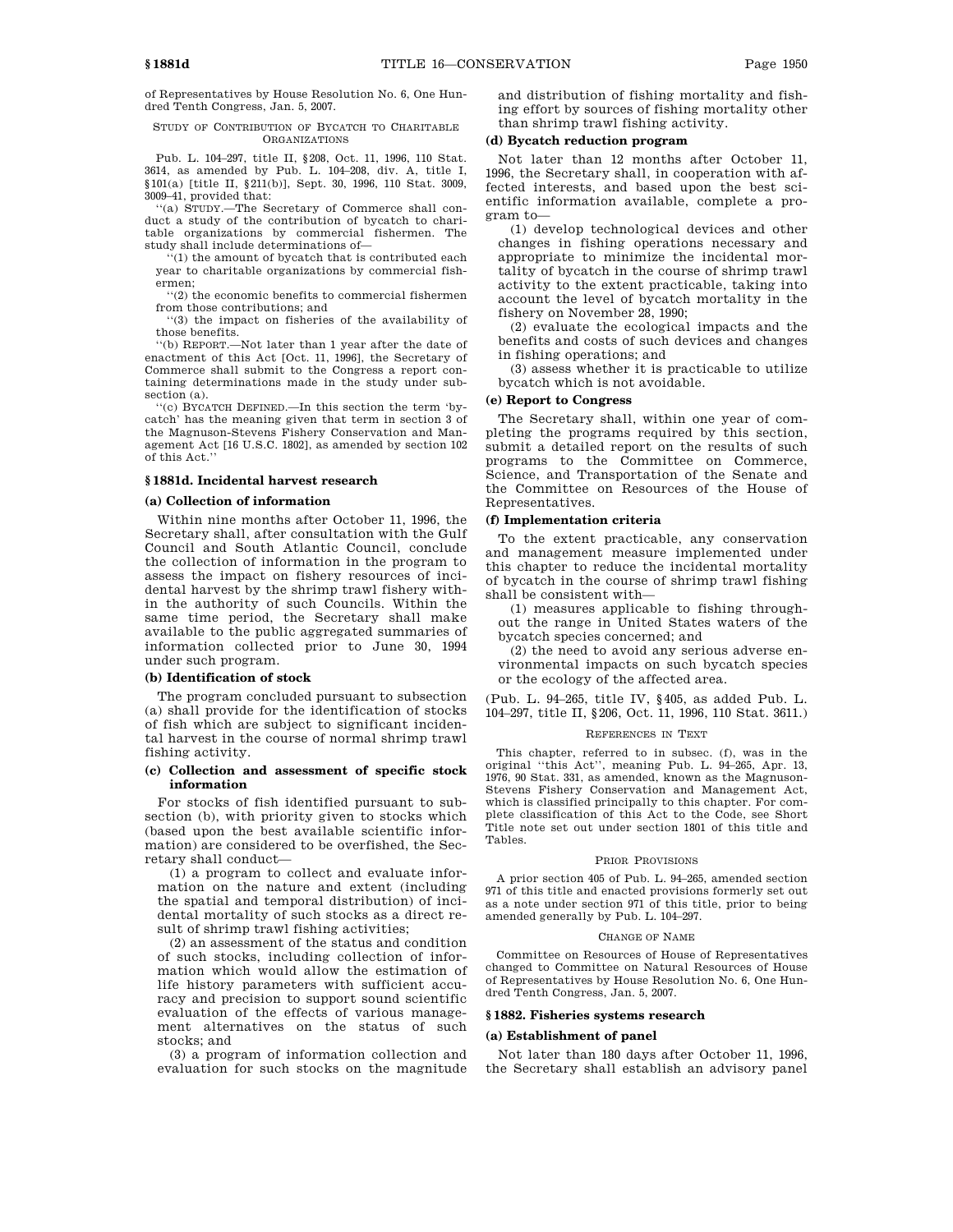of Representatives by House Resolution No. 6, One Hundred Tenth Congress, Jan. 5, 2007.

STUDY OF CONTRIBUTION OF BYCATCH TO CHARITABLE ORGANIZATIONS

Pub. L. 104–297, title II, §208, Oct. 11, 1996, 110 Stat. 3614, as amended by Pub. L. 104–208, div. A, title I, §101(a) [title II, §211(b)], Sept. 30, 1996, 110 Stat. 3009, 3009–41, provided that:

''(a) STUDY.—The Secretary of Commerce shall conduct a study of the contribution of bycatch to charitable organizations by commercial fishermen. The study shall include determinations of—

''(1) the amount of bycatch that is contributed each year to charitable organizations by commercial fishermen;

''(2) the economic benefits to commercial fishermen from those contributions; and

''(3) the impact on fisheries of the availability of those benefits.

''(b) REPORT.—Not later than 1 year after the date of enactment of this Act [Oct. 11, 1996], the Secretary of Commerce shall submit to the Congress a report containing determinations made in the study under subsection (a).

''(c) BYCATCH DEFINED.—In this section the term 'bycatch' has the meaning given that term in section 3 of the Magnuson-Stevens Fishery Conservation and Management Act [16 U.S.C. 1802], as amended by section 102 of this Act.''

## § 1881d. Incidental harvest research

### (a) Collection of information

Within nine months after October 11, 1996, the Secretary shall, after consultation with the Gulf Council and South Atlantic Council, conclude the collection of information in the program to assess the impact on fishery resources of incidental harvest by the shrimp trawl fishery within the authority of such Councils. Within the same time period, the Secretary shall make available to the public aggregated summaries of information collected prior to June 30, 1994 under such program.

### (b) Identification of stock

The program concluded pursuant to subsection (a) shall provide for the identification of stocks of fish which are subject to significant incidental harvest in the course of normal shrimp trawl fishing activity.

### (c) Collection and assessment of specific stock information

For stocks of fish identified pursuant to subsection (b), with priority given to stocks which (based upon the best available scientific information) are considered to be overfished, the Secretary shall conduct—

(1) a program to collect and evaluate information on the nature and extent (including the spatial and temporal distribution) of incidental mortality of such stocks as a direct result of shrimp trawl fishing activities;

(2) an assessment of the status and condition of such stocks, including collection of information which would allow the estimation of life history parameters with sufficient accuracy and precision to support sound scientific evaluation of the effects of various management alternatives on the status of such stocks; and

(3) a program of information collection and evaluation for such stocks on the magnitude and distribution of fishing mortality and fishing effort by sources of fishing mortality other than shrimp trawl fishing activity.

### (d) Bycatch reduction program

Not later than 12 months after October 11, 1996, the Secretary shall, in cooperation with affected interests, and based upon the best scientific information available, complete a program to—

(1) develop technological devices and other changes in fishing operations necessary and appropriate to minimize the incidental mortality of bycatch in the course of shrimp trawl activity to the extent practicable, taking into account the level of bycatch mortality in the fishery on November 28, 1990;

(2) evaluate the ecological impacts and the benefits and costs of such devices and changes in fishing operations; and

(3) assess whether it is practicable to utilize bycatch which is not avoidable.

### (e) Report to Congress

The Secretary shall, within one year of completing the programs required by this section, submit a detailed report on the results of such programs to the Committee on Commerce, Science, and Transportation of the Senate and the Committee on Resources of the House of Representatives.

### (f) Implementation criteria

To the extent practicable, any conservation and management measure implemented under this chapter to reduce the incidental mortality of bycatch in the course of shrimp trawl fishing shall be consistent with—

(1) measures applicable to fishing throughout the range in United States waters of the bycatch species concerned; and

(2) the need to avoid any serious adverse environmental impacts on such bycatch species or the ecology of the affected area.

(Pub. L. 94–265, title IV, §405, as added Pub. L. 104–297, title II, §206, Oct. 11, 1996, 110 Stat. 3611.)

REFERENCES IN TEXT

This chapter, referred to in subsec. (f), was in the original ''this Act'', meaning Pub. L. 94–265, Apr. 13, 1976, 90 Stat. 331, as amended, known as the Magnuson-Stevens Fishery Conservation and Management Act, which is classified principally to this chapter. For complete classification of this Act to the Code, see Short Title note set out under section 1801 of this title and Tables.

PRIOR PROVISIONS

A prior section 405 of Pub. L. 94–265, amended section 971 of this title and enacted provisions formerly set out as a note under section 971 of this title, prior to being amended generally by Pub. L. 104–297.

CHANGE OF NAME

Committee on Resources of House of Representatives changed to Committee on Natural Resources of House of Representatives by House Resolution No. 6, One Hundred Tenth Congress, Jan. 5, 2007.

## § 1882. Fisheries systems research

### (a) Establishment of panel

Not later than 180 days after October 11, 1996, the Secretary shall establish an advisory panel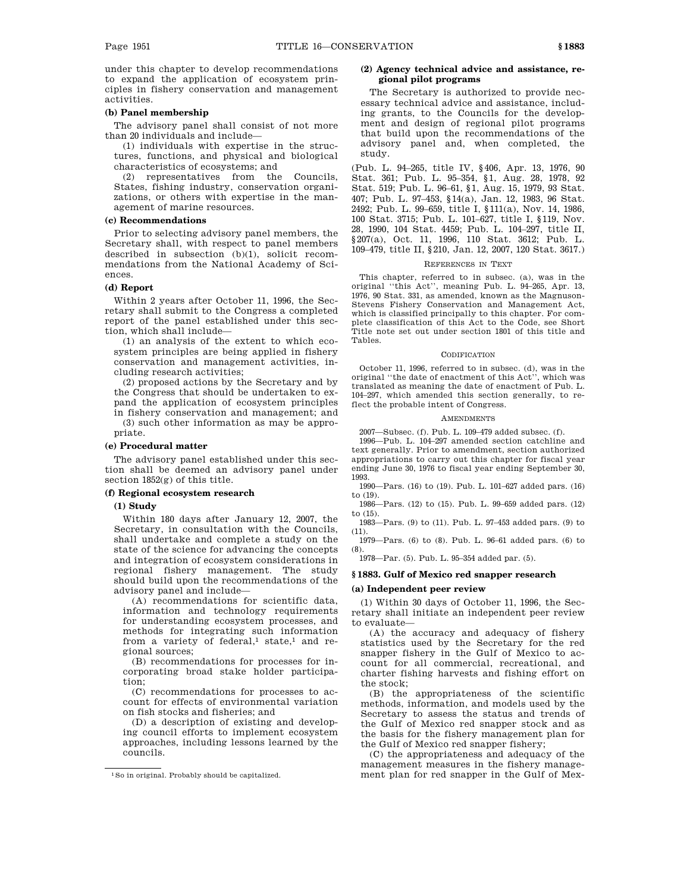under this chapter to develop recommendations to expand the application of ecosystem principles in fishery conservation and management activities.

**(b) Panel membership**

The advisory panel shall consist of not more than 20 individuals and include—

(1) individuals with expertise in the structures, functions, and physical and biological characteristics of ecosystems; and

(2) representatives from the Councils, States, fishing industry, conservation organizations, or others with expertise in the management of marine resources.

**(c) Recommendations**

Prior to selecting advisory panel members, the Secretary shall, with respect to panel members described in subsection (b)(1), solicit recommendations from the National Academy of Sciences.

**(d) Report**

Within 2 years after October 11, 1996, the Secretary shall submit to the Congress a completed report of the panel established under this section, which shall include—

(1) an analysis of the extent to which ecosystem principles are being applied in fishery conservation and management activities, including research activities;

(2) proposed actions by the Secretary and by the Congress that should be undertaken to expand the application of ecosystem principles in fishery conservation and management; and

(3) such other information as may be appropriate.

**(e) Procedural matter**

The advisory panel established under this section shall be deemed an advisory panel under section 1852(g) of this title.

**(f) Regional ecosystem research**

**(1) Study**

Within 180 days after January 12, 2007, the Secretary, in consultation with the Councils, shall undertake and complete a study on the state of the science for advancing the concepts and integration of ecosystem considerations in regional fishery management. The study should build upon the recommendations of the advisory panel and include—

(A) recommendations for scientific data, information and technology requirements for understanding ecosystem processes, and methods for integrating such information from a variety of federal,[1] state,[1] and regional sources;

(B) recommendations for processes for incorporating broad stake holder participation;

(C) recommendations for processes to account for effects of environmental variation on fish stocks and fisheries; and

(D) a description of existing and developing council efforts to implement ecosystem approaches, including lessons learned by the councils.

[1] So in original. Probably should be capitalized.

**(2) Agency technical advice and assistance, regional pilot programs**

The Secretary is authorized to provide necessary technical advice and assistance, including grants, to the Councils for the development and design of regional pilot programs that build upon the recommendations of the advisory panel and, when completed, the study.

(Pub. L. 94–265, title IV, §406, Apr. 13, 1976, 90 Stat. 361; Pub. L. 95–354, §1, Aug. 28, 1978, 92 Stat. 519; Pub. L. 96–61, §1, Aug. 15, 1979, 93 Stat. 407; Pub. L. 97–453, §14(a), Jan. 12, 1983, 96 Stat. 2492; Pub. L. 99–659, title I, §111(a), Nov. 14, 1986, 100 Stat. 3715; Pub. L. 101–627, title I, §119, Nov. 28, 1990, 104 Stat. 4459; Pub. L. 104–297, title II, §207(a), Oct. 11, 1996, 110 Stat. 3612; Pub. L. 109–479, title II, §210, Jan. 12, 2007, 120 Stat. 3617.)

REFERENCES IN TEXT

This chapter, referred to in subsec. (a), was in the original "this Act", meaning Pub. L. 94–265, Apr. 13, 1976, 90 Stat. 331, as amended, known as the Magnuson-Stevens Fishery Conservation and Management Act, which is classified principally to this chapter. For complete classification of this Act to the Code, see Short Title note set out under section 1801 of this title and Tables.

CODIFICATION

October 11, 1996, referred to in subsec. (d), was in the original "the date of enactment of this Act", which was translated as meaning the date of enactment of Pub. L. 104–297, which amended this section generally, to reflect the probable intent of Congress.

AMENDMENTS

2007—Subsec. (f). Pub. L. 109–479 added subsec. (f).

1996—Pub. L. 104–297 amended section catchline and text generally. Prior to amendment, section authorized appropriations to carry out this chapter for fiscal year ending June 30, 1976 to fiscal year ending September 30, 1993.

1990—Pars. (16) to (19). Pub. L. 101–627 added pars. (16) to (19).

1986—Pars. (12) to (15). Pub. L. 99–659 added pars. (12) to (15).

1983—Pars. (9) to (11). Pub. L. 97–453 added pars. (9) to (11).

1979—Pars. (6) to (8). Pub. L. 96–61 added pars. (6) to (8).

1978—Par. (5). Pub. L. 95–354 added par. (5).

## § 1883. Gulf of Mexico red snapper research

**(a) Independent peer review**

(1) Within 30 days of October 11, 1996, the Secretary shall initiate an independent peer review to evaluate—

(A) the accuracy and adequacy of fishery statistics used by the Secretary for the red snapper fishery in the Gulf of Mexico to account for all commercial, recreational, and charter fishing harvests and fishing effort on the stock;

(B) the appropriateness of the scientific methods, information, and models used by the Secretary to assess the status and trends of the Gulf of Mexico red snapper stock and as the basis for the fishery management plan for the Gulf of Mexico red snapper fishery;

(C) the appropriateness and adequacy of the management measures in the fishery management plan for red snapper in the Gulf of Mex-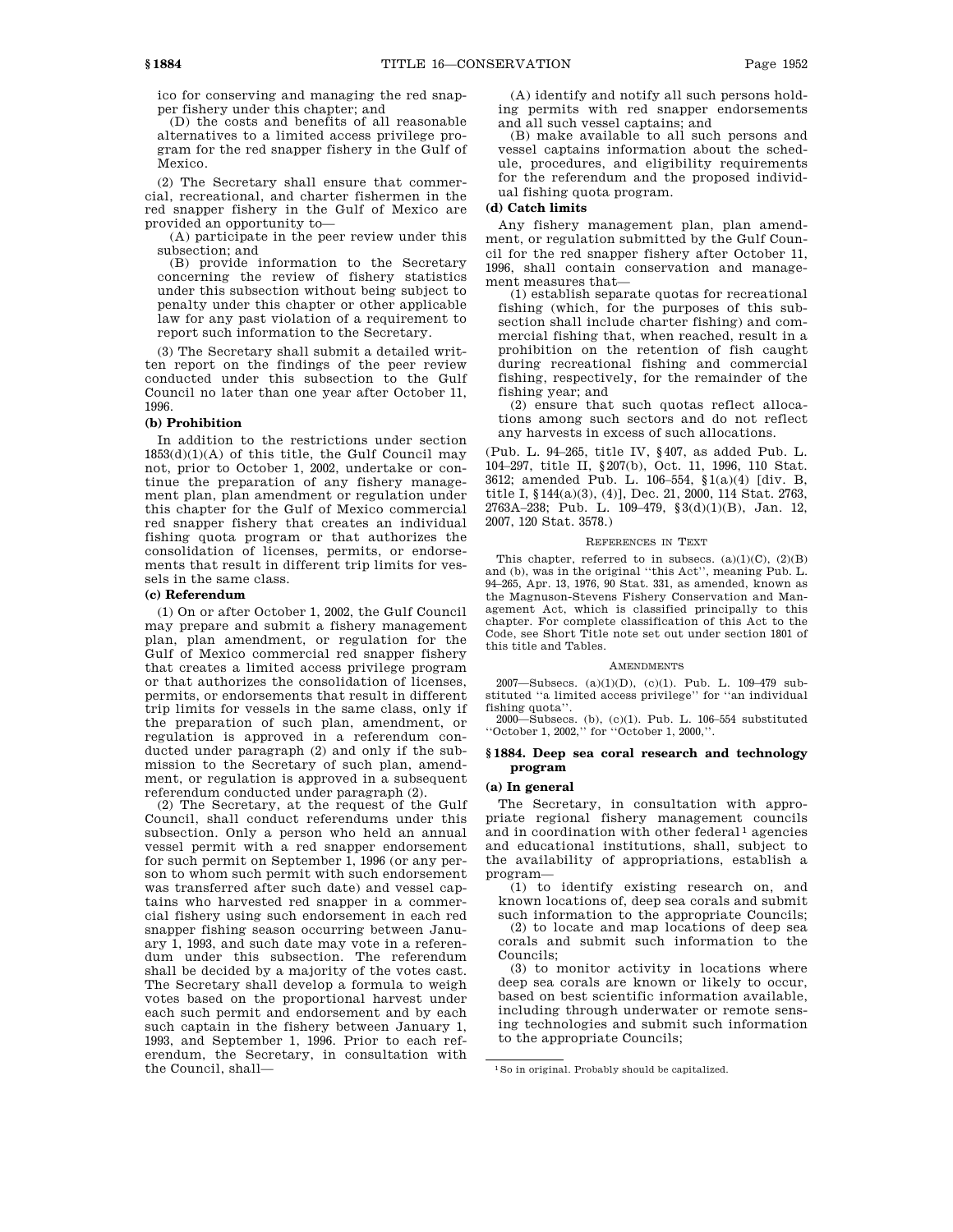ico for conserving and managing the red snapper fishery under this chapter; and

(D) the costs and benefits of all reasonable alternatives to a limited access privilege program for the red snapper fishery in the Gulf of Mexico.

(2) The Secretary shall ensure that commercial, recreational, and charter fishermen in the red snapper fishery in the Gulf of Mexico are provided an opportunity to—

(A) participate in the peer review under this subsection; and

(B) provide information to the Secretary concerning the review of fishery statistics under this subsection without being subject to penalty under this chapter or other applicable law for any past violation of a requirement to report such information to the Secretary.

(3) The Secretary shall submit a detailed written report on the findings of the peer review conducted under this subsection to the Gulf Council no later than one year after October 11, 1996.

### (b) Prohibition

In addition to the restrictions under section 1853(d)(1)(A) of this title, the Gulf Council may not, prior to October 1, 2002, undertake or continue the preparation of any fishery management plan, plan amendment or regulation under this chapter for the Gulf of Mexico commercial red snapper fishery that creates an individual fishing quota program or that authorizes the consolidation of licenses, permits, or endorsements that result in different trip limits for vessels in the same class.

### (c) Referendum

(1) On or after October 1, 2002, the Gulf Council may prepare and submit a fishery management plan, plan amendment, or regulation for the Gulf of Mexico commercial red snapper fishery that creates a limited access privilege program or that authorizes the consolidation of licenses, permits, or endorsements that result in different trip limits for vessels in the same class, only if the preparation of such plan, amendment, or regulation is approved in a referendum conducted under paragraph (2) and only if the submission to the Secretary of such plan, amendment, or regulation is approved in a subsequent referendum conducted under paragraph (2).

(2) The Secretary, at the request of the Gulf Council, shall conduct referendums under this subsection. Only a person who held an annual vessel permit with a red snapper endorsement for such permit on September 1, 1996 (or any person to whom such permit with such endorsement was transferred after such date) and vessel captains who harvested red snapper in a commercial fishery using such endorsement in each red snapper fishing season occurring between January 1, 1993, and such date may vote in a referendum under this subsection. The referendum shall be decided by a majority of the votes cast. The Secretary shall develop a formula to weigh votes based on the proportional harvest under each such permit and endorsement and by each such captain in the fishery between January 1, 1993, and September 1, 1996. Prior to each referendum, the Secretary, in consultation with the Council, shall—

(A) identify and notify all such persons holding permits with red snapper endorsements and all such vessel captains; and

(B) make available to all such persons and vessel captains information about the schedule, procedures, and eligibility requirements for the referendum and the proposed individual fishing quota program.

### (d) Catch limits

Any fishery management plan, plan amendment, or regulation submitted by the Gulf Council for the red snapper fishery after October 11, 1996, shall contain conservation and management measures that—

(1) establish separate quotas for recreational fishing (which, for the purposes of this subsection shall include charter fishing) and commercial fishing that, when reached, result in a prohibition on the retention of fish caught during recreational fishing and commercial fishing, respectively, for the remainder of the fishing year; and

(2) ensure that such quotas reflect allocations among such sectors and do not reflect any harvests in excess of such allocations.

(Pub. L. 94–265, title IV, §407, as added Pub. L. 104–297, title II, §207(b), Oct. 11, 1996, 110 Stat. 3612; amended Pub. L. 106–554, §1(a)(4) [div. B, title I, §144(a)(3), (4)], Dec. 21, 2000, 114 Stat. 2763, 2763A–238; Pub. L. 109–479, §3(d)(1)(B), Jan. 12, 2007, 120 Stat. 3578.)

REFERENCES IN TEXT

This chapter, referred to in subsecs. (a)(1)(C), (2)(B) and (b), was in the original ''this Act'', meaning Pub. L. 94–265, Apr. 13, 1976, 90 Stat. 331, as amended, known as the Magnuson-Stevens Fishery Conservation and Management Act, which is classified principally to this chapter. For complete classification of this Act to the Code, see Short Title note set out under section 1801 of this title and Tables.

AMENDMENTS

2007—Subsecs. (a)(1)(D), (c)(1). Pub. L. 109–479 substituted ''a limited access privilege'' for ''an individual fishing quota''.

2000—Subsecs. (b), (c)(1). Pub. L. 106–554 substituted ''October 1, 2002,'' for ''October 1, 2000,''.

## §1884. Deep sea coral research and technology program

### (a) In general

The Secretary, in consultation with appropriate regional fishery management councils and in coordination with other federal[1] agencies and educational institutions, shall, subject to the availability of appropriations, establish a program—

(1) to identify existing research on, and known locations of, deep sea corals and submit such information to the appropriate Councils;

(2) to locate and map locations of deep sea corals and submit such information to the Councils;

(3) to monitor activity in locations where deep sea corals are known or likely to occur, based on best scientific information available, including through underwater or remote sensing technologies and submit such information to the appropriate Councils;

[1] So in original. Probably should be capitalized.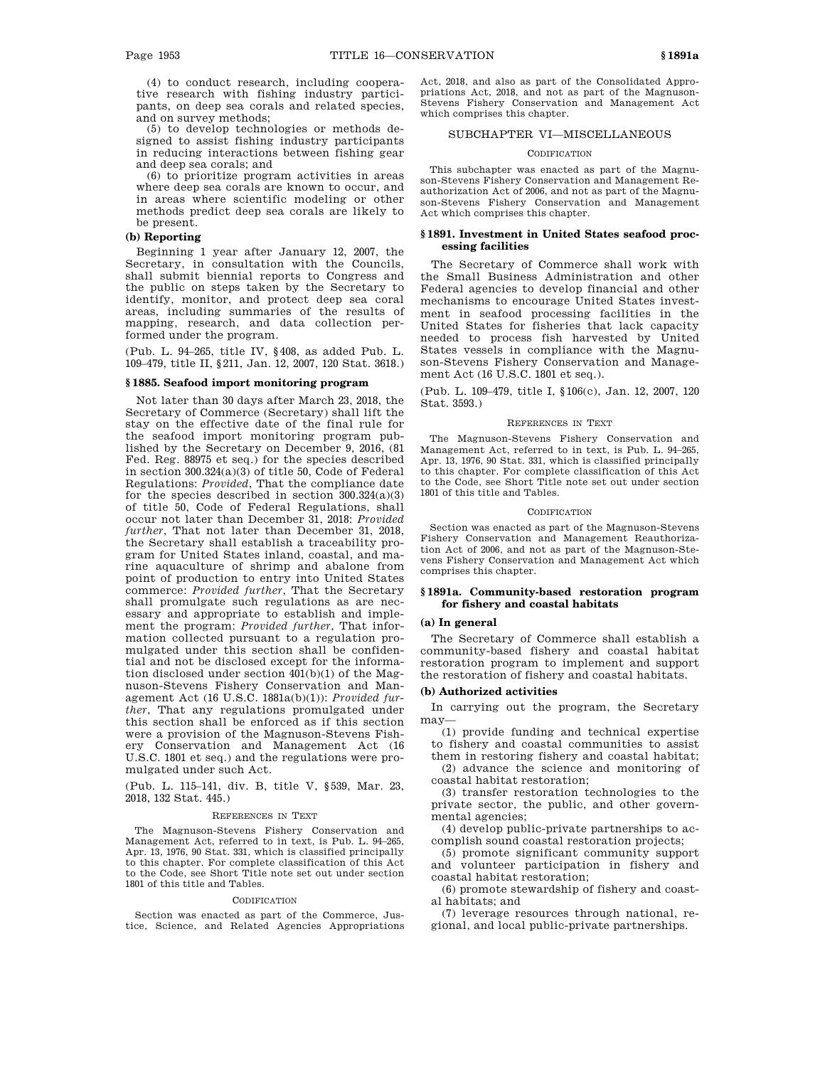(4) to conduct research, including cooperative research with fishing industry participants, on deep sea corals and related species, and on survey methods;

(5) to develop technologies or methods designed to assist fishing industry participants in reducing interactions between fishing gear and deep sea corals; and

(6) to prioritize program activities in areas where deep sea corals are known to occur, and in areas where scientific modeling or other methods predict deep sea corals are likely to be present.

**(b) Reporting**

Beginning 1 year after January 12, 2007, the Secretary, in consultation with the Councils, shall submit biennial reports to Congress and the public on steps taken by the Secretary to identify, monitor, and protect deep sea coral areas, including summaries of the results of mapping, research, and data collection performed under the program.

(Pub. L. 94–265, title IV, §408, as added Pub. L. 109–479, title II, §211, Jan. 12, 2007, 120 Stat. 3618.)

### § 1885. Seafood import monitoring program

Not later than 30 days after March 23, 2018, the Secretary of Commerce (Secretary) shall lift the stay on the effective date of the final rule for the seafood import monitoring program published by the Secretary on December 9, 2016, (81 Fed. Reg. 88975 et seq.) for the species described in section 300.324(a)(3) of title 50, Code of Federal Regulations: *Provided*, That the compliance date for the species described in section 300.324(a)(3) of title 50, Code of Federal Regulations, shall occur not later than December 31, 2018: *Provided further*, That not later than December 31, 2018, the Secretary shall establish a traceability program for United States inland, coastal, and marine aquaculture of shrimp and abalone from point of production to entry into United States commerce: *Provided further*, That the Secretary shall promulgate such regulations as are necessary and appropriate to establish and implement the program: *Provided further*, That information collected pursuant to a regulation promulgated under this section shall be confidential and not be disclosed except for the information disclosed under section 401(b)(1) of the Magnuson-Stevens Fishery Conservation and Management Act (16 U.S.C. 1881a(b)(1)): *Provided further*, That any regulations promulgated under this section shall be enforced as if this section were a provision of the Magnuson-Stevens Fishery Conservation and Management Act (16 U.S.C. 1801 et seq.) and the regulations were promulgated under such Act.

(Pub. L. 115–141, div. B, title V, §539, Mar. 23, 2018, 132 Stat. 445.)

REFERENCES IN TEXT

The Magnuson-Stevens Fishery Conservation and Management Act, referred to in text, is Pub. L. 94–265, Apr. 13, 1976, 90 Stat. 331, which is classified principally to this chapter. For complete classification of this Act to the Code, see Short Title note set out under section 1801 of this title and Tables.

CODIFICATION

Section was enacted as part of the Commerce, Justice, Science, and Related Agencies Appropriations Act, 2018, and also as part of the Consolidated Appropriations Act, 2018, and not as part of the Magnuson-Stevens Fishery Conservation and Management Act which comprises this chapter.

## SUBCHAPTER VI—MISCELLANEOUS

CODIFICATION

This subchapter was enacted as part of the Magnuson-Stevens Fishery Conservation and Management Reauthorization Act of 2006, and not as part of the Magnuson-Stevens Fishery Conservation and Management Act which comprises this chapter.

### § 1891. Investment in United States seafood processing facilities

The Secretary of Commerce shall work with the Small Business Administration and other Federal agencies to develop financial and other mechanisms to encourage United States investment in seafood processing facilities in the United States for fisheries that lack capacity needed to process fish harvested by United States vessels in compliance with the Magnuson-Stevens Fishery Conservation and Management Act (16 U.S.C. 1801 et seq.).

(Pub. L. 109–479, title I, §106(c), Jan. 12, 2007, 120 Stat. 3593.)

REFERENCES IN TEXT

The Magnuson-Stevens Fishery Conservation and Management Act, referred to in text, is Pub. L. 94–265, Apr. 13, 1976, 90 Stat. 331, which is classified principally to this chapter. For complete classification of this Act to the Code, see Short Title note set out under section 1801 of this title and Tables.

CODIFICATION

Section was enacted as part of the Magnuson-Stevens Fishery Conservation and Management Reauthorization Act of 2006, and not as part of the Magnuson-Stevens Fishery Conservation and Management Act which comprises this chapter.

### § 1891a. Community-based restoration program for fishery and coastal habitats

**(a) In general**

The Secretary of Commerce shall establish a community-based fishery and coastal habitat restoration program to implement and support the restoration of fishery and coastal habitats.

**(b) Authorized activities**

In carrying out the program, the Secretary may—

(1) provide funding and technical expertise to fishery and coastal communities to assist them in restoring fishery and coastal habitat;

(2) advance the science and monitoring of coastal habitat restoration;

(3) transfer restoration technologies to the private sector, the public, and other governmental agencies;

(4) develop public-private partnerships to accomplish sound coastal restoration projects;

(5) promote significant community support and volunteer participation in fishery and coastal habitat restoration;

(6) promote stewardship of fishery and coastal habitats; and

(7) leverage resources through national, regional, and local public-private partnerships.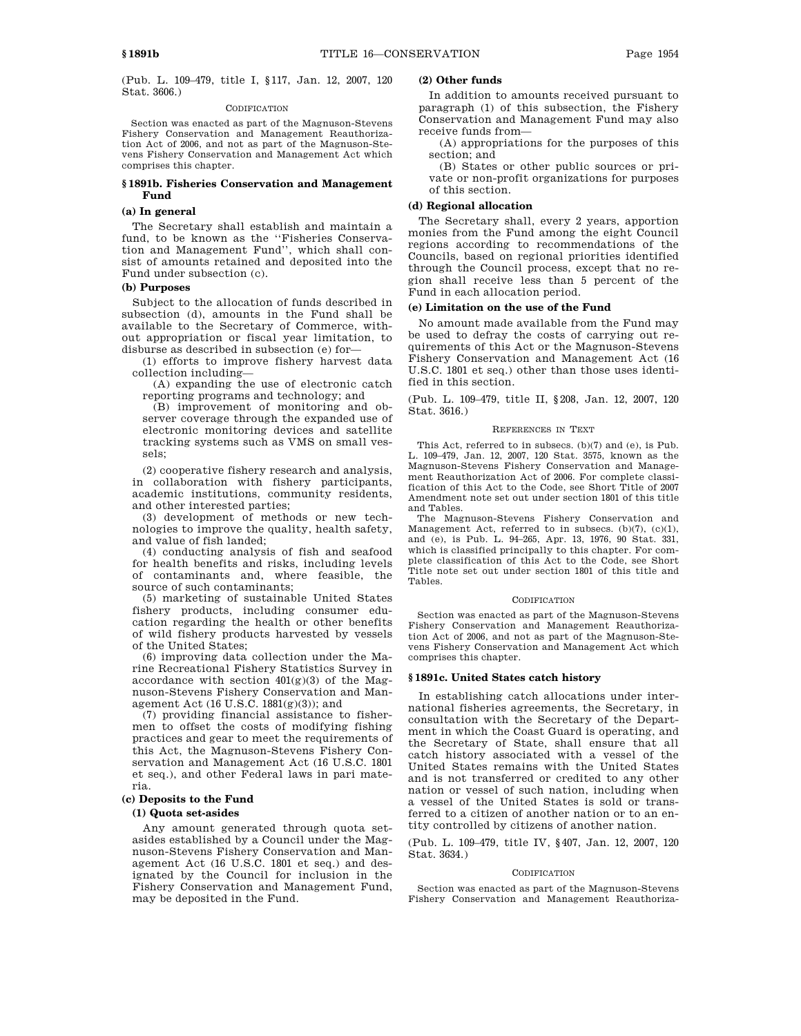(Pub. L. 109–479, title I, §117, Jan. 12, 2007, 120 Stat. 3606.)

CODIFICATION

Section was enacted as part of the Magnuson-Stevens Fishery Conservation and Management Reauthorization Act of 2006, and not as part of the Magnuson-Stevens Fishery Conservation and Management Act which comprises this chapter.

### §1891b. Fisheries Conservation and Management Fund

#### (a) In general

The Secretary shall establish and maintain a fund, to be known as the ''Fisheries Conservation and Management Fund'', which shall consist of amounts retained and deposited into the Fund under subsection (c).

#### (b) Purposes

Subject to the allocation of funds described in subsection (d), amounts in the Fund shall be available to the Secretary of Commerce, without appropriation or fiscal year limitation, to disburse as described in subsection (e) for—

(1) efforts to improve fishery harvest data collection including—

(A) expanding the use of electronic catch reporting programs and technology; and

(B) improvement of monitoring and observer coverage through the expanded use of electronic monitoring devices and satellite tracking systems such as VMS on small vessels;

(2) cooperative fishery research and analysis, in collaboration with fishery participants, academic institutions, community residents, and other interested parties;

(3) development of methods or new technologies to improve the quality, health safety, and value of fish landed;

(4) conducting analysis of fish and seafood for health benefits and risks, including levels of contaminants and, where feasible, the source of such contaminants;

(5) marketing of sustainable United States fishery products, including consumer education regarding the health or other benefits of wild fishery products harvested by vessels of the United States;

(6) improving data collection under the Marine Recreational Fishery Statistics Survey in accordance with section 401(g)(3) of the Magnuson-Stevens Fishery Conservation and Management Act (16 U.S.C. 1881(g)(3)); and

(7) providing financial assistance to fishermen to offset the costs of modifying fishing practices and gear to meet the requirements of this Act, the Magnuson-Stevens Fishery Conservation and Management Act (16 U.S.C. 1801 et seq.), and other Federal laws in pari materia.

#### (c) Deposits to the Fund

##### (1) Quota set-asides

Any amount generated through quota set-asides established by a Council under the Magnuson-Stevens Fishery Conservation and Management Act (16 U.S.C. 1801 et seq.) and designated by the Council for inclusion in the Fishery Conservation and Management Fund, may be deposited in the Fund.

##### (2) Other funds

In addition to amounts received pursuant to paragraph (1) of this subsection, the Fishery Conservation and Management Fund may also receive funds from—

(A) appropriations for the purposes of this section; and

(B) States or other public sources or private or non-profit organizations for purposes of this section.

#### (d) Regional allocation

The Secretary shall, every 2 years, apportion monies from the Fund among the eight Council regions according to recommendations of the Councils, based on regional priorities identified through the Council process, except that no region shall receive less than 5 percent of the Fund in each allocation period.

#### (e) Limitation on the use of the Fund

No amount made available from the Fund may be used to defray the costs of carrying out requirements of this Act or the Magnuson-Stevens Fishery Conservation and Management Act (16 U.S.C. 1801 et seq.) other than those uses identified in this section.

(Pub. L. 109–479, title II, §208, Jan. 12, 2007, 120 Stat. 3616.)

REFERENCES IN TEXT

This Act, referred to in subsecs. (b)(7) and (e), is Pub. L. 109–479, Jan. 12, 2007, 120 Stat. 3575, known as the Magnuson-Stevens Fishery Conservation and Management Reauthorization Act of 2006. For complete classification of this Act to the Code, see Short Title of 2007 Amendment note set out under section 1801 of this title and Tables.

The Magnuson-Stevens Fishery Conservation and Management Act, referred to in subsecs. (b)(7), (c)(1), and (e), is Pub. L. 94–265, Apr. 13, 1976, 90 Stat. 331, which is classified principally to this chapter. For complete classification of this Act to the Code, see Short Title note set out under section 1801 of this title and Tables.

CODIFICATION

Section was enacted as part of the Magnuson-Stevens Fishery Conservation and Management Reauthorization Act of 2006, and not as part of the Magnuson-Stevens Fishery Conservation and Management Act which comprises this chapter.

### §1891c. United States catch history

In establishing catch allocations under international fisheries agreements, the Secretary, in consultation with the Secretary of the Department in which the Coast Guard is operating, and the Secretary of State, shall ensure that all catch history associated with a vessel of the United States remains with the United States and is not transferred or credited to any other nation or vessel of such nation, including when a vessel of the United States is sold or transferred to a citizen of another nation or to an entity controlled by citizens of another nation.

(Pub. L. 109–479, title IV, §407, Jan. 12, 2007, 120 Stat. 3634.)

CODIFICATION

Section was enacted as part of the Magnuson-Stevens Fishery Conservation and Management Reauthoriza-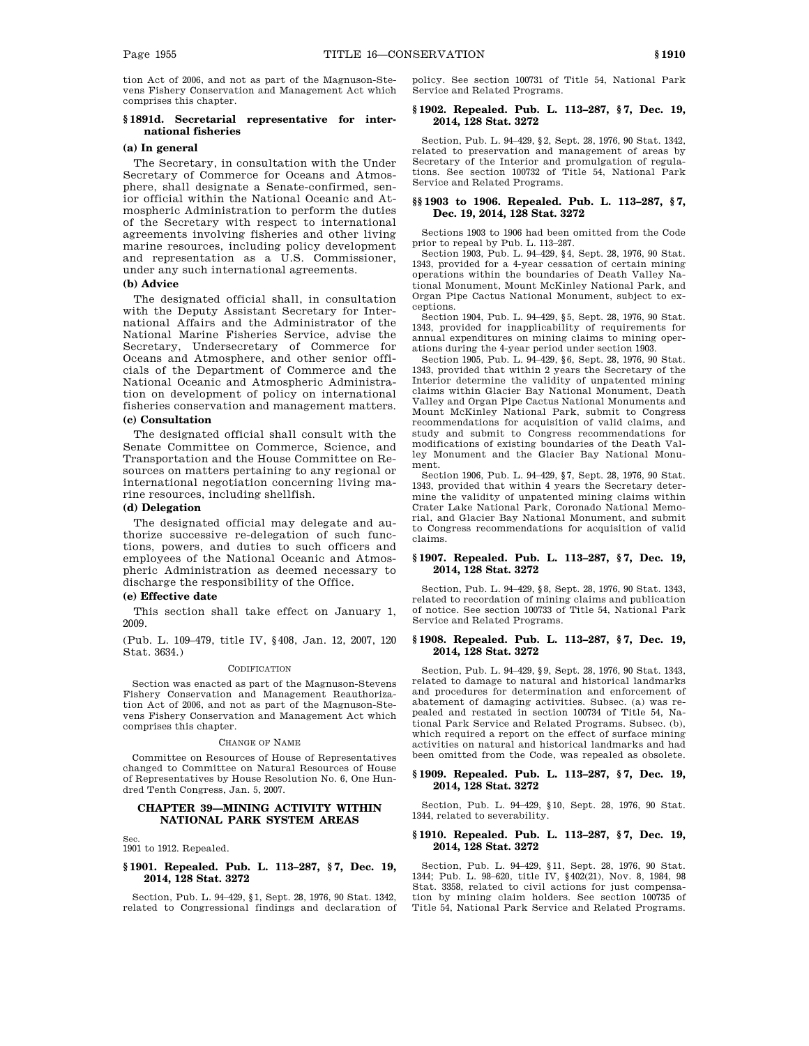tion Act of 2006, and not as part of the Magnuson-Stevens Fishery Conservation and Management Act which comprises this chapter.

### § 1891d. Secretarial representative for international fisheries

**(a) In general**

The Secretary, in consultation with the Under Secretary of Commerce for Oceans and Atmosphere, shall designate a Senate-confirmed, senior official within the National Oceanic and Atmospheric Administration to perform the duties of the Secretary with respect to international agreements involving fisheries and other living marine resources, including policy development and representation as a U.S. Commissioner, under any such international agreements.

**(b) Advice**

The designated official shall, in consultation with the Deputy Assistant Secretary for International Affairs and the Administrator of the National Marine Fisheries Service, advise the Secretary, Undersecretary of Commerce for Oceans and Atmosphere, and other senior officials of the Department of Commerce and the National Oceanic and Atmospheric Administration on development of policy on international fisheries conservation and management matters.

**(c) Consultation**

The designated official shall consult with the Senate Committee on Commerce, Science, and Transportation and the House Committee on Resources on matters pertaining to any regional or international negotiation concerning living marine resources, including shellfish.

**(d) Delegation**

The designated official may delegate and authorize successive re-delegation of such functions, powers, and duties to such officers and employees of the National Oceanic and Atmospheric Administration as deemed necessary to discharge the responsibility of the Office.

**(e) Effective date**

This section shall take effect on January 1, 2009.

(Pub. L. 109–479, title IV, § 408, Jan. 12, 2007, 120 Stat. 3634.)

CODIFICATION

Section was enacted as part of the Magnuson-Stevens Fishery Conservation and Management Reauthorization Act of 2006, and not as part of the Magnuson-Stevens Fishery Conservation and Management Act which comprises this chapter.

CHANGE OF NAME

Committee on Resources of House of Representatives changed to Committee on Natural Resources of House of Representatives by House Resolution No. 6, One Hundred Tenth Congress, Jan. 5, 2007.

## CHAPTER 39—MINING ACTIVITY WITHIN NATIONAL PARK SYSTEM AREAS

Sec.
1901 to 1912. Repealed.

### § 1901. Repealed. Pub. L. 113–287, § 7, Dec. 19, 2014, 128 Stat. 3272

Section, Pub. L. 94–429, § 1, Sept. 28, 1976, 90 Stat. 1342, related to Congressional findings and declaration of policy. See section 100731 of Title 54, National Park Service and Related Programs.

### § 1902. Repealed. Pub. L. 113–287, § 7, Dec. 19, 2014, 128 Stat. 3272

Section, Pub. L. 94–429, § 2, Sept. 28, 1976, 90 Stat. 1342, related to preservation and management of areas by Secretary of the Interior and promulgation of regulations. See section 100732 of Title 54, National Park Service and Related Programs.

### §§ 1903 to 1906. Repealed. Pub. L. 113–287, § 7, Dec. 19, 2014, 128 Stat. 3272

Sections 1903 to 1906 had been omitted from the Code prior to repeal by Pub. L. 113–287.

Section 1903, Pub. L. 94–429, § 4, Sept. 28, 1976, 90 Stat. 1343, provided for a 4-year cessation of certain mining operations within the boundaries of Death Valley National Monument, Mount McKinley National Park, and Organ Pipe Cactus National Monument, subject to exceptions.

Section 1904, Pub. L. 94–429, § 5, Sept. 28, 1976, 90 Stat. 1343, provided for inapplicability of requirements for annual expenditures on mining claims to mining operations during the 4-year period under section 1903.

Section 1905, Pub. L. 94–429, § 6, Sept. 28, 1976, 90 Stat. 1343, provided that within 2 years the Secretary of the Interior determine the validity of unpatented mining claims within Glacier Bay National Monument, Death Valley and Organ Pipe Cactus National Monuments and Mount McKinley National Park, submit to Congress recommendations for acquisition of valid claims, and study and submit to Congress recommendations for modifications of existing boundaries of the Death Valley Monument and the Glacier Bay National Monument.

Section 1906, Pub. L. 94–429, § 7, Sept. 28, 1976, 90 Stat. 1343, provided that within 4 years the Secretary determine the validity of unpatented mining claims within Crater Lake National Park, Coronado National Memorial, and Glacier Bay National Monument, and submit to Congress recommendations for acquisition of valid claims.

### § 1907. Repealed. Pub. L. 113–287, § 7, Dec. 19, 2014, 128 Stat. 3272

Section, Pub. L. 94–429, § 8, Sept. 28, 1976, 90 Stat. 1343, related to recordation of mining claims and publication of notice. See section 100733 of Title 54, National Park Service and Related Programs.

### § 1908. Repealed. Pub. L. 113–287, § 7, Dec. 19, 2014, 128 Stat. 3272

Section, Pub. L. 94–429, § 9, Sept. 28, 1976, 90 Stat. 1343, related to damage to natural and historical landmarks and procedures for determination and enforcement of abatement of damaging activities. Subsec. (a) was repealed and restated in section 100734 of Title 54, National Park Service and Related Programs. Subsec. (b), which required a report on the effect of surface mining activities on natural and historical landmarks and had been omitted from the Code, was repealed as obsolete.

### § 1909. Repealed. Pub. L. 113–287, § 7, Dec. 19, 2014, 128 Stat. 3272

Section, Pub. L. 94–429, § 10, Sept. 28, 1976, 90 Stat. 1344, related to severability.

### § 1910. Repealed. Pub. L. 113–287, § 7, Dec. 19, 2014, 128 Stat. 3272

Section, Pub. L. 94–429, § 11, Sept. 28, 1976, 90 Stat. 1344; Pub. L. 98–620, title IV, § 402(21), Nov. 8, 1984, 98 Stat. 3358, related to civil actions for just compensation by mining claim holders. See section 100735 of Title 54, National Park Service and Related Programs.